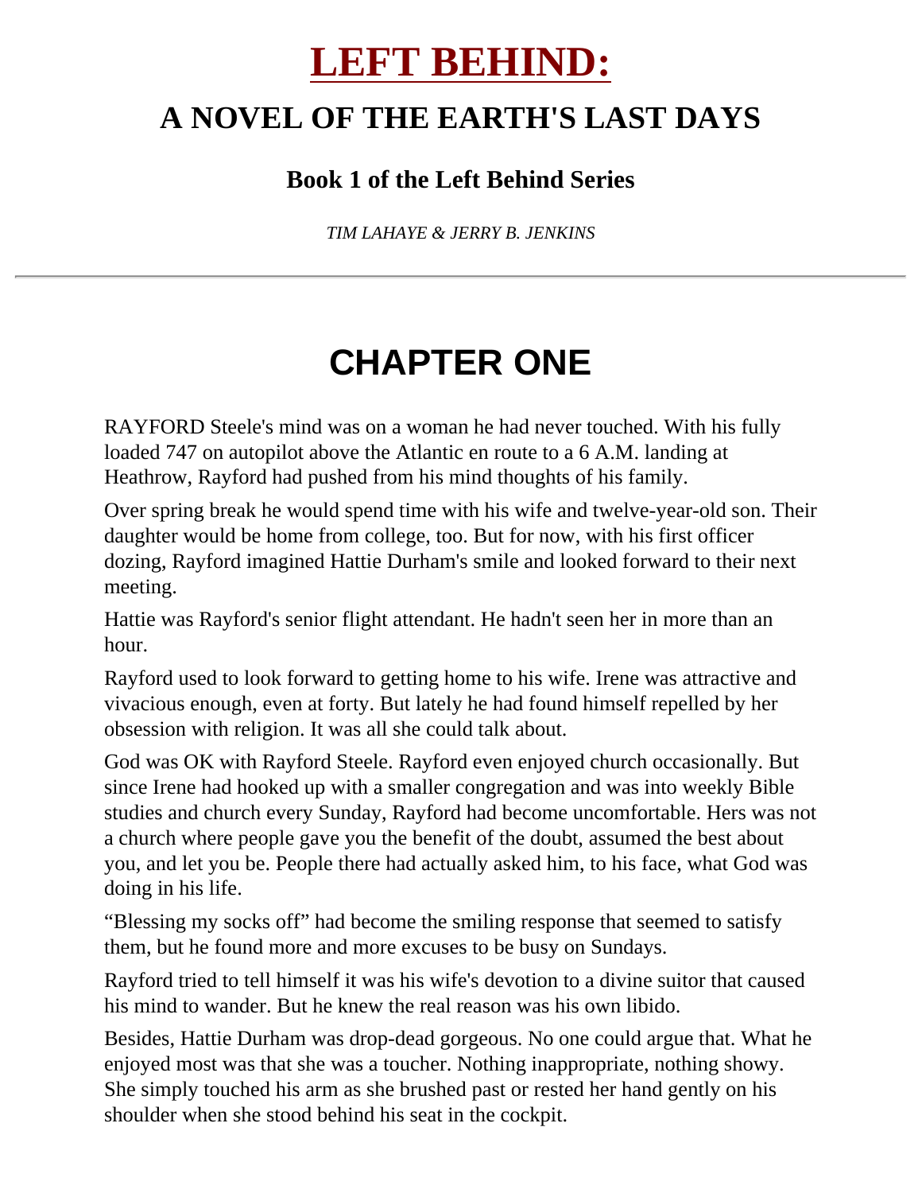# LEFT BEHIND:

## A NOVEL OF THE EARTH'S LAST DAYS

### Book 1 of the Left Behind Series

*TIM LAHAYE & JERRY B. JENKINS*

---

# CHAPTER ONE

RAYFORD Steele's mind was on a woman he had never touched. With his fully loaded 747 on autopilot above the Atlantic en route to a 6 A.M. landing at Heathrow, Rayford had pushed from his mind thoughts of his family.

Over spring break he would spend time with his wife and twelve-year-old son. Their daughter would be home from college, too. But for now, with his first officer dozing, Rayford imagined Hattie Durham's smile and looked forward to their next meeting.

Hattie was Rayford's senior flight attendant. He hadn't seen her in more than an hour.

Rayford used to look forward to getting home to his wife. Irene was attractive and vivacious enough, even at forty. But lately he had found himself repelled by her obsession with religion. It was all she could talk about.

God was OK with Rayford Steele. Rayford even enjoyed church occasionally. But since Irene had hooked up with a smaller congregation and was into weekly Bible studies and church every Sunday, Rayford had become uncomfortable. Hers was not a church where people gave you the benefit of the doubt, assumed the best about you, and let you be. People there had actually asked him, to his face, what God was doing in his life.

“Blessing my socks off” had become the smiling response that seemed to satisfy them, but he found more and more excuses to be busy on Sundays.

Rayford tried to tell himself it was his wife's devotion to a divine suitor that caused his mind to wander. But he knew the real reason was his own libido.

Besides, Hattie Durham was drop-dead gorgeous. No one could argue that. What he enjoyed most was that she was a toucher. Nothing inappropriate, nothing showy. She simply touched his arm as she brushed past or rested her hand gently on his shoulder when she stood behind his seat in the cockpit.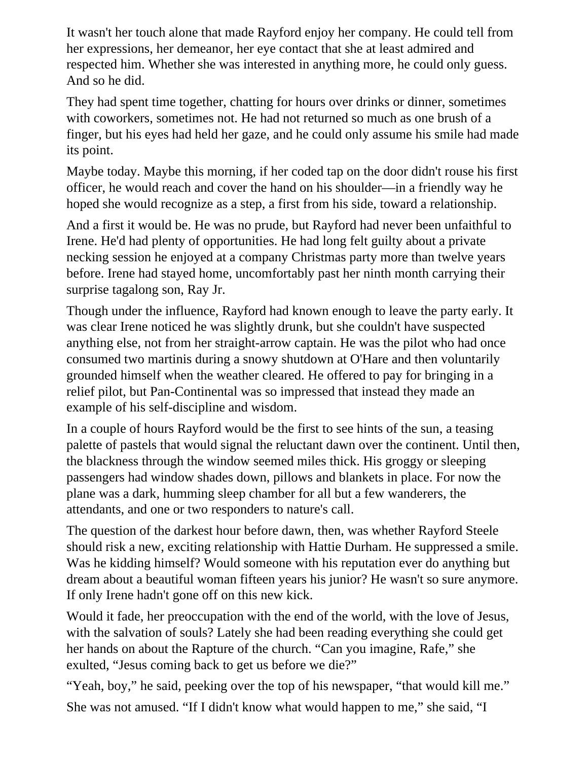It wasn't her touch alone that made Rayford enjoy her company. He could tell from her expressions, her demeanor, her eye contact that she at least admired and respected him. Whether she was interested in anything more, he could only guess. And so he did.

They had spent time together, chatting for hours over drinks or dinner, sometimes with coworkers, sometimes not. He had not returned so much as one brush of a finger, but his eyes had held her gaze, and he could only assume his smile had made its point.

Maybe today. Maybe this morning, if her coded tap on the door didn't rouse his first officer, he would reach and cover the hand on his shoulder—in a friendly way he hoped she would recognize as a step, a first from his side, toward a relationship.

And a first it would be. He was no prude, but Rayford had never been unfaithful to Irene. He'd had plenty of opportunities. He had long felt guilty about a private necking session he enjoyed at a company Christmas party more than twelve years before. Irene had stayed home, uncomfortably past her ninth month carrying their surprise tagalong son, Ray Jr.

Though under the influence, Rayford had known enough to leave the party early. It was clear Irene noticed he was slightly drunk, but she couldn't have suspected anything else, not from her straight-arrow captain. He was the pilot who had once consumed two martinis during a snowy shutdown at O'Hare and then voluntarily grounded himself when the weather cleared. He offered to pay for bringing in a relief pilot, but Pan-Continental was so impressed that instead they made an example of his self-discipline and wisdom.

In a couple of hours Rayford would be the first to see hints of the sun, a teasing palette of pastels that would signal the reluctant dawn over the continent. Until then, the blackness through the window seemed miles thick. His groggy or sleeping passengers had window shades down, pillows and blankets in place. For now the plane was a dark, humming sleep chamber for all but a few wanderers, the attendants, and one or two responders to nature's call.

The question of the darkest hour before dawn, then, was whether Rayford Steele should risk a new, exciting relationship with Hattie Durham. He suppressed a smile. Was he kidding himself? Would someone with his reputation ever do anything but dream about a beautiful woman fifteen years his junior? He wasn't so sure anymore. If only Irene hadn't gone off on this new kick.

Would it fade, her preoccupation with the end of the world, with the love of Jesus, with the salvation of souls? Lately she had been reading everything she could get her hands on about the Rapture of the church. "Can you imagine, Rafe," she exulted, "Jesus coming back to get us before we die?"

"Yeah, boy," he said, peeking over the top of his newspaper, "that would kill me."

She was not amused. "If I didn't know what would happen to me," she said, "I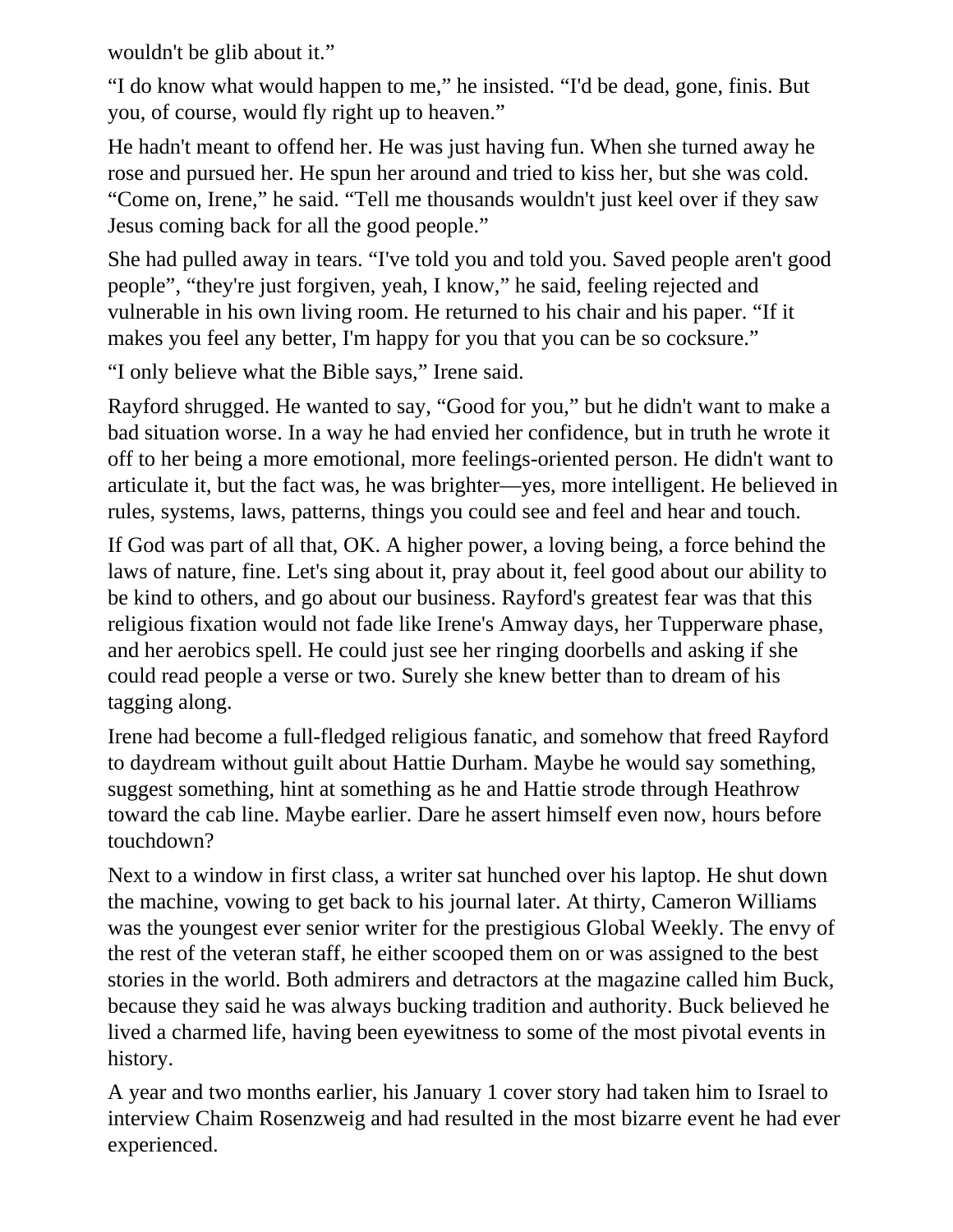wouldn't be glib about it."

"I do know what would happen to me," he insisted. "I'd be dead, gone, finis. But you, of course, would fly right up to heaven."

He hadn't meant to offend her. He was just having fun. When she turned away he rose and pursued her. He spun her around and tried to kiss her, but she was cold. "Come on, Irene," he said. "Tell me thousands wouldn't just keel over if they saw Jesus coming back for all the good people."

She had pulled away in tears. "I've told you and told you. Saved people aren't good people", "they're just forgiven, yeah, I know," he said, feeling rejected and vulnerable in his own living room. He returned to his chair and his paper. "If it makes you feel any better, I'm happy for you that you can be so cocksure."

"I only believe what the Bible says," Irene said.

Rayford shrugged. He wanted to say, "Good for you," but he didn't want to make a bad situation worse. In a way he had envied her confidence, but in truth he wrote it off to her being a more emotional, more feelings-oriented person. He didn't want to articulate it, but the fact was, he was brighter—yes, more intelligent. He believed in rules, systems, laws, patterns, things you could see and feel and hear and touch.

If God was part of all that, OK. A higher power, a loving being, a force behind the laws of nature, fine. Let's sing about it, pray about it, feel good about our ability to be kind to others, and go about our business. Rayford's greatest fear was that this religious fixation would not fade like Irene's Amway days, her Tupperware phase, and her aerobics spell. He could just see her ringing doorbells and asking if she could read people a verse or two. Surely she knew better than to dream of his tagging along.

Irene had become a full-fledged religious fanatic, and somehow that freed Rayford to daydream without guilt about Hattie Durham. Maybe he would say something, suggest something, hint at something as he and Hattie strode through Heathrow toward the cab line. Maybe earlier. Dare he assert himself even now, hours before touchdown?

Next to a window in first class, a writer sat hunched over his laptop. He shut down the machine, vowing to get back to his journal later. At thirty, Cameron Williams was the youngest ever senior writer for the prestigious Global Weekly. The envy of the rest of the veteran staff, he either scooped them on or was assigned to the best stories in the world. Both admirers and detractors at the magazine called him Buck, because they said he was always bucking tradition and authority. Buck believed he lived a charmed life, having been eyewitness to some of the most pivotal events in history.

A year and two months earlier, his January 1 cover story had taken him to Israel to interview Chaim Rosenzweig and had resulted in the most bizarre event he had ever experienced.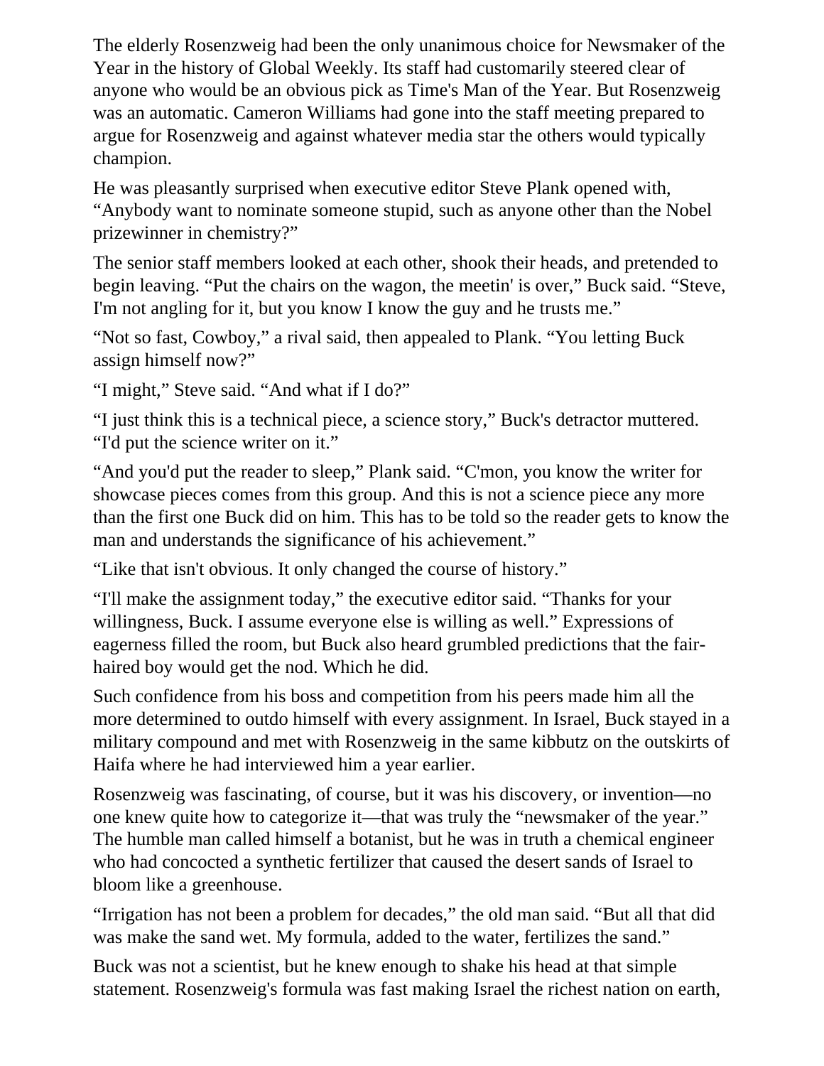The elderly Rosenzweig had been the only unanimous choice for Newsmaker of the Year in the history of Global Weekly. Its staff had customarily steered clear of anyone who would be an obvious pick as Time's Man of the Year. But Rosenzweig was an automatic. Cameron Williams had gone into the staff meeting prepared to argue for Rosenzweig and against whatever media star the others would typically champion.

He was pleasantly surprised when executive editor Steve Plank opened with, “Anybody want to nominate someone stupid, such as anyone other than the Nobel prizewinner in chemistry?”

The senior staff members looked at each other, shook their heads, and pretended to begin leaving. “Put the chairs on the wagon, the meetin' is over,” Buck said. “Steve, I'm not angling for it, but you know I know the guy and he trusts me.”

“Not so fast, Cowboy,” a rival said, then appealed to Plank. “You letting Buck assign himself now?”

“I might,” Steve said. “And what if I do?”

“I just think this is a technical piece, a science story,” Buck's detractor muttered. “I'd put the science writer on it.”

“And you'd put the reader to sleep,” Plank said. “C'mon, you know the writer for showcase pieces comes from this group. And this is not a science piece any more than the first one Buck did on him. This has to be told so the reader gets to know the man and understands the significance of his achievement.”

“Like that isn't obvious. It only changed the course of history.”

“I'll make the assignment today,” the executive editor said. “Thanks for your willingness, Buck. I assume everyone else is willing as well.” Expressions of eagerness filled the room, but Buck also heard grumbled predictions that the fair-haired boy would get the nod. Which he did.

Such confidence from his boss and competition from his peers made him all the more determined to outdo himself with every assignment. In Israel, Buck stayed in a military compound and met with Rosenzweig in the same kibbutz on the outskirts of Haifa where he had interviewed him a year earlier.

Rosenzweig was fascinating, of course, but it was his discovery, or invention—no one knew quite how to categorize it—that was truly the “newsmaker of the year.” The humble man called himself a botanist, but he was in truth a chemical engineer who had concocted a synthetic fertilizer that caused the desert sands of Israel to bloom like a greenhouse.

“Irrigation has not been a problem for decades,” the old man said. “But all that did was make the sand wet. My formula, added to the water, fertilizes the sand.”

Buck was not a scientist, but he knew enough to shake his head at that simple statement. Rosenzweig's formula was fast making Israel the richest nation on earth,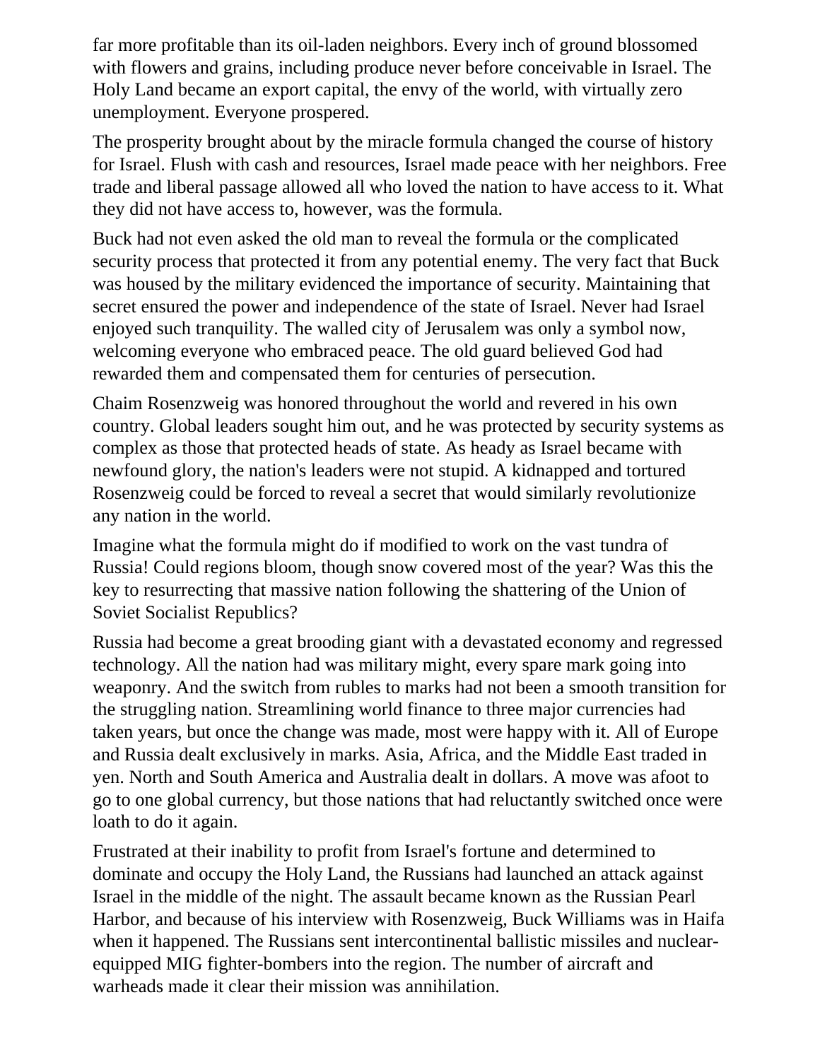far more profitable than its oil-laden neighbors. Every inch of ground blossomed with flowers and grains, including produce never before conceivable in Israel. The Holy Land became an export capital, the envy of the world, with virtually zero unemployment. Everyone prospered.

The prosperity brought about by the miracle formula changed the course of history for Israel. Flush with cash and resources, Israel made peace with her neighbors. Free trade and liberal passage allowed all who loved the nation to have access to it. What they did not have access to, however, was the formula.

Buck had not even asked the old man to reveal the formula or the complicated security process that protected it from any potential enemy. The very fact that Buck was housed by the military evidenced the importance of security. Maintaining that secret ensured the power and independence of the state of Israel. Never had Israel enjoyed such tranquility. The walled city of Jerusalem was only a symbol now, welcoming everyone who embraced peace. The old guard believed God had rewarded them and compensated them for centuries of persecution.

Chaim Rosenzweig was honored throughout the world and revered in his own country. Global leaders sought him out, and he was protected by security systems as complex as those that protected heads of state. As heady as Israel became with newfound glory, the nation's leaders were not stupid. A kidnapped and tortured Rosenzweig could be forced to reveal a secret that would similarly revolutionize any nation in the world.

Imagine what the formula might do if modified to work on the vast tundra of Russia! Could regions bloom, though snow covered most of the year? Was this the key to resurrecting that massive nation following the shattering of the Union of Soviet Socialist Republics?

Russia had become a great brooding giant with a devastated economy and regressed technology. All the nation had was military might, every spare mark going into weaponry. And the switch from rubles to marks had not been a smooth transition for the struggling nation. Streamlining world finance to three major currencies had taken years, but once the change was made, most were happy with it. All of Europe and Russia dealt exclusively in marks. Asia, Africa, and the Middle East traded in yen. North and South America and Australia dealt in dollars. A move was afoot to go to one global currency, but those nations that had reluctantly switched once were loath to do it again.

Frustrated at their inability to profit from Israel's fortune and determined to dominate and occupy the Holy Land, the Russians had launched an attack against Israel in the middle of the night. The assault became known as the Russian Pearl Harbor, and because of his interview with Rosenzweig, Buck Williams was in Haifa when it happened. The Russians sent intercontinental ballistic missiles and nuclear-equipped MIG fighter-bombers into the region. The number of aircraft and warheads made it clear their mission was annihilation.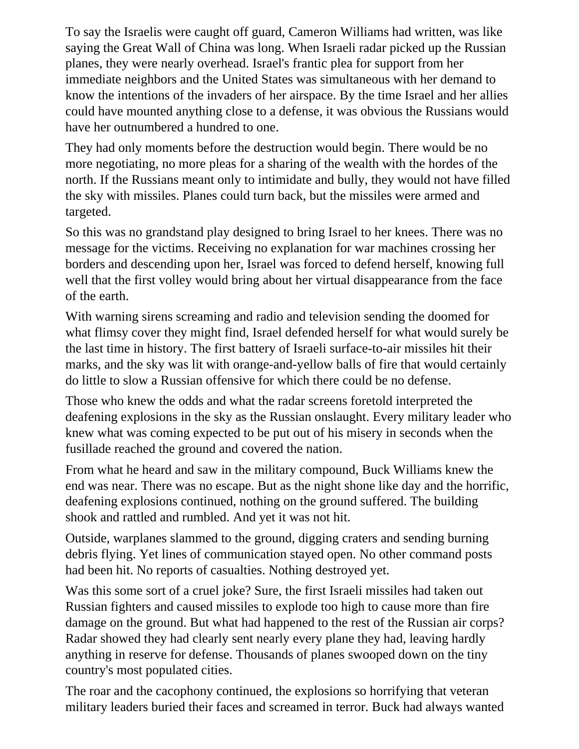To say the Israelis were caught off guard, Cameron Williams had written, was like saying the Great Wall of China was long. When Israeli radar picked up the Russian planes, they were nearly overhead. Israel's frantic plea for support from her immediate neighbors and the United States was simultaneous with her demand to know the intentions of the invaders of her airspace. By the time Israel and her allies could have mounted anything close to a defense, it was obvious the Russians would have her outnumbered a hundred to one.

They had only moments before the destruction would begin. There would be no more negotiating, no more pleas for a sharing of the wealth with the hordes of the north. If the Russians meant only to intimidate and bully, they would not have filled the sky with missiles. Planes could turn back, but the missiles were armed and targeted.

So this was no grandstand play designed to bring Israel to her knees. There was no message for the victims. Receiving no explanation for war machines crossing her borders and descending upon her, Israel was forced to defend herself, knowing full well that the first volley would bring about her virtual disappearance from the face of the earth.

With warning sirens screaming and radio and television sending the doomed for what flimsy cover they might find, Israel defended herself for what would surely be the last time in history. The first battery of Israeli surface-to-air missiles hit their marks, and the sky was lit with orange-and-yellow balls of fire that would certainly do little to slow a Russian offensive for which there could be no defense.

Those who knew the odds and what the radar screens foretold interpreted the deafening explosions in the sky as the Russian onslaught. Every military leader who knew what was coming expected to be put out of his misery in seconds when the fusillade reached the ground and covered the nation.

From what he heard and saw in the military compound, Buck Williams knew the end was near. There was no escape. But as the night shone like day and the horrific, deafening explosions continued, nothing on the ground suffered. The building shook and rattled and rumbled. And yet it was not hit.

Outside, warplanes slammed to the ground, digging craters and sending burning debris flying. Yet lines of communication stayed open. No other command posts had been hit. No reports of casualties. Nothing destroyed yet.

Was this some sort of a cruel joke? Sure, the first Israeli missiles had taken out Russian fighters and caused missiles to explode too high to cause more than fire damage on the ground. But what had happened to the rest of the Russian air corps? Radar showed they had clearly sent nearly every plane they had, leaving hardly anything in reserve for defense. Thousands of planes swooped down on the tiny country's most populated cities.

The roar and the cacophony continued, the explosions so horrifying that veteran military leaders buried their faces and screamed in terror. Buck had always wanted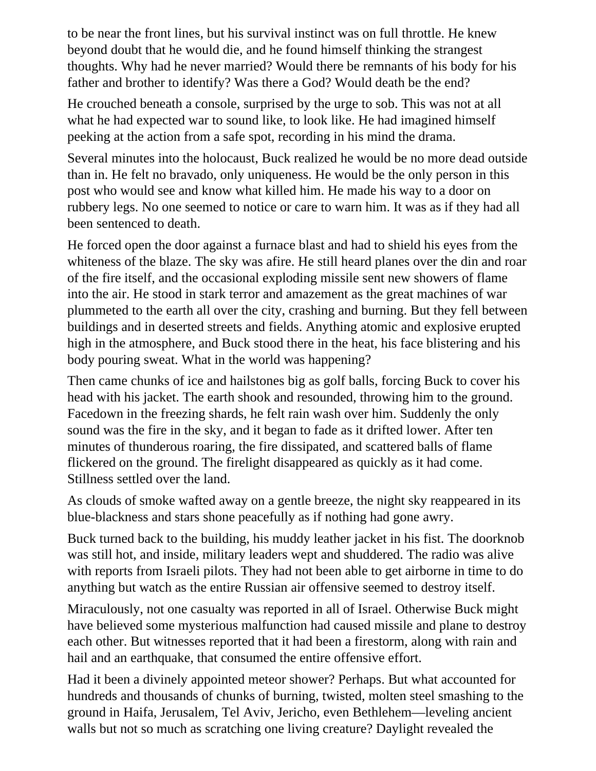to be near the front lines, but his survival instinct was on full throttle. He knew beyond doubt that he would die, and he found himself thinking the strangest thoughts. Why had he never married? Would there be remnants of his body for his father and brother to identify? Was there a God? Would death be the end?

He crouched beneath a console, surprised by the urge to sob. This was not at all what he had expected war to sound like, to look like. He had imagined himself peeking at the action from a safe spot, recording in his mind the drama.

Several minutes into the holocaust, Buck realized he would be no more dead outside than in. He felt no bravado, only uniqueness. He would be the only person in this post who would see and know what killed him. He made his way to a door on rubbery legs. No one seemed to notice or care to warn him. It was as if they had all been sentenced to death.

He forced open the door against a furnace blast and had to shield his eyes from the whiteness of the blaze. The sky was afire. He still heard planes over the din and roar of the fire itself, and the occasional exploding missile sent new showers of flame into the air. He stood in stark terror and amazement as the great machines of war plummeted to the earth all over the city, crashing and burning. But they fell between buildings and in deserted streets and fields. Anything atomic and explosive erupted high in the atmosphere, and Buck stood there in the heat, his face blistering and his body pouring sweat. What in the world was happening?

Then came chunks of ice and hailstones big as golf balls, forcing Buck to cover his head with his jacket. The earth shook and resounded, throwing him to the ground. Facedown in the freezing shards, he felt rain wash over him. Suddenly the only sound was the fire in the sky, and it began to fade as it drifted lower. After ten minutes of thunderous roaring, the fire dissipated, and scattered balls of flame flickered on the ground. The firelight disappeared as quickly as it had come. Stillness settled over the land.

As clouds of smoke wafted away on a gentle breeze, the night sky reappeared in its blue-blackness and stars shone peacefully as if nothing had gone awry.

Buck turned back to the building, his muddy leather jacket in his fist. The doorknob was still hot, and inside, military leaders wept and shuddered. The radio was alive with reports from Israeli pilots. They had not been able to get airborne in time to do anything but watch as the entire Russian air offensive seemed to destroy itself.

Miraculously, not one casualty was reported in all of Israel. Otherwise Buck might have believed some mysterious malfunction had caused missile and plane to destroy each other. But witnesses reported that it had been a firestorm, along with rain and hail and an earthquake, that consumed the entire offensive effort.

Had it been a divinely appointed meteor shower? Perhaps. But what accounted for hundreds and thousands of chunks of burning, twisted, molten steel smashing to the ground in Haifa, Jerusalem, Tel Aviv, Jericho, even Bethlehem—leveling ancient walls but not so much as scratching one living creature? Daylight revealed the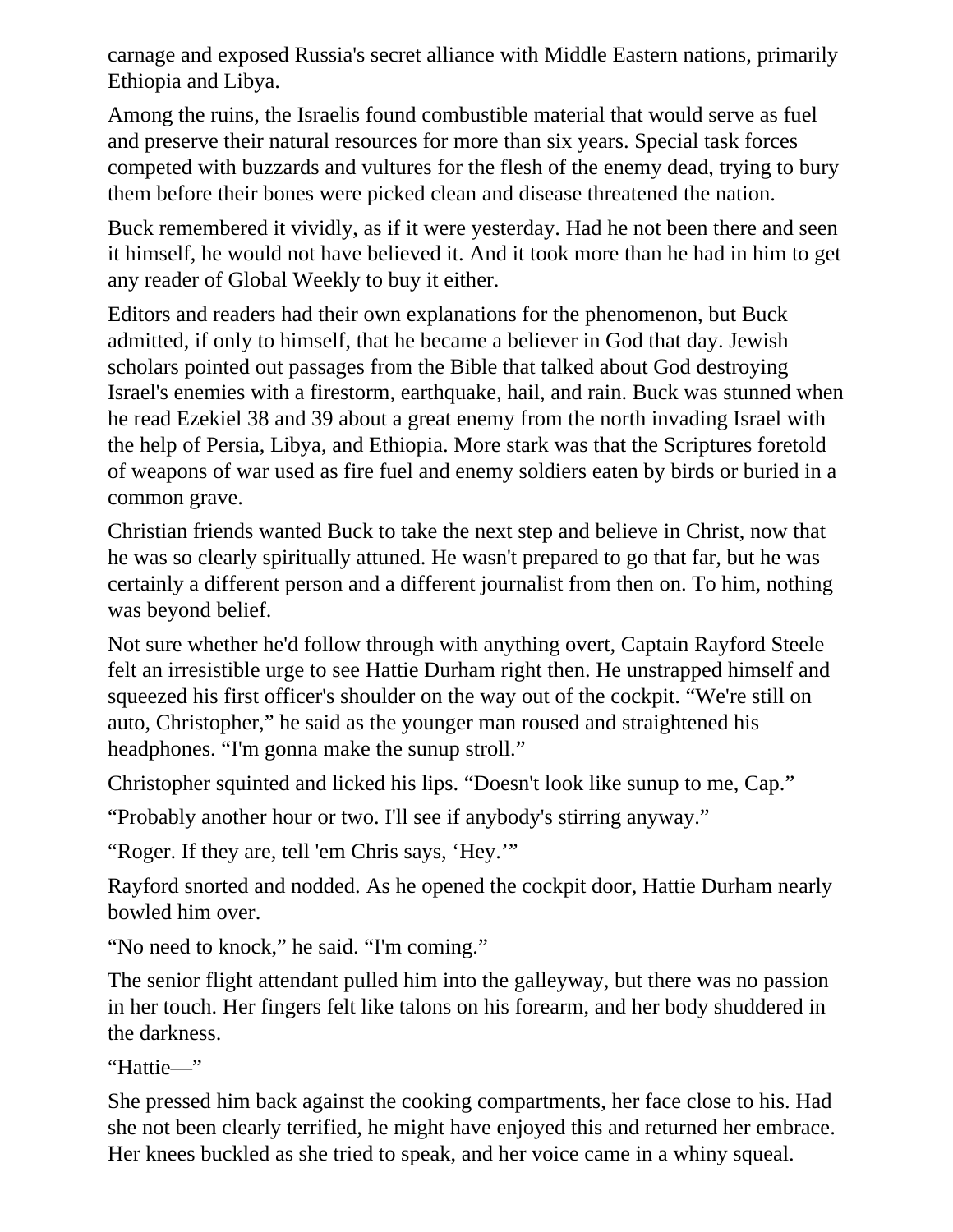carnage and exposed Russia's secret alliance with Middle Eastern nations, primarily Ethiopia and Libya.

Among the ruins, the Israelis found combustible material that would serve as fuel and preserve their natural resources for more than six years. Special task forces competed with buzzards and vultures for the flesh of the enemy dead, trying to bury them before their bones were picked clean and disease threatened the nation.

Buck remembered it vividly, as if it were yesterday. Had he not been there and seen it himself, he would not have believed it. And it took more than he had in him to get any reader of Global Weekly to buy it either.

Editors and readers had their own explanations for the phenomenon, but Buck admitted, if only to himself, that he became a believer in God that day. Jewish scholars pointed out passages from the Bible that talked about God destroying Israel's enemies with a firestorm, earthquake, hail, and rain. Buck was stunned when he read Ezekiel 38 and 39 about a great enemy from the north invading Israel with the help of Persia, Libya, and Ethiopia. More stark was that the Scriptures foretold of weapons of war used as fire fuel and enemy soldiers eaten by birds or buried in a common grave.

Christian friends wanted Buck to take the next step and believe in Christ, now that he was so clearly spiritually attuned. He wasn't prepared to go that far, but he was certainly a different person and a different journalist from then on. To him, nothing was beyond belief.

Not sure whether he'd follow through with anything overt, Captain Rayford Steele felt an irresistible urge to see Hattie Durham right then. He unstrapped himself and squeezed his first officer's shoulder on the way out of the cockpit. “We're still on auto, Christopher,” he said as the younger man roused and straightened his headphones. “I'm gonna make the sunup stroll.”

Christopher squinted and licked his lips. “Doesn't look like sunup to me, Cap.”

“Probably another hour or two. I'll see if anybody's stirring anyway.”

“Roger. If they are, tell 'em Chris says, ‘Hey.’”

Rayford snorted and nodded. As he opened the cockpit door, Hattie Durham nearly bowled him over.

“No need to knock,” he said. “I'm coming.”

The senior flight attendant pulled him into the galleyway, but there was no passion in her touch. Her fingers felt like talons on his forearm, and her body shuddered in the darkness.

“Hattie—”

She pressed him back against the cooking compartments, her face close to his. Had she not been clearly terrified, he might have enjoyed this and returned her embrace. Her knees buckled as she tried to speak, and her voice came in a whiny squeal.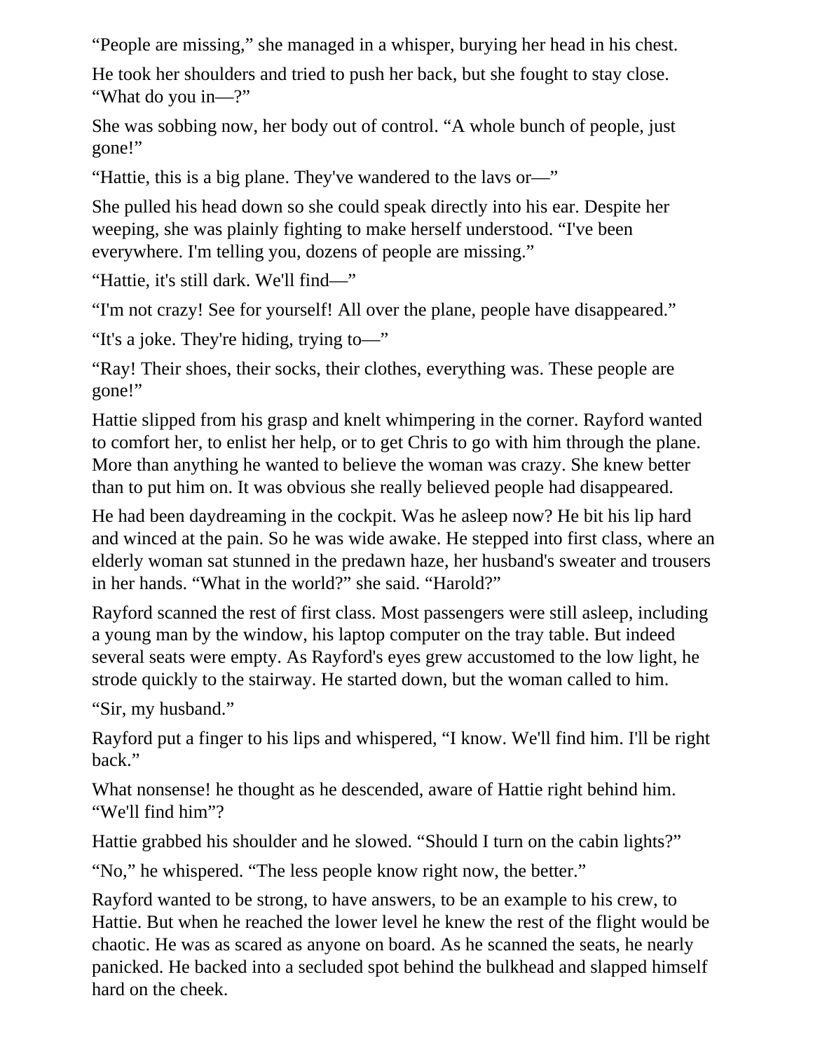“People are missing,” she managed in a whisper, burying her head in his chest.

He took her shoulders and tried to push her back, but she fought to stay close. “What do you in—?”

She was sobbing now, her body out of control. “A whole bunch of people, just gone!”

“Hattie, this is a big plane. They've wandered to the lavs or—”

She pulled his head down so she could speak directly into his ear. Despite her weeping, she was plainly fighting to make herself understood. “I've been everywhere. I'm telling you, dozens of people are missing.”

“Hattie, it's still dark. We'll find—”

“I'm not crazy! See for yourself! All over the plane, people have disappeared.”

“It's a joke. They're hiding, trying to—”

“Ray! Their shoes, their socks, their clothes, everything was. These people are gone!”

Hattie slipped from his grasp and knelt whimpering in the corner. Rayford wanted to comfort her, to enlist her help, or to get Chris to go with him through the plane. More than anything he wanted to believe the woman was crazy. She knew better than to put him on. It was obvious she really believed people had disappeared.

He had been daydreaming in the cockpit. Was he asleep now? He bit his lip hard and winced at the pain. So he was wide awake. He stepped into first class, where an elderly woman sat stunned in the predawn haze, her husband's sweater and trousers in her hands. “What in the world?” she said. “Harold?”

Rayford scanned the rest of first class. Most passengers were still asleep, including a young man by the window, his laptop computer on the tray table. But indeed several seats were empty. As Rayford's eyes grew accustomed to the low light, he strode quickly to the stairway. He started down, but the woman called to him.

“Sir, my husband.”

Rayford put a finger to his lips and whispered, “I know. We'll find him. I'll be right back.”

What nonsense! he thought as he descended, aware of Hattie right behind him. “We'll find him”?

Hattie grabbed his shoulder and he slowed. “Should I turn on the cabin lights?”

“No,” he whispered. “The less people know right now, the better.”

Rayford wanted to be strong, to have answers, to be an example to his crew, to Hattie. But when he reached the lower level he knew the rest of the flight would be chaotic. He was as scared as anyone on board. As he scanned the seats, he nearly panicked. He backed into a secluded spot behind the bulkhead and slapped himself hard on the cheek.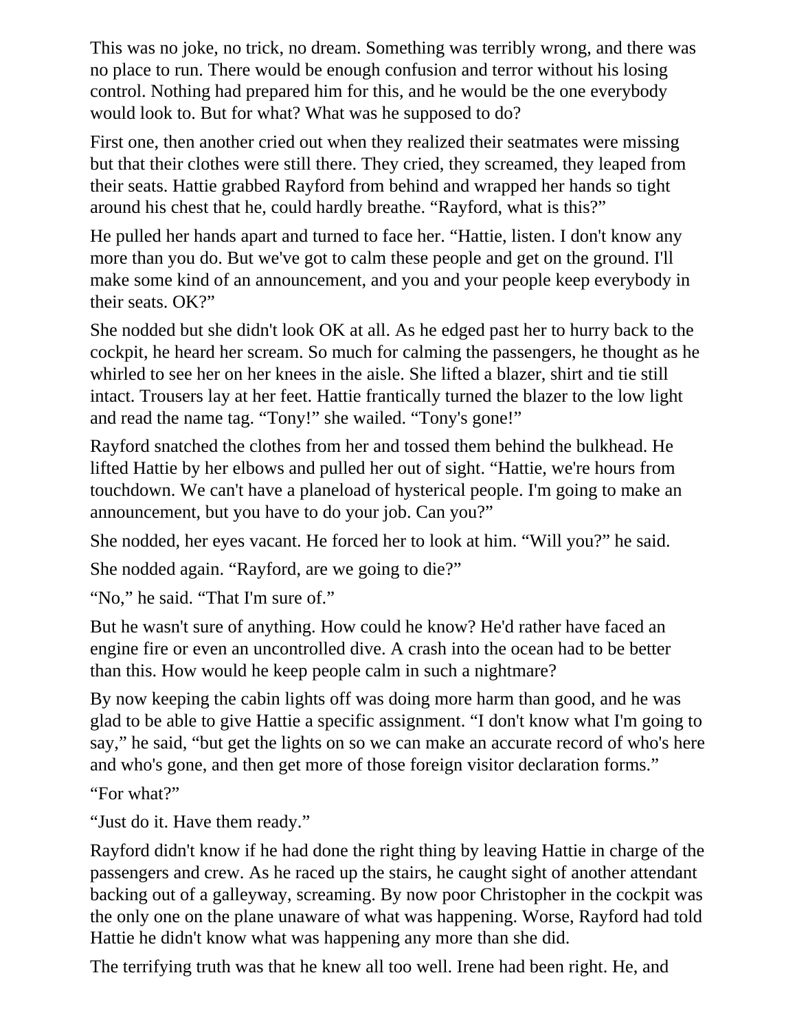This was no joke, no trick, no dream. Something was terribly wrong, and there was no place to run. There would be enough confusion and terror without his losing control. Nothing had prepared him for this, and he would be the one everybody would look to. But for what? What was he supposed to do?

First one, then another cried out when they realized their seatmates were missing but that their clothes were still there. They cried, they screamed, they leaped from their seats. Hattie grabbed Rayford from behind and wrapped her hands so tight around his chest that he, could hardly breathe. “Rayford, what is this?”

He pulled her hands apart and turned to face her. “Hattie, listen. I don't know any more than you do. But we've got to calm these people and get on the ground. I'll make some kind of an announcement, and you and your people keep everybody in their seats. OK?”

She nodded but she didn't look OK at all. As he edged past her to hurry back to the cockpit, he heard her scream. So much for calming the passengers, he thought as he whirled to see her on her knees in the aisle. She lifted a blazer, shirt and tie still intact. Trousers lay at her feet. Hattie frantically turned the blazer to the low light and read the name tag. “Tony!” she wailed. “Tony's gone!”

Rayford snatched the clothes from her and tossed them behind the bulkhead. He lifted Hattie by her elbows and pulled her out of sight. “Hattie, we're hours from touchdown. We can't have a planeload of hysterical people. I'm going to make an announcement, but you have to do your job. Can you?”

She nodded, her eyes vacant. He forced her to look at him. “Will you?” he said.

She nodded again. “Rayford, are we going to die?”

“No,” he said. “That I'm sure of.”

But he wasn't sure of anything. How could he know? He'd rather have faced an engine fire or even an uncontrolled dive. A crash into the ocean had to be better than this. How would he keep people calm in such a nightmare?

By now keeping the cabin lights off was doing more harm than good, and he was glad to be able to give Hattie a specific assignment. “I don't know what I'm going to say,” he said, “but get the lights on so we can make an accurate record of who's here and who's gone, and then get more of those foreign visitor declaration forms.”

“For what?”

“Just do it. Have them ready.”

Rayford didn't know if he had done the right thing by leaving Hattie in charge of the passengers and crew. As he raced up the stairs, he caught sight of another attendant backing out of a galleyway, screaming. By now poor Christopher in the cockpit was the only one on the plane unaware of what was happening. Worse, Rayford had told Hattie he didn't know what was happening any more than she did.

The terrifying truth was that he knew all too well. Irene had been right. He, and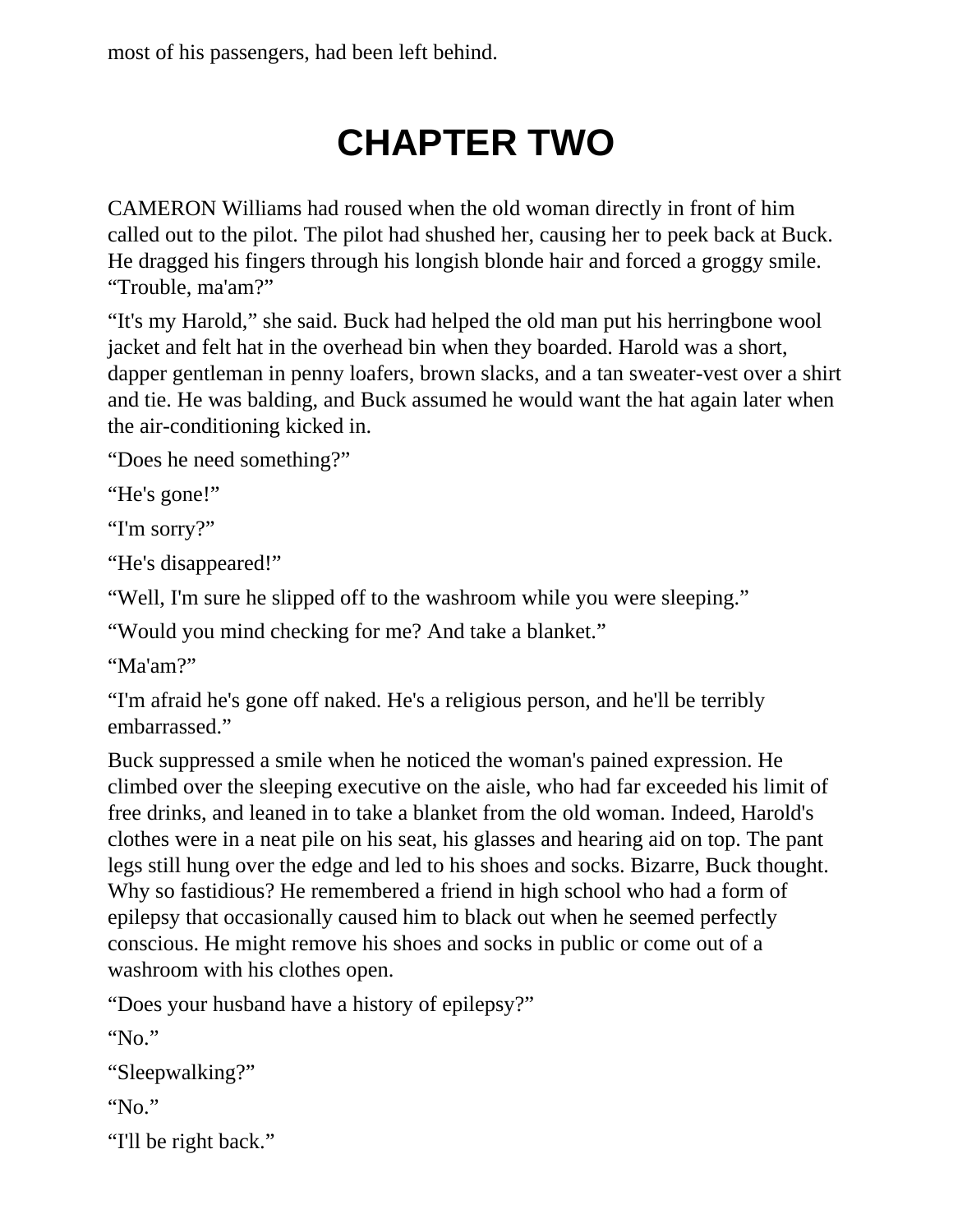most of his passengers, had been left behind.

# CHAPTER TWO

CAMERON Williams had roused when the old woman directly in front of him called out to the pilot. The pilot had shushed her, causing her to peek back at Buck. He dragged his fingers through his longish blonde hair and forced a groggy smile. “Trouble, ma'am?”

“It's my Harold,” she said. Buck had helped the old man put his herringbone wool jacket and felt hat in the overhead bin when they boarded. Harold was a short, dapper gentleman in penny loafers, brown slacks, and a tan sweater-vest over a shirt and tie. He was balding, and Buck assumed he would want the hat again later when the air-conditioning kicked in.

“Does he need something?”

“He's gone!”

“I'm sorry?”

“He's disappeared!”

“Well, I'm sure he slipped off to the washroom while you were sleeping.”

“Would you mind checking for me? And take a blanket.”

“Ma'am?”

“I'm afraid he's gone off naked. He's a religious person, and he'll be terribly embarrassed.”

Buck suppressed a smile when he noticed the woman's pained expression. He climbed over the sleeping executive on the aisle, who had far exceeded his limit of free drinks, and leaned in to take a blanket from the old woman. Indeed, Harold's clothes were in a neat pile on his seat, his glasses and hearing aid on top. The pant legs still hung over the edge and led to his shoes and socks. Bizarre, Buck thought. Why so fastidious? He remembered a friend in high school who had a form of epilepsy that occasionally caused him to black out when he seemed perfectly conscious. He might remove his shoes and socks in public or come out of a washroom with his clothes open.

“Does your husband have a history of epilepsy?”

“No.”

“Sleepwalking?”

“No.”

“I'll be right back.”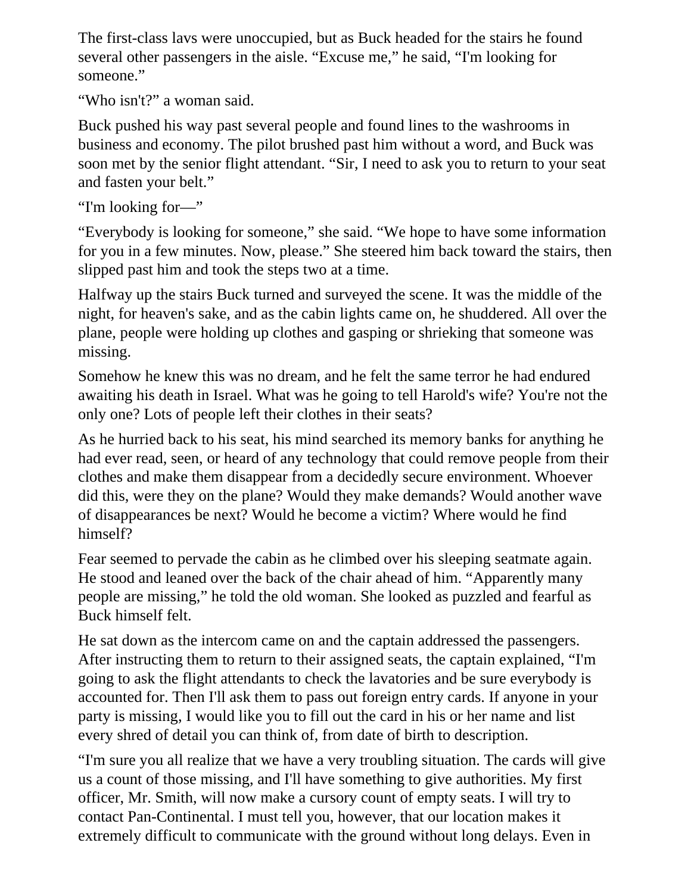The first-class lavs were unoccupied, but as Buck headed for the stairs he found several other passengers in the aisle. "Excuse me," he said, "I'm looking for someone."

"Who isn't?" a woman said.

Buck pushed his way past several people and found lines to the washrooms in business and economy. The pilot brushed past him without a word, and Buck was soon met by the senior flight attendant. "Sir, I need to ask you to return to your seat and fasten your belt."

"I'm looking for—"

"Everybody is looking for someone," she said. "We hope to have some information for you in a few minutes. Now, please." She steered him back toward the stairs, then slipped past him and took the steps two at a time.

Halfway up the stairs Buck turned and surveyed the scene. It was the middle of the night, for heaven's sake, and as the cabin lights came on, he shuddered. All over the plane, people were holding up clothes and gasping or shrieking that someone was missing.

Somehow he knew this was no dream, and he felt the same terror he had endured awaiting his death in Israel. What was he going to tell Harold's wife? You're not the only one? Lots of people left their clothes in their seats?

As he hurried back to his seat, his mind searched its memory banks for anything he had ever read, seen, or heard of any technology that could remove people from their clothes and make them disappear from a decidedly secure environment. Whoever did this, were they on the plane? Would they make demands? Would another wave of disappearances be next? Would he become a victim? Where would he find himself?

Fear seemed to pervade the cabin as he climbed over his sleeping seatmate again. He stood and leaned over the back of the chair ahead of him. "Apparently many people are missing," he told the old woman. She looked as puzzled and fearful as Buck himself felt.

He sat down as the intercom came on and the captain addressed the passengers. After instructing them to return to their assigned seats, the captain explained, "I'm going to ask the flight attendants to check the lavatories and be sure everybody is accounted for. Then I'll ask them to pass out foreign entry cards. If anyone in your party is missing, I would like you to fill out the card in his or her name and list every shred of detail you can think of, from date of birth to description.

"I'm sure you all realize that we have a very troubling situation. The cards will give us a count of those missing, and I'll have something to give authorities. My first officer, Mr. Smith, will now make a cursory count of empty seats. I will try to contact Pan-Continental. I must tell you, however, that our location makes it extremely difficult to communicate with the ground without long delays. Even in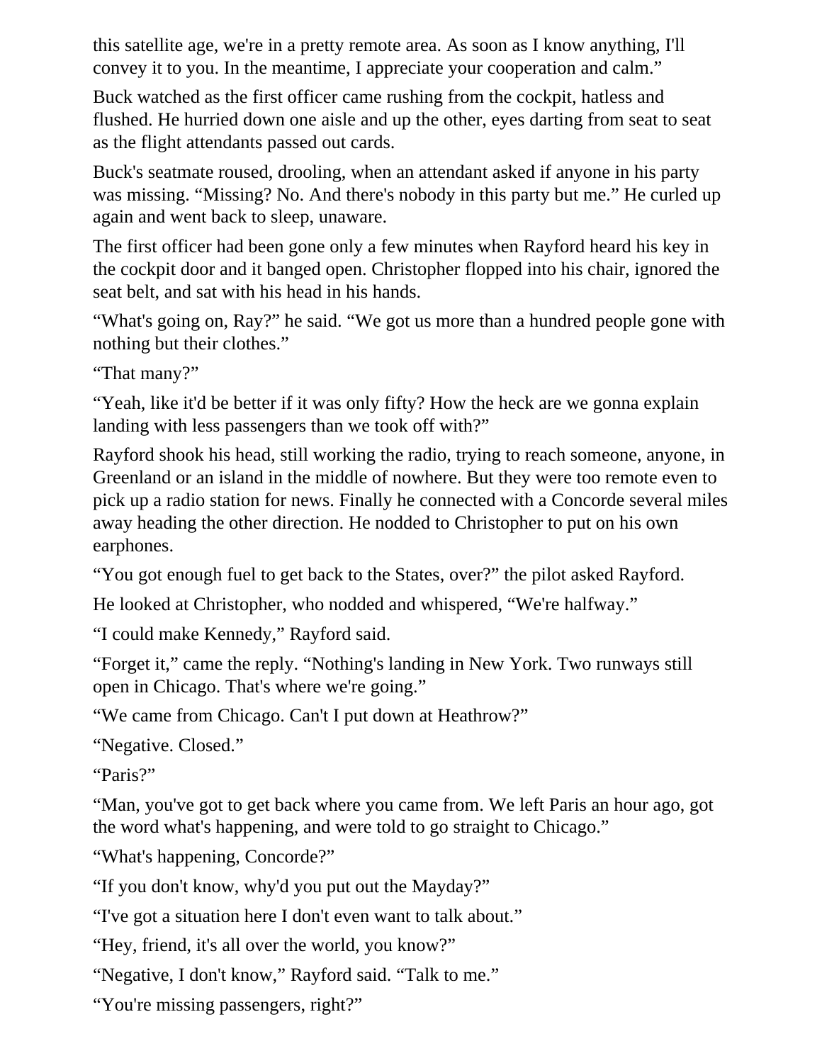this satellite age, we're in a pretty remote area. As soon as I know anything, I'll convey it to you. In the meantime, I appreciate your cooperation and calm."

Buck watched as the first officer came rushing from the cockpit, hatless and flushed. He hurried down one aisle and up the other, eyes darting from seat to seat as the flight attendants passed out cards.

Buck's seatmate roused, drooling, when an attendant asked if anyone in his party was missing. "Missing? No. And there's nobody in this party but me." He curled up again and went back to sleep, unaware.

The first officer had been gone only a few minutes when Rayford heard his key in the cockpit door and it banged open. Christopher flopped into his chair, ignored the seat belt, and sat with his head in his hands.

"What's going on, Ray?" he said. "We got us more than a hundred people gone with nothing but their clothes."

"That many?"

"Yeah, like it'd be better if it was only fifty? How the heck are we gonna explain landing with less passengers than we took off with?"

Rayford shook his head, still working the radio, trying to reach someone, anyone, in Greenland or an island in the middle of nowhere. But they were too remote even to pick up a radio station for news. Finally he connected with a Concorde several miles away heading the other direction. He nodded to Christopher to put on his own earphones.

"You got enough fuel to get back to the States, over?" the pilot asked Rayford.

He looked at Christopher, who nodded and whispered, "We're halfway."

"I could make Kennedy," Rayford said.

"Forget it," came the reply. "Nothing's landing in New York. Two runways still open in Chicago. That's where we're going."

"We came from Chicago. Can't I put down at Heathrow?"

"Negative. Closed."

"Paris?"

"Man, you've got to get back where you came from. We left Paris an hour ago, got the word what's happening, and were told to go straight to Chicago."

"What's happening, Concorde?"

"If you don't know, why'd you put out the Mayday?"

"I've got a situation here I don't even want to talk about."

"Hey, friend, it's all over the world, you know?"

"Negative, I don't know," Rayford said. "Talk to me."

"You're missing passengers, right?"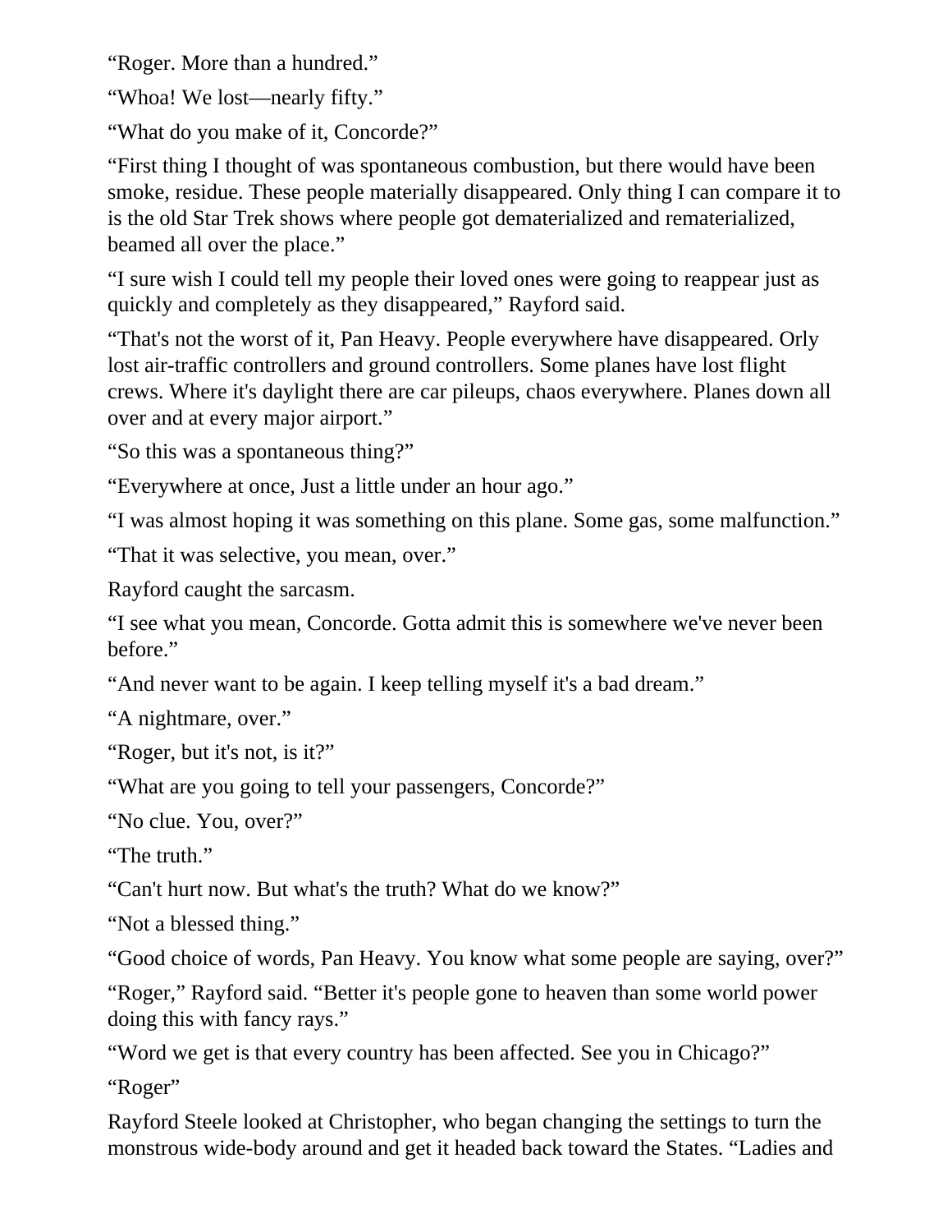“Roger. More than a hundred.”

“Whoa! We lost—nearly fifty.”

“What do you make of it, Concorde?”

“First thing I thought of was spontaneous combustion, but there would have been smoke, residue. These people materially disappeared. Only thing I can compare it to is the old Star Trek shows where people got dematerialized and rematerialized, beamed all over the place.”

“I sure wish I could tell my people their loved ones were going to reappear just as quickly and completely as they disappeared,” Rayford said.

“That's not the worst of it, Pan Heavy. People everywhere have disappeared. Orly lost air-traffic controllers and ground controllers. Some planes have lost flight crews. Where it's daylight there are car pileups, chaos everywhere. Planes down all over and at every major airport.”

“So this was a spontaneous thing?”

“Everywhere at once, Just a little under an hour ago.”

“I was almost hoping it was something on this plane. Some gas, some malfunction.”

“That it was selective, you mean, over.”

Rayford caught the sarcasm.

“I see what you mean, Concorde. Gotta admit this is somewhere we've never been before.”

“And never want to be again. I keep telling myself it's a bad dream.”

“A nightmare, over.”

“Roger, but it's not, is it?”

“What are you going to tell your passengers, Concorde?”

“No clue. You, over?”

“The truth.”

“Can't hurt now. But what's the truth? What do we know?”

“Not a blessed thing.”

“Good choice of words, Pan Heavy. You know what some people are saying, over?”

“Roger,” Rayford said. “Better it's people gone to heaven than some world power doing this with fancy rays.”

“Word we get is that every country has been affected. See you in Chicago?”

“Roger”

Rayford Steele looked at Christopher, who began changing the settings to turn the monstrous wide-body around and get it headed back toward the States. “Ladies and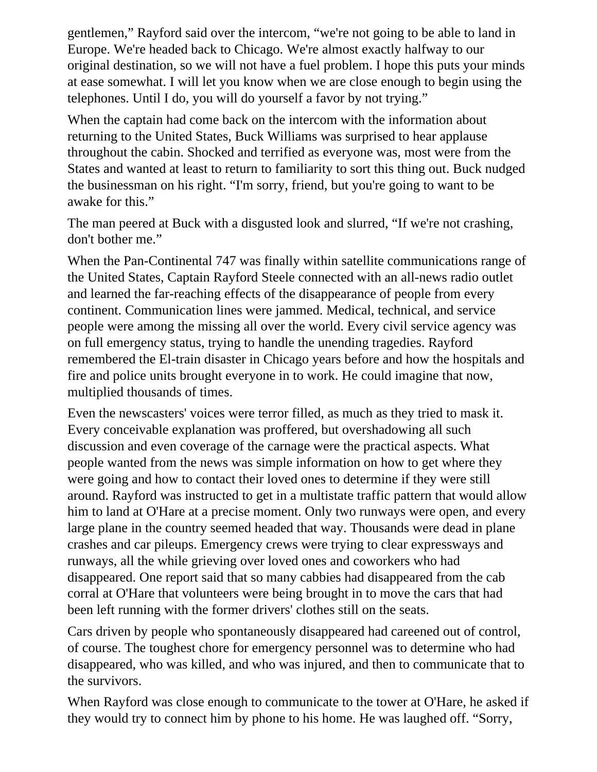gentlemen," Rayford said over the intercom, "we're not going to be able to land in Europe. We're headed back to Chicago. We're almost exactly halfway to our original destination, so we will not have a fuel problem. I hope this puts your minds at ease somewhat. I will let you know when we are close enough to begin using the telephones. Until I do, you will do yourself a favor by not trying."

When the captain had come back on the intercom with the information about returning to the United States, Buck Williams was surprised to hear applause throughout the cabin. Shocked and terrified as everyone was, most were from the States and wanted at least to return to familiarity to sort this thing out. Buck nudged the businessman on his right. "I'm sorry, friend, but you're going to want to be awake for this."

The man peered at Buck with a disgusted look and slurred, "If we're not crashing, don't bother me."

When the Pan-Continental 747 was finally within satellite communications range of the United States, Captain Rayford Steele connected with an all-news radio outlet and learned the far-reaching effects of the disappearance of people from every continent. Communication lines were jammed. Medical, technical, and service people were among the missing all over the world. Every civil service agency was on full emergency status, trying to handle the unending tragedies. Rayford remembered the El-train disaster in Chicago years before and how the hospitals and fire and police units brought everyone in to work. He could imagine that now, multiplied thousands of times.

Even the newscasters' voices were terror filled, as much as they tried to mask it. Every conceivable explanation was proffered, but overshadowing all such discussion and even coverage of the carnage were the practical aspects. What people wanted from the news was simple information on how to get where they were going and how to contact their loved ones to determine if they were still around. Rayford was instructed to get in a multistate traffic pattern that would allow him to land at O'Hare at a precise moment. Only two runways were open, and every large plane in the country seemed headed that way. Thousands were dead in plane crashes and car pileups. Emergency crews were trying to clear expressways and runways, all the while grieving over loved ones and coworkers who had disappeared. One report said that so many cabbies had disappeared from the cab corral at O'Hare that volunteers were being brought in to move the cars that had been left running with the former drivers' clothes still on the seats.

Cars driven by people who spontaneously disappeared had careened out of control, of course. The toughest chore for emergency personnel was to determine who had disappeared, who was killed, and who was injured, and then to communicate that to the survivors.

When Rayford was close enough to communicate to the tower at O'Hare, he asked if they would try to connect him by phone to his home. He was laughed off. "Sorry,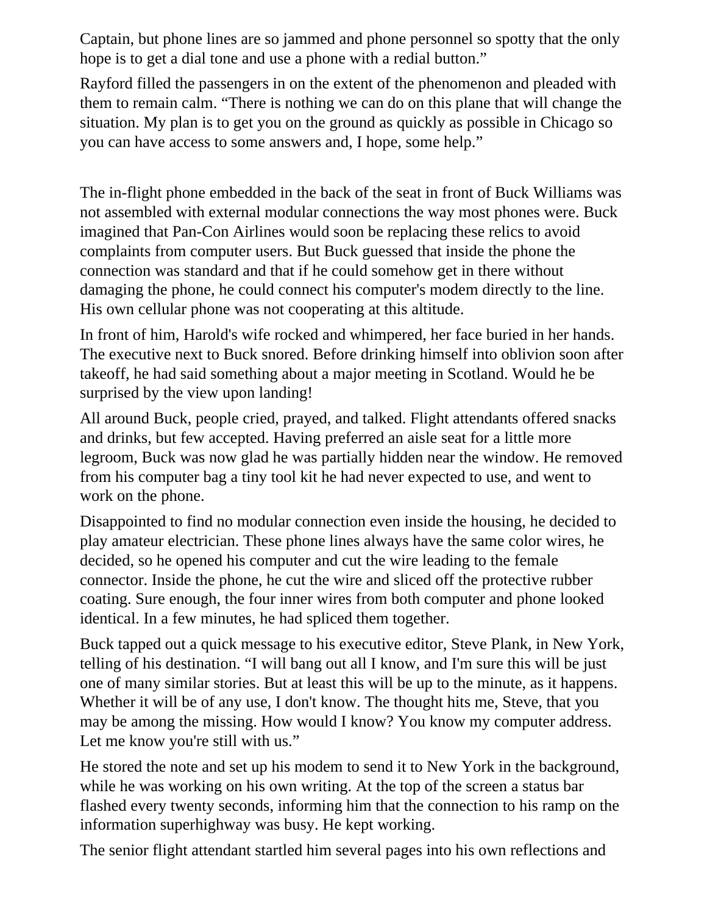Captain, but phone lines are so jammed and phone personnel so spotty that the only hope is to get a dial tone and use a phone with a redial button."

Rayford filled the passengers in on the extent of the phenomenon and pleaded with them to remain calm. "There is nothing we can do on this plane that will change the situation. My plan is to get you on the ground as quickly as possible in Chicago so you can have access to some answers and, I hope, some help."

The in-flight phone embedded in the back of the seat in front of Buck Williams was not assembled with external modular connections the way most phones were. Buck imagined that Pan-Con Airlines would soon be replacing these relics to avoid complaints from computer users. But Buck guessed that inside the phone the connection was standard and that if he could somehow get in there without damaging the phone, he could connect his computer's modem directly to the line. His own cellular phone was not cooperating at this altitude.

In front of him, Harold's wife rocked and whimpered, her face buried in her hands. The executive next to Buck snored. Before drinking himself into oblivion soon after takeoff, he had said something about a major meeting in Scotland. Would he be surprised by the view upon landing!

All around Buck, people cried, prayed, and talked. Flight attendants offered snacks and drinks, but few accepted. Having preferred an aisle seat for a little more legroom, Buck was now glad he was partially hidden near the window. He removed from his computer bag a tiny tool kit he had never expected to use, and went to work on the phone.

Disappointed to find no modular connection even inside the housing, he decided to play amateur electrician. These phone lines always have the same color wires, he decided, so he opened his computer and cut the wire leading to the female connector. Inside the phone, he cut the wire and sliced off the protective rubber coating. Sure enough, the four inner wires from both computer and phone looked identical. In a few minutes, he had spliced them together.

Buck tapped out a quick message to his executive editor, Steve Plank, in New York, telling of his destination. "I will bang out all I know, and I'm sure this will be just one of many similar stories. But at least this will be up to the minute, as it happens. Whether it will be of any use, I don't know. The thought hits me, Steve, that you may be among the missing. How would I know? You know my computer address. Let me know you're still with us."

He stored the note and set up his modem to send it to New York in the background, while he was working on his own writing. At the top of the screen a status bar flashed every twenty seconds, informing him that the connection to his ramp on the information superhighway was busy. He kept working.

The senior flight attendant startled him several pages into his own reflections and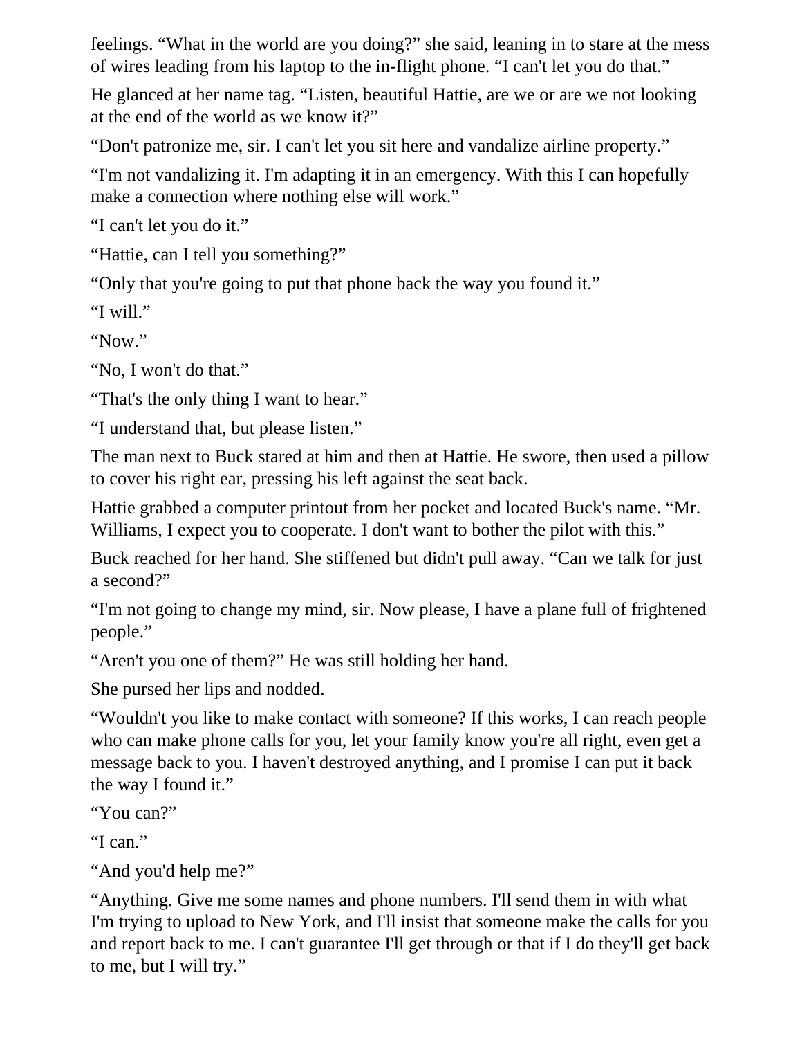feelings. “What in the world are you doing?” she said, leaning in to stare at the mess of wires leading from his laptop to the in-flight phone. “I can't let you do that.”

He glanced at her name tag. “Listen, beautiful Hattie, are we or are we not looking at the end of the world as we know it?”

“Don't patronize me, sir. I can't let you sit here and vandalize airline property.”

“I'm not vandalizing it. I'm adapting it in an emergency. With this I can hopefully make a connection where nothing else will work.”

“I can't let you do it.”

“Hattie, can I tell you something?”

“Only that you're going to put that phone back the way you found it.”

“I will.”

“Now.”

“No, I won't do that.”

“That's the only thing I want to hear.”

“I understand that, but please listen.”

The man next to Buck stared at him and then at Hattie. He swore, then used a pillow to cover his right ear, pressing his left against the seat back.

Hattie grabbed a computer printout from her pocket and located Buck's name. “Mr. Williams, I expect you to cooperate. I don't want to bother the pilot with this.”

Buck reached for her hand. She stiffened but didn't pull away. “Can we talk for just a second?”

“I'm not going to change my mind, sir. Now please, I have a plane full of frightened people.”

“Aren't you one of them?” He was still holding her hand.

She pursed her lips and nodded.

“Wouldn't you like to make contact with someone? If this works, I can reach people who can make phone calls for you, let your family know you're all right, even get a message back to you. I haven't destroyed anything, and I promise I can put it back the way I found it.”

“You can?”

“I can.”

“And you'd help me?”

“Anything. Give me some names and phone numbers. I'll send them in with what I'm trying to upload to New York, and I'll insist that someone make the calls for you and report back to me. I can't guarantee I'll get through or that if I do they'll get back to me, but I will try.”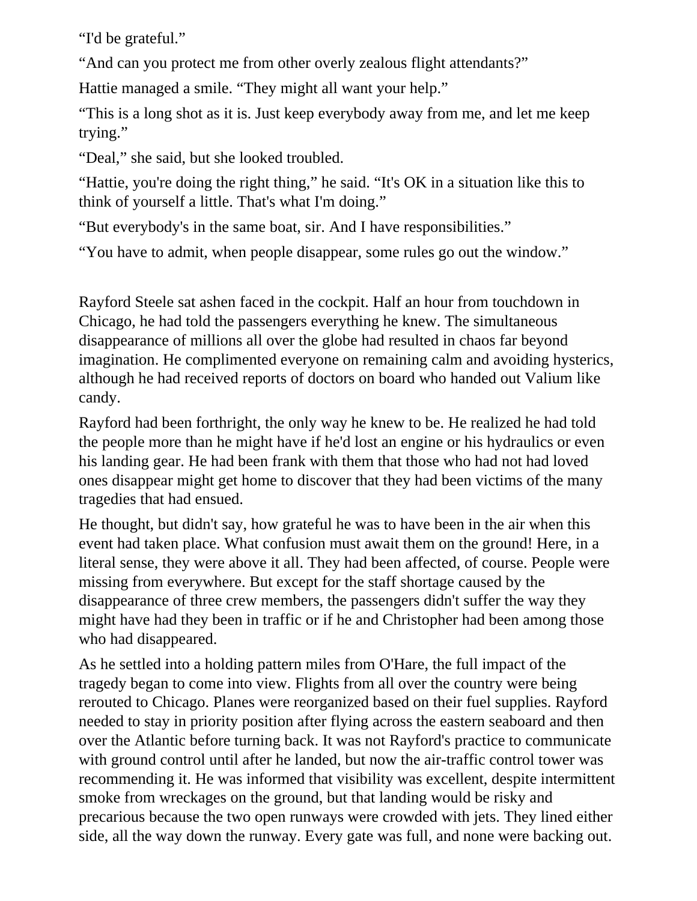"I'd be grateful."

"And can you protect me from other overly zealous flight attendants?"

Hattie managed a smile. "They might all want your help."

"This is a long shot as it is. Just keep everybody away from me, and let me keep trying."

"Deal," she said, but she looked troubled.

"Hattie, you're doing the right thing," he said. "It's OK in a situation like this to think of yourself a little. That's what I'm doing."

"But everybody's in the same boat, sir. And I have responsibilities."

"You have to admit, when people disappear, some rules go out the window."

Rayford Steele sat ashen faced in the cockpit. Half an hour from touchdown in Chicago, he had told the passengers everything he knew. The simultaneous disappearance of millions all over the globe had resulted in chaos far beyond imagination. He complimented everyone on remaining calm and avoiding hysterics, although he had received reports of doctors on board who handed out Valium like candy.

Rayford had been forthright, the only way he knew to be. He realized he had told the people more than he might have if he'd lost an engine or his hydraulics or even his landing gear. He had been frank with them that those who had not had loved ones disappear might get home to discover that they had been victims of the many tragedies that had ensued.

He thought, but didn't say, how grateful he was to have been in the air when this event had taken place. What confusion must await them on the ground! Here, in a literal sense, they were above it all. They had been affected, of course. People were missing from everywhere. But except for the staff shortage caused by the disappearance of three crew members, the passengers didn't suffer the way they might have had they been in traffic or if he and Christopher had been among those who had disappeared.

As he settled into a holding pattern miles from O'Hare, the full impact of the tragedy began to come into view. Flights from all over the country were being rerouted to Chicago. Planes were reorganized based on their fuel supplies. Rayford needed to stay in priority position after flying across the eastern seaboard and then over the Atlantic before turning back. It was not Rayford's practice to communicate with ground control until after he landed, but now the air-traffic control tower was recommending it. He was informed that visibility was excellent, despite intermittent smoke from wreckages on the ground, but that landing would be risky and precarious because the two open runways were crowded with jets. They lined either side, all the way down the runway. Every gate was full, and none were backing out.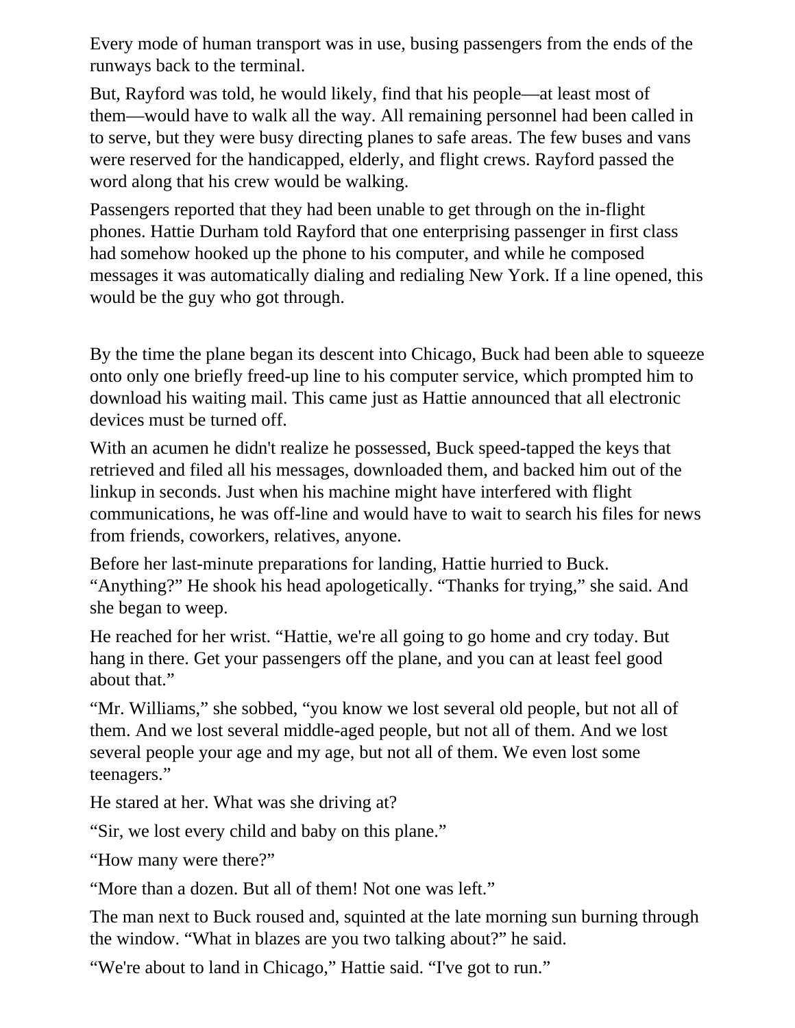Every mode of human transport was in use, busing passengers from the ends of the runways back to the terminal.

But, Rayford was told, he would likely, find that his people—at least most of them—would have to walk all the way. All remaining personnel had been called in to serve, but they were busy directing planes to safe areas. The few buses and vans were reserved for the handicapped, elderly, and flight crews. Rayford passed the word along that his crew would be walking.

Passengers reported that they had been unable to get through on the in-flight phones. Hattie Durham told Rayford that one enterprising passenger in first class had somehow hooked up the phone to his computer, and while he composed messages it was automatically dialing and redialing New York. If a line opened, this would be the guy who got through.

By the time the plane began its descent into Chicago, Buck had been able to squeeze onto only one briefly freed-up line to his computer service, which prompted him to download his waiting mail. This came just as Hattie announced that all electronic devices must be turned off.

With an acumen he didn't realize he possessed, Buck speed-tapped the keys that retrieved and filed all his messages, downloaded them, and backed him out of the linkup in seconds. Just when his machine might have interfered with flight communications, he was off-line and would have to wait to search his files for news from friends, coworkers, relatives, anyone.

Before her last-minute preparations for landing, Hattie hurried to Buck. "Anything?" He shook his head apologetically. "Thanks for trying," she said. And she began to weep.

He reached for her wrist. "Hattie, we're all going to go home and cry today. But hang in there. Get your passengers off the plane, and you can at least feel good about that."

"Mr. Williams," she sobbed, "you know we lost several old people, but not all of them. And we lost several middle-aged people, but not all of them. And we lost several people your age and my age, but not all of them. We even lost some teenagers."

He stared at her. What was she driving at?

"Sir, we lost every child and baby on this plane."

"How many were there?"

"More than a dozen. But all of them! Not one was left."

The man next to Buck roused and, squinted at the late morning sun burning through the window. "What in blazes are you two talking about?" he said.

"We're about to land in Chicago," Hattie said. "I've got to run."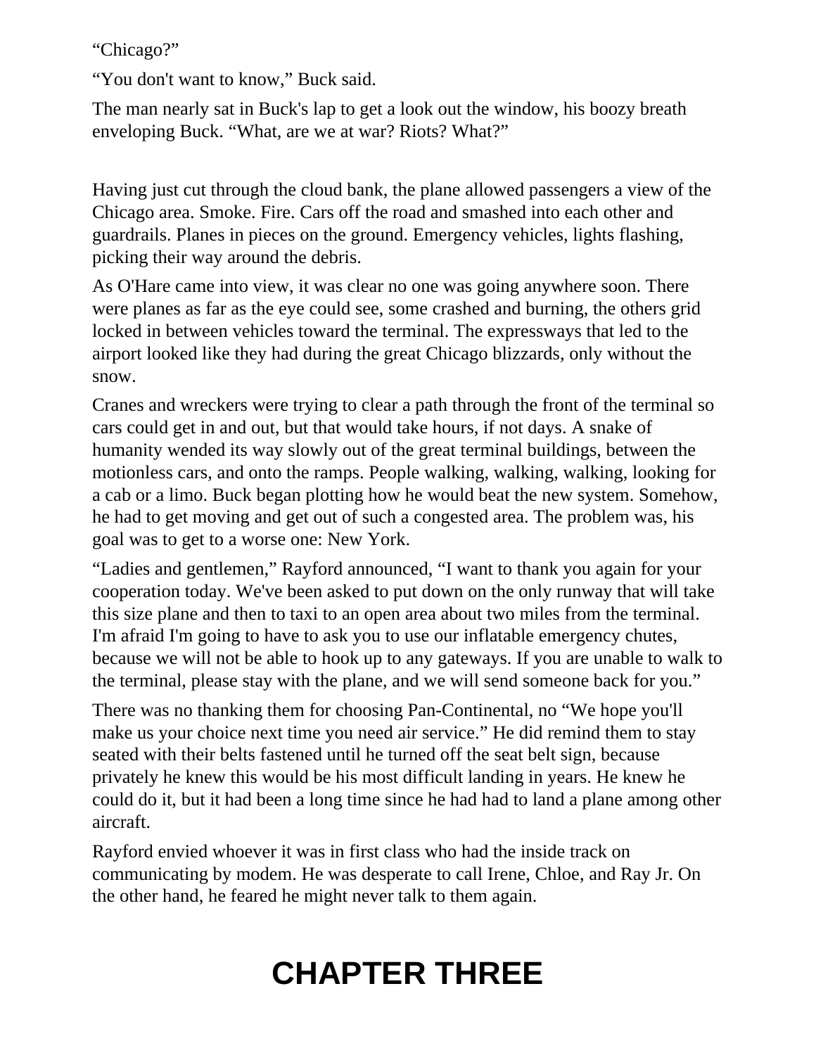"Chicago?"

"You don't want to know," Buck said.

The man nearly sat in Buck's lap to get a look out the window, his boozy breath enveloping Buck. "What, are we at war? Riots? What?"

Having just cut through the cloud bank, the plane allowed passengers a view of the Chicago area. Smoke. Fire. Cars off the road and smashed into each other and guardrails. Planes in pieces on the ground. Emergency vehicles, lights flashing, picking their way around the debris.

As O'Hare came into view, it was clear no one was going anywhere soon. There were planes as far as the eye could see, some crashed and burning, the others grid locked in between vehicles toward the terminal. The expressways that led to the airport looked like they had during the great Chicago blizzards, only without the snow.

Cranes and wreckers were trying to clear a path through the front of the terminal so cars could get in and out, but that would take hours, if not days. A snake of humanity wended its way slowly out of the great terminal buildings, between the motionless cars, and onto the ramps. People walking, walking, walking, looking for a cab or a limo. Buck began plotting how he would beat the new system. Somehow, he had to get moving and get out of such a congested area. The problem was, his goal was to get to a worse one: New York.

"Ladies and gentlemen," Rayford announced, "I want to thank you again for your cooperation today. We've been asked to put down on the only runway that will take this size plane and then to taxi to an open area about two miles from the terminal. I'm afraid I'm going to have to ask you to use our inflatable emergency chutes, because we will not be able to hook up to any gateways. If you are unable to walk to the terminal, please stay with the plane, and we will send someone back for you."

There was no thanking them for choosing Pan-Continental, no "We hope you'll make us your choice next time you need air service." He did remind them to stay seated with their belts fastened until he turned off the seat belt sign, because privately he knew this would be his most difficult landing in years. He knew he could do it, but it had been a long time since he had had to land a plane among other aircraft.

Rayford envied whoever it was in first class who had the inside track on communicating by modem. He was desperate to call Irene, Chloe, and Ray Jr. On the other hand, he feared he might never talk to them again.

# CHAPTER THREE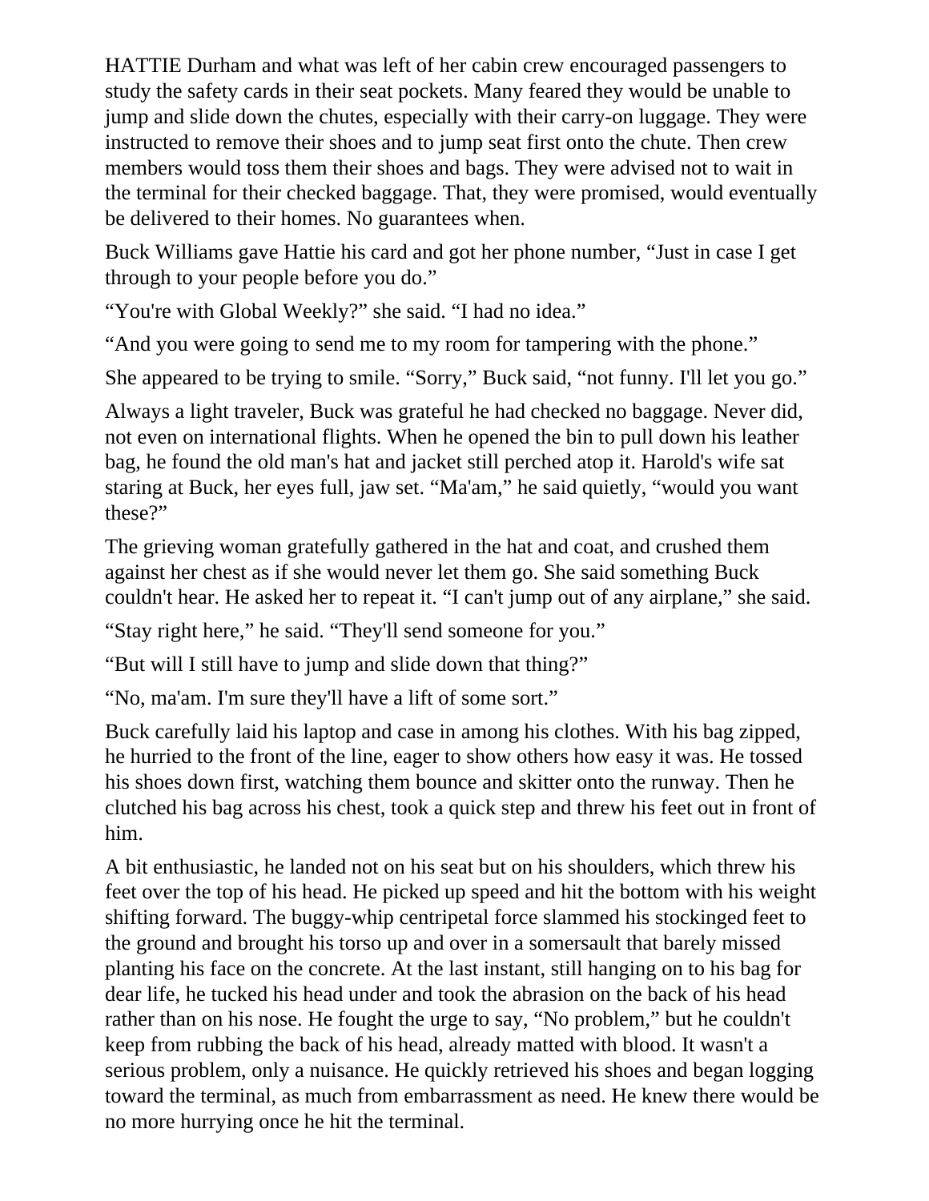HATTIE Durham and what was left of her cabin crew encouraged passengers to study the safety cards in their seat pockets. Many feared they would be unable to jump and slide down the chutes, especially with their carry-on luggage. They were instructed to remove their shoes and to jump seat first onto the chute. Then crew members would toss them their shoes and bags. They were advised not to wait in the terminal for their checked baggage. That, they were promised, would eventually be delivered to their homes. No guarantees when.

Buck Williams gave Hattie his card and got her phone number, "Just in case I get through to your people before you do."

"You're with Global Weekly?" she said. "I had no idea."

"And you were going to send me to my room for tampering with the phone."

She appeared to be trying to smile. "Sorry," Buck said, "not funny. I'll let you go."

Always a light traveler, Buck was grateful he had checked no baggage. Never did, not even on international flights. When he opened the bin to pull down his leather bag, he found the old man's hat and jacket still perched atop it. Harold's wife sat staring at Buck, her eyes full, jaw set. "Ma'am," he said quietly, "would you want these?"

The grieving woman gratefully gathered in the hat and coat, and crushed them against her chest as if she would never let them go. She said something Buck couldn't hear. He asked her to repeat it. "I can't jump out of any airplane," she said.

"Stay right here," he said. "They'll send someone for you."

"But will I still have to jump and slide down that thing?"

"No, ma'am. I'm sure they'll have a lift of some sort."

Buck carefully laid his laptop and case in among his clothes. With his bag zipped, he hurried to the front of the line, eager to show others how easy it was. He tossed his shoes down first, watching them bounce and skitter onto the runway. Then he clutched his bag across his chest, took a quick step and threw his feet out in front of him.

A bit enthusiastic, he landed not on his seat but on his shoulders, which threw his feet over the top of his head. He picked up speed and hit the bottom with his weight shifting forward. The buggy-whip centripetal force slammed his stockinged feet to the ground and brought his torso up and over in a somersault that barely missed planting his face on the concrete. At the last instant, still hanging on to his bag for dear life, he tucked his head under and took the abrasion on the back of his head rather than on his nose. He fought the urge to say, "No problem," but he couldn't keep from rubbing the back of his head, already matted with blood. It wasn't a serious problem, only a nuisance. He quickly retrieved his shoes and began logging toward the terminal, as much from embarrassment as need. He knew there would be no more hurrying once he hit the terminal.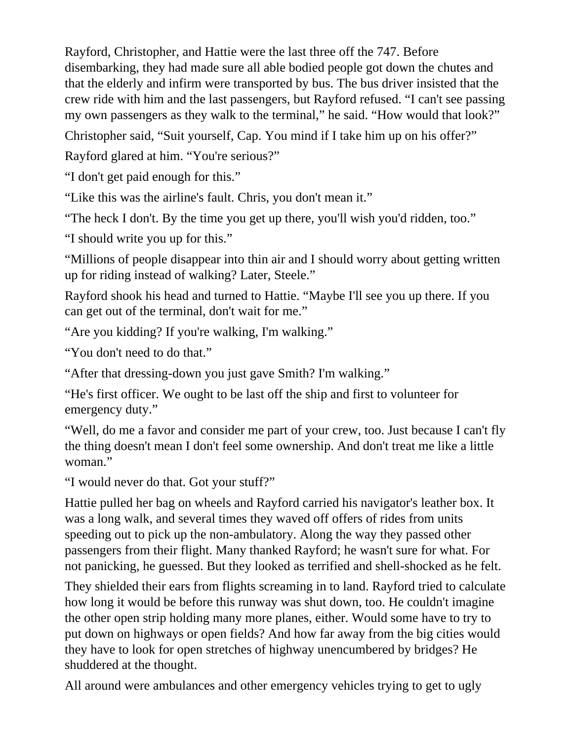Rayford, Christopher, and Hattie were the last three off the 747. Before disembarking, they had made sure all able bodied people got down the chutes and that the elderly and infirm were transported by bus. The bus driver insisted that the crew ride with him and the last passengers, but Rayford refused. “I can't see passing my own passengers as they walk to the terminal,” he said. “How would that look?”

Christopher said, “Suit yourself, Cap. You mind if I take him up on his offer?”

Rayford glared at him. “You're serious?”

“I don't get paid enough for this.”

“Like this was the airline's fault. Chris, you don't mean it.”

“The heck I don't. By the time you get up there, you'll wish you'd ridden, too.”

“I should write you up for this.”

“Millions of people disappear into thin air and I should worry about getting written up for riding instead of walking? Later, Steele.”

Rayford shook his head and turned to Hattie. “Maybe I'll see you up there. If you can get out of the terminal, don't wait for me.”

“Are you kidding? If you're walking, I'm walking.”

“You don't need to do that.”

“After that dressing-down you just gave Smith? I'm walking.”

“He's first officer. We ought to be last off the ship and first to volunteer for emergency duty.”

“Well, do me a favor and consider me part of your crew, too. Just because I can't fly the thing doesn't mean I don't feel some ownership. And don't treat me like a little woman.”

“I would never do that. Got your stuff?”

Hattie pulled her bag on wheels and Rayford carried his navigator's leather box. It was a long walk, and several times they waved off offers of rides from units speeding out to pick up the non-ambulatory. Along the way they passed other passengers from their flight. Many thanked Rayford; he wasn't sure for what. For not panicking, he guessed. But they looked as terrified and shell-shocked as he felt.

They shielded their ears from flights screaming in to land. Rayford tried to calculate how long it would be before this runway was shut down, too. He couldn't imagine the other open strip holding many more planes, either. Would some have to try to put down on highways or open fields? And how far away from the big cities would they have to look for open stretches of highway unencumbered by bridges? He shuddered at the thought.

All around were ambulances and other emergency vehicles trying to get to ugly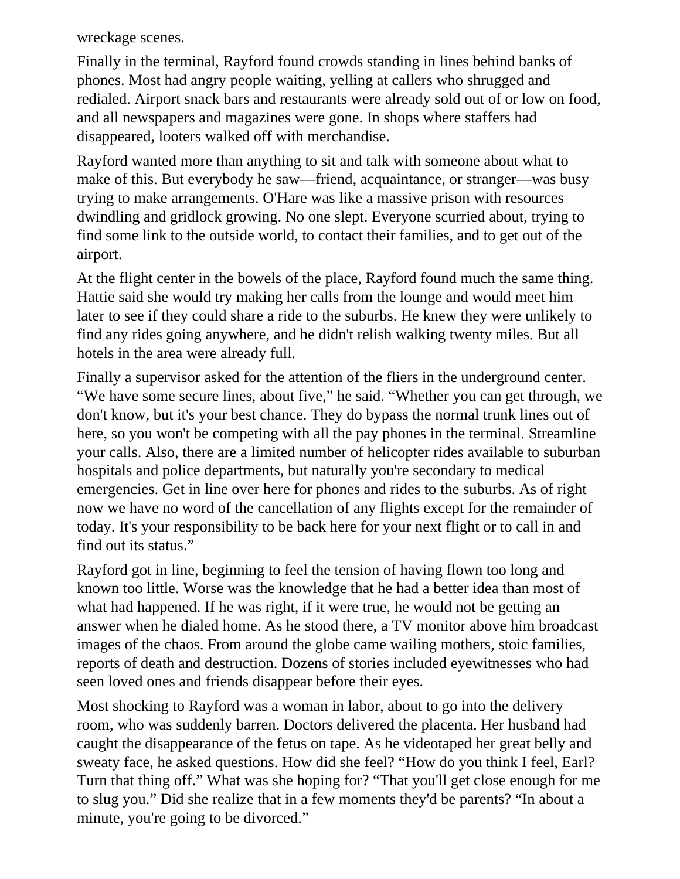wreckage scenes.

Finally in the terminal, Rayford found crowds standing in lines behind banks of phones. Most had angry people waiting, yelling at callers who shrugged and redialed. Airport snack bars and restaurants were already sold out of or low on food, and all newspapers and magazines were gone. In shops where staffers had disappeared, looters walked off with merchandise.

Rayford wanted more than anything to sit and talk with someone about what to make of this. But everybody he saw—friend, acquaintance, or stranger—was busy trying to make arrangements. O'Hare was like a massive prison with resources dwindling and gridlock growing. No one slept. Everyone scurried about, trying to find some link to the outside world, to contact their families, and to get out of the airport.

At the flight center in the bowels of the place, Rayford found much the same thing. Hattie said she would try making her calls from the lounge and would meet him later to see if they could share a ride to the suburbs. He knew they were unlikely to find any rides going anywhere, and he didn't relish walking twenty miles. But all hotels in the area were already full.

Finally a supervisor asked for the attention of the fliers in the underground center. “We have some secure lines, about five,” he said. “Whether you can get through, we don't know, but it's your best chance. They do bypass the normal trunk lines out of here, so you won't be competing with all the pay phones in the terminal. Streamline your calls. Also, there are a limited number of helicopter rides available to suburban hospitals and police departments, but naturally you're secondary to medical emergencies. Get in line over here for phones and rides to the suburbs. As of right now we have no word of the cancellation of any flights except for the remainder of today. It's your responsibility to be back here for your next flight or to call in and find out its status.”

Rayford got in line, beginning to feel the tension of having flown too long and known too little. Worse was the knowledge that he had a better idea than most of what had happened. If he was right, if it were true, he would not be getting an answer when he dialed home. As he stood there, a TV monitor above him broadcast images of the chaos. From around the globe came wailing mothers, stoic families, reports of death and destruction. Dozens of stories included eyewitnesses who had seen loved ones and friends disappear before their eyes.

Most shocking to Rayford was a woman in labor, about to go into the delivery room, who was suddenly barren. Doctors delivered the placenta. Her husband had caught the disappearance of the fetus on tape. As he videotaped her great belly and sweaty face, he asked questions. How did she feel? “How do you think I feel, Earl? Turn that thing off.” What was she hoping for? “That you'll get close enough for me to slug you.” Did she realize that in a few moments they'd be parents? “In about a minute, you're going to be divorced.”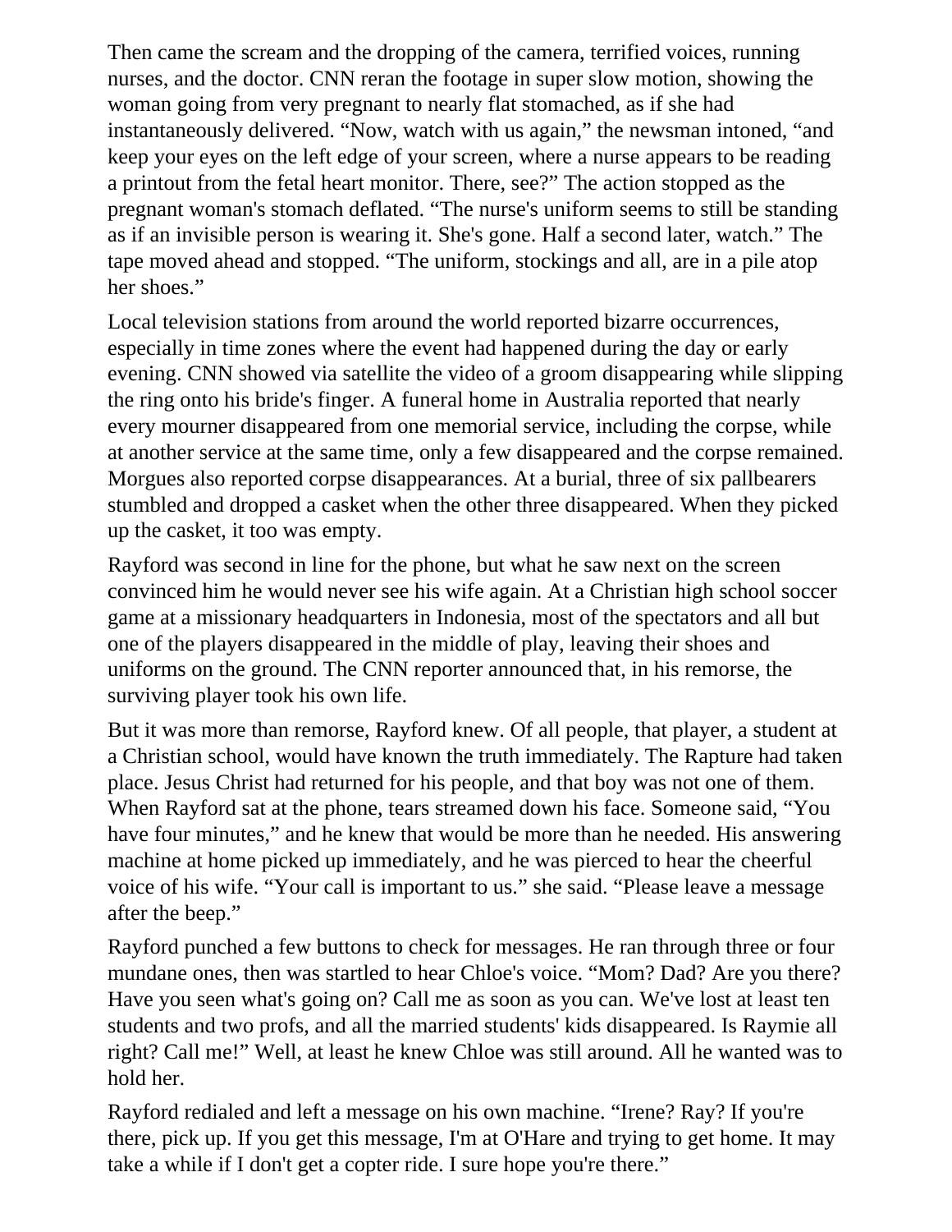Then came the scream and the dropping of the camera, terrified voices, running nurses, and the doctor. CNN reran the footage in super slow motion, showing the woman going from very pregnant to nearly flat stomached, as if she had instantaneously delivered. “Now, watch with us again,” the newsman intoned, “and keep your eyes on the left edge of your screen, where a nurse appears to be reading a printout from the fetal heart monitor. There, see?” The action stopped as the pregnant woman's stomach deflated. “The nurse's uniform seems to still be standing as if an invisible person is wearing it. She's gone. Half a second later, watch.” The tape moved ahead and stopped. “The uniform, stockings and all, are in a pile atop her shoes.”

Local television stations from around the world reported bizarre occurrences, especially in time zones where the event had happened during the day or early evening. CNN showed via satellite the video of a groom disappearing while slipping the ring onto his bride's finger. A funeral home in Australia reported that nearly every mourner disappeared from one memorial service, including the corpse, while at another service at the same time, only a few disappeared and the corpse remained. Morgues also reported corpse disappearances. At a burial, three of six pallbearers stumbled and dropped a casket when the other three disappeared. When they picked up the casket, it too was empty.

Rayford was second in line for the phone, but what he saw next on the screen convinced him he would never see his wife again. At a Christian high school soccer game at a missionary headquarters in Indonesia, most of the spectators and all but one of the players disappeared in the middle of play, leaving their shoes and uniforms on the ground. The CNN reporter announced that, in his remorse, the surviving player took his own life.

But it was more than remorse, Rayford knew. Of all people, that player, a student at a Christian school, would have known the truth immediately. The Rapture had taken place. Jesus Christ had returned for his people, and that boy was not one of them. When Rayford sat at the phone, tears streamed down his face. Someone said, “You have four minutes,” and he knew that would be more than he needed. His answering machine at home picked up immediately, and he was pierced to hear the cheerful voice of his wife. “Your call is important to us.” she said. “Please leave a message after the beep.”

Rayford punched a few buttons to check for messages. He ran through three or four mundane ones, then was startled to hear Chloe's voice. “Mom? Dad? Are you there? Have you seen what's going on? Call me as soon as you can. We've lost at least ten students and two profs, and all the married students' kids disappeared. Is Raymie all right? Call me!” Well, at least he knew Chloe was still around. All he wanted was to hold her.

Rayford redialed and left a message on his own machine. “Irene? Ray? If you're there, pick up. If you get this message, I'm at O'Hare and trying to get home. It may take a while if I don't get a copter ride. I sure hope you're there.”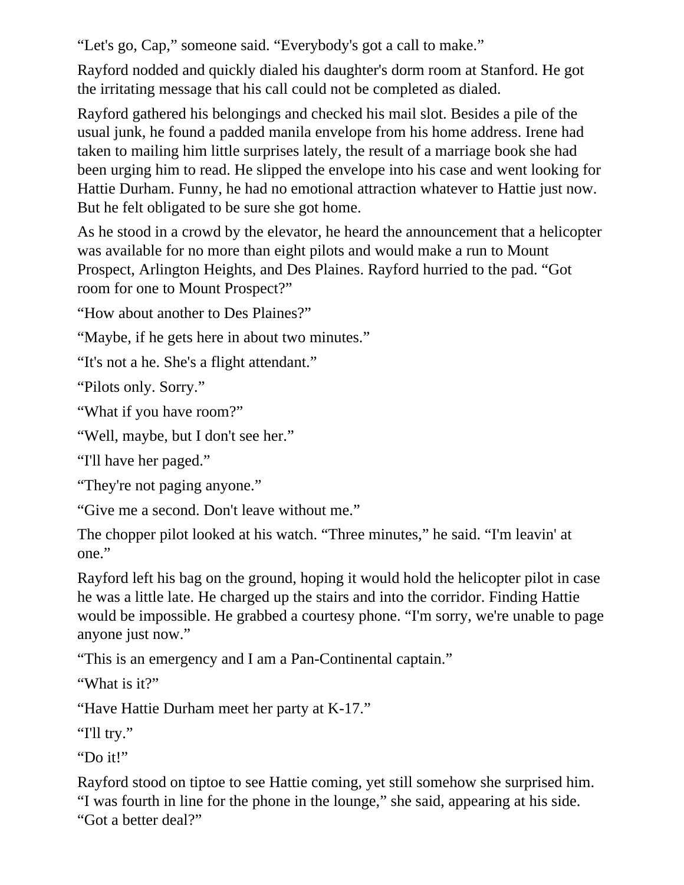“Let's go, Cap,” someone said. “Everybody's got a call to make.”

Rayford nodded and quickly dialed his daughter's dorm room at Stanford. He got the irritating message that his call could not be completed as dialed.

Rayford gathered his belongings and checked his mail slot. Besides a pile of the usual junk, he found a padded manila envelope from his home address. Irene had taken to mailing him little surprises lately, the result of a marriage book she had been urging him to read. He slipped the envelope into his case and went looking for Hattie Durham. Funny, he had no emotional attraction whatever to Hattie just now. But he felt obligated to be sure she got home.

As he stood in a crowd by the elevator, he heard the announcement that a helicopter was available for no more than eight pilots and would make a run to Mount Prospect, Arlington Heights, and Des Plaines. Rayford hurried to the pad. “Got room for one to Mount Prospect?”

“How about another to Des Plaines?”

“Maybe, if he gets here in about two minutes.”

“It's not a he. She's a flight attendant.”

“Pilots only. Sorry.”

“What if you have room?”

“Well, maybe, but I don't see her.”

“I'll have her paged.”

“They're not paging anyone.”

“Give me a second. Don't leave without me.”

The chopper pilot looked at his watch. “Three minutes,” he said. “I'm leavin' at one.”

Rayford left his bag on the ground, hoping it would hold the helicopter pilot in case he was a little late. He charged up the stairs and into the corridor. Finding Hattie would be impossible. He grabbed a courtesy phone. “I'm sorry, we're unable to page anyone just now.”

“This is an emergency and I am a Pan-Continental captain.”

“What is it?”

“Have Hattie Durham meet her party at K-17.”

“I'll try.”

“Do it!”

Rayford stood on tiptoe to see Hattie coming, yet still somehow she surprised him. “I was fourth in line for the phone in the lounge,” she said, appearing at his side. “Got a better deal?”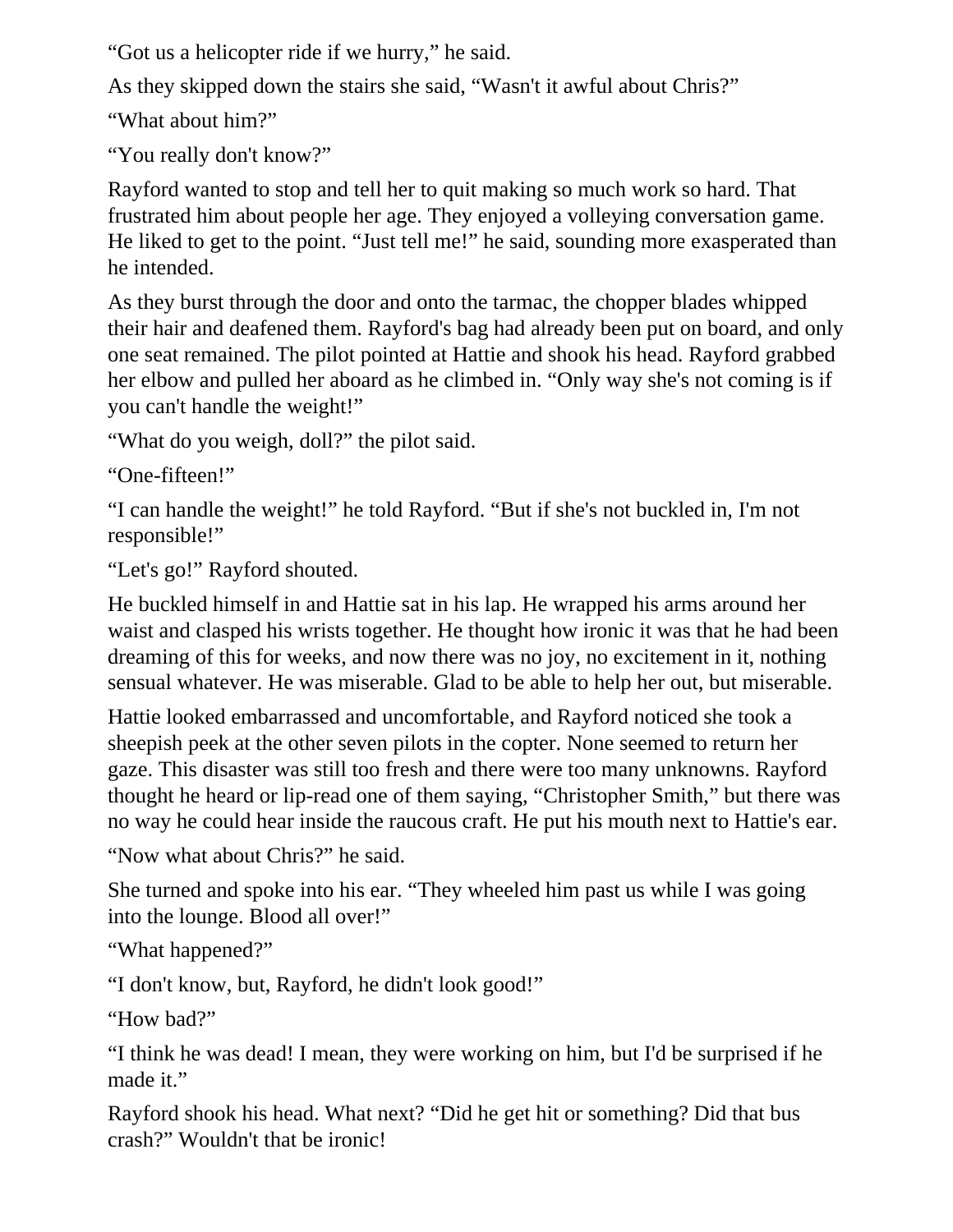“Got us a helicopter ride if we hurry,” he said.

As they skipped down the stairs she said, “Wasn't it awful about Chris?”

“What about him?”

“You really don't know?”

Rayford wanted to stop and tell her to quit making so much work so hard. That frustrated him about people her age. They enjoyed a volleying conversation game. He liked to get to the point. “Just tell me!” he said, sounding more exasperated than he intended.

As they burst through the door and onto the tarmac, the chopper blades whipped their hair and deafened them. Rayford's bag had already been put on board, and only one seat remained. The pilot pointed at Hattie and shook his head. Rayford grabbed her elbow and pulled her aboard as he climbed in. “Only way she's not coming is if you can't handle the weight!”

“What do you weigh, doll?” the pilot said.

“One-fifteen!”

“I can handle the weight!” he told Rayford. “But if she's not buckled in, I'm not responsible!”

“Let's go!” Rayford shouted.

He buckled himself in and Hattie sat in his lap. He wrapped his arms around her waist and clasped his wrists together. He thought how ironic it was that he had been dreaming of this for weeks, and now there was no joy, no excitement in it, nothing sensual whatever. He was miserable. Glad to be able to help her out, but miserable.

Hattie looked embarrassed and uncomfortable, and Rayford noticed she took a sheepish peek at the other seven pilots in the copter. None seemed to return her gaze. This disaster was still too fresh and there were too many unknowns. Rayford thought he heard or lip-read one of them saying, “Christopher Smith,” but there was no way he could hear inside the raucous craft. He put his mouth next to Hattie's ear.

“Now what about Chris?” he said.

She turned and spoke into his ear. “They wheeled him past us while I was going into the lounge. Blood all over!”

“What happened?”

“I don't know, but, Rayford, he didn't look good!”

“How bad?”

“I think he was dead! I mean, they were working on him, but I'd be surprised if he made it.”

Rayford shook his head. What next? “Did he get hit or something? Did that bus crash?” Wouldn't that be ironic!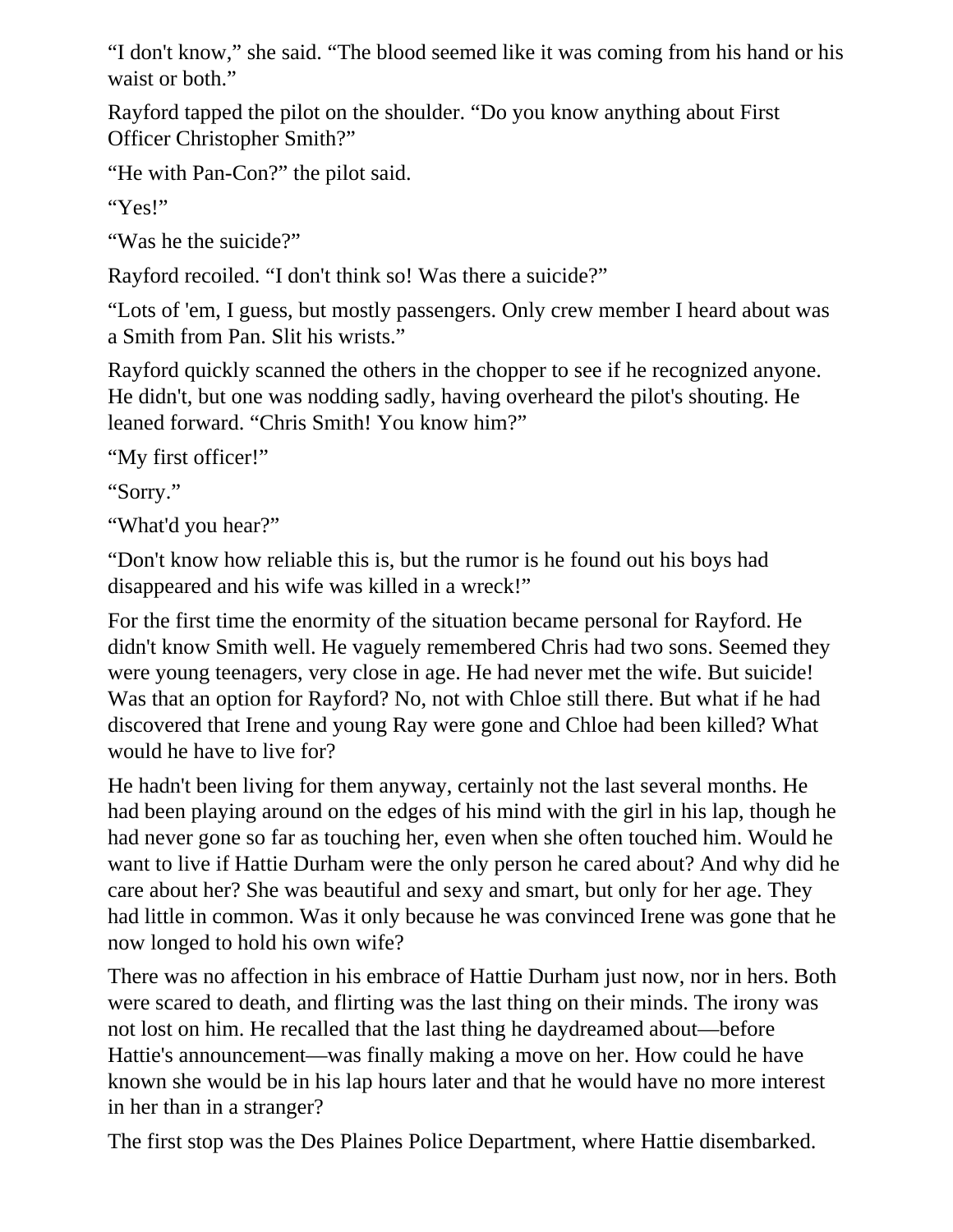“I don't know,” she said. “The blood seemed like it was coming from his hand or his waist or both.”

Rayford tapped the pilot on the shoulder. “Do you know anything about First Officer Christopher Smith?”

“He with Pan-Con?” the pilot said.

“Yes!”

“Was he the suicide?”

Rayford recoiled. “I don't think so! Was there a suicide?”

“Lots of 'em, I guess, but mostly passengers. Only crew member I heard about was a Smith from Pan. Slit his wrists.”

Rayford quickly scanned the others in the chopper to see if he recognized anyone. He didn't, but one was nodding sadly, having overheard the pilot's shouting. He leaned forward. “Chris Smith! You know him?”

“My first officer!”

“Sorry.”

“What'd you hear?”

“Don't know how reliable this is, but the rumor is he found out his boys had disappeared and his wife was killed in a wreck!”

For the first time the enormity of the situation became personal for Rayford. He didn't know Smith well. He vaguely remembered Chris had two sons. Seemed they were young teenagers, very close in age. He had never met the wife. But suicide! Was that an option for Rayford? No, not with Chloe still there. But what if he had discovered that Irene and young Ray were gone and Chloe had been killed? What would he have to live for?

He hadn't been living for them anyway, certainly not the last several months. He had been playing around on the edges of his mind with the girl in his lap, though he had never gone so far as touching her, even when she often touched him. Would he want to live if Hattie Durham were the only person he cared about? And why did he care about her? She was beautiful and sexy and smart, but only for her age. They had little in common. Was it only because he was convinced Irene was gone that he now longed to hold his own wife?

There was no affection in his embrace of Hattie Durham just now, nor in hers. Both were scared to death, and flirting was the last thing on their minds. The irony was not lost on him. He recalled that the last thing he daydreamed about—before Hattie's announcement—was finally making a move on her. How could he have known she would be in his lap hours later and that he would have no more interest in her than in a stranger?

The first stop was the Des Plaines Police Department, where Hattie disembarked.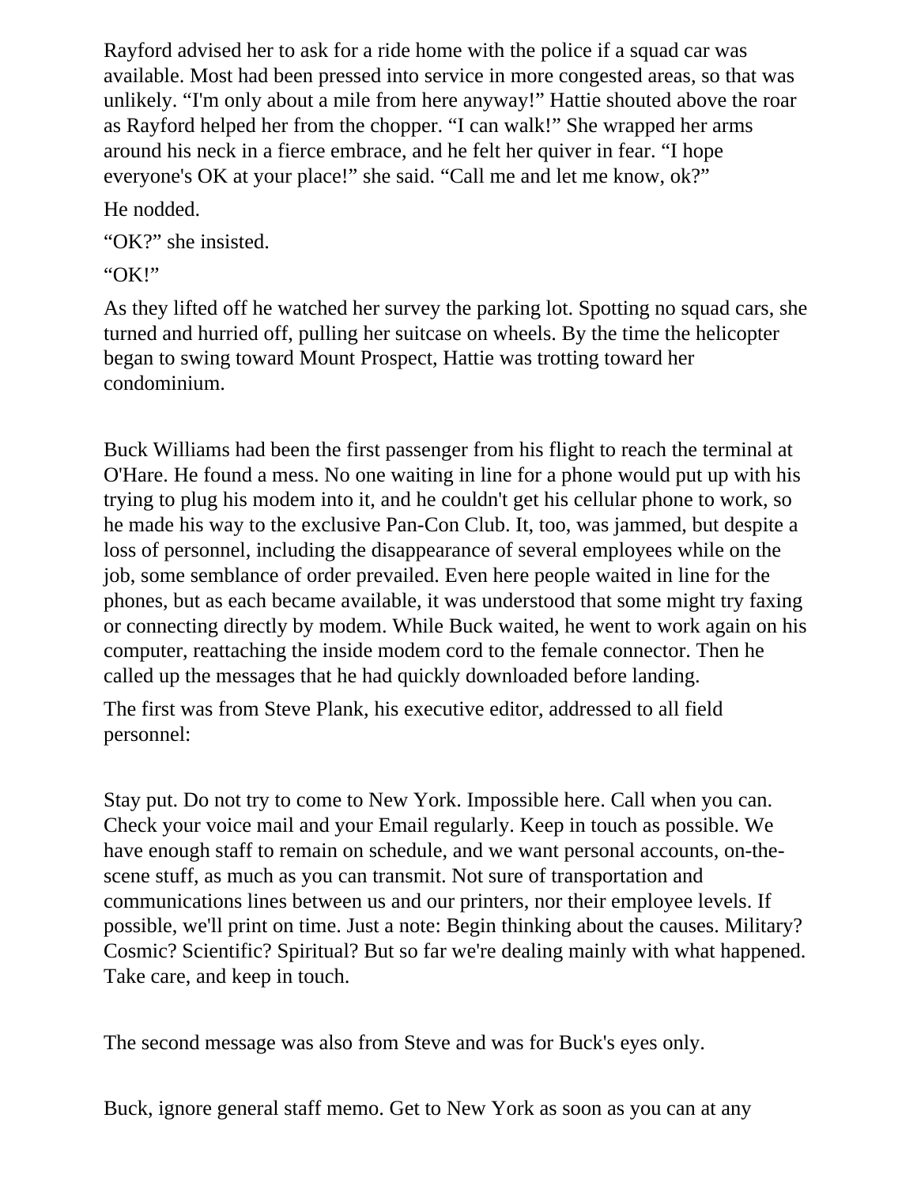Rayford advised her to ask for a ride home with the police if a squad car was available. Most had been pressed into service in more congested areas, so that was unlikely. “I'm only about a mile from here anyway!” Hattie shouted above the roar as Rayford helped her from the chopper. “I can walk!” She wrapped her arms around his neck in a fierce embrace, and he felt her quiver in fear. “I hope everyone's OK at your place!” she said. “Call me and let me know, ok?”

He nodded.

“OK?” she insisted.

“OK!”

As they lifted off he watched her survey the parking lot. Spotting no squad cars, she turned and hurried off, pulling her suitcase on wheels. By the time the helicopter began to swing toward Mount Prospect, Hattie was trotting toward her condominium.

Buck Williams had been the first passenger from his flight to reach the terminal at O'Hare. He found a mess. No one waiting in line for a phone would put up with his trying to plug his modem into it, and he couldn't get his cellular phone to work, so he made his way to the exclusive Pan-Con Club. It, too, was jammed, but despite a loss of personnel, including the disappearance of several employees while on the job, some semblance of order prevailed. Even here people waited in line for the phones, but as each became available, it was understood that some might try faxing or connecting directly by modem. While Buck waited, he went to work again on his computer, reattaching the inside modem cord to the female connector. Then he called up the messages that he had quickly downloaded before landing.

The first was from Steve Plank, his executive editor, addressed to all field personnel:

Stay put. Do not try to come to New York. Impossible here. Call when you can. Check your voice mail and your Email regularly. Keep in touch as possible. We have enough staff to remain on schedule, and we want personal accounts, on-the-scene stuff, as much as you can transmit. Not sure of transportation and communications lines between us and our printers, nor their employee levels. If possible, we'll print on time. Just a note: Begin thinking about the causes. Military? Cosmic? Scientific? Spiritual? But so far we're dealing mainly with what happened. Take care, and keep in touch.

The second message was also from Steve and was for Buck's eyes only.

Buck, ignore general staff memo. Get to New York as soon as you can at any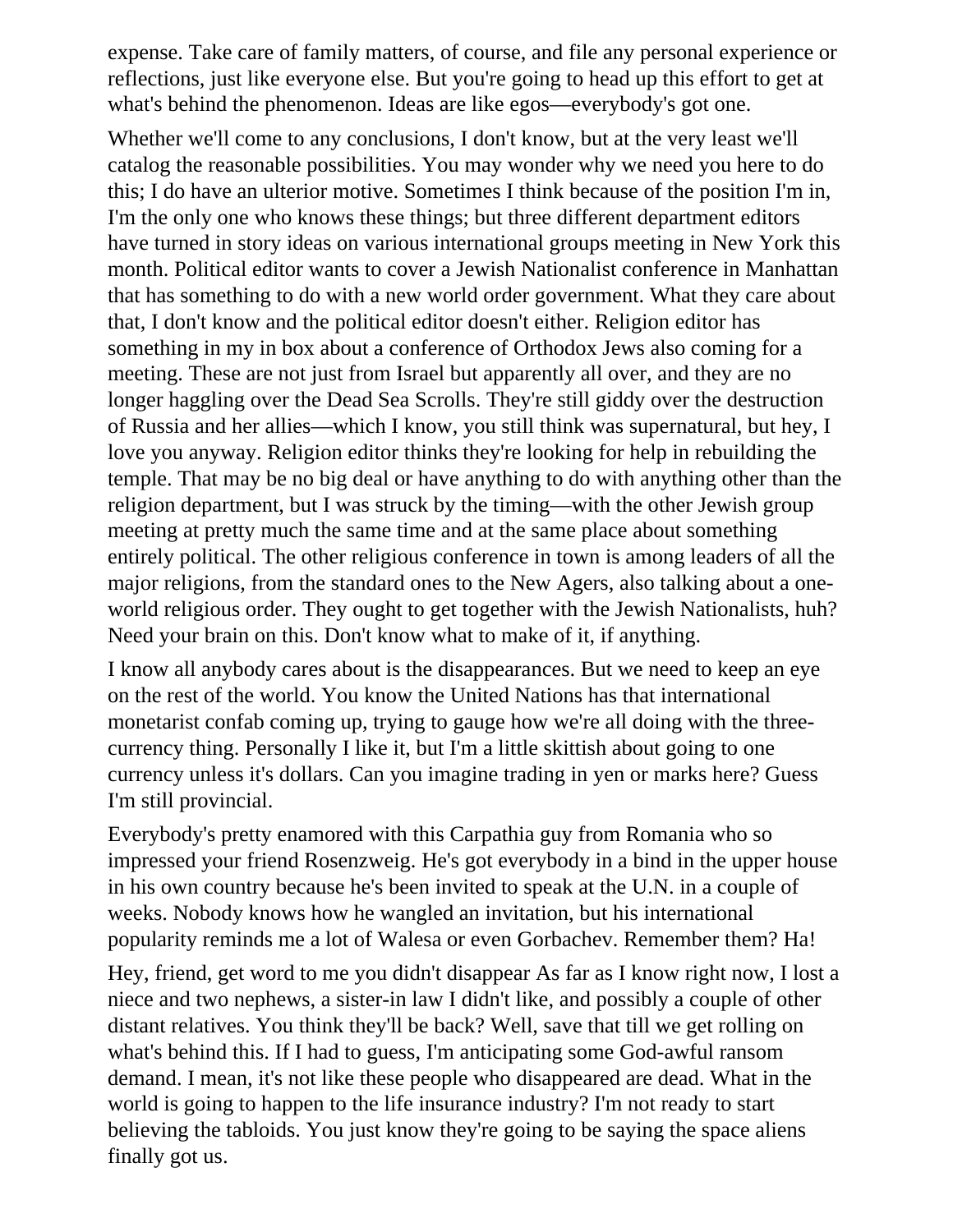expense. Take care of family matters, of course, and file any personal experience or reflections, just like everyone else. But you're going to head up this effort to get at what's behind the phenomenon. Ideas are like egos—everybody's got one.

Whether we'll come to any conclusions, I don't know, but at the very least we'll catalog the reasonable possibilities. You may wonder why we need you here to do this; I do have an ulterior motive. Sometimes I think because of the position I'm in, I'm the only one who knows these things; but three different department editors have turned in story ideas on various international groups meeting in New York this month. Political editor wants to cover a Jewish Nationalist conference in Manhattan that has something to do with a new world order government. What they care about that, I don't know and the political editor doesn't either. Religion editor has something in my in box about a conference of Orthodox Jews also coming for a meeting. These are not just from Israel but apparently all over, and they are no longer haggling over the Dead Sea Scrolls. They're still giddy over the destruction of Russia and her allies—which I know, you still think was supernatural, but hey, I love you anyway. Religion editor thinks they're looking for help in rebuilding the temple. That may be no big deal or have anything to do with anything other than the religion department, but I was struck by the timing—with the other Jewish group meeting at pretty much the same time and at the same place about something entirely political. The other religious conference in town is among leaders of all the major religions, from the standard ones to the New Agers, also talking about a one-world religious order. They ought to get together with the Jewish Nationalists, huh? Need your brain on this. Don't know what to make of it, if anything.

I know all anybody cares about is the disappearances. But we need to keep an eye on the rest of the world. You know the United Nations has that international monetarist confab coming up, trying to gauge how we're all doing with the three-currency thing. Personally I like it, but I'm a little skittish about going to one currency unless it's dollars. Can you imagine trading in yen or marks here? Guess I'm still provincial.

Everybody's pretty enamored with this Carpathia guy from Romania who so impressed your friend Rosenzweig. He's got everybody in a bind in the upper house in his own country because he's been invited to speak at the U.N. in a couple of weeks. Nobody knows how he wangled an invitation, but his international popularity reminds me a lot of Walesa or even Gorbachev. Remember them? Ha!

Hey, friend, get word to me you didn't disappear As far as I know right now, I lost a niece and two nephews, a sister-in law I didn't like, and possibly a couple of other distant relatives. You think they'll be back? Well, save that till we get rolling on what's behind this. If I had to guess, I'm anticipating some God-awful ransom demand. I mean, it's not like these people who disappeared are dead. What in the world is going to happen to the life insurance industry? I'm not ready to start believing the tabloids. You just know they're going to be saying the space aliens finally got us.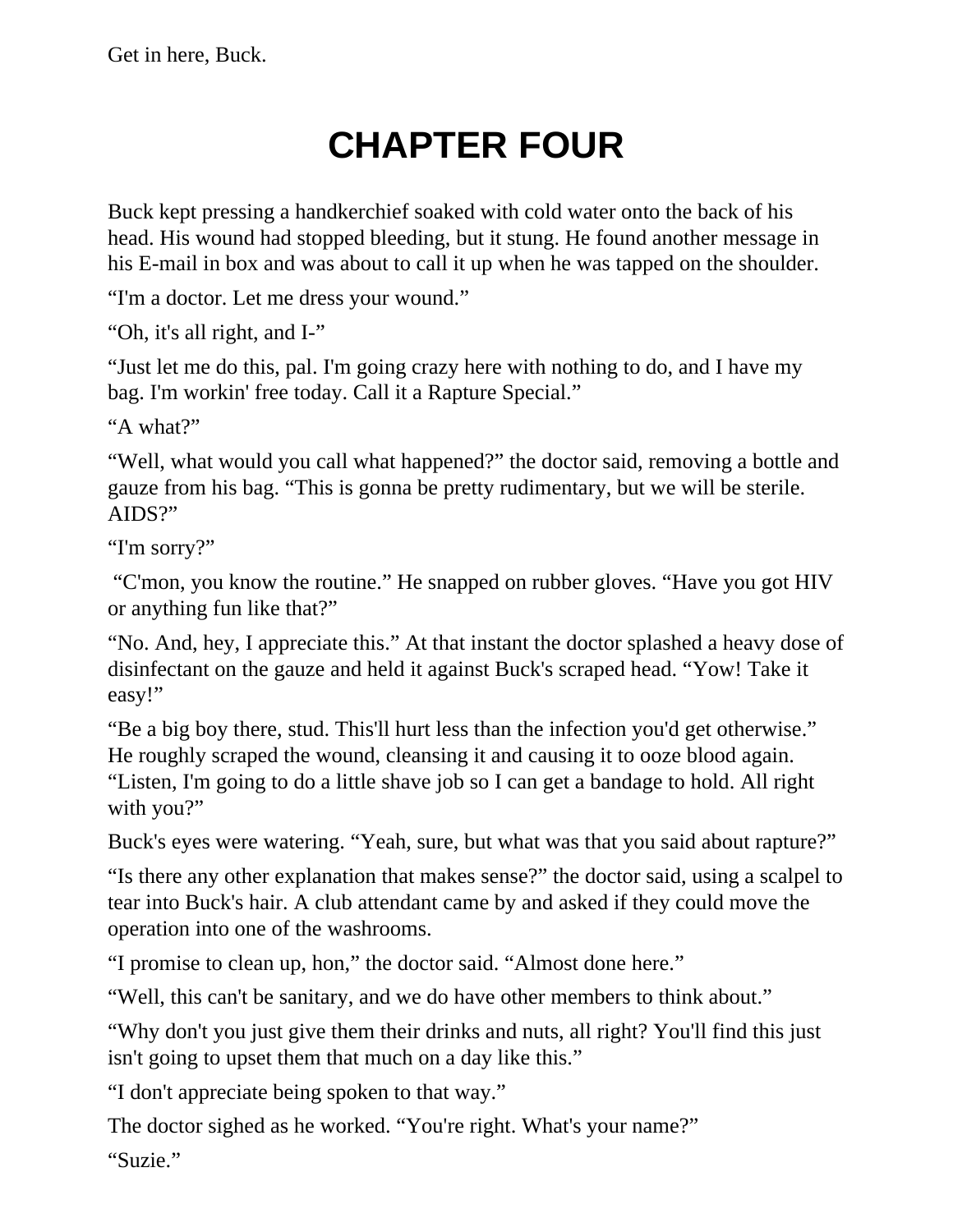Get in here, Buck.

# CHAPTER FOUR

Buck kept pressing a handkerchief soaked with cold water onto the back of his head. His wound had stopped bleeding, but it stung. He found another message in his E-mail in box and was about to call it up when he was tapped on the shoulder.

“I'm a doctor. Let me dress your wound.”

“Oh, it's all right, and I-”

“Just let me do this, pal. I'm going crazy here with nothing to do, and I have my bag. I'm workin' free today. Call it a Rapture Special.”

“A what?”

“Well, what would you call what happened?” the doctor said, removing a bottle and gauze from his bag. “This is gonna be pretty rudimentary, but we will be sterile. AIDS?”

“I'm sorry?”

“C'mon, you know the routine.” He snapped on rubber gloves. “Have you got HIV or anything fun like that?”

“No. And, hey, I appreciate this.” At that instant the doctor splashed a heavy dose of disinfectant on the gauze and held it against Buck's scraped head. “Yow! Take it easy!”

“Be a big boy there, stud. This'll hurt less than the infection you'd get otherwise.” He roughly scraped the wound, cleansing it and causing it to ooze blood again. “Listen, I'm going to do a little shave job so I can get a bandage to hold. All right with you?”

Buck's eyes were watering. “Yeah, sure, but what was that you said about rapture?”

“Is there any other explanation that makes sense?” the doctor said, using a scalpel to tear into Buck's hair. A club attendant came by and asked if they could move the operation into one of the washrooms.

“I promise to clean up, hon,” the doctor said. “Almost done here.”

“Well, this can't be sanitary, and we do have other members to think about.”

“Why don't you just give them their drinks and nuts, all right? You'll find this just isn't going to upset them that much on a day like this.”

“I don't appreciate being spoken to that way.”

The doctor sighed as he worked. “You're right. What's your name?”

“Suzie.”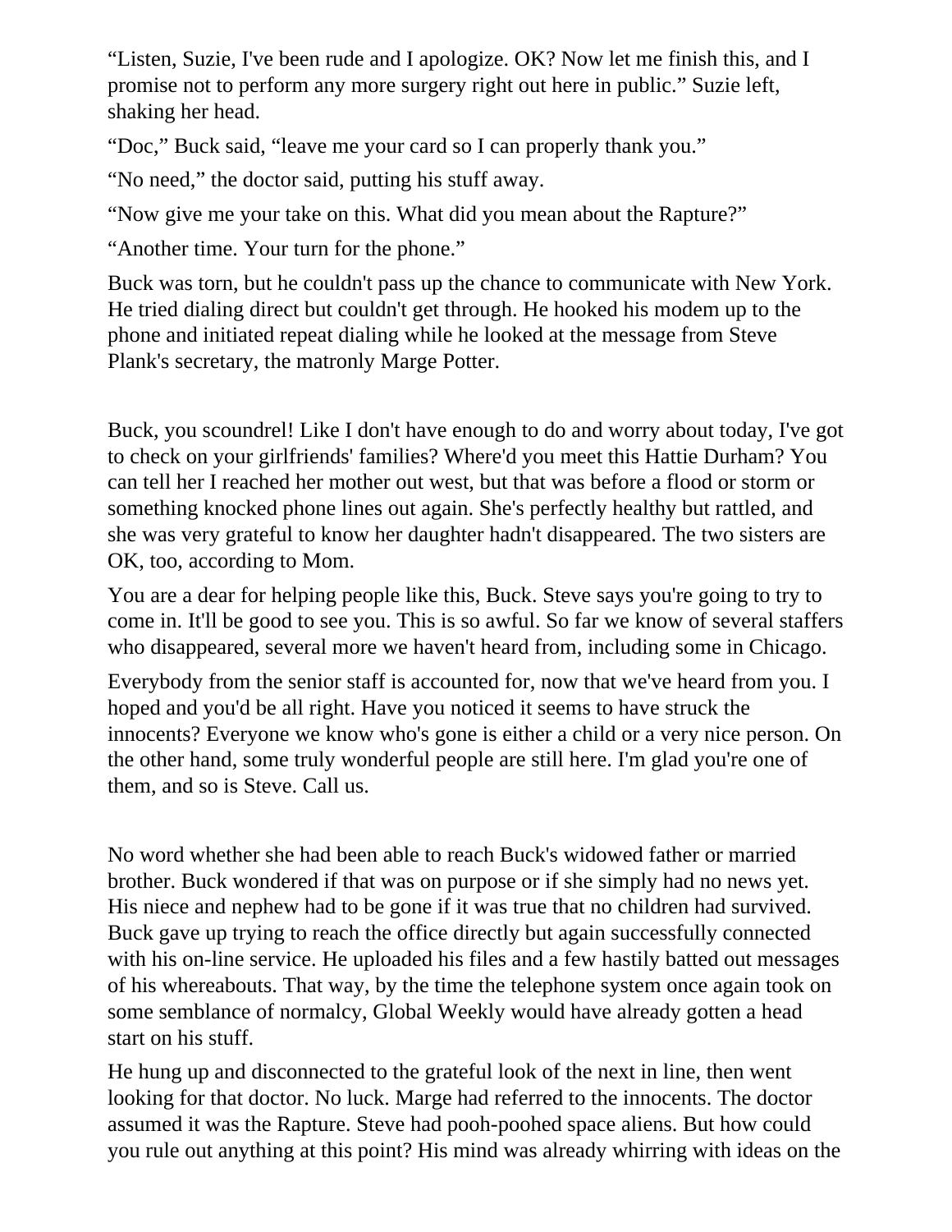“Listen, Suzie, I've been rude and I apologize. OK? Now let me finish this, and I promise not to perform any more surgery right out here in public.” Suzie left, shaking her head.

“Doc,” Buck said, “leave me your card so I can properly thank you.”

“No need,” the doctor said, putting his stuff away.

“Now give me your take on this. What did you mean about the Rapture?”

“Another time. Your turn for the phone.”

Buck was torn, but he couldn't pass up the chance to communicate with New York. He tried dialing direct but couldn't get through. He hooked his modem up to the phone and initiated repeat dialing while he looked at the message from Steve Plank's secretary, the matronly Marge Potter.

Buck, you scoundrel! Like I don't have enough to do and worry about today, I've got to check on your girlfriends' families? Where'd you meet this Hattie Durham? You can tell her I reached her mother out west, but that was before a flood or storm or something knocked phone lines out again. She's perfectly healthy but rattled, and she was very grateful to know her daughter hadn't disappeared. The two sisters are OK, too, according to Mom.

You are a dear for helping people like this, Buck. Steve says you're going to try to come in. It'll be good to see you. This is so awful. So far we know of several staffers who disappeared, several more we haven't heard from, including some in Chicago.

Everybody from the senior staff is accounted for, now that we've heard from you. I hoped and you'd be all right. Have you noticed it seems to have struck the innocents? Everyone we know who's gone is either a child or a very nice person. On the other hand, some truly wonderful people are still here. I'm glad you're one of them, and so is Steve. Call us.

No word whether she had been able to reach Buck's widowed father or married brother. Buck wondered if that was on purpose or if she simply had no news yet. His niece and nephew had to be gone if it was true that no children had survived. Buck gave up trying to reach the office directly but again successfully connected with his on-line service. He uploaded his files and a few hastily batted out messages of his whereabouts. That way, by the time the telephone system once again took on some semblance of normalcy, Global Weekly would have already gotten a head start on his stuff.

He hung up and disconnected to the grateful look of the next in line, then went looking for that doctor. No luck. Marge had referred to the innocents. The doctor assumed it was the Rapture. Steve had pooh-poohed space aliens. But how could you rule out anything at this point? His mind was already whirring with ideas on the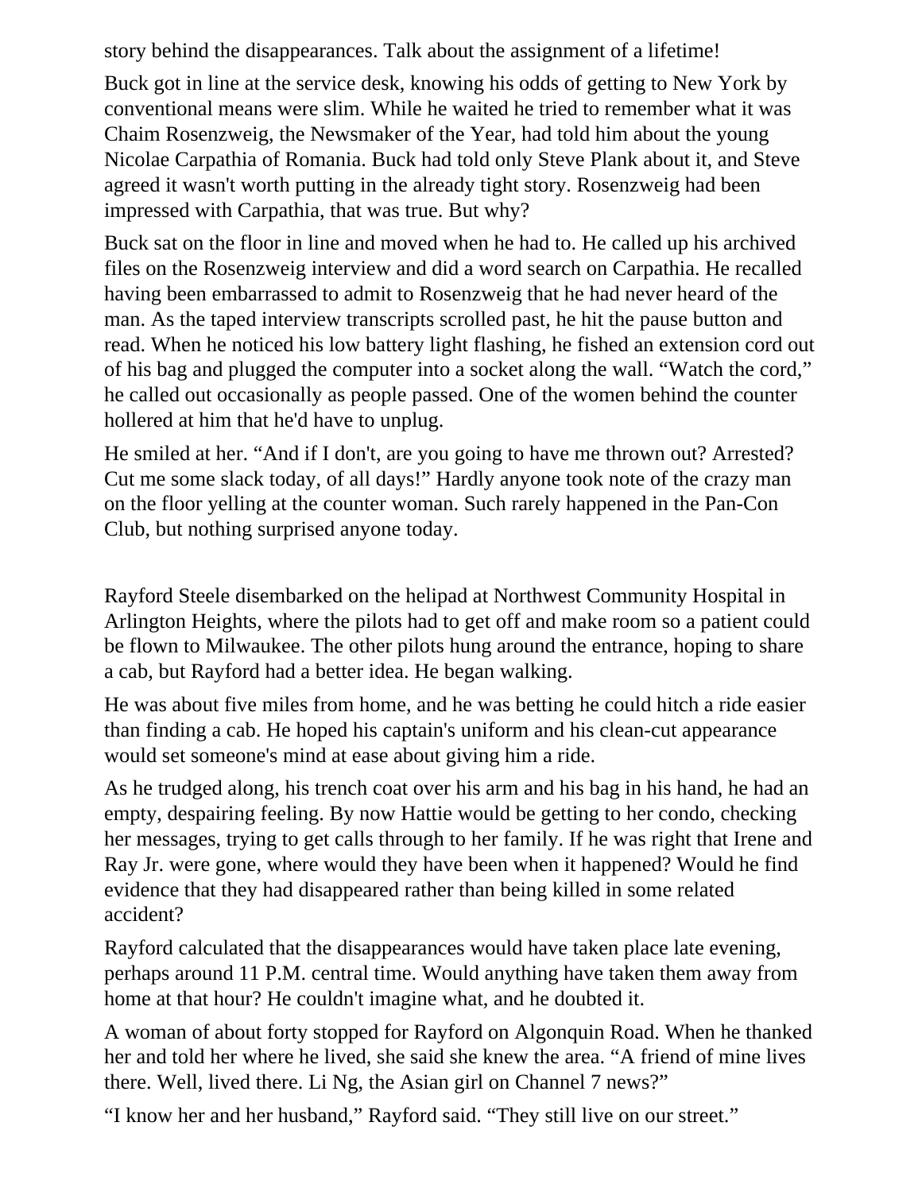story behind the disappearances. Talk about the assignment of a lifetime!

Buck got in line at the service desk, knowing his odds of getting to New York by conventional means were slim. While he waited he tried to remember what it was Chaim Rosenzweig, the Newsmaker of the Year, had told him about the young Nicolae Carpathia of Romania. Buck had told only Steve Plank about it, and Steve agreed it wasn't worth putting in the already tight story. Rosenzweig had been impressed with Carpathia, that was true. But why?

Buck sat on the floor in line and moved when he had to. He called up his archived files on the Rosenzweig interview and did a word search on Carpathia. He recalled having been embarrassed to admit to Rosenzweig that he had never heard of the man. As the taped interview transcripts scrolled past, he hit the pause button and read. When he noticed his low battery light flashing, he fished an extension cord out of his bag and plugged the computer into a socket along the wall. “Watch the cord,” he called out occasionally as people passed. One of the women behind the counter hollered at him that he'd have to unplug.

He smiled at her. “And if I don't, are you going to have me thrown out? Arrested? Cut me some slack today, of all days!” Hardly anyone took note of the crazy man on the floor yelling at the counter woman. Such rarely happened in the Pan-Con Club, but nothing surprised anyone today.

Rayford Steele disembarked on the helipad at Northwest Community Hospital in Arlington Heights, where the pilots had to get off and make room so a patient could be flown to Milwaukee. The other pilots hung around the entrance, hoping to share a cab, but Rayford had a better idea. He began walking.

He was about five miles from home, and he was betting he could hitch a ride easier than finding a cab. He hoped his captain's uniform and his clean-cut appearance would set someone's mind at ease about giving him a ride.

As he trudged along, his trench coat over his arm and his bag in his hand, he had an empty, despairing feeling. By now Hattie would be getting to her condo, checking her messages, trying to get calls through to her family. If he was right that Irene and Ray Jr. were gone, where would they have been when it happened? Would he find evidence that they had disappeared rather than being killed in some related accident?

Rayford calculated that the disappearances would have taken place late evening, perhaps around 11 P.M. central time. Would anything have taken them away from home at that hour? He couldn't imagine what, and he doubted it.

A woman of about forty stopped for Rayford on Algonquin Road. When he thanked her and told her where he lived, she said she knew the area. “A friend of mine lives there. Well, lived there. Li Ng, the Asian girl on Channel 7 news?”

“I know her and her husband,” Rayford said. “They still live on our street.”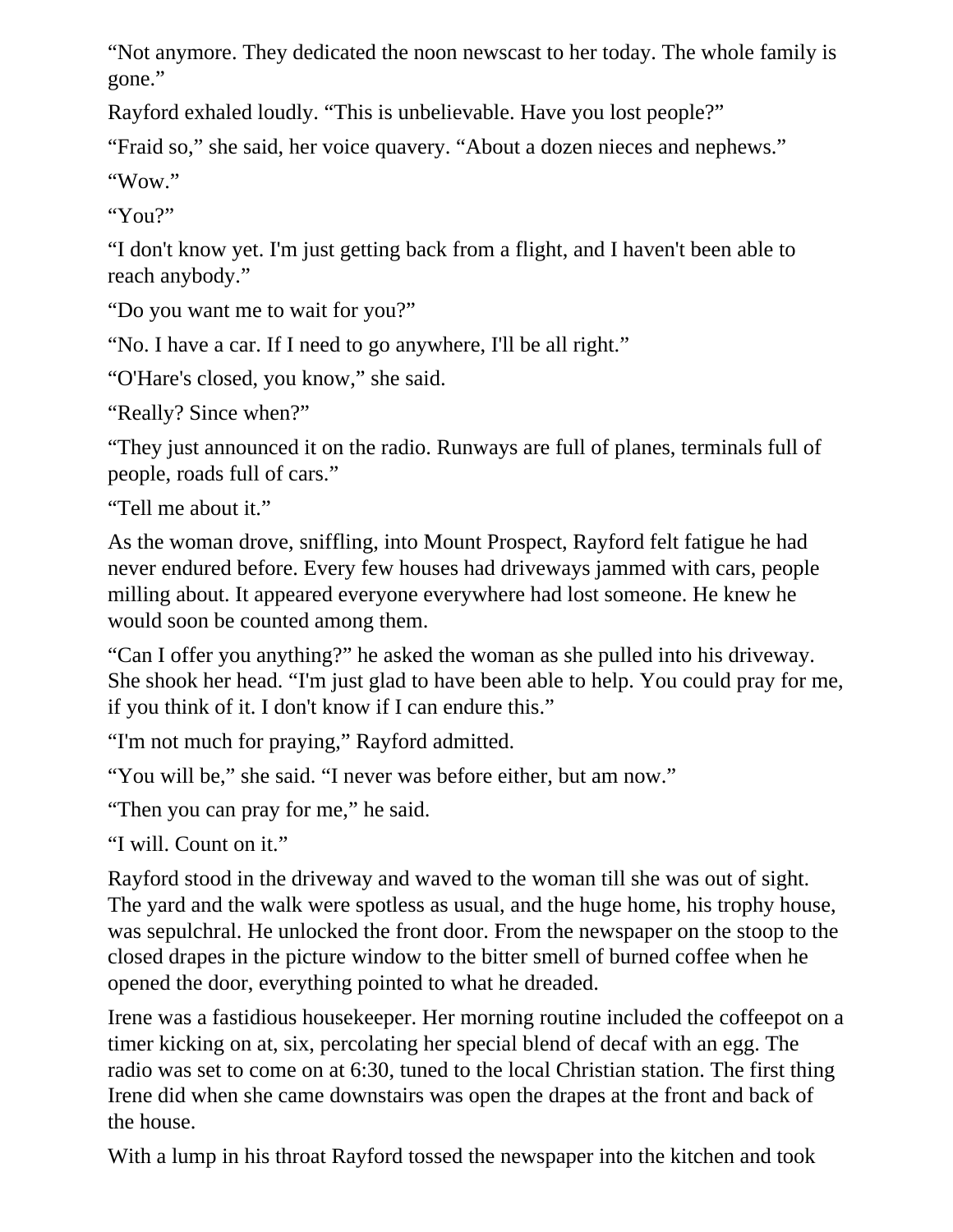“Not anymore. They dedicated the noon newscast to her today. The whole family is gone.”

Rayford exhaled loudly. “This is unbelievable. Have you lost people?”

“Fraid so,” she said, her voice quavery. “About a dozen nieces and nephews.”

“Wow.”

“You?”

“I don't know yet. I'm just getting back from a flight, and I haven't been able to reach anybody.”

“Do you want me to wait for you?”

“No. I have a car. If I need to go anywhere, I'll be all right.”

“O'Hare's closed, you know,” she said.

“Really? Since when?”

“They just announced it on the radio. Runways are full of planes, terminals full of people, roads full of cars.”

“Tell me about it.”

As the woman drove, sniffling, into Mount Prospect, Rayford felt fatigue he had never endured before. Every few houses had driveways jammed with cars, people milling about. It appeared everyone everywhere had lost someone. He knew he would soon be counted among them.

“Can I offer you anything?” he asked the woman as she pulled into his driveway. She shook her head. “I'm just glad to have been able to help. You could pray for me, if you think of it. I don't know if I can endure this.”

“I'm not much for praying,” Rayford admitted.

“You will be,” she said. “I never was before either, but am now.”

“Then you can pray for me,” he said.

“I will. Count on it.”

Rayford stood in the driveway and waved to the woman till she was out of sight. The yard and the walk were spotless as usual, and the huge home, his trophy house, was sepulchral. He unlocked the front door. From the newspaper on the stoop to the closed drapes in the picture window to the bitter smell of burned coffee when he opened the door, everything pointed to what he dreaded.

Irene was a fastidious housekeeper. Her morning routine included the coffeepot on a timer kicking on at, six, percolating her special blend of decaf with an egg. The radio was set to come on at 6:30, tuned to the local Christian station. The first thing Irene did when she came downstairs was open the drapes at the front and back of the house.

With a lump in his throat Rayford tossed the newspaper into the kitchen and took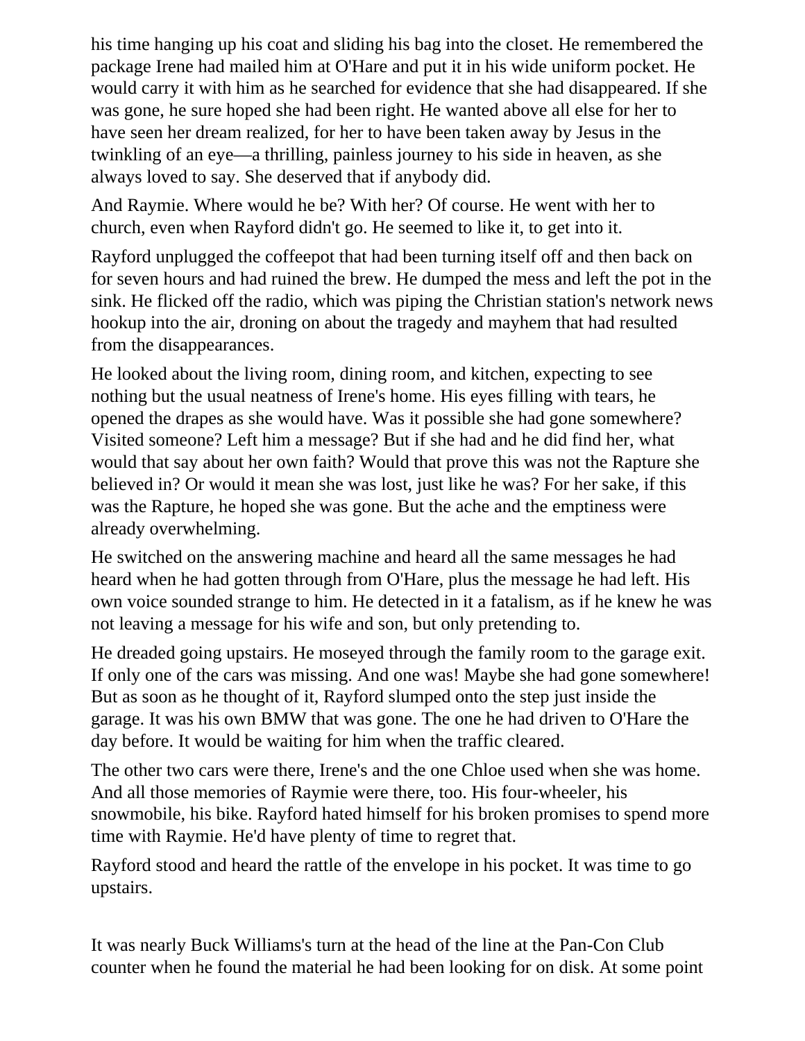his time hanging up his coat and sliding his bag into the closet. He remembered the package Irene had mailed him at O'Hare and put it in his wide uniform pocket. He would carry it with him as he searched for evidence that she had disappeared. If she was gone, he sure hoped she had been right. He wanted above all else for her to have seen her dream realized, for her to have been taken away by Jesus in the twinkling of an eye—a thrilling, painless journey to his side in heaven, as she always loved to say. She deserved that if anybody did.

And Raymie. Where would he be? With her? Of course. He went with her to church, even when Rayford didn't go. He seemed to like it, to get into it.

Rayford unplugged the coffeepot that had been turning itself off and then back on for seven hours and had ruined the brew. He dumped the mess and left the pot in the sink. He flicked off the radio, which was piping the Christian station's network news hookup into the air, droning on about the tragedy and mayhem that had resulted from the disappearances.

He looked about the living room, dining room, and kitchen, expecting to see nothing but the usual neatness of Irene's home. His eyes filling with tears, he opened the drapes as she would have. Was it possible she had gone somewhere? Visited someone? Left him a message? But if she had and he did find her, what would that say about her own faith? Would that prove this was not the Rapture she believed in? Or would it mean she was lost, just like he was? For her sake, if this was the Rapture, he hoped she was gone. But the ache and the emptiness were already overwhelming.

He switched on the answering machine and heard all the same messages he had heard when he had gotten through from O'Hare, plus the message he had left. His own voice sounded strange to him. He detected in it a fatalism, as if he knew he was not leaving a message for his wife and son, but only pretending to.

He dreaded going upstairs. He moseyed through the family room to the garage exit. If only one of the cars was missing. And one was! Maybe she had gone somewhere! But as soon as he thought of it, Rayford slumped onto the step just inside the garage. It was his own BMW that was gone. The one he had driven to O'Hare the day before. It would be waiting for him when the traffic cleared.

The other two cars were there, Irene's and the one Chloe used when she was home. And all those memories of Raymie were there, too. His four-wheeler, his snowmobile, his bike. Rayford hated himself for his broken promises to spend more time with Raymie. He'd have plenty of time to regret that.

Rayford stood and heard the rattle of the envelope in his pocket. It was time to go upstairs.

It was nearly Buck Williams's turn at the head of the line at the Pan-Con Club counter when he found the material he had been looking for on disk. At some point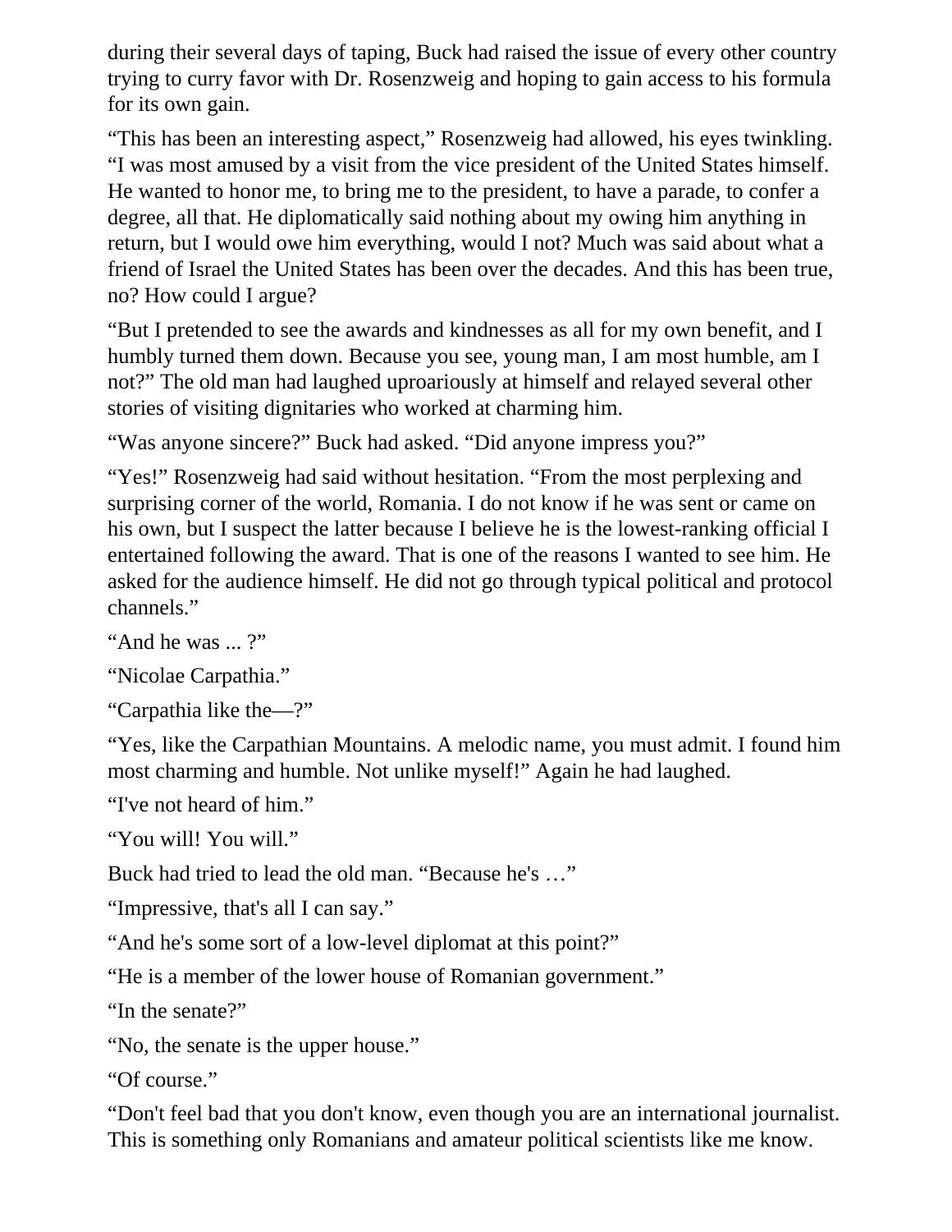during their several days of taping, Buck had raised the issue of every other country trying to curry favor with Dr. Rosenzweig and hoping to gain access to his formula for its own gain.

“This has been an interesting aspect,” Rosenzweig had allowed, his eyes twinkling. “I was most amused by a visit from the vice president of the United States himself. He wanted to honor me, to bring me to the president, to have a parade, to confer a degree, all that. He diplomatically said nothing about my owing him anything in return, but I would owe him everything, would I not? Much was said about what a friend of Israel the United States has been over the decades. And this has been true, no? How could I argue?

“But I pretended to see the awards and kindnesses as all for my own benefit, and I humbly turned them down. Because you see, young man, I am most humble, am I not?” The old man had laughed uproariously at himself and relayed several other stories of visiting dignitaries who worked at charming him.

“Was anyone sincere?” Buck had asked. “Did anyone impress you?”

“Yes!” Rosenzweig had said without hesitation. “From the most perplexing and surprising corner of the world, Romania. I do not know if he was sent or came on his own, but I suspect the latter because I believe he is the lowest-ranking official I entertained following the award. That is one of the reasons I wanted to see him. He asked for the audience himself. He did not go through typical political and protocol channels.”

“And he was ... ?”

“Nicolae Carpathia.”

“Carpathia like the—?”

“Yes, like the Carpathian Mountains. A melodic name, you must admit. I found him most charming and humble. Not unlike myself!” Again he had laughed.

“I've not heard of him.”

“You will! You will.”

Buck had tried to lead the old man. “Because he's …”

“Impressive, that's all I can say.”

“And he's some sort of a low-level diplomat at this point?”

“He is a member of the lower house of Romanian government.”

“In the senate?”

“No, the senate is the upper house.”

“Of course.”

“Don't feel bad that you don't know, even though you are an international journalist. This is something only Romanians and amateur political scientists like me know.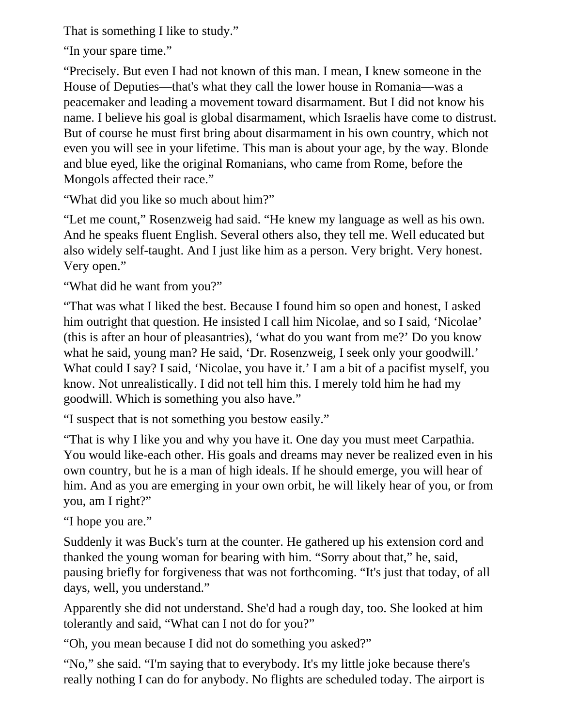That is something I like to study."

"In your spare time."

"Precisely. But even I had not known of this man. I mean, I knew someone in the House of Deputies—that's what they call the lower house in Romania—was a peacemaker and leading a movement toward disarmament. But I did not know his name. I believe his goal is global disarmament, which Israelis have come to distrust. But of course he must first bring about disarmament in his own country, which not even you will see in your lifetime. This man is about your age, by the way. Blonde and blue eyed, like the original Romanians, who came from Rome, before the Mongols affected their race."

"What did you like so much about him?"

"Let me count," Rosenzweig had said. "He knew my language as well as his own. And he speaks fluent English. Several others also, they tell me. Well educated but also widely self-taught. And I just like him as a person. Very bright. Very honest. Very open."

"What did he want from you?"

"That was what I liked the best. Because I found him so open and honest, I asked him outright that question. He insisted I call him Nicolae, and so I said, 'Nicolae' (this is after an hour of pleasantries), 'what do you want from me?' Do you know what he said, young man? He said, 'Dr. Rosenzweig, I seek only your goodwill.' What could I say? I said, 'Nicolae, you have it.' I am a bit of a pacifist myself, you know. Not unrealistically. I did not tell him this. I merely told him he had my goodwill. Which is something you also have."

"I suspect that is not something you bestow easily."

"That is why I like you and why you have it. One day you must meet Carpathia. You would like-each other. His goals and dreams may never be realized even in his own country, but he is a man of high ideals. If he should emerge, you will hear of him. And as you are emerging in your own orbit, he will likely hear of you, or from you, am I right?"

"I hope you are."

Suddenly it was Buck's turn at the counter. He gathered up his extension cord and thanked the young woman for bearing with him. "Sorry about that," he, said, pausing briefly for forgiveness that was not forthcoming. "It's just that today, of all days, well, you understand."

Apparently she did not understand. She'd had a rough day, too. She looked at him tolerantly and said, "What can I not do for you?"

"Oh, you mean because I did not do something you asked?"

"No," she said. "I'm saying that to everybody. It's my little joke because there's really nothing I can do for anybody. No flights are scheduled today. The airport is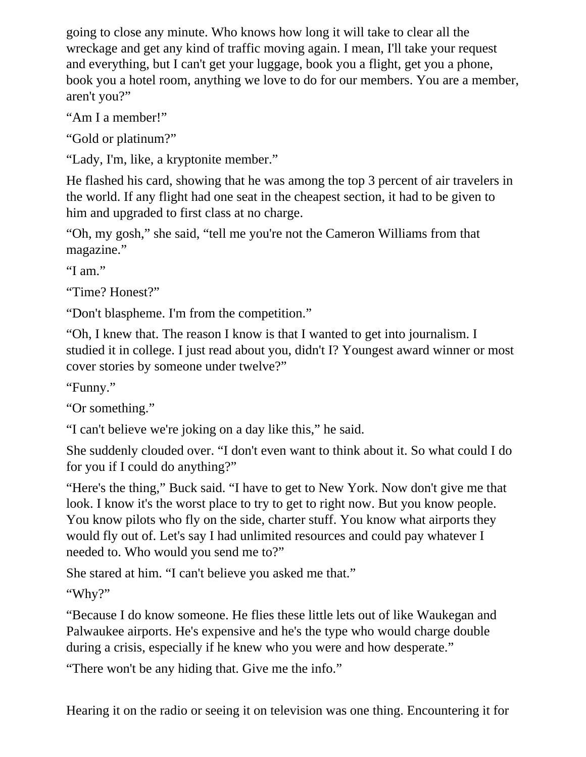going to close any minute. Who knows how long it will take to clear all the wreckage and get any kind of traffic moving again. I mean, I'll take your request and everything, but I can't get your luggage, book you a flight, get you a phone, book you a hotel room, anything we love to do for our members. You are a member, aren't you?"

"Am I a member!"

"Gold or platinum?"

"Lady, I'm, like, a kryptonite member."

He flashed his card, showing that he was among the top 3 percent of air travelers in the world. If any flight had one seat in the cheapest section, it had to be given to him and upgraded to first class at no charge.

"Oh, my gosh," she said, "tell me you're not the Cameron Williams from that magazine."

"I am."

"Time? Honest?"

"Don't blaspheme. I'm from the competition."

"Oh, I knew that. The reason I know is that I wanted to get into journalism. I studied it in college. I just read about you, didn't I? Youngest award winner or most cover stories by someone under twelve?"

"Funny."

"Or something."

"I can't believe we're joking on a day like this," he said.

She suddenly clouded over. "I don't even want to think about it. So what could I do for you if I could do anything?"

"Here's the thing," Buck said. "I have to get to New York. Now don't give me that look. I know it's the worst place to try to get to right now. But you know people. You know pilots who fly on the side, charter stuff. You know what airports they would fly out of. Let's say I had unlimited resources and could pay whatever I needed to. Who would you send me to?"

She stared at him. "I can't believe you asked me that."

"Why?"

"Because I do know someone. He flies these little lets out of like Waukegan and Palwaukee airports. He's expensive and he's the type who would charge double during a crisis, especially if he knew who you were and how desperate."

"There won't be any hiding that. Give me the info."

Hearing it on the radio or seeing it on television was one thing. Encountering it for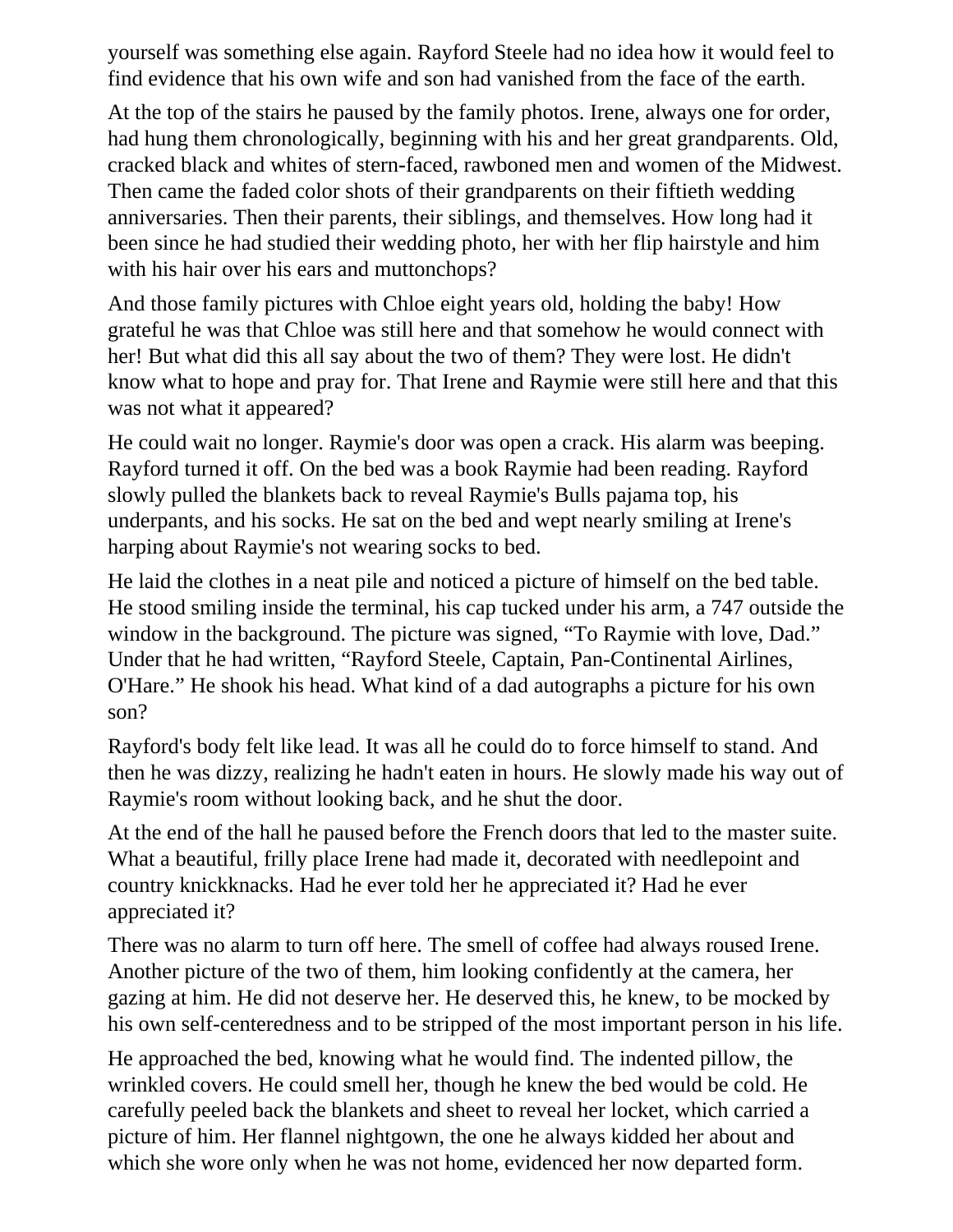yourself was something else again. Rayford Steele had no idea how it would feel to find evidence that his own wife and son had vanished from the face of the earth.

At the top of the stairs he paused by the family photos. Irene, always one for order, had hung them chronologically, beginning with his and her great grandparents. Old, cracked black and whites of stern-faced, rawboned men and women of the Midwest. Then came the faded color shots of their grandparents on their fiftieth wedding anniversaries. Then their parents, their siblings, and themselves. How long had it been since he had studied their wedding photo, her with her flip hairstyle and him with his hair over his ears and muttonchops?

And those family pictures with Chloe eight years old, holding the baby! How grateful he was that Chloe was still here and that somehow he would connect with her! But what did this all say about the two of them? They were lost. He didn't know what to hope and pray for. That Irene and Raymie were still here and that this was not what it appeared?

He could wait no longer. Raymie's door was open a crack. His alarm was beeping. Rayford turned it off. On the bed was a book Raymie had been reading. Rayford slowly pulled the blankets back to reveal Raymie's Bulls pajama top, his underpants, and his socks. He sat on the bed and wept nearly smiling at Irene's harping about Raymie's not wearing socks to bed.

He laid the clothes in a neat pile and noticed a picture of himself on the bed table. He stood smiling inside the terminal, his cap tucked under his arm, a 747 outside the window in the background. The picture was signed, “To Raymie with love, Dad.” Under that he had written, “Rayford Steele, Captain, Pan-Continental Airlines, O'Hare.” He shook his head. What kind of a dad autographs a picture for his own son?

Rayford's body felt like lead. It was all he could do to force himself to stand. And then he was dizzy, realizing he hadn't eaten in hours. He slowly made his way out of Raymie's room without looking back, and he shut the door.

At the end of the hall he paused before the French doors that led to the master suite. What a beautiful, frilly place Irene had made it, decorated with needlepoint and country knickknacks. Had he ever told her he appreciated it? Had he ever appreciated it?

There was no alarm to turn off here. The smell of coffee had always roused Irene. Another picture of the two of them, him looking confidently at the camera, her gazing at him. He did not deserve her. He deserved this, he knew, to be mocked by his own self-centeredness and to be stripped of the most important person in his life.

He approached the bed, knowing what he would find. The indented pillow, the wrinkled covers. He could smell her, though he knew the bed would be cold. He carefully peeled back the blankets and sheet to reveal her locket, which carried a picture of him. Her flannel nightgown, the one he always kidded her about and which she wore only when he was not home, evidenced her now departed form.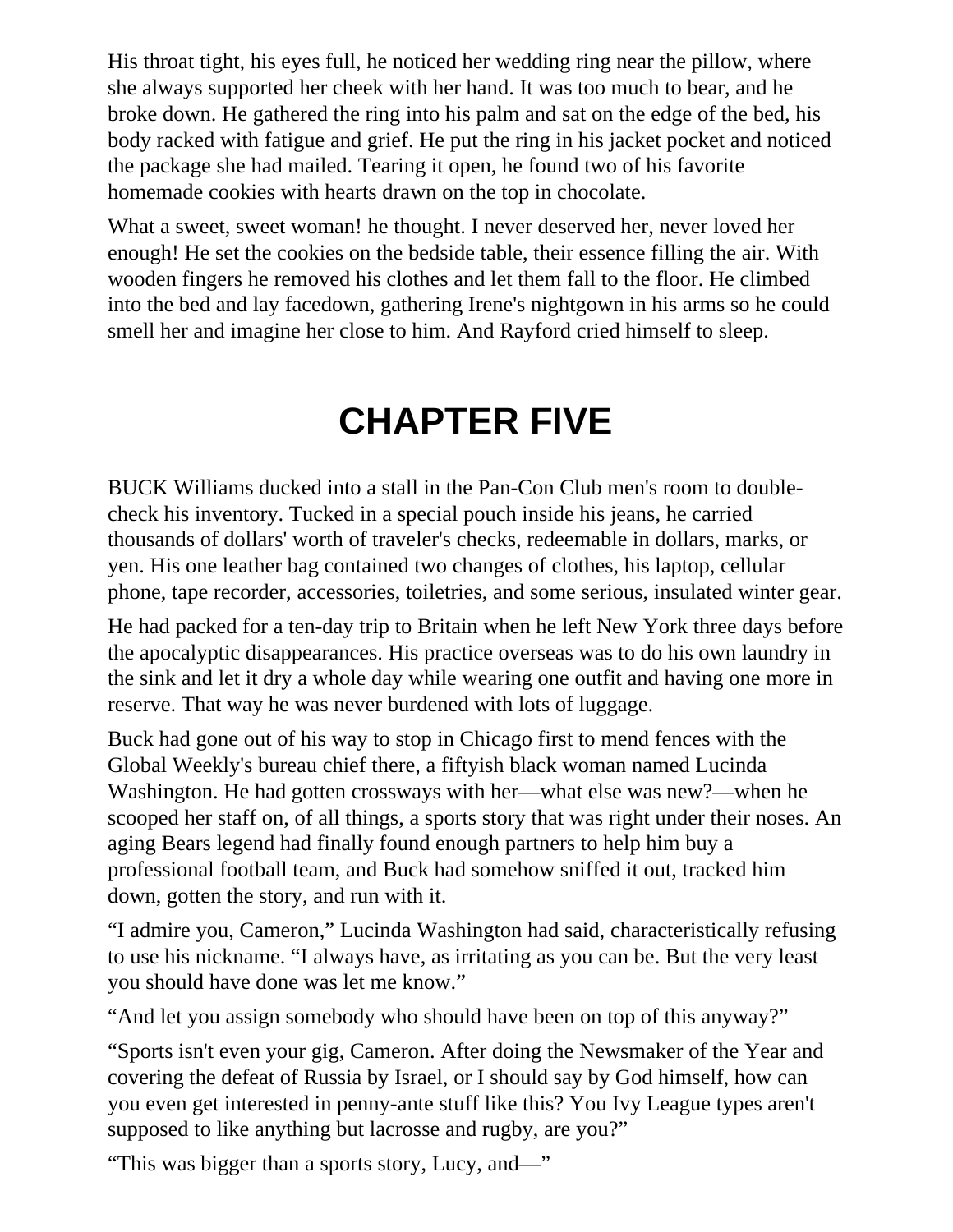His throat tight, his eyes full, he noticed her wedding ring near the pillow, where she always supported her cheek with her hand. It was too much to bear, and he broke down. He gathered the ring into his palm and sat on the edge of the bed, his body racked with fatigue and grief. He put the ring in his jacket pocket and noticed the package she had mailed. Tearing it open, he found two of his favorite homemade cookies with hearts drawn on the top in chocolate.

What a sweet, sweet woman! he thought. I never deserved her, never loved her enough! He set the cookies on the bedside table, their essence filling the air. With wooden fingers he removed his clothes and let them fall to the floor. He climbed into the bed and lay facedown, gathering Irene's nightgown in his arms so he could smell her and imagine her close to him. And Rayford cried himself to sleep.

# CHAPTER FIVE

BUCK Williams ducked into a stall in the Pan-Con Club men's room to double-check his inventory. Tucked in a special pouch inside his jeans, he carried thousands of dollars' worth of traveler's checks, redeemable in dollars, marks, or yen. His one leather bag contained two changes of clothes, his laptop, cellular phone, tape recorder, accessories, toiletries, and some serious, insulated winter gear.

He had packed for a ten-day trip to Britain when he left New York three days before the apocalyptic disappearances. His practice overseas was to do his own laundry in the sink and let it dry a whole day while wearing one outfit and having one more in reserve. That way he was never burdened with lots of luggage.

Buck had gone out of his way to stop in Chicago first to mend fences with the Global Weekly's bureau chief there, a fiftyish black woman named Lucinda Washington. He had gotten crossways with her—what else was new?—when he scooped her staff on, of all things, a sports story that was right under their noses. An aging Bears legend had finally found enough partners to help him buy a professional football team, and Buck had somehow sniffed it out, tracked him down, gotten the story, and run with it.

“I admire you, Cameron,” Lucinda Washington had said, characteristically refusing to use his nickname. “I always have, as irritating as you can be. But the very least you should have done was let me know.”

“And let you assign somebody who should have been on top of this anyway?”

“Sports isn't even your gig, Cameron. After doing the Newsmaker of the Year and covering the defeat of Russia by Israel, or I should say by God himself, how can you even get interested in penny-ante stuff like this? You Ivy League types aren't supposed to like anything but lacrosse and rugby, are you?”

“This was bigger than a sports story, Lucy, and—”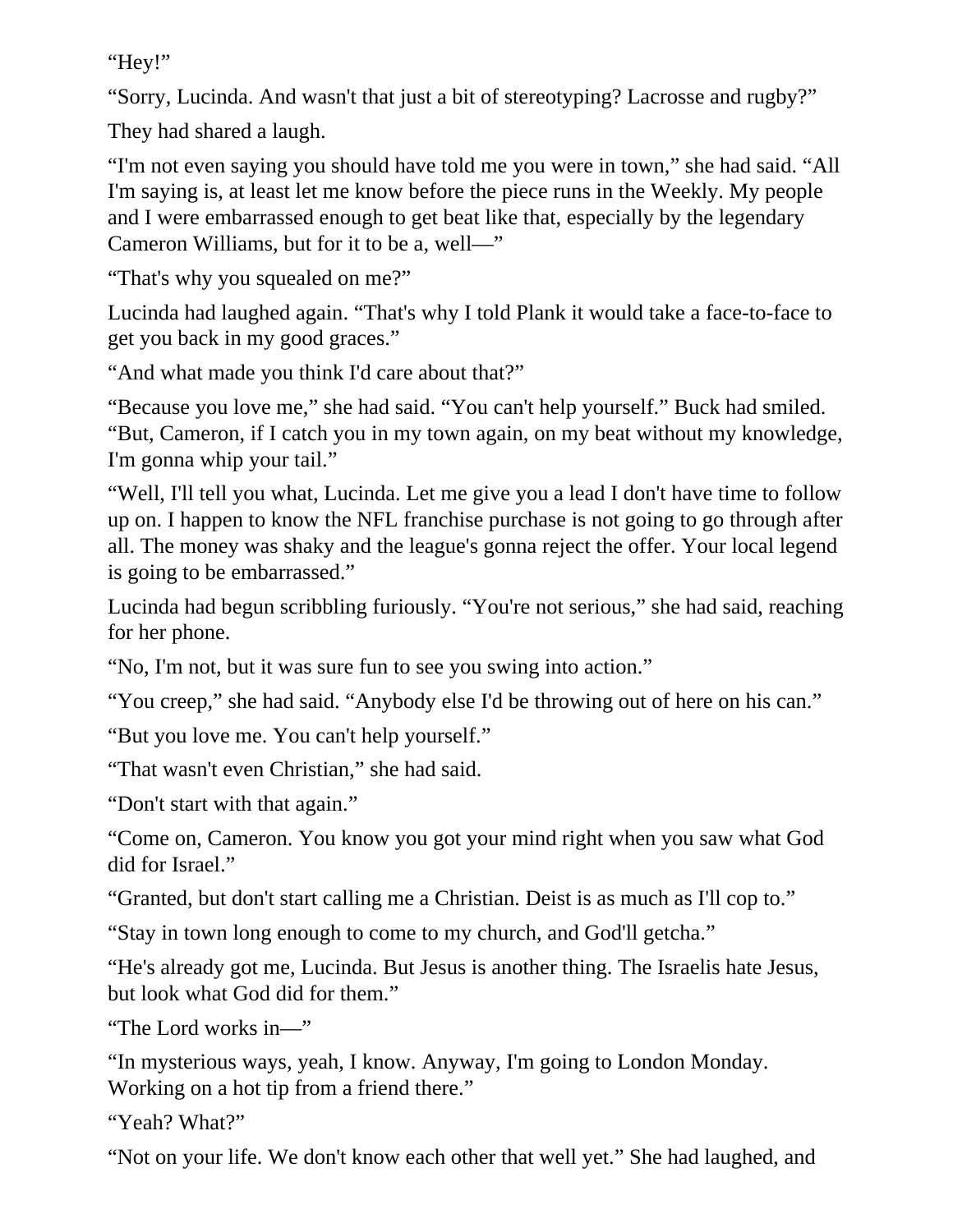"Hey!"

"Sorry, Lucinda. And wasn't that just a bit of stereotyping? Lacrosse and rugby?"

They had shared a laugh.

"I'm not even saying you should have told me you were in town," she had said. "All I'm saying is, at least let me know before the piece runs in the Weekly. My people and I were embarrassed enough to get beat like that, especially by the legendary Cameron Williams, but for it to be a, well—"

"That's why you squealed on me?"

Lucinda had laughed again. "That's why I told Plank it would take a face-to-face to get you back in my good graces."

"And what made you think I'd care about that?"

"Because you love me," she had said. "You can't help yourself." Buck had smiled. "But, Cameron, if I catch you in my town again, on my beat without my knowledge, I'm gonna whip your tail."

"Well, I'll tell you what, Lucinda. Let me give you a lead I don't have time to follow up on. I happen to know the NFL franchise purchase is not going to go through after all. The money was shaky and the league's gonna reject the offer. Your local legend is going to be embarrassed."

Lucinda had begun scribbling furiously. "You're not serious," she had said, reaching for her phone.

"No, I'm not, but it was sure fun to see you swing into action."

"You creep," she had said. "Anybody else I'd be throwing out of here on his can."

"But you love me. You can't help yourself."

"That wasn't even Christian," she had said.

"Don't start with that again."

"Come on, Cameron. You know you got your mind right when you saw what God did for Israel."

"Granted, but don't start calling me a Christian. Deist is as much as I'll cop to."

"Stay in town long enough to come to my church, and God'll getcha."

"He's already got me, Lucinda. But Jesus is another thing. The Israelis hate Jesus, but look what God did for them."

"The Lord works in—"

"In mysterious ways, yeah, I know. Anyway, I'm going to London Monday. Working on a hot tip from a friend there."

"Yeah? What?"

"Not on your life. We don't know each other that well yet." She had laughed, and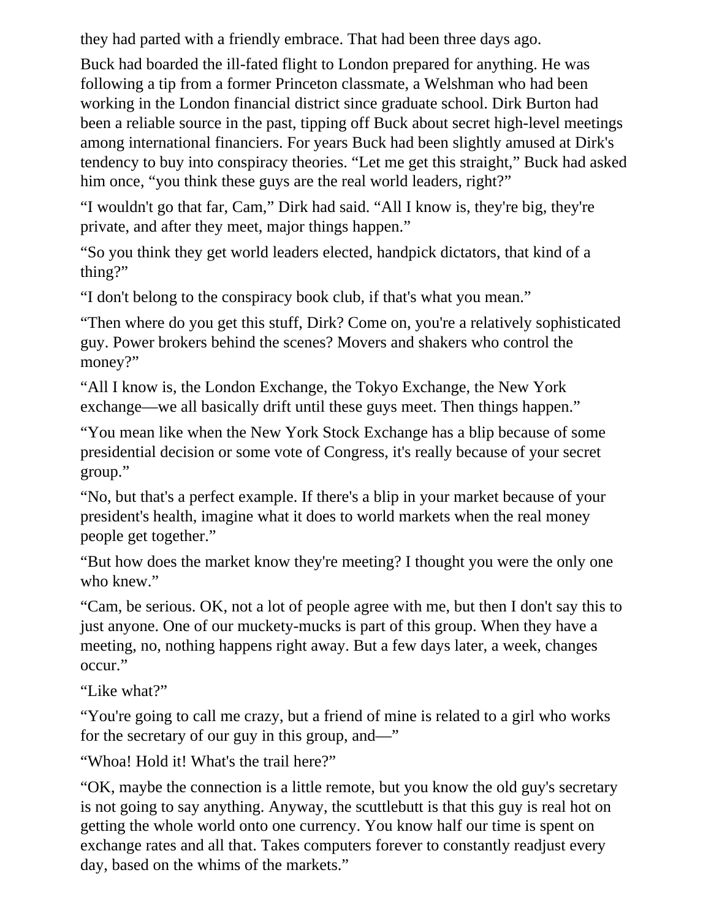they had parted with a friendly embrace. That had been three days ago.

Buck had boarded the ill-fated flight to London prepared for anything. He was following a tip from a former Princeton classmate, a Welshman who had been working in the London financial district since graduate school. Dirk Burton had been a reliable source in the past, tipping off Buck about secret high-level meetings among international financiers. For years Buck had been slightly amused at Dirk's tendency to buy into conspiracy theories. “Let me get this straight,” Buck had asked him once, “you think these guys are the real world leaders, right?”

“I wouldn't go that far, Cam,” Dirk had said. “All I know is, they're big, they're private, and after they meet, major things happen.”

“So you think they get world leaders elected, handpick dictators, that kind of a thing?”

“I don't belong to the conspiracy book club, if that's what you mean.”

“Then where do you get this stuff, Dirk? Come on, you're a relatively sophisticated guy. Power brokers behind the scenes? Movers and shakers who control the money?”

“All I know is, the London Exchange, the Tokyo Exchange, the New York exchange—we all basically drift until these guys meet. Then things happen.”

“You mean like when the New York Stock Exchange has a blip because of some presidential decision or some vote of Congress, it's really because of your secret group.”

“No, but that's a perfect example. If there's a blip in your market because of your president's health, imagine what it does to world markets when the real money people get together.”

“But how does the market know they're meeting? I thought you were the only one who knew.”

“Cam, be serious. OK, not a lot of people agree with me, but then I don't say this to just anyone. One of our muckety-mucks is part of this group. When they have a meeting, no, nothing happens right away. But a few days later, a week, changes occur.”

“Like what?”

“You're going to call me crazy, but a friend of mine is related to a girl who works for the secretary of our guy in this group, and—”

“Whoa! Hold it! What's the trail here?”

“OK, maybe the connection is a little remote, but you know the old guy's secretary is not going to say anything. Anyway, the scuttlebutt is that this guy is real hot on getting the whole world onto one currency. You know half our time is spent on exchange rates and all that. Takes computers forever to constantly readjust every day, based on the whims of the markets.”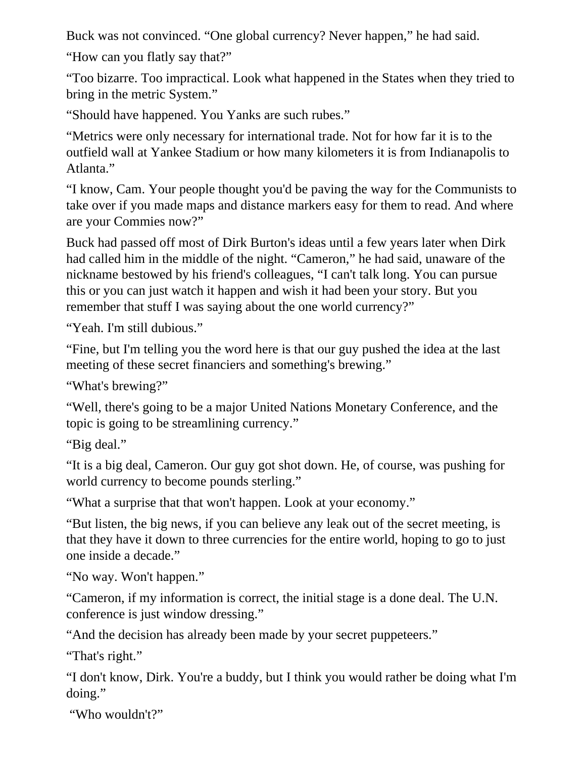Buck was not convinced. “One global currency? Never happen,” he had said.

“How can you flatly say that?”

“Too bizarre. Too impractical. Look what happened in the States when they tried to bring in the metric System.”

“Should have happened. You Yanks are such rubes.”

“Metrics were only necessary for international trade. Not for how far it is to the outfield wall at Yankee Stadium or how many kilometers it is from Indianapolis to Atlanta.”

“I know, Cam. Your people thought you'd be paving the way for the Communists to take over if you made maps and distance markers easy for them to read. And where are your Commies now?”

Buck had passed off most of Dirk Burton's ideas until a few years later when Dirk had called him in the middle of the night. “Cameron,” he had said, unaware of the nickname bestowed by his friend's colleagues, “I can't talk long. You can pursue this or you can just watch it happen and wish it had been your story. But you remember that stuff I was saying about the one world currency?”

“Yeah. I'm still dubious.”

“Fine, but I'm telling you the word here is that our guy pushed the idea at the last meeting of these secret financiers and something's brewing.”

“What's brewing?”

“Well, there's going to be a major United Nations Monetary Conference, and the topic is going to be streamlining currency.”

“Big deal.”

“It is a big deal, Cameron. Our guy got shot down. He, of course, was pushing for world currency to become pounds sterling.”

“What a surprise that that won't happen. Look at your economy.”

“But listen, the big news, if you can believe any leak out of the secret meeting, is that they have it down to three currencies for the entire world, hoping to go to just one inside a decade.”

“No way. Won't happen.”

“Cameron, if my information is correct, the initial stage is a done deal. The U.N. conference is just window dressing.”

“And the decision has already been made by your secret puppeteers.”

“That's right.”

“I don't know, Dirk. You're a buddy, but I think you would rather be doing what I'm doing.”

“Who wouldn't?”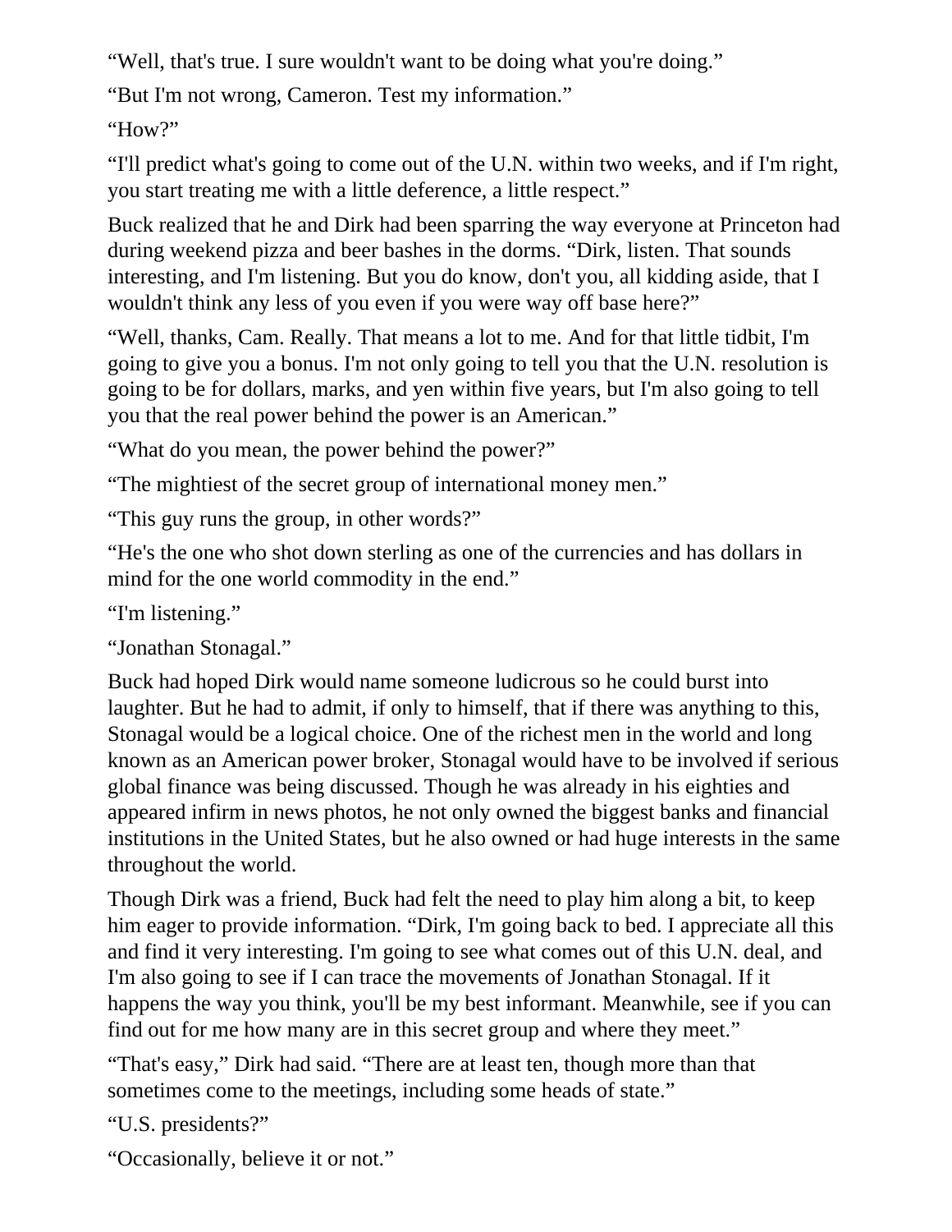"Well, that's true. I sure wouldn't want to be doing what you're doing."

"But I'm not wrong, Cameron. Test my information."

"How?"

"I'll predict what's going to come out of the U.N. within two weeks, and if I'm right, you start treating me with a little deference, a little respect."

Buck realized that he and Dirk had been sparring the way everyone at Princeton had during weekend pizza and beer bashes in the dorms. "Dirk, listen. That sounds interesting, and I'm listening. But you do know, don't you, all kidding aside, that I wouldn't think any less of you even if you were way off base here?"

"Well, thanks, Cam. Really. That means a lot to me. And for that little tidbit, I'm going to give you a bonus. I'm not only going to tell you that the U.N. resolution is going to be for dollars, marks, and yen within five years, but I'm also going to tell you that the real power behind the power is an American."

"What do you mean, the power behind the power?"

"The mightiest of the secret group of international money men."

"This guy runs the group, in other words?"

"He's the one who shot down sterling as one of the currencies and has dollars in mind for the one world commodity in the end."

"I'm listening."

"Jonathan Stonagal."

Buck had hoped Dirk would name someone ludicrous so he could burst into laughter. But he had to admit, if only to himself, that if there was anything to this, Stonagal would be a logical choice. One of the richest men in the world and long known as an American power broker, Stonagal would have to be involved if serious global finance was being discussed. Though he was already in his eighties and appeared infirm in news photos, he not only owned the biggest banks and financial institutions in the United States, but he also owned or had huge interests in the same throughout the world.

Though Dirk was a friend, Buck had felt the need to play him along a bit, to keep him eager to provide information. "Dirk, I'm going back to bed. I appreciate all this and find it very interesting. I'm going to see what comes out of this U.N. deal, and I'm also going to see if I can trace the movements of Jonathan Stonagal. If it happens the way you think, you'll be my best informant. Meanwhile, see if you can find out for me how many are in this secret group and where they meet."

"That's easy," Dirk had said. "There are at least ten, though more than that sometimes come to the meetings, including some heads of state."

"U.S. presidents?"

"Occasionally, believe it or not."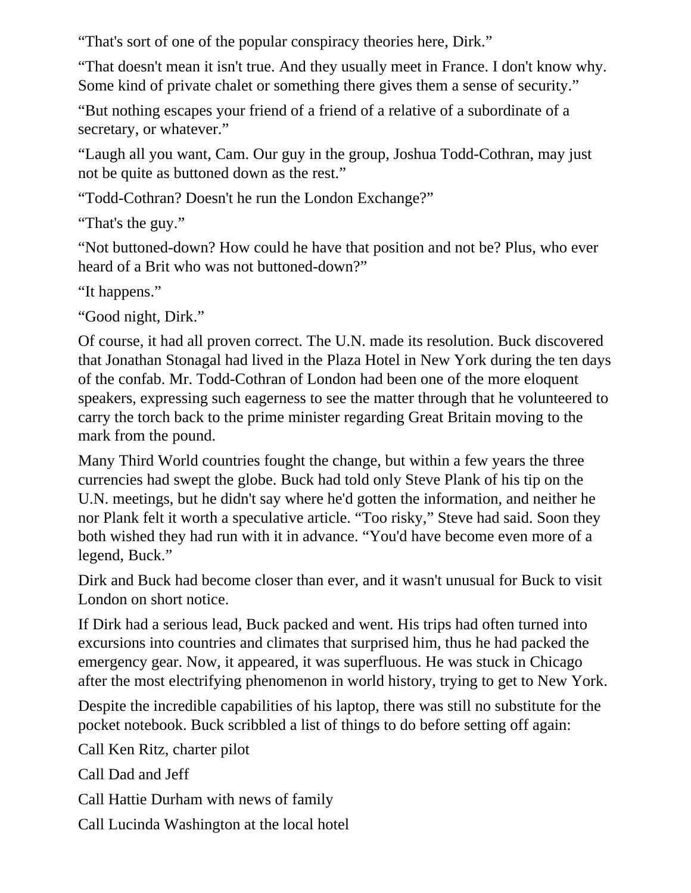“That's sort of one of the popular conspiracy theories here, Dirk.”

“That doesn't mean it isn't true. And they usually meet in France. I don't know why. Some kind of private chalet or something there gives them a sense of security.”

“But nothing escapes your friend of a friend of a relative of a subordinate of a secretary, or whatever.”

“Laugh all you want, Cam. Our guy in the group, Joshua Todd-Cothran, may just not be quite as buttoned down as the rest.”

“Todd-Cothran? Doesn't he run the London Exchange?”

“That's the guy.”

“Not buttoned-down? How could he have that position and not be? Plus, who ever heard of a Brit who was not buttoned-down?”

“It happens.”

“Good night, Dirk.”

Of course, it had all proven correct. The U.N. made its resolution. Buck discovered that Jonathan Stonagal had lived in the Plaza Hotel in New York during the ten days of the confab. Mr. Todd-Cothran of London had been one of the more eloquent speakers, expressing such eagerness to see the matter through that he volunteered to carry the torch back to the prime minister regarding Great Britain moving to the mark from the pound.

Many Third World countries fought the change, but within a few years the three currencies had swept the globe. Buck had told only Steve Plank of his tip on the U.N. meetings, but he didn't say where he'd gotten the information, and neither he nor Plank felt it worth a speculative article. “Too risky,” Steve had said. Soon they both wished they had run with it in advance. “You'd have become even more of a legend, Buck.”

Dirk and Buck had become closer than ever, and it wasn't unusual for Buck to visit London on short notice.

If Dirk had a serious lead, Buck packed and went. His trips had often turned into excursions into countries and climates that surprised him, thus he had packed the emergency gear. Now, it appeared, it was superfluous. He was stuck in Chicago after the most electrifying phenomenon in world history, trying to get to New York.

Despite the incredible capabilities of his laptop, there was still no substitute for the pocket notebook. Buck scribbled a list of things to do before setting off again:

Call Ken Ritz, charter pilot

Call Dad and Jeff

Call Hattie Durham with news of family

Call Lucinda Washington at the local hotel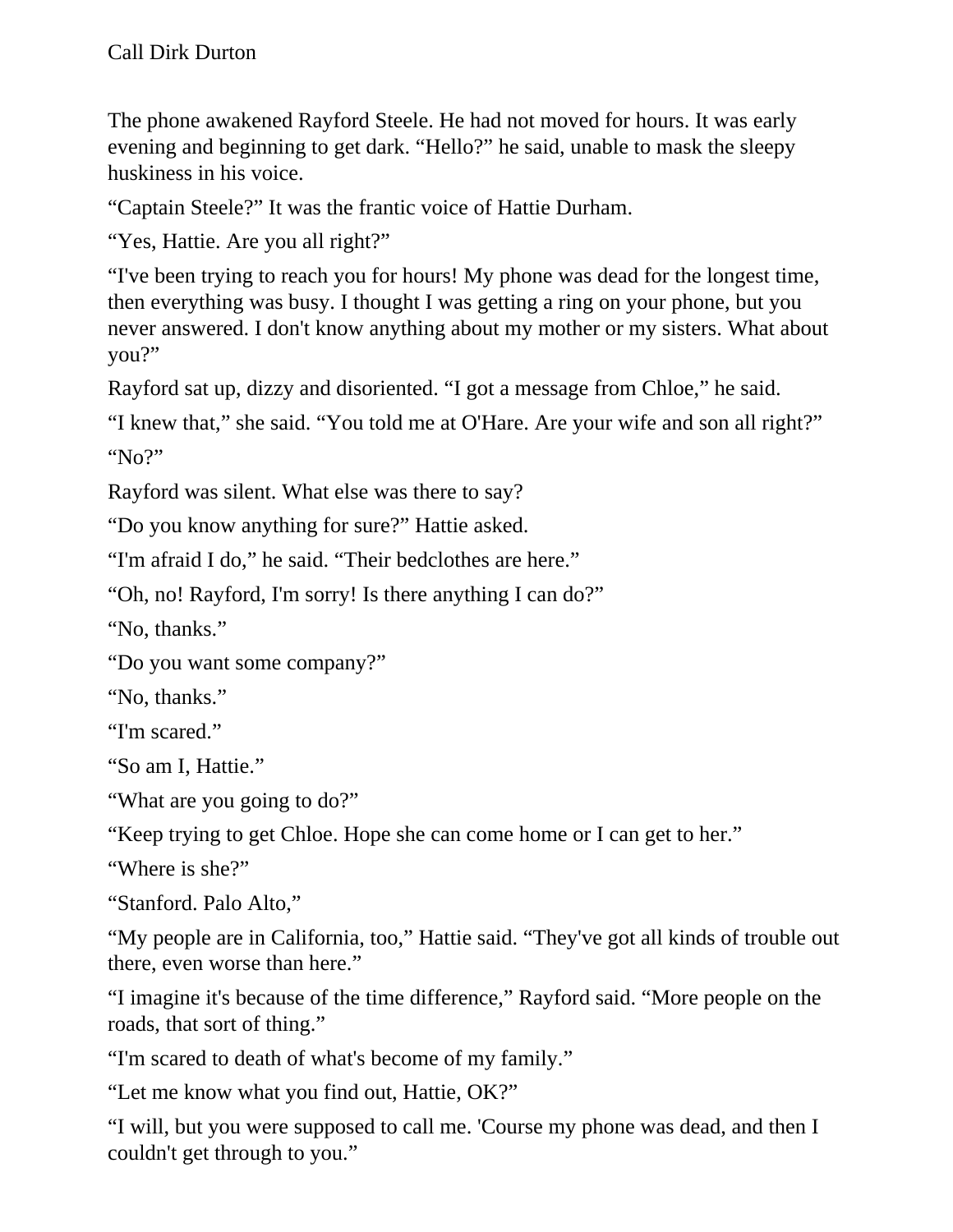The phone awakened Rayford Steele. He had not moved for hours. It was early evening and beginning to get dark. “Hello?” he said, unable to mask the sleepy huskiness in his voice.

“Captain Steele?” It was the frantic voice of Hattie Durham.

“Yes, Hattie. Are you all right?”

“I've been trying to reach you for hours! My phone was dead for the longest time, then everything was busy. I thought I was getting a ring on your phone, but you never answered. I don't know anything about my mother or my sisters. What about you?”

Rayford sat up, dizzy and disoriented. “I got a message from Chloe,” he said.

“I knew that,” she said. “You told me at O'Hare. Are your wife and son all right?”

“No?”

Rayford was silent. What else was there to say?

“Do you know anything for sure?” Hattie asked.

“I'm afraid I do,” he said. “Their bedclothes are here.”

“Oh, no! Rayford, I'm sorry! Is there anything I can do?”

“No, thanks.”

“Do you want some company?”

“No, thanks.”

“I'm scared.”

“So am I, Hattie.”

“What are you going to do?”

“Keep trying to get Chloe. Hope she can come home or I can get to her.”

“Where is she?”

“Stanford. Palo Alto,”

“My people are in California, too,” Hattie said. “They've got all kinds of trouble out there, even worse than here.”

“I imagine it's because of the time difference,” Rayford said. “More people on the roads, that sort of thing.”

“I'm scared to death of what's become of my family.”

“Let me know what you find out, Hattie, OK?”

“I will, but you were supposed to call me. 'Course my phone was dead, and then I couldn't get through to you.”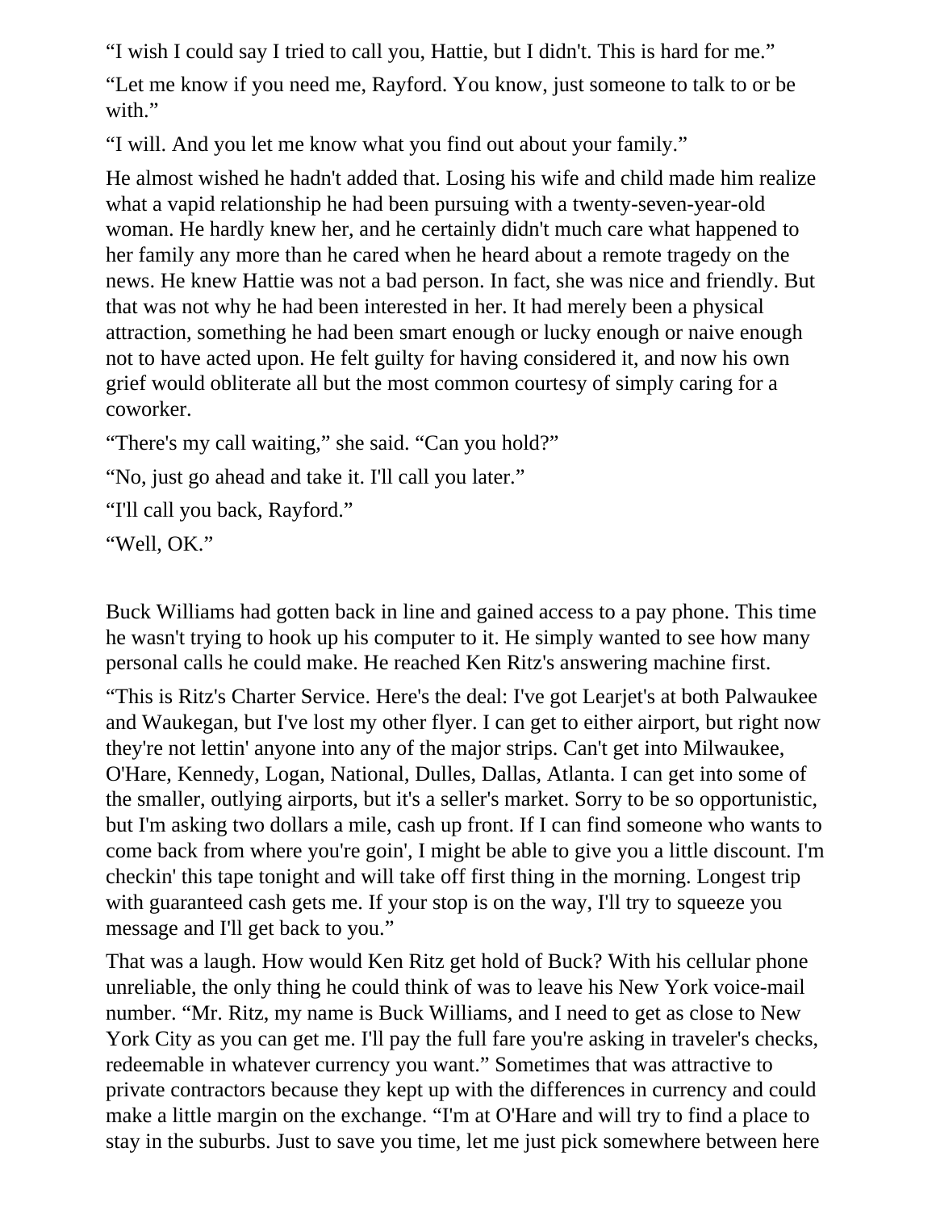"I wish I could say I tried to call you, Hattie, but I didn't. This is hard for me."

"Let me know if you need me, Rayford. You know, just someone to talk to or be with."

"I will. And you let me know what you find out about your family."

He almost wished he hadn't added that. Losing his wife and child made him realize what a vapid relationship he had been pursuing with a twenty-seven-year-old woman. He hardly knew her, and he certainly didn't much care what happened to her family any more than he cared when he heard about a remote tragedy on the news. He knew Hattie was not a bad person. In fact, she was nice and friendly. But that was not why he had been interested in her. It had merely been a physical attraction, something he had been smart enough or lucky enough or naive enough not to have acted upon. He felt guilty for having considered it, and now his own grief would obliterate all but the most common courtesy of simply caring for a coworker.

"There's my call waiting," she said. "Can you hold?"

"No, just go ahead and take it. I'll call you later."

"I'll call you back, Rayford."

"Well, OK."

Buck Williams had gotten back in line and gained access to a pay phone. This time he wasn't trying to hook up his computer to it. He simply wanted to see how many personal calls he could make. He reached Ken Ritz's answering machine first.

"This is Ritz's Charter Service. Here's the deal: I've got Learjet's at both Palwaukee and Waukegan, but I've lost my other flyer. I can get to either airport, but right now they're not lettin' anyone into any of the major strips. Can't get into Milwaukee, O'Hare, Kennedy, Logan, National, Dulles, Dallas, Atlanta. I can get into some of the smaller, outlying airports, but it's a seller's market. Sorry to be so opportunistic, but I'm asking two dollars a mile, cash up front. If I can find someone who wants to come back from where you're goin', I might be able to give you a little discount. I'm checkin' this tape tonight and will take off first thing in the morning. Longest trip with guaranteed cash gets me. If your stop is on the way, I'll try to squeeze you message and I'll get back to you."

That was a laugh. How would Ken Ritz get hold of Buck? With his cellular phone unreliable, the only thing he could think of was to leave his New York voice-mail number. "Mr. Ritz, my name is Buck Williams, and I need to get as close to New York City as you can get me. I'll pay the full fare you're asking in traveler's checks, redeemable in whatever currency you want." Sometimes that was attractive to private contractors because they kept up with the differences in currency and could make a little margin on the exchange. "I'm at O'Hare and will try to find a place to stay in the suburbs. Just to save you time, let me just pick somewhere between here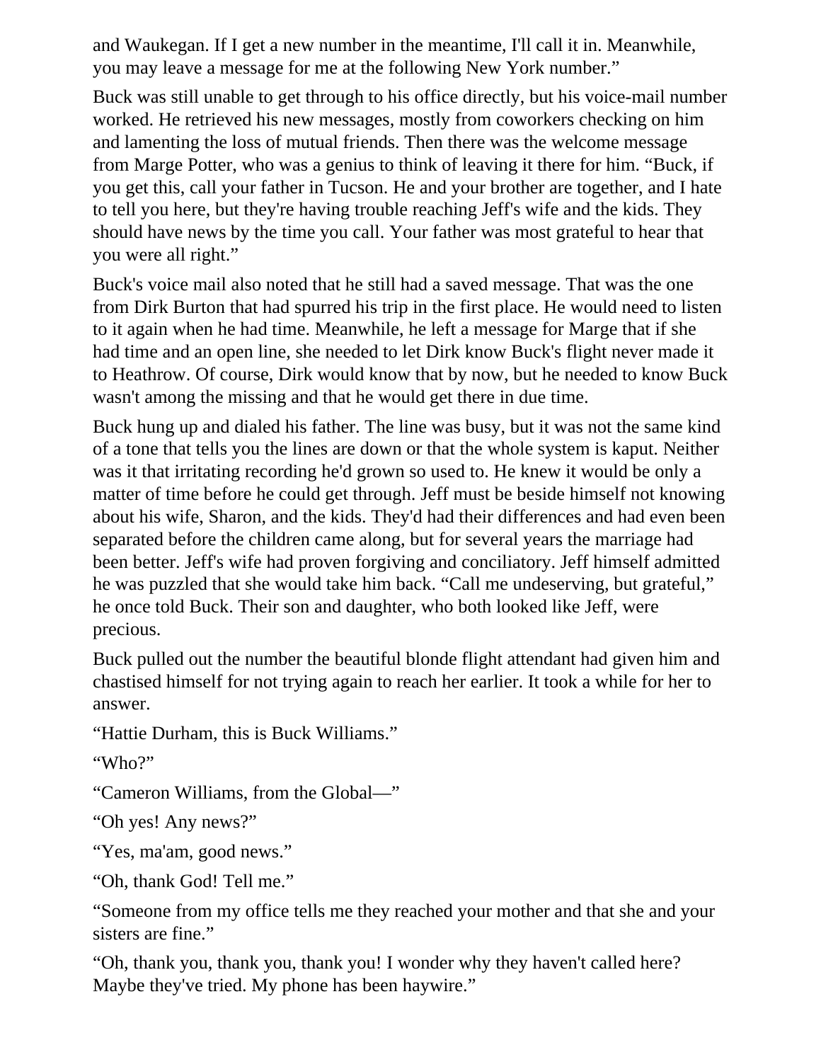and Waukegan. If I get a new number in the meantime, I'll call it in. Meanwhile, you may leave a message for me at the following New York number."

Buck was still unable to get through to his office directly, but his voice-mail number worked. He retrieved his new messages, mostly from coworkers checking on him and lamenting the loss of mutual friends. Then there was the welcome message from Marge Potter, who was a genius to think of leaving it there for him. "Buck, if you get this, call your father in Tucson. He and your brother are together, and I hate to tell you here, but they're having trouble reaching Jeff's wife and the kids. They should have news by the time you call. Your father was most grateful to hear that you were all right."

Buck's voice mail also noted that he still had a saved message. That was the one from Dirk Burton that had spurred his trip in the first place. He would need to listen to it again when he had time. Meanwhile, he left a message for Marge that if she had time and an open line, she needed to let Dirk know Buck's flight never made it to Heathrow. Of course, Dirk would know that by now, but he needed to know Buck wasn't among the missing and that he would get there in due time.

Buck hung up and dialed his father. The line was busy, but it was not the same kind of a tone that tells you the lines are down or that the whole system is kaput. Neither was it that irritating recording he'd grown so used to. He knew it would be only a matter of time before he could get through. Jeff must be beside himself not knowing about his wife, Sharon, and the kids. They'd had their differences and had even been separated before the children came along, but for several years the marriage had been better. Jeff's wife had proven forgiving and conciliatory. Jeff himself admitted he was puzzled that she would take him back. "Call me undeserving, but grateful," he once told Buck. Their son and daughter, who both looked like Jeff, were precious.

Buck pulled out the number the beautiful blonde flight attendant had given him and chastised himself for not trying again to reach her earlier. It took a while for her to answer.

"Hattie Durham, this is Buck Williams."

"Who?"

"Cameron Williams, from the Global—"

"Oh yes! Any news?"

"Yes, ma'am, good news."

"Oh, thank God! Tell me."

"Someone from my office tells me they reached your mother and that she and your sisters are fine."

"Oh, thank you, thank you, thank you! I wonder why they haven't called here? Maybe they've tried. My phone has been haywire."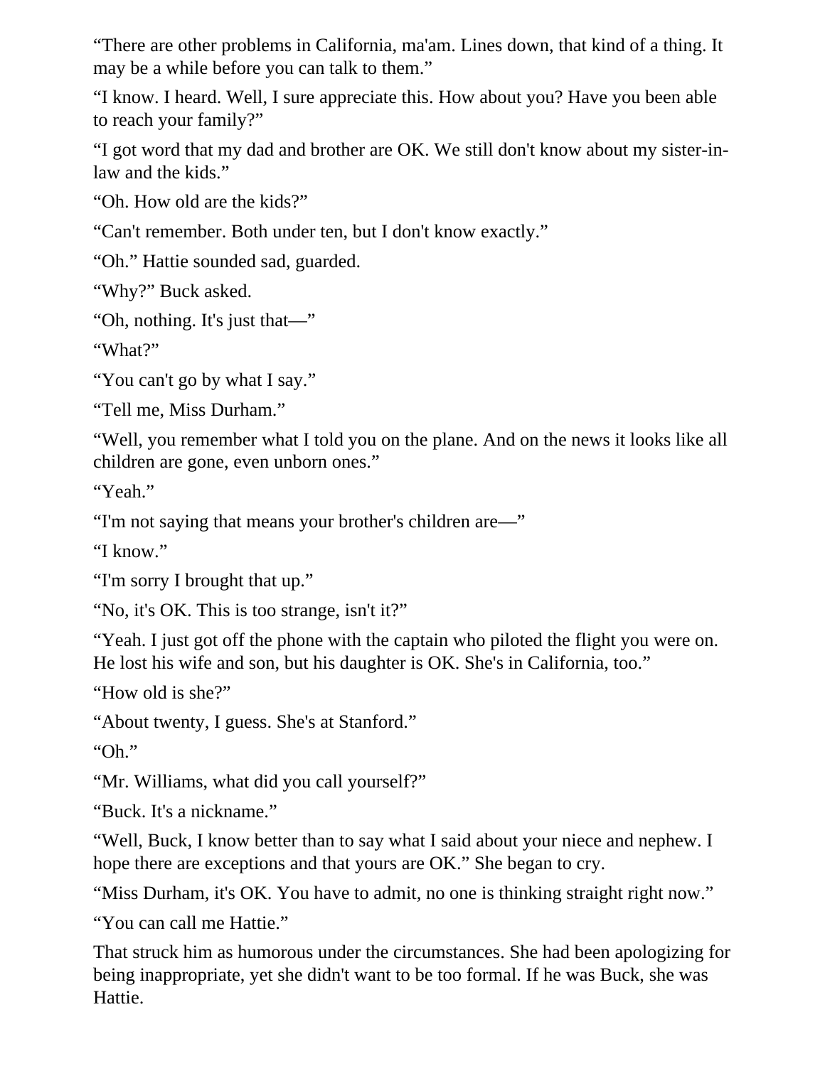“There are other problems in California, ma'am. Lines down, that kind of a thing. It may be a while before you can talk to them.”

“I know. I heard. Well, I sure appreciate this. How about you? Have you been able to reach your family?”

“I got word that my dad and brother are OK. We still don't know about my sister-in-law and the kids.”

“Oh. How old are the kids?”

“Can't remember. Both under ten, but I don't know exactly.”

“Oh.” Hattie sounded sad, guarded.

“Why?” Buck asked.

“Oh, nothing. It's just that—”

“What?”

“You can't go by what I say.”

“Tell me, Miss Durham.”

“Well, you remember what I told you on the plane. And on the news it looks like all children are gone, even unborn ones.”

“Yeah.”

“I'm not saying that means your brother's children are—”

“I know.”

“I'm sorry I brought that up.”

“No, it's OK. This is too strange, isn't it?”

“Yeah. I just got off the phone with the captain who piloted the flight you were on. He lost his wife and son, but his daughter is OK. She's in California, too.”

“How old is she?”

“About twenty, I guess. She's at Stanford.”

“Oh.”

“Mr. Williams, what did you call yourself?”

“Buck. It's a nickname.”

“Well, Buck, I know better than to say what I said about your niece and nephew. I hope there are exceptions and that yours are OK.” She began to cry.

“Miss Durham, it's OK. You have to admit, no one is thinking straight right now.”

“You can call me Hattie.”

That struck him as humorous under the circumstances. She had been apologizing for being inappropriate, yet she didn't want to be too formal. If he was Buck, she was Hattie.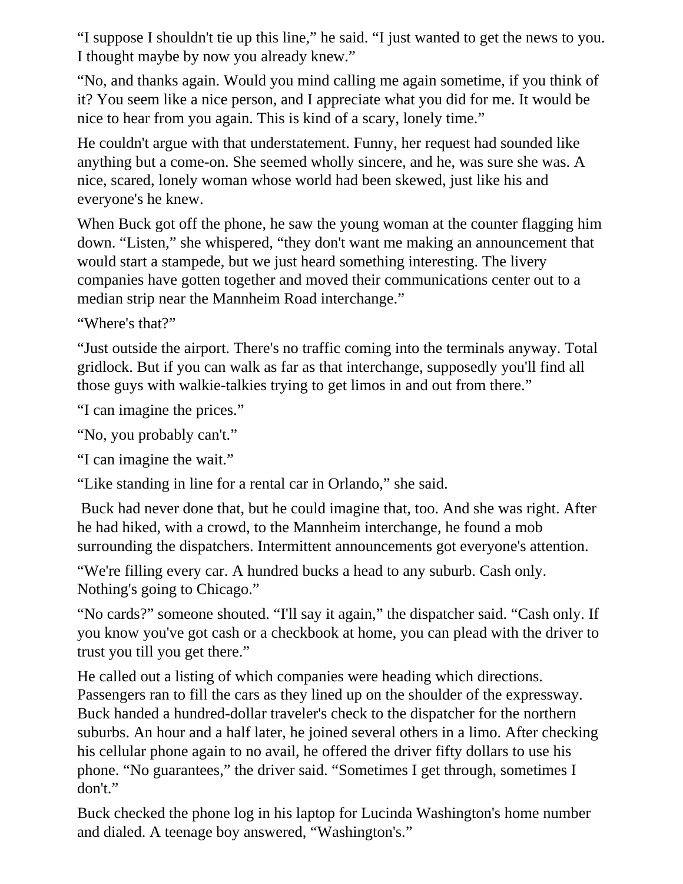“I suppose I shouldn't tie up this line,” he said. “I just wanted to get the news to you. I thought maybe by now you already knew.”

“No, and thanks again. Would you mind calling me again sometime, if you think of it? You seem like a nice person, and I appreciate what you did for me. It would be nice to hear from you again. This is kind of a scary, lonely time.”

He couldn't argue with that understatement. Funny, her request had sounded like anything but a come-on. She seemed wholly sincere, and he, was sure she was. A nice, scared, lonely woman whose world had been skewed, just like his and everyone's he knew.

When Buck got off the phone, he saw the young woman at the counter flagging him down. “Listen,” she whispered, “they don't want me making an announcement that would start a stampede, but we just heard something interesting. The livery companies have gotten together and moved their communications center out to a median strip near the Mannheim Road interchange.”

“Where's that?”

“Just outside the airport. There's no traffic coming into the terminals anyway. Total gridlock. But if you can walk as far as that interchange, supposedly you'll find all those guys with walkie-talkies trying to get limos in and out from there.”

“I can imagine the prices.”

“No, you probably can't.”

“I can imagine the wait.”

“Like standing in line for a rental car in Orlando,” she said.

Buck had never done that, but he could imagine that, too. And she was right. After he had hiked, with a crowd, to the Mannheim interchange, he found a mob surrounding the dispatchers. Intermittent announcements got everyone's attention.

“We're filling every car. A hundred bucks a head to any suburb. Cash only. Nothing's going to Chicago.”

“No cards?” someone shouted. “I'll say it again,” the dispatcher said. “Cash only. If you know you've got cash or a checkbook at home, you can plead with the driver to trust you till you get there.”

He called out a listing of which companies were heading which directions. Passengers ran to fill the cars as they lined up on the shoulder of the expressway. Buck handed a hundred-dollar traveler's check to the dispatcher for the northern suburbs. An hour and a half later, he joined several others in a limo. After checking his cellular phone again to no avail, he offered the driver fifty dollars to use his phone. “No guarantees,” the driver said. “Sometimes I get through, sometimes I don't.”

Buck checked the phone log in his laptop for Lucinda Washington's home number and dialed. A teenage boy answered, “Washington's.”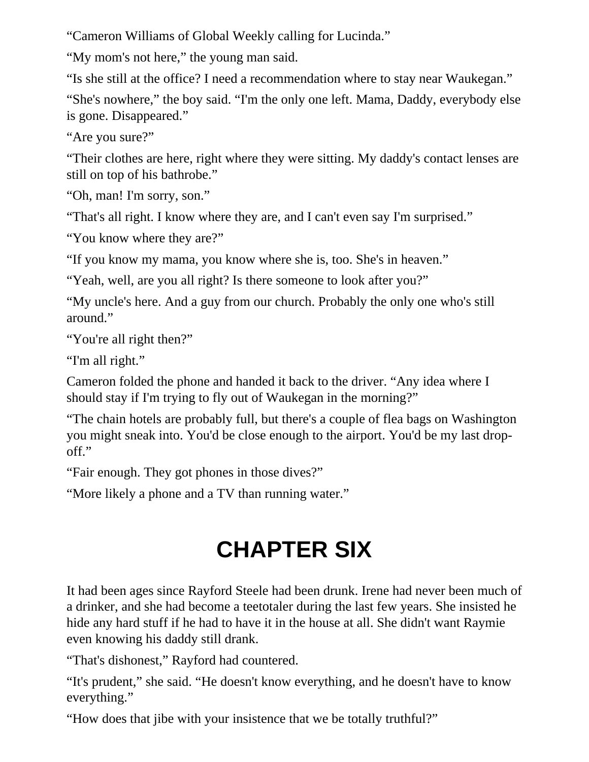“Cameron Williams of Global Weekly calling for Lucinda.”

“My mom's not here,” the young man said.

“Is she still at the office? I need a recommendation where to stay near Waukegan.”

“She's nowhere,” the boy said. “I'm the only one left. Mama, Daddy, everybody else is gone. Disappeared.”

“Are you sure?”

“Their clothes are here, right where they were sitting. My daddy's contact lenses are still on top of his bathrobe.”

“Oh, man! I'm sorry, son.”

“That's all right. I know where they are, and I can't even say I'm surprised.”

“You know where they are?”

“If you know my mama, you know where she is, too. She's in heaven.”

“Yeah, well, are you all right? Is there someone to look after you?”

“My uncle's here. And a guy from our church. Probably the only one who's still around.”

“You're all right then?”

“I'm all right.”

Cameron folded the phone and handed it back to the driver. “Any idea where I should stay if I'm trying to fly out of Waukegan in the morning?”

“The chain hotels are probably full, but there's a couple of flea bags on Washington you might sneak into. You'd be close enough to the airport. You'd be my last drop-off.”

“Fair enough. They got phones in those dives?”

“More likely a phone and a TV than running water.”

# CHAPTER SIX

It had been ages since Rayford Steele had been drunk. Irene had never been much of a drinker, and she had become a teetotaler during the last few years. She insisted he hide any hard stuff if he had to have it in the house at all. She didn't want Raymie even knowing his daddy still drank.

“That's dishonest,” Rayford had countered.

“It's prudent,” she said. “He doesn't know everything, and he doesn't have to know everything.”

“How does that jibe with your insistence that we be totally truthful?”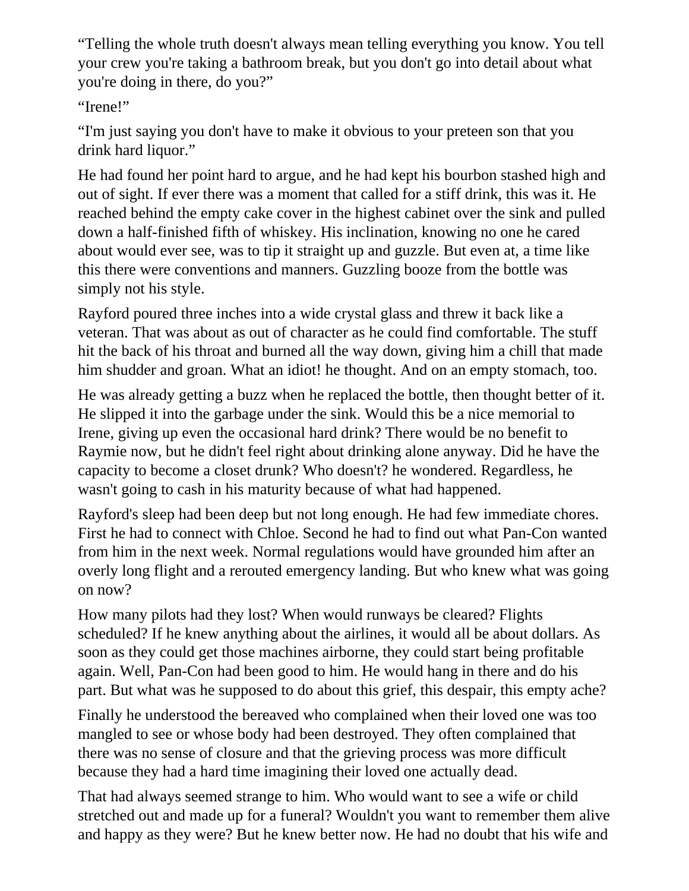“Telling the whole truth doesn't always mean telling everything you know. You tell your crew you're taking a bathroom break, but you don't go into detail about what you're doing in there, do you?”

“Irene!”

“I'm just saying you don't have to make it obvious to your preteen son that you drink hard liquor.”

He had found her point hard to argue, and he had kept his bourbon stashed high and out of sight. If ever there was a moment that called for a stiff drink, this was it. He reached behind the empty cake cover in the highest cabinet over the sink and pulled down a half-finished fifth of whiskey. His inclination, knowing no one he cared about would ever see, was to tip it straight up and guzzle. But even at, a time like this there were conventions and manners. Guzzling booze from the bottle was simply not his style.

Rayford poured three inches into a wide crystal glass and threw it back like a veteran. That was about as out of character as he could find comfortable. The stuff hit the back of his throat and burned all the way down, giving him a chill that made him shudder and groan. What an idiot! he thought. And on an empty stomach, too.

He was already getting a buzz when he replaced the bottle, then thought better of it. He slipped it into the garbage under the sink. Would this be a nice memorial to Irene, giving up even the occasional hard drink? There would be no benefit to Raymie now, but he didn't feel right about drinking alone anyway. Did he have the capacity to become a closet drunk? Who doesn't? he wondered. Regardless, he wasn't going to cash in his maturity because of what had happened.

Rayford's sleep had been deep but not long enough. He had few immediate chores. First he had to connect with Chloe. Second he had to find out what Pan-Con wanted from him in the next week. Normal regulations would have grounded him after an overly long flight and a rerouted emergency landing. But who knew what was going on now?

How many pilots had they lost? When would runways be cleared? Flights scheduled? If he knew anything about the airlines, it would all be about dollars. As soon as they could get those machines airborne, they could start being profitable again. Well, Pan-Con had been good to him. He would hang in there and do his part. But what was he supposed to do about this grief, this despair, this empty ache?

Finally he understood the bereaved who complained when their loved one was too mangled to see or whose body had been destroyed. They often complained that there was no sense of closure and that the grieving process was more difficult because they had a hard time imagining their loved one actually dead.

That had always seemed strange to him. Who would want to see a wife or child stretched out and made up for a funeral? Wouldn't you want to remember them alive and happy as they were? But he knew better now. He had no doubt that his wife and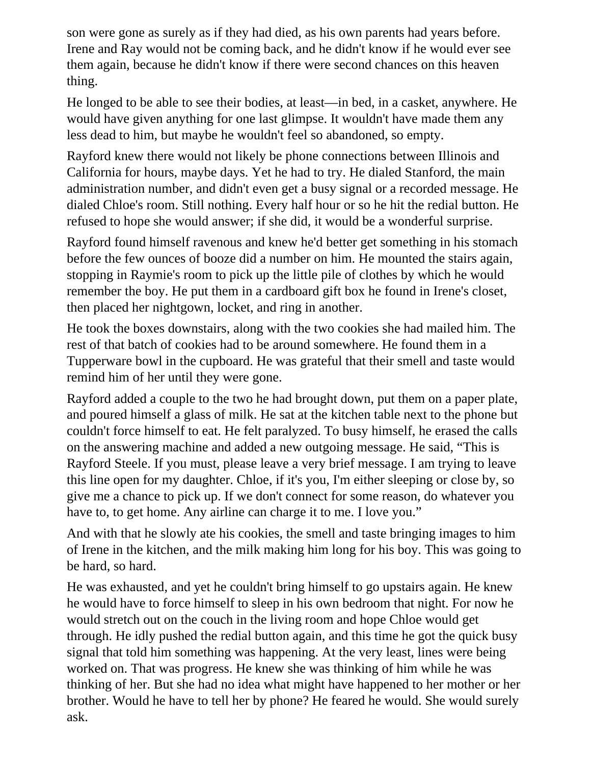son were gone as surely as if they had died, as his own parents had years before. Irene and Ray would not be coming back, and he didn't know if he would ever see them again, because he didn't know if there were second chances on this heaven thing.

He longed to be able to see their bodies, at least—in bed, in a casket, anywhere. He would have given anything for one last glimpse. It wouldn't have made them any less dead to him, but maybe he wouldn't feel so abandoned, so empty.

Rayford knew there would not likely be phone connections between Illinois and California for hours, maybe days. Yet he had to try. He dialed Stanford, the main administration number, and didn't even get a busy signal or a recorded message. He dialed Chloe's room. Still nothing. Every half hour or so he hit the redial button. He refused to hope she would answer; if she did, it would be a wonderful surprise.

Rayford found himself ravenous and knew he'd better get something in his stomach before the few ounces of booze did a number on him. He mounted the stairs again, stopping in Raymie's room to pick up the little pile of clothes by which he would remember the boy. He put them in a cardboard gift box he found in Irene's closet, then placed her nightgown, locket, and ring in another.

He took the boxes downstairs, along with the two cookies she had mailed him. The rest of that batch of cookies had to be around somewhere. He found them in a Tupperware bowl in the cupboard. He was grateful that their smell and taste would remind him of her until they were gone.

Rayford added a couple to the two he had brought down, put them on a paper plate, and poured himself a glass of milk. He sat at the kitchen table next to the phone but couldn't force himself to eat. He felt paralyzed. To busy himself, he erased the calls on the answering machine and added a new outgoing message. He said, "This is Rayford Steele. If you must, please leave a very brief message. I am trying to leave this line open for my daughter. Chloe, if it's you, I'm either sleeping or close by, so give me a chance to pick up. If we don't connect for some reason, do whatever you have to, to get home. Any airline can charge it to me. I love you."

And with that he slowly ate his cookies, the smell and taste bringing images to him of Irene in the kitchen, and the milk making him long for his boy. This was going to be hard, so hard.

He was exhausted, and yet he couldn't bring himself to go upstairs again. He knew he would have to force himself to sleep in his own bedroom that night. For now he would stretch out on the couch in the living room and hope Chloe would get through. He idly pushed the redial button again, and this time he got the quick busy signal that told him something was happening. At the very least, lines were being worked on. That was progress. He knew she was thinking of him while he was thinking of her. But she had no idea what might have happened to her mother or her brother. Would he have to tell her by phone? He feared he would. She would surely ask.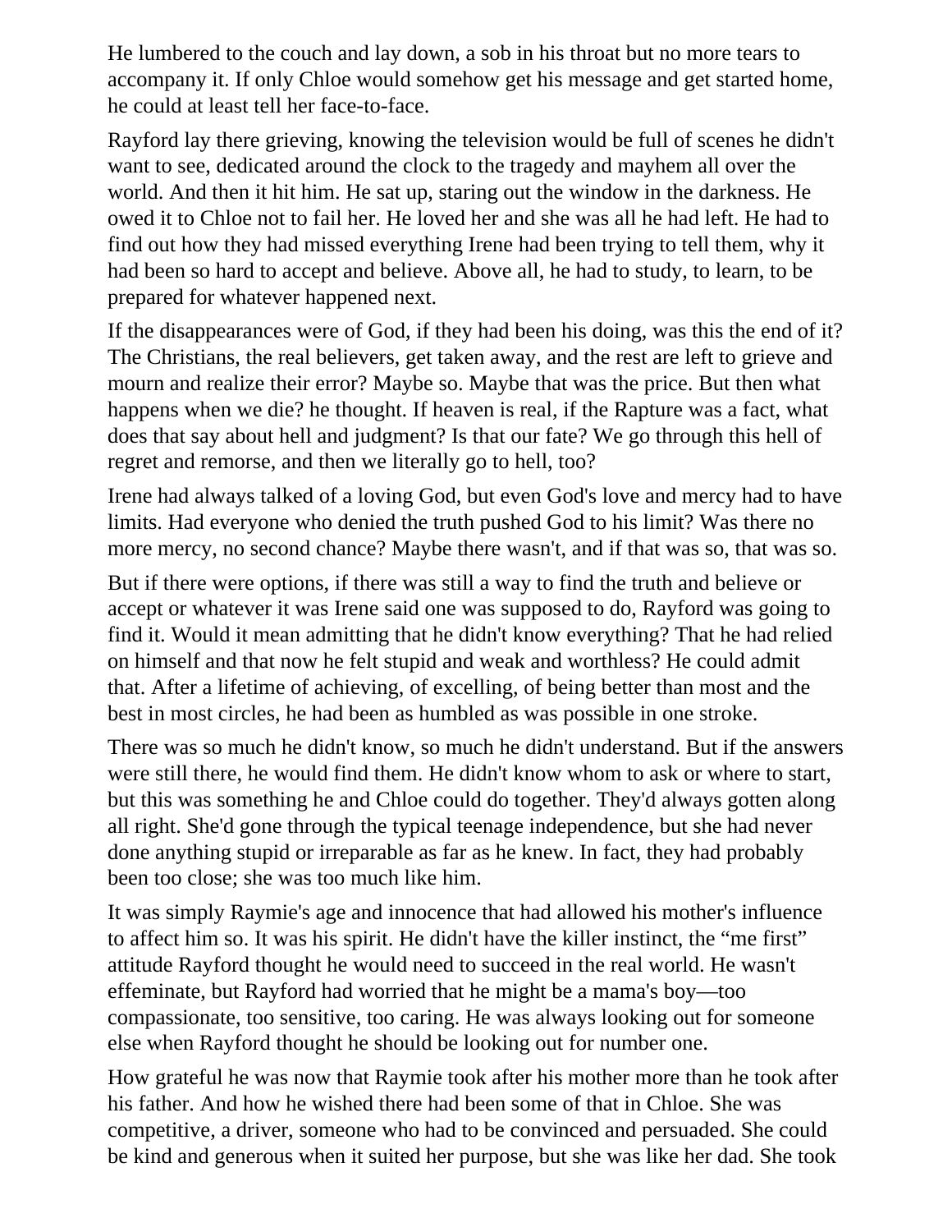He lumbered to the couch and lay down, a sob in his throat but no more tears to accompany it. If only Chloe would somehow get his message and get started home, he could at least tell her face-to-face.

Rayford lay there grieving, knowing the television would be full of scenes he didn't want to see, dedicated around the clock to the tragedy and mayhem all over the world. And then it hit him. He sat up, staring out the window in the darkness. He owed it to Chloe not to fail her. He loved her and she was all he had left. He had to find out how they had missed everything Irene had been trying to tell them, why it had been so hard to accept and believe. Above all, he had to study, to learn, to be prepared for whatever happened next.

If the disappearances were of God, if they had been his doing, was this the end of it? The Christians, the real believers, get taken away, and the rest are left to grieve and mourn and realize their error? Maybe so. Maybe that was the price. But then what happens when we die? he thought. If heaven is real, if the Rapture was a fact, what does that say about hell and judgment? Is that our fate? We go through this hell of regret and remorse, and then we literally go to hell, too?

Irene had always talked of a loving God, but even God's love and mercy had to have limits. Had everyone who denied the truth pushed God to his limit? Was there no more mercy, no second chance? Maybe there wasn't, and if that was so, that was so.

But if there were options, if there was still a way to find the truth and believe or accept or whatever it was Irene said one was supposed to do, Rayford was going to find it. Would it mean admitting that he didn't know everything? That he had relied on himself and that now he felt stupid and weak and worthless? He could admit that. After a lifetime of achieving, of excelling, of being better than most and the best in most circles, he had been as humbled as was possible in one stroke.

There was so much he didn't know, so much he didn't understand. But if the answers were still there, he would find them. He didn't know whom to ask or where to start, but this was something he and Chloe could do together. They'd always gotten along all right. She'd gone through the typical teenage independence, but she had never done anything stupid or irreparable as far as he knew. In fact, they had probably been too close; she was too much like him.

It was simply Raymie's age and innocence that had allowed his mother's influence to affect him so. It was his spirit. He didn't have the killer instinct, the "me first" attitude Rayford thought he would need to succeed in the real world. He wasn't effeminate, but Rayford had worried that he might be a mama's boy—too compassionate, too sensitive, too caring. He was always looking out for someone else when Rayford thought he should be looking out for number one.

How grateful he was now that Raymie took after his mother more than he took after his father. And how he wished there had been some of that in Chloe. She was competitive, a driver, someone who had to be convinced and persuaded. She could be kind and generous when it suited her purpose, but she was like her dad. She took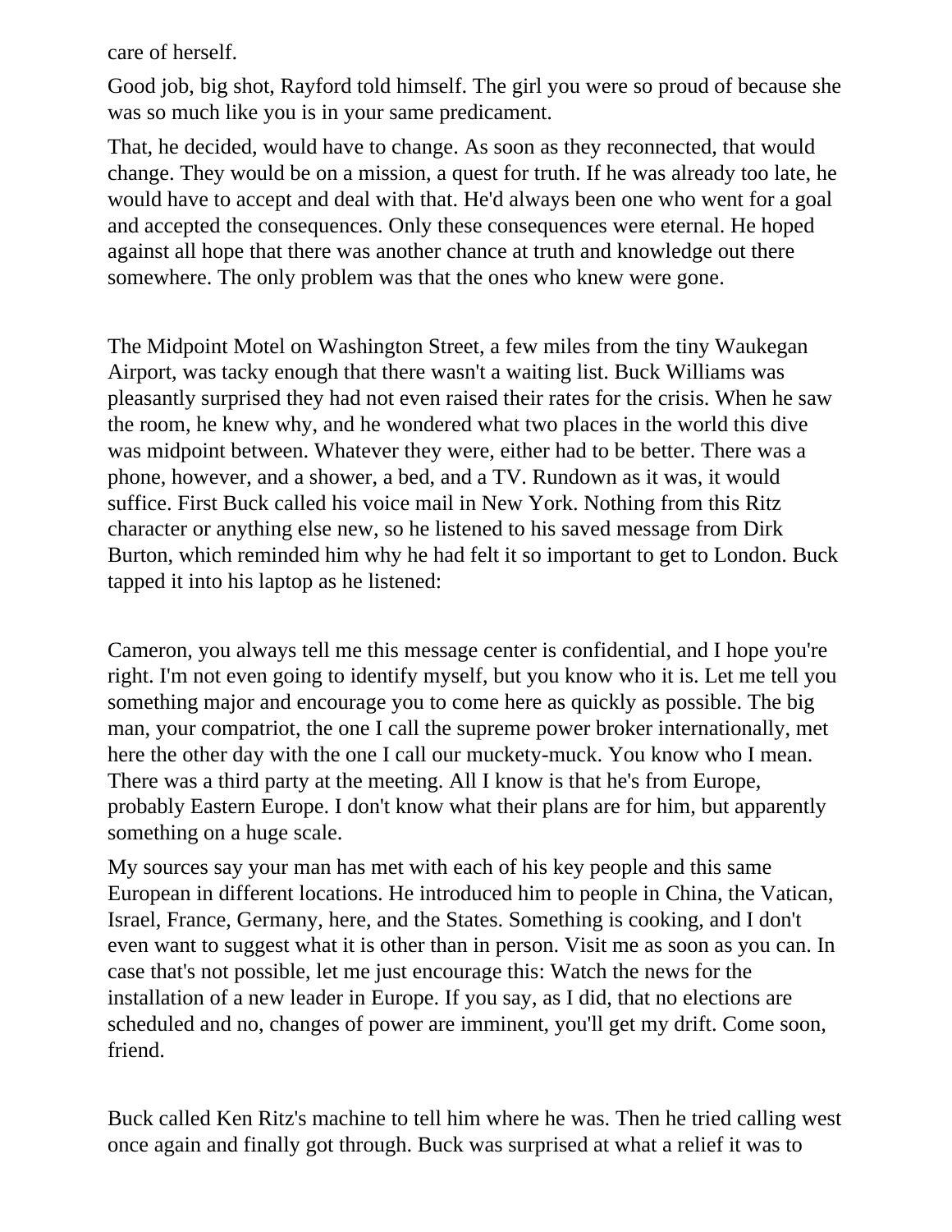care of herself.

Good job, big shot, Rayford told himself. The girl you were so proud of because she was so much like you is in your same predicament.

That, he decided, would have to change. As soon as they reconnected, that would change. They would be on a mission, a quest for truth. If he was already too late, he would have to accept and deal with that. He'd always been one who went for a goal and accepted the consequences. Only these consequences were eternal. He hoped against all hope that there was another chance at truth and knowledge out there somewhere. The only problem was that the ones who knew were gone.

The Midpoint Motel on Washington Street, a few miles from the tiny Waukegan Airport, was tacky enough that there wasn't a waiting list. Buck Williams was pleasantly surprised they had not even raised their rates for the crisis. When he saw the room, he knew why, and he wondered what two places in the world this dive was midpoint between. Whatever they were, either had to be better. There was a phone, however, and a shower, a bed, and a TV. Rundown as it was, it would suffice. First Buck called his voice mail in New York. Nothing from this Ritz character or anything else new, so he listened to his saved message from Dirk Burton, which reminded him why he had felt it so important to get to London. Buck tapped it into his laptop as he listened:

Cameron, you always tell me this message center is confidential, and I hope you're right. I'm not even going to identify myself, but you know who it is. Let me tell you something major and encourage you to come here as quickly as possible. The big man, your compatriot, the one I call the supreme power broker internationally, met here the other day with the one I call our muckety-muck. You know who I mean. There was a third party at the meeting. All I know is that he's from Europe, probably Eastern Europe. I don't know what their plans are for him, but apparently something on a huge scale.

My sources say your man has met with each of his key people and this same European in different locations. He introduced him to people in China, the Vatican, Israel, France, Germany, here, and the States. Something is cooking, and I don't even want to suggest what it is other than in person. Visit me as soon as you can. In case that's not possible, let me just encourage this: Watch the news for the installation of a new leader in Europe. If you say, as I did, that no elections are scheduled and no, changes of power are imminent, you'll get my drift. Come soon, friend.

Buck called Ken Ritz's machine to tell him where he was. Then he tried calling west once again and finally got through. Buck was surprised at what a relief it was to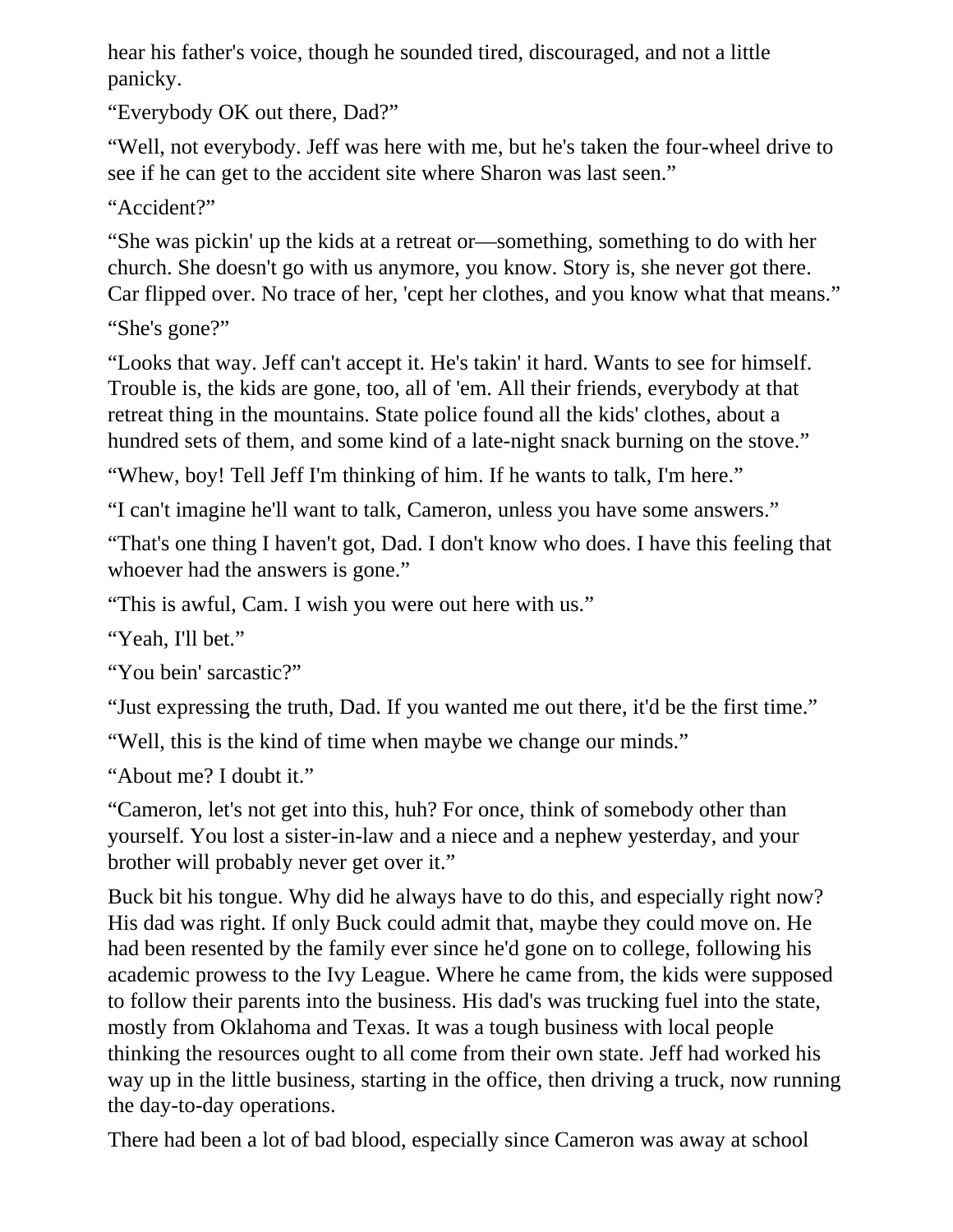hear his father's voice, though he sounded tired, discouraged, and not a little panicky.

“Everybody OK out there, Dad?”

“Well, not everybody. Jeff was here with me, but he's taken the four-wheel drive to see if he can get to the accident site where Sharon was last seen.”

“Accident?”

“She was pickin' up the kids at a retreat or—something, something to do with her church. She doesn't go with us anymore, you know. Story is, she never got there. Car flipped over. No trace of her, 'cept her clothes, and you know what that means.”

“She's gone?”

“Looks that way. Jeff can't accept it. He's takin' it hard. Wants to see for himself. Trouble is, the kids are gone, too, all of 'em. All their friends, everybody at that retreat thing in the mountains. State police found all the kids' clothes, about a hundred sets of them, and some kind of a late-night snack burning on the stove.”

“Whew, boy! Tell Jeff I'm thinking of him. If he wants to talk, I'm here.”

“I can't imagine he'll want to talk, Cameron, unless you have some answers.”

“That's one thing I haven't got, Dad. I don't know who does. I have this feeling that whoever had the answers is gone.”

“This is awful, Cam. I wish you were out here with us.”

“Yeah, I'll bet.”

“You bein' sarcastic?”

“Just expressing the truth, Dad. If you wanted me out there, it'd be the first time.”

“Well, this is the kind of time when maybe we change our minds.”

“About me? I doubt it.”

“Cameron, let's not get into this, huh? For once, think of somebody other than yourself. You lost a sister-in-law and a niece and a nephew yesterday, and your brother will probably never get over it.”

Buck bit his tongue. Why did he always have to do this, and especially right now? His dad was right. If only Buck could admit that, maybe they could move on. He had been resented by the family ever since he'd gone on to college, following his academic prowess to the Ivy League. Where he came from, the kids were supposed to follow their parents into the business. His dad's was trucking fuel into the state, mostly from Oklahoma and Texas. It was a tough business with local people thinking the resources ought to all come from their own state. Jeff had worked his way up in the little business, starting in the office, then driving a truck, now running the day-to-day operations.

There had been a lot of bad blood, especially since Cameron was away at school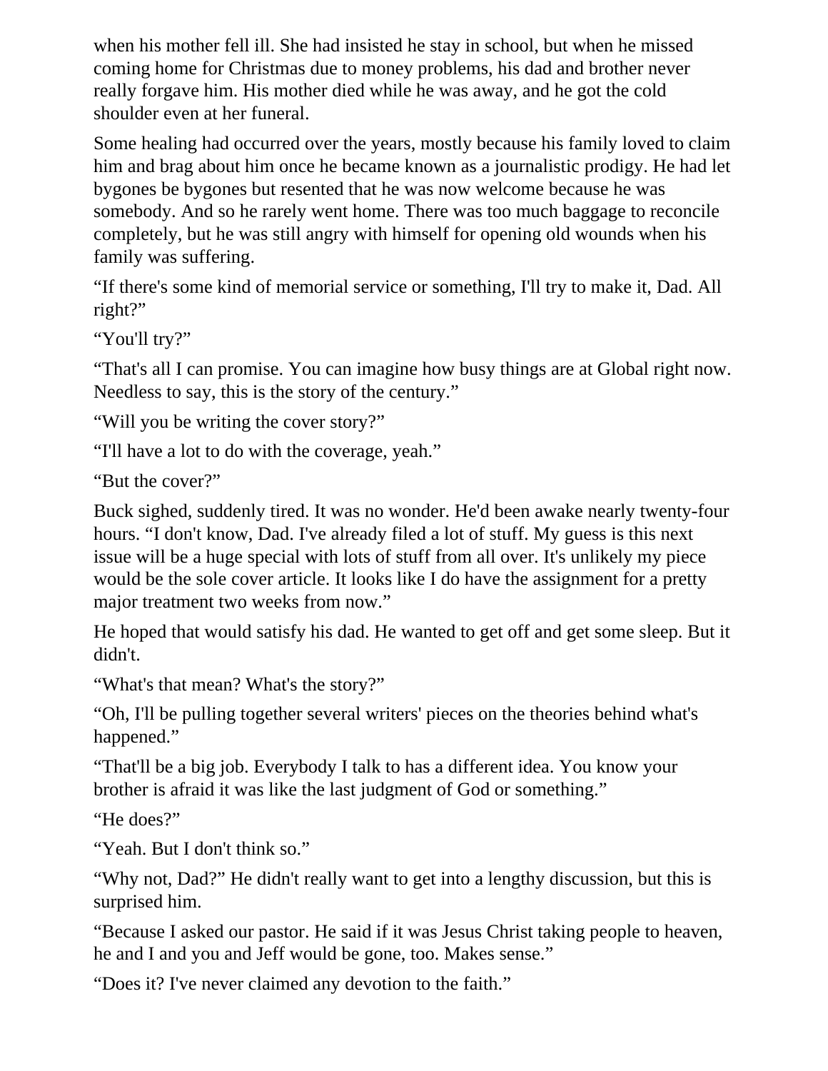when his mother fell ill. She had insisted he stay in school, but when he missed coming home for Christmas due to money problems, his dad and brother never really forgave him. His mother died while he was away, and he got the cold shoulder even at her funeral.

Some healing had occurred over the years, mostly because his family loved to claim him and brag about him once he became known as a journalistic prodigy. He had let bygones be bygones but resented that he was now welcome because he was somebody. And so he rarely went home. There was too much baggage to reconcile completely, but he was still angry with himself for opening old wounds when his family was suffering.

“If there's some kind of memorial service or something, I'll try to make it, Dad. All right?”

“You'll try?”

“That's all I can promise. You can imagine how busy things are at Global right now. Needless to say, this is the story of the century.”

“Will you be writing the cover story?”

“I'll have a lot to do with the coverage, yeah.”

“But the cover?”

Buck sighed, suddenly tired. It was no wonder. He'd been awake nearly twenty-four hours. “I don't know, Dad. I've already filed a lot of stuff. My guess is this next issue will be a huge special with lots of stuff from all over. It's unlikely my piece would be the sole cover article. It looks like I do have the assignment for a pretty major treatment two weeks from now.”

He hoped that would satisfy his dad. He wanted to get off and get some sleep. But it didn't.

“What's that mean? What's the story?”

“Oh, I'll be pulling together several writers' pieces on the theories behind what's happened.”

“That'll be a big job. Everybody I talk to has a different idea. You know your brother is afraid it was like the last judgment of God or something.”

“He does?”

“Yeah. But I don't think so.”

“Why not, Dad?” He didn't really want to get into a lengthy discussion, but this is surprised him.

“Because I asked our pastor. He said if it was Jesus Christ taking people to heaven, he and I and you and Jeff would be gone, too. Makes sense.”

“Does it? I've never claimed any devotion to the faith.”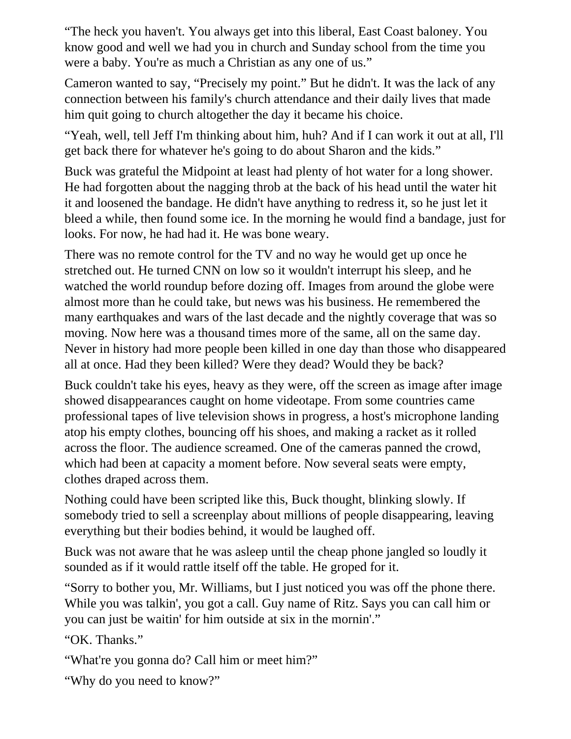"The heck you haven't. You always get into this liberal, East Coast baloney. You know good and well we had you in church and Sunday school from the time you were a baby. You're as much a Christian as any one of us."

Cameron wanted to say, "Precisely my point." But he didn't. It was the lack of any connection between his family's church attendance and their daily lives that made him quit going to church altogether the day it became his choice.

"Yeah, well, tell Jeff I'm thinking about him, huh? And if I can work it out at all, I'll get back there for whatever he's going to do about Sharon and the kids."

Buck was grateful the Midpoint at least had plenty of hot water for a long shower. He had forgotten about the nagging throb at the back of his head until the water hit it and loosened the bandage. He didn't have anything to redress it, so he just let it bleed a while, then found some ice. In the morning he would find a bandage, just for looks. For now, he had had it. He was bone weary.

There was no remote control for the TV and no way he would get up once he stretched out. He turned CNN on low so it wouldn't interrupt his sleep, and he watched the world roundup before dozing off. Images from around the globe were almost more than he could take, but news was his business. He remembered the many earthquakes and wars of the last decade and the nightly coverage that was so moving. Now here was a thousand times more of the same, all on the same day. Never in history had more people been killed in one day than those who disappeared all at once. Had they been killed? Were they dead? Would they be back?

Buck couldn't take his eyes, heavy as they were, off the screen as image after image showed disappearances caught on home videotape. From some countries came professional tapes of live television shows in progress, a host's microphone landing atop his empty clothes, bouncing off his shoes, and making a racket as it rolled across the floor. The audience screamed. One of the cameras panned the crowd, which had been at capacity a moment before. Now several seats were empty, clothes draped across them.

Nothing could have been scripted like this, Buck thought, blinking slowly. If somebody tried to sell a screenplay about millions of people disappearing, leaving everything but their bodies behind, it would be laughed off.

Buck was not aware that he was asleep until the cheap phone jangled so loudly it sounded as if it would rattle itself off the table. He groped for it.

"Sorry to bother you, Mr. Williams, but I just noticed you was off the phone there. While you was talkin', you got a call. Guy name of Ritz. Says you can call him or you can just be waitin' for him outside at six in the mornin'."

"OK. Thanks."

"What're you gonna do? Call him or meet him?"

"Why do you need to know?"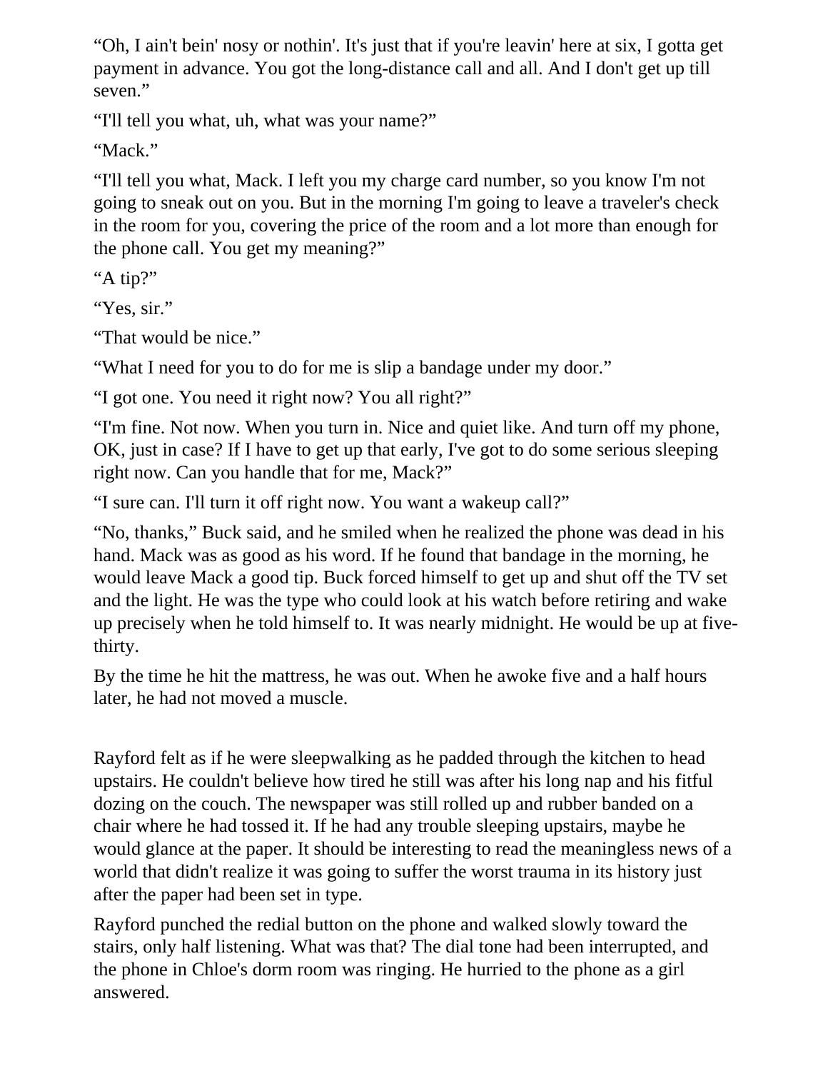"Oh, I ain't bein' nosy or nothin'. It's just that if you're leavin' here at six, I gotta get payment in advance. You got the long-distance call and all. And I don't get up till seven."

"I'll tell you what, uh, what was your name?"

"Mack."

"I'll tell you what, Mack. I left you my charge card number, so you know I'm not going to sneak out on you. But in the morning I'm going to leave a traveler's check in the room for you, covering the price of the room and a lot more than enough for the phone call. You get my meaning?"

"A tip?"

"Yes, sir."

"That would be nice."

"What I need for you to do for me is slip a bandage under my door."

"I got one. You need it right now? You all right?"

"I'm fine. Not now. When you turn in. Nice and quiet like. And turn off my phone, OK, just in case? If I have to get up that early, I've got to do some serious sleeping right now. Can you handle that for me, Mack?"

"I sure can. I'll turn it off right now. You want a wakeup call?"

"No, thanks," Buck said, and he smiled when he realized the phone was dead in his hand. Mack was as good as his word. If he found that bandage in the morning, he would leave Mack a good tip. Buck forced himself to get up and shut off the TV set and the light. He was the type who could look at his watch before retiring and wake up precisely when he told himself to. It was nearly midnight. He would be up at five-thirty.

By the time he hit the mattress, he was out. When he awoke five and a half hours later, he had not moved a muscle.

Rayford felt as if he were sleepwalking as he padded through the kitchen to head upstairs. He couldn't believe how tired he still was after his long nap and his fitful dozing on the couch. The newspaper was still rolled up and rubber banded on a chair where he had tossed it. If he had any trouble sleeping upstairs, maybe he would glance at the paper. It should be interesting to read the meaningless news of a world that didn't realize it was going to suffer the worst trauma in its history just after the paper had been set in type.

Rayford punched the redial button on the phone and walked slowly toward the stairs, only half listening. What was that? The dial tone had been interrupted, and the phone in Chloe's dorm room was ringing. He hurried to the phone as a girl answered.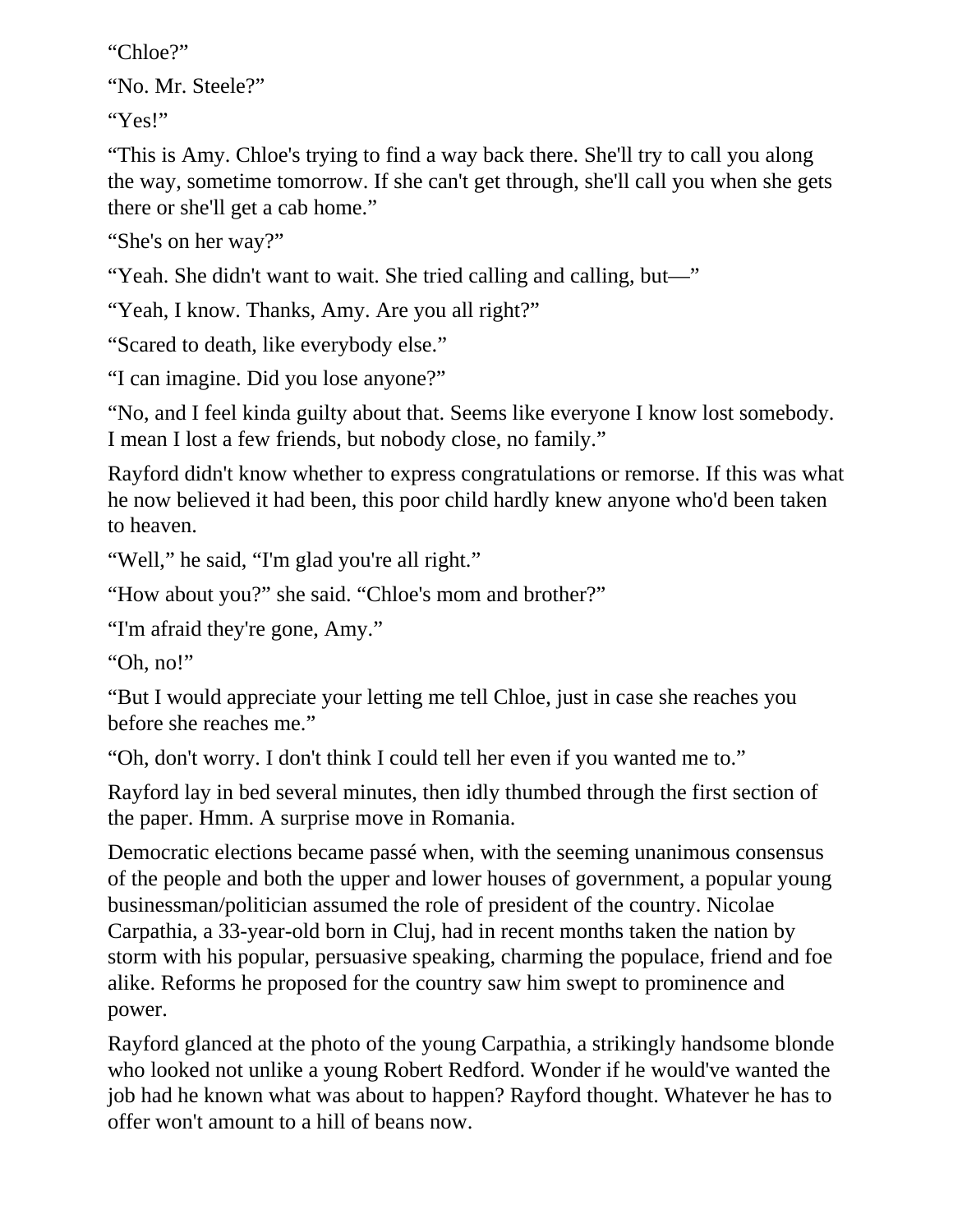“Chloe?”

“No. Mr. Steele?”

“Yes!”

“This is Amy. Chloe's trying to find a way back there. She'll try to call you along the way, sometime tomorrow. If she can't get through, she'll call you when she gets there or she'll get a cab home.”

“She's on her way?”

“Yeah. She didn't want to wait. She tried calling and calling, but—”

“Yeah, I know. Thanks, Amy. Are you all right?”

“Scared to death, like everybody else.”

“I can imagine. Did you lose anyone?”

“No, and I feel kinda guilty about that. Seems like everyone I know lost somebody. I mean I lost a few friends, but nobody close, no family.”

Rayford didn't know whether to express congratulations or remorse. If this was what he now believed it had been, this poor child hardly knew anyone who'd been taken to heaven.

“Well,” he said, “I'm glad you're all right.”

“How about you?” she said. “Chloe's mom and brother?”

“I'm afraid they're gone, Amy.”

“Oh, no!”

“But I would appreciate your letting me tell Chloe, just in case she reaches you before she reaches me.”

“Oh, don't worry. I don't think I could tell her even if you wanted me to.”

Rayford lay in bed several minutes, then idly thumbed through the first section of the paper. Hmm. A surprise move in Romania.

Democratic elections became passé when, with the seeming unanimous consensus of the people and both the upper and lower houses of government, a popular young businessman/politician assumed the role of president of the country. Nicolae Carpathia, a 33-year-old born in Cluj, had in recent months taken the nation by storm with his popular, persuasive speaking, charming the populace, friend and foe alike. Reforms he proposed for the country saw him swept to prominence and power.

Rayford glanced at the photo of the young Carpathia, a strikingly handsome blonde who looked not unlike a young Robert Redford. Wonder if he would've wanted the job had he known what was about to happen? Rayford thought. Whatever he has to offer won't amount to a hill of beans now.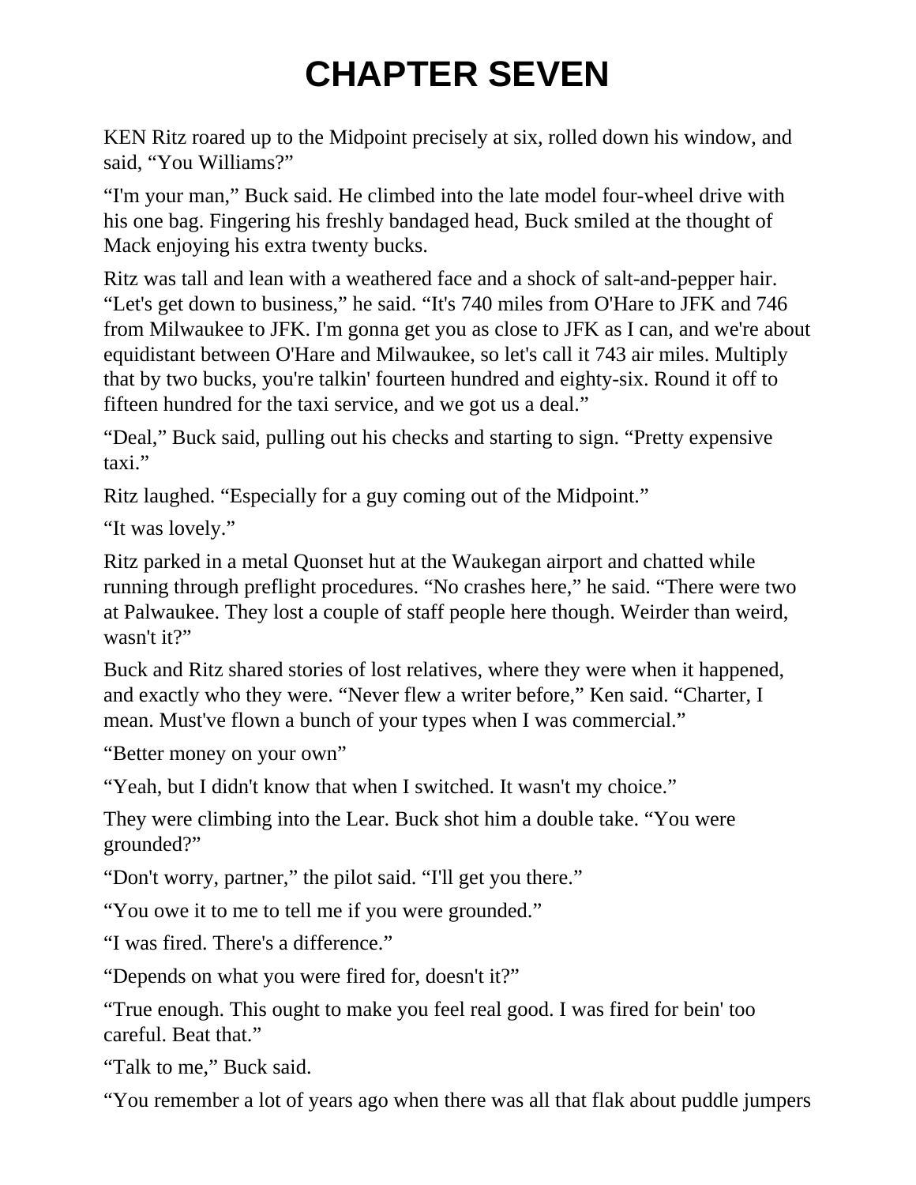# CHAPTER SEVEN

KEN Ritz roared up to the Midpoint precisely at six, rolled down his window, and said, “You Williams?”

“I'm your man,” Buck said. He climbed into the late model four-wheel drive with his one bag. Fingering his freshly bandaged head, Buck smiled at the thought of Mack enjoying his extra twenty bucks.

Ritz was tall and lean with a weathered face and a shock of salt-and-pepper hair. “Let's get down to business,” he said. “It's 740 miles from O'Hare to JFK and 746 from Milwaukee to JFK. I'm gonna get you as close to JFK as I can, and we're about equidistant between O'Hare and Milwaukee, so let's call it 743 air miles. Multiply that by two bucks, you're talkin' fourteen hundred and eighty-six. Round it off to fifteen hundred for the taxi service, and we got us a deal.”

“Deal,” Buck said, pulling out his checks and starting to sign. “Pretty expensive taxi.”

Ritz laughed. “Especially for a guy coming out of the Midpoint.”

“It was lovely.”

Ritz parked in a metal Quonset hut at the Waukegan airport and chatted while running through preflight procedures. “No crashes here,” he said. “There were two at Palwaukee. They lost a couple of staff people here though. Weirder than weird, wasn't it?”

Buck and Ritz shared stories of lost relatives, where they were when it happened, and exactly who they were. “Never flew a writer before,” Ken said. “Charter, I mean. Must've flown a bunch of your types when I was commercial.”

“Better money on your own”

“Yeah, but I didn't know that when I switched. It wasn't my choice.”

They were climbing into the Lear. Buck shot him a double take. “You were grounded?”

“Don't worry, partner,” the pilot said. “I'll get you there.”

“You owe it to me to tell me if you were grounded.”

“I was fired. There's a difference.”

“Depends on what you were fired for, doesn't it?”

“True enough. This ought to make you feel real good. I was fired for bein' too careful. Beat that.”

“Talk to me,” Buck said.

“You remember a lot of years ago when there was all that flak about puddle jumpers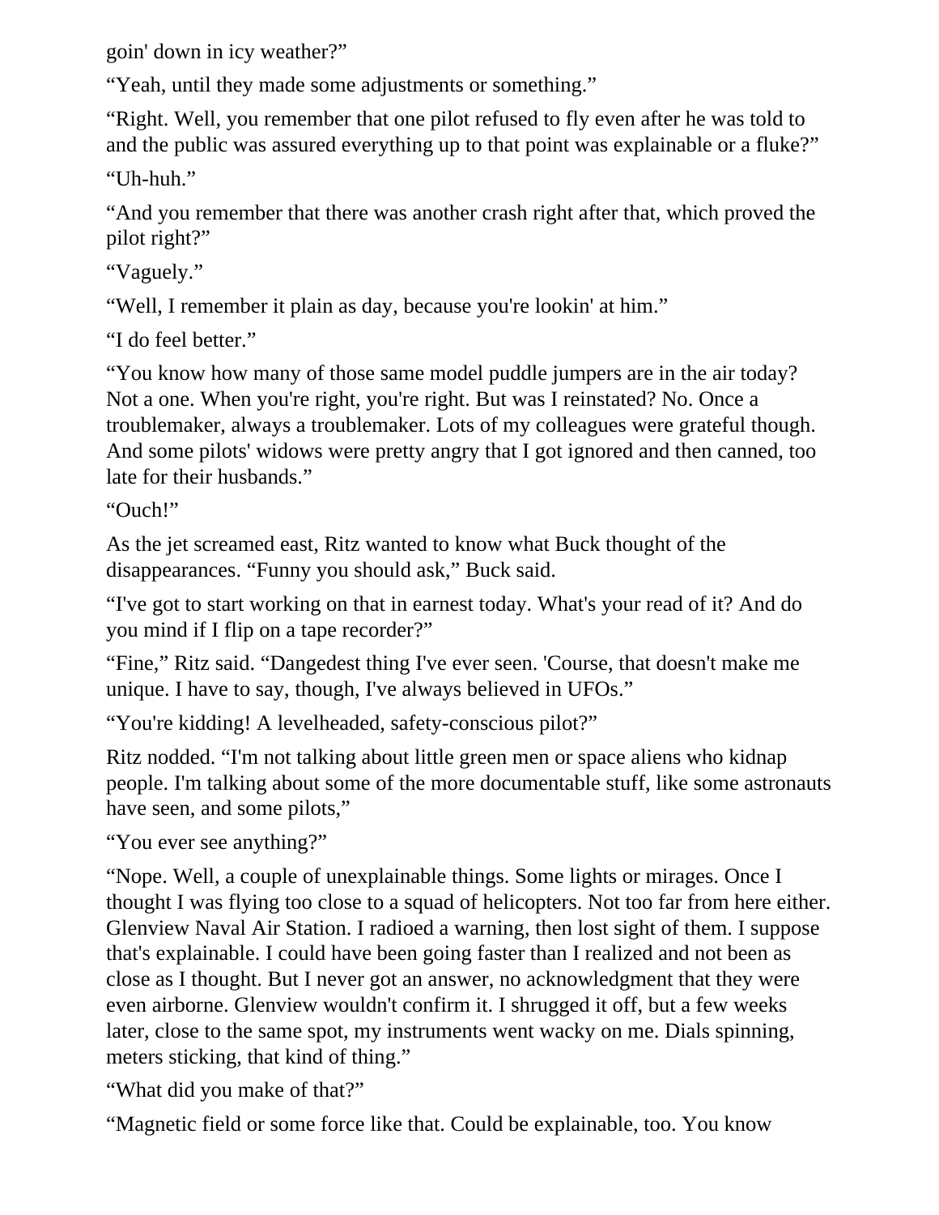goin' down in icy weather?”

“Yeah, until they made some adjustments or something.”

“Right. Well, you remember that one pilot refused to fly even after he was told to and the public was assured everything up to that point was explainable or a fluke?”

“Uh-huh.”

“And you remember that there was another crash right after that, which proved the pilot right?”

“Vaguely.”

“Well, I remember it plain as day, because you're lookin' at him.”

“I do feel better.”

“You know how many of those same model puddle jumpers are in the air today? Not a one. When you're right, you're right. But was I reinstated? No. Once a troublemaker, always a troublemaker. Lots of my colleagues were grateful though. And some pilots' widows were pretty angry that I got ignored and then canned, too late for their husbands.”

“Ouch!”

As the jet screamed east, Ritz wanted to know what Buck thought of the disappearances. “Funny you should ask,” Buck said.

“I've got to start working on that in earnest today. What's your read of it? And do you mind if I flip on a tape recorder?”

“Fine,” Ritz said. “Dangedest thing I've ever seen. 'Course, that doesn't make me unique. I have to say, though, I've always believed in UFOs.”

“You're kidding! A levelheaded, safety-conscious pilot?”

Ritz nodded. “I'm not talking about little green men or space aliens who kidnap people. I'm talking about some of the more documentable stuff, like some astronauts have seen, and some pilots,”

“You ever see anything?”

“Nope. Well, a couple of unexplainable things. Some lights or mirages. Once I thought I was flying too close to a squad of helicopters. Not too far from here either. Glenview Naval Air Station. I radioed a warning, then lost sight of them. I suppose that's explainable. I could have been going faster than I realized and not been as close as I thought. But I never got an answer, no acknowledgment that they were even airborne. Glenview wouldn't confirm it. I shrugged it off, but a few weeks later, close to the same spot, my instruments went wacky on me. Dials spinning, meters sticking, that kind of thing.”

“What did you make of that?”

“Magnetic field or some force like that. Could be explainable, too. You know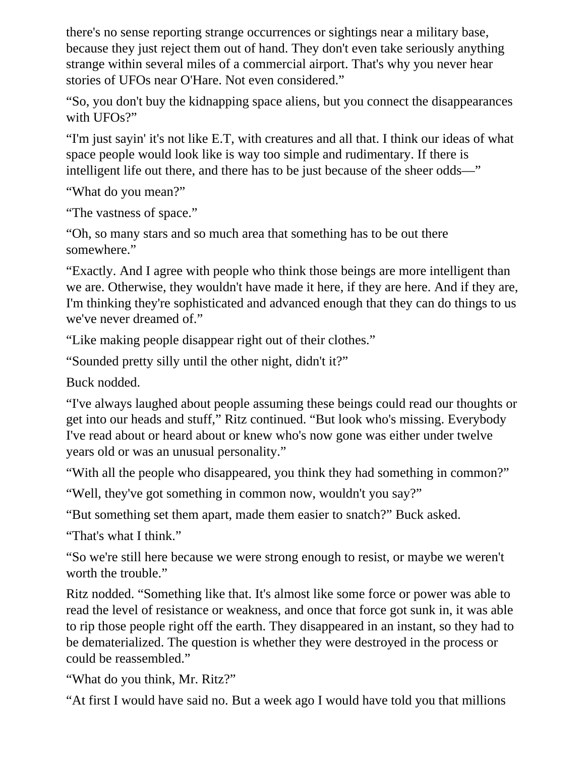there's no sense reporting strange occurrences or sightings near a military base, because they just reject them out of hand. They don't even take seriously anything strange within several miles of a commercial airport. That's why you never hear stories of UFOs near O'Hare. Not even considered."

"So, you don't buy the kidnapping space aliens, but you connect the disappearances with UFOs?"

"I'm just sayin' it's not like E.T, with creatures and all that. I think our ideas of what space people would look like is way too simple and rudimentary. If there is intelligent life out there, and there has to be just because of the sheer odds—"

"What do you mean?"

"The vastness of space."

"Oh, so many stars and so much area that something has to be out there somewhere."

"Exactly. And I agree with people who think those beings are more intelligent than we are. Otherwise, they wouldn't have made it here, if they are here. And if they are, I'm thinking they're sophisticated and advanced enough that they can do things to us we've never dreamed of."

"Like making people disappear right out of their clothes."

"Sounded pretty silly until the other night, didn't it?"

Buck nodded.

"I've always laughed about people assuming these beings could read our thoughts or get into our heads and stuff," Ritz continued. "But look who's missing. Everybody I've read about or heard about or knew who's now gone was either under twelve years old or was an unusual personality."

"With all the people who disappeared, you think they had something in common?"

"Well, they've got something in common now, wouldn't you say?"

"But something set them apart, made them easier to snatch?" Buck asked.

"That's what I think."

"So we're still here because we were strong enough to resist, or maybe we weren't worth the trouble."

Ritz nodded. "Something like that. It's almost like some force or power was able to read the level of resistance or weakness, and once that force got sunk in, it was able to rip those people right off the earth. They disappeared in an instant, so they had to be dematerialized. The question is whether they were destroyed in the process or could be reassembled."

"What do you think, Mr. Ritz?"

"At first I would have said no. But a week ago I would have told you that millions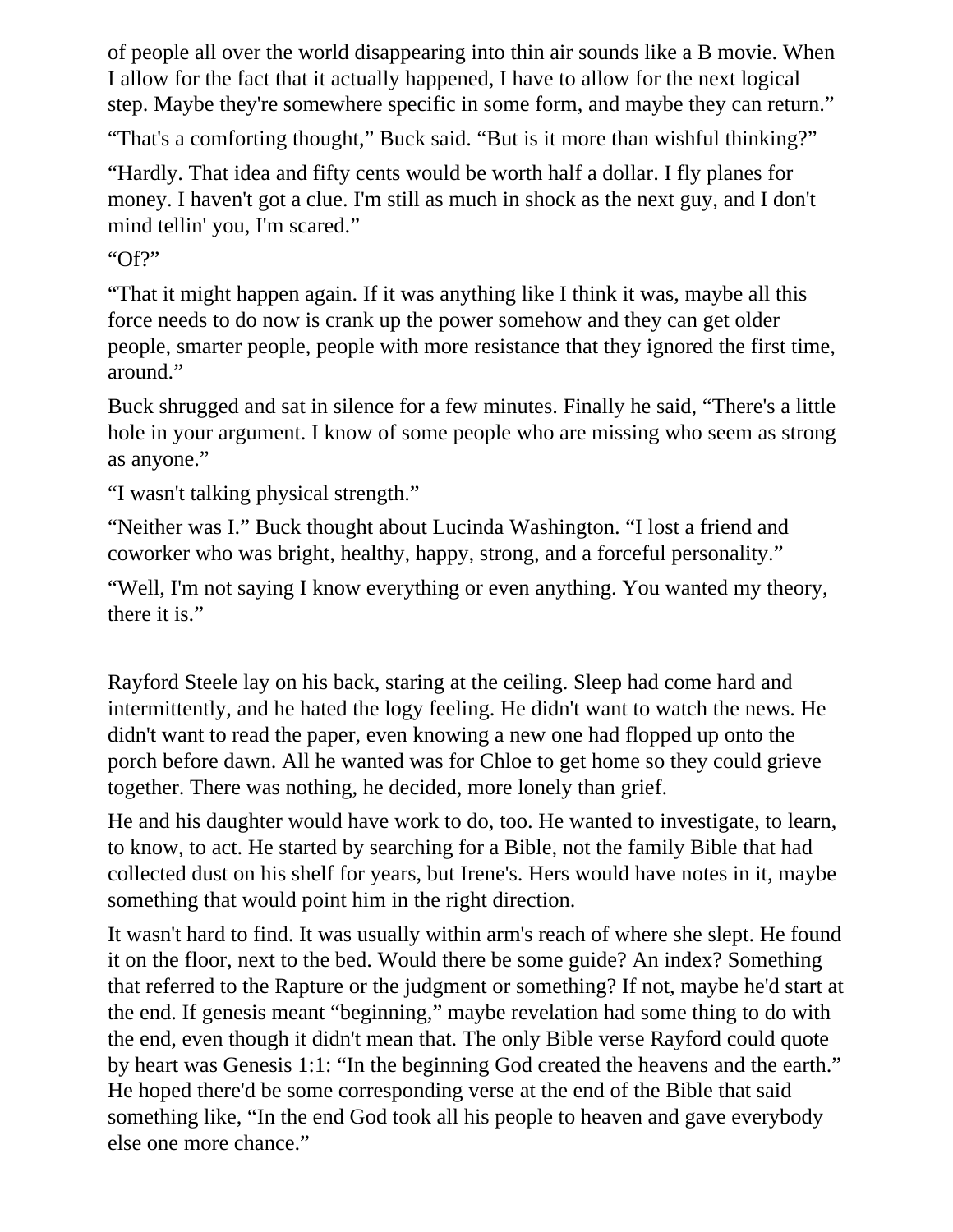of people all over the world disappearing into thin air sounds like a B movie. When I allow for the fact that it actually happened, I have to allow for the next logical step. Maybe they're somewhere specific in some form, and maybe they can return."

"That's a comforting thought," Buck said. "But is it more than wishful thinking?"

"Hardly. That idea and fifty cents would be worth half a dollar. I fly planes for money. I haven't got a clue. I'm still as much in shock as the next guy, and I don't mind tellin' you, I'm scared."

"Of?"

"That it might happen again. If it was anything like I think it was, maybe all this force needs to do now is crank up the power somehow and they can get older people, smarter people, people with more resistance that they ignored the first time, around."

Buck shrugged and sat in silence for a few minutes. Finally he said, "There's a little hole in your argument. I know of some people who are missing who seem as strong as anyone."

"I wasn't talking physical strength."

"Neither was I." Buck thought about Lucinda Washington. "I lost a friend and coworker who was bright, healthy, happy, strong, and a forceful personality."

"Well, I'm not saying I know everything or even anything. You wanted my theory, there it is."

Rayford Steele lay on his back, staring at the ceiling. Sleep had come hard and intermittently, and he hated the logy feeling. He didn't want to watch the news. He didn't want to read the paper, even knowing a new one had flopped up onto the porch before dawn. All he wanted was for Chloe to get home so they could grieve together. There was nothing, he decided, more lonely than grief.

He and his daughter would have work to do, too. He wanted to investigate, to learn, to know, to act. He started by searching for a Bible, not the family Bible that had collected dust on his shelf for years, but Irene's. Hers would have notes in it, maybe something that would point him in the right direction.

It wasn't hard to find. It was usually within arm's reach of where she slept. He found it on the floor, next to the bed. Would there be some guide? An index? Something that referred to the Rapture or the judgment or something? If not, maybe he'd start at the end. If genesis meant "beginning," maybe revelation had some thing to do with the end, even though it didn't mean that. The only Bible verse Rayford could quote by heart was Genesis 1:1: "In the beginning God created the heavens and the earth." He hoped there'd be some corresponding verse at the end of the Bible that said something like, "In the end God took all his people to heaven and gave everybody else one more chance."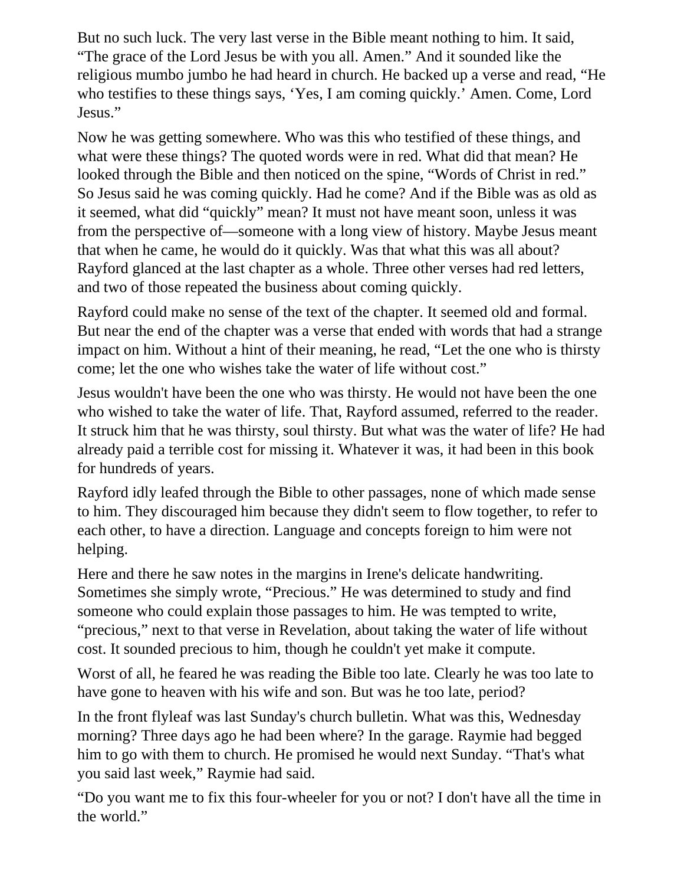But no such luck. The very last verse in the Bible meant nothing to him. It said, “The grace of the Lord Jesus be with you all. Amen.” And it sounded like the religious mumbo jumbo he had heard in church. He backed up a verse and read, “He who testifies to these things says, ‘Yes, I am coming quickly.’ Amen. Come, Lord Jesus.”

Now he was getting somewhere. Who was this who testified of these things, and what were these things? The quoted words were in red. What did that mean? He looked through the Bible and then noticed on the spine, “Words of Christ in red.” So Jesus said he was coming quickly. Had he come? And if the Bible was as old as it seemed, what did “quickly” mean? It must not have meant soon, unless it was from the perspective of—someone with a long view of history. Maybe Jesus meant that when he came, he would do it quickly. Was that what this was all about? Rayford glanced at the last chapter as a whole. Three other verses had red letters, and two of those repeated the business about coming quickly.

Rayford could make no sense of the text of the chapter. It seemed old and formal. But near the end of the chapter was a verse that ended with words that had a strange impact on him. Without a hint of their meaning, he read, “Let the one who is thirsty come; let the one who wishes take the water of life without cost.”

Jesus wouldn't have been the one who was thirsty. He would not have been the one who wished to take the water of life. That, Rayford assumed, referred to the reader. It struck him that he was thirsty, soul thirsty. But what was the water of life? He had already paid a terrible cost for missing it. Whatever it was, it had been in this book for hundreds of years.

Rayford idly leafed through the Bible to other passages, none of which made sense to him. They discouraged him because they didn't seem to flow together, to refer to each other, to have a direction. Language and concepts foreign to him were not helping.

Here and there he saw notes in the margins in Irene's delicate handwriting. Sometimes she simply wrote, “Precious.” He was determined to study and find someone who could explain those passages to him. He was tempted to write, “precious,” next to that verse in Revelation, about taking the water of life without cost. It sounded precious to him, though he couldn't yet make it compute.

Worst of all, he feared he was reading the Bible too late. Clearly he was too late to have gone to heaven with his wife and son. But was he too late, period?

In the front flyleaf was last Sunday's church bulletin. What was this, Wednesday morning? Three days ago he had been where? In the garage. Raymie had begged him to go with them to church. He promised he would next Sunday. “That's what you said last week,” Raymie had said.

“Do you want me to fix this four-wheeler for you or not? I don't have all the time in the world.”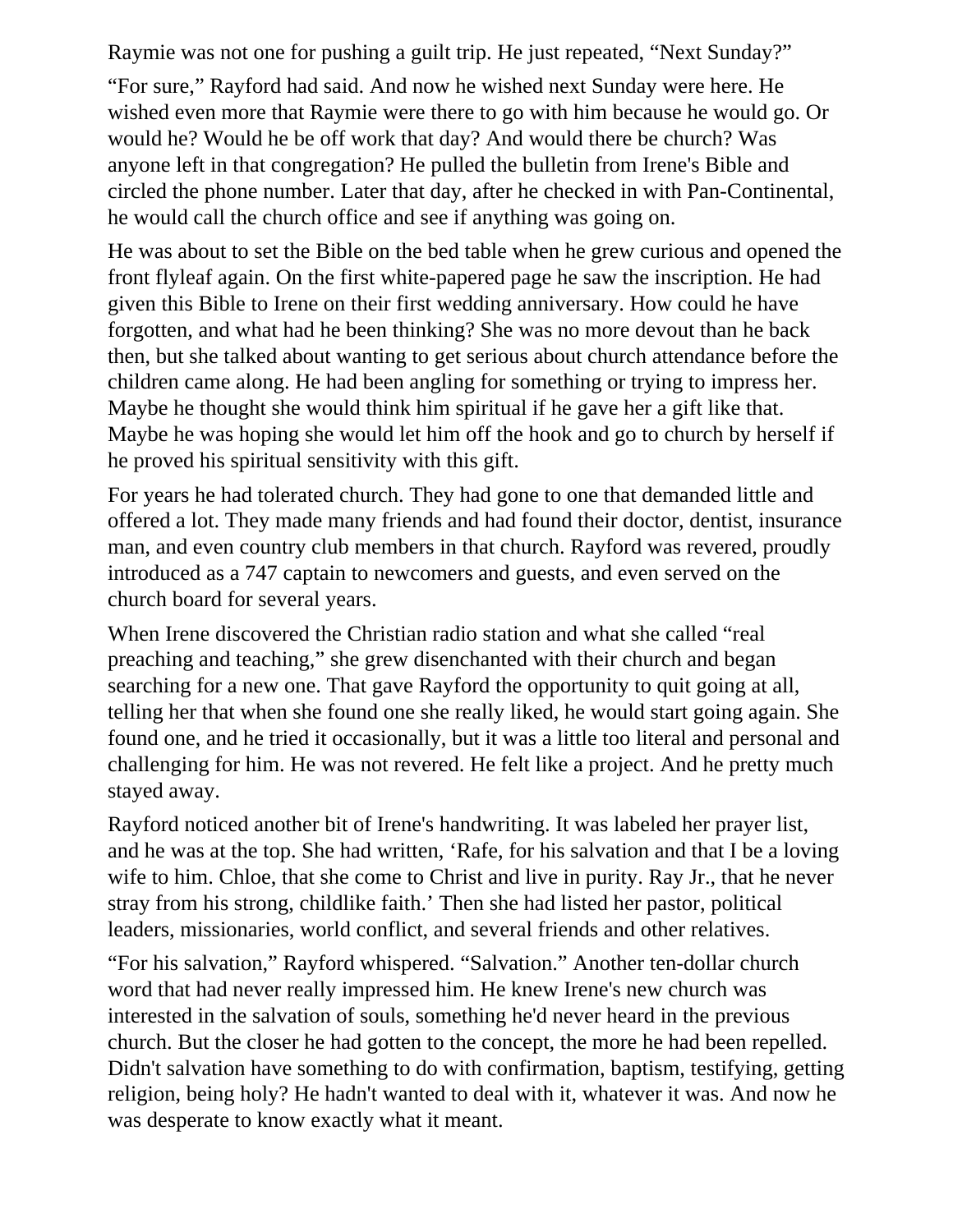Raymie was not one for pushing a guilt trip. He just repeated, “Next Sunday?”

“For sure,” Rayford had said. And now he wished next Sunday were here. He wished even more that Raymie were there to go with him because he would go. Or would he? Would he be off work that day? And would there be church? Was anyone left in that congregation? He pulled the bulletin from Irene's Bible and circled the phone number. Later that day, after he checked in with Pan-Continental, he would call the church office and see if anything was going on.

He was about to set the Bible on the bed table when he grew curious and opened the front flyleaf again. On the first white-papered page he saw the inscription. He had given this Bible to Irene on their first wedding anniversary. How could he have forgotten, and what had he been thinking? She was no more devout than he back then, but she talked about wanting to get serious about church attendance before the children came along. He had been angling for something or trying to impress her. Maybe he thought she would think him spiritual if he gave her a gift like that. Maybe he was hoping she would let him off the hook and go to church by herself if he proved his spiritual sensitivity with this gift.

For years he had tolerated church. They had gone to one that demanded little and offered a lot. They made many friends and had found their doctor, dentist, insurance man, and even country club members in that church. Rayford was revered, proudly introduced as a 747 captain to newcomers and guests, and even served on the church board for several years.

When Irene discovered the Christian radio station and what she called “real preaching and teaching,” she grew disenchanted with their church and began searching for a new one. That gave Rayford the opportunity to quit going at all, telling her that when she found one she really liked, he would start going again. She found one, and he tried it occasionally, but it was a little too literal and personal and challenging for him. He was not revered. He felt like a project. And he pretty much stayed away.

Rayford noticed another bit of Irene's handwriting. It was labeled her prayer list, and he was at the top. She had written, ‘Rafe, for his salvation and that I be a loving wife to him. Chloe, that she come to Christ and live in purity. Ray Jr., that he never stray from his strong, childlike faith.’ Then she had listed her pastor, political leaders, missionaries, world conflict, and several friends and other relatives.

“For his salvation,” Rayford whispered. “Salvation.” Another ten-dollar church word that had never really impressed him. He knew Irene's new church was interested in the salvation of souls, something he'd never heard in the previous church. But the closer he had gotten to the concept, the more he had been repelled. Didn't salvation have something to do with confirmation, baptism, testifying, getting religion, being holy? He hadn't wanted to deal with it, whatever it was. And now he was desperate to know exactly what it meant.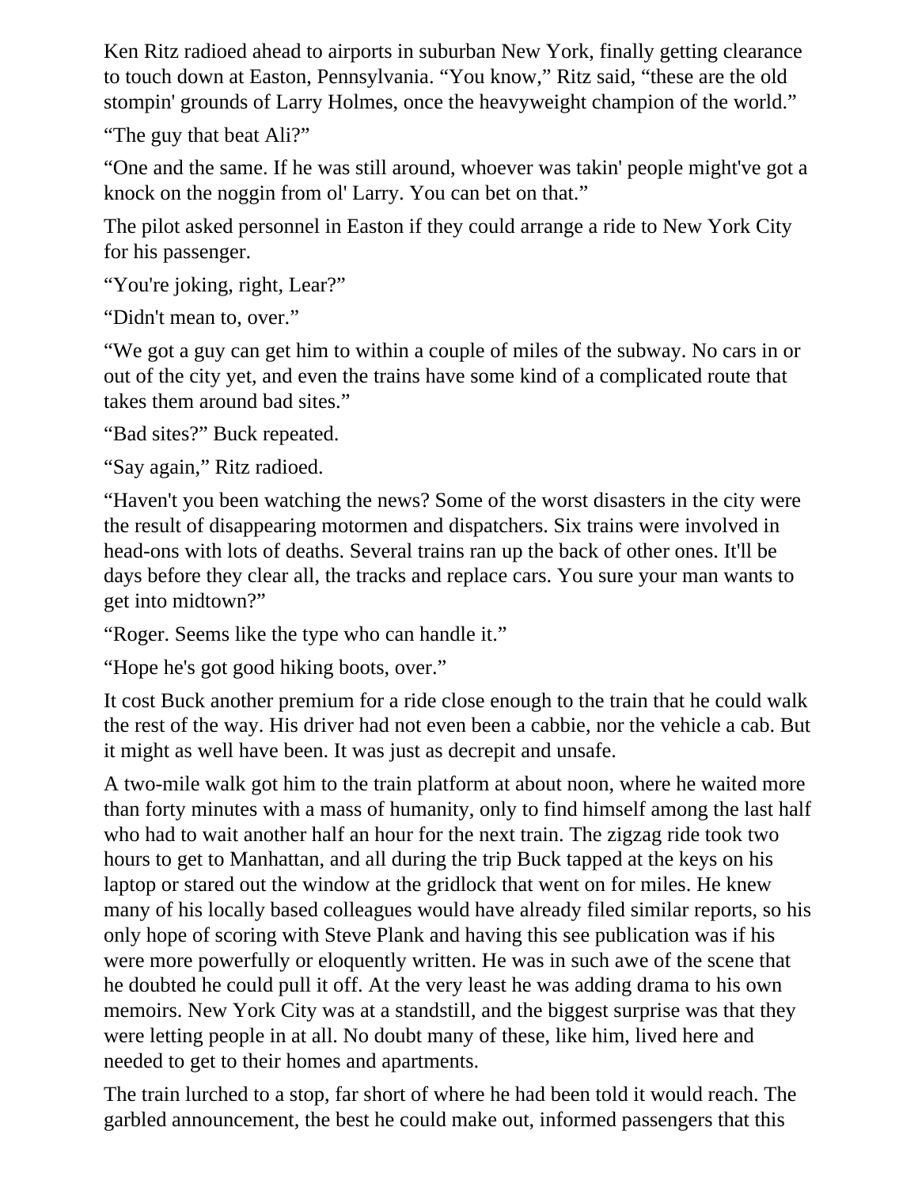Ken Ritz radioed ahead to airports in suburban New York, finally getting clearance to touch down at Easton, Pennsylvania. “You know,” Ritz said, “these are the old stompin' grounds of Larry Holmes, once the heavyweight champion of the world.”

“The guy that beat Ali?”

“One and the same. If he was still around, whoever was takin' people might've got a knock on the noggin from ol' Larry. You can bet on that.”

The pilot asked personnel in Easton if they could arrange a ride to New York City for his passenger.

“You're joking, right, Lear?”

“Didn't mean to, over.”

“We got a guy can get him to within a couple of miles of the subway. No cars in or out of the city yet, and even the trains have some kind of a complicated route that takes them around bad sites.”

“Bad sites?” Buck repeated.

“Say again,” Ritz radioed.

“Haven't you been watching the news? Some of the worst disasters in the city were the result of disappearing motormen and dispatchers. Six trains were involved in head-ons with lots of deaths. Several trains ran up the back of other ones. It'll be days before they clear all, the tracks and replace cars. You sure your man wants to get into midtown?”

“Roger. Seems like the type who can handle it.”

“Hope he's got good hiking boots, over.”

It cost Buck another premium for a ride close enough to the train that he could walk the rest of the way. His driver had not even been a cabbie, nor the vehicle a cab. But it might as well have been. It was just as decrepit and unsafe.

A two-mile walk got him to the train platform at about noon, where he waited more than forty minutes with a mass of humanity, only to find himself among the last half who had to wait another half an hour for the next train. The zigzag ride took two hours to get to Manhattan, and all during the trip Buck tapped at the keys on his laptop or stared out the window at the gridlock that went on for miles. He knew many of his locally based colleagues would have already filed similar reports, so his only hope of scoring with Steve Plank and having this see publication was if his were more powerfully or eloquently written. He was in such awe of the scene that he doubted he could pull it off. At the very least he was adding drama to his own memoirs. New York City was at a standstill, and the biggest surprise was that they were letting people in at all. No doubt many of these, like him, lived here and needed to get to their homes and apartments.

The train lurched to a stop, far short of where he had been told it would reach. The garbled announcement, the best he could make out, informed passengers that this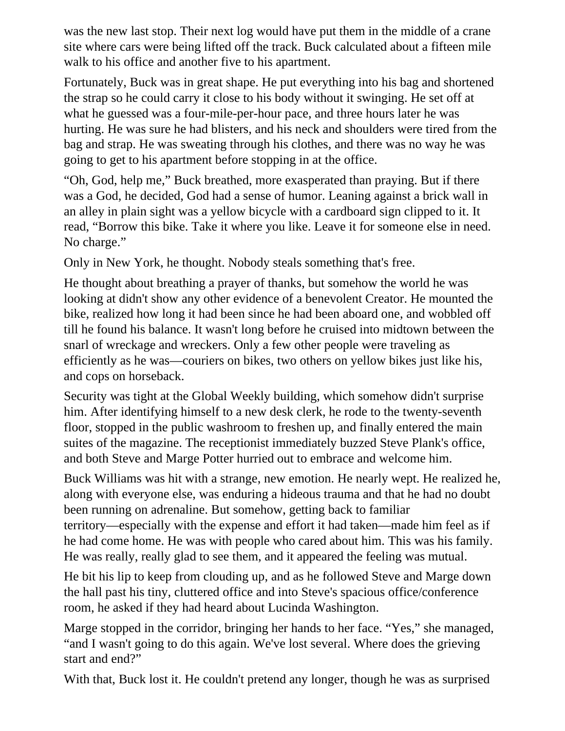was the new last stop. Their next log would have put them in the middle of a crane site where cars were being lifted off the track. Buck calculated about a fifteen mile walk to his office and another five to his apartment.

Fortunately, Buck was in great shape. He put everything into his bag and shortened the strap so he could carry it close to his body without it swinging. He set off at what he guessed was a four-mile-per-hour pace, and three hours later he was hurting. He was sure he had blisters, and his neck and shoulders were tired from the bag and strap. He was sweating through his clothes, and there was no way he was going to get to his apartment before stopping in at the office.

"Oh, God, help me," Buck breathed, more exasperated than praying. But if there was a God, he decided, God had a sense of humor. Leaning against a brick wall in an alley in plain sight was a yellow bicycle with a cardboard sign clipped to it. It read, "Borrow this bike. Take it where you like. Leave it for someone else in need. No charge."

Only in New York, he thought. Nobody steals something that's free.

He thought about breathing a prayer of thanks, but somehow the world he was looking at didn't show any other evidence of a benevolent Creator. He mounted the bike, realized how long it had been since he had been aboard one, and wobbled off till he found his balance. It wasn't long before he cruised into midtown between the snarl of wreckage and wreckers. Only a few other people were traveling as efficiently as he was—couriers on bikes, two others on yellow bikes just like his, and cops on horseback.

Security was tight at the Global Weekly building, which somehow didn't surprise him. After identifying himself to a new desk clerk, he rode to the twenty-seventh floor, stopped in the public washroom to freshen up, and finally entered the main suites of the magazine. The receptionist immediately buzzed Steve Plank's office, and both Steve and Marge Potter hurried out to embrace and welcome him.

Buck Williams was hit with a strange, new emotion. He nearly wept. He realized he, along with everyone else, was enduring a hideous trauma and that he had no doubt been running on adrenaline. But somehow, getting back to familiar territory—especially with the expense and effort it had taken—made him feel as if he had come home. He was with people who cared about him. This was his family. He was really, really glad to see them, and it appeared the feeling was mutual.

He bit his lip to keep from clouding up, and as he followed Steve and Marge down the hall past his tiny, cluttered office and into Steve's spacious office/conference room, he asked if they had heard about Lucinda Washington.

Marge stopped in the corridor, bringing her hands to her face. "Yes," she managed, "and I wasn't going to do this again. We've lost several. Where does the grieving start and end?"

With that, Buck lost it. He couldn't pretend any longer, though he was as surprised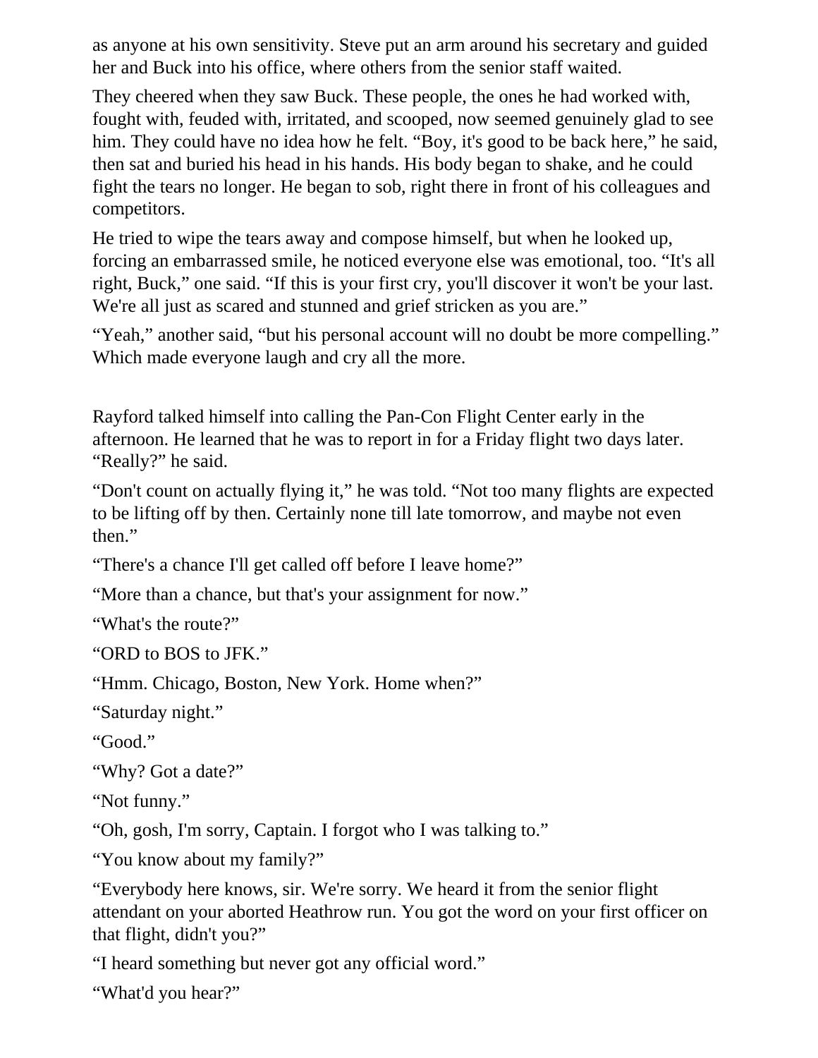as anyone at his own sensitivity. Steve put an arm around his secretary and guided her and Buck into his office, where others from the senior staff waited.

They cheered when they saw Buck. These people, the ones he had worked with, fought with, feuded with, irritated, and scooped, now seemed genuinely glad to see him. They could have no idea how he felt. “Boy, it's good to be back here,” he said, then sat and buried his head in his hands. His body began to shake, and he could fight the tears no longer. He began to sob, right there in front of his colleagues and competitors.

He tried to wipe the tears away and compose himself, but when he looked up, forcing an embarrassed smile, he noticed everyone else was emotional, too. “It's all right, Buck,” one said. “If this is your first cry, you'll discover it won't be your last. We're all just as scared and stunned and grief stricken as you are.”

“Yeah,” another said, “but his personal account will no doubt be more compelling.” Which made everyone laugh and cry all the more.

Rayford talked himself into calling the Pan-Con Flight Center early in the afternoon. He learned that he was to report in for a Friday flight two days later. “Really?” he said.

“Don't count on actually flying it,” he was told. “Not too many flights are expected to be lifting off by then. Certainly none till late tomorrow, and maybe not even then.”

“There's a chance I'll get called off before I leave home?”

“More than a chance, but that's your assignment for now.”

“What's the route?”

“ORD to BOS to JFK.”

“Hmm. Chicago, Boston, New York. Home when?”

“Saturday night.”

“Good.”

“Why? Got a date?”

“Not funny.”

“Oh, gosh, I'm sorry, Captain. I forgot who I was talking to.”

“You know about my family?”

“Everybody here knows, sir. We're sorry. We heard it from the senior flight attendant on your aborted Heathrow run. You got the word on your first officer on that flight, didn't you?”

“I heard something but never got any official word.”

“What'd you hear?”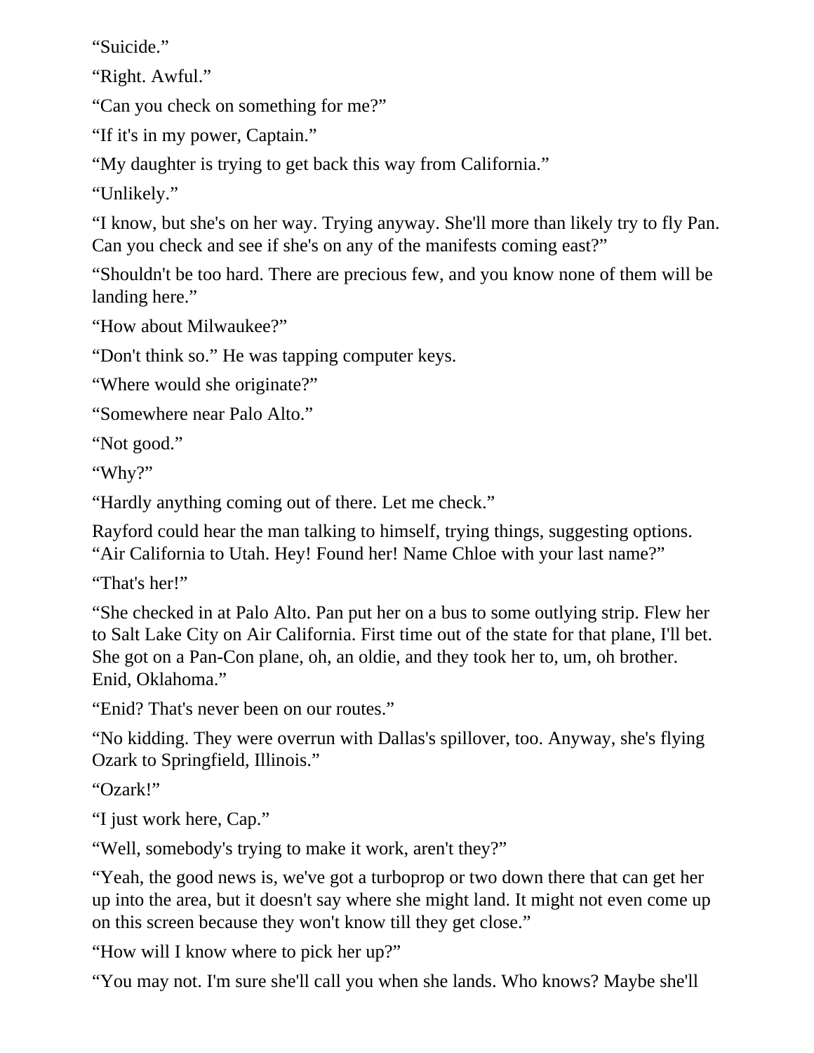“Suicide.”

“Right. Awful.”

“Can you check on something for me?”

“If it's in my power, Captain.”

“My daughter is trying to get back this way from California.”

“Unlikely.”

“I know, but she's on her way. Trying anyway. She'll more than likely try to fly Pan. Can you check and see if she's on any of the manifests coming east?”

“Shouldn't be too hard. There are precious few, and you know none of them will be landing here.”

“How about Milwaukee?”

“Don't think so.” He was tapping computer keys.

“Where would she originate?”

“Somewhere near Palo Alto.”

“Not good.”

“Why?”

“Hardly anything coming out of there. Let me check.”

Rayford could hear the man talking to himself, trying things, suggesting options. “Air California to Utah. Hey! Found her! Name Chloe with your last name?”

“That's her!”

“She checked in at Palo Alto. Pan put her on a bus to some outlying strip. Flew her to Salt Lake City on Air California. First time out of the state for that plane, I'll bet. She got on a Pan-Con plane, oh, an oldie, and they took her to, um, oh brother. Enid, Oklahoma.”

“Enid? That's never been on our routes.”

“No kidding. They were overrun with Dallas's spillover, too. Anyway, she's flying Ozark to Springfield, Illinois.”

“Ozark!”

“I just work here, Cap.”

“Well, somebody's trying to make it work, aren't they?”

“Yeah, the good news is, we've got a turboprop or two down there that can get her up into the area, but it doesn't say where she might land. It might not even come up on this screen because they won't know till they get close.”

“How will I know where to pick her up?”

“You may not. I'm sure she'll call you when she lands. Who knows? Maybe she'll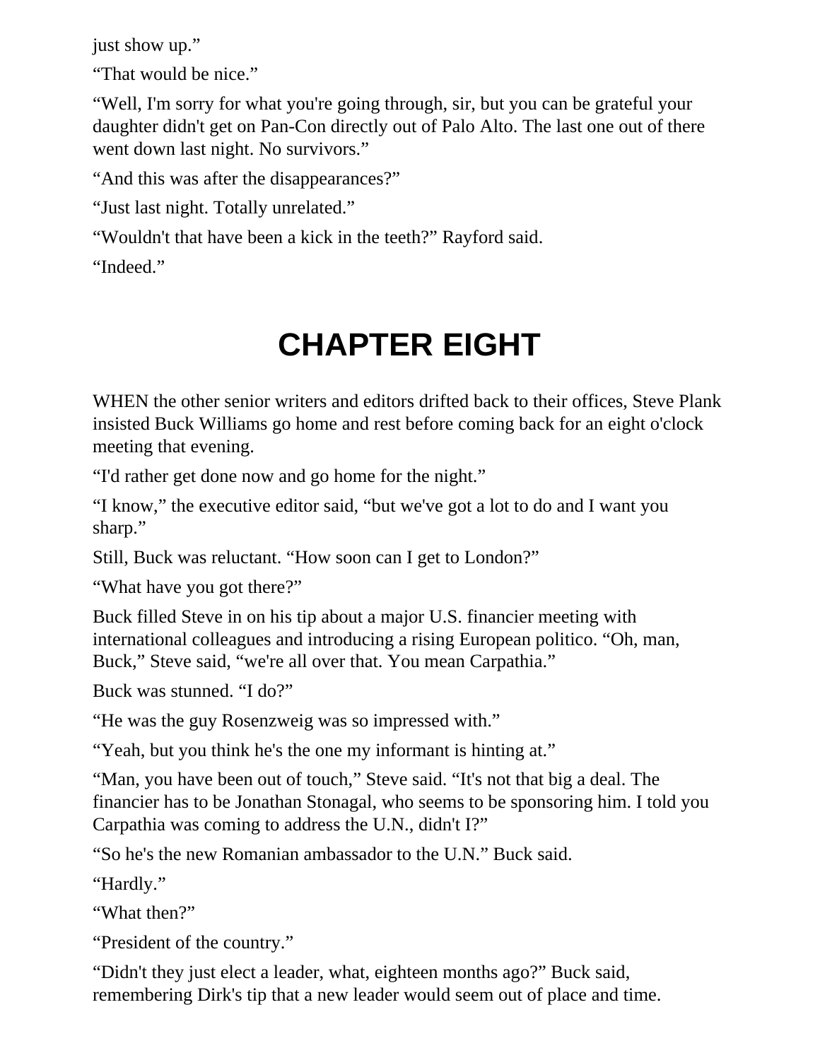just show up.”

“That would be nice.”

“Well, I'm sorry for what you're going through, sir, but you can be grateful your daughter didn't get on Pan-Con directly out of Palo Alto. The last one out of there went down last night. No survivors.”

“And this was after the disappearances?”

“Just last night. Totally unrelated.”

“Wouldn't that have been a kick in the teeth?” Rayford said.

“Indeed.”

# CHAPTER EIGHT

WHEN the other senior writers and editors drifted back to their offices, Steve Plank insisted Buck Williams go home and rest before coming back for an eight o'clock meeting that evening.

“I'd rather get done now and go home for the night.”

“I know,” the executive editor said, “but we've got a lot to do and I want you sharp.”

Still, Buck was reluctant. “How soon can I get to London?”

“What have you got there?”

Buck filled Steve in on his tip about a major U.S. financier meeting with international colleagues and introducing a rising European politico. “Oh, man, Buck,” Steve said, “we're all over that. You mean Carpathia.”

Buck was stunned. “I do?”

“He was the guy Rosenzweig was so impressed with.”

“Yeah, but you think he's the one my informant is hinting at.”

“Man, you have been out of touch,” Steve said. “It's not that big a deal. The financier has to be Jonathan Stonagal, who seems to be sponsoring him. I told you Carpathia was coming to address the U.N., didn't I?”

“So he's the new Romanian ambassador to the U.N.” Buck said.

“Hardly.”

“What then?”

“President of the country.”

“Didn't they just elect a leader, what, eighteen months ago?” Buck said, remembering Dirk's tip that a new leader would seem out of place and time.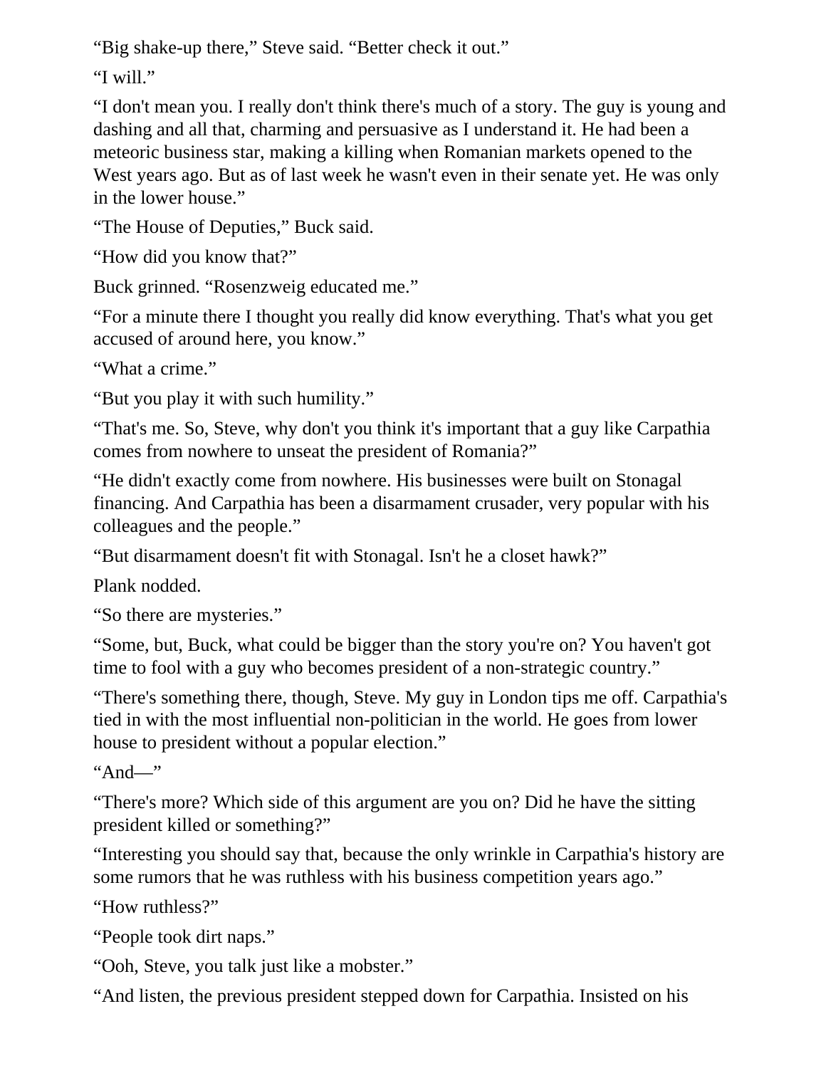“Big shake-up there,” Steve said. “Better check it out.”

“I will.”

“I don't mean you. I really don't think there's much of a story. The guy is young and dashing and all that, charming and persuasive as I understand it. He had been a meteoric business star, making a killing when Romanian markets opened to the West years ago. But as of last week he wasn't even in their senate yet. He was only in the lower house.”

“The House of Deputies,” Buck said.

“How did you know that?”

Buck grinned. “Rosenzweig educated me.”

“For a minute there I thought you really did know everything. That's what you get accused of around here, you know.”

“What a crime.”

“But you play it with such humility.”

“That's me. So, Steve, why don't you think it's important that a guy like Carpathia comes from nowhere to unseat the president of Romania?”

“He didn't exactly come from nowhere. His businesses were built on Stonagal financing. And Carpathia has been a disarmament crusader, very popular with his colleagues and the people.”

“But disarmament doesn't fit with Stonagal. Isn't he a closet hawk?”

Plank nodded.

“So there are mysteries.”

“Some, but, Buck, what could be bigger than the story you're on? You haven't got time to fool with a guy who becomes president of a non-strategic country.”

“There's something there, though, Steve. My guy in London tips me off. Carpathia's tied in with the most influential non-politician in the world. He goes from lower house to president without a popular election.”

“And—”

“There's more? Which side of this argument are you on? Did he have the sitting president killed or something?”

“Interesting you should say that, because the only wrinkle in Carpathia's history are some rumors that he was ruthless with his business competition years ago.”

“How ruthless?”

“People took dirt naps.”

“Ooh, Steve, you talk just like a mobster.”

“And listen, the previous president stepped down for Carpathia. Insisted on his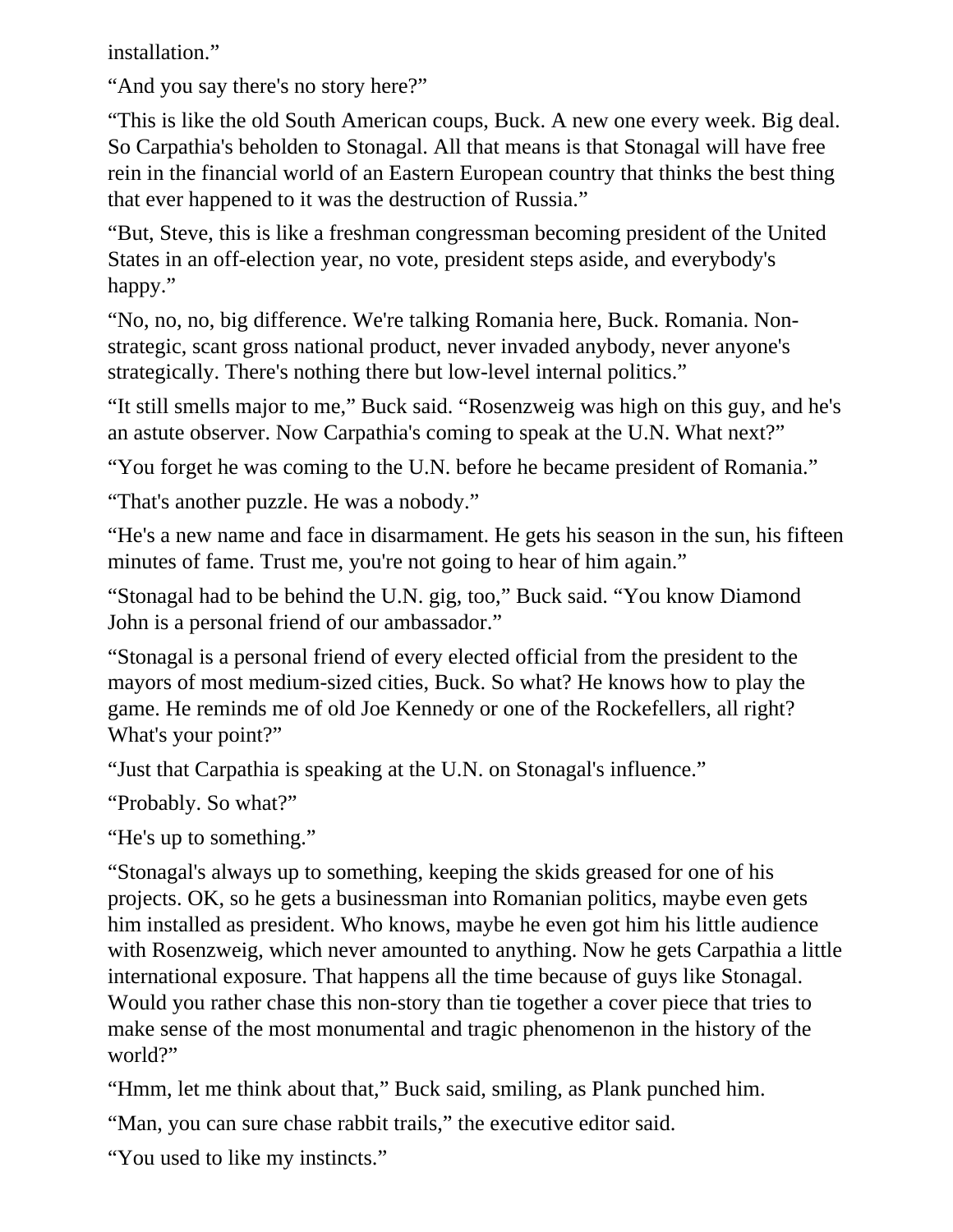installation."

"And you say there's no story here?"

"This is like the old South American coups, Buck. A new one every week. Big deal. So Carpathia's beholden to Stonagal. All that means is that Stonagal will have free rein in the financial world of an Eastern European country that thinks the best thing that ever happened to it was the destruction of Russia."

"But, Steve, this is like a freshman congressman becoming president of the United States in an off-election year, no vote, president steps aside, and everybody's happy."

"No, no, no, big difference. We're talking Romania here, Buck. Romania. Non-strategic, scant gross national product, never invaded anybody, never anyone's strategically. There's nothing there but low-level internal politics."

"It still smells major to me," Buck said. "Rosenzweig was high on this guy, and he's an astute observer. Now Carpathia's coming to speak at the U.N. What next?"

"You forget he was coming to the U.N. before he became president of Romania."

"That's another puzzle. He was a nobody."

"He's a new name and face in disarmament. He gets his season in the sun, his fifteen minutes of fame. Trust me, you're not going to hear of him again."

"Stonagal had to be behind the U.N. gig, too," Buck said. "You know Diamond John is a personal friend of our ambassador."

"Stonagal is a personal friend of every elected official from the president to the mayors of most medium-sized cities, Buck. So what? He knows how to play the game. He reminds me of old Joe Kennedy or one of the Rockefellers, all right? What's your point?"

"Just that Carpathia is speaking at the U.N. on Stonagal's influence."

"Probably. So what?"

"He's up to something."

"Stonagal's always up to something, keeping the skids greased for one of his projects. OK, so he gets a businessman into Romanian politics, maybe even gets him installed as president. Who knows, maybe he even got him his little audience with Rosenzweig, which never amounted to anything. Now he gets Carpathia a little international exposure. That happens all the time because of guys like Stonagal. Would you rather chase this non-story than tie together a cover piece that tries to make sense of the most monumental and tragic phenomenon in the history of the world?"

"Hmm, let me think about that," Buck said, smiling, as Plank punched him.

"Man, you can sure chase rabbit trails," the executive editor said.

"You used to like my instincts."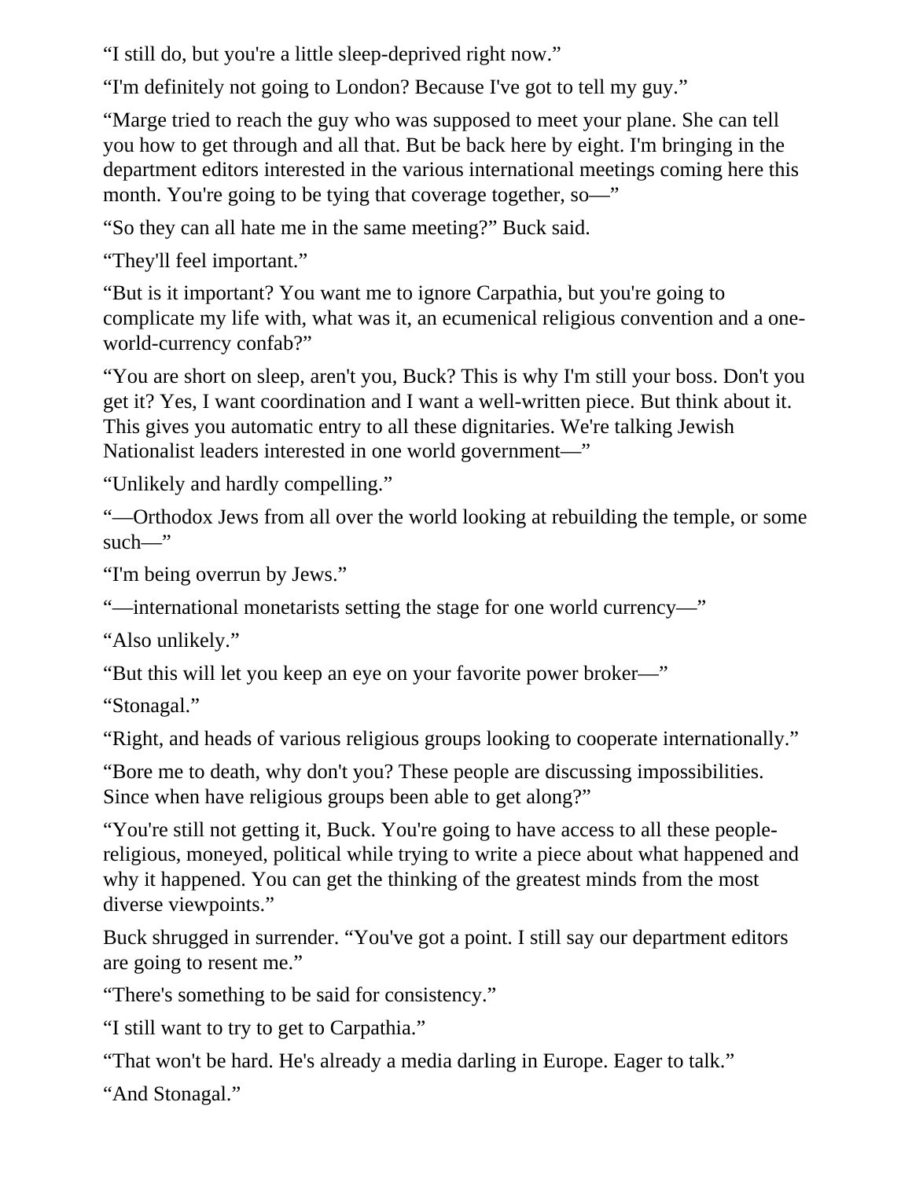“I still do, but you're a little sleep-deprived right now.”

“I'm definitely not going to London? Because I've got to tell my guy.”

“Marge tried to reach the guy who was supposed to meet your plane. She can tell you how to get through and all that. But be back here by eight. I'm bringing in the department editors interested in the various international meetings coming here this month. You're going to be tying that coverage together, so—”

“So they can all hate me in the same meeting?” Buck said.

“They'll feel important.”

“But is it important? You want me to ignore Carpathia, but you're going to complicate my life with, what was it, an ecumenical religious convention and a one-world-currency confab?”

“You are short on sleep, aren't you, Buck? This is why I'm still your boss. Don't you get it? Yes, I want coordination and I want a well-written piece. But think about it. This gives you automatic entry to all these dignitaries. We're talking Jewish Nationalist leaders interested in one world government—”

“Unlikely and hardly compelling.”

“—Orthodox Jews from all over the world looking at rebuilding the temple, or some such—”

“I'm being overrun by Jews.”

“—international monetarists setting the stage for one world currency—”

“Also unlikely.”

“But this will let you keep an eye on your favorite power broker—”

“Stonagal.”

“Right, and heads of various religious groups looking to cooperate internationally.”

“Bore me to death, why don't you? These people are discussing impossibilities. Since when have religious groups been able to get along?”

“You're still not getting it, Buck. You're going to have access to all these people-religious, moneyed, political while trying to write a piece about what happened and why it happened. You can get the thinking of the greatest minds from the most diverse viewpoints.”

Buck shrugged in surrender. “You've got a point. I still say our department editors are going to resent me.”

“There's something to be said for consistency.”

“I still want to try to get to Carpathia.”

“That won't be hard. He's already a media darling in Europe. Eager to talk.”

“And Stonagal.”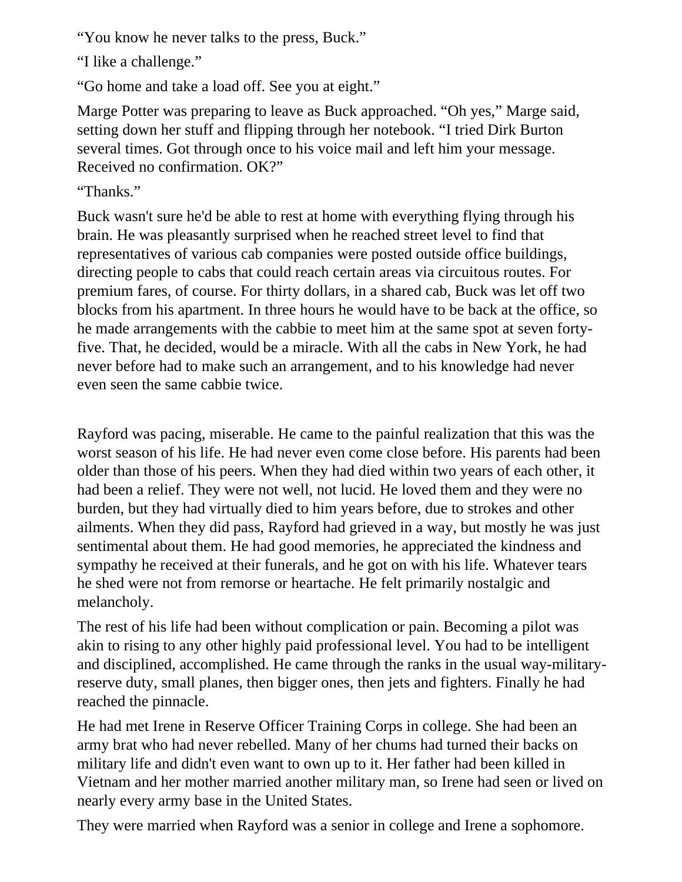"You know he never talks to the press, Buck."

"I like a challenge."

"Go home and take a load off. See you at eight."

Marge Potter was preparing to leave as Buck approached. "Oh yes," Marge said, setting down her stuff and flipping through her notebook. "I tried Dirk Burton several times. Got through once to his voice mail and left him your message. Received no confirmation. OK?"

"Thanks."

Buck wasn't sure he'd be able to rest at home with everything flying through his brain. He was pleasantly surprised when he reached street level to find that representatives of various cab companies were posted outside office buildings, directing people to cabs that could reach certain areas via circuitous routes. For premium fares, of course. For thirty dollars, in a shared cab, Buck was let off two blocks from his apartment. In three hours he would have to be back at the office, so he made arrangements with the cabbie to meet him at the same spot at seven forty-five. That, he decided, would be a miracle. With all the cabs in New York, he had never before had to make such an arrangement, and to his knowledge had never even seen the same cabbie twice.

Rayford was pacing, miserable. He came to the painful realization that this was the worst season of his life. He had never even come close before. His parents had been older than those of his peers. When they had died within two years of each other, it had been a relief. They were not well, not lucid. He loved them and they were no burden, but they had virtually died to him years before, due to strokes and other ailments. When they did pass, Rayford had grieved in a way, but mostly he was just sentimental about them. He had good memories, he appreciated the kindness and sympathy he received at their funerals, and he got on with his life. Whatever tears he shed were not from remorse or heartache. He felt primarily nostalgic and melancholy.

The rest of his life had been without complication or pain. Becoming a pilot was akin to rising to any other highly paid professional level. You had to be intelligent and disciplined, accomplished. He came through the ranks in the usual way-military-reserve duty, small planes, then bigger ones, then jets and fighters. Finally he had reached the pinnacle.

He had met Irene in Reserve Officer Training Corps in college. She had been an army brat who had never rebelled. Many of her chums had turned their backs on military life and didn't even want to own up to it. Her father had been killed in Vietnam and her mother married another military man, so Irene had seen or lived on nearly every army base in the United States.

They were married when Rayford was a senior in college and Irene a sophomore.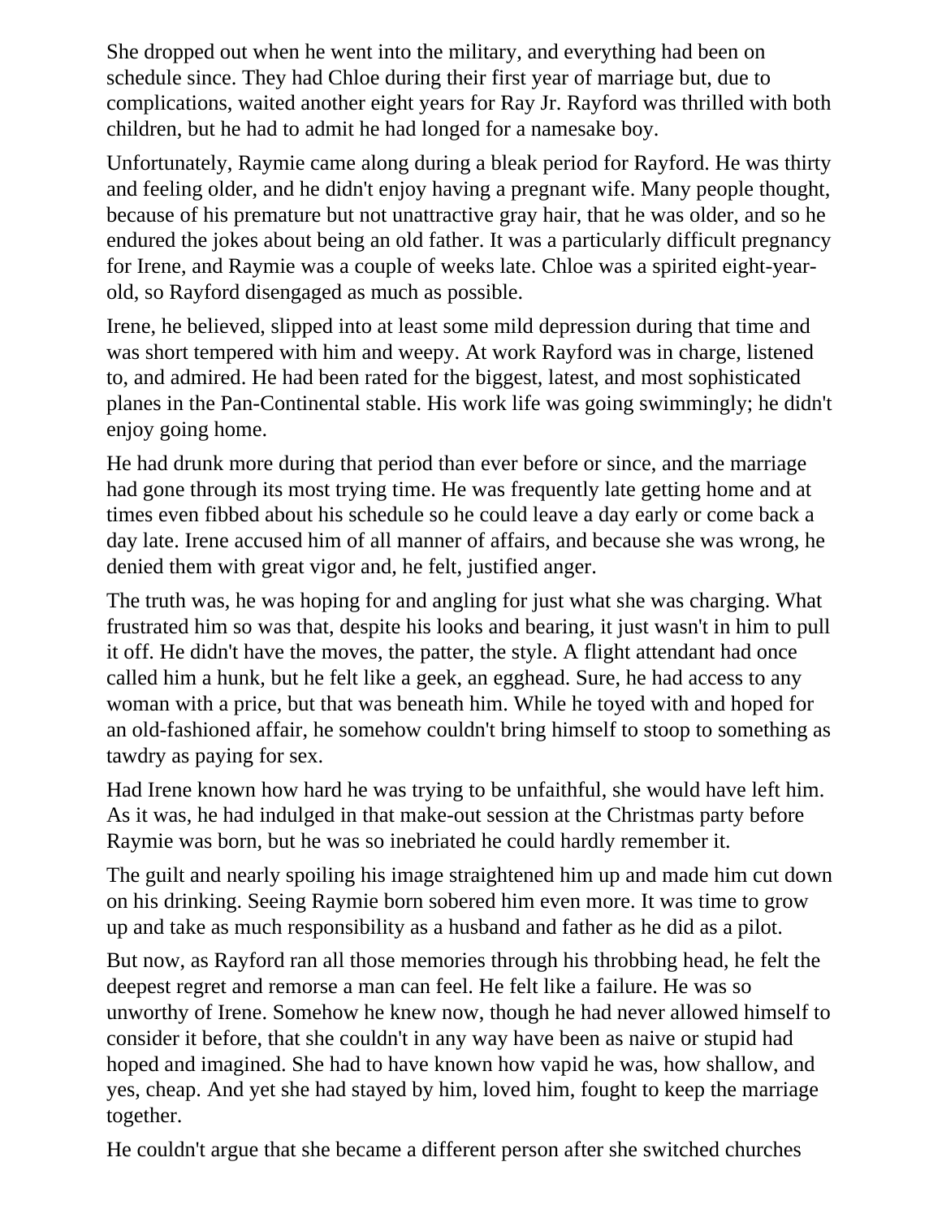She dropped out when he went into the military, and everything had been on schedule since. They had Chloe during their first year of marriage but, due to complications, waited another eight years for Ray Jr. Rayford was thrilled with both children, but he had to admit he had longed for a namesake boy.

Unfortunately, Raymie came along during a bleak period for Rayford. He was thirty and feeling older, and he didn't enjoy having a pregnant wife. Many people thought, because of his premature but not unattractive gray hair, that he was older, and so he endured the jokes about being an old father. It was a particularly difficult pregnancy for Irene, and Raymie was a couple of weeks late. Chloe was a spirited eight-year-old, so Rayford disengaged as much as possible.

Irene, he believed, slipped into at least some mild depression during that time and was short tempered with him and weepy. At work Rayford was in charge, listened to, and admired. He had been rated for the biggest, latest, and most sophisticated planes in the Pan-Continental stable. His work life was going swimmingly; he didn't enjoy going home.

He had drunk more during that period than ever before or since, and the marriage had gone through its most trying time. He was frequently late getting home and at times even fibbed about his schedule so he could leave a day early or come back a day late. Irene accused him of all manner of affairs, and because she was wrong, he denied them with great vigor and, he felt, justified anger.

The truth was, he was hoping for and angling for just what she was charging. What frustrated him so was that, despite his looks and bearing, it just wasn't in him to pull it off. He didn't have the moves, the patter, the style. A flight attendant had once called him a hunk, but he felt like a geek, an egghead. Sure, he had access to any woman with a price, but that was beneath him. While he toyed with and hoped for an old-fashioned affair, he somehow couldn't bring himself to stoop to something as tawdry as paying for sex.

Had Irene known how hard he was trying to be unfaithful, she would have left him. As it was, he had indulged in that make-out session at the Christmas party before Raymie was born, but he was so inebriated he could hardly remember it.

The guilt and nearly spoiling his image straightened him up and made him cut down on his drinking. Seeing Raymie born sobered him even more. It was time to grow up and take as much responsibility as a husband and father as he did as a pilot.

But now, as Rayford ran all those memories through his throbbing head, he felt the deepest regret and remorse a man can feel. He felt like a failure. He was so unworthy of Irene. Somehow he knew now, though he had never allowed himself to consider it before, that she couldn't in any way have been as naive or stupid had hoped and imagined. She had to have known how vapid he was, how shallow, and yes, cheap. And yet she had stayed by him, loved him, fought to keep the marriage together.

He couldn't argue that she became a different person after she switched churches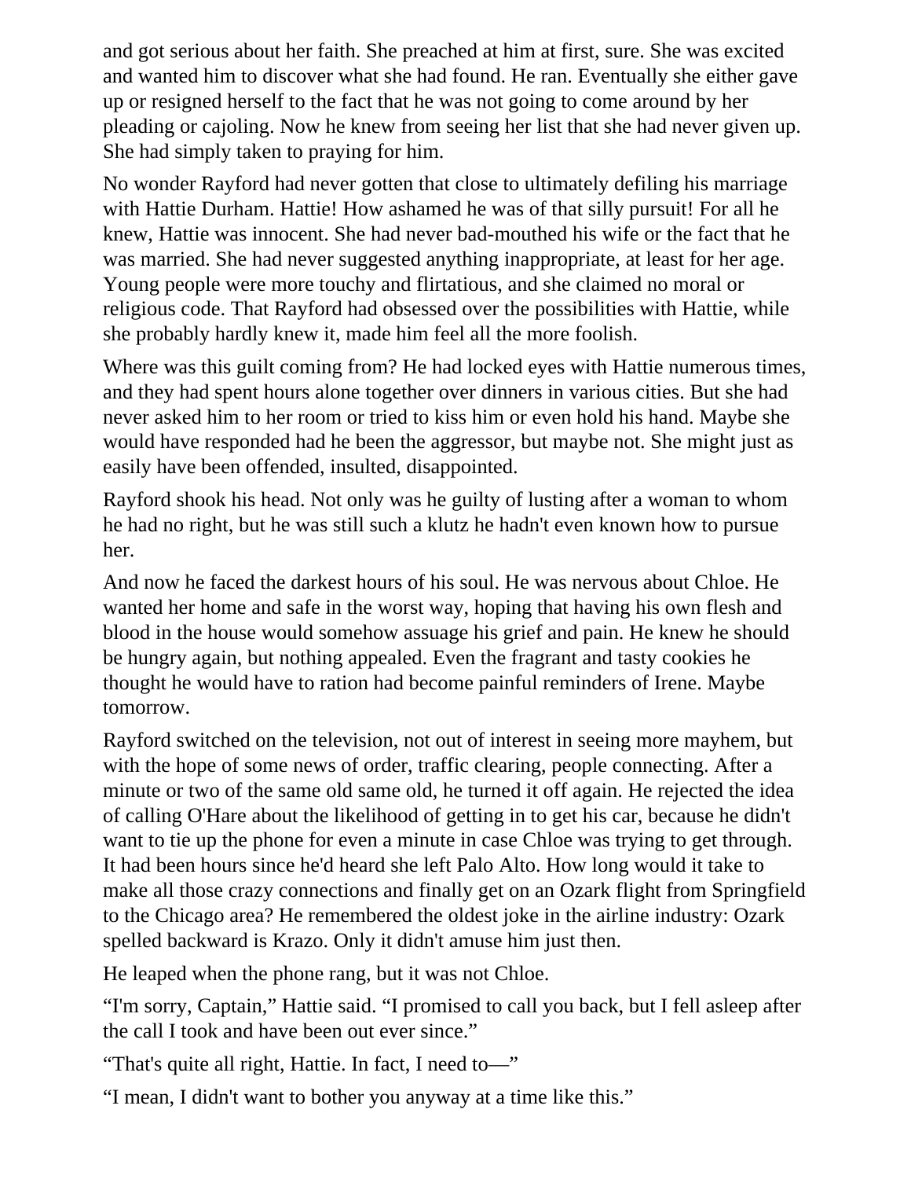and got serious about her faith. She preached at him at first, sure. She was excited and wanted him to discover what she had found. He ran. Eventually she either gave up or resigned herself to the fact that he was not going to come around by her pleading or cajoling. Now he knew from seeing her list that she had never given up. She had simply taken to praying for him.

No wonder Rayford had never gotten that close to ultimately defiling his marriage with Hattie Durham. Hattie! How ashamed he was of that silly pursuit! For all he knew, Hattie was innocent. She had never bad-mouthed his wife or the fact that he was married. She had never suggested anything inappropriate, at least for her age. Young people were more touchy and flirtatious, and she claimed no moral or religious code. That Rayford had obsessed over the possibilities with Hattie, while she probably hardly knew it, made him feel all the more foolish.

Where was this guilt coming from? He had locked eyes with Hattie numerous times, and they had spent hours alone together over dinners in various cities. But she had never asked him to her room or tried to kiss him or even hold his hand. Maybe she would have responded had he been the aggressor, but maybe not. She might just as easily have been offended, insulted, disappointed.

Rayford shook his head. Not only was he guilty of lusting after a woman to whom he had no right, but he was still such a klutz he hadn't even known how to pursue her.

And now he faced the darkest hours of his soul. He was nervous about Chloe. He wanted her home and safe in the worst way, hoping that having his own flesh and blood in the house would somehow assuage his grief and pain. He knew he should be hungry again, but nothing appealed. Even the fragrant and tasty cookies he thought he would have to ration had become painful reminders of Irene. Maybe tomorrow.

Rayford switched on the television, not out of interest in seeing more mayhem, but with the hope of some news of order, traffic clearing, people connecting. After a minute or two of the same old same old, he turned it off again. He rejected the idea of calling O'Hare about the likelihood of getting in to get his car, because he didn't want to tie up the phone for even a minute in case Chloe was trying to get through. It had been hours since he'd heard she left Palo Alto. How long would it take to make all those crazy connections and finally get on an Ozark flight from Springfield to the Chicago area? He remembered the oldest joke in the airline industry: Ozark spelled backward is Krazo. Only it didn't amuse him just then.

He leaped when the phone rang, but it was not Chloe.

“I'm sorry, Captain,” Hattie said. “I promised to call you back, but I fell asleep after the call I took and have been out ever since.”

“That's quite all right, Hattie. In fact, I need to—”

“I mean, I didn't want to bother you anyway at a time like this.”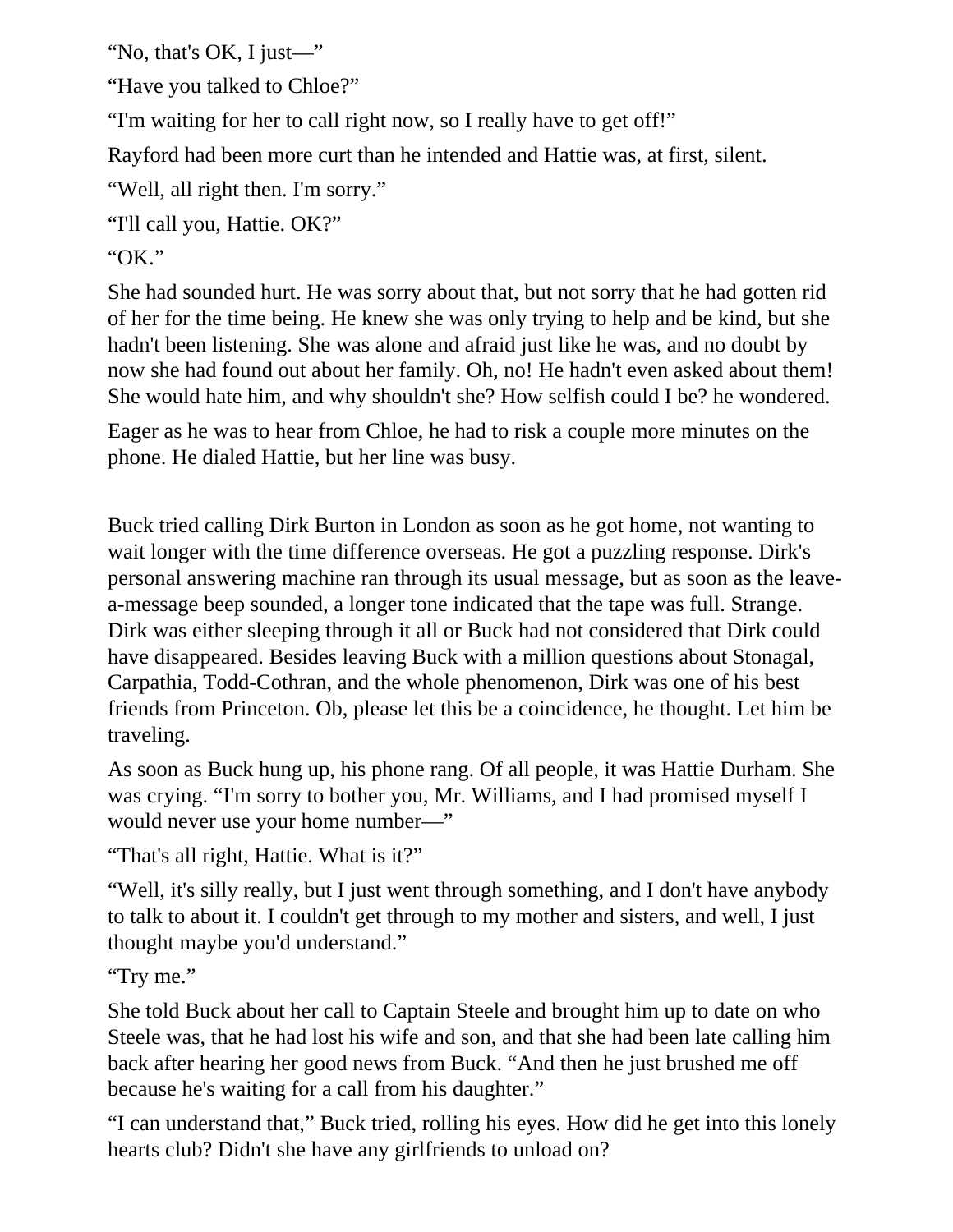"No, that's OK, I just—"

"Have you talked to Chloe?"

"I'm waiting for her to call right now, so I really have to get off!"

Rayford had been more curt than he intended and Hattie was, at first, silent.

"Well, all right then. I'm sorry."

"I'll call you, Hattie. OK?"

"OK."

She had sounded hurt. He was sorry about that, but not sorry that he had gotten rid of her for the time being. He knew she was only trying to help and be kind, but she hadn't been listening. She was alone and afraid just like he was, and no doubt by now she had found out about her family. Oh, no! He hadn't even asked about them! She would hate him, and why shouldn't she? How selfish could I be? he wondered.

Eager as he was to hear from Chloe, he had to risk a couple more minutes on the phone. He dialed Hattie, but her line was busy.

Buck tried calling Dirk Burton in London as soon as he got home, not wanting to wait longer with the time difference overseas. He got a puzzling response. Dirk's personal answering machine ran through its usual message, but as soon as the leave-a-message beep sounded, a longer tone indicated that the tape was full. Strange. Dirk was either sleeping through it all or Buck had not considered that Dirk could have disappeared. Besides leaving Buck with a million questions about Stonagal, Carpathia, Todd-Cothran, and the whole phenomenon, Dirk was one of his best friends from Princeton. Ob, please let this be a coincidence, he thought. Let him be traveling.

As soon as Buck hung up, his phone rang. Of all people, it was Hattie Durham. She was crying. "I'm sorry to bother you, Mr. Williams, and I had promised myself I would never use your home number—"

"That's all right, Hattie. What is it?"

"Well, it's silly really, but I just went through something, and I don't have anybody to talk to about it. I couldn't get through to my mother and sisters, and well, I just thought maybe you'd understand."

"Try me."

She told Buck about her call to Captain Steele and brought him up to date on who Steele was, that he had lost his wife and son, and that she had been late calling him back after hearing her good news from Buck. "And then he just brushed me off because he's waiting for a call from his daughter."

"I can understand that," Buck tried, rolling his eyes. How did he get into this lonely hearts club? Didn't she have any girlfriends to unload on?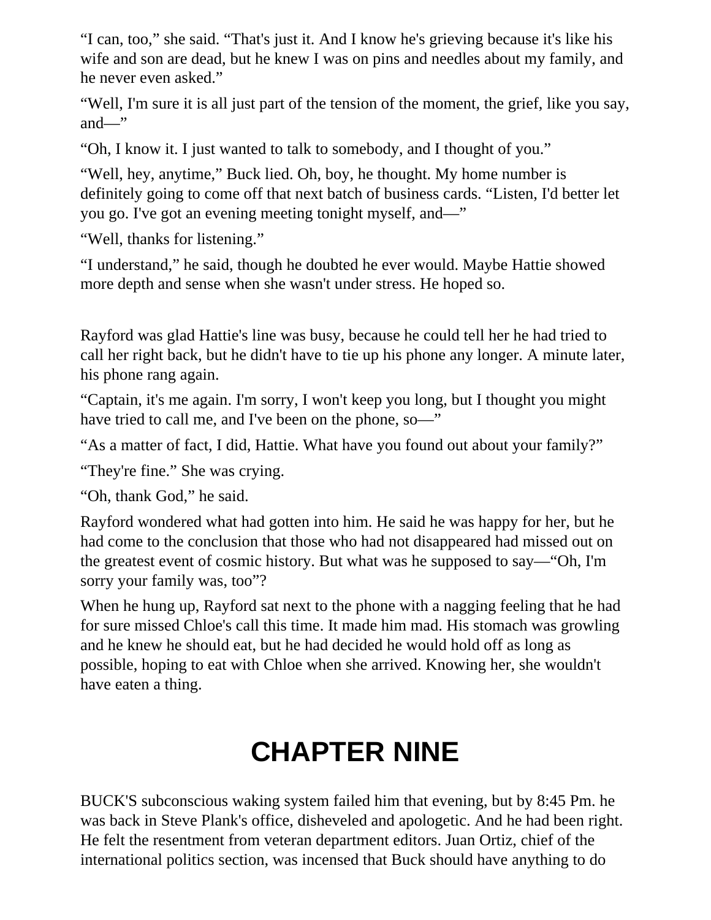"I can, too," she said. "That's just it. And I know he's grieving because it's like his wife and son are dead, but he knew I was on pins and needles about my family, and he never even asked."

"Well, I'm sure it is all just part of the tension of the moment, the grief, like you say, and—"

"Oh, I know it. I just wanted to talk to somebody, and I thought of you."

"Well, hey, anytime," Buck lied. Oh, boy, he thought. My home number is definitely going to come off that next batch of business cards. "Listen, I'd better let you go. I've got an evening meeting tonight myself, and—"

"Well, thanks for listening."

"I understand," he said, though he doubted he ever would. Maybe Hattie showed more depth and sense when she wasn't under stress. He hoped so.

Rayford was glad Hattie's line was busy, because he could tell her he had tried to call her right back, but he didn't have to tie up his phone any longer. A minute later, his phone rang again.

"Captain, it's me again. I'm sorry, I won't keep you long, but I thought you might have tried to call me, and I've been on the phone, so—"

"As a matter of fact, I did, Hattie. What have you found out about your family?"

"They're fine." She was crying.

"Oh, thank God," he said.

Rayford wondered what had gotten into him. He said he was happy for her, but he had come to the conclusion that those who had not disappeared had missed out on the greatest event of cosmic history. But what was he supposed to say—"Oh, I'm sorry your family was, too"?

When he hung up, Rayford sat next to the phone with a nagging feeling that he had for sure missed Chloe's call this time. It made him mad. His stomach was growling and he knew he should eat, but he had decided he would hold off as long as possible, hoping to eat with Chloe when she arrived. Knowing her, she wouldn't have eaten a thing.

# CHAPTER NINE

BUCK'S subconscious waking system failed him that evening, but by 8:45 Pm. he was back in Steve Plank's office, disheveled and apologetic. And he had been right. He felt the resentment from veteran department editors. Juan Ortiz, chief of the international politics section, was incensed that Buck should have anything to do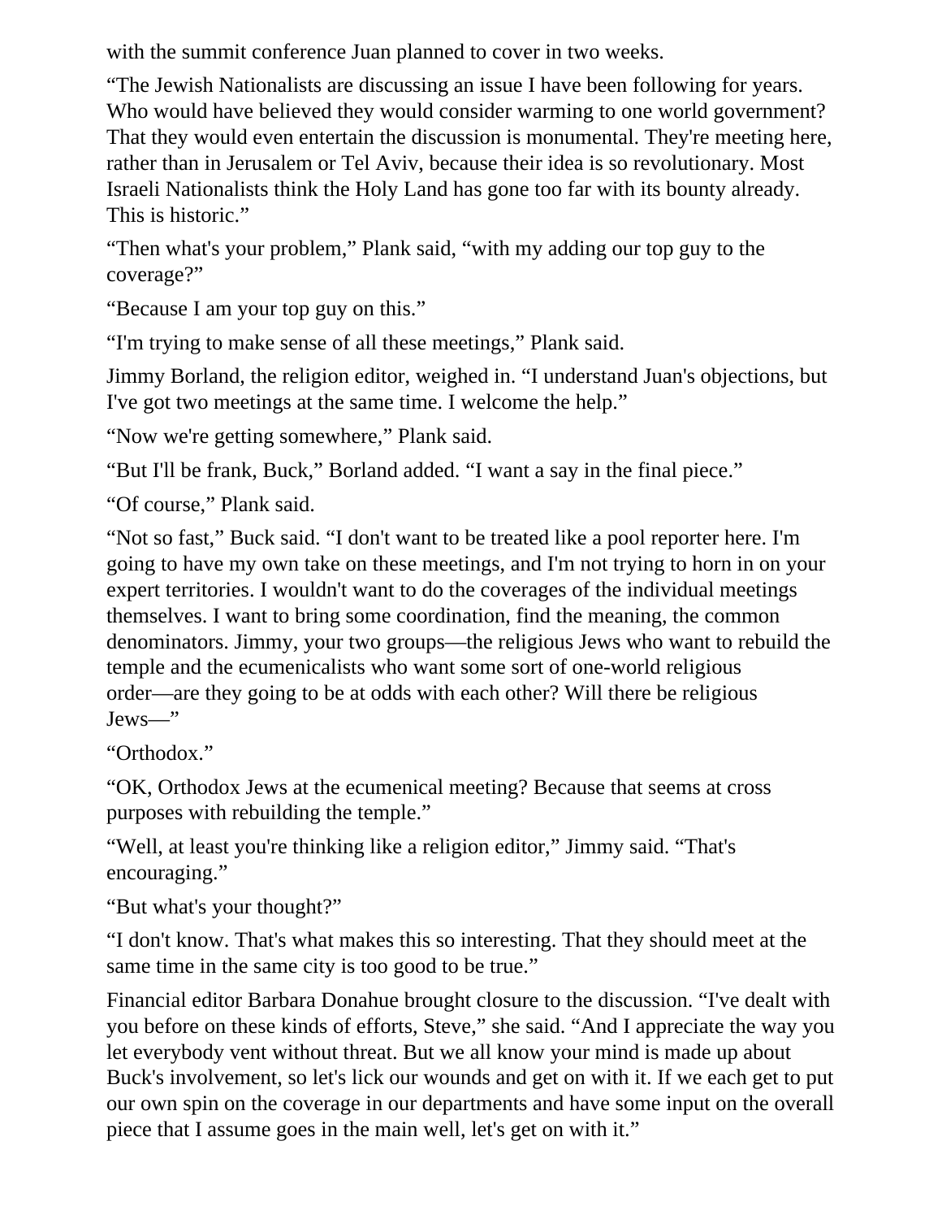with the summit conference Juan planned to cover in two weeks.

“The Jewish Nationalists are discussing an issue I have been following for years. Who would have believed they would consider warming to one world government? That they would even entertain the discussion is monumental. They're meeting here, rather than in Jerusalem or Tel Aviv, because their idea is so revolutionary. Most Israeli Nationalists think the Holy Land has gone too far with its bounty already. This is historic.”

“Then what's your problem,” Plank said, “with my adding our top guy to the coverage?”

“Because I am your top guy on this.”

“I'm trying to make sense of all these meetings,” Plank said.

Jimmy Borland, the religion editor, weighed in. “I understand Juan's objections, but I've got two meetings at the same time. I welcome the help.”

“Now we're getting somewhere,” Plank said.

“But I'll be frank, Buck,” Borland added. “I want a say in the final piece.”

“Of course,” Plank said.

“Not so fast,” Buck said. “I don't want to be treated like a pool reporter here. I'm going to have my own take on these meetings, and I'm not trying to horn in on your expert territories. I wouldn't want to do the coverages of the individual meetings themselves. I want to bring some coordination, find the meaning, the common denominators. Jimmy, your two groups—the religious Jews who want to rebuild the temple and the ecumenicalists who want some sort of one-world religious order—are they going to be at odds with each other? Will there be religious Jews—”

“Orthodox.”

“OK, Orthodox Jews at the ecumenical meeting? Because that seems at cross purposes with rebuilding the temple.”

“Well, at least you're thinking like a religion editor,” Jimmy said. “That's encouraging.”

“But what's your thought?”

“I don't know. That's what makes this so interesting. That they should meet at the same time in the same city is too good to be true.”

Financial editor Barbara Donahue brought closure to the discussion. “I've dealt with you before on these kinds of efforts, Steve,” she said. “And I appreciate the way you let everybody vent without threat. But we all know your mind is made up about Buck's involvement, so let's lick our wounds and get on with it. If we each get to put our own spin on the coverage in our departments and have some input on the overall piece that I assume goes in the main well, let's get on with it.”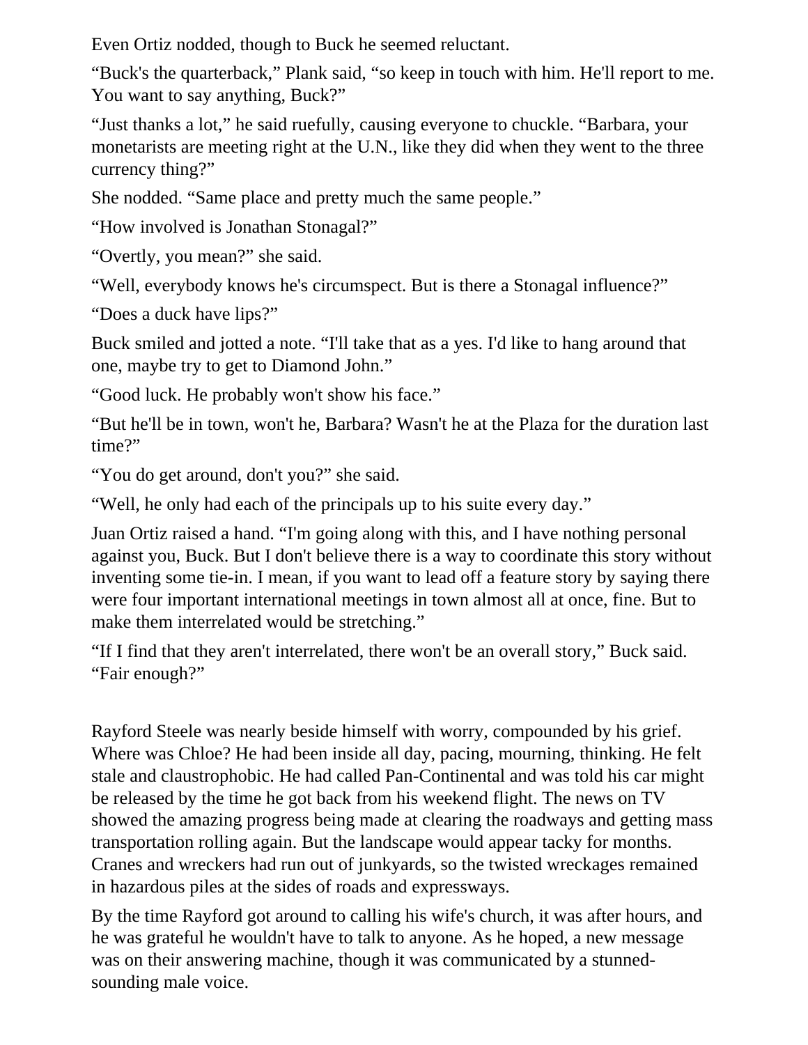Even Ortiz nodded, though to Buck he seemed reluctant.

“Buck's the quarterback,” Plank said, “so keep in touch with him. He'll report to me. You want to say anything, Buck?”

“Just thanks a lot,” he said ruefully, causing everyone to chuckle. “Barbara, your monetarists are meeting right at the U.N., like they did when they went to the three currency thing?”

She nodded. “Same place and pretty much the same people.”

“How involved is Jonathan Stonagal?”

“Overtly, you mean?” she said.

“Well, everybody knows he's circumspect. But is there a Stonagal influence?”

“Does a duck have lips?”

Buck smiled and jotted a note. “I'll take that as a yes. I'd like to hang around that one, maybe try to get to Diamond John.”

“Good luck. He probably won't show his face.”

“But he'll be in town, won't he, Barbara? Wasn't he at the Plaza for the duration last time?”

“You do get around, don't you?” she said.

“Well, he only had each of the principals up to his suite every day.”

Juan Ortiz raised a hand. “I'm going along with this, and I have nothing personal against you, Buck. But I don't believe there is a way to coordinate this story without inventing some tie-in. I mean, if you want to lead off a feature story by saying there were four important international meetings in town almost all at once, fine. But to make them interrelated would be stretching.”

“If I find that they aren't interrelated, there won't be an overall story,” Buck said. “Fair enough?”

Rayford Steele was nearly beside himself with worry, compounded by his grief. Where was Chloe? He had been inside all day, pacing, mourning, thinking. He felt stale and claustrophobic. He had called Pan-Continental and was told his car might be released by the time he got back from his weekend flight. The news on TV showed the amazing progress being made at clearing the roadways and getting mass transportation rolling again. But the landscape would appear tacky for months. Cranes and wreckers had run out of junkyards, so the twisted wreckages remained in hazardous piles at the sides of roads and expressways.

By the time Rayford got around to calling his wife's church, it was after hours, and he was grateful he wouldn't have to talk to anyone. As he hoped, a new message was on their answering machine, though it was communicated by a stunned-sounding male voice.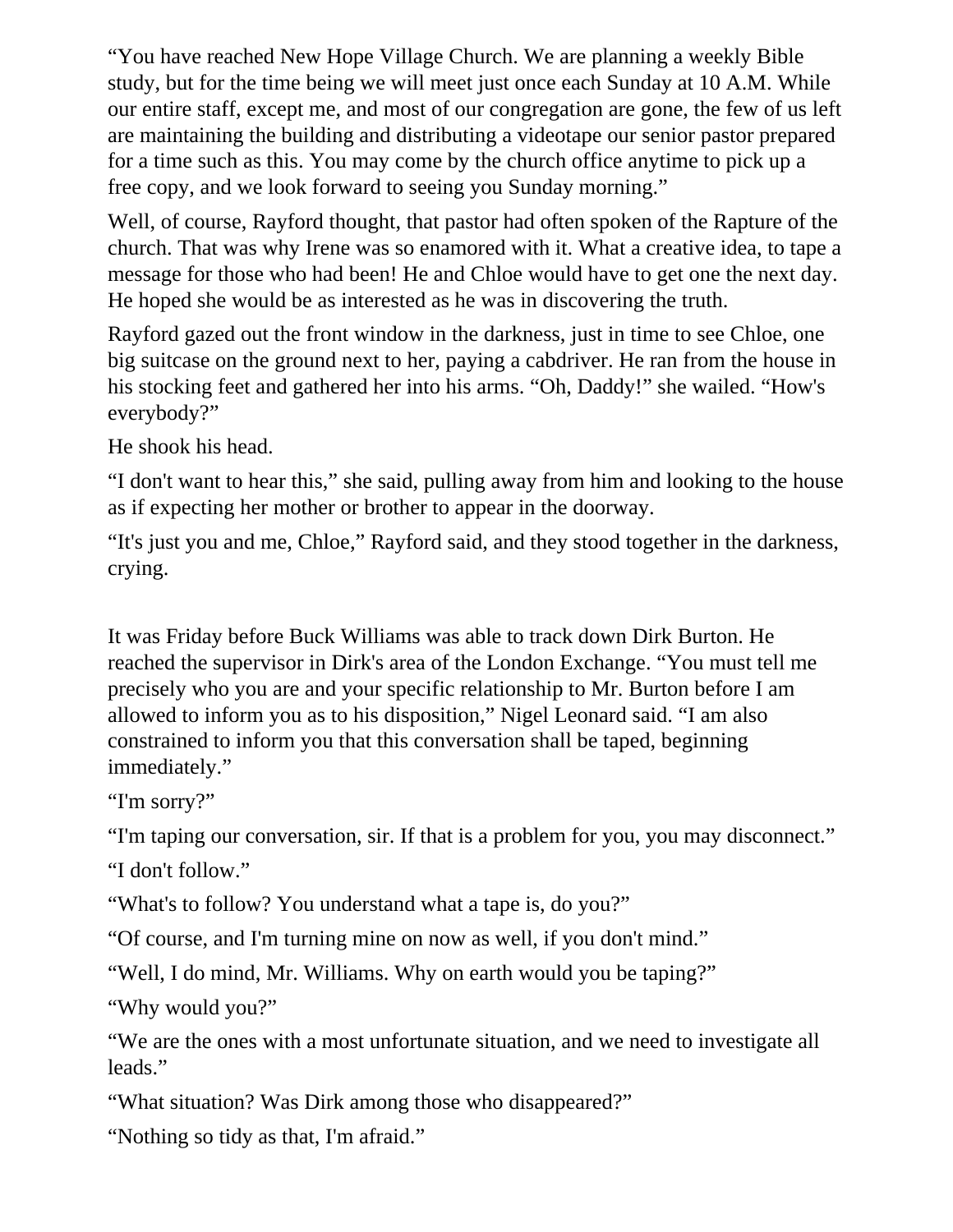"You have reached New Hope Village Church. We are planning a weekly Bible study, but for the time being we will meet just once each Sunday at 10 A.M. While our entire staff, except me, and most of our congregation are gone, the few of us left are maintaining the building and distributing a videotape our senior pastor prepared for a time such as this. You may come by the church office anytime to pick up a free copy, and we look forward to seeing you Sunday morning."

Well, of course, Rayford thought, that pastor had often spoken of the Rapture of the church. That was why Irene was so enamored with it. What a creative idea, to tape a message for those who had been! He and Chloe would have to get one the next day. He hoped she would be as interested as he was in discovering the truth.

Rayford gazed out the front window in the darkness, just in time to see Chloe, one big suitcase on the ground next to her, paying a cabdriver. He ran from the house in his stocking feet and gathered her into his arms. "Oh, Daddy!" she wailed. "How's everybody?"

He shook his head.

"I don't want to hear this," she said, pulling away from him and looking to the house as if expecting her mother or brother to appear in the doorway.

"It's just you and me, Chloe," Rayford said, and they stood together in the darkness, crying.

It was Friday before Buck Williams was able to track down Dirk Burton. He reached the supervisor in Dirk's area of the London Exchange. "You must tell me precisely who you are and your specific relationship to Mr. Burton before I am allowed to inform you as to his disposition," Nigel Leonard said. "I am also constrained to inform you that this conversation shall be taped, beginning immediately."

"I'm sorry?"

"I'm taping our conversation, sir. If that is a problem for you, you may disconnect."

"I don't follow."

"What's to follow? You understand what a tape is, do you?"

"Of course, and I'm turning mine on now as well, if you don't mind."

"Well, I do mind, Mr. Williams. Why on earth would you be taping?"

"Why would you?"

"We are the ones with a most unfortunate situation, and we need to investigate all leads."

"What situation? Was Dirk among those who disappeared?"

"Nothing so tidy as that, I'm afraid."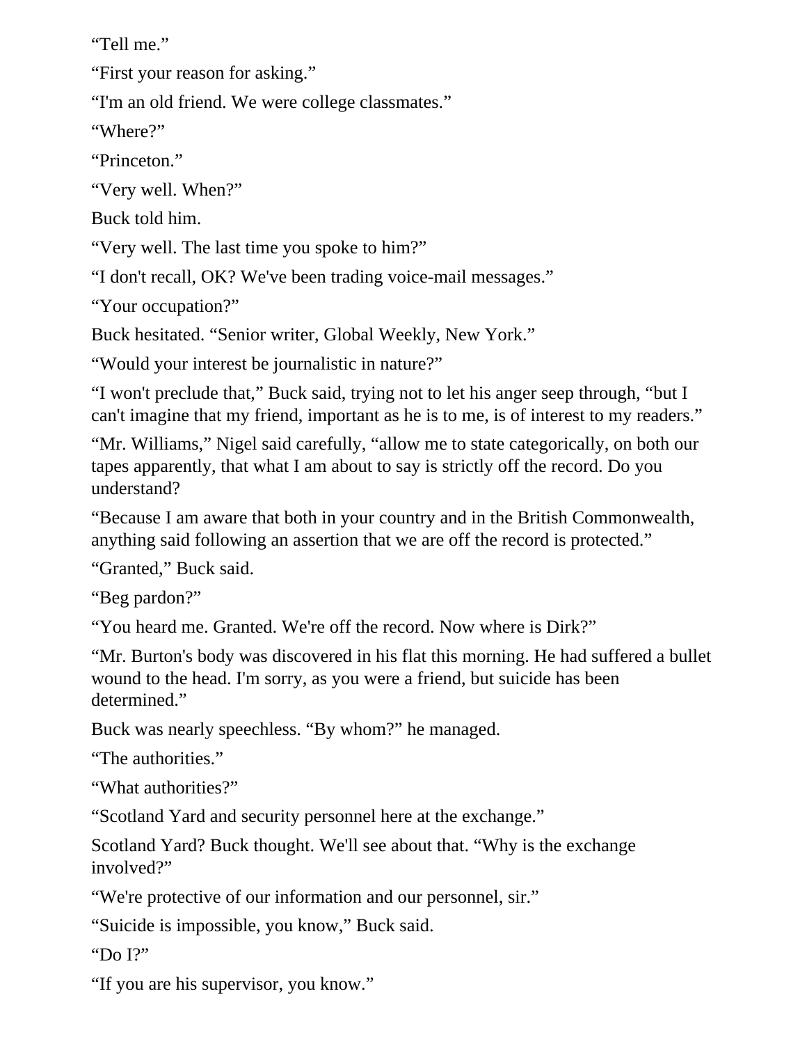"Tell me."

"First your reason for asking."

"I'm an old friend. We were college classmates."

"Where?"

"Princeton."

"Very well. When?"

Buck told him.

"Very well. The last time you spoke to him?"

"I don't recall, OK? We've been trading voice-mail messages."

"Your occupation?"

Buck hesitated. "Senior writer, Global Weekly, New York."

"Would your interest be journalistic in nature?"

"I won't preclude that," Buck said, trying not to let his anger seep through, "but I can't imagine that my friend, important as he is to me, is of interest to my readers."

"Mr. Williams," Nigel said carefully, "allow me to state categorically, on both our tapes apparently, that what I am about to say is strictly off the record. Do you understand?

"Because I am aware that both in your country and in the British Commonwealth, anything said following an assertion that we are off the record is protected."

"Granted," Buck said.

"Beg pardon?"

"You heard me. Granted. We're off the record. Now where is Dirk?"

"Mr. Burton's body was discovered in his flat this morning. He had suffered a bullet wound to the head. I'm sorry, as you were a friend, but suicide has been determined."

Buck was nearly speechless. "By whom?" he managed.

"The authorities."

"What authorities?"

"Scotland Yard and security personnel here at the exchange."

Scotland Yard? Buck thought. We'll see about that. "Why is the exchange involved?"

"We're protective of our information and our personnel, sir."

"Suicide is impossible, you know," Buck said.

"Do I?"

"If you are his supervisor, you know."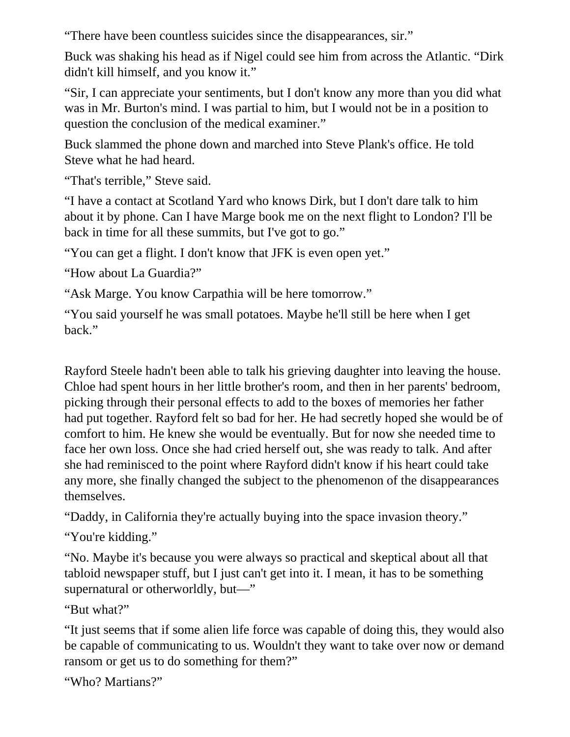“There have been countless suicides since the disappearances, sir.”

Buck was shaking his head as if Nigel could see him from across the Atlantic. “Dirk didn't kill himself, and you know it.”

“Sir, I can appreciate your sentiments, but I don't know any more than you did what was in Mr. Burton's mind. I was partial to him, but I would not be in a position to question the conclusion of the medical examiner.”

Buck slammed the phone down and marched into Steve Plank's office. He told Steve what he had heard.

“That's terrible,” Steve said.

“I have a contact at Scotland Yard who knows Dirk, but I don't dare talk to him about it by phone. Can I have Marge book me on the next flight to London? I'll be back in time for all these summits, but I've got to go.”

“You can get a flight. I don't know that JFK is even open yet.”

“How about La Guardia?”

“Ask Marge. You know Carpathia will be here tomorrow.”

“You said yourself he was small potatoes. Maybe he'll still be here when I get back.”

Rayford Steele hadn't been able to talk his grieving daughter into leaving the house. Chloe had spent hours in her little brother's room, and then in her parents' bedroom, picking through their personal effects to add to the boxes of memories her father had put together. Rayford felt so bad for her. He had secretly hoped she would be of comfort to him. He knew she would be eventually. But for now she needed time to face her own loss. Once she had cried herself out, she was ready to talk. And after she had reminisced to the point where Rayford didn't know if his heart could take any more, she finally changed the subject to the phenomenon of the disappearances themselves.

“Daddy, in California they're actually buying into the space invasion theory.”

“You're kidding.”

“No. Maybe it's because you were always so practical and skeptical about all that tabloid newspaper stuff, but I just can't get into it. I mean, it has to be something supernatural or otherworldly, but—”

“But what?”

“It just seems that if some alien life force was capable of doing this, they would also be capable of communicating to us. Wouldn't they want to take over now or demand ransom or get us to do something for them?”

“Who? Martians?”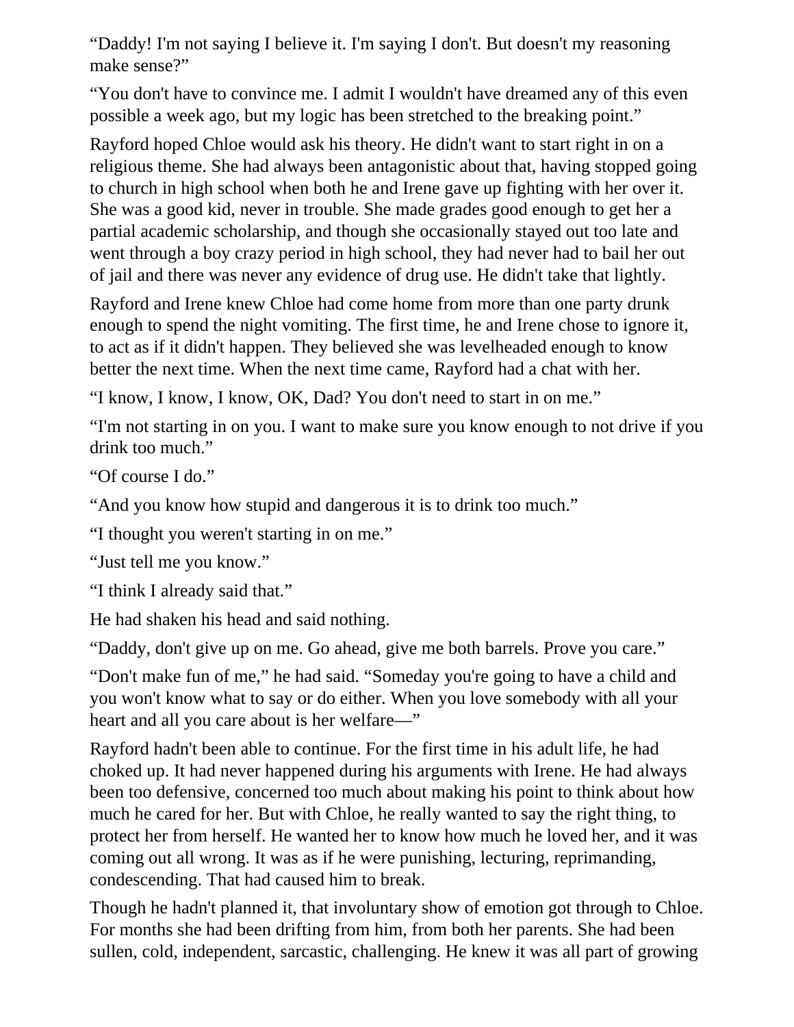"Daddy! I'm not saying I believe it. I'm saying I don't. But doesn't my reasoning make sense?"

"You don't have to convince me. I admit I wouldn't have dreamed any of this even possible a week ago, but my logic has been stretched to the breaking point."

Rayford hoped Chloe would ask his theory. He didn't want to start right in on a religious theme. She had always been antagonistic about that, having stopped going to church in high school when both he and Irene gave up fighting with her over it. She was a good kid, never in trouble. She made grades good enough to get her a partial academic scholarship, and though she occasionally stayed out too late and went through a boy crazy period in high school, they had never had to bail her out of jail and there was never any evidence of drug use. He didn't take that lightly.

Rayford and Irene knew Chloe had come home from more than one party drunk enough to spend the night vomiting. The first time, he and Irene chose to ignore it, to act as if it didn't happen. They believed she was levelheaded enough to know better the next time. When the next time came, Rayford had a chat with her.

"I know, I know, I know, OK, Dad? You don't need to start in on me."

"I'm not starting in on you. I want to make sure you know enough to not drive if you drink too much."

"Of course I do."

"And you know how stupid and dangerous it is to drink too much."

"I thought you weren't starting in on me."

"Just tell me you know."

"I think I already said that."

He had shaken his head and said nothing.

"Daddy, don't give up on me. Go ahead, give me both barrels. Prove you care."

"Don't make fun of me," he had said. "Someday you're going to have a child and you won't know what to say or do either. When you love somebody with all your heart and all you care about is her welfare—"

Rayford hadn't been able to continue. For the first time in his adult life, he had choked up. It had never happened during his arguments with Irene. He had always been too defensive, concerned too much about making his point to think about how much he cared for her. But with Chloe, he really wanted to say the right thing, to protect her from herself. He wanted her to know how much he loved her, and it was coming out all wrong. It was as if he were punishing, lecturing, reprimanding, condescending. That had caused him to break.

Though he hadn't planned it, that involuntary show of emotion got through to Chloe. For months she had been drifting from him, from both her parents. She had been sullen, cold, independent, sarcastic, challenging. He knew it was all part of growing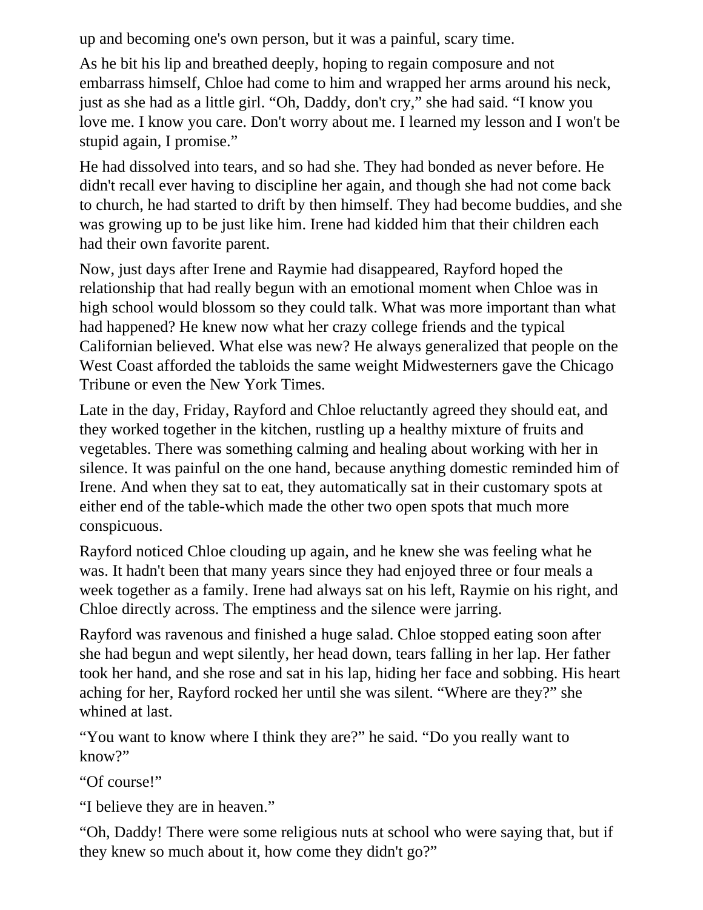up and becoming one's own person, but it was a painful, scary time.

As he bit his lip and breathed deeply, hoping to regain composure and not embarrass himself, Chloe had come to him and wrapped her arms around his neck, just as she had as a little girl. “Oh, Daddy, don't cry,” she had said. “I know you love me. I know you care. Don't worry about me. I learned my lesson and I won't be stupid again, I promise.”

He had dissolved into tears, and so had she. They had bonded as never before. He didn't recall ever having to discipline her again, and though she had not come back to church, he had started to drift by then himself. They had become buddies, and she was growing up to be just like him. Irene had kidded him that their children each had their own favorite parent.

Now, just days after Irene and Raymie had disappeared, Rayford hoped the relationship that had really begun with an emotional moment when Chloe was in high school would blossom so they could talk. What was more important than what had happened? He knew now what her crazy college friends and the typical Californian believed. What else was new? He always generalized that people on the West Coast afforded the tabloids the same weight Midwesterners gave the Chicago Tribune or even the New York Times.

Late in the day, Friday, Rayford and Chloe reluctantly agreed they should eat, and they worked together in the kitchen, rustling up a healthy mixture of fruits and vegetables. There was something calming and healing about working with her in silence. It was painful on the one hand, because anything domestic reminded him of Irene. And when they sat to eat, they automatically sat in their customary spots at either end of the table-which made the other two open spots that much more conspicuous.

Rayford noticed Chloe clouding up again, and he knew she was feeling what he was. It hadn't been that many years since they had enjoyed three or four meals a week together as a family. Irene had always sat on his left, Raymie on his right, and Chloe directly across. The emptiness and the silence were jarring.

Rayford was ravenous and finished a huge salad. Chloe stopped eating soon after she had begun and wept silently, her head down, tears falling in her lap. Her father took her hand, and she rose and sat in his lap, hiding her face and sobbing. His heart aching for her, Rayford rocked her until she was silent. “Where are they?” she whined at last.

“You want to know where I think they are?” he said. “Do you really want to know?”

“Of course!”

“I believe they are in heaven.”

“Oh, Daddy! There were some religious nuts at school who were saying that, but if they knew so much about it, how come they didn't go?”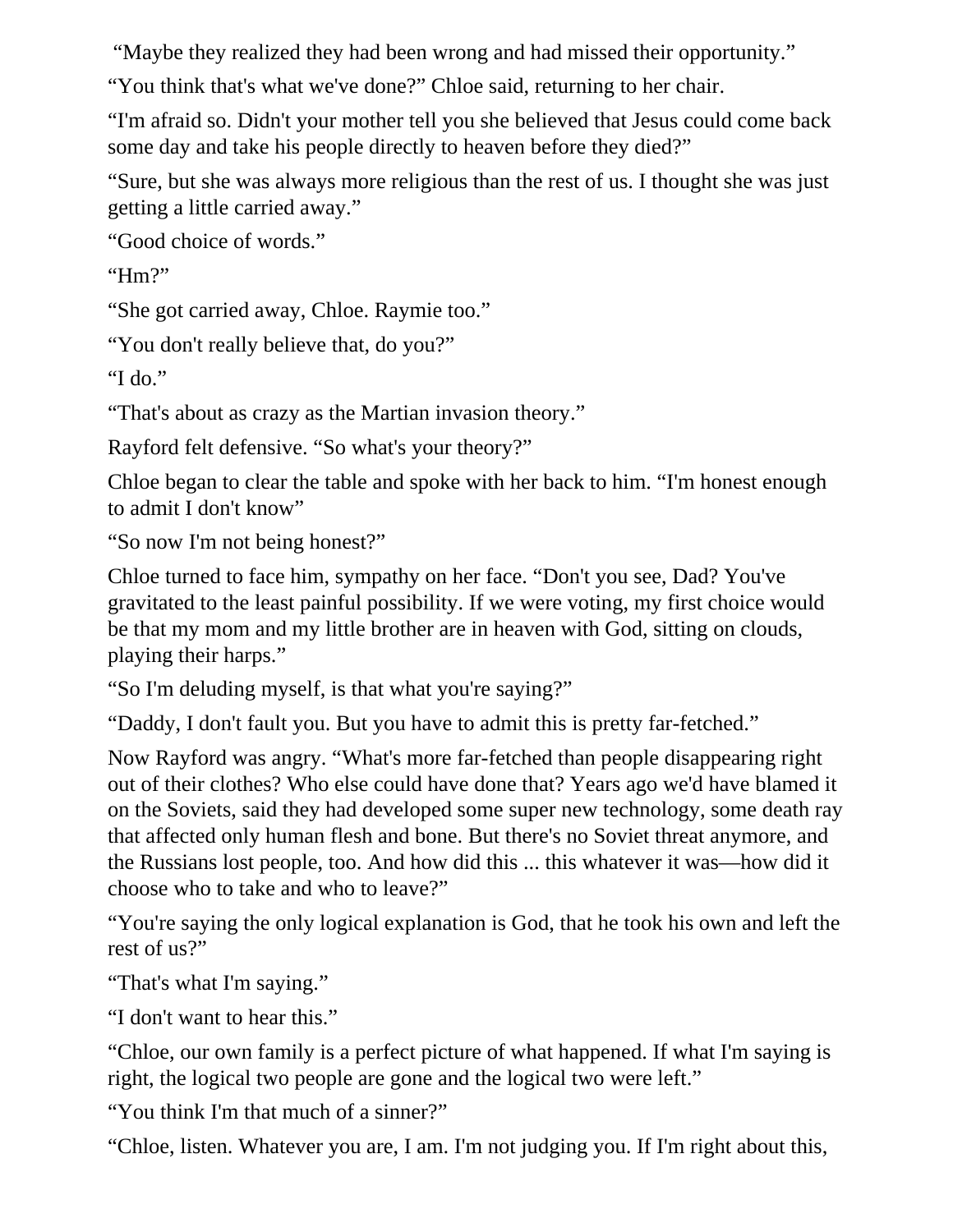"Maybe they realized they had been wrong and had missed their opportunity."

"You think that's what we've done?" Chloe said, returning to her chair.

"I'm afraid so. Didn't your mother tell you she believed that Jesus could come back some day and take his people directly to heaven before they died?"

"Sure, but she was always more religious than the rest of us. I thought she was just getting a little carried away."

"Good choice of words."

"Hm?"

"She got carried away, Chloe. Raymie too."

"You don't really believe that, do you?"

"I do."

"That's about as crazy as the Martian invasion theory."

Rayford felt defensive. "So what's your theory?"

Chloe began to clear the table and spoke with her back to him. "I'm honest enough to admit I don't know"

"So now I'm not being honest?"

Chloe turned to face him, sympathy on her face. "Don't you see, Dad? You've gravitated to the least painful possibility. If we were voting, my first choice would be that my mom and my little brother are in heaven with God, sitting on clouds, playing their harps."

"So I'm deluding myself, is that what you're saying?"

"Daddy, I don't fault you. But you have to admit this is pretty far-fetched."

Now Rayford was angry. "What's more far-fetched than people disappearing right out of their clothes? Who else could have done that? Years ago we'd have blamed it on the Soviets, said they had developed some super new technology, some death ray that affected only human flesh and bone. But there's no Soviet threat anymore, and the Russians lost people, too. And how did this ... this whatever it was—how did it choose who to take and who to leave?"

"You're saying the only logical explanation is God, that he took his own and left the rest of us?"

"That's what I'm saying."

"I don't want to hear this."

"Chloe, our own family is a perfect picture of what happened. If what I'm saying is right, the logical two people are gone and the logical two were left."

"You think I'm that much of a sinner?"

"Chloe, listen. Whatever you are, I am. I'm not judging you. If I'm right about this,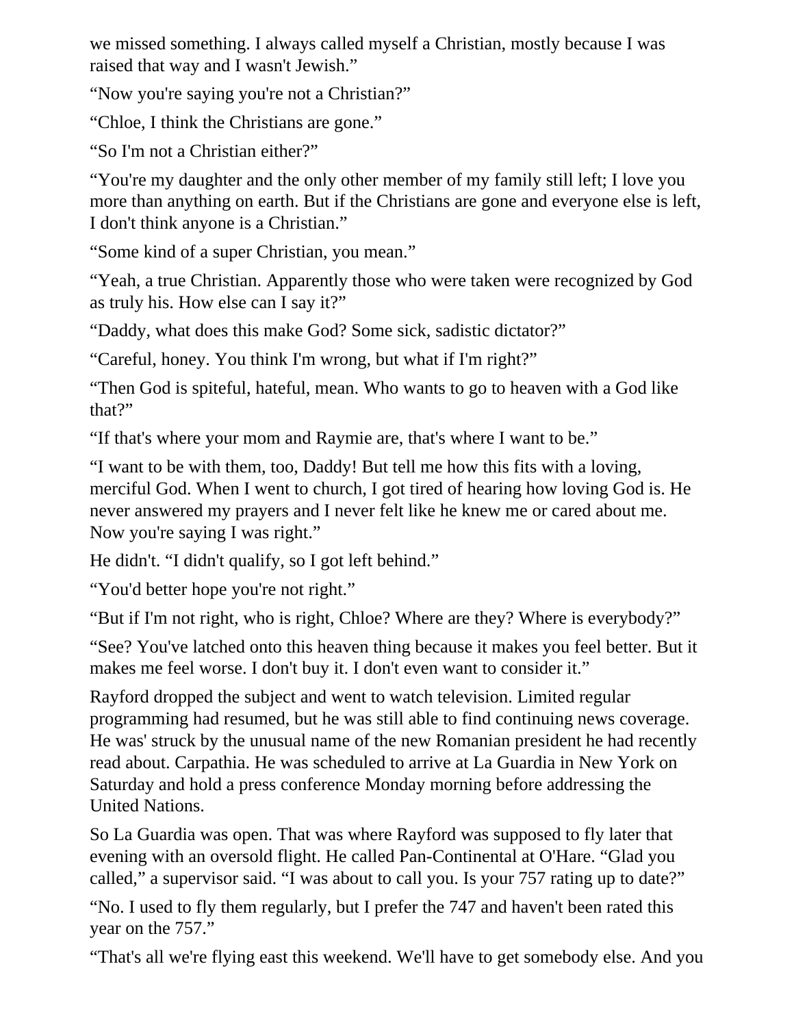we missed something. I always called myself a Christian, mostly because I was raised that way and I wasn't Jewish."

"Now you're saying you're not a Christian?"

"Chloe, I think the Christians are gone."

"So I'm not a Christian either?"

"You're my daughter and the only other member of my family still left; I love you more than anything on earth. But if the Christians are gone and everyone else is left, I don't think anyone is a Christian."

"Some kind of a super Christian, you mean."

"Yeah, a true Christian. Apparently those who were taken were recognized by God as truly his. How else can I say it?"

"Daddy, what does this make God? Some sick, sadistic dictator?"

"Careful, honey. You think I'm wrong, but what if I'm right?"

"Then God is spiteful, hateful, mean. Who wants to go to heaven with a God like that?"

"If that's where your mom and Raymie are, that's where I want to be."

"I want to be with them, too, Daddy! But tell me how this fits with a loving, merciful God. When I went to church, I got tired of hearing how loving God is. He never answered my prayers and I never felt like he knew me or cared about me. Now you're saying I was right."

He didn't. "I didn't qualify, so I got left behind."

"You'd better hope you're not right."

"But if I'm not right, who is right, Chloe? Where are they? Where is everybody?"

"See? You've latched onto this heaven thing because it makes you feel better. But it makes me feel worse. I don't buy it. I don't even want to consider it."

Rayford dropped the subject and went to watch television. Limited regular programming had resumed, but he was still able to find continuing news coverage. He was' struck by the unusual name of the new Romanian president he had recently read about. Carpathia. He was scheduled to arrive at La Guardia in New York on Saturday and hold a press conference Monday morning before addressing the United Nations.

So La Guardia was open. That was where Rayford was supposed to fly later that evening with an oversold flight. He called Pan-Continental at O'Hare. "Glad you called," a supervisor said. "I was about to call you. Is your 757 rating up to date?"

"No. I used to fly them regularly, but I prefer the 747 and haven't been rated this year on the 757."

"That's all we're flying east this weekend. We'll have to get somebody else. And you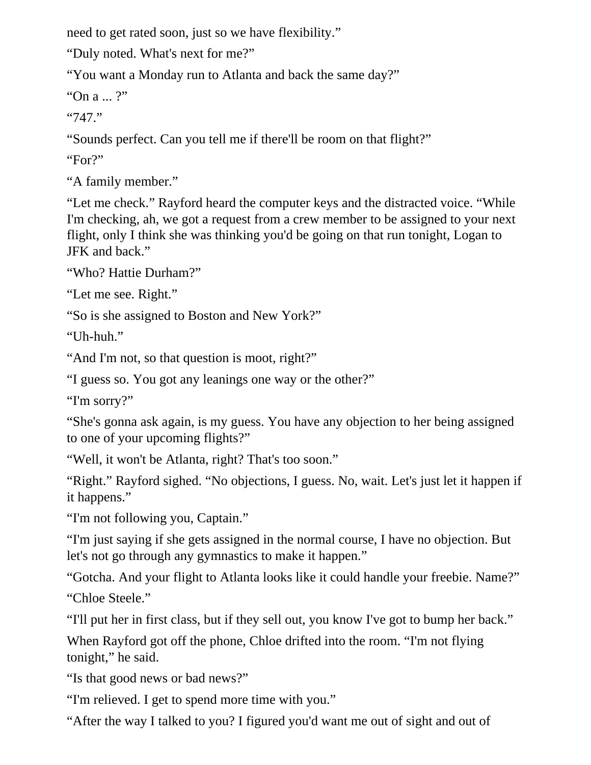need to get rated soon, just so we have flexibility."

"Duly noted. What's next for me?"

"You want a Monday run to Atlanta and back the same day?"

"On a ... ?"

"747."

"Sounds perfect. Can you tell me if there'll be room on that flight?"

"For?"

"A family member."

"Let me check." Rayford heard the computer keys and the distracted voice. "While I'm checking, ah, we got a request from a crew member to be assigned to your next flight, only I think she was thinking you'd be going on that run tonight, Logan to JFK and back."

"Who? Hattie Durham?"

"Let me see. Right."

"So is she assigned to Boston and New York?"

"Uh-huh."

"And I'm not, so that question is moot, right?"

"I guess so. You got any leanings one way or the other?"

"I'm sorry?"

"She's gonna ask again, is my guess. You have any objection to her being assigned to one of your upcoming flights?"

"Well, it won't be Atlanta, right? That's too soon."

"Right." Rayford sighed. "No objections, I guess. No, wait. Let's just let it happen if it happens."

"I'm not following you, Captain."

"I'm just saying if she gets assigned in the normal course, I have no objection. But let's not go through any gymnastics to make it happen."

"Gotcha. And your flight to Atlanta looks like it could handle your freebie. Name?"

"Chloe Steele."

"I'll put her in first class, but if they sell out, you know I've got to bump her back."

When Rayford got off the phone, Chloe drifted into the room. "I'm not flying tonight," he said.

"Is that good news or bad news?"

"I'm relieved. I get to spend more time with you."

"After the way I talked to you? I figured you'd want me out of sight and out of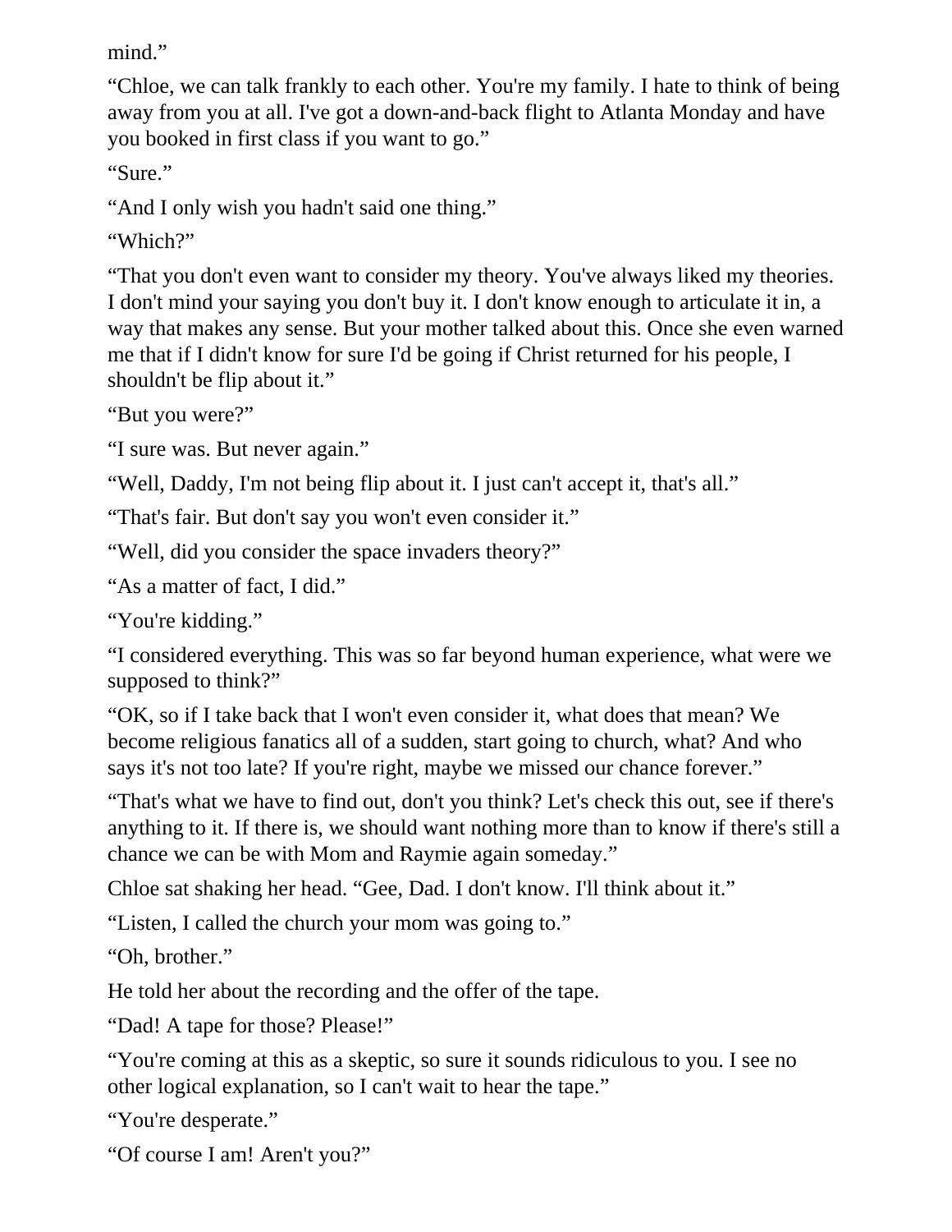mind.”

“Chloe, we can talk frankly to each other. You're my family. I hate to think of being away from you at all. I've got a down-and-back flight to Atlanta Monday and have you booked in first class if you want to go.”

“Sure.”

“And I only wish you hadn't said one thing.”

“Which?”

“That you don't even want to consider my theory. You've always liked my theories. I don't mind your saying you don't buy it. I don't know enough to articulate it in, a way that makes any sense. But your mother talked about this. Once she even warned me that if I didn't know for sure I'd be going if Christ returned for his people, I shouldn't be flip about it.”

“But you were?”

“I sure was. But never again.”

“Well, Daddy, I'm not being flip about it. I just can't accept it, that's all.”

“That's fair. But don't say you won't even consider it.”

“Well, did you consider the space invaders theory?”

“As a matter of fact, I did.”

“You're kidding.”

“I considered everything. This was so far beyond human experience, what were we supposed to think?”

“OK, so if I take back that I won't even consider it, what does that mean? We become religious fanatics all of a sudden, start going to church, what? And who says it's not too late? If you're right, maybe we missed our chance forever.”

“That's what we have to find out, don't you think? Let's check this out, see if there's anything to it. If there is, we should want nothing more than to know if there's still a chance we can be with Mom and Raymie again someday.”

Chloe sat shaking her head. “Gee, Dad. I don't know. I'll think about it.”

“Listen, I called the church your mom was going to.”

“Oh, brother.”

He told her about the recording and the offer of the tape.

“Dad! A tape for those? Please!”

“You're coming at this as a skeptic, so sure it sounds ridiculous to you. I see no other logical explanation, so I can't wait to hear the tape.”

“You're desperate.”

“Of course I am! Aren't you?”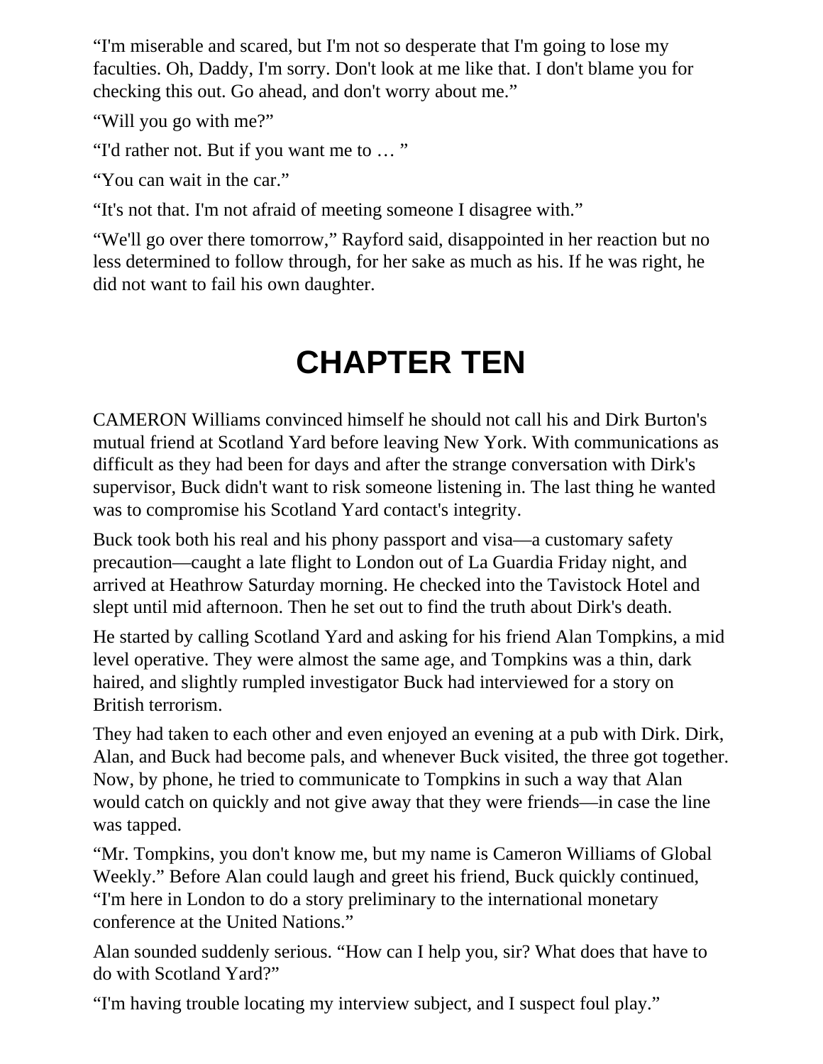“I'm miserable and scared, but I'm not so desperate that I'm going to lose my faculties. Oh, Daddy, I'm sorry. Don't look at me like that. I don't blame you for checking this out. Go ahead, and don't worry about me.”

“Will you go with me?”

“I'd rather not. But if you want me to … ”

“You can wait in the car.”

“It's not that. I'm not afraid of meeting someone I disagree with.”

“We'll go over there tomorrow,” Rayford said, disappointed in her reaction but no less determined to follow through, for her sake as much as his. If he was right, he did not want to fail his own daughter.

# CHAPTER TEN

CAMERON Williams convinced himself he should not call his and Dirk Burton's mutual friend at Scotland Yard before leaving New York. With communications as difficult as they had been for days and after the strange conversation with Dirk's supervisor, Buck didn't want to risk someone listening in. The last thing he wanted was to compromise his Scotland Yard contact's integrity.

Buck took both his real and his phony passport and visa—a customary safety precaution—caught a late flight to London out of La Guardia Friday night, and arrived at Heathrow Saturday morning. He checked into the Tavistock Hotel and slept until mid afternoon. Then he set out to find the truth about Dirk's death.

He started by calling Scotland Yard and asking for his friend Alan Tompkins, a mid level operative. They were almost the same age, and Tompkins was a thin, dark haired, and slightly rumpled investigator Buck had interviewed for a story on British terrorism.

They had taken to each other and even enjoyed an evening at a pub with Dirk. Dirk, Alan, and Buck had become pals, and whenever Buck visited, the three got together. Now, by phone, he tried to communicate to Tompkins in such a way that Alan would catch on quickly and not give away that they were friends—in case the line was tapped.

“Mr. Tompkins, you don't know me, but my name is Cameron Williams of Global Weekly.” Before Alan could laugh and greet his friend, Buck quickly continued, “I'm here in London to do a story preliminary to the international monetary conference at the United Nations.”

Alan sounded suddenly serious. “How can I help you, sir? What does that have to do with Scotland Yard?”

“I'm having trouble locating my interview subject, and I suspect foul play.”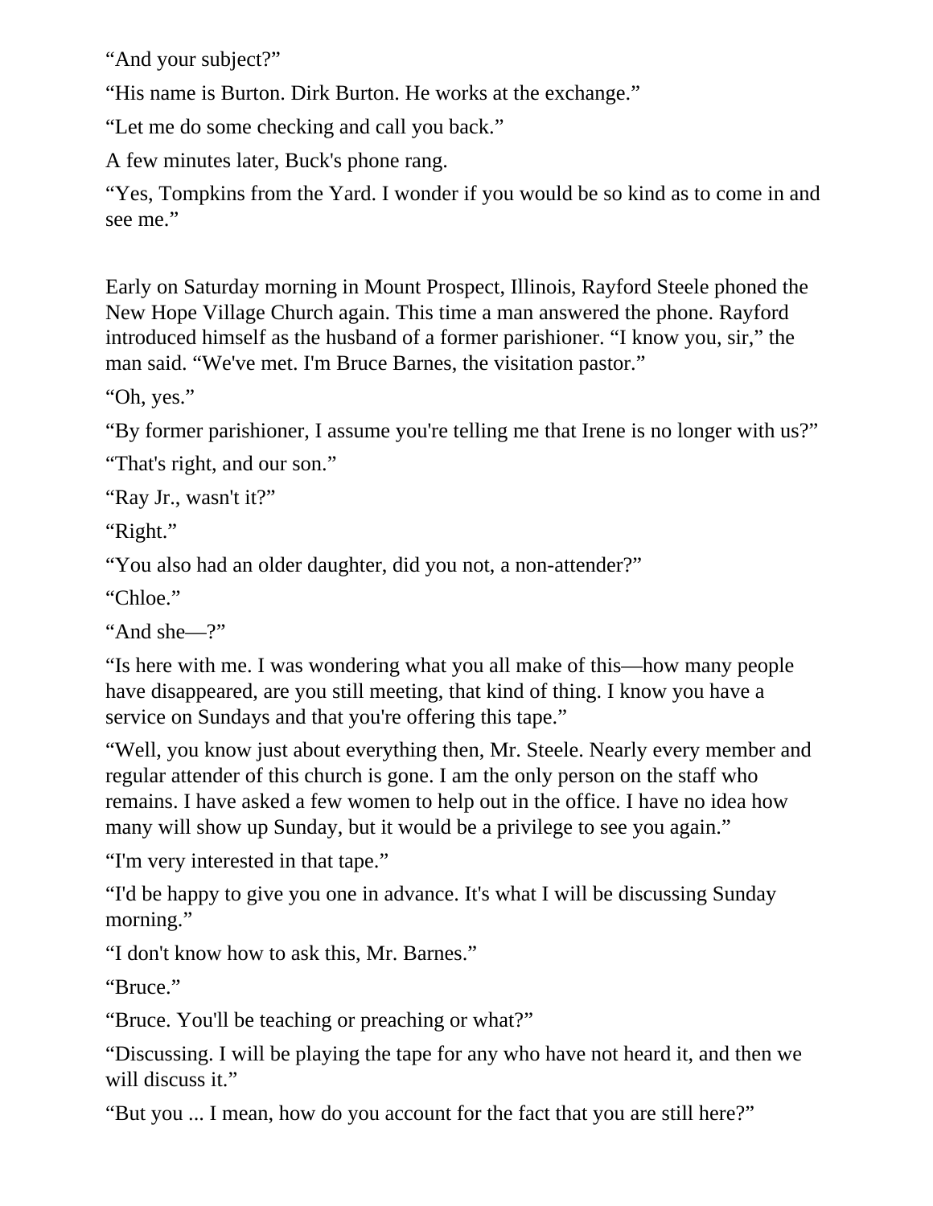“And your subject?”

“His name is Burton. Dirk Burton. He works at the exchange.”

“Let me do some checking and call you back.”

A few minutes later, Buck's phone rang.

“Yes, Tompkins from the Yard. I wonder if you would be so kind as to come in and see me.”

Early on Saturday morning in Mount Prospect, Illinois, Rayford Steele phoned the New Hope Village Church again. This time a man answered the phone. Rayford introduced himself as the husband of a former parishioner. “I know you, sir,” the man said. “We've met. I'm Bruce Barnes, the visitation pastor.”

“Oh, yes.”

“By former parishioner, I assume you're telling me that Irene is no longer with us?”

“That's right, and our son.”

“Ray Jr., wasn't it?”

“Right.”

“You also had an older daughter, did you not, a non-attender?”

“Chloe.”

“And she—?”

“Is here with me. I was wondering what you all make of this—how many people have disappeared, are you still meeting, that kind of thing. I know you have a service on Sundays and that you're offering this tape.”

“Well, you know just about everything then, Mr. Steele. Nearly every member and regular attender of this church is gone. I am the only person on the staff who remains. I have asked a few women to help out in the office. I have no idea how many will show up Sunday, but it would be a privilege to see you again.”

“I'm very interested in that tape.”

“I'd be happy to give you one in advance. It's what I will be discussing Sunday morning.”

“I don't know how to ask this, Mr. Barnes.”

“Bruce.”

“Bruce. You'll be teaching or preaching or what?”

“Discussing. I will be playing the tape for any who have not heard it, and then we will discuss it.”

“But you ... I mean, how do you account for the fact that you are still here?”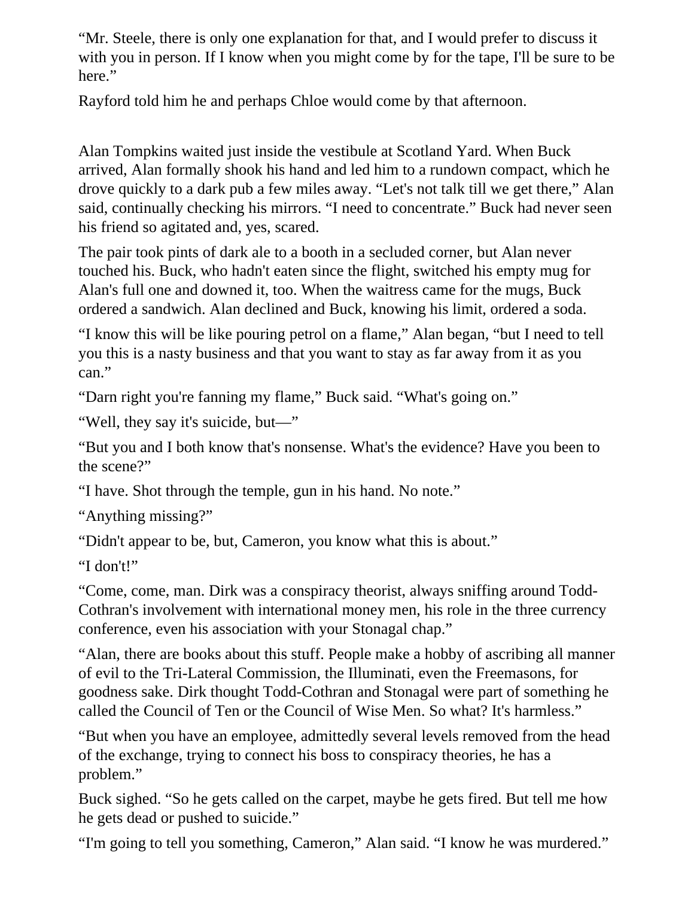"Mr. Steele, there is only one explanation for that, and I would prefer to discuss it with you in person. If I know when you might come by for the tape, I'll be sure to be here."

Rayford told him he and perhaps Chloe would come by that afternoon.

Alan Tompkins waited just inside the vestibule at Scotland Yard. When Buck arrived, Alan formally shook his hand and led him to a rundown compact, which he drove quickly to a dark pub a few miles away. "Let's not talk till we get there," Alan said, continually checking his mirrors. "I need to concentrate." Buck had never seen his friend so agitated and, yes, scared.

The pair took pints of dark ale to a booth in a secluded corner, but Alan never touched his. Buck, who hadn't eaten since the flight, switched his empty mug for Alan's full one and downed it, too. When the waitress came for the mugs, Buck ordered a sandwich. Alan declined and Buck, knowing his limit, ordered a soda.

"I know this will be like pouring petrol on a flame," Alan began, "but I need to tell you this is a nasty business and that you want to stay as far away from it as you can."

"Darn right you're fanning my flame," Buck said. "What's going on."

"Well, they say it's suicide, but—"

"But you and I both know that's nonsense. What's the evidence? Have you been to the scene?"

"I have. Shot through the temple, gun in his hand. No note."

"Anything missing?"

"Didn't appear to be, but, Cameron, you know what this is about."

"I don't!"

"Come, come, man. Dirk was a conspiracy theorist, always sniffing around Todd-Cothran's involvement with international money men, his role in the three currency conference, even his association with your Stonagal chap."

"Alan, there are books about this stuff. People make a hobby of ascribing all manner of evil to the Tri-Lateral Commission, the Illuminati, even the Freemasons, for goodness sake. Dirk thought Todd-Cothran and Stonagal were part of something he called the Council of Ten or the Council of Wise Men. So what? It's harmless."

"But when you have an employee, admittedly several levels removed from the head of the exchange, trying to connect his boss to conspiracy theories, he has a problem."

Buck sighed. "So he gets called on the carpet, maybe he gets fired. But tell me how he gets dead or pushed to suicide."

"I'm going to tell you something, Cameron," Alan said. "I know he was murdered."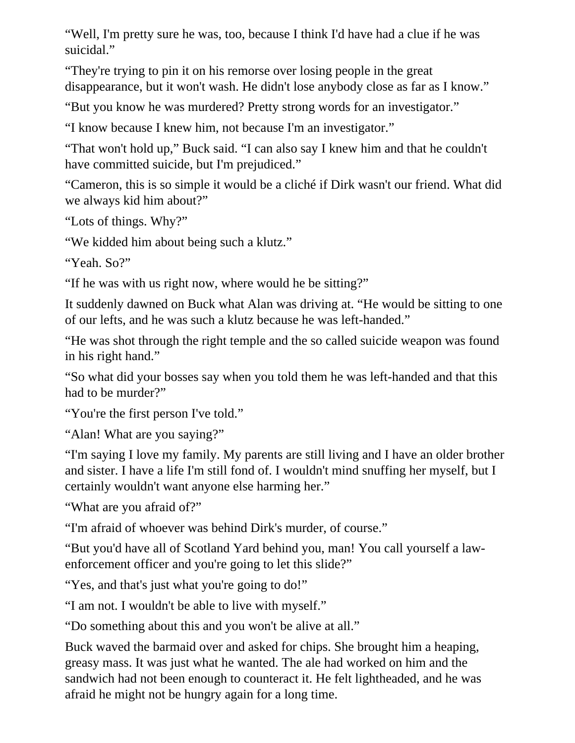"Well, I'm pretty sure he was, too, because I think I'd have had a clue if he was suicidal."

"They're trying to pin it on his remorse over losing people in the great disappearance, but it won't wash. He didn't lose anybody close as far as I know."

"But you know he was murdered? Pretty strong words for an investigator."

"I know because I knew him, not because I'm an investigator."

"That won't hold up," Buck said. "I can also say I knew him and that he couldn't have committed suicide, but I'm prejudiced."

"Cameron, this is so simple it would be a cliché if Dirk wasn't our friend. What did we always kid him about?"

"Lots of things. Why?"

"We kidded him about being such a klutz."

"Yeah. So?"

"If he was with us right now, where would he be sitting?"

It suddenly dawned on Buck what Alan was driving at. "He would be sitting to one of our lefts, and he was such a klutz because he was left-handed."

"He was shot through the right temple and the so called suicide weapon was found in his right hand."

"So what did your bosses say when you told them he was left-handed and that this had to be murder?"

"You're the first person I've told."

"Alan! What are you saying?"

"I'm saying I love my family. My parents are still living and I have an older brother and sister. I have a life I'm still fond of. I wouldn't mind snuffing her myself, but I certainly wouldn't want anyone else harming her."

"What are you afraid of?"

"I'm afraid of whoever was behind Dirk's murder, of course."

"But you'd have all of Scotland Yard behind you, man! You call yourself a law-enforcement officer and you're going to let this slide?"

"Yes, and that's just what you're going to do!"

"I am not. I wouldn't be able to live with myself."

"Do something about this and you won't be alive at all."

Buck waved the barmaid over and asked for chips. She brought him a heaping, greasy mass. It was just what he wanted. The ale had worked on him and the sandwich had not been enough to counteract it. He felt lightheaded, and he was afraid he might not be hungry again for a long time.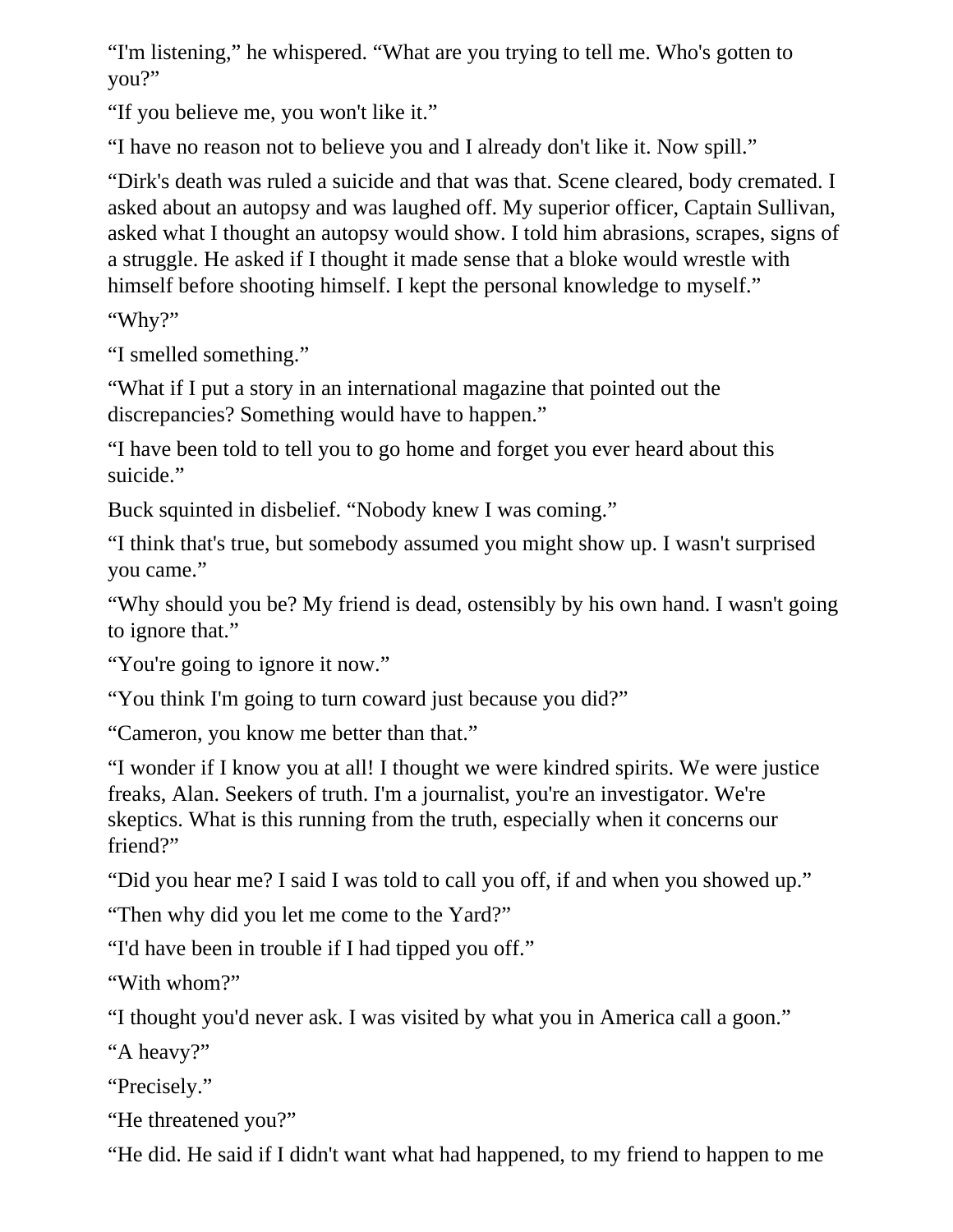“I'm listening,” he whispered. “What are you trying to tell me. Who's gotten to you?”

“If you believe me, you won't like it.”

“I have no reason not to believe you and I already don't like it. Now spill.”

“Dirk's death was ruled a suicide and that was that. Scene cleared, body cremated. I asked about an autopsy and was laughed off. My superior officer, Captain Sullivan, asked what I thought an autopsy would show. I told him abrasions, scrapes, signs of a struggle. He asked if I thought it made sense that a bloke would wrestle with himself before shooting himself. I kept the personal knowledge to myself.”

“Why?”

“I smelled something.”

“What if I put a story in an international magazine that pointed out the discrepancies? Something would have to happen.”

“I have been told to tell you to go home and forget you ever heard about this suicide.”

Buck squinted in disbelief. “Nobody knew I was coming.”

“I think that's true, but somebody assumed you might show up. I wasn't surprised you came.”

“Why should you be? My friend is dead, ostensibly by his own hand. I wasn't going to ignore that.”

“You're going to ignore it now.”

“You think I'm going to turn coward just because you did?”

“Cameron, you know me better than that.”

“I wonder if I know you at all! I thought we were kindred spirits. We were justice freaks, Alan. Seekers of truth. I'm a journalist, you're an investigator. We're skeptics. What is this running from the truth, especially when it concerns our friend?”

“Did you hear me? I said I was told to call you off, if and when you showed up.”

“Then why did you let me come to the Yard?”

“I'd have been in trouble if I had tipped you off.”

“With whom?”

“I thought you'd never ask. I was visited by what you in America call a goon.”

“A heavy?”

“Precisely.”

“He threatened you?”

“He did. He said if I didn't want what had happened, to my friend to happen to me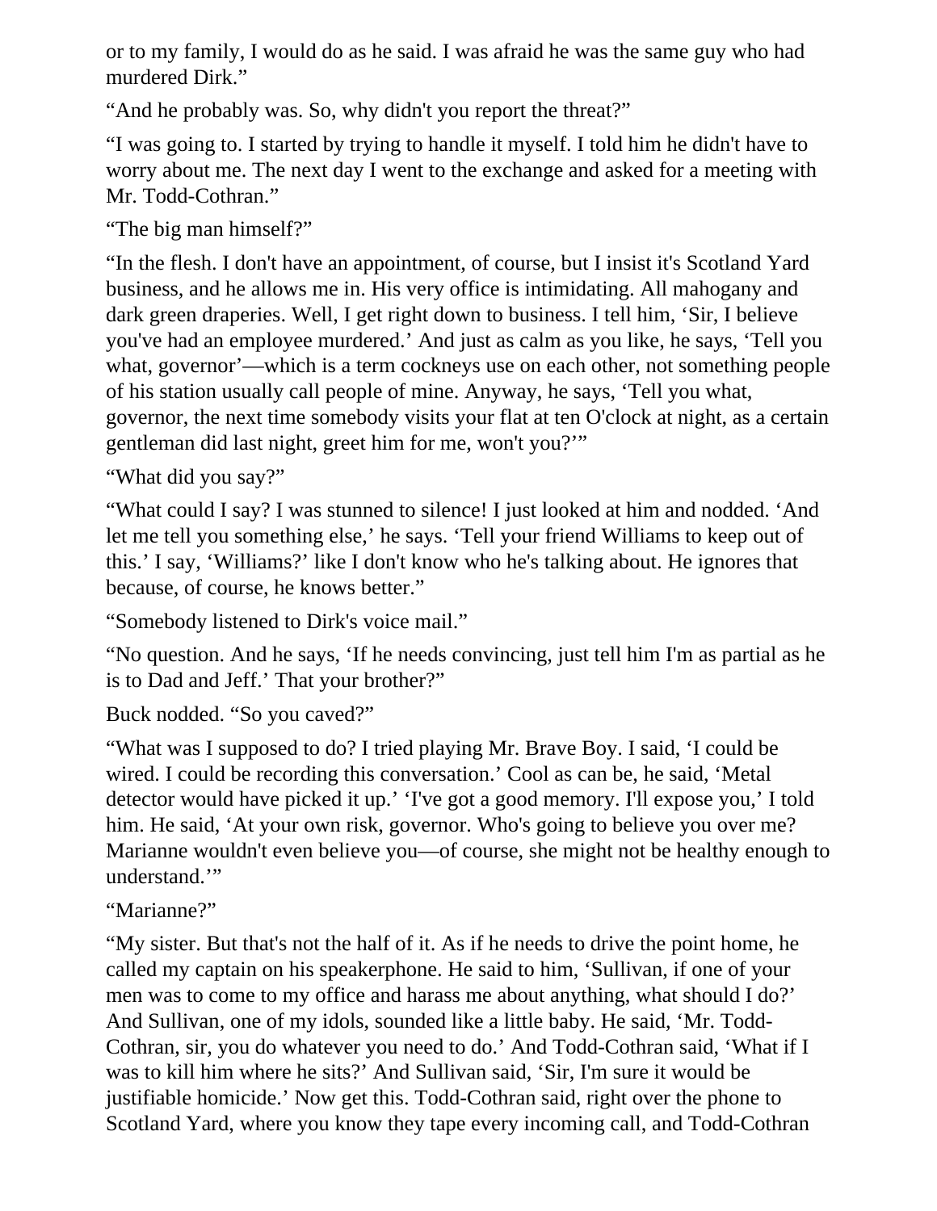or to my family, I would do as he said. I was afraid he was the same guy who had murdered Dirk."

"And he probably was. So, why didn't you report the threat?"

"I was going to. I started by trying to handle it myself. I told him he didn't have to worry about me. The next day I went to the exchange and asked for a meeting with Mr. Todd-Cothran."

"The big man himself?"

"In the flesh. I don't have an appointment, of course, but I insist it's Scotland Yard business, and he allows me in. His very office is intimidating. All mahogany and dark green draperies. Well, I get right down to business. I tell him, 'Sir, I believe you've had an employee murdered.' And just as calm as you like, he says, 'Tell you what, governor'—which is a term cockneys use on each other, not something people of his station usually call people of mine. Anyway, he says, 'Tell you what, governor, the next time somebody visits your flat at ten O'clock at night, as a certain gentleman did last night, greet him for me, won't you?'"

"What did you say?"

"What could I say? I was stunned to silence! I just looked at him and nodded. 'And let me tell you something else,' he says. 'Tell your friend Williams to keep out of this.' I say, 'Williams?' like I don't know who he's talking about. He ignores that because, of course, he knows better."

"Somebody listened to Dirk's voice mail."

"No question. And he says, 'If he needs convincing, just tell him I'm as partial as he is to Dad and Jeff.' That your brother?"

Buck nodded. "So you caved?"

"What was I supposed to do? I tried playing Mr. Brave Boy. I said, 'I could be wired. I could be recording this conversation.' Cool as can be, he said, 'Metal detector would have picked it up.' 'I've got a good memory. I'll expose you,' I told him. He said, 'At your own risk, governor. Who's going to believe you over me? Marianne wouldn't even believe you—of course, she might not be healthy enough to understand.'"

"Marianne?"

"My sister. But that's not the half of it. As if he needs to drive the point home, he called my captain on his speakerphone. He said to him, 'Sullivan, if one of your men was to come to my office and harass me about anything, what should I do?' And Sullivan, one of my idols, sounded like a little baby. He said, 'Mr. Todd-Cothran, sir, you do whatever you need to do.' And Todd-Cothran said, 'What if I was to kill him where he sits?' And Sullivan said, 'Sir, I'm sure it would be justifiable homicide.' Now get this. Todd-Cothran said, right over the phone to Scotland Yard, where you know they tape every incoming call, and Todd-Cothran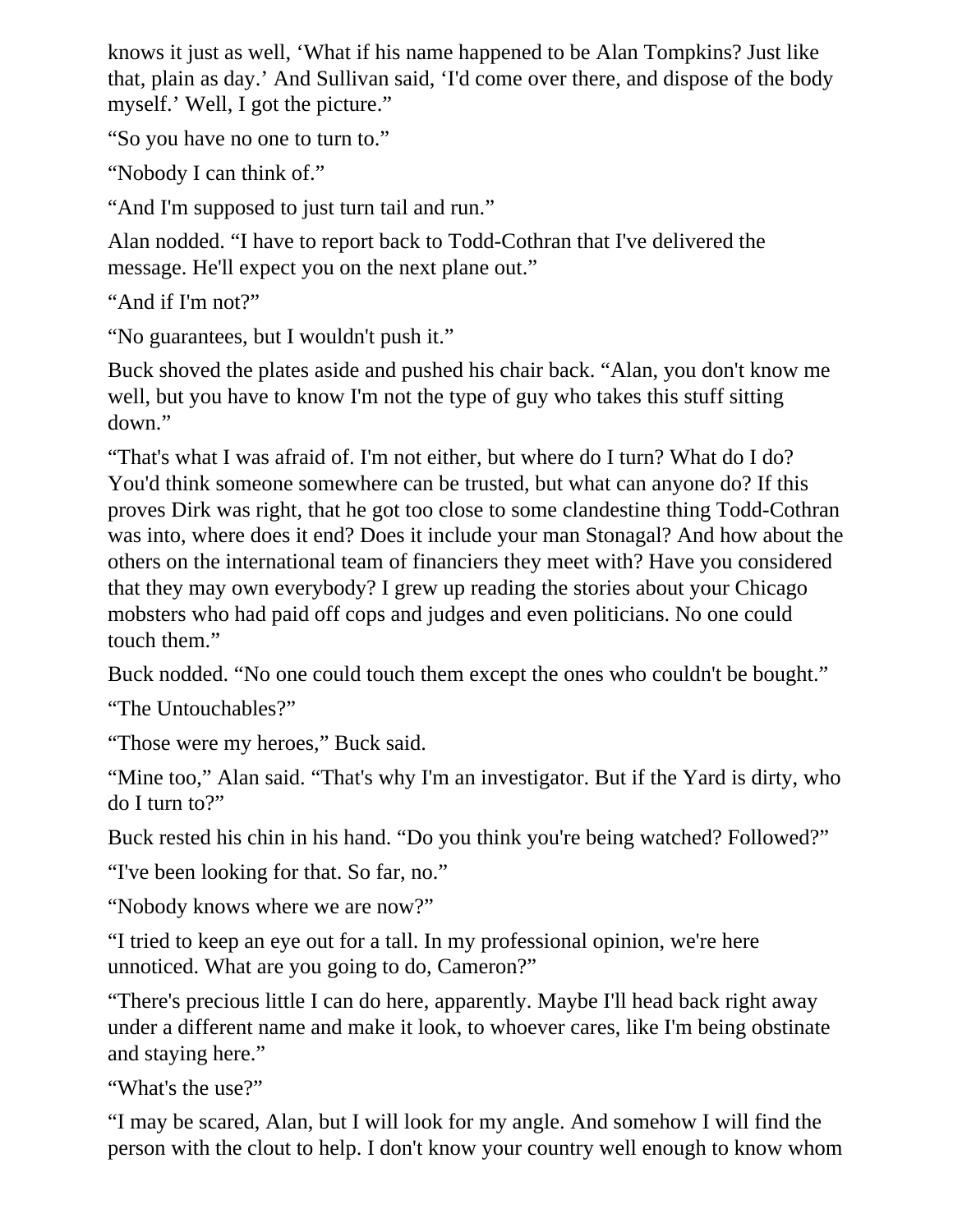knows it just as well, ‘What if his name happened to be Alan Tompkins? Just like that, plain as day.’ And Sullivan said, ‘I'd come over there, and dispose of the body myself.’ Well, I got the picture.”

“So you have no one to turn to.”

“Nobody I can think of.”

“And I'm supposed to just turn tail and run.”

Alan nodded. “I have to report back to Todd-Cothran that I've delivered the message. He'll expect you on the next plane out.”

“And if I'm not?”

“No guarantees, but I wouldn't push it.”

Buck shoved the plates aside and pushed his chair back. “Alan, you don't know me well, but you have to know I'm not the type of guy who takes this stuff sitting down.”

“That's what I was afraid of. I'm not either, but where do I turn? What do I do? You'd think someone somewhere can be trusted, but what can anyone do? If this proves Dirk was right, that he got too close to some clandestine thing Todd-Cothran was into, where does it end? Does it include your man Stonagal? And how about the others on the international team of financiers they meet with? Have you considered that they may own everybody? I grew up reading the stories about your Chicago mobsters who had paid off cops and judges and even politicians. No one could touch them.”

Buck nodded. “No one could touch them except the ones who couldn't be bought.”

“The Untouchables?”

“Those were my heroes,” Buck said.

“Mine too,” Alan said. “That's why I'm an investigator. But if the Yard is dirty, who do I turn to?”

Buck rested his chin in his hand. “Do you think you're being watched? Followed?”

“I've been looking for that. So far, no.”

“Nobody knows where we are now?”

“I tried to keep an eye out for a tall. In my professional opinion, we're here unnoticed. What are you going to do, Cameron?”

“There's precious little I can do here, apparently. Maybe I'll head back right away under a different name and make it look, to whoever cares, like I'm being obstinate and staying here.”

“What's the use?”

“I may be scared, Alan, but I will look for my angle. And somehow I will find the person with the clout to help. I don't know your country well enough to know whom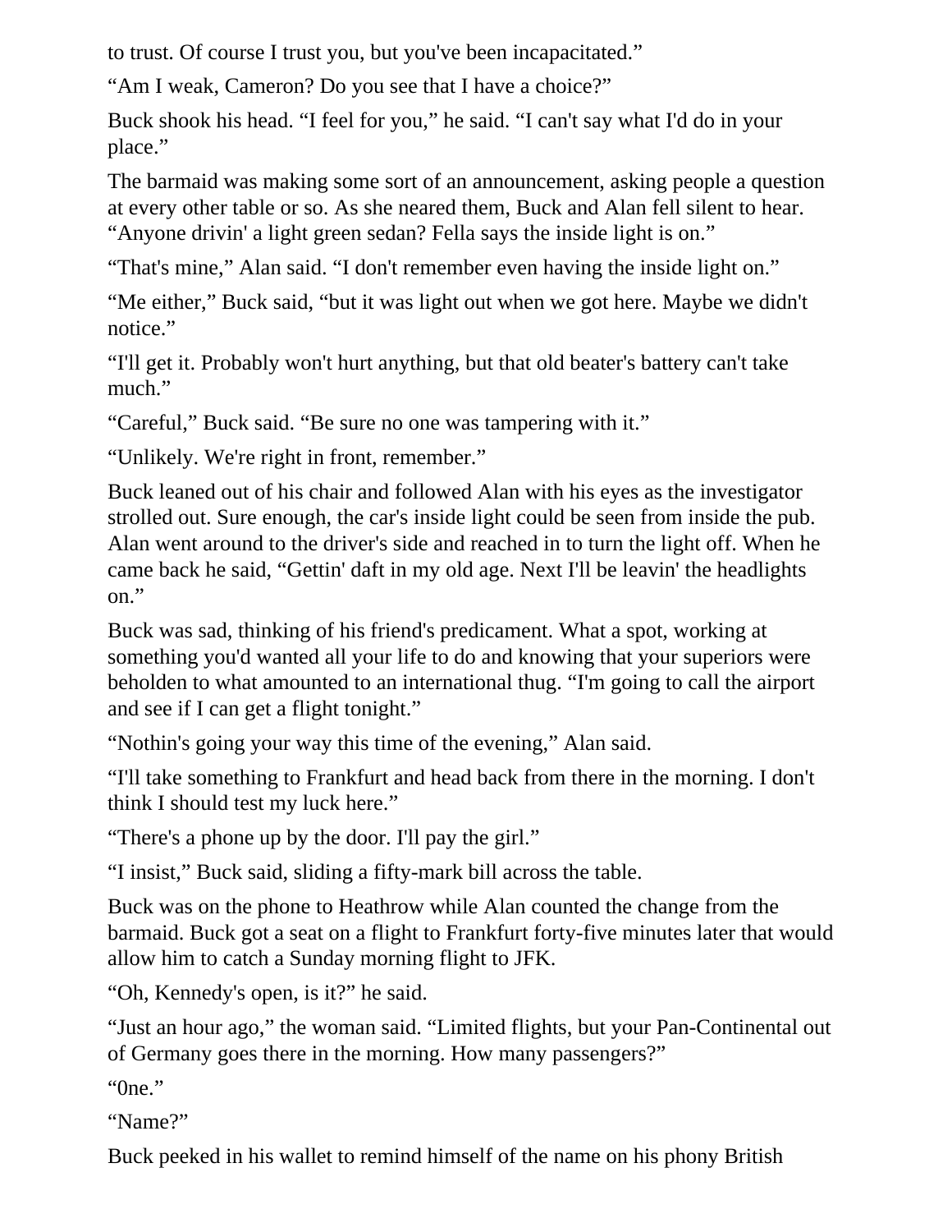to trust. Of course I trust you, but you've been incapacitated.”

“Am I weak, Cameron? Do you see that I have a choice?”

Buck shook his head. “I feel for you,” he said. “I can't say what I'd do in your place.”

The barmaid was making some sort of an announcement, asking people a question at every other table or so. As she neared them, Buck and Alan fell silent to hear. “Anyone drivin' a light green sedan? Fella says the inside light is on.”

“That's mine,” Alan said. “I don't remember even having the inside light on.”

“Me either,” Buck said, “but it was light out when we got here. Maybe we didn't notice.”

“I'll get it. Probably won't hurt anything, but that old beater's battery can't take much.”

“Careful,” Buck said. “Be sure no one was tampering with it.”

“Unlikely. We're right in front, remember.”

Buck leaned out of his chair and followed Alan with his eyes as the investigator strolled out. Sure enough, the car's inside light could be seen from inside the pub. Alan went around to the driver's side and reached in to turn the light off. When he came back he said, “Gettin' daft in my old age. Next I'll be leavin' the headlights on.”

Buck was sad, thinking of his friend's predicament. What a spot, working at something you'd wanted all your life to do and knowing that your superiors were beholden to what amounted to an international thug. “I'm going to call the airport and see if I can get a flight tonight.”

“Nothin's going your way this time of the evening,” Alan said.

“I'll take something to Frankfurt and head back from there in the morning. I don't think I should test my luck here.”

“There's a phone up by the door. I'll pay the girl.”

“I insist,” Buck said, sliding a fifty-mark bill across the table.

Buck was on the phone to Heathrow while Alan counted the change from the barmaid. Buck got a seat on a flight to Frankfurt forty-five minutes later that would allow him to catch a Sunday morning flight to JFK.

“Oh, Kennedy's open, is it?” he said.

“Just an hour ago,” the woman said. “Limited flights, but your Pan-Continental out of Germany goes there in the morning. How many passengers?”

“0ne.”

“Name?”

Buck peeked in his wallet to remind himself of the name on his phony British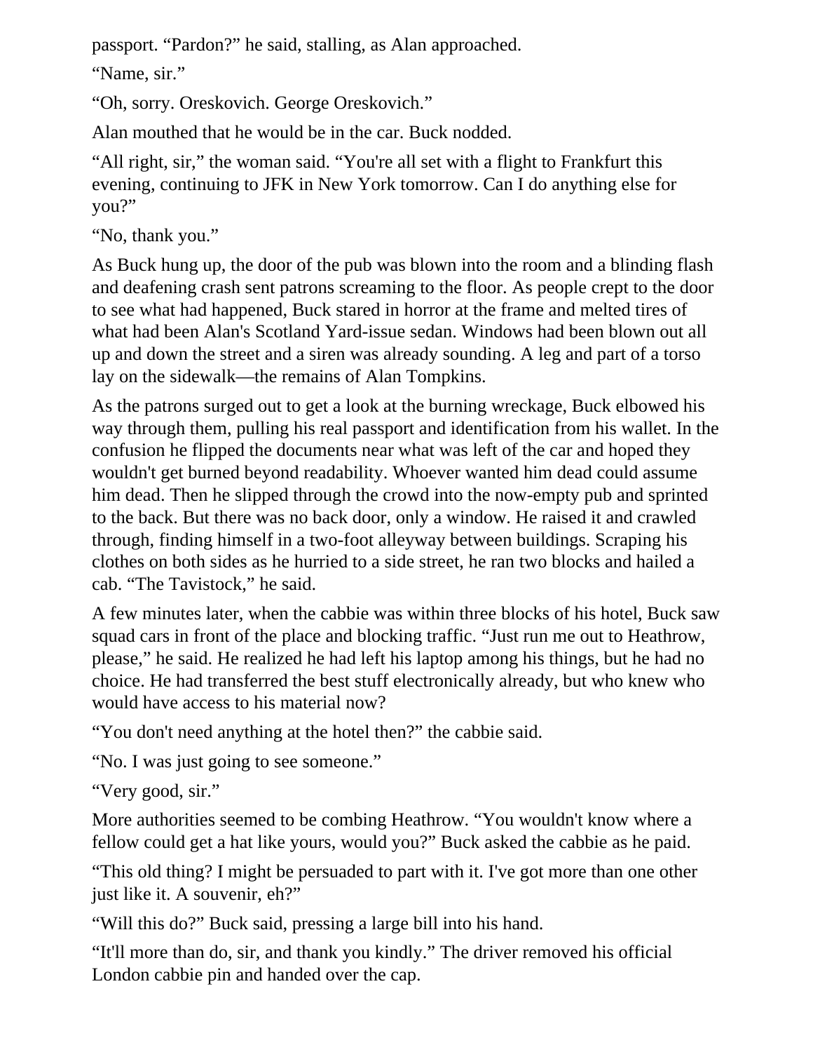passport. “Pardon?” he said, stalling, as Alan approached.

“Name, sir.”

“Oh, sorry. Oreskovich. George Oreskovich.”

Alan mouthed that he would be in the car. Buck nodded.

“All right, sir,” the woman said. “You're all set with a flight to Frankfurt this evening, continuing to JFK in New York tomorrow. Can I do anything else for you?”

“No, thank you.”

As Buck hung up, the door of the pub was blown into the room and a blinding flash and deafening crash sent patrons screaming to the floor. As people crept to the door to see what had happened, Buck stared in horror at the frame and melted tires of what had been Alan's Scotland Yard-issue sedan. Windows had been blown out all up and down the street and a siren was already sounding. A leg and part of a torso lay on the sidewalk—the remains of Alan Tompkins.

As the patrons surged out to get a look at the burning wreckage, Buck elbowed his way through them, pulling his real passport and identification from his wallet. In the confusion he flipped the documents near what was left of the car and hoped they wouldn't get burned beyond readability. Whoever wanted him dead could assume him dead. Then he slipped through the crowd into the now-empty pub and sprinted to the back. But there was no back door, only a window. He raised it and crawled through, finding himself in a two-foot alleyway between buildings. Scraping his clothes on both sides as he hurried to a side street, he ran two blocks and hailed a cab. “The Tavistock,” he said.

A few minutes later, when the cabbie was within three blocks of his hotel, Buck saw squad cars in front of the place and blocking traffic. “Just run me out to Heathrow, please,” he said. He realized he had left his laptop among his things, but he had no choice. He had transferred the best stuff electronically already, but who knew who would have access to his material now?

“You don't need anything at the hotel then?” the cabbie said.

“No. I was just going to see someone.”

“Very good, sir.”

More authorities seemed to be combing Heathrow. “You wouldn't know where a fellow could get a hat like yours, would you?” Buck asked the cabbie as he paid.

“This old thing? I might be persuaded to part with it. I've got more than one other just like it. A souvenir, eh?”

“Will this do?” Buck said, pressing a large bill into his hand.

“It'll more than do, sir, and thank you kindly.” The driver removed his official London cabbie pin and handed over the cap.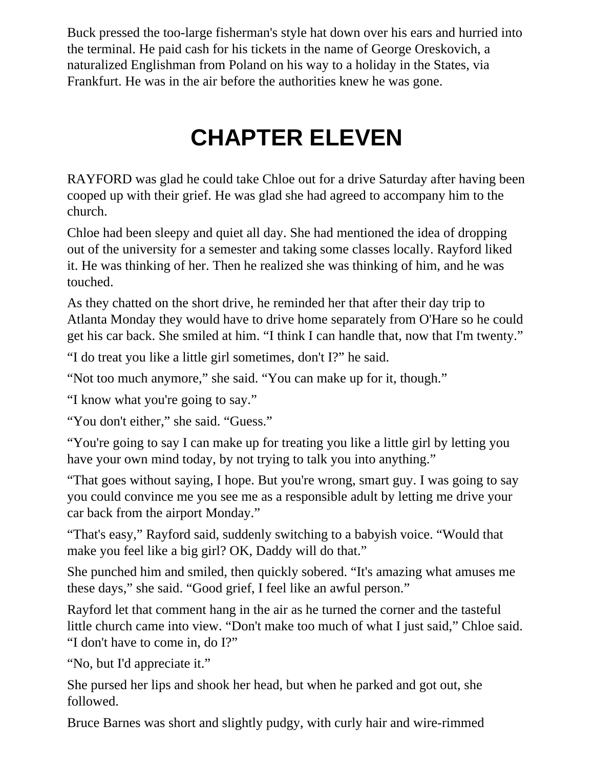Buck pressed the too-large fisherman's style hat down over his ears and hurried into the terminal. He paid cash for his tickets in the name of George Oreskovich, a naturalized Englishman from Poland on his way to a holiday in the States, via Frankfurt. He was in the air before the authorities knew he was gone.

# CHAPTER ELEVEN

RAYFORD was glad he could take Chloe out for a drive Saturday after having been cooped up with their grief. He was glad she had agreed to accompany him to the church.

Chloe had been sleepy and quiet all day. She had mentioned the idea of dropping out of the university for a semester and taking some classes locally. Rayford liked it. He was thinking of her. Then he realized she was thinking of him, and he was touched.

As they chatted on the short drive, he reminded her that after their day trip to Atlanta Monday they would have to drive home separately from O'Hare so he could get his car back. She smiled at him. “I think I can handle that, now that I'm twenty.”

“I do treat you like a little girl sometimes, don't I?” he said.

“Not too much anymore,” she said. “You can make up for it, though.”

“I know what you're going to say.”

“You don't either,” she said. “Guess.”

“You're going to say I can make up for treating you like a little girl by letting you have your own mind today, by not trying to talk you into anything.”

“That goes without saying, I hope. But you're wrong, smart guy. I was going to say you could convince me you see me as a responsible adult by letting me drive your car back from the airport Monday.”

“That's easy,” Rayford said, suddenly switching to a babyish voice. “Would that make you feel like a big girl? OK, Daddy will do that.”

She punched him and smiled, then quickly sobered. “It's amazing what amuses me these days,” she said. “Good grief, I feel like an awful person.”

Rayford let that comment hang in the air as he turned the corner and the tasteful little church came into view. “Don't make too much of what I just said,” Chloe said. “I don't have to come in, do I?”

“No, but I'd appreciate it.”

She pursed her lips and shook her head, but when he parked and got out, she followed.

Bruce Barnes was short and slightly pudgy, with curly hair and wire-rimmed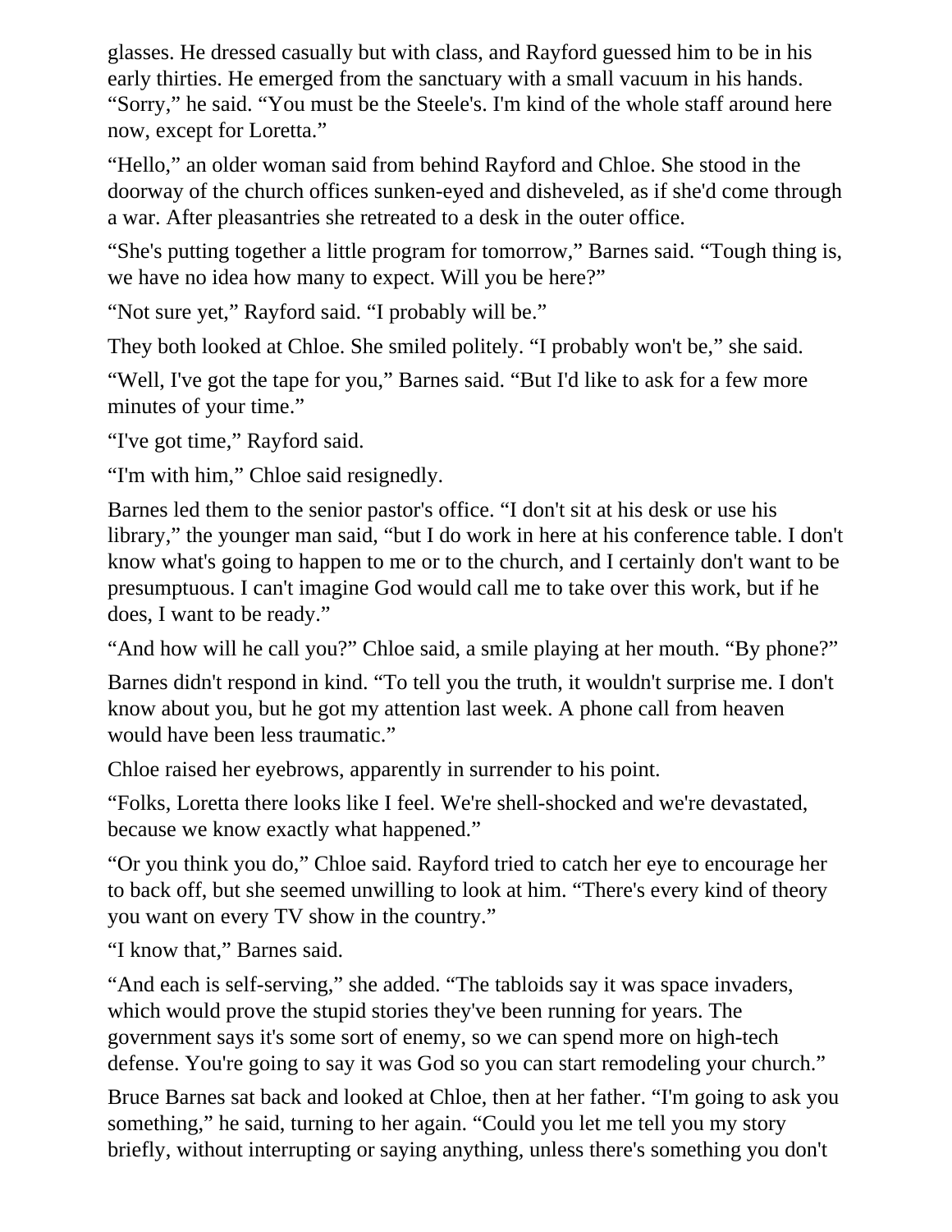glasses. He dressed casually but with class, and Rayford guessed him to be in his early thirties. He emerged from the sanctuary with a small vacuum in his hands. “Sorry,” he said. “You must be the Steele's. I'm kind of the whole staff around here now, except for Loretta.”

“Hello,” an older woman said from behind Rayford and Chloe. She stood in the doorway of the church offices sunken-eyed and disheveled, as if she'd come through a war. After pleasantries she retreated to a desk in the outer office.

“She's putting together a little program for tomorrow,” Barnes said. “Tough thing is, we have no idea how many to expect. Will you be here?”

“Not sure yet,” Rayford said. “I probably will be.”

They both looked at Chloe. She smiled politely. “I probably won't be,” she said.

“Well, I've got the tape for you,” Barnes said. “But I'd like to ask for a few more minutes of your time.”

“I've got time,” Rayford said.

“I'm with him,” Chloe said resignedly.

Barnes led them to the senior pastor's office. “I don't sit at his desk or use his library,” the younger man said, “but I do work in here at his conference table. I don't know what's going to happen to me or to the church, and I certainly don't want to be presumptuous. I can't imagine God would call me to take over this work, but if he does, I want to be ready.”

“And how will he call you?” Chloe said, a smile playing at her mouth. “By phone?”

Barnes didn't respond in kind. “To tell you the truth, it wouldn't surprise me. I don't know about you, but he got my attention last week. A phone call from heaven would have been less traumatic.”

Chloe raised her eyebrows, apparently in surrender to his point.

“Folks, Loretta there looks like I feel. We're shell-shocked and we're devastated, because we know exactly what happened.”

“Or you think you do,” Chloe said. Rayford tried to catch her eye to encourage her to back off, but she seemed unwilling to look at him. “There's every kind of theory you want on every TV show in the country.”

“I know that,” Barnes said.

“And each is self-serving,” she added. “The tabloids say it was space invaders, which would prove the stupid stories they've been running for years. The government says it's some sort of enemy, so we can spend more on high-tech defense. You're going to say it was God so you can start remodeling your church.”

Bruce Barnes sat back and looked at Chloe, then at her father. “I'm going to ask you something,” he said, turning to her again. “Could you let me tell you my story briefly, without interrupting or saying anything, unless there's something you don't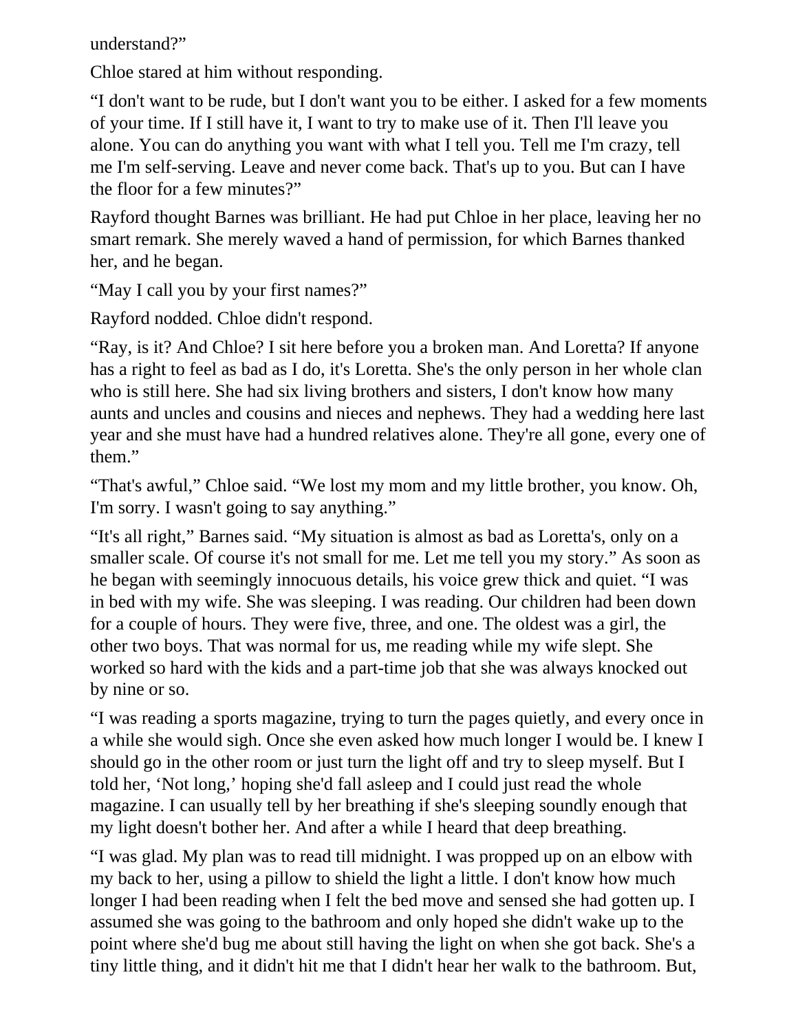understand?”

Chloe stared at him without responding.

“I don't want to be rude, but I don't want you to be either. I asked for a few moments of your time. If I still have it, I want to try to make use of it. Then I'll leave you alone. You can do anything you want with what I tell you. Tell me I'm crazy, tell me I'm self-serving. Leave and never come back. That's up to you. But can I have the floor for a few minutes?”

Rayford thought Barnes was brilliant. He had put Chloe in her place, leaving her no smart remark. She merely waved a hand of permission, for which Barnes thanked her, and he began.

“May I call you by your first names?”

Rayford nodded. Chloe didn't respond.

“Ray, is it? And Chloe? I sit here before you a broken man. And Loretta? If anyone has a right to feel as bad as I do, it's Loretta. She's the only person in her whole clan who is still here. She had six living brothers and sisters, I don't know how many aunts and uncles and cousins and nieces and nephews. They had a wedding here last year and she must have had a hundred relatives alone. They're all gone, every one of them.”

“That's awful,” Chloe said. “We lost my mom and my little brother, you know. Oh, I'm sorry. I wasn't going to say anything.”

“It's all right,” Barnes said. “My situation is almost as bad as Loretta's, only on a smaller scale. Of course it's not small for me. Let me tell you my story.” As soon as he began with seemingly innocuous details, his voice grew thick and quiet. “I was in bed with my wife. She was sleeping. I was reading. Our children had been down for a couple of hours. They were five, three, and one. The oldest was a girl, the other two boys. That was normal for us, me reading while my wife slept. She worked so hard with the kids and a part-time job that she was always knocked out by nine or so.

“I was reading a sports magazine, trying to turn the pages quietly, and every once in a while she would sigh. Once she even asked how much longer I would be. I knew I should go in the other room or just turn the light off and try to sleep myself. But I told her, ‘Not long,’ hoping she'd fall asleep and I could just read the whole magazine. I can usually tell by her breathing if she's sleeping soundly enough that my light doesn't bother her. And after a while I heard that deep breathing.

“I was glad. My plan was to read till midnight. I was propped up on an elbow with my back to her, using a pillow to shield the light a little. I don't know how much longer I had been reading when I felt the bed move and sensed she had gotten up. I assumed she was going to the bathroom and only hoped she didn't wake up to the point where she'd bug me about still having the light on when she got back. She's a tiny little thing, and it didn't hit me that I didn't hear her walk to the bathroom. But,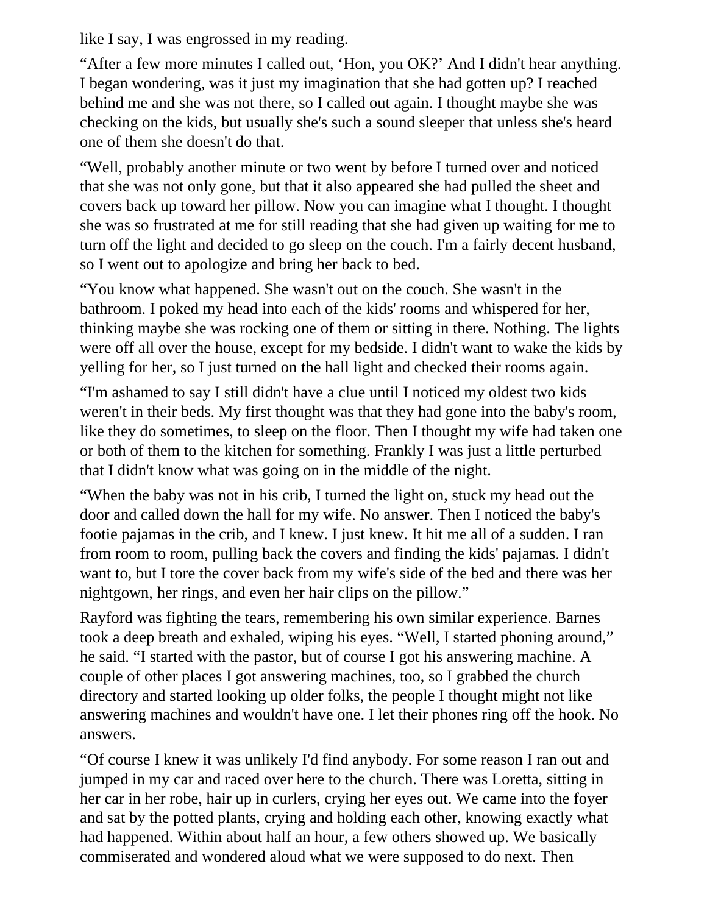like I say, I was engrossed in my reading.

"After a few more minutes I called out, 'Hon, you OK?' And I didn't hear anything. I began wondering, was it just my imagination that she had gotten up? I reached behind me and she was not there, so I called out again. I thought maybe she was checking on the kids, but usually she's such a sound sleeper that unless she's heard one of them she doesn't do that.

"Well, probably another minute or two went by before I turned over and noticed that she was not only gone, but that it also appeared she had pulled the sheet and covers back up toward her pillow. Now you can imagine what I thought. I thought she was so frustrated at me for still reading that she had given up waiting for me to turn off the light and decided to go sleep on the couch. I'm a fairly decent husband, so I went out to apologize and bring her back to bed.

"You know what happened. She wasn't out on the couch. She wasn't in the bathroom. I poked my head into each of the kids' rooms and whispered for her, thinking maybe she was rocking one of them or sitting in there. Nothing. The lights were off all over the house, except for my bedside. I didn't want to wake the kids by yelling for her, so I just turned on the hall light and checked their rooms again.

"I'm ashamed to say I still didn't have a clue until I noticed my oldest two kids weren't in their beds. My first thought was that they had gone into the baby's room, like they do sometimes, to sleep on the floor. Then I thought my wife had taken one or both of them to the kitchen for something. Frankly I was just a little perturbed that I didn't know what was going on in the middle of the night.

"When the baby was not in his crib, I turned the light on, stuck my head out the door and called down the hall for my wife. No answer. Then I noticed the baby's footie pajamas in the crib, and I knew. I just knew. It hit me all of a sudden. I ran from room to room, pulling back the covers and finding the kids' pajamas. I didn't want to, but I tore the cover back from my wife's side of the bed and there was her nightgown, her rings, and even her hair clips on the pillow."

Rayford was fighting the tears, remembering his own similar experience. Barnes took a deep breath and exhaled, wiping his eyes. "Well, I started phoning around," he said. "I started with the pastor, but of course I got his answering machine. A couple of other places I got answering machines, too, so I grabbed the church directory and started looking up older folks, the people I thought might not like answering machines and wouldn't have one. I let their phones ring off the hook. No answers.

"Of course I knew it was unlikely I'd find anybody. For some reason I ran out and jumped in my car and raced over here to the church. There was Loretta, sitting in her car in her robe, hair up in curlers, crying her eyes out. We came into the foyer and sat by the potted plants, crying and holding each other, knowing exactly what had happened. Within about half an hour, a few others showed up. We basically commiserated and wondered aloud what we were supposed to do next. Then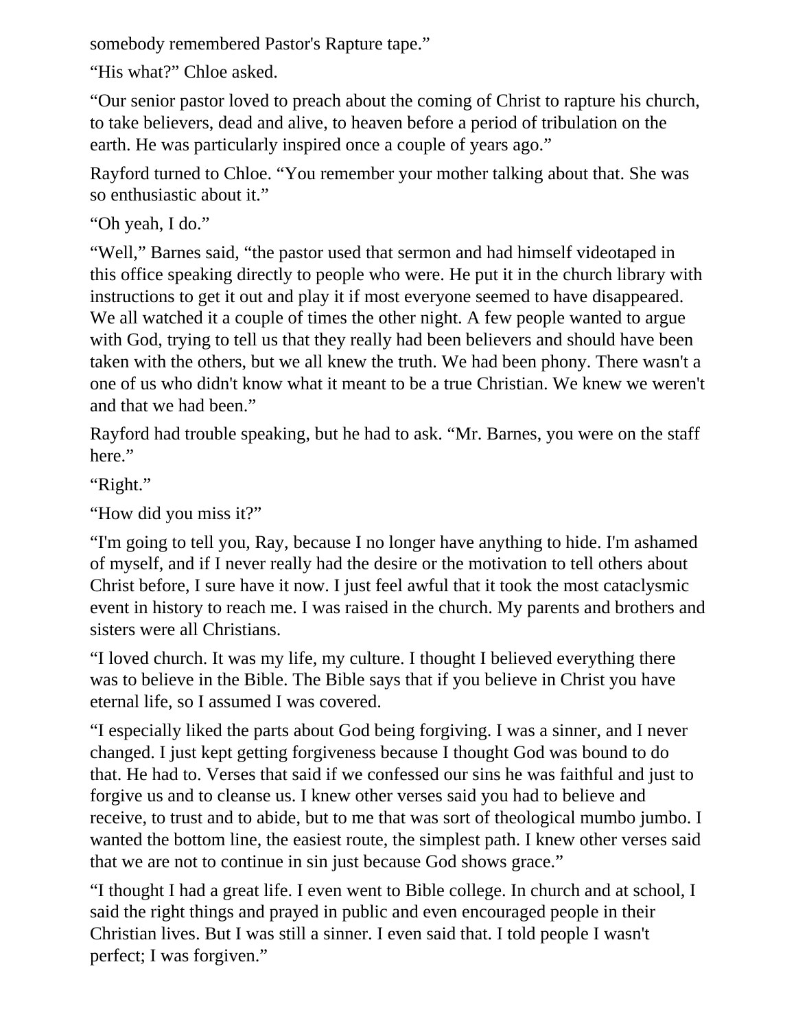somebody remembered Pastor's Rapture tape."

"His what?" Chloe asked.

"Our senior pastor loved to preach about the coming of Christ to rapture his church, to take believers, dead and alive, to heaven before a period of tribulation on the earth. He was particularly inspired once a couple of years ago."

Rayford turned to Chloe. "You remember your mother talking about that. She was so enthusiastic about it."

"Oh yeah, I do."

"Well," Barnes said, "the pastor used that sermon and had himself videotaped in this office speaking directly to people who were. He put it in the church library with instructions to get it out and play it if most everyone seemed to have disappeared. We all watched it a couple of times the other night. A few people wanted to argue with God, trying to tell us that they really had been believers and should have been taken with the others, but we all knew the truth. We had been phony. There wasn't a one of us who didn't know what it meant to be a true Christian. We knew we weren't and that we had been."

Rayford had trouble speaking, but he had to ask. "Mr. Barnes, you were on the staff here."

"Right."

"How did you miss it?"

"I'm going to tell you, Ray, because I no longer have anything to hide. I'm ashamed of myself, and if I never really had the desire or the motivation to tell others about Christ before, I sure have it now. I just feel awful that it took the most cataclysmic event in history to reach me. I was raised in the church. My parents and brothers and sisters were all Christians.

"I loved church. It was my life, my culture. I thought I believed everything there was to believe in the Bible. The Bible says that if you believe in Christ you have eternal life, so I assumed I was covered.

"I especially liked the parts about God being forgiving. I was a sinner, and I never changed. I just kept getting forgiveness because I thought God was bound to do that. He had to. Verses that said if we confessed our sins he was faithful and just to forgive us and to cleanse us. I knew other verses said you had to believe and receive, to trust and to abide, but to me that was sort of theological mumbo jumbo. I wanted the bottom line, the easiest route, the simplest path. I knew other verses said that we are not to continue in sin just because God shows grace."

"I thought I had a great life. I even went to Bible college. In church and at school, I said the right things and prayed in public and even encouraged people in their Christian lives. But I was still a sinner. I even said that. I told people I wasn't perfect; I was forgiven."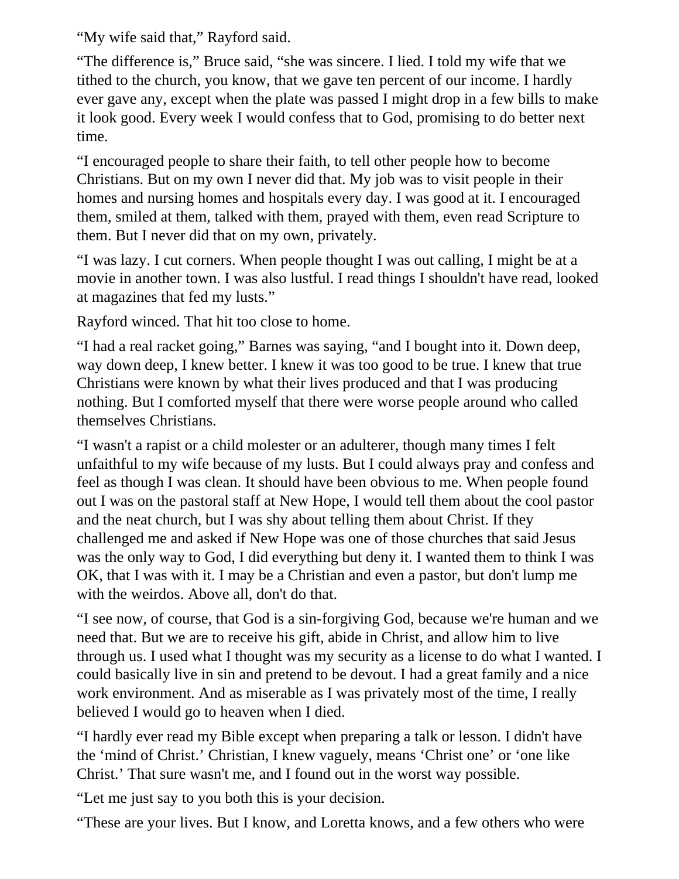“My wife said that,” Rayford said.

“The difference is,” Bruce said, “she was sincere. I lied. I told my wife that we tithed to the church, you know, that we gave ten percent of our income. I hardly ever gave any, except when the plate was passed I might drop in a few bills to make it look good. Every week I would confess that to God, promising to do better next time.

“I encouraged people to share their faith, to tell other people how to become Christians. But on my own I never did that. My job was to visit people in their homes and nursing homes and hospitals every day. I was good at it. I encouraged them, smiled at them, talked with them, prayed with them, even read Scripture to them. But I never did that on my own, privately.

“I was lazy. I cut corners. When people thought I was out calling, I might be at a movie in another town. I was also lustful. I read things I shouldn't have read, looked at magazines that fed my lusts.”

Rayford winced. That hit too close to home.

“I had a real racket going,” Barnes was saying, “and I bought into it. Down deep, way down deep, I knew better. I knew it was too good to be true. I knew that true Christians were known by what their lives produced and that I was producing nothing. But I comforted myself that there were worse people around who called themselves Christians.

“I wasn't a rapist or a child molester or an adulterer, though many times I felt unfaithful to my wife because of my lusts. But I could always pray and confess and feel as though I was clean. It should have been obvious to me. When people found out I was on the pastoral staff at New Hope, I would tell them about the cool pastor and the neat church, but I was shy about telling them about Christ. If they challenged me and asked if New Hope was one of those churches that said Jesus was the only way to God, I did everything but deny it. I wanted them to think I was OK, that I was with it. I may be a Christian and even a pastor, but don't lump me with the weirdos. Above all, don't do that.

“I see now, of course, that God is a sin-forgiving God, because we're human and we need that. But we are to receive his gift, abide in Christ, and allow him to live through us. I used what I thought was my security as a license to do what I wanted. I could basically live in sin and pretend to be devout. I had a great family and a nice work environment. And as miserable as I was privately most of the time, I really believed I would go to heaven when I died.

“I hardly ever read my Bible except when preparing a talk or lesson. I didn't have the ‘mind of Christ.’ Christian, I knew vaguely, means ‘Christ one’ or ‘one like Christ.’ That sure wasn't me, and I found out in the worst way possible.

“Let me just say to you both this is your decision.

“These are your lives. But I know, and Loretta knows, and a few others who were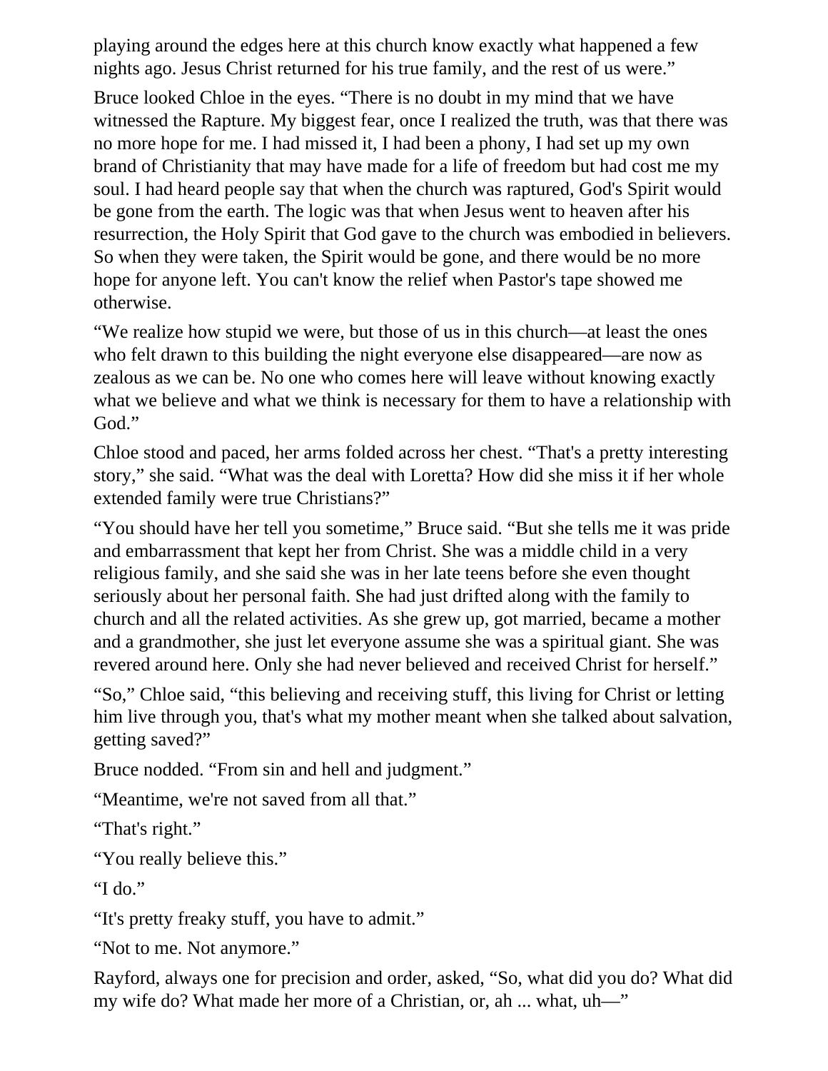playing around the edges here at this church know exactly what happened a few nights ago. Jesus Christ returned for his true family, and the rest of us were."

Bruce looked Chloe in the eyes. "There is no doubt in my mind that we have witnessed the Rapture. My biggest fear, once I realized the truth, was that there was no more hope for me. I had missed it, I had been a phony, I had set up my own brand of Christianity that may have made for a life of freedom but had cost me my soul. I had heard people say that when the church was raptured, God's Spirit would be gone from the earth. The logic was that when Jesus went to heaven after his resurrection, the Holy Spirit that God gave to the church was embodied in believers. So when they were taken, the Spirit would be gone, and there would be no more hope for anyone left. You can't know the relief when Pastor's tape showed me otherwise.

"We realize how stupid we were, but those of us in this church—at least the ones who felt drawn to this building the night everyone else disappeared—are now as zealous as we can be. No one who comes here will leave without knowing exactly what we believe and what we think is necessary for them to have a relationship with God."

Chloe stood and paced, her arms folded across her chest. "That's a pretty interesting story," she said. "What was the deal with Loretta? How did she miss it if her whole extended family were true Christians?"

"You should have her tell you sometime," Bruce said. "But she tells me it was pride and embarrassment that kept her from Christ. She was a middle child in a very religious family, and she said she was in her late teens before she even thought seriously about her personal faith. She had just drifted along with the family to church and all the related activities. As she grew up, got married, became a mother and a grandmother, she just let everyone assume she was a spiritual giant. She was revered around here. Only she had never believed and received Christ for herself."

"So," Chloe said, "this believing and receiving stuff, this living for Christ or letting him live through you, that's what my mother meant when she talked about salvation, getting saved?"

Bruce nodded. "From sin and hell and judgment."

"Meantime, we're not saved from all that."

"That's right."

"You really believe this."

"I do."

"It's pretty freaky stuff, you have to admit."

"Not to me. Not anymore."

Rayford, always one for precision and order, asked, "So, what did you do? What did my wife do? What made her more of a Christian, or, ah ... what, uh—"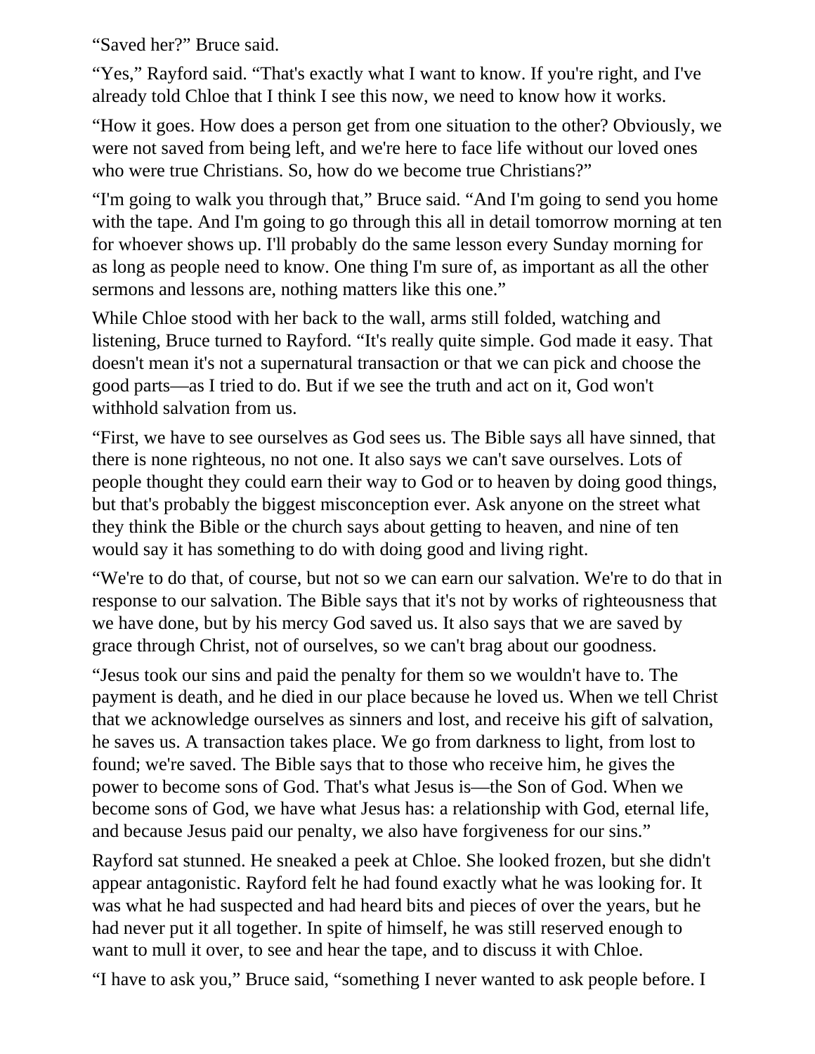“Saved her?” Bruce said.

“Yes,” Rayford said. “That's exactly what I want to know. If you're right, and I've already told Chloe that I think I see this now, we need to know how it works.

“How it goes. How does a person get from one situation to the other? Obviously, we were not saved from being left, and we're here to face life without our loved ones who were true Christians. So, how do we become true Christians?”

“I'm going to walk you through that,” Bruce said. “And I'm going to send you home with the tape. And I'm going to go through this all in detail tomorrow morning at ten for whoever shows up. I'll probably do the same lesson every Sunday morning for as long as people need to know. One thing I'm sure of, as important as all the other sermons and lessons are, nothing matters like this one.”

While Chloe stood with her back to the wall, arms still folded, watching and listening, Bruce turned to Rayford. “It's really quite simple. God made it easy. That doesn't mean it's not a supernatural transaction or that we can pick and choose the good parts—as I tried to do. But if we see the truth and act on it, God won't withhold salvation from us.

“First, we have to see ourselves as God sees us. The Bible says all have sinned, that there is none righteous, no not one. It also says we can't save ourselves. Lots of people thought they could earn their way to God or to heaven by doing good things, but that's probably the biggest misconception ever. Ask anyone on the street what they think the Bible or the church says about getting to heaven, and nine of ten would say it has something to do with doing good and living right.

“We're to do that, of course, but not so we can earn our salvation. We're to do that in response to our salvation. The Bible says that it's not by works of righteousness that we have done, but by his mercy God saved us. It also says that we are saved by grace through Christ, not of ourselves, so we can't brag about our goodness.

“Jesus took our sins and paid the penalty for them so we wouldn't have to. The payment is death, and he died in our place because he loved us. When we tell Christ that we acknowledge ourselves as sinners and lost, and receive his gift of salvation, he saves us. A transaction takes place. We go from darkness to light, from lost to found; we're saved. The Bible says that to those who receive him, he gives the power to become sons of God. That's what Jesus is—the Son of God. When we become sons of God, we have what Jesus has: a relationship with God, eternal life, and because Jesus paid our penalty, we also have forgiveness for our sins.”

Rayford sat stunned. He sneaked a peek at Chloe. She looked frozen, but she didn't appear antagonistic. Rayford felt he had found exactly what he was looking for. It was what he had suspected and had heard bits and pieces of over the years, but he had never put it all together. In spite of himself, he was still reserved enough to want to mull it over, to see and hear the tape, and to discuss it with Chloe.

“I have to ask you,” Bruce said, “something I never wanted to ask people before. I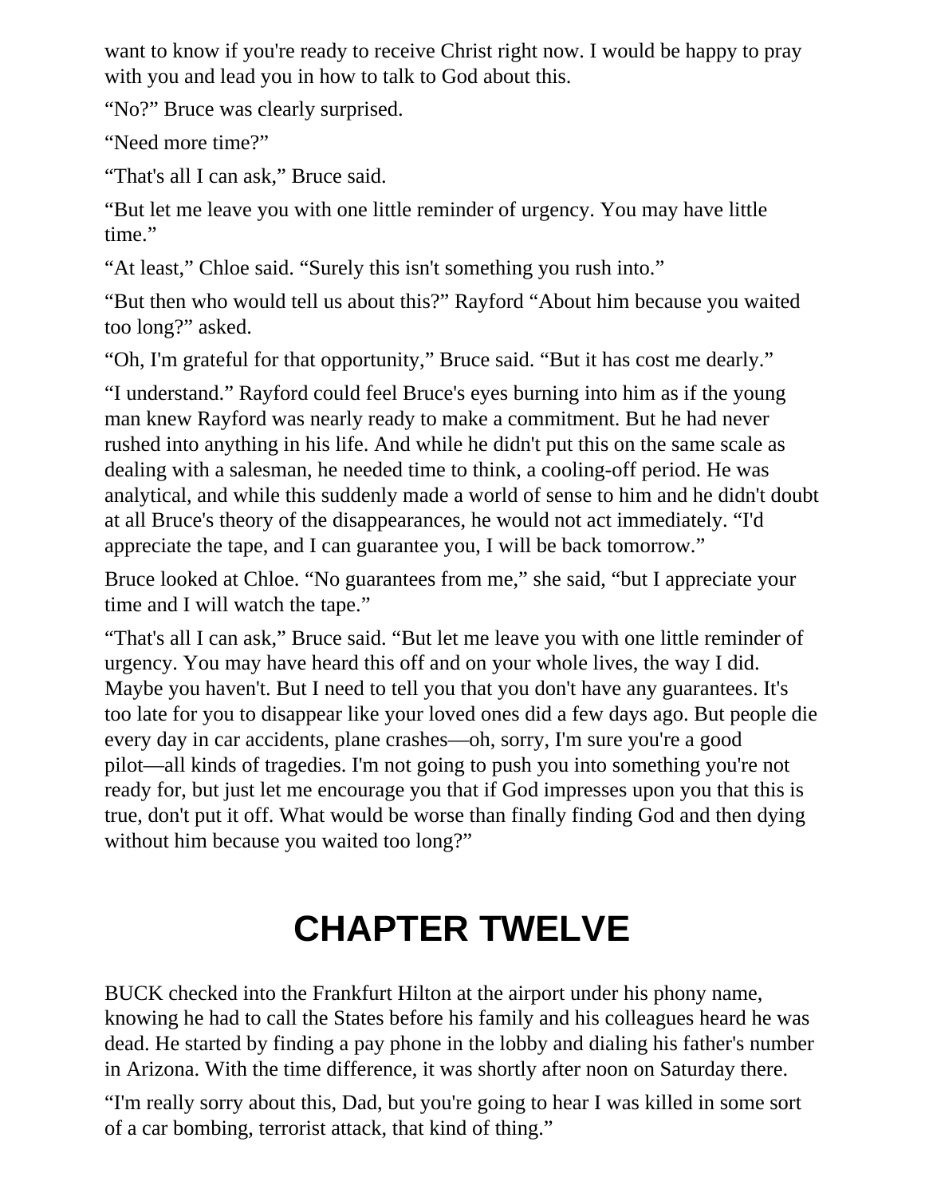want to know if you're ready to receive Christ right now. I would be happy to pray with you and lead you in how to talk to God about this.

“No?” Bruce was clearly surprised.

“Need more time?”

“That's all I can ask,” Bruce said.

“But let me leave you with one little reminder of urgency. You may have little time.”

“At least,” Chloe said. “Surely this isn't something you rush into.”

“But then who would tell us about this?” Rayford “About him because you waited too long?” asked.

“Oh, I'm grateful for that opportunity,” Bruce said. “But it has cost me dearly.”

“I understand.” Rayford could feel Bruce's eyes burning into him as if the young man knew Rayford was nearly ready to make a commitment. But he had never rushed into anything in his life. And while he didn't put this on the same scale as dealing with a salesman, he needed time to think, a cooling-off period. He was analytical, and while this suddenly made a world of sense to him and he didn't doubt at all Bruce's theory of the disappearances, he would not act immediately. “I'd appreciate the tape, and I can guarantee you, I will be back tomorrow.”

Bruce looked at Chloe. “No guarantees from me,” she said, “but I appreciate your time and I will watch the tape.”

“That's all I can ask,” Bruce said. “But let me leave you with one little reminder of urgency. You may have heard this off and on your whole lives, the way I did. Maybe you haven't. But I need to tell you that you don't have any guarantees. It's too late for you to disappear like your loved ones did a few days ago. But people die every day in car accidents, plane crashes—oh, sorry, I'm sure you're a good pilot—all kinds of tragedies. I'm not going to push you into something you're not ready for, but just let me encourage you that if God impresses upon you that this is true, don't put it off. What would be worse than finally finding God and then dying without him because you waited too long?”

# CHAPTER TWELVE

BUCK checked into the Frankfurt Hilton at the airport under his phony name, knowing he had to call the States before his family and his colleagues heard he was dead. He started by finding a pay phone in the lobby and dialing his father's number in Arizona. With the time difference, it was shortly after noon on Saturday there.

“I'm really sorry about this, Dad, but you're going to hear I was killed in some sort of a car bombing, terrorist attack, that kind of thing.”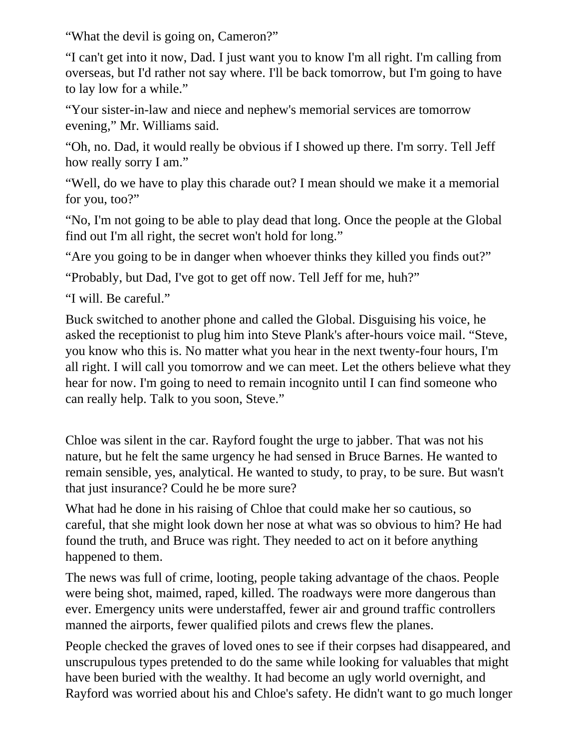“What the devil is going on, Cameron?”

“I can't get into it now, Dad. I just want you to know I'm all right. I'm calling from overseas, but I'd rather not say where. I'll be back tomorrow, but I'm going to have to lay low for a while.”

“Your sister-in-law and niece and nephew's memorial services are tomorrow evening,” Mr. Williams said.

“Oh, no. Dad, it would really be obvious if I showed up there. I'm sorry. Tell Jeff how really sorry I am.”

“Well, do we have to play this charade out? I mean should we make it a memorial for you, too?”

“No, I'm not going to be able to play dead that long. Once the people at the Global find out I'm all right, the secret won't hold for long.”

“Are you going to be in danger when whoever thinks they killed you finds out?”

“Probably, but Dad, I've got to get off now. Tell Jeff for me, huh?”

“I will. Be careful.”

Buck switched to another phone and called the Global. Disguising his voice, he asked the receptionist to plug him into Steve Plank's after-hours voice mail. “Steve, you know who this is. No matter what you hear in the next twenty-four hours, I'm all right. I will call you tomorrow and we can meet. Let the others believe what they hear for now. I'm going to need to remain incognito until I can find someone who can really help. Talk to you soon, Steve.”

Chloe was silent in the car. Rayford fought the urge to jabber. That was not his nature, but he felt the same urgency he had sensed in Bruce Barnes. He wanted to remain sensible, yes, analytical. He wanted to study, to pray, to be sure. But wasn't that just insurance? Could he be more sure?

What had he done in his raising of Chloe that could make her so cautious, so careful, that she might look down her nose at what was so obvious to him? He had found the truth, and Bruce was right. They needed to act on it before anything happened to them.

The news was full of crime, looting, people taking advantage of the chaos. People were being shot, maimed, raped, killed. The roadways were more dangerous than ever. Emergency units were understaffed, fewer air and ground traffic controllers manned the airports, fewer qualified pilots and crews flew the planes.

People checked the graves of loved ones to see if their corpses had disappeared, and unscrupulous types pretended to do the same while looking for valuables that might have been buried with the wealthy. It had become an ugly world overnight, and Rayford was worried about his and Chloe's safety. He didn't want to go much longer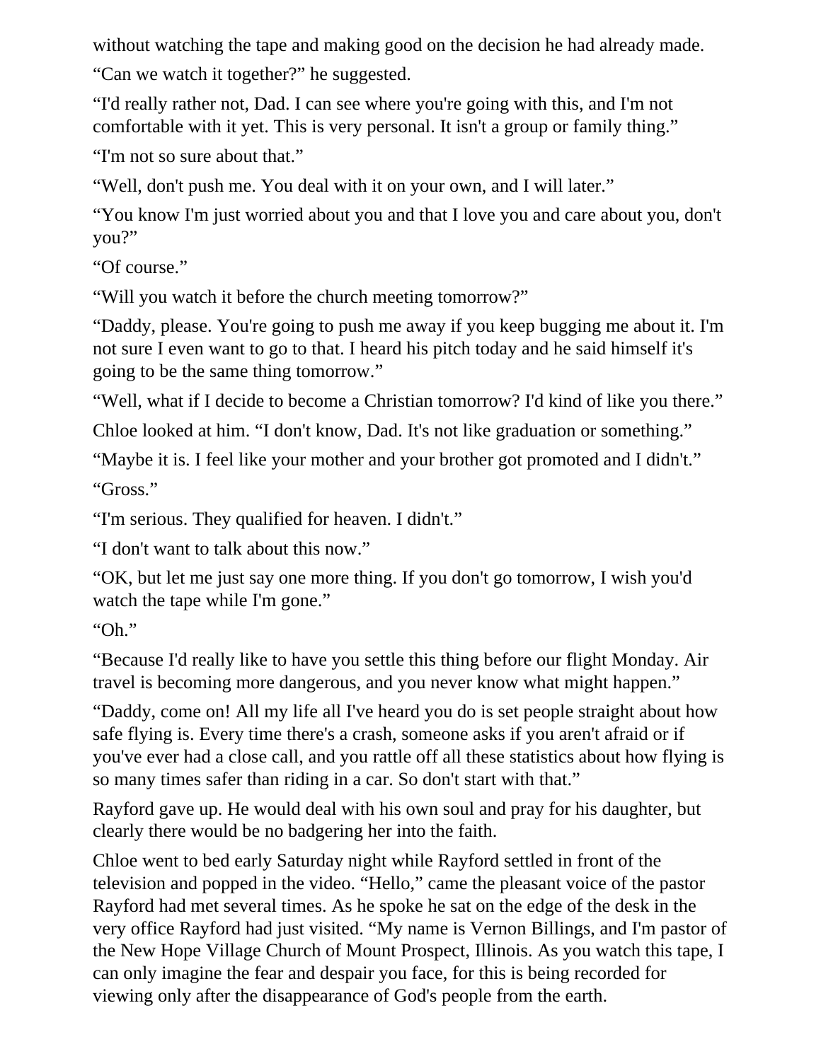without watching the tape and making good on the decision he had already made.

“Can we watch it together?” he suggested.

“I'd really rather not, Dad. I can see where you're going with this, and I'm not comfortable with it yet. This is very personal. It isn't a group or family thing.”

“I'm not so sure about that.”

“Well, don't push me. You deal with it on your own, and I will later.”

“You know I'm just worried about you and that I love you and care about you, don't you?”

“Of course.”

“Will you watch it before the church meeting tomorrow?”

“Daddy, please. You're going to push me away if you keep bugging me about it. I'm not sure I even want to go to that. I heard his pitch today and he said himself it's going to be the same thing tomorrow.”

“Well, what if I decide to become a Christian tomorrow? I'd kind of like you there.”

Chloe looked at him. “I don't know, Dad. It's not like graduation or something.”

“Maybe it is. I feel like your mother and your brother got promoted and I didn't.”

“Gross.”

“I'm serious. They qualified for heaven. I didn't.”

“I don't want to talk about this now.”

“OK, but let me just say one more thing. If you don't go tomorrow, I wish you'd watch the tape while I'm gone.”

“Oh.”

“Because I'd really like to have you settle this thing before our flight Monday. Air travel is becoming more dangerous, and you never know what might happen.”

“Daddy, come on! All my life all I've heard you do is set people straight about how safe flying is. Every time there's a crash, someone asks if you aren't afraid or if you've ever had a close call, and you rattle off all these statistics about how flying is so many times safer than riding in a car. So don't start with that.”

Rayford gave up. He would deal with his own soul and pray for his daughter, but clearly there would be no badgering her into the faith.

Chloe went to bed early Saturday night while Rayford settled in front of the television and popped in the video. “Hello,” came the pleasant voice of the pastor Rayford had met several times. As he spoke he sat on the edge of the desk in the very office Rayford had just visited. “My name is Vernon Billings, and I'm pastor of the New Hope Village Church of Mount Prospect, Illinois. As you watch this tape, I can only imagine the fear and despair you face, for this is being recorded for viewing only after the disappearance of God's people from the earth.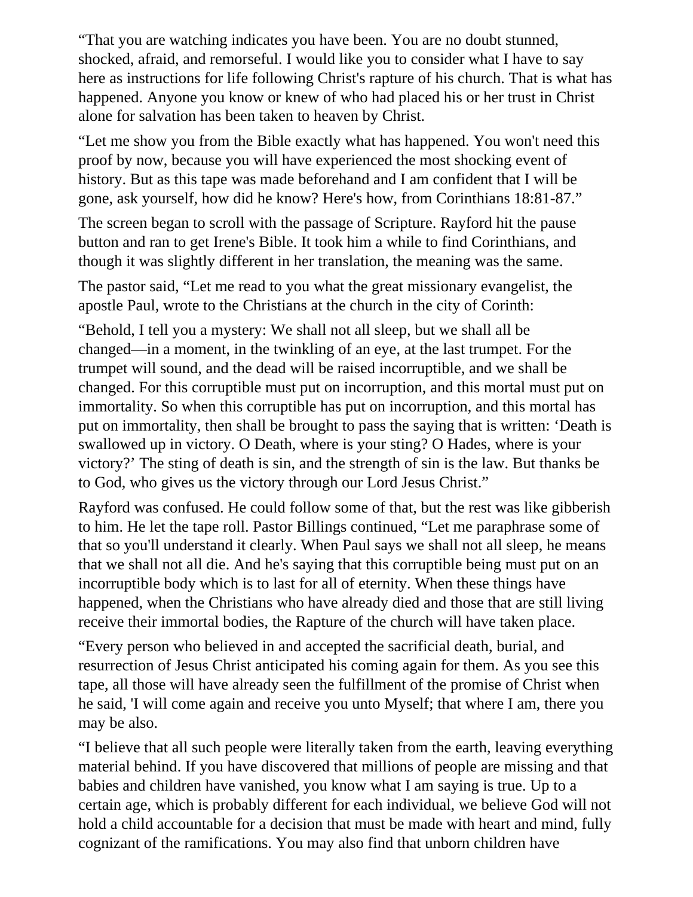“That you are watching indicates you have been. You are no doubt stunned, shocked, afraid, and remorseful. I would like you to consider what I have to say here as instructions for life following Christ's rapture of his church. That is what has happened. Anyone you know or knew of who had placed his or her trust in Christ alone for salvation has been taken to heaven by Christ.

“Let me show you from the Bible exactly what has happened. You won't need this proof by now, because you will have experienced the most shocking event of history. But as this tape was made beforehand and I am confident that I will be gone, ask yourself, how did he know? Here's how, from Corinthians 18:81-87.”

The screen began to scroll with the passage of Scripture. Rayford hit the pause button and ran to get Irene's Bible. It took him a while to find Corinthians, and though it was slightly different in her translation, the meaning was the same.

The pastor said, “Let me read to you what the great missionary evangelist, the apostle Paul, wrote to the Christians at the church in the city of Corinth:

“Behold, I tell you a mystery: We shall not all sleep, but we shall all be changed—in a moment, in the twinkling of an eye, at the last trumpet. For the trumpet will sound, and the dead will be raised incorruptible, and we shall be changed. For this corruptible must put on incorruption, and this mortal must put on immortality. So when this corruptible has put on incorruption, and this mortal has put on immortality, then shall be brought to pass the saying that is written: ‘Death is swallowed up in victory. O Death, where is your sting? O Hades, where is your victory?’ The sting of death is sin, and the strength of sin is the law. But thanks be to God, who gives us the victory through our Lord Jesus Christ.”

Rayford was confused. He could follow some of that, but the rest was like gibberish to him. He let the tape roll. Pastor Billings continued, “Let me paraphrase some of that so you'll understand it clearly. When Paul says we shall not all sleep, he means that we shall not all die. And he's saying that this corruptible being must put on an incorruptible body which is to last for all of eternity. When these things have happened, when the Christians who have already died and those that are still living receive their immortal bodies, the Rapture of the church will have taken place.

“Every person who believed in and accepted the sacrificial death, burial, and resurrection of Jesus Christ anticipated his coming again for them. As you see this tape, all those will have already seen the fulfillment of the promise of Christ when he said, 'I will come again and receive you unto Myself; that where I am, there you may be also.

“I believe that all such people were literally taken from the earth, leaving everything material behind. If you have discovered that millions of people are missing and that babies and children have vanished, you know what I am saying is true. Up to a certain age, which is probably different for each individual, we believe God will not hold a child accountable for a decision that must be made with heart and mind, fully cognizant of the ramifications. You may also find that unborn children have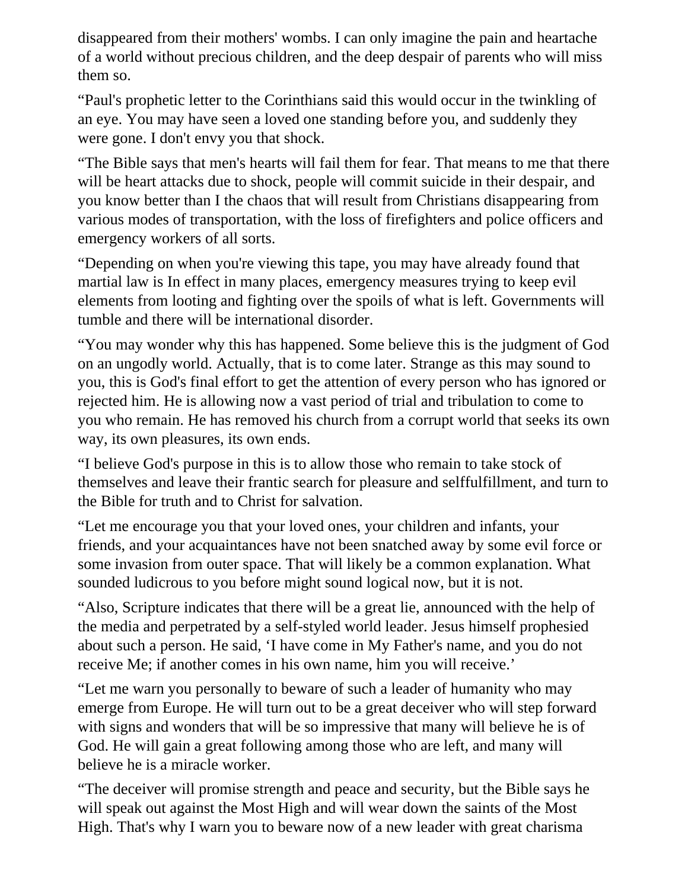disappeared from their mothers' wombs. I can only imagine the pain and heartache of a world without precious children, and the deep despair of parents who will miss them so.

“Paul's prophetic letter to the Corinthians said this would occur in the twinkling of an eye. You may have seen a loved one standing before you, and suddenly they were gone. I don't envy you that shock.

“The Bible says that men's hearts will fail them for fear. That means to me that there will be heart attacks due to shock, people will commit suicide in their despair, and you know better than I the chaos that will result from Christians disappearing from various modes of transportation, with the loss of firefighters and police officers and emergency workers of all sorts.

“Depending on when you're viewing this tape, you may have already found that martial law is In effect in many places, emergency measures trying to keep evil elements from looting and fighting over the spoils of what is left. Governments will tumble and there will be international disorder.

“You may wonder why this has happened. Some believe this is the judgment of God on an ungodly world. Actually, that is to come later. Strange as this may sound to you, this is God's final effort to get the attention of every person who has ignored or rejected him. He is allowing now a vast period of trial and tribulation to come to you who remain. He has removed his church from a corrupt world that seeks its own way, its own pleasures, its own ends.

“I believe God's purpose in this is to allow those who remain to take stock of themselves and leave their frantic search for pleasure and selffulfillment, and turn to the Bible for truth and to Christ for salvation.

“Let me encourage you that your loved ones, your children and infants, your friends, and your acquaintances have not been snatched away by some evil force or some invasion from outer space. That will likely be a common explanation. What sounded ludicrous to you before might sound logical now, but it is not.

“Also, Scripture indicates that there will be a great lie, announced with the help of the media and perpetrated by a self-styled world leader. Jesus himself prophesied about such a person. He said, ‘I have come in My Father's name, and you do not receive Me; if another comes in his own name, him you will receive.’

“Let me warn you personally to beware of such a leader of humanity who may emerge from Europe. He will turn out to be a great deceiver who will step forward with signs and wonders that will be so impressive that many will believe he is of God. He will gain a great following among those who are left, and many will believe he is a miracle worker.

“The deceiver will promise strength and peace and security, but the Bible says he will speak out against the Most High and will wear down the saints of the Most High. That's why I warn you to beware now of a new leader with great charisma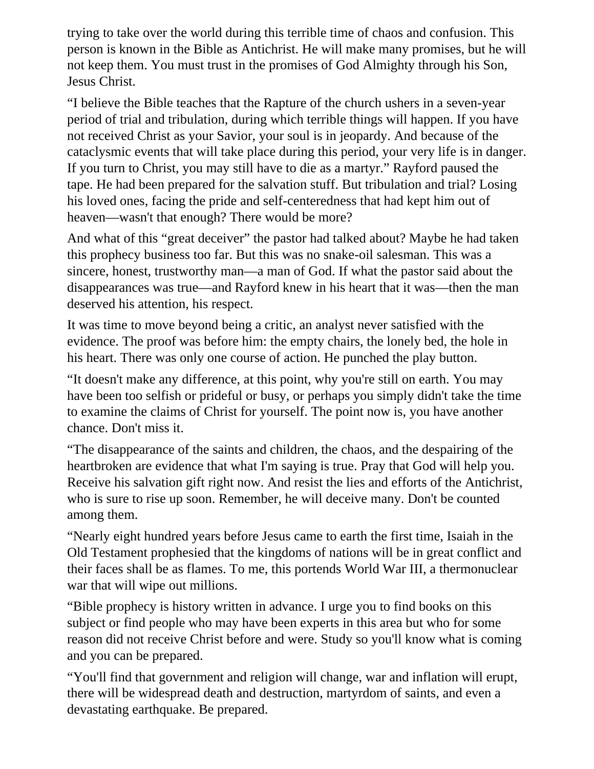trying to take over the world during this terrible time of chaos and confusion. This person is known in the Bible as Antichrist. He will make many promises, but he will not keep them. You must trust in the promises of God Almighty through his Son, Jesus Christ.

“I believe the Bible teaches that the Rapture of the church ushers in a seven-year period of trial and tribulation, during which terrible things will happen. If you have not received Christ as your Savior, your soul is in jeopardy. And because of the cataclysmic events that will take place during this period, your very life is in danger. If you turn to Christ, you may still have to die as a martyr.” Rayford paused the tape. He had been prepared for the salvation stuff. But tribulation and trial? Losing his loved ones, facing the pride and self-centeredness that had kept him out of heaven—wasn't that enough? There would be more?

And what of this “great deceiver” the pastor had talked about? Maybe he had taken this prophecy business too far. But this was no snake-oil salesman. This was a sincere, honest, trustworthy man—a man of God. If what the pastor said about the disappearances was true—and Rayford knew in his heart that it was—then the man deserved his attention, his respect.

It was time to move beyond being a critic, an analyst never satisfied with the evidence. The proof was before him: the empty chairs, the lonely bed, the hole in his heart. There was only one course of action. He punched the play button.

“It doesn't make any difference, at this point, why you're still on earth. You may have been too selfish or prideful or busy, or perhaps you simply didn't take the time to examine the claims of Christ for yourself. The point now is, you have another chance. Don't miss it.

“The disappearance of the saints and children, the chaos, and the despairing of the heartbroken are evidence that what I'm saying is true. Pray that God will help you. Receive his salvation gift right now. And resist the lies and efforts of the Antichrist, who is sure to rise up soon. Remember, he will deceive many. Don't be counted among them.

“Nearly eight hundred years before Jesus came to earth the first time, Isaiah in the Old Testament prophesied that the kingdoms of nations will be in great conflict and their faces shall be as flames. To me, this portends World War III, a thermonuclear war that will wipe out millions.

“Bible prophecy is history written in advance. I urge you to find books on this subject or find people who may have been experts in this area but who for some reason did not receive Christ before and were. Study so you'll know what is coming and you can be prepared.

“You'll find that government and religion will change, war and inflation will erupt, there will be widespread death and destruction, martyrdom of saints, and even a devastating earthquake. Be prepared.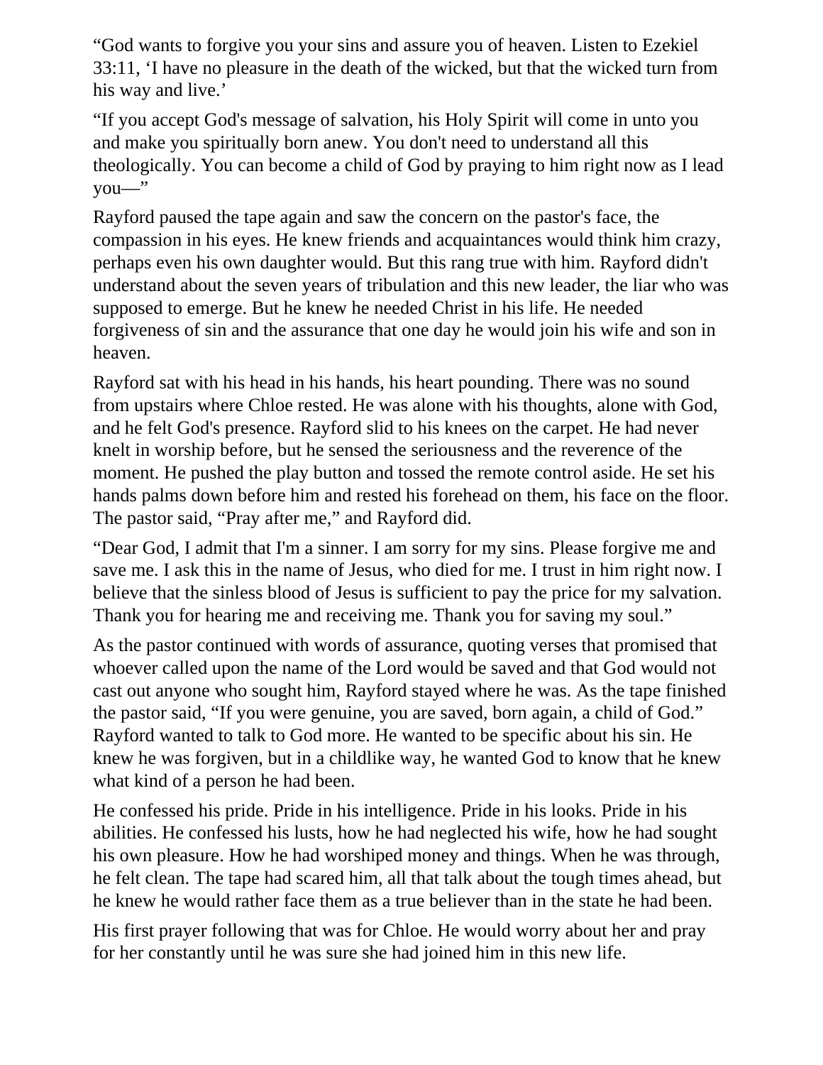“God wants to forgive you your sins and assure you of heaven. Listen to Ezekiel 33:11, ‘I have no pleasure in the death of the wicked, but that the wicked turn from his way and live.’

“If you accept God's message of salvation, his Holy Spirit will come in unto you and make you spiritually born anew. You don't need to understand all this theologically. You can become a child of God by praying to him right now as I lead you—”

Rayford paused the tape again and saw the concern on the pastor's face, the compassion in his eyes. He knew friends and acquaintances would think him crazy, perhaps even his own daughter would. But this rang true with him. Rayford didn't understand about the seven years of tribulation and this new leader, the liar who was supposed to emerge. But he knew he needed Christ in his life. He needed forgiveness of sin and the assurance that one day he would join his wife and son in heaven.

Rayford sat with his head in his hands, his heart pounding. There was no sound from upstairs where Chloe rested. He was alone with his thoughts, alone with God, and he felt God's presence. Rayford slid to his knees on the carpet. He had never knelt in worship before, but he sensed the seriousness and the reverence of the moment. He pushed the play button and tossed the remote control aside. He set his hands palms down before him and rested his forehead on them, his face on the floor. The pastor said, “Pray after me,” and Rayford did.

“Dear God, I admit that I'm a sinner. I am sorry for my sins. Please forgive me and save me. I ask this in the name of Jesus, who died for me. I trust in him right now. I believe that the sinless blood of Jesus is sufficient to pay the price for my salvation. Thank you for hearing me and receiving me. Thank you for saving my soul.”

As the pastor continued with words of assurance, quoting verses that promised that whoever called upon the name of the Lord would be saved and that God would not cast out anyone who sought him, Rayford stayed where he was. As the tape finished the pastor said, “If you were genuine, you are saved, born again, a child of God.” Rayford wanted to talk to God more. He wanted to be specific about his sin. He knew he was forgiven, but in a childlike way, he wanted God to know that he knew what kind of a person he had been.

He confessed his pride. Pride in his intelligence. Pride in his looks. Pride in his abilities. He confessed his lusts, how he had neglected his wife, how he had sought his own pleasure. How he had worshiped money and things. When he was through, he felt clean. The tape had scared him, all that talk about the tough times ahead, but he knew he would rather face them as a true believer than in the state he had been.

His first prayer following that was for Chloe. He would worry about her and pray for her constantly until he was sure she had joined him in this new life.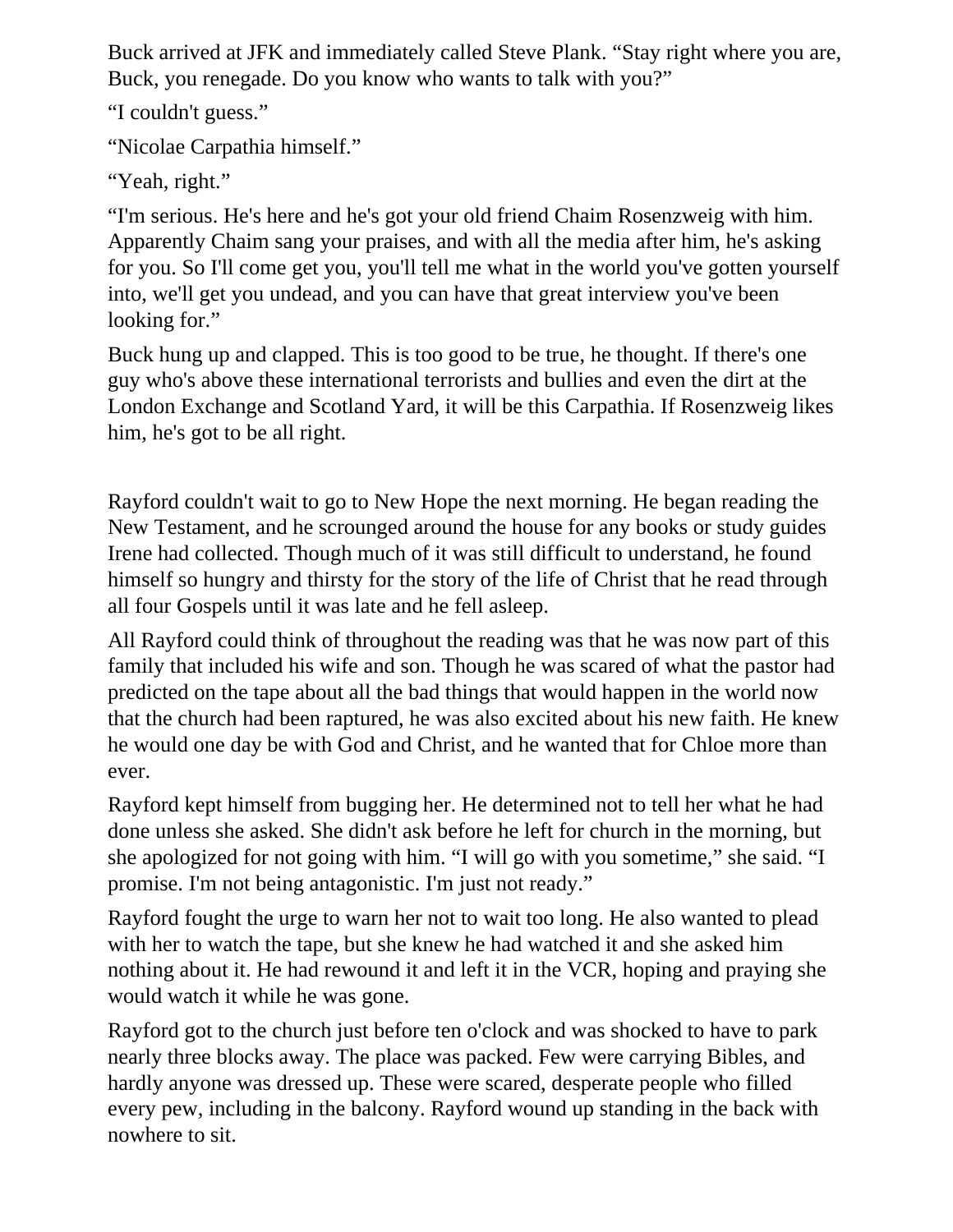Buck arrived at JFK and immediately called Steve Plank. “Stay right where you are, Buck, you renegade. Do you know who wants to talk with you?”

“I couldn't guess.”

“Nicolae Carpathia himself.”

“Yeah, right.”

“I'm serious. He's here and he's got your old friend Chaim Rosenzweig with him. Apparently Chaim sang your praises, and with all the media after him, he's asking for you. So I'll come get you, you'll tell me what in the world you've gotten yourself into, we'll get you undead, and you can have that great interview you've been looking for.”

Buck hung up and clapped. This is too good to be true, he thought. If there's one guy who's above these international terrorists and bullies and even the dirt at the London Exchange and Scotland Yard, it will be this Carpathia. If Rosenzweig likes him, he's got to be all right.

Rayford couldn't wait to go to New Hope the next morning. He began reading the New Testament, and he scrounged around the house for any books or study guides Irene had collected. Though much of it was still difficult to understand, he found himself so hungry and thirsty for the story of the life of Christ that he read through all four Gospels until it was late and he fell asleep.

All Rayford could think of throughout the reading was that he was now part of this family that included his wife and son. Though he was scared of what the pastor had predicted on the tape about all the bad things that would happen in the world now that the church had been raptured, he was also excited about his new faith. He knew he would one day be with God and Christ, and he wanted that for Chloe more than ever.

Rayford kept himself from bugging her. He determined not to tell her what he had done unless she asked. She didn't ask before he left for church in the morning, but she apologized for not going with him. “I will go with you sometime,” she said. “I promise. I'm not being antagonistic. I'm just not ready.”

Rayford fought the urge to warn her not to wait too long. He also wanted to plead with her to watch the tape, but she knew he had watched it and she asked him nothing about it. He had rewound it and left it in the VCR, hoping and praying she would watch it while he was gone.

Rayford got to the church just before ten o'clock and was shocked to have to park nearly three blocks away. The place was packed. Few were carrying Bibles, and hardly anyone was dressed up. These were scared, desperate people who filled every pew, including in the balcony. Rayford wound up standing in the back with nowhere to sit.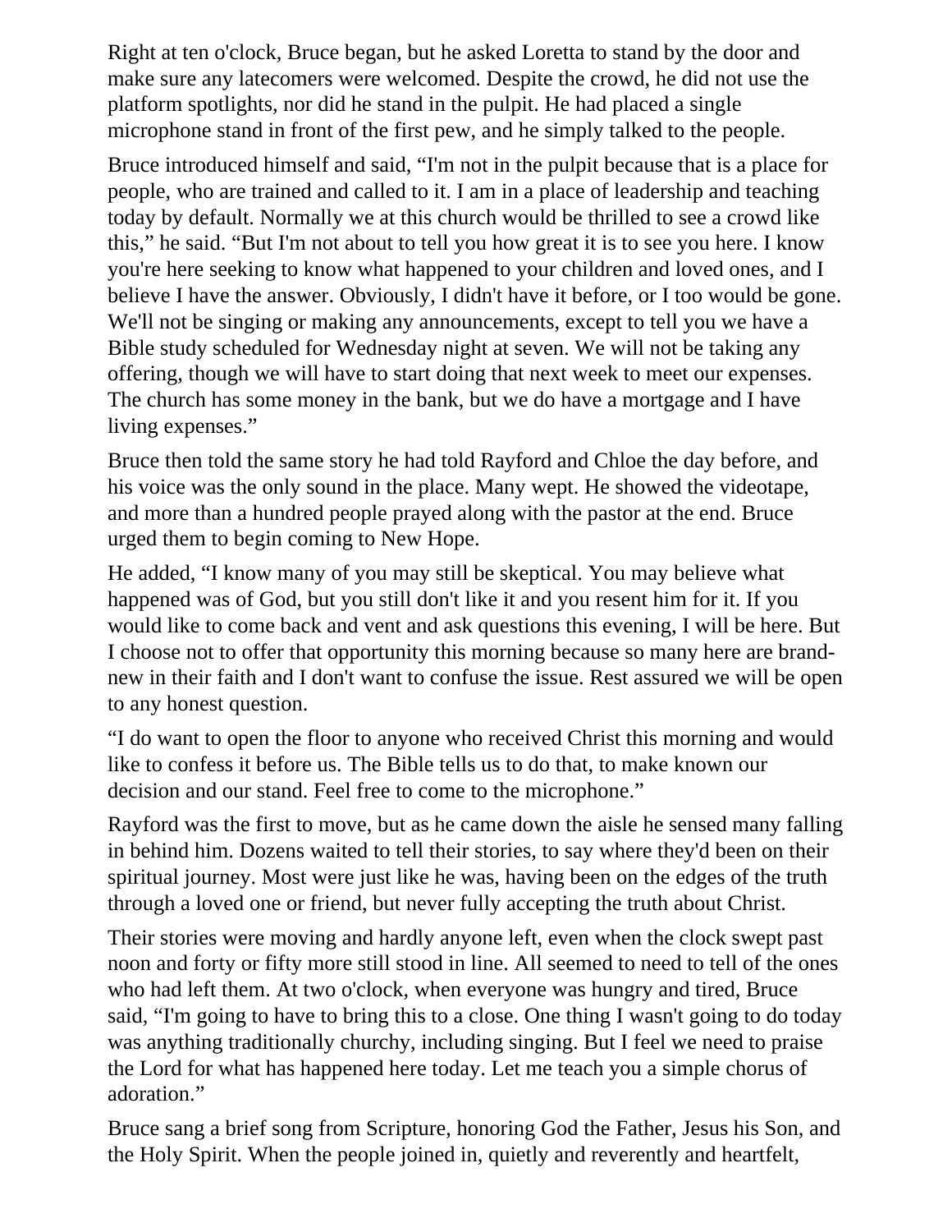Right at ten o'clock, Bruce began, but he asked Loretta to stand by the door and make sure any latecomers were welcomed. Despite the crowd, he did not use the platform spotlights, nor did he stand in the pulpit. He had placed a single microphone stand in front of the first pew, and he simply talked to the people.

Bruce introduced himself and said, "I'm not in the pulpit because that is a place for people, who are trained and called to it. I am in a place of leadership and teaching today by default. Normally we at this church would be thrilled to see a crowd like this," he said. "But I'm not about to tell you how great it is to see you here. I know you're here seeking to know what happened to your children and loved ones, and I believe I have the answer. Obviously, I didn't have it before, or I too would be gone. We'll not be singing or making any announcements, except to tell you we have a Bible study scheduled for Wednesday night at seven. We will not be taking any offering, though we will have to start doing that next week to meet our expenses. The church has some money in the bank, but we do have a mortgage and I have living expenses."

Bruce then told the same story he had told Rayford and Chloe the day before, and his voice was the only sound in the place. Many wept. He showed the videotape, and more than a hundred people prayed along with the pastor at the end. Bruce urged them to begin coming to New Hope.

He added, "I know many of you may still be skeptical. You may believe what happened was of God, but you still don't like it and you resent him for it. If you would like to come back and vent and ask questions this evening, I will be here. But I choose not to offer that opportunity this morning because so many here are brand-new in their faith and I don't want to confuse the issue. Rest assured we will be open to any honest question.

"I do want to open the floor to anyone who received Christ this morning and would like to confess it before us. The Bible tells us to do that, to make known our decision and our stand. Feel free to come to the microphone."

Rayford was the first to move, but as he came down the aisle he sensed many falling in behind him. Dozens waited to tell their stories, to say where they'd been on their spiritual journey. Most were just like he was, having been on the edges of the truth through a loved one or friend, but never fully accepting the truth about Christ.

Their stories were moving and hardly anyone left, even when the clock swept past noon and forty or fifty more still stood in line. All seemed to need to tell of the ones who had left them. At two o'clock, when everyone was hungry and tired, Bruce said, "I'm going to have to bring this to a close. One thing I wasn't going to do today was anything traditionally churchy, including singing. But I feel we need to praise the Lord for what has happened here today. Let me teach you a simple chorus of adoration."

Bruce sang a brief song from Scripture, honoring God the Father, Jesus his Son, and the Holy Spirit. When the people joined in, quietly and reverently and heartfelt,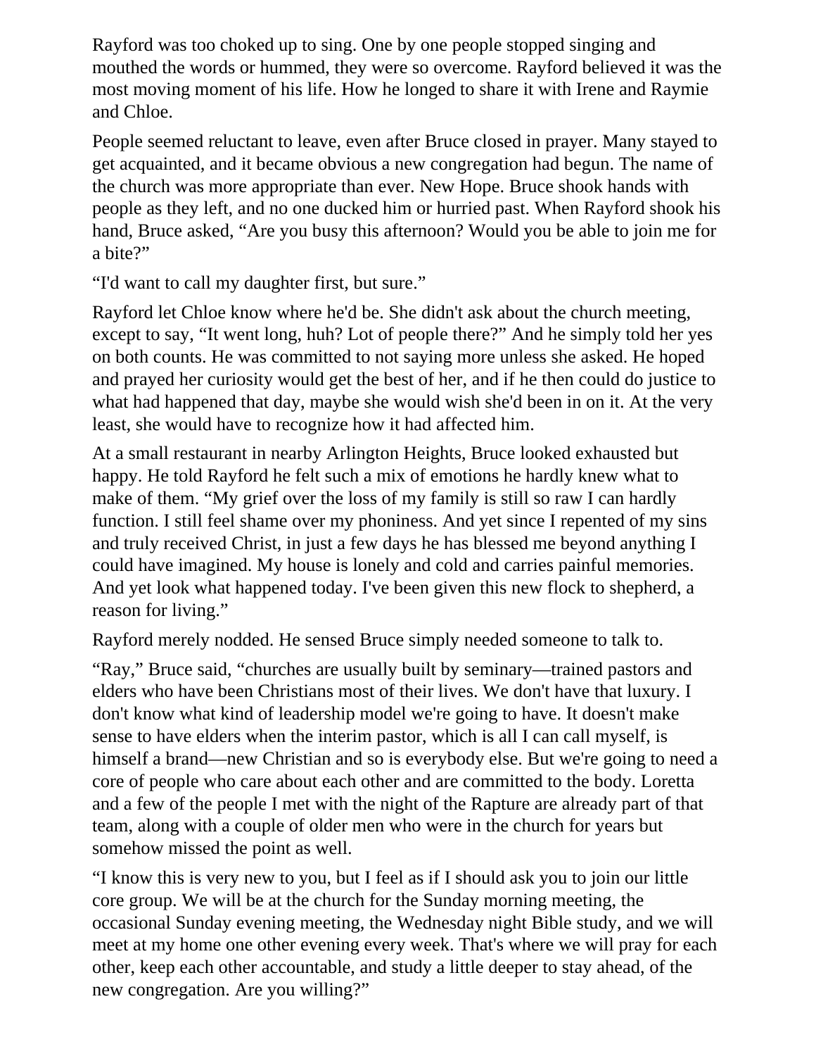Rayford was too choked up to sing. One by one people stopped singing and mouthed the words or hummed, they were so overcome. Rayford believed it was the most moving moment of his life. How he longed to share it with Irene and Raymie and Chloe.

People seemed reluctant to leave, even after Bruce closed in prayer. Many stayed to get acquainted, and it became obvious a new congregation had begun. The name of the church was more appropriate than ever. New Hope. Bruce shook hands with people as they left, and no one ducked him or hurried past. When Rayford shook his hand, Bruce asked, “Are you busy this afternoon? Would you be able to join me for a bite?”

“I'd want to call my daughter first, but sure.”

Rayford let Chloe know where he'd be. She didn't ask about the church meeting, except to say, “It went long, huh? Lot of people there?” And he simply told her yes on both counts. He was committed to not saying more unless she asked. He hoped and prayed her curiosity would get the best of her, and if he then could do justice to what had happened that day, maybe she would wish she'd been in on it. At the very least, she would have to recognize how it had affected him.

At a small restaurant in nearby Arlington Heights, Bruce looked exhausted but happy. He told Rayford he felt such a mix of emotions he hardly knew what to make of them. “My grief over the loss of my family is still so raw I can hardly function. I still feel shame over my phoniness. And yet since I repented of my sins and truly received Christ, in just a few days he has blessed me beyond anything I could have imagined. My house is lonely and cold and carries painful memories. And yet look what happened today. I've been given this new flock to shepherd, a reason for living.”

Rayford merely nodded. He sensed Bruce simply needed someone to talk to.

“Ray,” Bruce said, “churches are usually built by seminary—trained pastors and elders who have been Christians most of their lives. We don't have that luxury. I don't know what kind of leadership model we're going to have. It doesn't make sense to have elders when the interim pastor, which is all I can call myself, is himself a brand—new Christian and so is everybody else. But we're going to need a core of people who care about each other and are committed to the body. Loretta and a few of the people I met with the night of the Rapture are already part of that team, along with a couple of older men who were in the church for years but somehow missed the point as well.

“I know this is very new to you, but I feel as if I should ask you to join our little core group. We will be at the church for the Sunday morning meeting, the occasional Sunday evening meeting, the Wednesday night Bible study, and we will meet at my home one other evening every week. That's where we will pray for each other, keep each other accountable, and study a little deeper to stay ahead, of the new congregation. Are you willing?”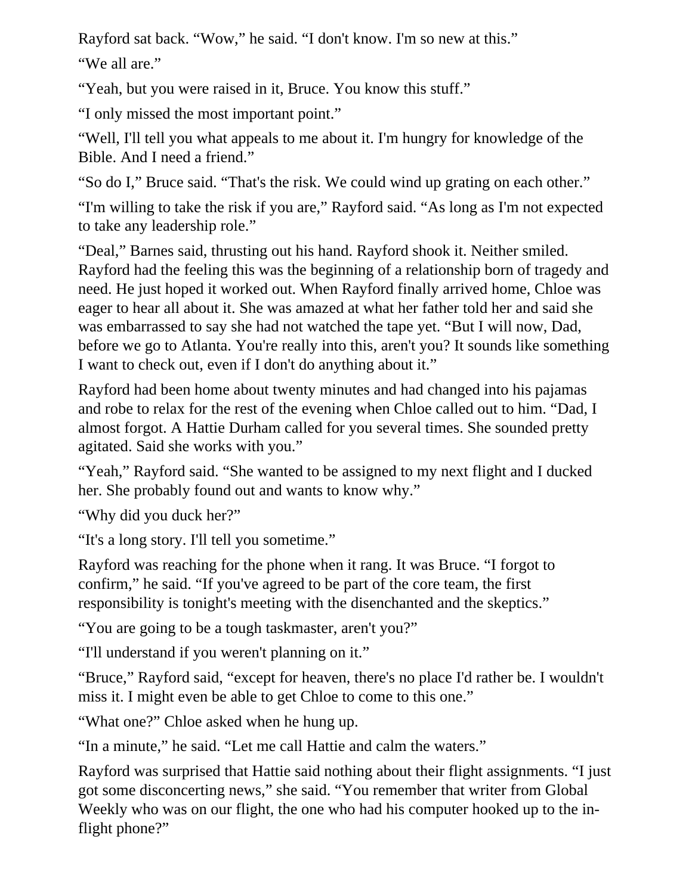Rayford sat back. “Wow,” he said. “I don't know. I'm so new at this.”

“We all are.”

“Yeah, but you were raised in it, Bruce. You know this stuff.”

“I only missed the most important point.”

“Well, I'll tell you what appeals to me about it. I'm hungry for knowledge of the Bible. And I need a friend.”

“So do I,” Bruce said. “That's the risk. We could wind up grating on each other.”

“I'm willing to take the risk if you are,” Rayford said. “As long as I'm not expected to take any leadership role.”

“Deal,” Barnes said, thrusting out his hand. Rayford shook it. Neither smiled. Rayford had the feeling this was the beginning of a relationship born of tragedy and need. He just hoped it worked out. When Rayford finally arrived home, Chloe was eager to hear all about it. She was amazed at what her father told her and said she was embarrassed to say she had not watched the tape yet. “But I will now, Dad, before we go to Atlanta. You're really into this, aren't you? It sounds like something I want to check out, even if I don't do anything about it.”

Rayford had been home about twenty minutes and had changed into his pajamas and robe to relax for the rest of the evening when Chloe called out to him. “Dad, I almost forgot. A Hattie Durham called for you several times. She sounded pretty agitated. Said she works with you.”

“Yeah,” Rayford said. “She wanted to be assigned to my next flight and I ducked her. She probably found out and wants to know why.”

“Why did you duck her?”

“It's a long story. I'll tell you sometime.”

Rayford was reaching for the phone when it rang. It was Bruce. “I forgot to confirm,” he said. “If you've agreed to be part of the core team, the first responsibility is tonight's meeting with the disenchanted and the skeptics.”

“You are going to be a tough taskmaster, aren't you?”

“I'll understand if you weren't planning on it.”

“Bruce,” Rayford said, “except for heaven, there's no place I'd rather be. I wouldn't miss it. I might even be able to get Chloe to come to this one.”

“What one?” Chloe asked when he hung up.

“In a minute,” he said. “Let me call Hattie and calm the waters.”

Rayford was surprised that Hattie said nothing about their flight assignments. “I just got some disconcerting news,” she said. “You remember that writer from Global Weekly who was on our flight, the one who had his computer hooked up to the in-flight phone?”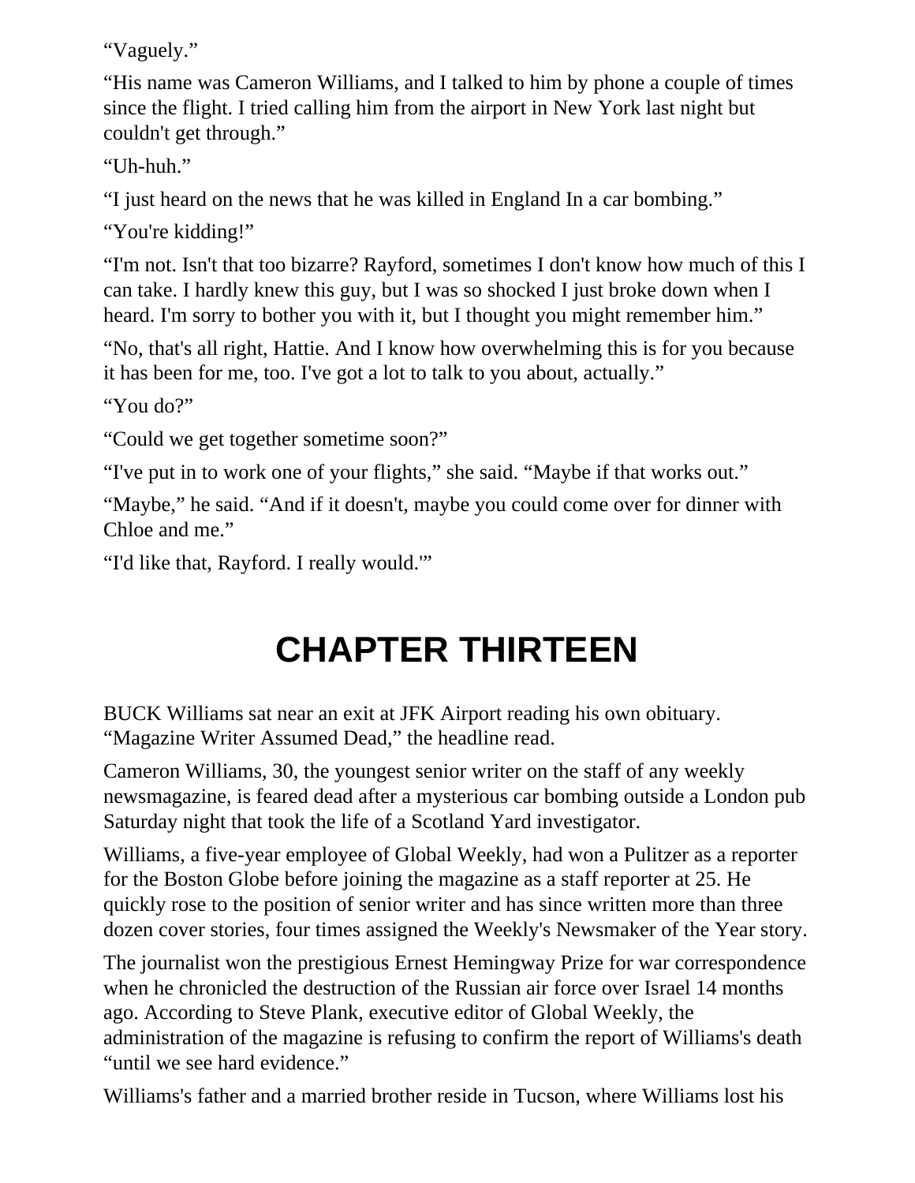“Vaguely.”

“His name was Cameron Williams, and I talked to him by phone a couple of times since the flight. I tried calling him from the airport in New York last night but couldn't get through.”

“Uh-huh.”

“I just heard on the news that he was killed in England In a car bombing.”

“You're kidding!”

“I'm not. Isn't that too bizarre? Rayford, sometimes I don't know how much of this I can take. I hardly knew this guy, but I was so shocked I just broke down when I heard. I'm sorry to bother you with it, but I thought you might remember him.”

“No, that's all right, Hattie. And I know how overwhelming this is for you because it has been for me, too. I've got a lot to talk to you about, actually.”

“You do?”

“Could we get together sometime soon?”

“I've put in to work one of your flights,” she said. “Maybe if that works out.”

“Maybe,” he said. “And if it doesn't, maybe you could come over for dinner with Chloe and me.”

“I'd like that, Rayford. I really would.'”

# CHAPTER THIRTEEN

BUCK Williams sat near an exit at JFK Airport reading his own obituary. “Magazine Writer Assumed Dead,” the headline read.

Cameron Williams, 30, the youngest senior writer on the staff of any weekly newsmagazine, is feared dead after a mysterious car bombing outside a London pub Saturday night that took the life of a Scotland Yard investigator.

Williams, a five-year employee of Global Weekly, had won a Pulitzer as a reporter for the Boston Globe before joining the magazine as a staff reporter at 25. He quickly rose to the position of senior writer and has since written more than three dozen cover stories, four times assigned the Weekly's Newsmaker of the Year story.

The journalist won the prestigious Ernest Hemingway Prize for war correspondence when he chronicled the destruction of the Russian air force over Israel 14 months ago. According to Steve Plank, executive editor of Global Weekly, the administration of the magazine is refusing to confirm the report of Williams's death “until we see hard evidence.”

Williams's father and a married brother reside in Tucson, where Williams lost his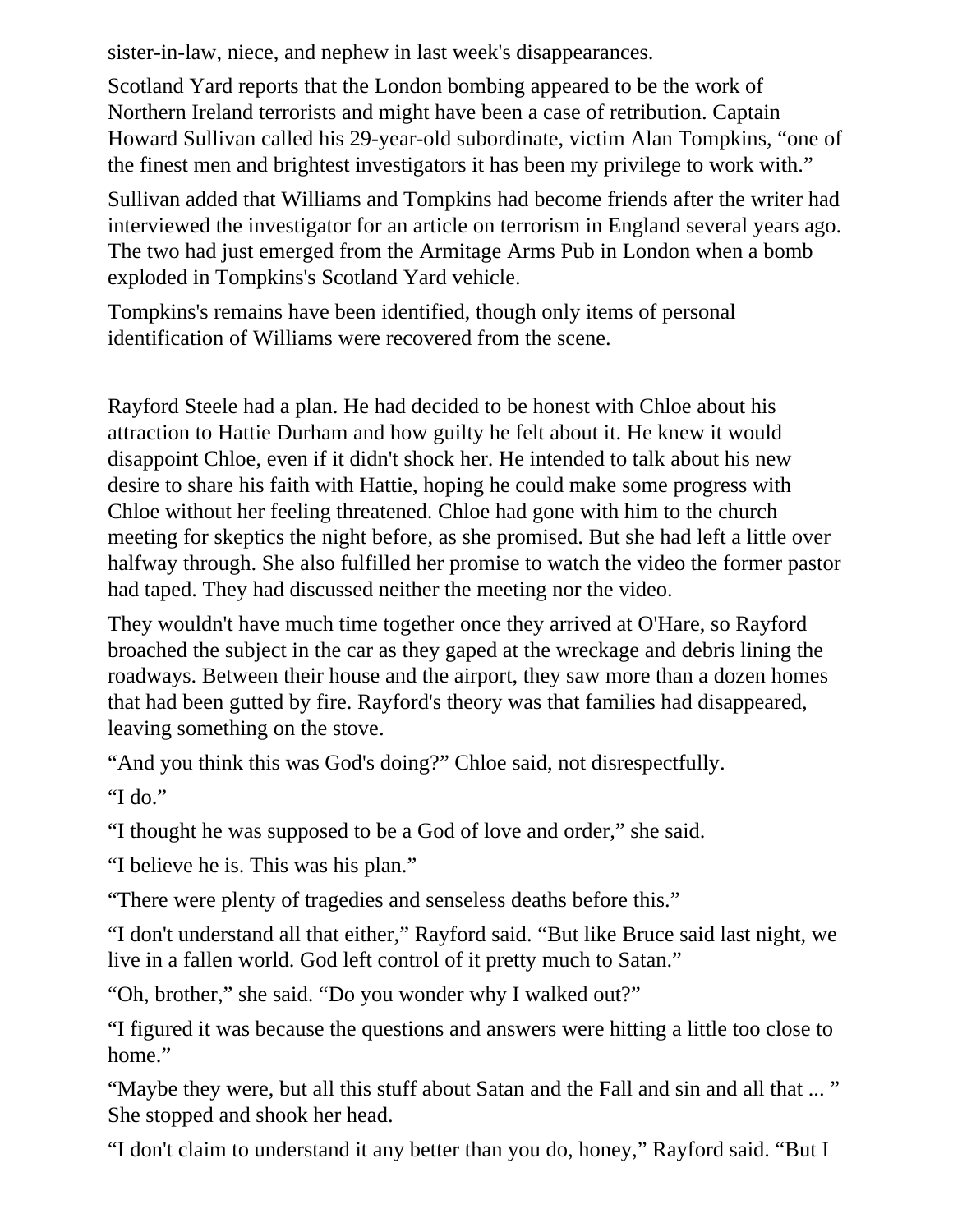sister-in-law, niece, and nephew in last week's disappearances.

Scotland Yard reports that the London bombing appeared to be the work of Northern Ireland terrorists and might have been a case of retribution. Captain Howard Sullivan called his 29-year-old subordinate, victim Alan Tompkins, “one of the finest men and brightest investigators it has been my privilege to work with.”

Sullivan added that Williams and Tompkins had become friends after the writer had interviewed the investigator for an article on terrorism in England several years ago. The two had just emerged from the Armitage Arms Pub in London when a bomb exploded in Tompkins's Scotland Yard vehicle.

Tompkins's remains have been identified, though only items of personal identification of Williams were recovered from the scene.

Rayford Steele had a plan. He had decided to be honest with Chloe about his attraction to Hattie Durham and how guilty he felt about it. He knew it would disappoint Chloe, even if it didn't shock her. He intended to talk about his new desire to share his faith with Hattie, hoping he could make some progress with Chloe without her feeling threatened. Chloe had gone with him to the church meeting for skeptics the night before, as she promised. But she had left a little over halfway through. She also fulfilled her promise to watch the video the former pastor had taped. They had discussed neither the meeting nor the video.

They wouldn't have much time together once they arrived at O'Hare, so Rayford broached the subject in the car as they gaped at the wreckage and debris lining the roadways. Between their house and the airport, they saw more than a dozen homes that had been gutted by fire. Rayford's theory was that families had disappeared, leaving something on the stove.

“And you think this was God's doing?” Chloe said, not disrespectfully.

“I do.”

“I thought he was supposed to be a God of love and order,” she said.

“I believe he is. This was his plan.”

“There were plenty of tragedies and senseless deaths before this.”

“I don't understand all that either,” Rayford said. “But like Bruce said last night, we live in a fallen world. God left control of it pretty much to Satan.”

“Oh, brother,” she said. “Do you wonder why I walked out?”

“I figured it was because the questions and answers were hitting a little too close to home.”

“Maybe they were, but all this stuff about Satan and the Fall and sin and all that ... ” She stopped and shook her head.

“I don't claim to understand it any better than you do, honey,” Rayford said. “But I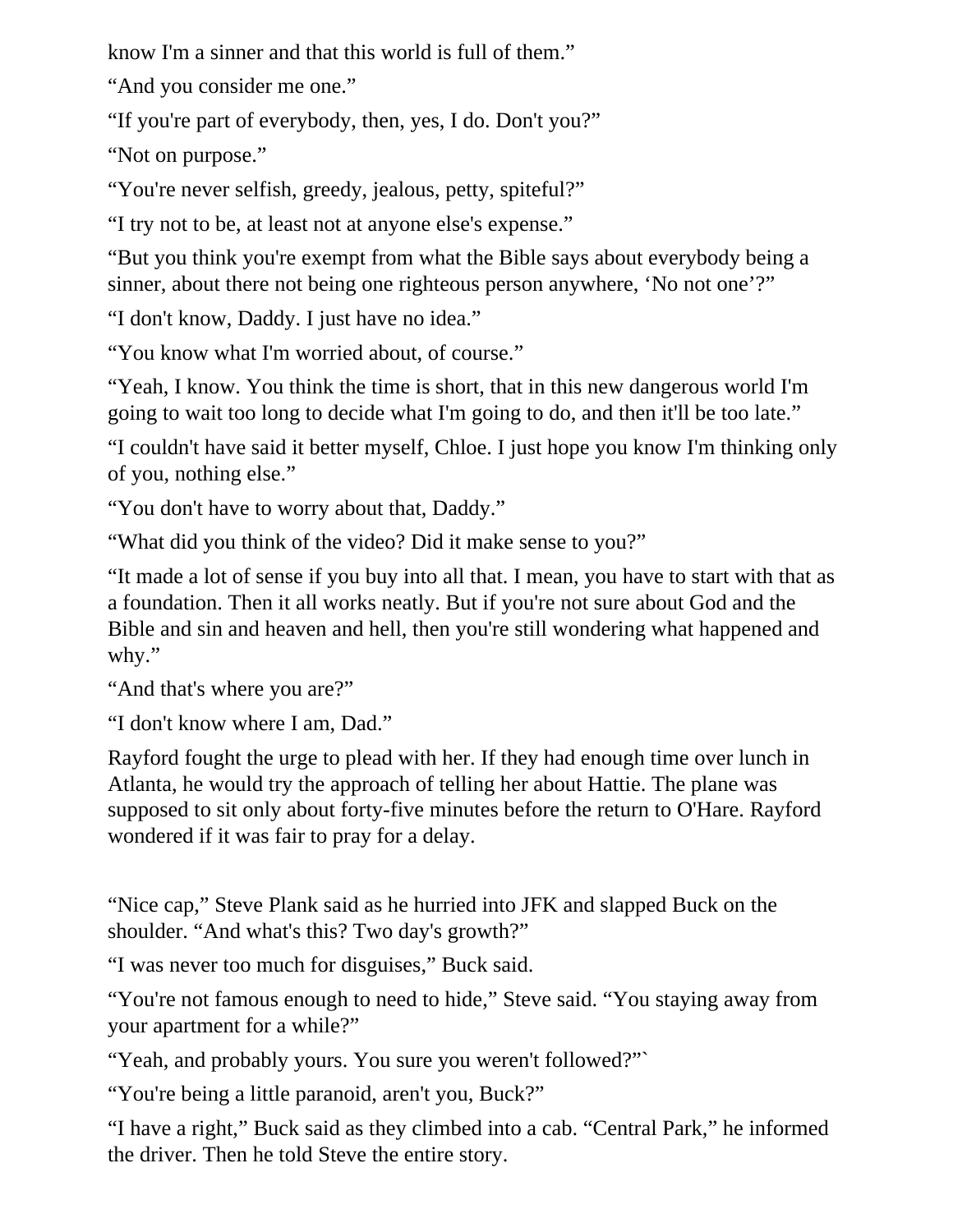know I'm a sinner and that this world is full of them."

"And you consider me one."

"If you're part of everybody, then, yes, I do. Don't you?"

"Not on purpose."

"You're never selfish, greedy, jealous, petty, spiteful?"

"I try not to be, at least not at anyone else's expense."

"But you think you're exempt from what the Bible says about everybody being a sinner, about there not being one righteous person anywhere, 'No not one'?"

"I don't know, Daddy. I just have no idea."

"You know what I'm worried about, of course."

"Yeah, I know. You think the time is short, that in this new dangerous world I'm going to wait too long to decide what I'm going to do, and then it'll be too late."

"I couldn't have said it better myself, Chloe. I just hope you know I'm thinking only of you, nothing else."

"You don't have to worry about that, Daddy."

"What did you think of the video? Did it make sense to you?"

"It made a lot of sense if you buy into all that. I mean, you have to start with that as a foundation. Then it all works neatly. But if you're not sure about God and the Bible and sin and heaven and hell, then you're still wondering what happened and why."

"And that's where you are?"

"I don't know where I am, Dad."

Rayford fought the urge to plead with her. If they had enough time over lunch in Atlanta, he would try the approach of telling her about Hattie. The plane was supposed to sit only about forty-five minutes before the return to O'Hare. Rayford wondered if it was fair to pray for a delay.

"Nice cap," Steve Plank said as he hurried into JFK and slapped Buck on the shoulder. "And what's this? Two day's growth?"

"I was never too much for disguises," Buck said.

"You're not famous enough to need to hide," Steve said. "You staying away from your apartment for a while?"

"Yeah, and probably yours. You sure you weren't followed?"`

"You're being a little paranoid, aren't you, Buck?"

"I have a right," Buck said as they climbed into a cab. "Central Park," he informed the driver. Then he told Steve the entire story.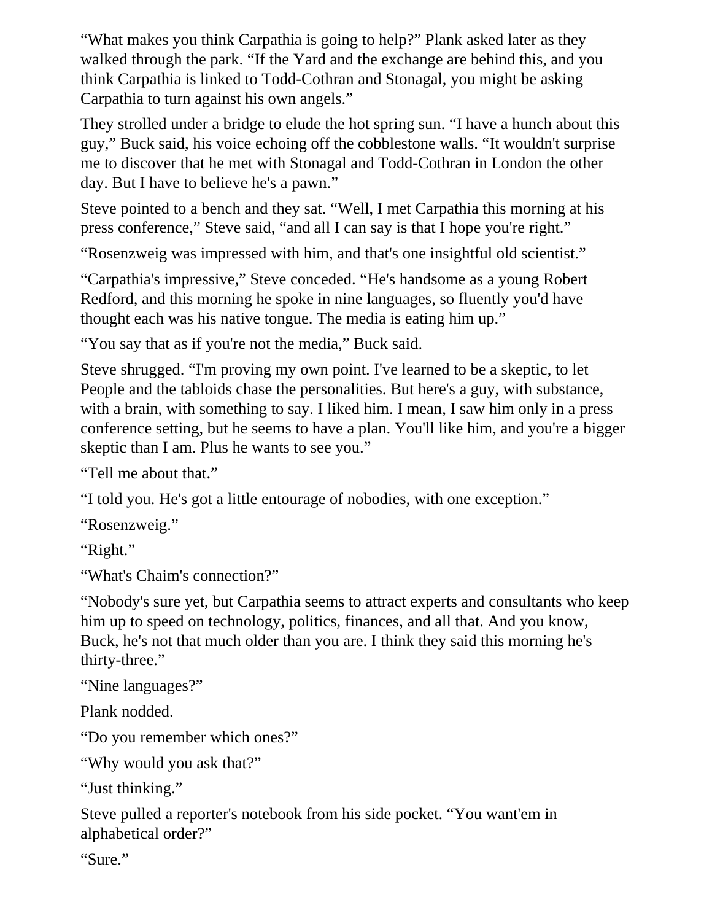"What makes you think Carpathia is going to help?" Plank asked later as they walked through the park. "If the Yard and the exchange are behind this, and you think Carpathia is linked to Todd-Cothran and Stonagal, you might be asking Carpathia to turn against his own angels."

They strolled under a bridge to elude the hot spring sun. "I have a hunch about this guy," Buck said, his voice echoing off the cobblestone walls. "It wouldn't surprise me to discover that he met with Stonagal and Todd-Cothran in London the other day. But I have to believe he's a pawn."

Steve pointed to a bench and they sat. "Well, I met Carpathia this morning at his press conference," Steve said, "and all I can say is that I hope you're right."

"Rosenzweig was impressed with him, and that's one insightful old scientist."

"Carpathia's impressive," Steve conceded. "He's handsome as a young Robert Redford, and this morning he spoke in nine languages, so fluently you'd have thought each was his native tongue. The media is eating him up."

"You say that as if you're not the media," Buck said.

Steve shrugged. "I'm proving my own point. I've learned to be a skeptic, to let People and the tabloids chase the personalities. But here's a guy, with substance, with a brain, with something to say. I liked him. I mean, I saw him only in a press conference setting, but he seems to have a plan. You'll like him, and you're a bigger skeptic than I am. Plus he wants to see you."

"Tell me about that."

"I told you. He's got a little entourage of nobodies, with one exception."

"Rosenzweig."

"Right."

"What's Chaim's connection?"

"Nobody's sure yet, but Carpathia seems to attract experts and consultants who keep him up to speed on technology, politics, finances, and all that. And you know, Buck, he's not that much older than you are. I think they said this morning he's thirty-three."

"Nine languages?"

Plank nodded.

"Do you remember which ones?"

"Why would you ask that?"

"Just thinking."

Steve pulled a reporter's notebook from his side pocket. "You want'em in alphabetical order?"

"Sure."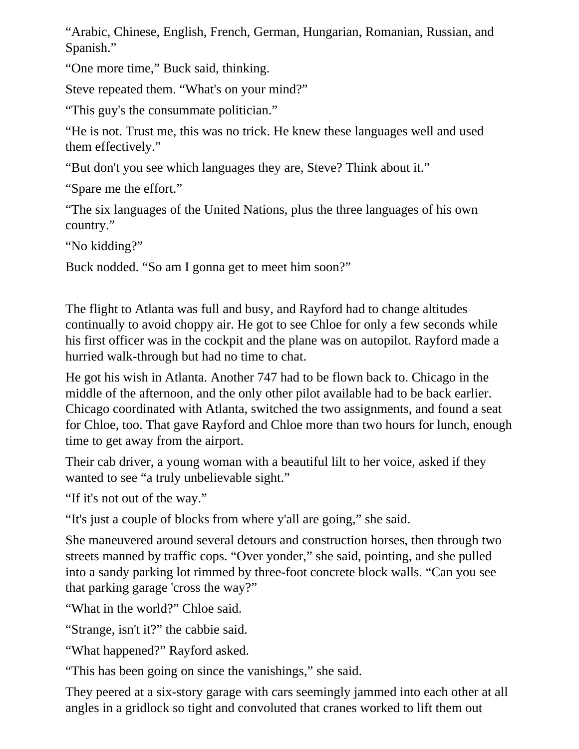“Arabic, Chinese, English, French, German, Hungarian, Romanian, Russian, and Spanish.”

“One more time,” Buck said, thinking.

Steve repeated them. “What's on your mind?”

“This guy's the consummate politician.”

“He is not. Trust me, this was no trick. He knew these languages well and used them effectively.”

“But don't you see which languages they are, Steve? Think about it.”

“Spare me the effort.”

“The six languages of the United Nations, plus the three languages of his own country.”

“No kidding?”

Buck nodded. “So am I gonna get to meet him soon?”

The flight to Atlanta was full and busy, and Rayford had to change altitudes continually to avoid choppy air. He got to see Chloe for only a few seconds while his first officer was in the cockpit and the plane was on autopilot. Rayford made a hurried walk-through but had no time to chat.

He got his wish in Atlanta. Another 747 had to be flown back to. Chicago in the middle of the afternoon, and the only other pilot available had to be back earlier. Chicago coordinated with Atlanta, switched the two assignments, and found a seat for Chloe, too. That gave Rayford and Chloe more than two hours for lunch, enough time to get away from the airport.

Their cab driver, a young woman with a beautiful lilt to her voice, asked if they wanted to see “a truly unbelievable sight.”

“If it's not out of the way.”

“It's just a couple of blocks from where y'all are going,” she said.

She maneuvered around several detours and construction horses, then through two streets manned by traffic cops. “Over yonder,” she said, pointing, and she pulled into a sandy parking lot rimmed by three-foot concrete block walls. “Can you see that parking garage 'cross the way?”

“What in the world?” Chloe said.

“Strange, isn't it?” the cabbie said.

“What happened?” Rayford asked.

“This has been going on since the vanishings,” she said.

They peered at a six-story garage with cars seemingly jammed into each other at all angles in a gridlock so tight and convoluted that cranes worked to lift them out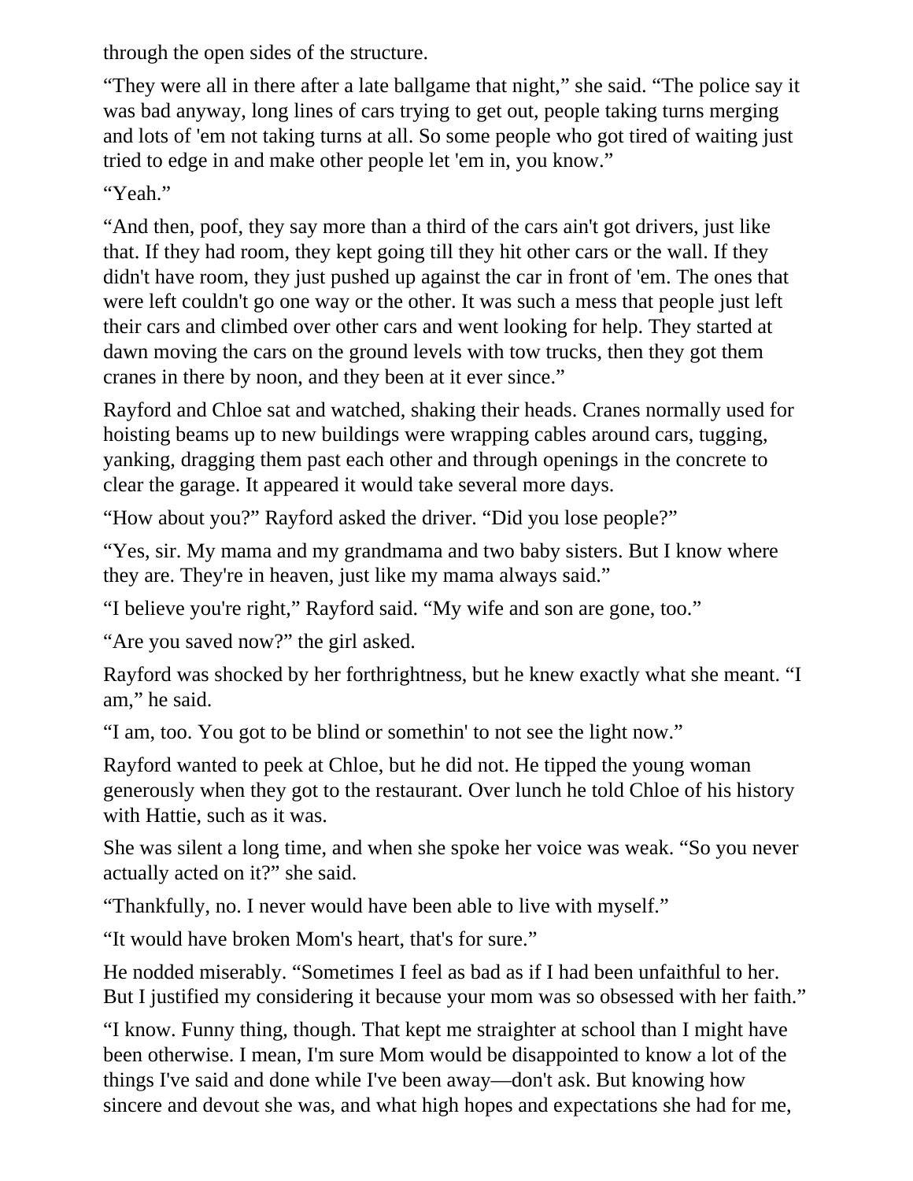through the open sides of the structure.

“They were all in there after a late ballgame that night,” she said. “The police say it was bad anyway, long lines of cars trying to get out, people taking turns merging and lots of 'em not taking turns at all. So some people who got tired of waiting just tried to edge in and make other people let 'em in, you know.”

“Yeah.”

“And then, poof, they say more than a third of the cars ain't got drivers, just like that. If they had room, they kept going till they hit other cars or the wall. If they didn't have room, they just pushed up against the car in front of 'em. The ones that were left couldn't go one way or the other. It was such a mess that people just left their cars and climbed over other cars and went looking for help. They started at dawn moving the cars on the ground levels with tow trucks, then they got them cranes in there by noon, and they been at it ever since.”

Rayford and Chloe sat and watched, shaking their heads. Cranes normally used for hoisting beams up to new buildings were wrapping cables around cars, tugging, yanking, dragging them past each other and through openings in the concrete to clear the garage. It appeared it would take several more days.

“How about you?” Rayford asked the driver. “Did you lose people?”

“Yes, sir. My mama and my grandmama and two baby sisters. But I know where they are. They're in heaven, just like my mama always said.”

“I believe you're right,” Rayford said. “My wife and son are gone, too.”

“Are you saved now?” the girl asked.

Rayford was shocked by her forthrightness, but he knew exactly what she meant. “I am,” he said.

“I am, too. You got to be blind or somethin' to not see the light now.”

Rayford wanted to peek at Chloe, but he did not. He tipped the young woman generously when they got to the restaurant. Over lunch he told Chloe of his history with Hattie, such as it was.

She was silent a long time, and when she spoke her voice was weak. “So you never actually acted on it?” she said.

“Thankfully, no. I never would have been able to live with myself.”

“It would have broken Mom's heart, that's for sure.”

He nodded miserably. “Sometimes I feel as bad as if I had been unfaithful to her. But I justified my considering it because your mom was so obsessed with her faith.”

“I know. Funny thing, though. That kept me straighter at school than I might have been otherwise. I mean, I'm sure Mom would be disappointed to know a lot of the things I've said and done while I've been away—don't ask. But knowing how sincere and devout she was, and what high hopes and expectations she had for me,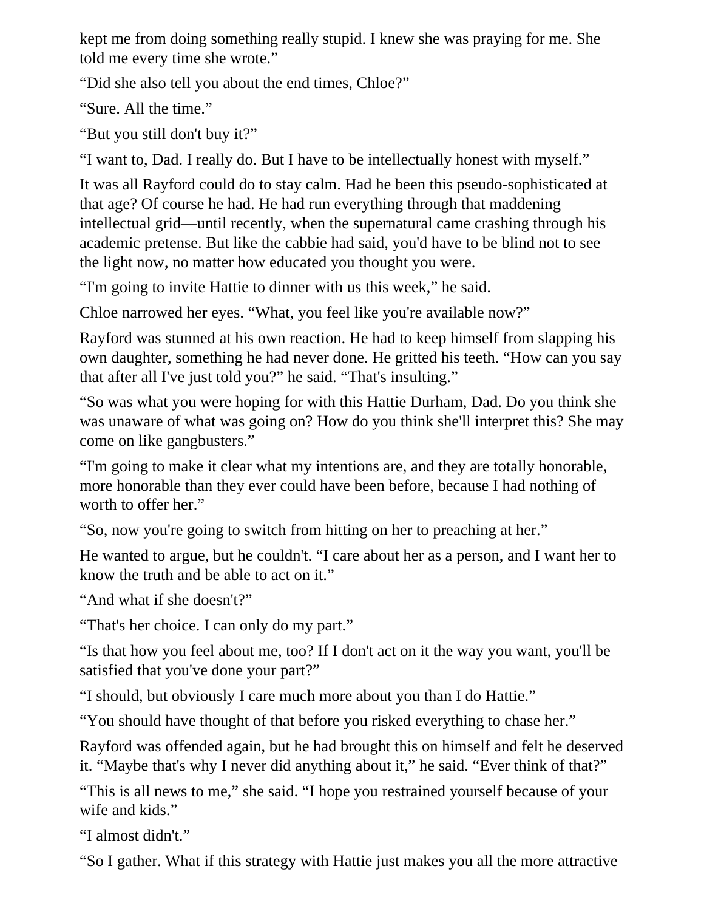kept me from doing something really stupid. I knew she was praying for me. She told me every time she wrote."

"Did she also tell you about the end times, Chloe?"

"Sure. All the time."

"But you still don't buy it?"

"I want to, Dad. I really do. But I have to be intellectually honest with myself."

It was all Rayford could do to stay calm. Had he been this pseudo-sophisticated at that age? Of course he had. He had run everything through that maddening intellectual grid—until recently, when the supernatural came crashing through his academic pretense. But like the cabbie had said, you'd have to be blind not to see the light now, no matter how educated you thought you were.

"I'm going to invite Hattie to dinner with us this week," he said.

Chloe narrowed her eyes. "What, you feel like you're available now?"

Rayford was stunned at his own reaction. He had to keep himself from slapping his own daughter, something he had never done. He gritted his teeth. "How can you say that after all I've just told you?" he said. "That's insulting."

"So was what you were hoping for with this Hattie Durham, Dad. Do you think she was unaware of what was going on? How do you think she'll interpret this? She may come on like gangbusters."

"I'm going to make it clear what my intentions are, and they are totally honorable, more honorable than they ever could have been before, because I had nothing of worth to offer her."

"So, now you're going to switch from hitting on her to preaching at her."

He wanted to argue, but he couldn't. "I care about her as a person, and I want her to know the truth and be able to act on it."

"And what if she doesn't?"

"That's her choice. I can only do my part."

"Is that how you feel about me, too? If I don't act on it the way you want, you'll be satisfied that you've done your part?"

"I should, but obviously I care much more about you than I do Hattie."

"You should have thought of that before you risked everything to chase her."

Rayford was offended again, but he had brought this on himself and felt he deserved it. "Maybe that's why I never did anything about it," he said. "Ever think of that?"

"This is all news to me," she said. "I hope you restrained yourself because of your wife and kids."

"I almost didn't."

"So I gather. What if this strategy with Hattie just makes you all the more attractive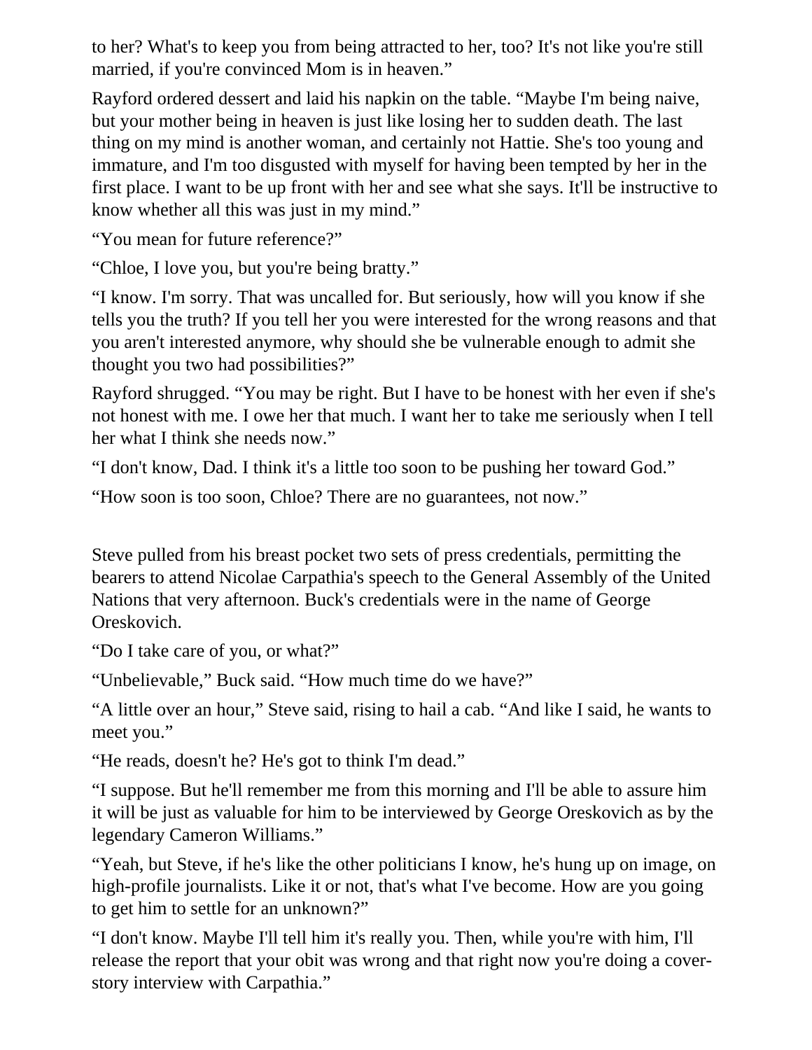to her? What's to keep you from being attracted to her, too? It's not like you're still married, if you're convinced Mom is in heaven."

Rayford ordered dessert and laid his napkin on the table. "Maybe I'm being naive, but your mother being in heaven is just like losing her to sudden death. The last thing on my mind is another woman, and certainly not Hattie. She's too young and immature, and I'm too disgusted with myself for having been tempted by her in the first place. I want to be up front with her and see what she says. It'll be instructive to know whether all this was just in my mind."

"You mean for future reference?"

"Chloe, I love you, but you're being bratty."

"I know. I'm sorry. That was uncalled for. But seriously, how will you know if she tells you the truth? If you tell her you were interested for the wrong reasons and that you aren't interested anymore, why should she be vulnerable enough to admit she thought you two had possibilities?"

Rayford shrugged. "You may be right. But I have to be honest with her even if she's not honest with me. I owe her that much. I want her to take me seriously when I tell her what I think she needs now."

"I don't know, Dad. I think it's a little too soon to be pushing her toward God."

"How soon is too soon, Chloe? There are no guarantees, not now."

Steve pulled from his breast pocket two sets of press credentials, permitting the bearers to attend Nicolae Carpathia's speech to the General Assembly of the United Nations that very afternoon. Buck's credentials were in the name of George Oreskovich.

"Do I take care of you, or what?"

"Unbelievable," Buck said. "How much time do we have?"

"A little over an hour," Steve said, rising to hail a cab. "And like I said, he wants to meet you."

"He reads, doesn't he? He's got to think I'm dead."

"I suppose. But he'll remember me from this morning and I'll be able to assure him it will be just as valuable for him to be interviewed by George Oreskovich as by the legendary Cameron Williams."

"Yeah, but Steve, if he's like the other politicians I know, he's hung up on image, on high-profile journalists. Like it or not, that's what I've become. How are you going to get him to settle for an unknown?"

"I don't know. Maybe I'll tell him it's really you. Then, while you're with him, I'll release the report that your obit was wrong and that right now you're doing a cover-story interview with Carpathia."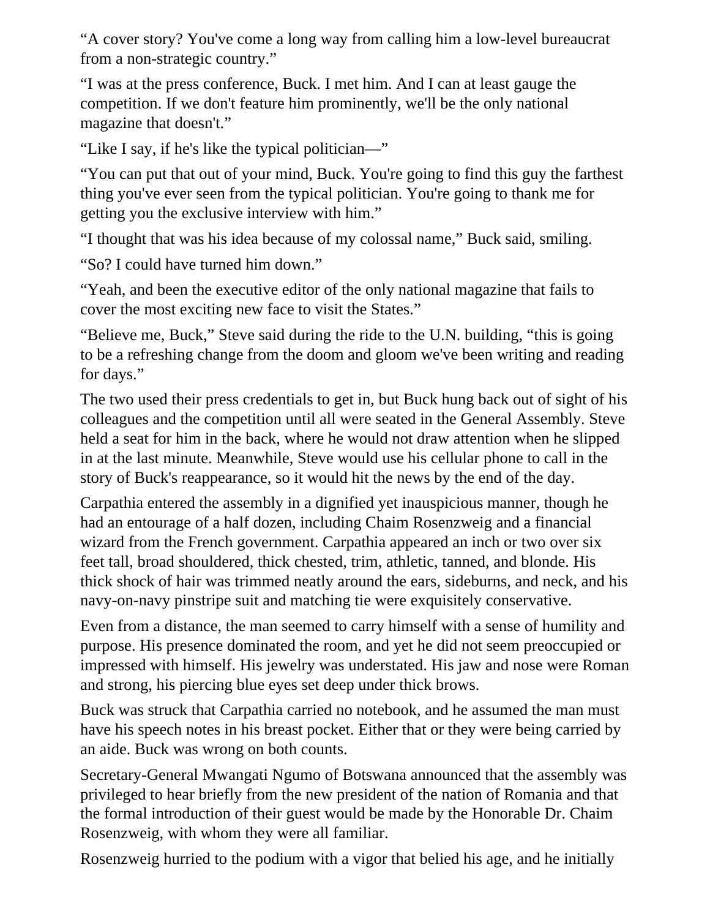“A cover story? You've come a long way from calling him a low-level bureaucrat from a non-strategic country.”

“I was at the press conference, Buck. I met him. And I can at least gauge the competition. If we don't feature him prominently, we'll be the only national magazine that doesn't.”

“Like I say, if he's like the typical politician—”

“You can put that out of your mind, Buck. You're going to find this guy the farthest thing you've ever seen from the typical politician. You're going to thank me for getting you the exclusive interview with him.”

“I thought that was his idea because of my colossal name,” Buck said, smiling.

“So? I could have turned him down.”

“Yeah, and been the executive editor of the only national magazine that fails to cover the most exciting new face to visit the States.”

“Believe me, Buck,” Steve said during the ride to the U.N. building, “this is going to be a refreshing change from the doom and gloom we've been writing and reading for days.”

The two used their press credentials to get in, but Buck hung back out of sight of his colleagues and the competition until all were seated in the General Assembly. Steve held a seat for him in the back, where he would not draw attention when he slipped in at the last minute. Meanwhile, Steve would use his cellular phone to call in the story of Buck's reappearance, so it would hit the news by the end of the day.

Carpathia entered the assembly in a dignified yet inauspicious manner, though he had an entourage of a half dozen, including Chaim Rosenzweig and a financial wizard from the French government. Carpathia appeared an inch or two over six feet tall, broad shouldered, thick chested, trim, athletic, tanned, and blonde. His thick shock of hair was trimmed neatly around the ears, sideburns, and neck, and his navy-on-navy pinstripe suit and matching tie were exquisitely conservative.

Even from a distance, the man seemed to carry himself with a sense of humility and purpose. His presence dominated the room, and yet he did not seem preoccupied or impressed with himself. His jewelry was understated. His jaw and nose were Roman and strong, his piercing blue eyes set deep under thick brows.

Buck was struck that Carpathia carried no notebook, and he assumed the man must have his speech notes in his breast pocket. Either that or they were being carried by an aide. Buck was wrong on both counts.

Secretary-General Mwangati Ngumo of Botswana announced that the assembly was privileged to hear briefly from the new president of the nation of Romania and that the formal introduction of their guest would be made by the Honorable Dr. Chaim Rosenzweig, with whom they were all familiar.

Rosenzweig hurried to the podium with a vigor that belied his age, and he initially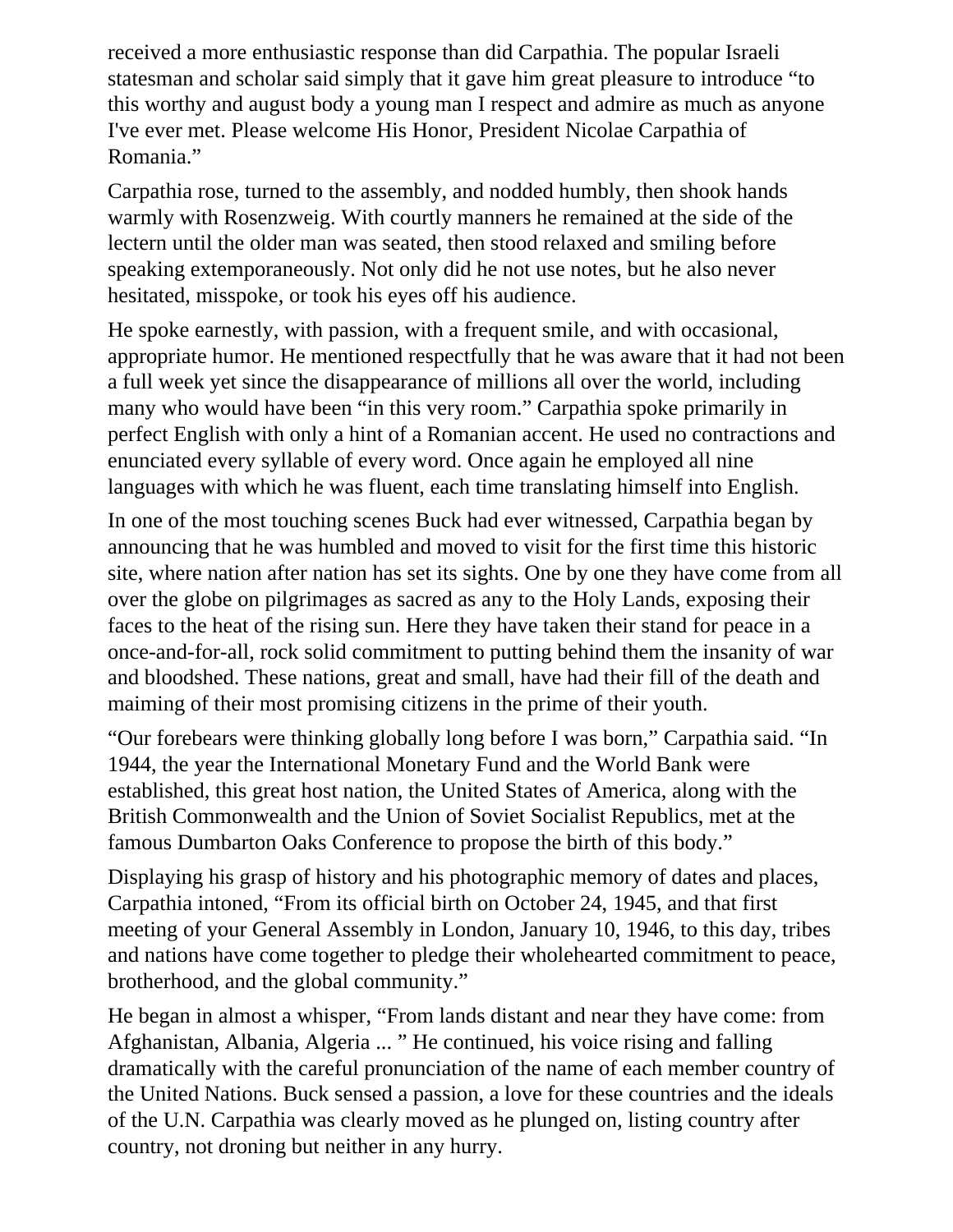received a more enthusiastic response than did Carpathia. The popular Israeli statesman and scholar said simply that it gave him great pleasure to introduce "to this worthy and august body a young man I respect and admire as much as anyone I've ever met. Please welcome His Honor, President Nicolae Carpathia of Romania."

Carpathia rose, turned to the assembly, and nodded humbly, then shook hands warmly with Rosenzweig. With courtly manners he remained at the side of the lectern until the older man was seated, then stood relaxed and smiling before speaking extemporaneously. Not only did he not use notes, but he also never hesitated, misspoke, or took his eyes off his audience.

He spoke earnestly, with passion, with a frequent smile, and with occasional, appropriate humor. He mentioned respectfully that he was aware that it had not been a full week yet since the disappearance of millions all over the world, including many who would have been "in this very room." Carpathia spoke primarily in perfect English with only a hint of a Romanian accent. He used no contractions and enunciated every syllable of every word. Once again he employed all nine languages with which he was fluent, each time translating himself into English.

In one of the most touching scenes Buck had ever witnessed, Carpathia began by announcing that he was humbled and moved to visit for the first time this historic site, where nation after nation has set its sights. One by one they have come from all over the globe on pilgrimages as sacred as any to the Holy Lands, exposing their faces to the heat of the rising sun. Here they have taken their stand for peace in a once-and-for-all, rock solid commitment to putting behind them the insanity of war and bloodshed. These nations, great and small, have had their fill of the death and maiming of their most promising citizens in the prime of their youth.

"Our forebears were thinking globally long before I was born," Carpathia said. "In 1944, the year the International Monetary Fund and the World Bank were established, this great host nation, the United States of America, along with the British Commonwealth and the Union of Soviet Socialist Republics, met at the famous Dumbarton Oaks Conference to propose the birth of this body."

Displaying his grasp of history and his photographic memory of dates and places, Carpathia intoned, "From its official birth on October 24, 1945, and that first meeting of your General Assembly in London, January 10, 1946, to this day, tribes and nations have come together to pledge their wholehearted commitment to peace, brotherhood, and the global community."

He began in almost a whisper, "From lands distant and near they have come: from Afghanistan, Albania, Algeria ... " He continued, his voice rising and falling dramatically with the careful pronunciation of the name of each member country of the United Nations. Buck sensed a passion, a love for these countries and the ideals of the U.N. Carpathia was clearly moved as he plunged on, listing country after country, not droning but neither in any hurry.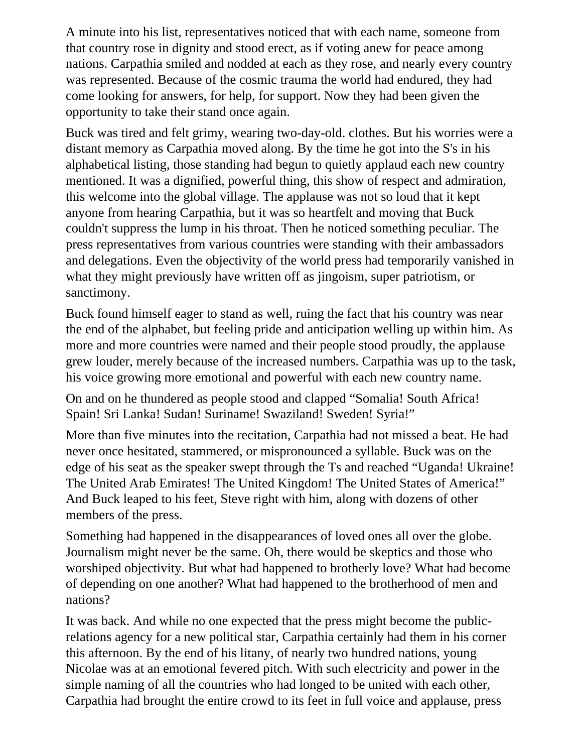A minute into his list, representatives noticed that with each name, someone from that country rose in dignity and stood erect, as if voting anew for peace among nations. Carpathia smiled and nodded at each as they rose, and nearly every country was represented. Because of the cosmic trauma the world had endured, they had come looking for answers, for help, for support. Now they had been given the opportunity to take their stand once again.

Buck was tired and felt grimy, wearing two-day-old. clothes. But his worries were a distant memory as Carpathia moved along. By the time he got into the S's in his alphabetical listing, those standing had begun to quietly applaud each new country mentioned. It was a dignified, powerful thing, this show of respect and admiration, this welcome into the global village. The applause was not so loud that it kept anyone from hearing Carpathia, but it was so heartfelt and moving that Buck couldn't suppress the lump in his throat. Then he noticed something peculiar. The press representatives from various countries were standing with their ambassadors and delegations. Even the objectivity of the world press had temporarily vanished in what they might previously have written off as jingoism, super patriotism, or sanctimony.

Buck found himself eager to stand as well, ruing the fact that his country was near the end of the alphabet, but feeling pride and anticipation welling up within him. As more and more countries were named and their people stood proudly, the applause grew louder, merely because of the increased numbers. Carpathia was up to the task, his voice growing more emotional and powerful with each new country name.

On and on he thundered as people stood and clapped "Somalia! South Africa! Spain! Sri Lanka! Sudan! Suriname! Swaziland! Sweden! Syria!"

More than five minutes into the recitation, Carpathia had not missed a beat. He had never once hesitated, stammered, or mispronounced a syllable. Buck was on the edge of his seat as the speaker swept through the Ts and reached "Uganda! Ukraine! The United Arab Emirates! The United Kingdom! The United States of America!" And Buck leaped to his feet, Steve right with him, along with dozens of other members of the press.

Something had happened in the disappearances of loved ones all over the globe. Journalism might never be the same. Oh, there would be skeptics and those who worshiped objectivity. But what had happened to brotherly love? What had become of depending on one another? What had happened to the brotherhood of men and nations?

It was back. And while no one expected that the press might become the public-relations agency for a new political star, Carpathia certainly had them in his corner this afternoon. By the end of his litany, of nearly two hundred nations, young Nicolae was at an emotional fevered pitch. With such electricity and power in the simple naming of all the countries who had longed to be united with each other, Carpathia had brought the entire crowd to its feet in full voice and applause, press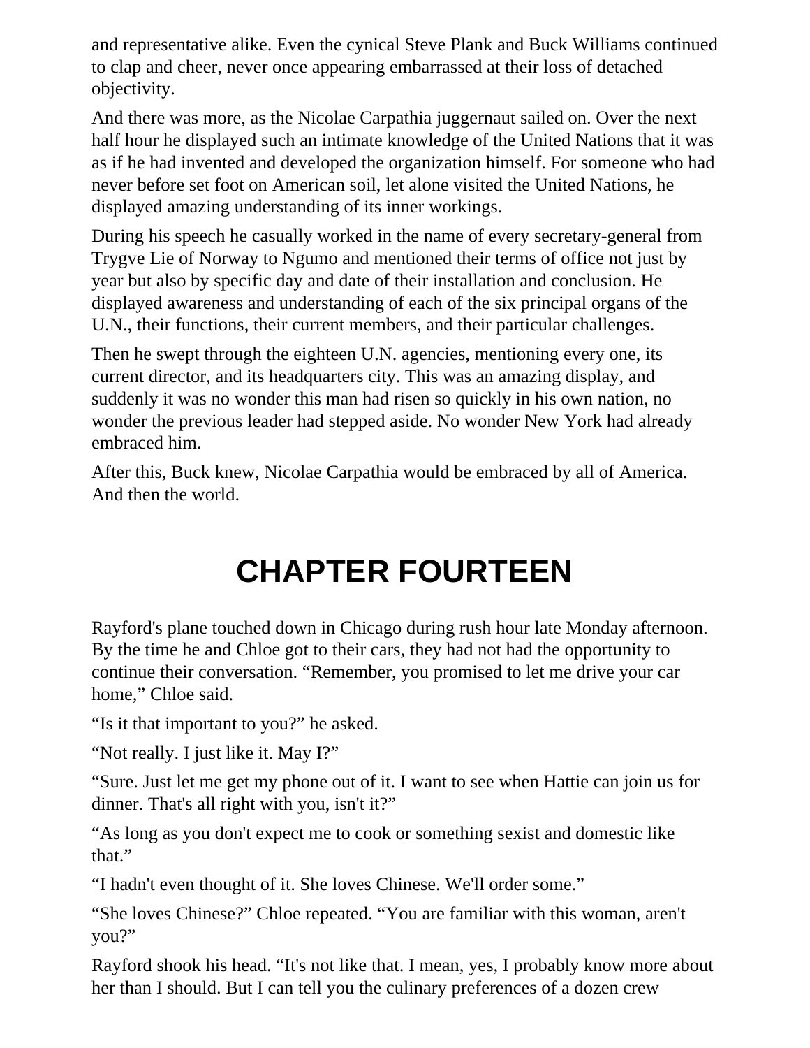and representative alike. Even the cynical Steve Plank and Buck Williams continued to clap and cheer, never once appearing embarrassed at their loss of detached objectivity.

And there was more, as the Nicolae Carpathia juggernaut sailed on. Over the next half hour he displayed such an intimate knowledge of the United Nations that it was as if he had invented and developed the organization himself. For someone who had never before set foot on American soil, let alone visited the United Nations, he displayed amazing understanding of its inner workings.

During his speech he casually worked in the name of every secretary-general from Trygve Lie of Norway to Ngumo and mentioned their terms of office not just by year but also by specific day and date of their installation and conclusion. He displayed awareness and understanding of each of the six principal organs of the U.N., their functions, their current members, and their particular challenges.

Then he swept through the eighteen U.N. agencies, mentioning every one, its current director, and its headquarters city. This was an amazing display, and suddenly it was no wonder this man had risen so quickly in his own nation, no wonder the previous leader had stepped aside. No wonder New York had already embraced him.

After this, Buck knew, Nicolae Carpathia would be embraced by all of America. And then the world.

# CHAPTER FOURTEEN

Rayford's plane touched down in Chicago during rush hour late Monday afternoon. By the time he and Chloe got to their cars, they had not had the opportunity to continue their conversation. “Remember, you promised to let me drive your car home,” Chloe said.

“Is it that important to you?” he asked.

“Not really. I just like it. May I?”

“Sure. Just let me get my phone out of it. I want to see when Hattie can join us for dinner. That's all right with you, isn't it?”

“As long as you don't expect me to cook or something sexist and domestic like that.”

“I hadn't even thought of it. She loves Chinese. We'll order some.”

“She loves Chinese?” Chloe repeated. “You are familiar with this woman, aren't you?”

Rayford shook his head. “It's not like that. I mean, yes, I probably know more about her than I should. But I can tell you the culinary preferences of a dozen crew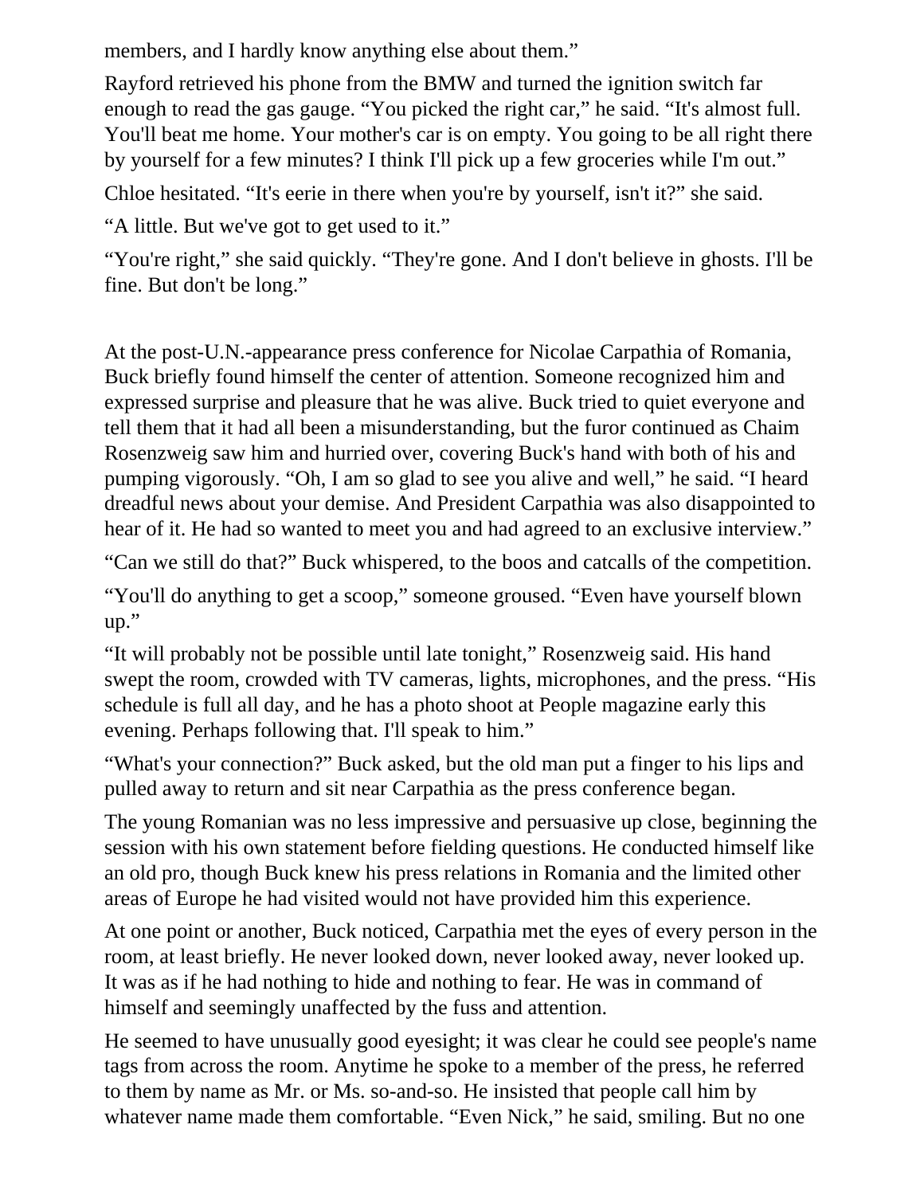members, and I hardly know anything else about them."

Rayford retrieved his phone from the BMW and turned the ignition switch far enough to read the gas gauge. "You picked the right car," he said. "It's almost full. You'll beat me home. Your mother's car is on empty. You going to be all right there by yourself for a few minutes? I think I'll pick up a few groceries while I'm out."

Chloe hesitated. "It's eerie in there when you're by yourself, isn't it?" she said.

"A little. But we've got to get used to it."

"You're right," she said quickly. "They're gone. And I don't believe in ghosts. I'll be fine. But don't be long."

At the post-U.N.-appearance press conference for Nicolae Carpathia of Romania, Buck briefly found himself the center of attention. Someone recognized him and expressed surprise and pleasure that he was alive. Buck tried to quiet everyone and tell them that it had all been a misunderstanding, but the furor continued as Chaim Rosenzweig saw him and hurried over, covering Buck's hand with both of his and pumping vigorously. "Oh, I am so glad to see you alive and well," he said. "I heard dreadful news about your demise. And President Carpathia was also disappointed to hear of it. He had so wanted to meet you and had agreed to an exclusive interview."

"Can we still do that?" Buck whispered, to the boos and catcalls of the competition.

"You'll do anything to get a scoop," someone groused. "Even have yourself blown up."

"It will probably not be possible until late tonight," Rosenzweig said. His hand swept the room, crowded with TV cameras, lights, microphones, and the press. "His schedule is full all day, and he has a photo shoot at People magazine early this evening. Perhaps following that. I'll speak to him."

"What's your connection?" Buck asked, but the old man put a finger to his lips and pulled away to return and sit near Carpathia as the press conference began.

The young Romanian was no less impressive and persuasive up close, beginning the session with his own statement before fielding questions. He conducted himself like an old pro, though Buck knew his press relations in Romania and the limited other areas of Europe he had visited would not have provided him this experience.

At one point or another, Buck noticed, Carpathia met the eyes of every person in the room, at least briefly. He never looked down, never looked away, never looked up. It was as if he had nothing to hide and nothing to fear. He was in command of himself and seemingly unaffected by the fuss and attention.

He seemed to have unusually good eyesight; it was clear he could see people's name tags from across the room. Anytime he spoke to a member of the press, he referred to them by name as Mr. or Ms. so-and-so. He insisted that people call him by whatever name made them comfortable. "Even Nick," he said, smiling. But no one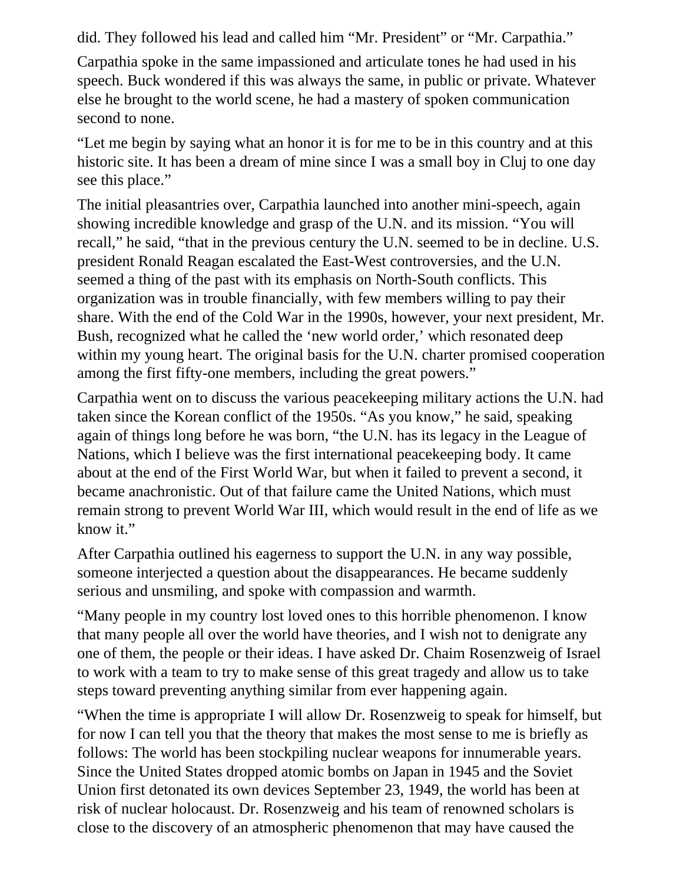did. They followed his lead and called him “Mr. President” or “Mr. Carpathia.”

Carpathia spoke in the same impassioned and articulate tones he had used in his speech. Buck wondered if this was always the same, in public or private. Whatever else he brought to the world scene, he had a mastery of spoken communication second to none.

“Let me begin by saying what an honor it is for me to be in this country and at this historic site. It has been a dream of mine since I was a small boy in Cluj to one day see this place.”

The initial pleasantries over, Carpathia launched into another mini-speech, again showing incredible knowledge and grasp of the U.N. and its mission. “You will recall,” he said, “that in the previous century the U.N. seemed to be in decline. U.S. president Ronald Reagan escalated the East-West controversies, and the U.N. seemed a thing of the past with its emphasis on North-South conflicts. This organization was in trouble financially, with few members willing to pay their share. With the end of the Cold War in the 1990s, however, your next president, Mr. Bush, recognized what he called the ‘new world order,’ which resonated deep within my young heart. The original basis for the U.N. charter promised cooperation among the first fifty-one members, including the great powers.”

Carpathia went on to discuss the various peacekeeping military actions the U.N. had taken since the Korean conflict of the 1950s. “As you know,” he said, speaking again of things long before he was born, “the U.N. has its legacy in the League of Nations, which I believe was the first international peacekeeping body. It came about at the end of the First World War, but when it failed to prevent a second, it became anachronistic. Out of that failure came the United Nations, which must remain strong to prevent World War III, which would result in the end of life as we know it.”

After Carpathia outlined his eagerness to support the U.N. in any way possible, someone interjected a question about the disappearances. He became suddenly serious and unsmiling, and spoke with compassion and warmth.

“Many people in my country lost loved ones to this horrible phenomenon. I know that many people all over the world have theories, and I wish not to denigrate any one of them, the people or their ideas. I have asked Dr. Chaim Rosenzweig of Israel to work with a team to try to make sense of this great tragedy and allow us to take steps toward preventing anything similar from ever happening again.

“When the time is appropriate I will allow Dr. Rosenzweig to speak for himself, but for now I can tell you that the theory that makes the most sense to me is briefly as follows: The world has been stockpiling nuclear weapons for innumerable years. Since the United States dropped atomic bombs on Japan in 1945 and the Soviet Union first detonated its own devices September 23, 1949, the world has been at risk of nuclear holocaust. Dr. Rosenzweig and his team of renowned scholars is close to the discovery of an atmospheric phenomenon that may have caused the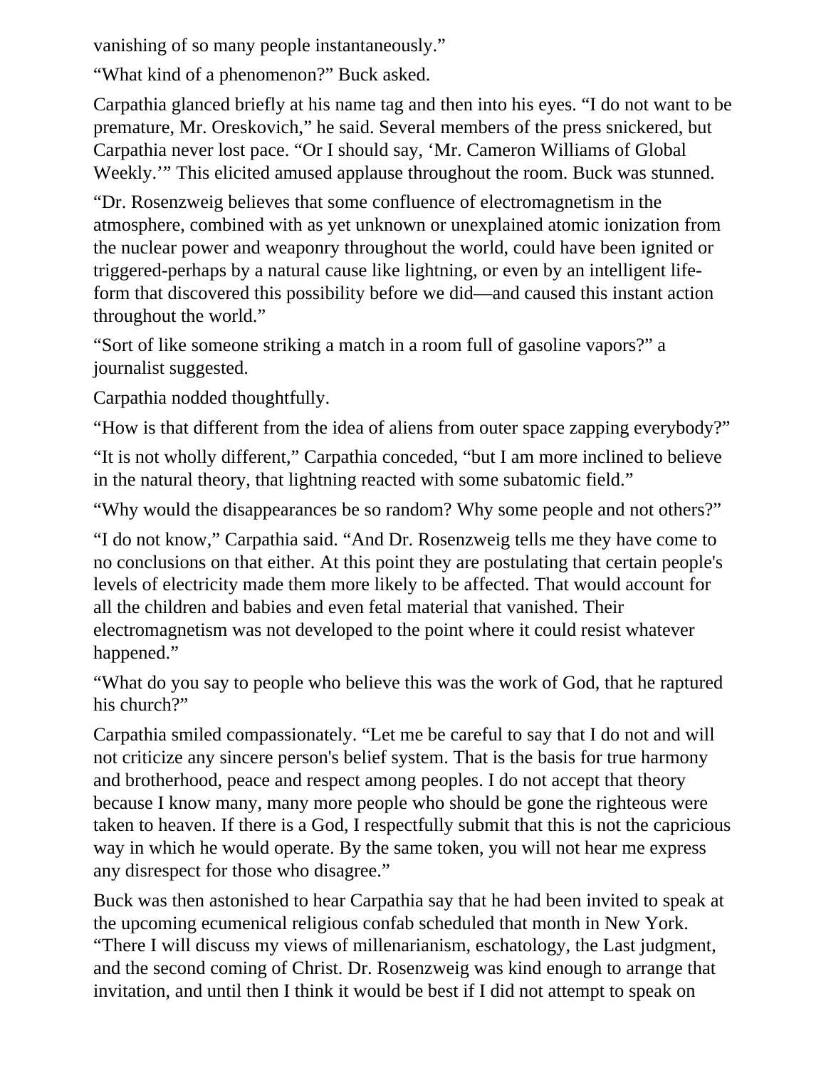vanishing of so many people instantaneously."

"What kind of a phenomenon?" Buck asked.

Carpathia glanced briefly at his name tag and then into his eyes. "I do not want to be premature, Mr. Oreskovich," he said. Several members of the press snickered, but Carpathia never lost pace. "Or I should say, 'Mr. Cameron Williams of Global Weekly.'" This elicited amused applause throughout the room. Buck was stunned.

"Dr. Rosenzweig believes that some confluence of electromagnetism in the atmosphere, combined with as yet unknown or unexplained atomic ionization from the nuclear power and weaponry throughout the world, could have been ignited or triggered-perhaps by a natural cause like lightning, or even by an intelligent life-form that discovered this possibility before we did—and caused this instant action throughout the world."

"Sort of like someone striking a match in a room full of gasoline vapors?" a journalist suggested.

Carpathia nodded thoughtfully.

"How is that different from the idea of aliens from outer space zapping everybody?"

"It is not wholly different," Carpathia conceded, "but I am more inclined to believe in the natural theory, that lightning reacted with some subatomic field."

"Why would the disappearances be so random? Why some people and not others?"

"I do not know," Carpathia said. "And Dr. Rosenzweig tells me they have come to no conclusions on that either. At this point they are postulating that certain people's levels of electricity made them more likely to be affected. That would account for all the children and babies and even fetal material that vanished. Their electromagnetism was not developed to the point where it could resist whatever happened."

"What do you say to people who believe this was the work of God, that he raptured his church?"

Carpathia smiled compassionately. "Let me be careful to say that I do not and will not criticize any sincere person's belief system. That is the basis for true harmony and brotherhood, peace and respect among peoples. I do not accept that theory because I know many, many more people who should be gone the righteous were taken to heaven. If there is a God, I respectfully submit that this is not the capricious way in which he would operate. By the same token, you will not hear me express any disrespect for those who disagree."

Buck was then astonished to hear Carpathia say that he had been invited to speak at the upcoming ecumenical religious confab scheduled that month in New York. "There I will discuss my views of millenarianism, eschatology, the Last judgment, and the second coming of Christ. Dr. Rosenzweig was kind enough to arrange that invitation, and until then I think it would be best if I did not attempt to speak on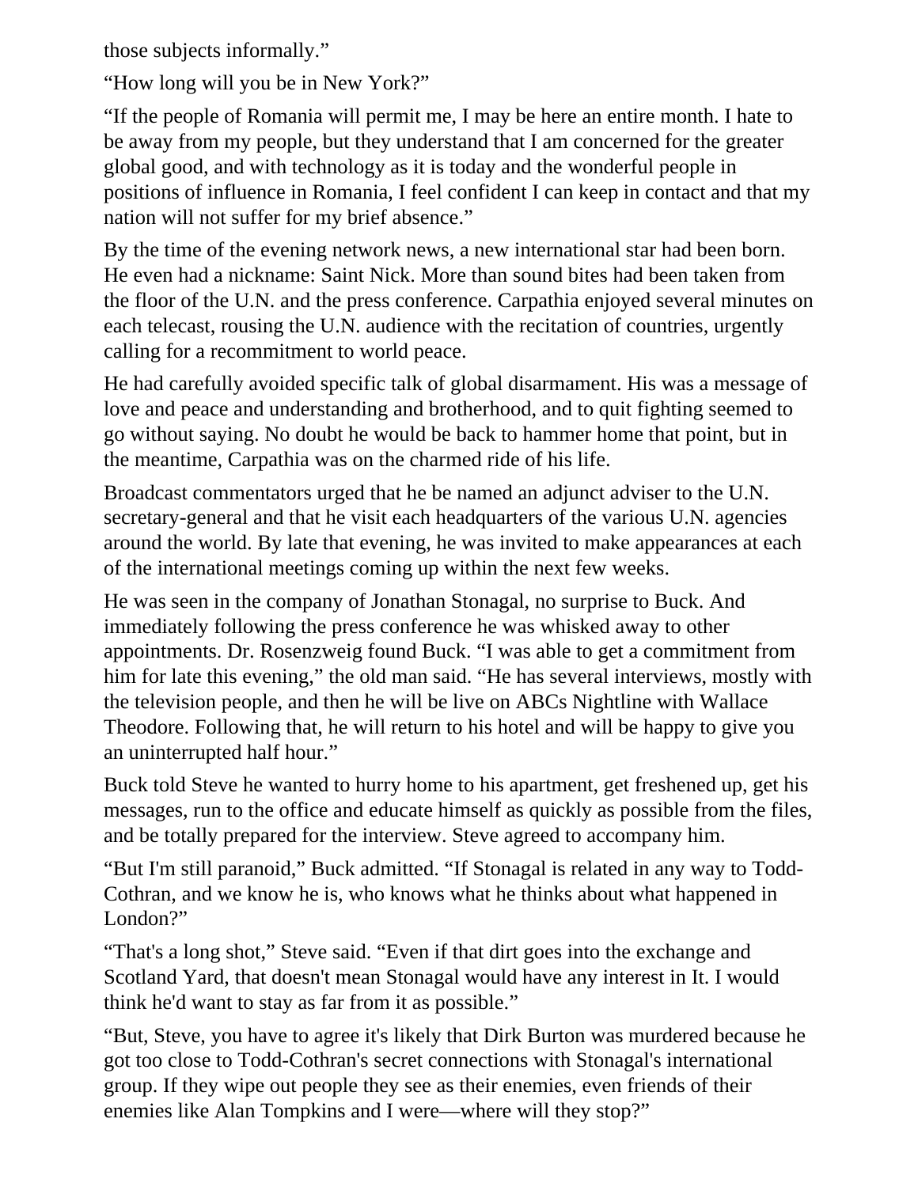those subjects informally."

"How long will you be in New York?"

"If the people of Romania will permit me, I may be here an entire month. I hate to be away from my people, but they understand that I am concerned for the greater global good, and with technology as it is today and the wonderful people in positions of influence in Romania, I feel confident I can keep in contact and that my nation will not suffer for my brief absence."

By the time of the evening network news, a new international star had been born. He even had a nickname: Saint Nick. More than sound bites had been taken from the floor of the U.N. and the press conference. Carpathia enjoyed several minutes on each telecast, rousing the U.N. audience with the recitation of countries, urgently calling for a recommitment to world peace.

He had carefully avoided specific talk of global disarmament. His was a message of love and peace and understanding and brotherhood, and to quit fighting seemed to go without saying. No doubt he would be back to hammer home that point, but in the meantime, Carpathia was on the charmed ride of his life.

Broadcast commentators urged that he be named an adjunct adviser to the U.N. secretary-general and that he visit each headquarters of the various U.N. agencies around the world. By late that evening, he was invited to make appearances at each of the international meetings coming up within the next few weeks.

He was seen in the company of Jonathan Stonagal, no surprise to Buck. And immediately following the press conference he was whisked away to other appointments. Dr. Rosenzweig found Buck. "I was able to get a commitment from him for late this evening," the old man said. "He has several interviews, mostly with the television people, and then he will be live on ABCs Nightline with Wallace Theodore. Following that, he will return to his hotel and will be happy to give you an uninterrupted half hour."

Buck told Steve he wanted to hurry home to his apartment, get freshened up, get his messages, run to the office and educate himself as quickly as possible from the files, and be totally prepared for the interview. Steve agreed to accompany him.

"But I'm still paranoid," Buck admitted. "If Stonagal is related in any way to Todd-Cothran, and we know he is, who knows what he thinks about what happened in London?"

"That's a long shot," Steve said. "Even if that dirt goes into the exchange and Scotland Yard, that doesn't mean Stonagal would have any interest in It. I would think he'd want to stay as far from it as possible."

"But, Steve, you have to agree it's likely that Dirk Burton was murdered because he got too close to Todd-Cothran's secret connections with Stonagal's international group. If they wipe out people they see as their enemies, even friends of their enemies like Alan Tompkins and I were—where will they stop?"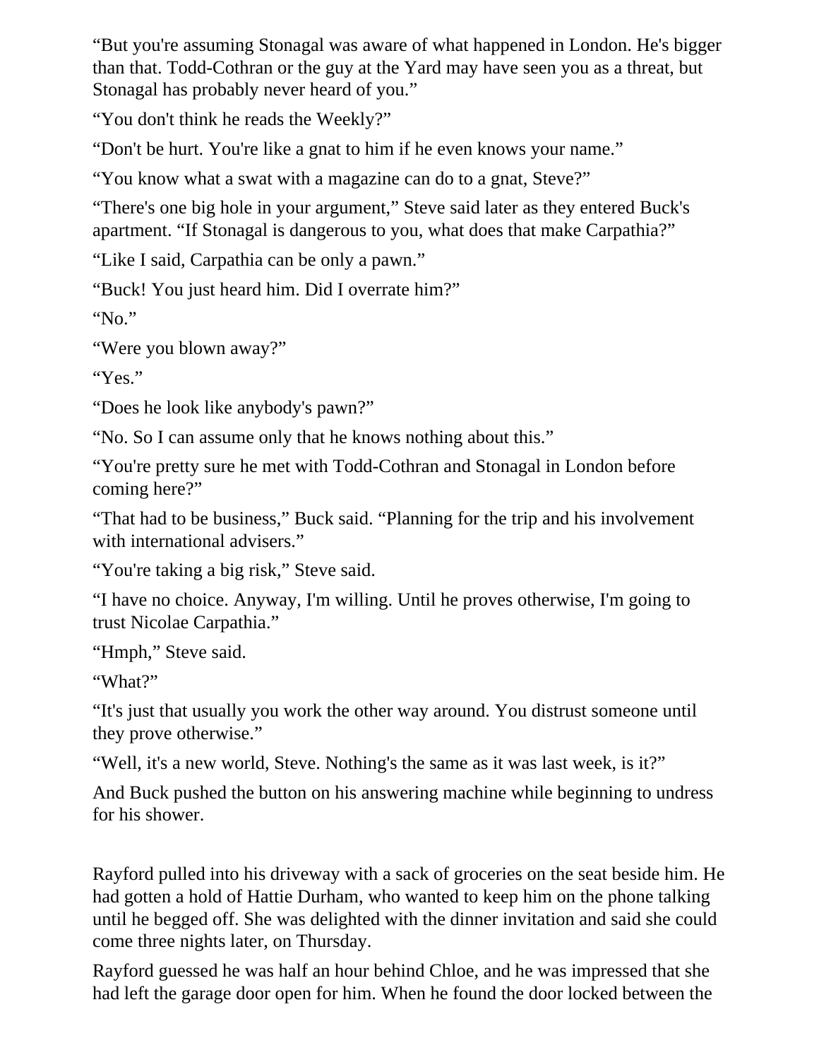"But you're assuming Stonagal was aware of what happened in London. He's bigger than that. Todd-Cothran or the guy at the Yard may have seen you as a threat, but Stonagal has probably never heard of you."

"You don't think he reads the Weekly?"

"Don't be hurt. You're like a gnat to him if he even knows your name."

"You know what a swat with a magazine can do to a gnat, Steve?"

"There's one big hole in your argument," Steve said later as they entered Buck's apartment. "If Stonagal is dangerous to you, what does that make Carpathia?"

"Like I said, Carpathia can be only a pawn."

"Buck! You just heard him. Did I overrate him?"

"No."

"Were you blown away?"

"Yes."

"Does he look like anybody's pawn?"

"No. So I can assume only that he knows nothing about this."

"You're pretty sure he met with Todd-Cothran and Stonagal in London before coming here?"

"That had to be business," Buck said. "Planning for the trip and his involvement with international advisers."

"You're taking a big risk," Steve said.

"I have no choice. Anyway, I'm willing. Until he proves otherwise, I'm going to trust Nicolae Carpathia."

"Hmph," Steve said.

"What?"

"It's just that usually you work the other way around. You distrust someone until they prove otherwise."

"Well, it's a new world, Steve. Nothing's the same as it was last week, is it?"

And Buck pushed the button on his answering machine while beginning to undress for his shower.

Rayford pulled into his driveway with a sack of groceries on the seat beside him. He had gotten a hold of Hattie Durham, who wanted to keep him on the phone talking until he begged off. She was delighted with the dinner invitation and said she could come three nights later, on Thursday.

Rayford guessed he was half an hour behind Chloe, and he was impressed that she had left the garage door open for him. When he found the door locked between the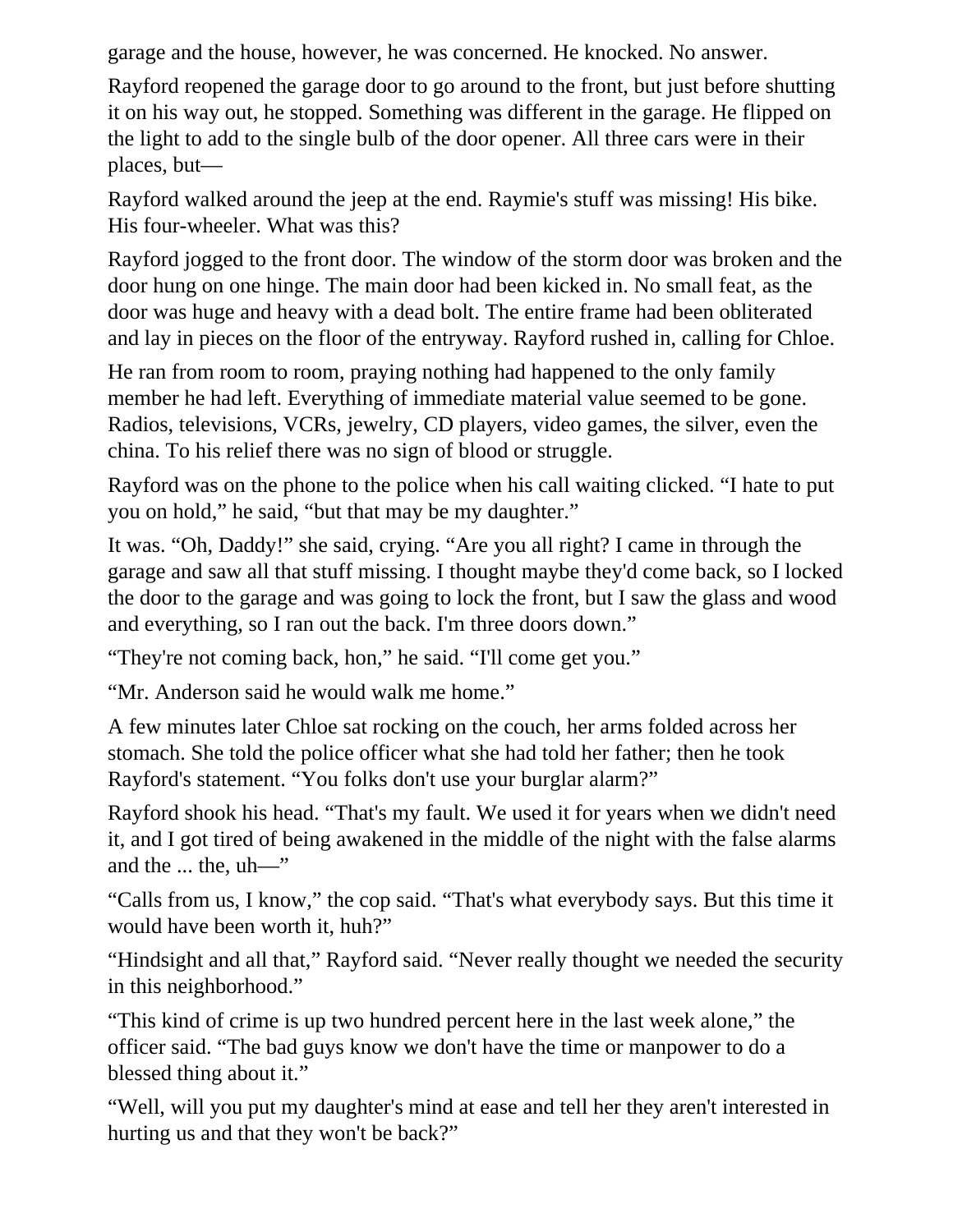garage and the house, however, he was concerned. He knocked. No answer.

Rayford reopened the garage door to go around to the front, but just before shutting it on his way out, he stopped. Something was different in the garage. He flipped on the light to add to the single bulb of the door opener. All three cars were in their places, but—

Rayford walked around the jeep at the end. Raymie's stuff was missing! His bike. His four-wheeler. What was this?

Rayford jogged to the front door. The window of the storm door was broken and the door hung on one hinge. The main door had been kicked in. No small feat, as the door was huge and heavy with a dead bolt. The entire frame had been obliterated and lay in pieces on the floor of the entryway. Rayford rushed in, calling for Chloe.

He ran from room to room, praying nothing had happened to the only family member he had left. Everything of immediate material value seemed to be gone. Radios, televisions, VCRs, jewelry, CD players, video games, the silver, even the china. To his relief there was no sign of blood or struggle.

Rayford was on the phone to the police when his call waiting clicked. "I hate to put you on hold," he said, "but that may be my daughter."

It was. "Oh, Daddy!" she said, crying. "Are you all right? I came in through the garage and saw all that stuff missing. I thought maybe they'd come back, so I locked the door to the garage and was going to lock the front, but I saw the glass and wood and everything, so I ran out the back. I'm three doors down."

"They're not coming back, hon," he said. "I'll come get you."

"Mr. Anderson said he would walk me home."

A few minutes later Chloe sat rocking on the couch, her arms folded across her stomach. She told the police officer what she had told her father; then he took Rayford's statement. "You folks don't use your burglar alarm?"

Rayford shook his head. "That's my fault. We used it for years when we didn't need it, and I got tired of being awakened in the middle of the night with the false alarms and the ... the, uh—"

"Calls from us, I know," the cop said. "That's what everybody says. But this time it would have been worth it, huh?"

"Hindsight and all that," Rayford said. "Never really thought we needed the security in this neighborhood."

"This kind of crime is up two hundred percent here in the last week alone," the officer said. "The bad guys know we don't have the time or manpower to do a blessed thing about it."

"Well, will you put my daughter's mind at ease and tell her they aren't interested in hurting us and that they won't be back?"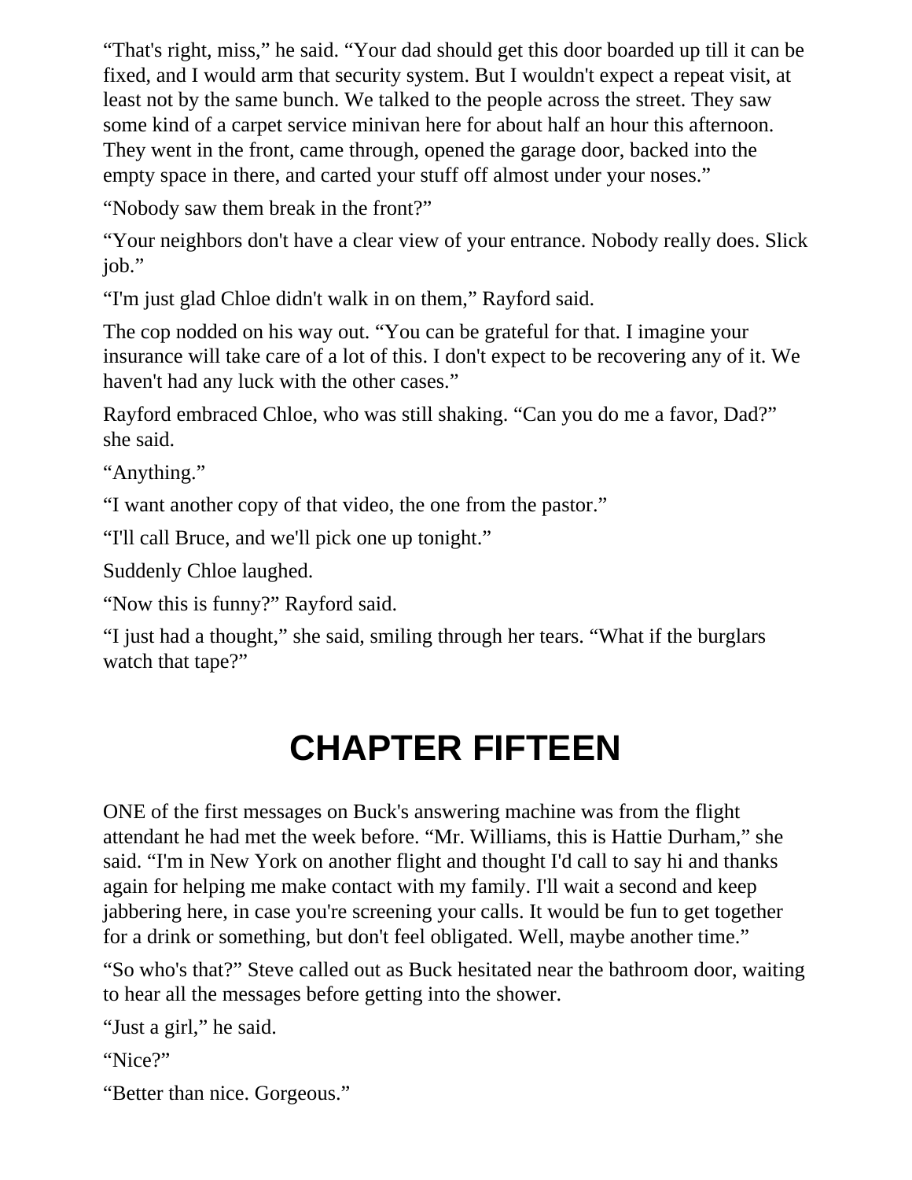“That's right, miss,” he said. “Your dad should get this door boarded up till it can be fixed, and I would arm that security system. But I wouldn't expect a repeat visit, at least not by the same bunch. We talked to the people across the street. They saw some kind of a carpet service minivan here for about half an hour this afternoon. They went in the front, came through, opened the garage door, backed into the empty space in there, and carted your stuff off almost under your noses.”

“Nobody saw them break in the front?”

“Your neighbors don't have a clear view of your entrance. Nobody really does. Slick job.”

“I'm just glad Chloe didn't walk in on them,” Rayford said.

The cop nodded on his way out. “You can be grateful for that. I imagine your insurance will take care of a lot of this. I don't expect to be recovering any of it. We haven't had any luck with the other cases.”

Rayford embraced Chloe, who was still shaking. “Can you do me a favor, Dad?” she said.

“Anything.”

“I want another copy of that video, the one from the pastor.”

“I'll call Bruce, and we'll pick one up tonight.”

Suddenly Chloe laughed.

“Now this is funny?” Rayford said.

“I just had a thought,” she said, smiling through her tears. “What if the burglars watch that tape?”

# CHAPTER FIFTEEN

ONE of the first messages on Buck's answering machine was from the flight attendant he had met the week before. “Mr. Williams, this is Hattie Durham,” she said. “I'm in New York on another flight and thought I'd call to say hi and thanks again for helping me make contact with my family. I'll wait a second and keep jabbering here, in case you're screening your calls. It would be fun to get together for a drink or something, but don't feel obligated. Well, maybe another time.”

“So who's that?” Steve called out as Buck hesitated near the bathroom door, waiting to hear all the messages before getting into the shower.

“Just a girl,” he said.

“Nice?”

“Better than nice. Gorgeous.”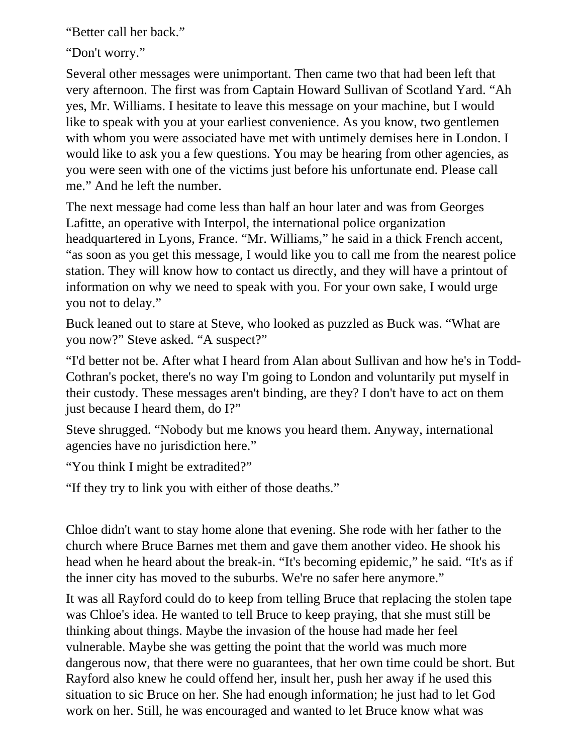“Better call her back.”

“Don't worry.”

Several other messages were unimportant. Then came two that had been left that very afternoon. The first was from Captain Howard Sullivan of Scotland Yard. “Ah yes, Mr. Williams. I hesitate to leave this message on your machine, but I would like to speak with you at your earliest convenience. As you know, two gentlemen with whom you were associated have met with untimely demises here in London. I would like to ask you a few questions. You may be hearing from other agencies, as you were seen with one of the victims just before his unfortunate end. Please call me.” And he left the number.

The next message had come less than half an hour later and was from Georges Lafitte, an operative with Interpol, the international police organization headquartered in Lyons, France. “Mr. Williams,” he said in a thick French accent, “as soon as you get this message, I would like you to call me from the nearest police station. They will know how to contact us directly, and they will have a printout of information on why we need to speak with you. For your own sake, I would urge you not to delay.”

Buck leaned out to stare at Steve, who looked as puzzled as Buck was. “What are you now?” Steve asked. “A suspect?”

“I'd better not be. After what I heard from Alan about Sullivan and how he's in Todd-Cothran's pocket, there's no way I'm going to London and voluntarily put myself in their custody. These messages aren't binding, are they? I don't have to act on them just because I heard them, do I?”

Steve shrugged. “Nobody but me knows you heard them. Anyway, international agencies have no jurisdiction here.”

“You think I might be extradited?”

“If they try to link you with either of those deaths.”

Chloe didn't want to stay home alone that evening. She rode with her father to the church where Bruce Barnes met them and gave them another video. He shook his head when he heard about the break-in. “It's becoming epidemic,” he said. “It's as if the inner city has moved to the suburbs. We're no safer here anymore.”

It was all Rayford could do to keep from telling Bruce that replacing the stolen tape was Chloe's idea. He wanted to tell Bruce to keep praying, that she must still be thinking about things. Maybe the invasion of the house had made her feel vulnerable. Maybe she was getting the point that the world was much more dangerous now, that there were no guarantees, that her own time could be short. But Rayford also knew he could offend her, insult her, push her away if he used this situation to sic Bruce on her. She had enough information; he just had to let God work on her. Still, he was encouraged and wanted to let Bruce know what was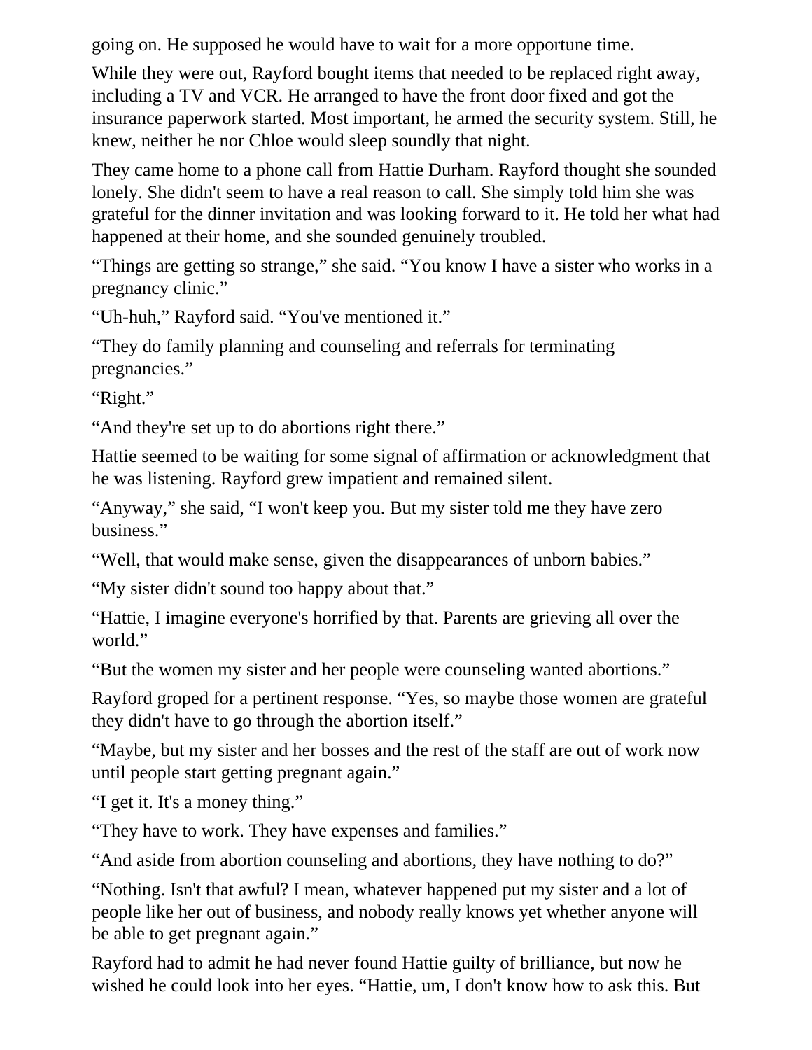going on. He supposed he would have to wait for a more opportune time.

While they were out, Rayford bought items that needed to be replaced right away, including a TV and VCR. He arranged to have the front door fixed and got the insurance paperwork started. Most important, he armed the security system. Still, he knew, neither he nor Chloe would sleep soundly that night.

They came home to a phone call from Hattie Durham. Rayford thought she sounded lonely. She didn't seem to have a real reason to call. She simply told him she was grateful for the dinner invitation and was looking forward to it. He told her what had happened at their home, and she sounded genuinely troubled.

“Things are getting so strange,” she said. “You know I have a sister who works in a pregnancy clinic.”

“Uh-huh,” Rayford said. “You've mentioned it.”

“They do family planning and counseling and referrals for terminating pregnancies.”

“Right.”

“And they're set up to do abortions right there.”

Hattie seemed to be waiting for some signal of affirmation or acknowledgment that he was listening. Rayford grew impatient and remained silent.

“Anyway,” she said, “I won't keep you. But my sister told me they have zero business.”

“Well, that would make sense, given the disappearances of unborn babies.”

“My sister didn't sound too happy about that.”

“Hattie, I imagine everyone's horrified by that. Parents are grieving all over the world.”

“But the women my sister and her people were counseling wanted abortions.”

Rayford groped for a pertinent response. “Yes, so maybe those women are grateful they didn't have to go through the abortion itself.”

“Maybe, but my sister and her bosses and the rest of the staff are out of work now until people start getting pregnant again.”

“I get it. It's a money thing.”

“They have to work. They have expenses and families.”

“And aside from abortion counseling and abortions, they have nothing to do?”

“Nothing. Isn't that awful? I mean, whatever happened put my sister and a lot of people like her out of business, and nobody really knows yet whether anyone will be able to get pregnant again.”

Rayford had to admit he had never found Hattie guilty of brilliance, but now he wished he could look into her eyes. “Hattie, um, I don't know how to ask this. But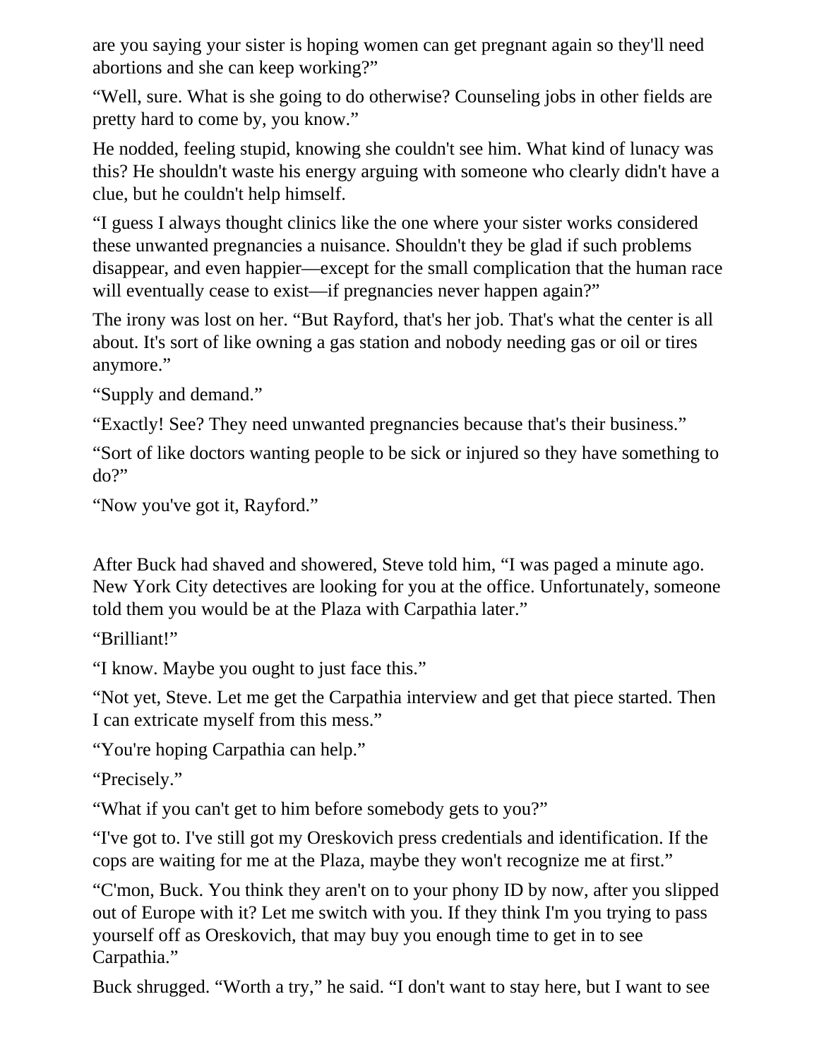are you saying your sister is hoping women can get pregnant again so they'll need abortions and she can keep working?"

"Well, sure. What is she going to do otherwise? Counseling jobs in other fields are pretty hard to come by, you know."

He nodded, feeling stupid, knowing she couldn't see him. What kind of lunacy was this? He shouldn't waste his energy arguing with someone who clearly didn't have a clue, but he couldn't help himself.

"I guess I always thought clinics like the one where your sister works considered these unwanted pregnancies a nuisance. Shouldn't they be glad if such problems disappear, and even happier—except for the small complication that the human race will eventually cease to exist—if pregnancies never happen again?"

The irony was lost on her. "But Rayford, that's her job. That's what the center is all about. It's sort of like owning a gas station and nobody needing gas or oil or tires anymore."

"Supply and demand."

"Exactly! See? They need unwanted pregnancies because that's their business."

"Sort of like doctors wanting people to be sick or injured so they have something to do?"

"Now you've got it, Rayford."

After Buck had shaved and showered, Steve told him, "I was paged a minute ago. New York City detectives are looking for you at the office. Unfortunately, someone told them you would be at the Plaza with Carpathia later."

"Brilliant!"

"I know. Maybe you ought to just face this."

"Not yet, Steve. Let me get the Carpathia interview and get that piece started. Then I can extricate myself from this mess."

"You're hoping Carpathia can help."

"Precisely."

"What if you can't get to him before somebody gets to you?"

"I've got to. I've still got my Oreskovich press credentials and identification. If the cops are waiting for me at the Plaza, maybe they won't recognize me at first."

"C'mon, Buck. You think they aren't on to your phony ID by now, after you slipped out of Europe with it? Let me switch with you. If they think I'm you trying to pass yourself off as Oreskovich, that may buy you enough time to get in to see Carpathia."

Buck shrugged. "Worth a try," he said. "I don't want to stay here, but I want to see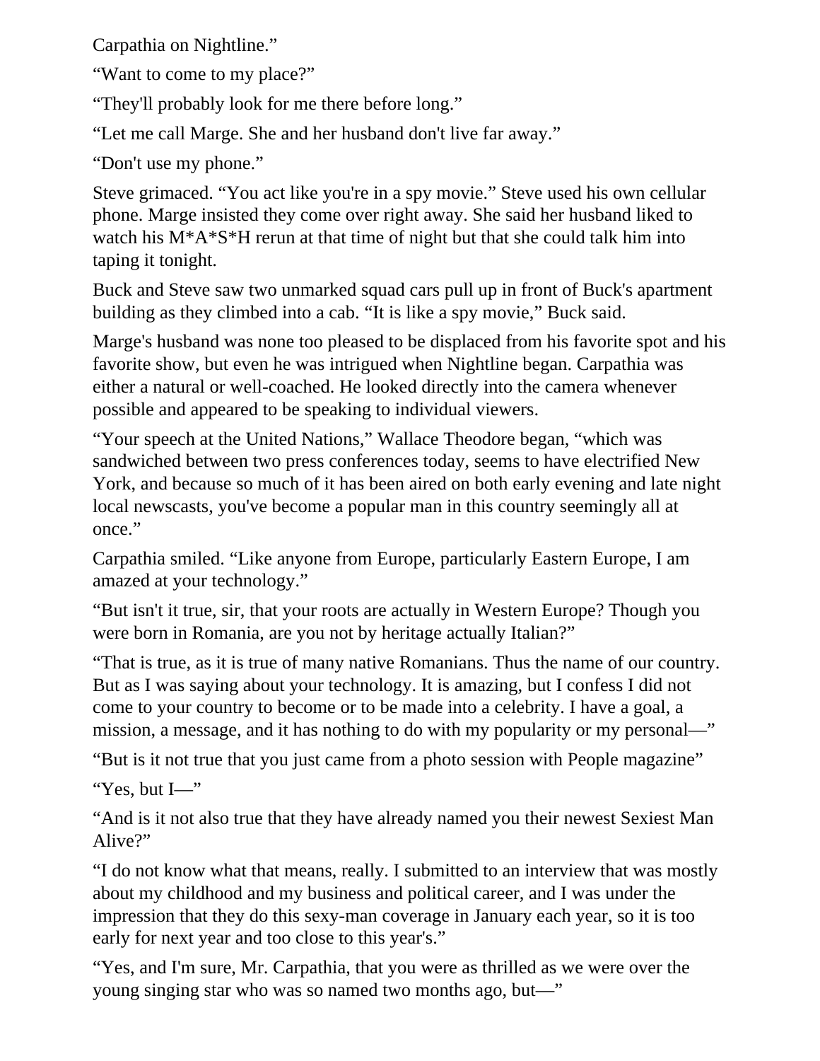Carpathia on Nightline."

"Want to come to my place?"

"They'll probably look for me there before long."

"Let me call Marge. She and her husband don't live far away."

"Don't use my phone."

Steve grimaced. "You act like you're in a spy movie." Steve used his own cellular phone. Marge insisted they come over right away. She said her husband liked to watch his M*A*S*H rerun at that time of night but that she could talk him into taping it tonight.

Buck and Steve saw two unmarked squad cars pull up in front of Buck's apartment building as they climbed into a cab. "It is like a spy movie," Buck said.

Marge's husband was none too pleased to be displaced from his favorite spot and his favorite show, but even he was intrigued when Nightline began. Carpathia was either a natural or well-coached. He looked directly into the camera whenever possible and appeared to be speaking to individual viewers.

"Your speech at the United Nations," Wallace Theodore began, "which was sandwiched between two press conferences today, seems to have electrified New York, and because so much of it has been aired on both early evening and late night local newscasts, you've become a popular man in this country seemingly all at once."

Carpathia smiled. "Like anyone from Europe, particularly Eastern Europe, I am amazed at your technology."

"But isn't it true, sir, that your roots are actually in Western Europe? Though you were born in Romania, are you not by heritage actually Italian?"

"That is true, as it is true of many native Romanians. Thus the name of our country. But as I was saying about your technology. It is amazing, but I confess I did not come to your country to become or to be made into a celebrity. I have a goal, a mission, a message, and it has nothing to do with my popularity or my personal—"

"But is it not true that you just came from a photo session with People magazine"

"Yes, but I—"

"And is it not also true that they have already named you their newest Sexiest Man Alive?"

"I do not know what that means, really. I submitted to an interview that was mostly about my childhood and my business and political career, and I was under the impression that they do this sexy-man coverage in January each year, so it is too early for next year and too close to this year's."

"Yes, and I'm sure, Mr. Carpathia, that you were as thrilled as we were over the young singing star who was so named two months ago, but—"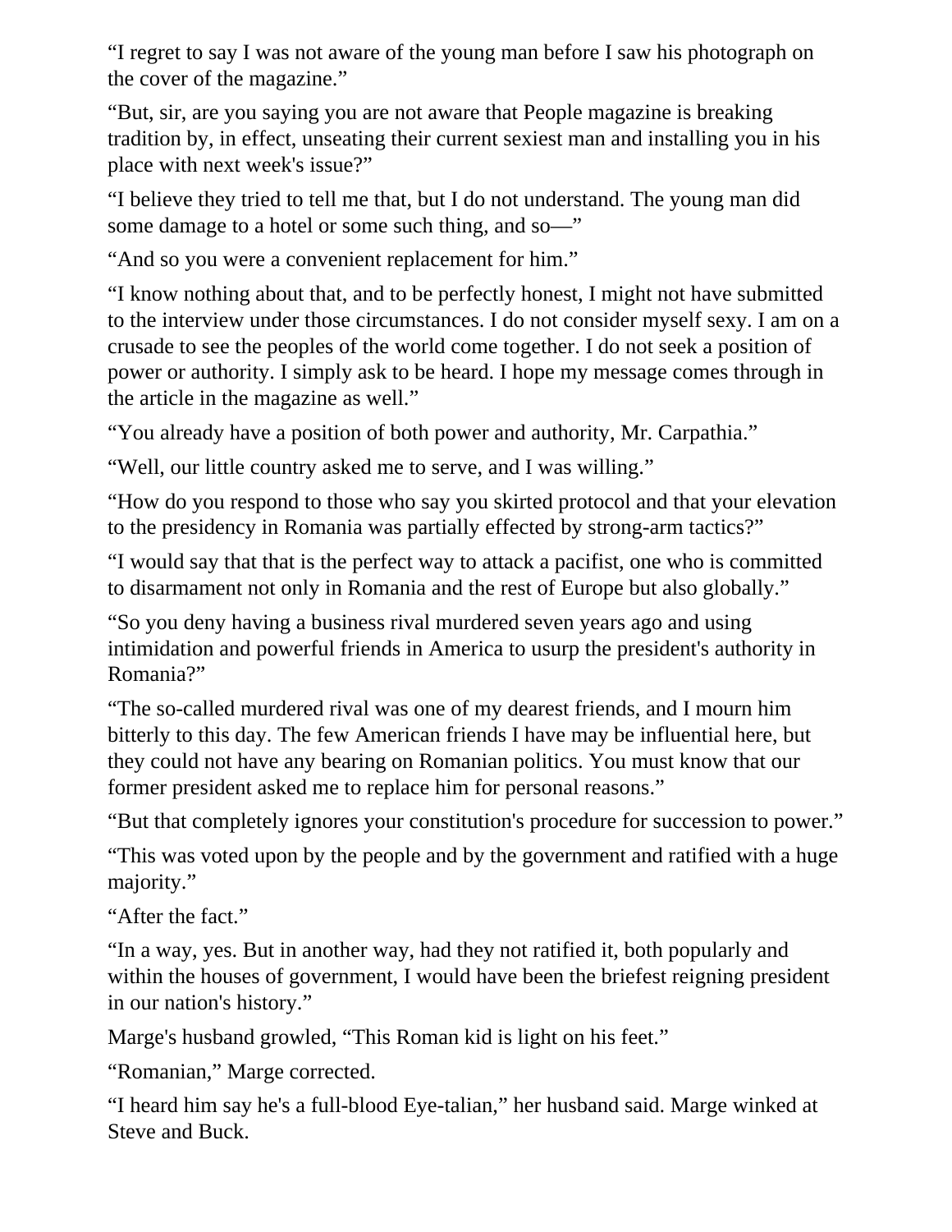"I regret to say I was not aware of the young man before I saw his photograph on the cover of the magazine."

"But, sir, are you saying you are not aware that People magazine is breaking tradition by, in effect, unseating their current sexiest man and installing you in his place with next week's issue?"

"I believe they tried to tell me that, but I do not understand. The young man did some damage to a hotel or some such thing, and so—"

"And so you were a convenient replacement for him."

"I know nothing about that, and to be perfectly honest, I might not have submitted to the interview under those circumstances. I do not consider myself sexy. I am on a crusade to see the peoples of the world come together. I do not seek a position of power or authority. I simply ask to be heard. I hope my message comes through in the article in the magazine as well."

"You already have a position of both power and authority, Mr. Carpathia."

"Well, our little country asked me to serve, and I was willing."

"How do you respond to those who say you skirted protocol and that your elevation to the presidency in Romania was partially effected by strong-arm tactics?"

"I would say that that is the perfect way to attack a pacifist, one who is committed to disarmament not only in Romania and the rest of Europe but also globally."

"So you deny having a business rival murdered seven years ago and using intimidation and powerful friends in America to usurp the president's authority in Romania?"

"The so-called murdered rival was one of my dearest friends, and I mourn him bitterly to this day. The few American friends I have may be influential here, but they could not have any bearing on Romanian politics. You must know that our former president asked me to replace him for personal reasons."

"But that completely ignores your constitution's procedure for succession to power."

"This was voted upon by the people and by the government and ratified with a huge majority."

"After the fact."

"In a way, yes. But in another way, had they not ratified it, both popularly and within the houses of government, I would have been the briefest reigning president in our nation's history."

Marge's husband growled, "This Roman kid is light on his feet."

"Romanian," Marge corrected.

"I heard him say he's a full-blood Eye-talian," her husband said. Marge winked at Steve and Buck.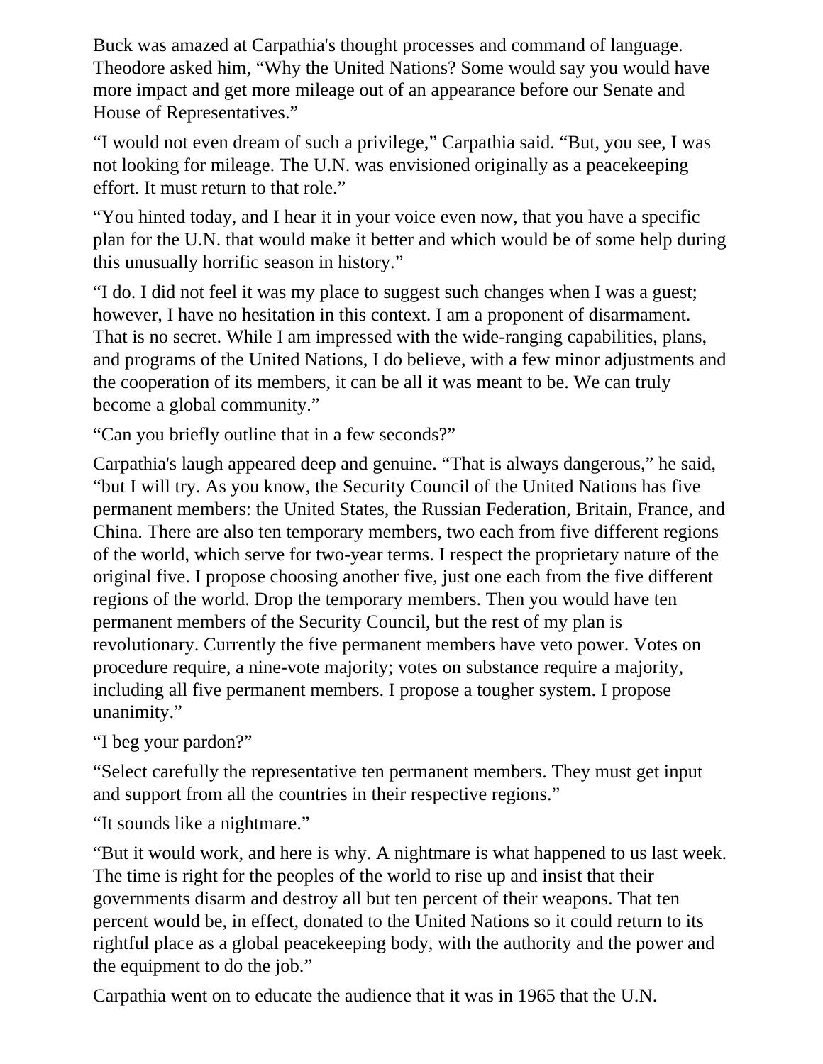Buck was amazed at Carpathia's thought processes and command of language. Theodore asked him, “Why the United Nations? Some would say you would have more impact and get more mileage out of an appearance before our Senate and House of Representatives.”

“I would not even dream of such a privilege,” Carpathia said. “But, you see, I was not looking for mileage. The U.N. was envisioned originally as a peacekeeping effort. It must return to that role.”

“You hinted today, and I hear it in your voice even now, that you have a specific plan for the U.N. that would make it better and which would be of some help during this unusually horrific season in history.”

“I do. I did not feel it was my place to suggest such changes when I was a guest; however, I have no hesitation in this context. I am a proponent of disarmament. That is no secret. While I am impressed with the wide-ranging capabilities, plans, and programs of the United Nations, I do believe, with a few minor adjustments and the cooperation of its members, it can be all it was meant to be. We can truly become a global community.”

“Can you briefly outline that in a few seconds?”

Carpathia's laugh appeared deep and genuine. “That is always dangerous,” he said, “but I will try. As you know, the Security Council of the United Nations has five permanent members: the United States, the Russian Federation, Britain, France, and China. There are also ten temporary members, two each from five different regions of the world, which serve for two-year terms. I respect the proprietary nature of the original five. I propose choosing another five, just one each from the five different regions of the world. Drop the temporary members. Then you would have ten permanent members of the Security Council, but the rest of my plan is revolutionary. Currently the five permanent members have veto power. Votes on procedure require, a nine-vote majority; votes on substance require a majority, including all five permanent members. I propose a tougher system. I propose unanimity.”

“I beg your pardon?”

“Select carefully the representative ten permanent members. They must get input and support from all the countries in their respective regions.”

“It sounds like a nightmare.”

“But it would work, and here is why. A nightmare is what happened to us last week. The time is right for the peoples of the world to rise up and insist that their governments disarm and destroy all but ten percent of their weapons. That ten percent would be, in effect, donated to the United Nations so it could return to its rightful place as a global peacekeeping body, with the authority and the power and the equipment to do the job.”

Carpathia went on to educate the audience that it was in 1965 that the U.N.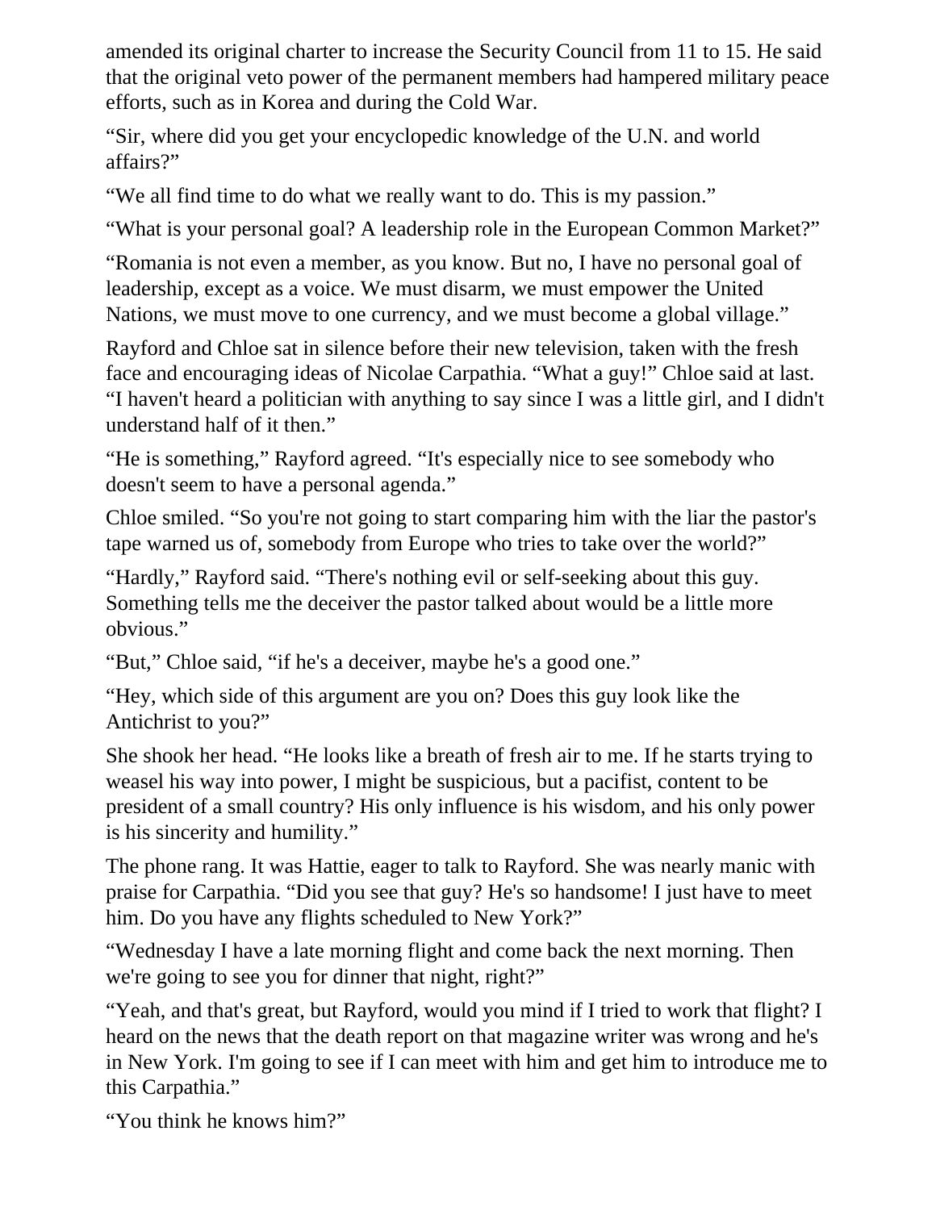amended its original charter to increase the Security Council from 11 to 15. He said that the original veto power of the permanent members had hampered military peace efforts, such as in Korea and during the Cold War.

“Sir, where did you get your encyclopedic knowledge of the U.N. and world affairs?”

“We all find time to do what we really want to do. This is my passion.”

“What is your personal goal? A leadership role in the European Common Market?”

“Romania is not even a member, as you know. But no, I have no personal goal of leadership, except as a voice. We must disarm, we must empower the United Nations, we must move to one currency, and we must become a global village.”

Rayford and Chloe sat in silence before their new television, taken with the fresh face and encouraging ideas of Nicolae Carpathia. “What a guy!” Chloe said at last. “I haven't heard a politician with anything to say since I was a little girl, and I didn't understand half of it then.”

“He is something,” Rayford agreed. “It's especially nice to see somebody who doesn't seem to have a personal agenda.”

Chloe smiled. “So you're not going to start comparing him with the liar the pastor's tape warned us of, somebody from Europe who tries to take over the world?”

“Hardly,” Rayford said. “There's nothing evil or self-seeking about this guy. Something tells me the deceiver the pastor talked about would be a little more obvious.”

“But,” Chloe said, “if he's a deceiver, maybe he's a good one.”

“Hey, which side of this argument are you on? Does this guy look like the Antichrist to you?”

She shook her head. “He looks like a breath of fresh air to me. If he starts trying to weasel his way into power, I might be suspicious, but a pacifist, content to be president of a small country? His only influence is his wisdom, and his only power is his sincerity and humility.”

The phone rang. It was Hattie, eager to talk to Rayford. She was nearly manic with praise for Carpathia. “Did you see that guy? He's so handsome! I just have to meet him. Do you have any flights scheduled to New York?”

“Wednesday I have a late morning flight and come back the next morning. Then we're going to see you for dinner that night, right?”

“Yeah, and that's great, but Rayford, would you mind if I tried to work that flight? I heard on the news that the death report on that magazine writer was wrong and he's in New York. I'm going to see if I can meet with him and get him to introduce me to this Carpathia.”

“You think he knows him?”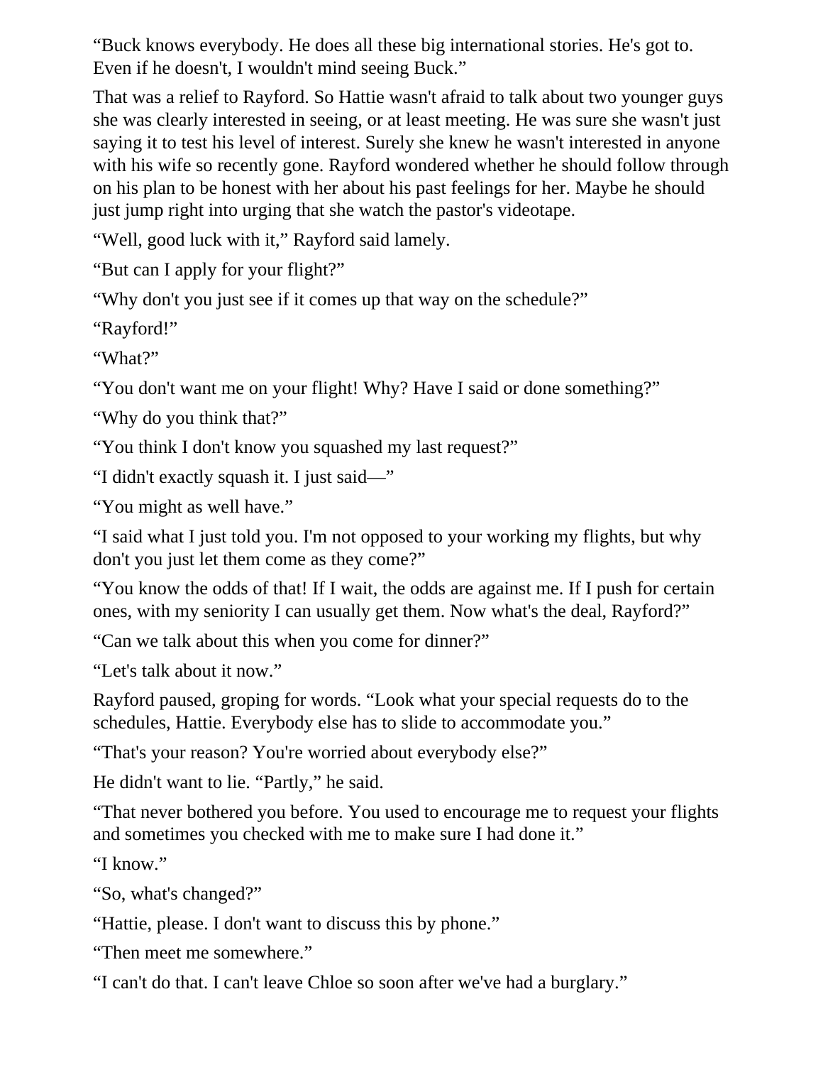“Buck knows everybody. He does all these big international stories. He's got to. Even if he doesn't, I wouldn't mind seeing Buck.”

That was a relief to Rayford. So Hattie wasn't afraid to talk about two younger guys she was clearly interested in seeing, or at least meeting. He was sure she wasn't just saying it to test his level of interest. Surely she knew he wasn't interested in anyone with his wife so recently gone. Rayford wondered whether he should follow through on his plan to be honest with her about his past feelings for her. Maybe he should just jump right into urging that she watch the pastor's videotape.

“Well, good luck with it,” Rayford said lamely.

“But can I apply for your flight?”

“Why don't you just see if it comes up that way on the schedule?”

“Rayford!”

“What?”

“You don't want me on your flight! Why? Have I said or done something?”

“Why do you think that?”

“You think I don't know you squashed my last request?”

“I didn't exactly squash it. I just said—”

“You might as well have.”

“I said what I just told you. I'm not opposed to your working my flights, but why don't you just let them come as they come?”

“You know the odds of that! If I wait, the odds are against me. If I push for certain ones, with my seniority I can usually get them. Now what's the deal, Rayford?”

“Can we talk about this when you come for dinner?”

“Let's talk about it now.”

Rayford paused, groping for words. “Look what your special requests do to the schedules, Hattie. Everybody else has to slide to accommodate you.”

“That's your reason? You're worried about everybody else?”

He didn't want to lie. “Partly,” he said.

“That never bothered you before. You used to encourage me to request your flights and sometimes you checked with me to make sure I had done it.”

“I know.”

“So, what's changed?”

“Hattie, please. I don't want to discuss this by phone.”

“Then meet me somewhere.”

“I can't do that. I can't leave Chloe so soon after we've had a burglary.”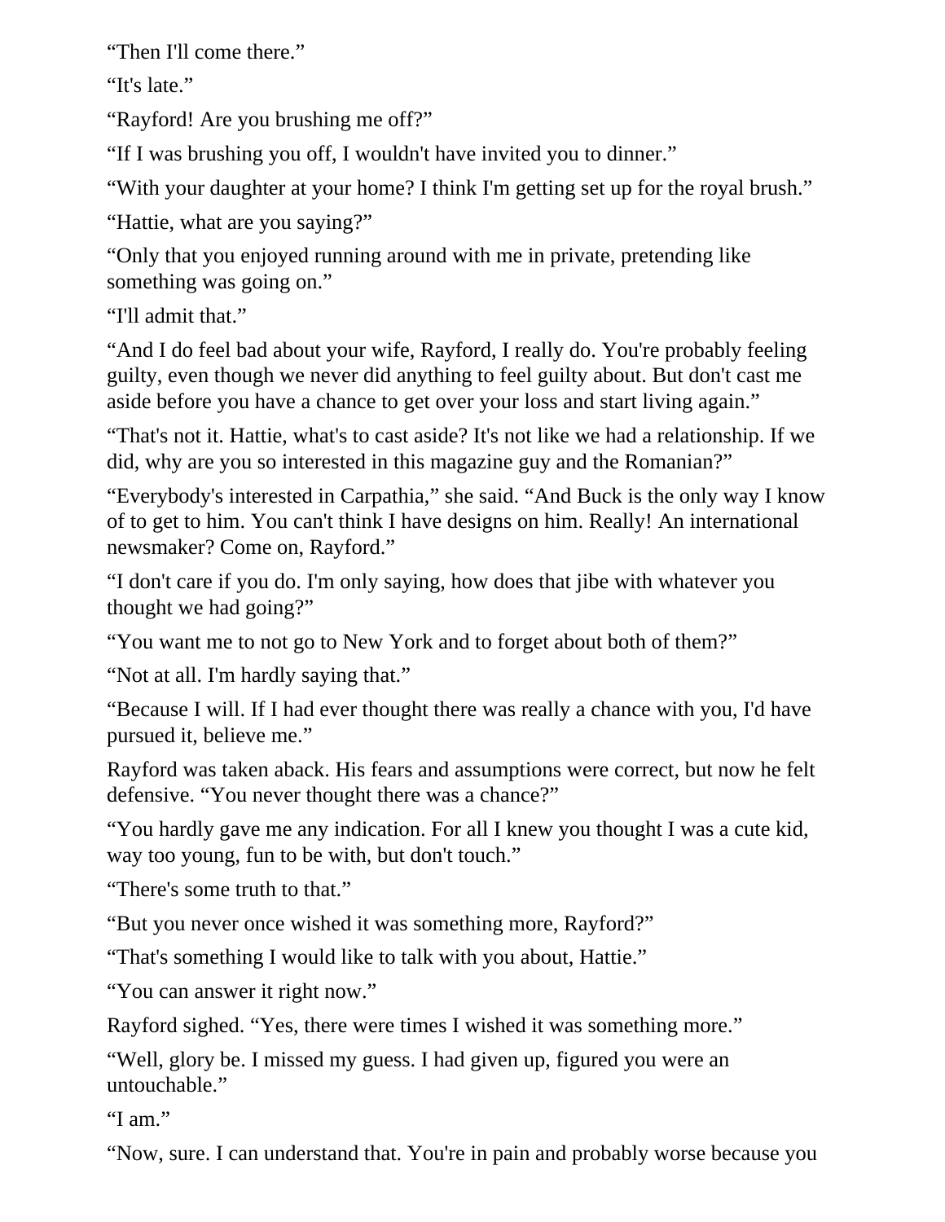“Then I'll come there.”

“It's late.”

“Rayford! Are you brushing me off?”

“If I was brushing you off, I wouldn't have invited you to dinner.”

“With your daughter at your home? I think I'm getting set up for the royal brush.”

“Hattie, what are you saying?”

“Only that you enjoyed running around with me in private, pretending like something was going on.”

“I'll admit that.”

“And I do feel bad about your wife, Rayford, I really do. You're probably feeling guilty, even though we never did anything to feel guilty about. But don't cast me aside before you have a chance to get over your loss and start living again.”

“That's not it. Hattie, what's to cast aside? It's not like we had a relationship. If we did, why are you so interested in this magazine guy and the Romanian?”

“Everybody's interested in Carpathia,” she said. “And Buck is the only way I know of to get to him. You can't think I have designs on him. Really! An international newsmaker? Come on, Rayford.”

“I don't care if you do. I'm only saying, how does that jibe with whatever you thought we had going?”

“You want me to not go to New York and to forget about both of them?”

“Not at all. I'm hardly saying that.”

“Because I will. If I had ever thought there was really a chance with you, I'd have pursued it, believe me.”

Rayford was taken aback. His fears and assumptions were correct, but now he felt defensive. “You never thought there was a chance?”

“You hardly gave me any indication. For all I knew you thought I was a cute kid, way too young, fun to be with, but don't touch.”

“There's some truth to that.”

“But you never once wished it was something more, Rayford?”

“That's something I would like to talk with you about, Hattie.”

“You can answer it right now.”

Rayford sighed. “Yes, there were times I wished it was something more.”

“Well, glory be. I missed my guess. I had given up, figured you were an untouchable.”

“I am.”

“Now, sure. I can understand that. You're in pain and probably worse because you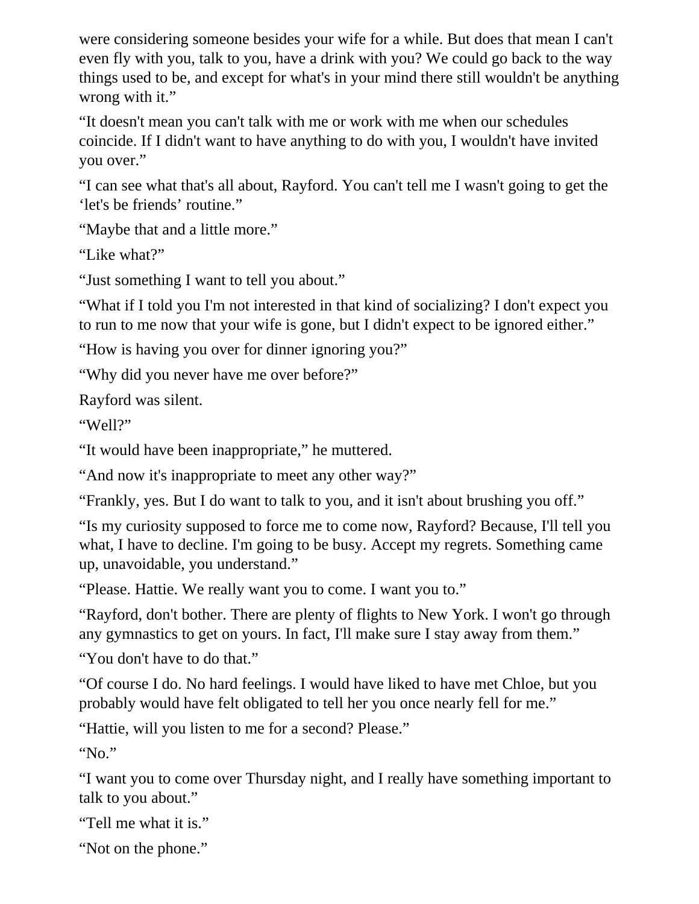were considering someone besides your wife for a while. But does that mean I can't even fly with you, talk to you, have a drink with you? We could go back to the way things used to be, and except for what's in your mind there still wouldn't be anything wrong with it."

"It doesn't mean you can't talk with me or work with me when our schedules coincide. If I didn't want to have anything to do with you, I wouldn't have invited you over."

"I can see what that's all about, Rayford. You can't tell me I wasn't going to get the 'let's be friends' routine."

"Maybe that and a little more."

"Like what?"

"Just something I want to tell you about."

"What if I told you I'm not interested in that kind of socializing? I don't expect you to run to me now that your wife is gone, but I didn't expect to be ignored either."

"How is having you over for dinner ignoring you?"

"Why did you never have me over before?"

Rayford was silent.

"Well?"

"It would have been inappropriate," he muttered.

"And now it's inappropriate to meet any other way?"

"Frankly, yes. But I do want to talk to you, and it isn't about brushing you off."

"Is my curiosity supposed to force me to come now, Rayford? Because, I'll tell you what, I have to decline. I'm going to be busy. Accept my regrets. Something came up, unavoidable, you understand."

"Please. Hattie. We really want you to come. I want you to."

"Rayford, don't bother. There are plenty of flights to New York. I won't go through any gymnastics to get on yours. In fact, I'll make sure I stay away from them."

"You don't have to do that."

"Of course I do. No hard feelings. I would have liked to have met Chloe, but you probably would have felt obligated to tell her you once nearly fell for me."

"Hattie, will you listen to me for a second? Please."

"No."

"I want you to come over Thursday night, and I really have something important to talk to you about."

"Tell me what it is."

"Not on the phone."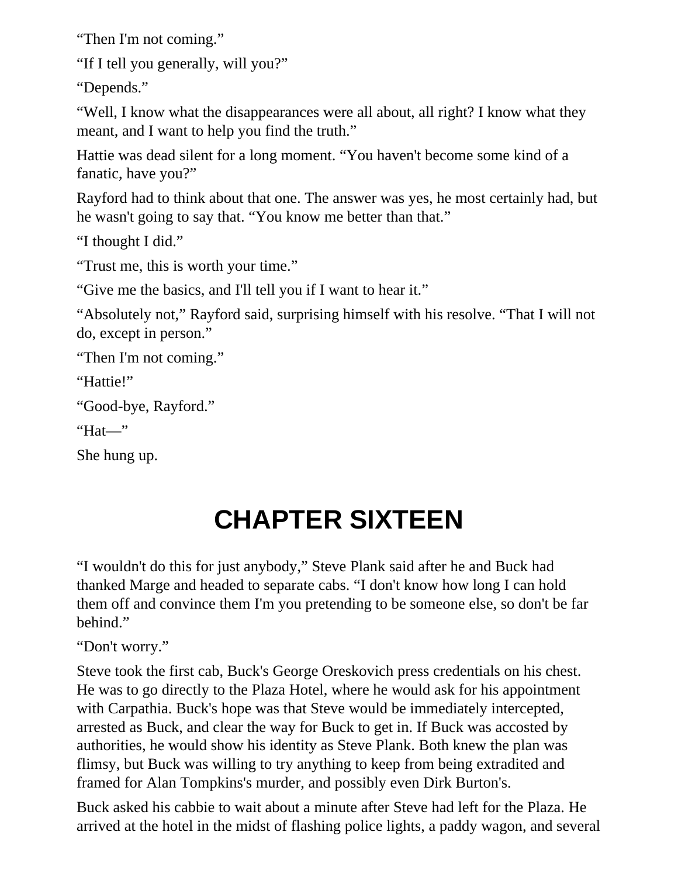"Then I'm not coming."

"If I tell you generally, will you?"

"Depends."

"Well, I know what the disappearances were all about, all right? I know what they meant, and I want to help you find the truth."

Hattie was dead silent for a long moment. "You haven't become some kind of a fanatic, have you?"

Rayford had to think about that one. The answer was yes, he most certainly had, but he wasn't going to say that. "You know me better than that."

"I thought I did."

"Trust me, this is worth your time."

"Give me the basics, and I'll tell you if I want to hear it."

"Absolutely not," Rayford said, surprising himself with his resolve. "That I will not do, except in person."

"Then I'm not coming."

"Hattie!"

"Good-bye, Rayford."

"Hat—"

She hung up.

# CHAPTER SIXTEEN

"I wouldn't do this for just anybody," Steve Plank said after he and Buck had thanked Marge and headed to separate cabs. "I don't know how long I can hold them off and convince them I'm you pretending to be someone else, so don't be far behind."

"Don't worry."

Steve took the first cab, Buck's George Oreskovich press credentials on his chest. He was to go directly to the Plaza Hotel, where he would ask for his appointment with Carpathia. Buck's hope was that Steve would be immediately intercepted, arrested as Buck, and clear the way for Buck to get in. If Buck was accosted by authorities, he would show his identity as Steve Plank. Both knew the plan was flimsy, but Buck was willing to try anything to keep from being extradited and framed for Alan Tompkins's murder, and possibly even Dirk Burton's.

Buck asked his cabbie to wait about a minute after Steve had left for the Plaza. He arrived at the hotel in the midst of flashing police lights, a paddy wagon, and several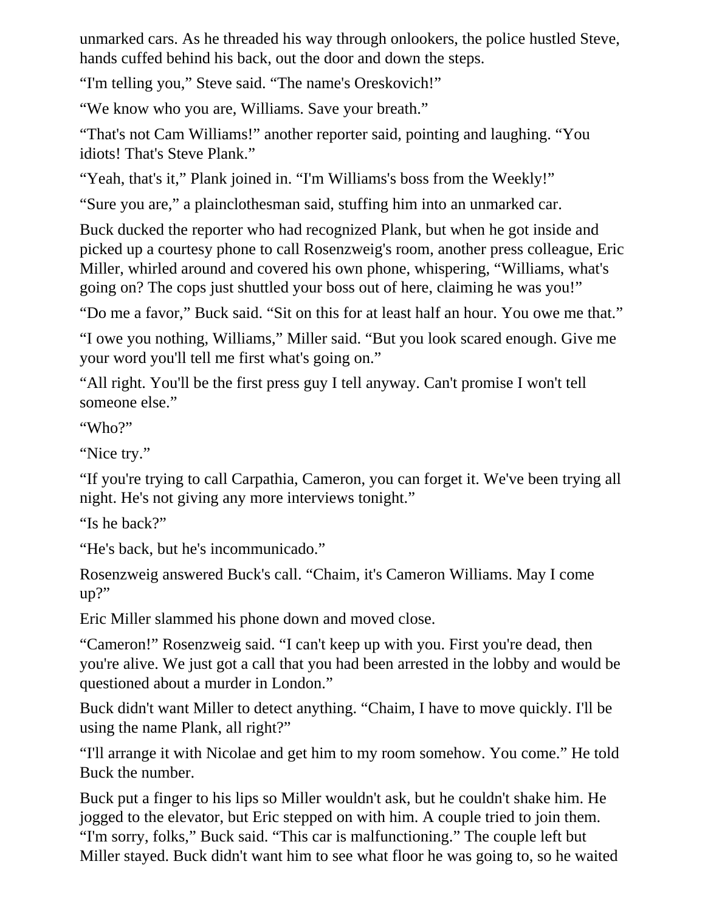unmarked cars. As he threaded his way through onlookers, the police hustled Steve, hands cuffed behind his back, out the door and down the steps.

“I'm telling you,” Steve said. “The name's Oreskovich!”

“We know who you are, Williams. Save your breath.”

“That's not Cam Williams!” another reporter said, pointing and laughing. “You idiots! That's Steve Plank.”

“Yeah, that's it,” Plank joined in. “I'm Williams's boss from the Weekly!”

“Sure you are,” a plainclothesman said, stuffing him into an unmarked car.

Buck ducked the reporter who had recognized Plank, but when he got inside and picked up a courtesy phone to call Rosenzweig's room, another press colleague, Eric Miller, whirled around and covered his own phone, whispering, “Williams, what's going on? The cops just shuttled your boss out of here, claiming he was you!”

“Do me a favor,” Buck said. “Sit on this for at least half an hour. You owe me that.”

“I owe you nothing, Williams,” Miller said. “But you look scared enough. Give me your word you'll tell me first what's going on.”

“All right. You'll be the first press guy I tell anyway. Can't promise I won't tell someone else.”

“Who?”

“Nice try.”

“If you're trying to call Carpathia, Cameron, you can forget it. We've been trying all night. He's not giving any more interviews tonight.”

“Is he back?”

“He's back, but he's incommunicado.”

Rosenzweig answered Buck's call. “Chaim, it's Cameron Williams. May I come up?”

Eric Miller slammed his phone down and moved close.

“Cameron!” Rosenzweig said. “I can't keep up with you. First you're dead, then you're alive. We just got a call that you had been arrested in the lobby and would be questioned about a murder in London.”

Buck didn't want Miller to detect anything. “Chaim, I have to move quickly. I'll be using the name Plank, all right?”

“I'll arrange it with Nicolae and get him to my room somehow. You come.” He told Buck the number.

Buck put a finger to his lips so Miller wouldn't ask, but he couldn't shake him. He jogged to the elevator, but Eric stepped on with him. A couple tried to join them. “I'm sorry, folks,” Buck said. “This car is malfunctioning.” The couple left but Miller stayed. Buck didn't want him to see what floor he was going to, so he waited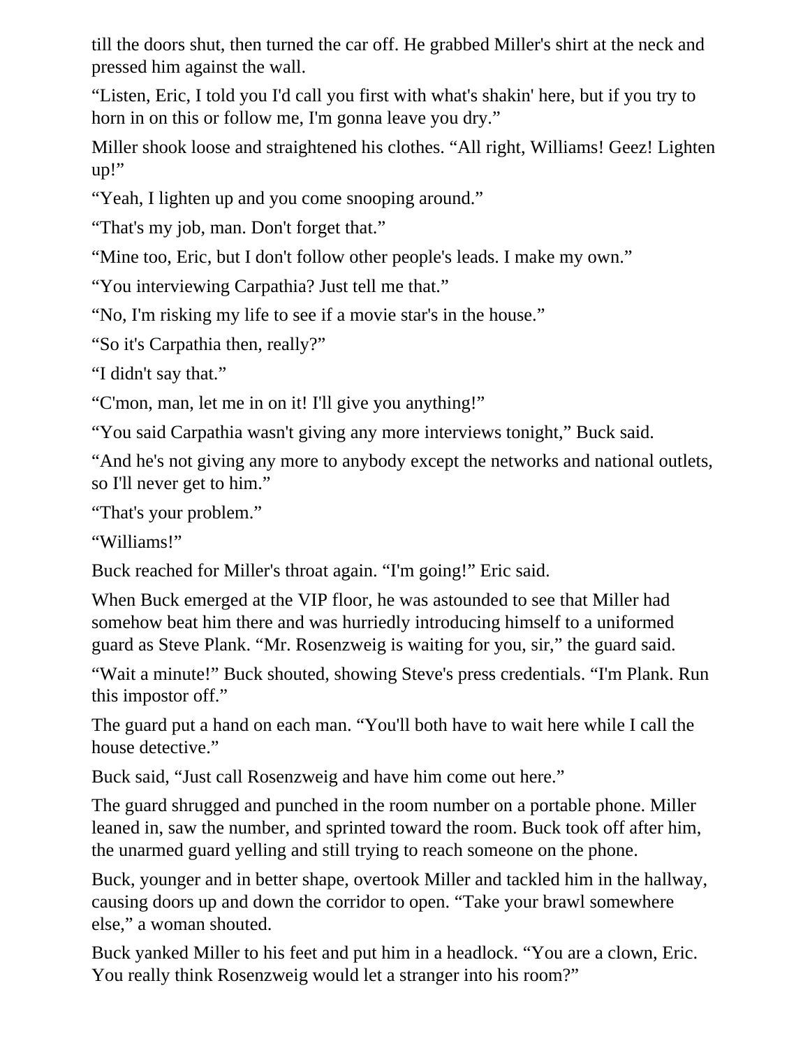till the doors shut, then turned the car off. He grabbed Miller's shirt at the neck and pressed him against the wall.

“Listen, Eric, I told you I'd call you first with what's shakin' here, but if you try to horn in on this or follow me, I'm gonna leave you dry.”

Miller shook loose and straightened his clothes. “All right, Williams! Geez! Lighten up!”

“Yeah, I lighten up and you come snooping around.”

“That's my job, man. Don't forget that.”

“Mine too, Eric, but I don't follow other people's leads. I make my own.”

“You interviewing Carpathia? Just tell me that.”

“No, I'm risking my life to see if a movie star's in the house.”

“So it's Carpathia then, really?”

“I didn't say that.”

“C'mon, man, let me in on it! I'll give you anything!”

“You said Carpathia wasn't giving any more interviews tonight,” Buck said.

“And he's not giving any more to anybody except the networks and national outlets, so I'll never get to him.”

“That's your problem.”

“Williams!”

Buck reached for Miller's throat again. “I'm going!” Eric said.

When Buck emerged at the VIP floor, he was astounded to see that Miller had somehow beat him there and was hurriedly introducing himself to a uniformed guard as Steve Plank. “Mr. Rosenzweig is waiting for you, sir,” the guard said.

“Wait a minute!” Buck shouted, showing Steve's press credentials. “I'm Plank. Run this impostor off.”

The guard put a hand on each man. “You'll both have to wait here while I call the house detective.”

Buck said, “Just call Rosenzweig and have him come out here.”

The guard shrugged and punched in the room number on a portable phone. Miller leaned in, saw the number, and sprinted toward the room. Buck took off after him, the unarmed guard yelling and still trying to reach someone on the phone.

Buck, younger and in better shape, overtook Miller and tackled him in the hallway, causing doors up and down the corridor to open. “Take your brawl somewhere else,” a woman shouted.

Buck yanked Miller to his feet and put him in a headlock. “You are a clown, Eric. You really think Rosenzweig would let a stranger into his room?”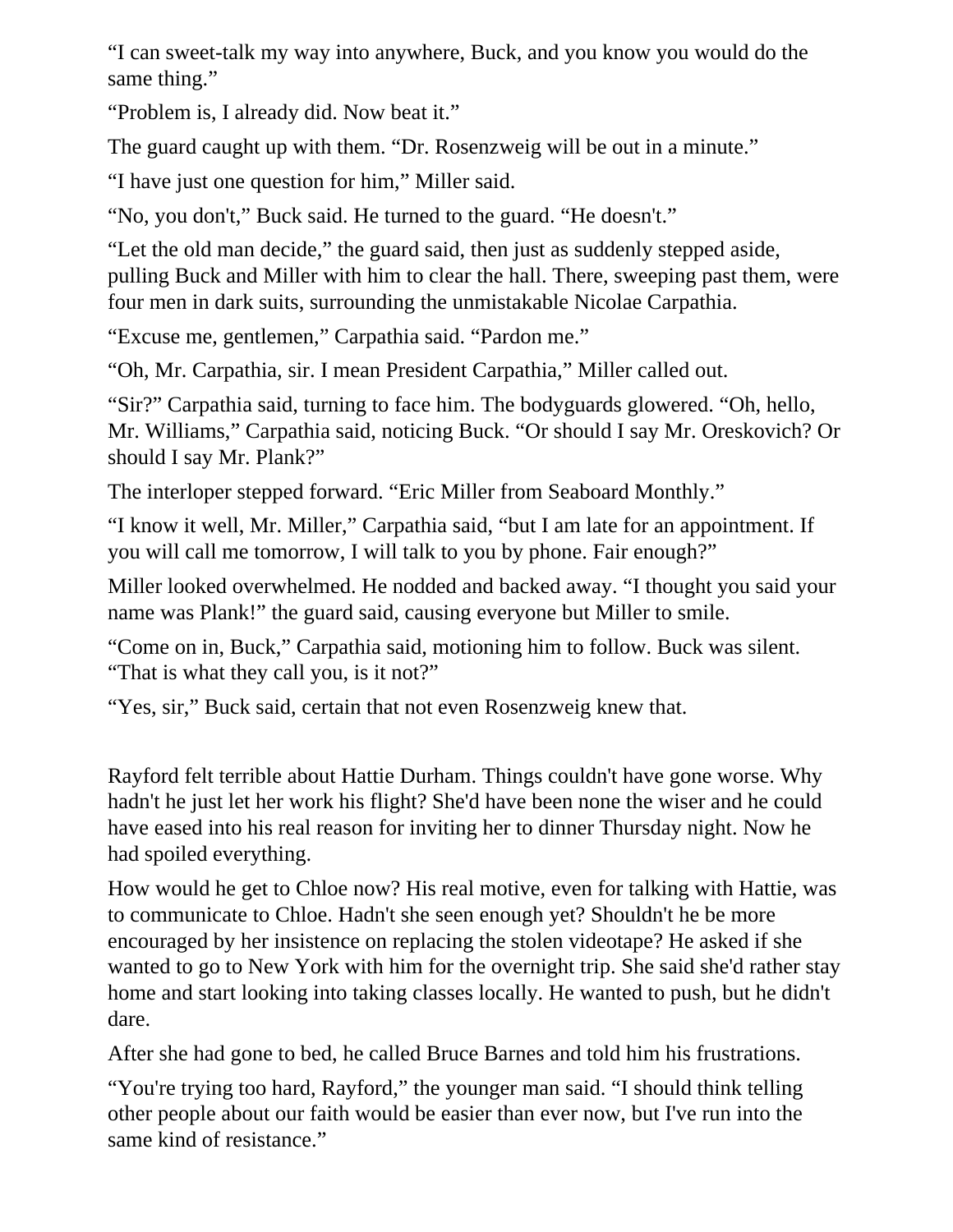“I can sweet-talk my way into anywhere, Buck, and you know you would do the same thing.”

“Problem is, I already did. Now beat it.”

The guard caught up with them. “Dr. Rosenzweig will be out in a minute.”

“I have just one question for him,” Miller said.

“No, you don't,” Buck said. He turned to the guard. “He doesn't.”

“Let the old man decide,” the guard said, then just as suddenly stepped aside, pulling Buck and Miller with him to clear the hall. There, sweeping past them, were four men in dark suits, surrounding the unmistakable Nicolae Carpathia.

“Excuse me, gentlemen,” Carpathia said. “Pardon me.”

“Oh, Mr. Carpathia, sir. I mean President Carpathia,” Miller called out.

“Sir?” Carpathia said, turning to face him. The bodyguards glowered. “Oh, hello, Mr. Williams,” Carpathia said, noticing Buck. “Or should I say Mr. Oreskovich? Or should I say Mr. Plank?”

The interloper stepped forward. “Eric Miller from Seaboard Monthly.”

“I know it well, Mr. Miller,” Carpathia said, “but I am late for an appointment. If you will call me tomorrow, I will talk to you by phone. Fair enough?”

Miller looked overwhelmed. He nodded and backed away. “I thought you said your name was Plank!” the guard said, causing everyone but Miller to smile.

“Come on in, Buck,” Carpathia said, motioning him to follow. Buck was silent. “That is what they call you, is it not?”

“Yes, sir,” Buck said, certain that not even Rosenzweig knew that.

Rayford felt terrible about Hattie Durham. Things couldn't have gone worse. Why hadn't he just let her work his flight? She'd have been none the wiser and he could have eased into his real reason for inviting her to dinner Thursday night. Now he had spoiled everything.

How would he get to Chloe now? His real motive, even for talking with Hattie, was to communicate to Chloe. Hadn't she seen enough yet? Shouldn't he be more encouraged by her insistence on replacing the stolen videotape? He asked if she wanted to go to New York with him for the overnight trip. She said she'd rather stay home and start looking into taking classes locally. He wanted to push, but he didn't dare.

After she had gone to bed, he called Bruce Barnes and told him his frustrations.

“You're trying too hard, Rayford,” the younger man said. “I should think telling other people about our faith would be easier than ever now, but I've run into the same kind of resistance.”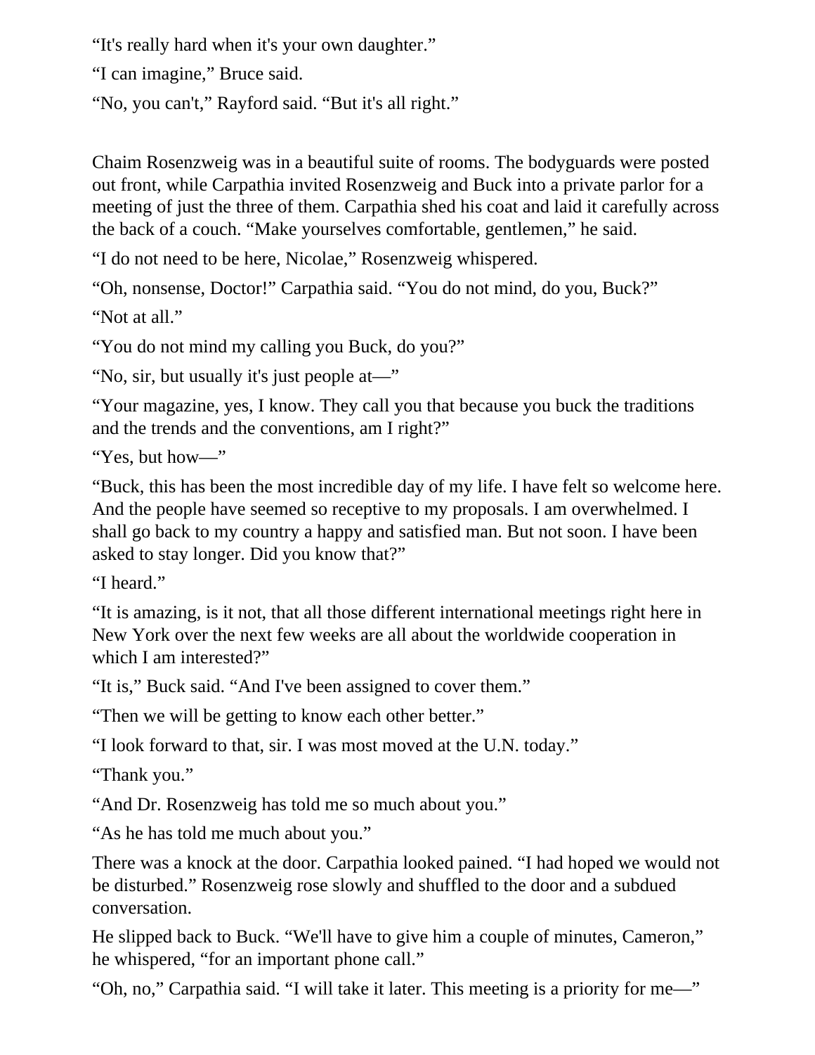"It's really hard when it's your own daughter."

"I can imagine," Bruce said.

"No, you can't," Rayford said. "But it's all right."

Chaim Rosenzweig was in a beautiful suite of rooms. The bodyguards were posted out front, while Carpathia invited Rosenzweig and Buck into a private parlor for a meeting of just the three of them. Carpathia shed his coat and laid it carefully across the back of a couch. "Make yourselves comfortable, gentlemen," he said.

"I do not need to be here, Nicolae," Rosenzweig whispered.

"Oh, nonsense, Doctor!" Carpathia said. "You do not mind, do you, Buck?"

"Not at all."

"You do not mind my calling you Buck, do you?"

"No, sir, but usually it's just people at—"

"Your magazine, yes, I know. They call you that because you buck the traditions and the trends and the conventions, am I right?"

"Yes, but how—"

"Buck, this has been the most incredible day of my life. I have felt so welcome here. And the people have seemed so receptive to my proposals. I am overwhelmed. I shall go back to my country a happy and satisfied man. But not soon. I have been asked to stay longer. Did you know that?"

"I heard."

"It is amazing, is it not, that all those different international meetings right here in New York over the next few weeks are all about the worldwide cooperation in which I am interested?"

"It is," Buck said. "And I've been assigned to cover them."

"Then we will be getting to know each other better."

"I look forward to that, sir. I was most moved at the U.N. today."

"Thank you."

"And Dr. Rosenzweig has told me so much about you."

"As he has told me much about you."

There was a knock at the door. Carpathia looked pained. "I had hoped we would not be disturbed." Rosenzweig rose slowly and shuffled to the door and a subdued conversation.

He slipped back to Buck. "We'll have to give him a couple of minutes, Cameron," he whispered, "for an important phone call."

"Oh, no," Carpathia said. "I will take it later. This meeting is a priority for me—"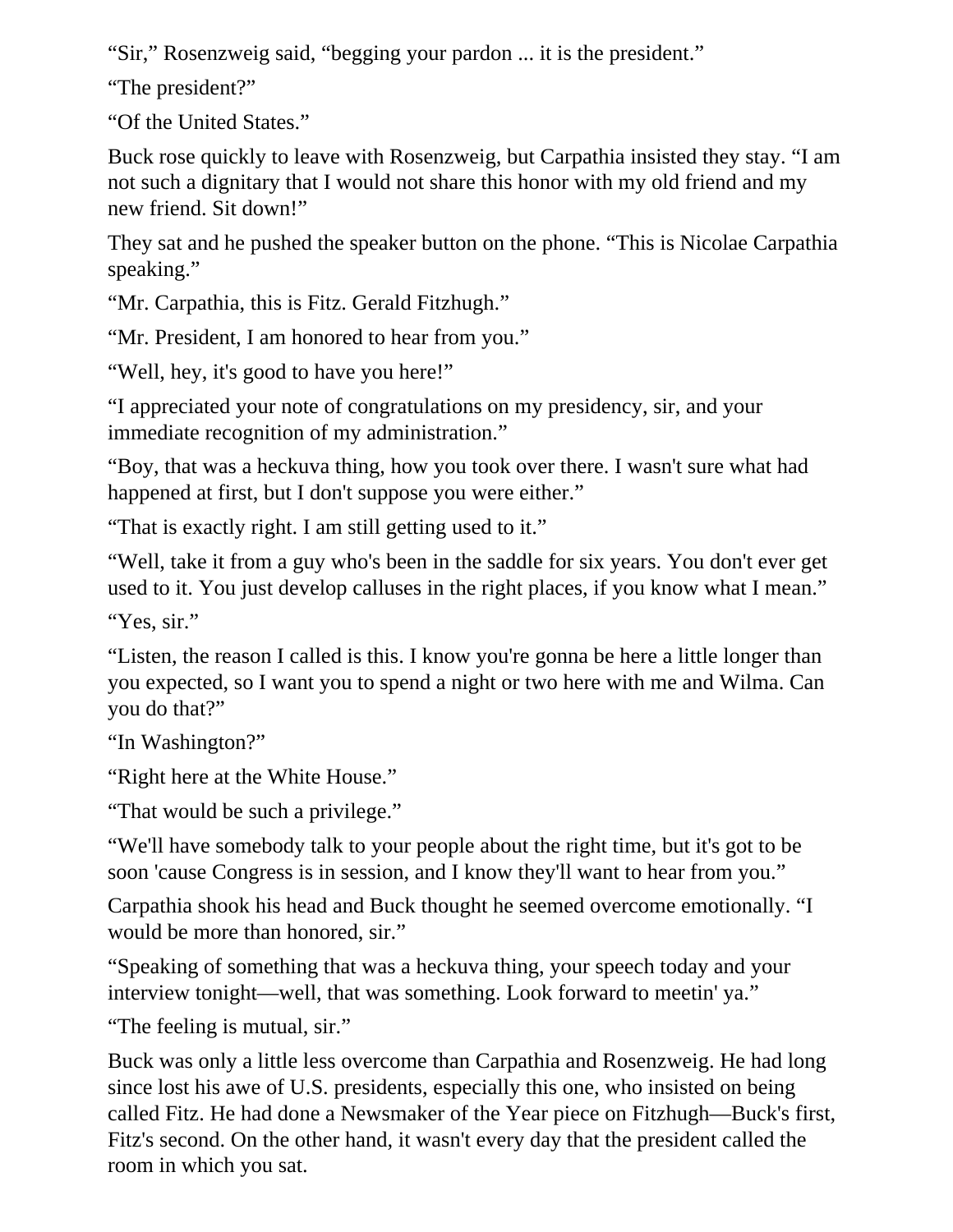“Sir,” Rosenzweig said, “begging your pardon ... it is the president.”

“The president?”

“Of the United States.”

Buck rose quickly to leave with Rosenzweig, but Carpathia insisted they stay. “I am not such a dignitary that I would not share this honor with my old friend and my new friend. Sit down!”

They sat and he pushed the speaker button on the phone. “This is Nicolae Carpathia speaking.”

“Mr. Carpathia, this is Fitz. Gerald Fitzhugh.”

“Mr. President, I am honored to hear from you.”

“Well, hey, it's good to have you here!”

“I appreciated your note of congratulations on my presidency, sir, and your immediate recognition of my administration.”

“Boy, that was a heckuva thing, how you took over there. I wasn't sure what had happened at first, but I don't suppose you were either.”

“That is exactly right. I am still getting used to it.”

“Well, take it from a guy who's been in the saddle for six years. You don't ever get used to it. You just develop calluses in the right places, if you know what I mean.”

“Yes, sir.”

“Listen, the reason I called is this. I know you're gonna be here a little longer than you expected, so I want you to spend a night or two here with me and Wilma. Can you do that?”

“In Washington?”

“Right here at the White House.”

“That would be such a privilege.”

“We'll have somebody talk to your people about the right time, but it's got to be soon 'cause Congress is in session, and I know they'll want to hear from you.”

Carpathia shook his head and Buck thought he seemed overcome emotionally. “I would be more than honored, sir.”

“Speaking of something that was a heckuva thing, your speech today and your interview tonight—well, that was something. Look forward to meetin' ya.”

“The feeling is mutual, sir.”

Buck was only a little less overcome than Carpathia and Rosenzweig. He had long since lost his awe of U.S. presidents, especially this one, who insisted on being called Fitz. He had done a Newsmaker of the Year piece on Fitzhugh—Buck's first, Fitz's second. On the other hand, it wasn't every day that the president called the room in which you sat.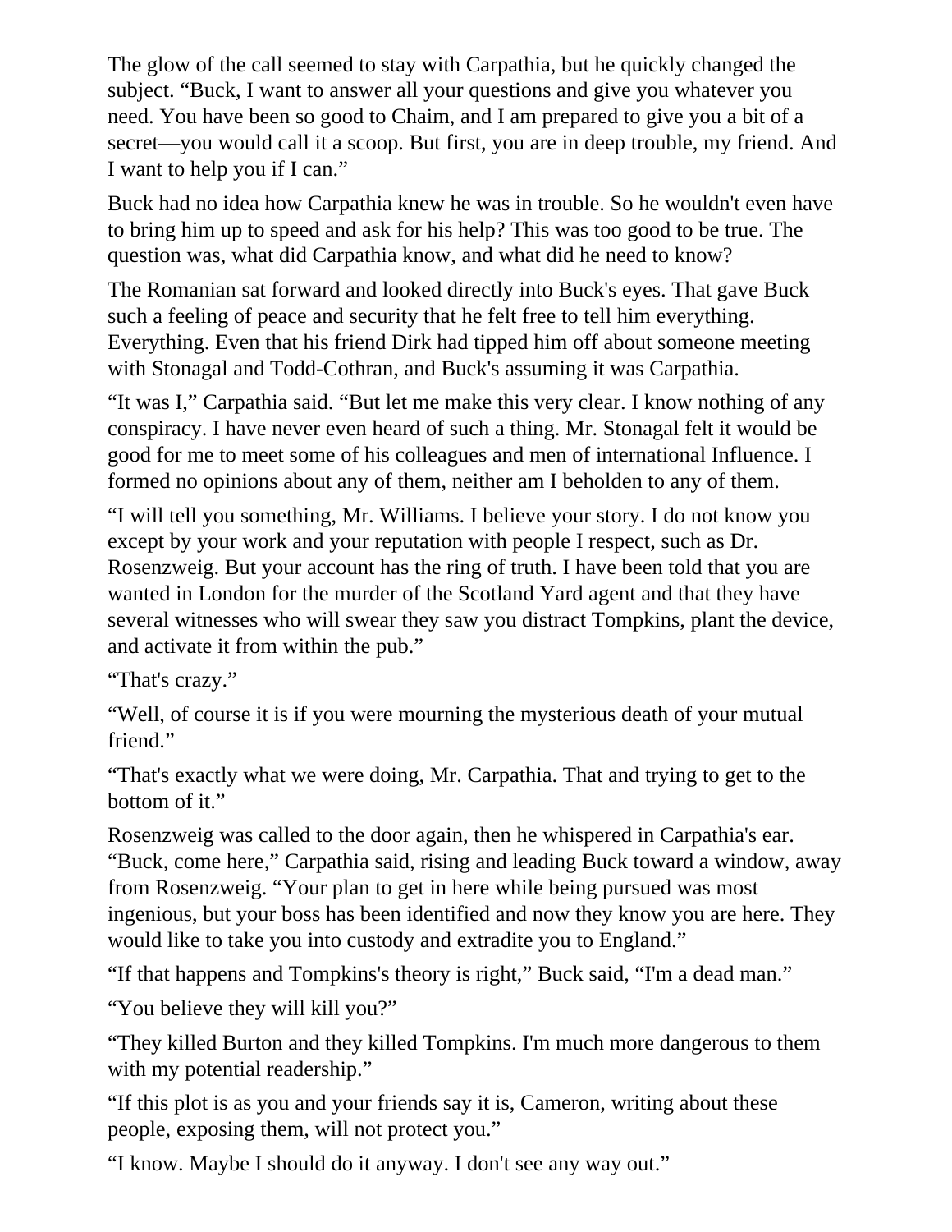The glow of the call seemed to stay with Carpathia, but he quickly changed the subject. “Buck, I want to answer all your questions and give you whatever you need. You have been so good to Chaim, and I am prepared to give you a bit of a secret—you would call it a scoop. But first, you are in deep trouble, my friend. And I want to help you if I can.”

Buck had no idea how Carpathia knew he was in trouble. So he wouldn't even have to bring him up to speed and ask for his help? This was too good to be true. The question was, what did Carpathia know, and what did he need to know?

The Romanian sat forward and looked directly into Buck's eyes. That gave Buck such a feeling of peace and security that he felt free to tell him everything. Everything. Even that his friend Dirk had tipped him off about someone meeting with Stonagal and Todd-Cothran, and Buck's assuming it was Carpathia.

“It was I,” Carpathia said. “But let me make this very clear. I know nothing of any conspiracy. I have never even heard of such a thing. Mr. Stonagal felt it would be good for me to meet some of his colleagues and men of international Influence. I formed no opinions about any of them, neither am I beholden to any of them.

“I will tell you something, Mr. Williams. I believe your story. I do not know you except by your work and your reputation with people I respect, such as Dr. Rosenzweig. But your account has the ring of truth. I have been told that you are wanted in London for the murder of the Scotland Yard agent and that they have several witnesses who will swear they saw you distract Tompkins, plant the device, and activate it from within the pub.”

“That's crazy.”

“Well, of course it is if you were mourning the mysterious death of your mutual friend.”

“That's exactly what we were doing, Mr. Carpathia. That and trying to get to the bottom of it.”

Rosenzweig was called to the door again, then he whispered in Carpathia's ear. “Buck, come here,” Carpathia said, rising and leading Buck toward a window, away from Rosenzweig. “Your plan to get in here while being pursued was most ingenious, but your boss has been identified and now they know you are here. They would like to take you into custody and extradite you to England.”

“If that happens and Tompkins's theory is right,” Buck said, “I'm a dead man.”

“You believe they will kill you?”

“They killed Burton and they killed Tompkins. I'm much more dangerous to them with my potential readership.”

“If this plot is as you and your friends say it is, Cameron, writing about these people, exposing them, will not protect you.”

“I know. Maybe I should do it anyway. I don't see any way out.”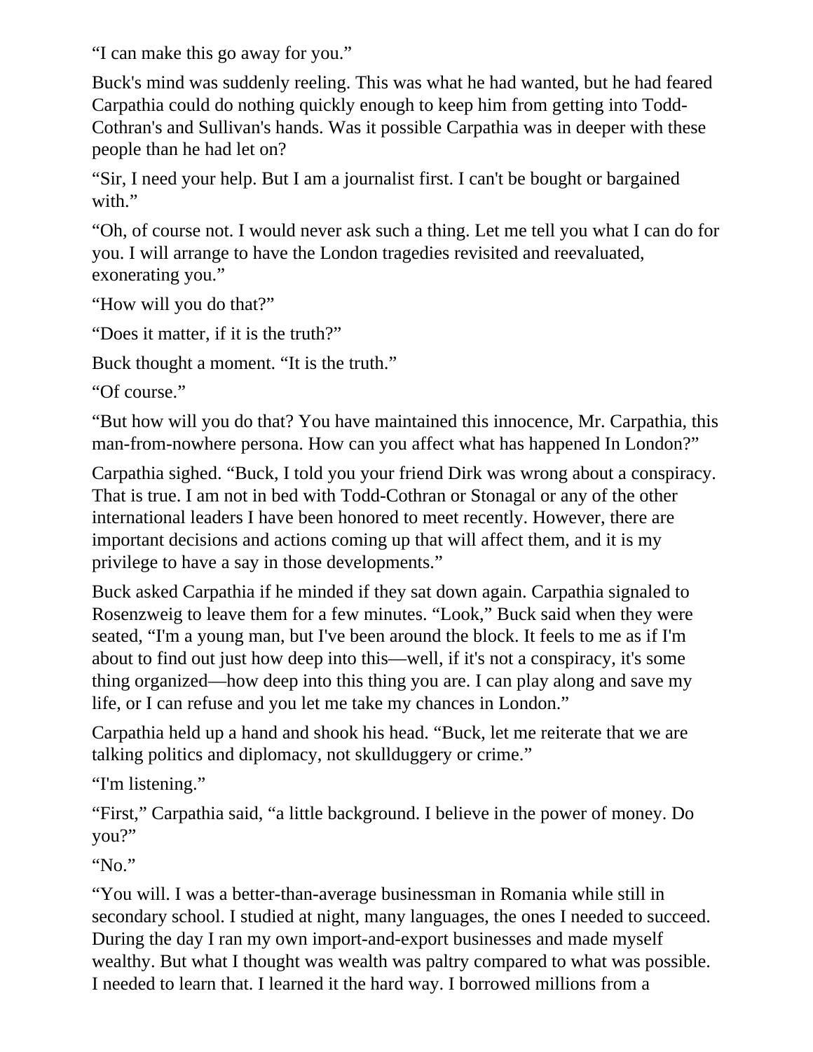"I can make this go away for you."

Buck's mind was suddenly reeling. This was what he had wanted, but he had feared Carpathia could do nothing quickly enough to keep him from getting into Todd-Cothran's and Sullivan's hands. Was it possible Carpathia was in deeper with these people than he had let on?

"Sir, I need your help. But I am a journalist first. I can't be bought or bargained with."

"Oh, of course not. I would never ask such a thing. Let me tell you what I can do for you. I will arrange to have the London tragedies revisited and reevaluated, exonerating you."

"How will you do that?"

"Does it matter, if it is the truth?"

Buck thought a moment. "It is the truth."

"Of course."

"But how will you do that? You have maintained this innocence, Mr. Carpathia, this man-from-nowhere persona. How can you affect what has happened In London?"

Carpathia sighed. "Buck, I told you your friend Dirk was wrong about a conspiracy. That is true. I am not in bed with Todd-Cothran or Stonagal or any of the other international leaders I have been honored to meet recently. However, there are important decisions and actions coming up that will affect them, and it is my privilege to have a say in those developments."

Buck asked Carpathia if he minded if they sat down again. Carpathia signaled to Rosenzweig to leave them for a few minutes. "Look," Buck said when they were seated, "I'm a young man, but I've been around the block. It feels to me as if I'm about to find out just how deep into this—well, if it's not a conspiracy, it's some thing organized—how deep into this thing you are. I can play along and save my life, or I can refuse and you let me take my chances in London."

Carpathia held up a hand and shook his head. "Buck, let me reiterate that we are talking politics and diplomacy, not skullduggery or crime."

"I'm listening."

"First," Carpathia said, "a little background. I believe in the power of money. Do you?"

"No."

"You will. I was a better-than-average businessman in Romania while still in secondary school. I studied at night, many languages, the ones I needed to succeed. During the day I ran my own import-and-export businesses and made myself wealthy. But what I thought was wealth was paltry compared to what was possible. I needed to learn that. I learned it the hard way. I borrowed millions from a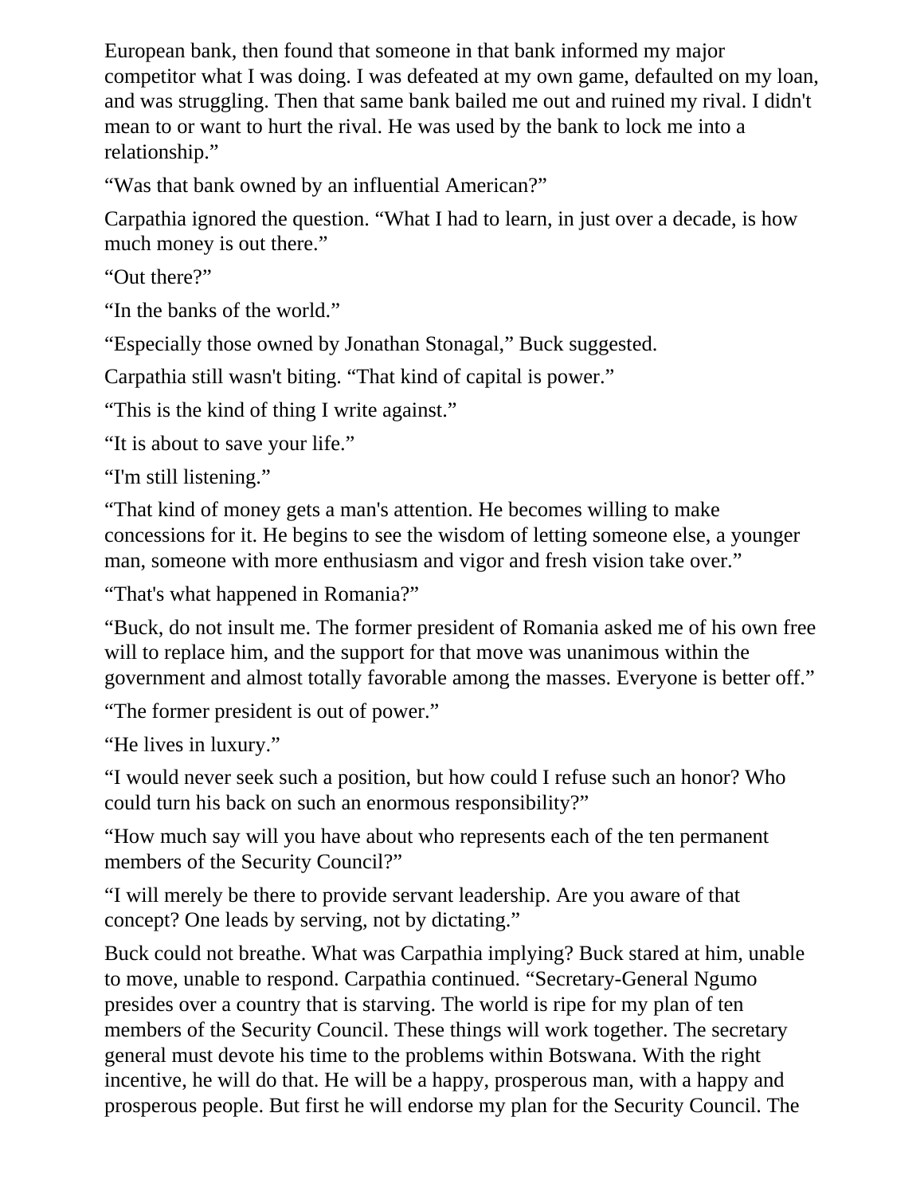European bank, then found that someone in that bank informed my major competitor what I was doing. I was defeated at my own game, defaulted on my loan, and was struggling. Then that same bank bailed me out and ruined my rival. I didn't mean to or want to hurt the rival. He was used by the bank to lock me into a relationship."

"Was that bank owned by an influential American?"

Carpathia ignored the question. "What I had to learn, in just over a decade, is how much money is out there."

"Out there?"

"In the banks of the world."

"Especially those owned by Jonathan Stonagal," Buck suggested.

Carpathia still wasn't biting. "That kind of capital is power."

"This is the kind of thing I write against."

"It is about to save your life."

"I'm still listening."

"That kind of money gets a man's attention. He becomes willing to make concessions for it. He begins to see the wisdom of letting someone else, a younger man, someone with more enthusiasm and vigor and fresh vision take over."

"That's what happened in Romania?"

"Buck, do not insult me. The former president of Romania asked me of his own free will to replace him, and the support for that move was unanimous within the government and almost totally favorable among the masses. Everyone is better off."

"The former president is out of power."

"He lives in luxury."

"I would never seek such a position, but how could I refuse such an honor? Who could turn his back on such an enormous responsibility?"

"How much say will you have about who represents each of the ten permanent members of the Security Council?"

"I will merely be there to provide servant leadership. Are you aware of that concept? One leads by serving, not by dictating."

Buck could not breathe. What was Carpathia implying? Buck stared at him, unable to move, unable to respond. Carpathia continued. "Secretary-General Ngumo presides over a country that is starving. The world is ripe for my plan of ten members of the Security Council. These things will work together. The secretary general must devote his time to the problems within Botswana. With the right incentive, he will do that. He will be a happy, prosperous man, with a happy and prosperous people. But first he will endorse my plan for the Security Council. The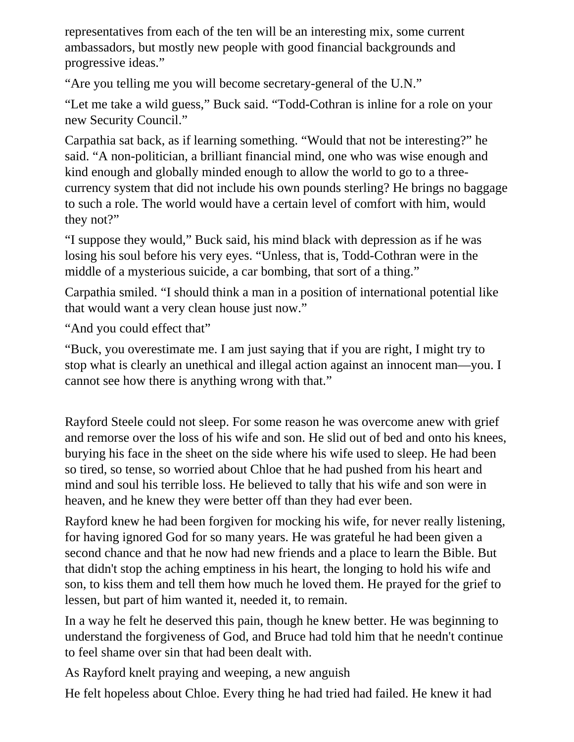representatives from each of the ten will be an interesting mix, some current ambassadors, but mostly new people with good financial backgrounds and progressive ideas."

"Are you telling me you will become secretary-general of the U.N."

"Let me take a wild guess," Buck said. "Todd-Cothran is inline for a role on your new Security Council."

Carpathia sat back, as if learning something. "Would that not be interesting?" he said. "A non-politician, a brilliant financial mind, one who was wise enough and kind enough and globally minded enough to allow the world to go to a three-currency system that did not include his own pounds sterling? He brings no baggage to such a role. The world would have a certain level of comfort with him, would they not?"

"I suppose they would," Buck said, his mind black with depression as if he was losing his soul before his very eyes. "Unless, that is, Todd-Cothran were in the middle of a mysterious suicide, a car bombing, that sort of a thing."

Carpathia smiled. "I should think a man in a position of international potential like that would want a very clean house just now."

"And you could effect that"

"Buck, you overestimate me. I am just saying that if you are right, I might try to stop what is clearly an unethical and illegal action against an innocent man—you. I cannot see how there is anything wrong with that."

Rayford Steele could not sleep. For some reason he was overcome anew with grief and remorse over the loss of his wife and son. He slid out of bed and onto his knees, burying his face in the sheet on the side where his wife used to sleep. He had been so tired, so tense, so worried about Chloe that he had pushed from his heart and mind and soul his terrible loss. He believed to tally that his wife and son were in heaven, and he knew they were better off than they had ever been.

Rayford knew he had been forgiven for mocking his wife, for never really listening, for having ignored God for so many years. He was grateful he had been given a second chance and that he now had new friends and a place to learn the Bible. But that didn't stop the aching emptiness in his heart, the longing to hold his wife and son, to kiss them and tell them how much he loved them. He prayed for the grief to lessen, but part of him wanted it, needed it, to remain.

In a way he felt he deserved this pain, though he knew better. He was beginning to understand the forgiveness of God, and Bruce had told him that he needn't continue to feel shame over sin that had been dealt with.

As Rayford knelt praying and weeping, a new anguish

He felt hopeless about Chloe. Every thing he had tried had failed. He knew it had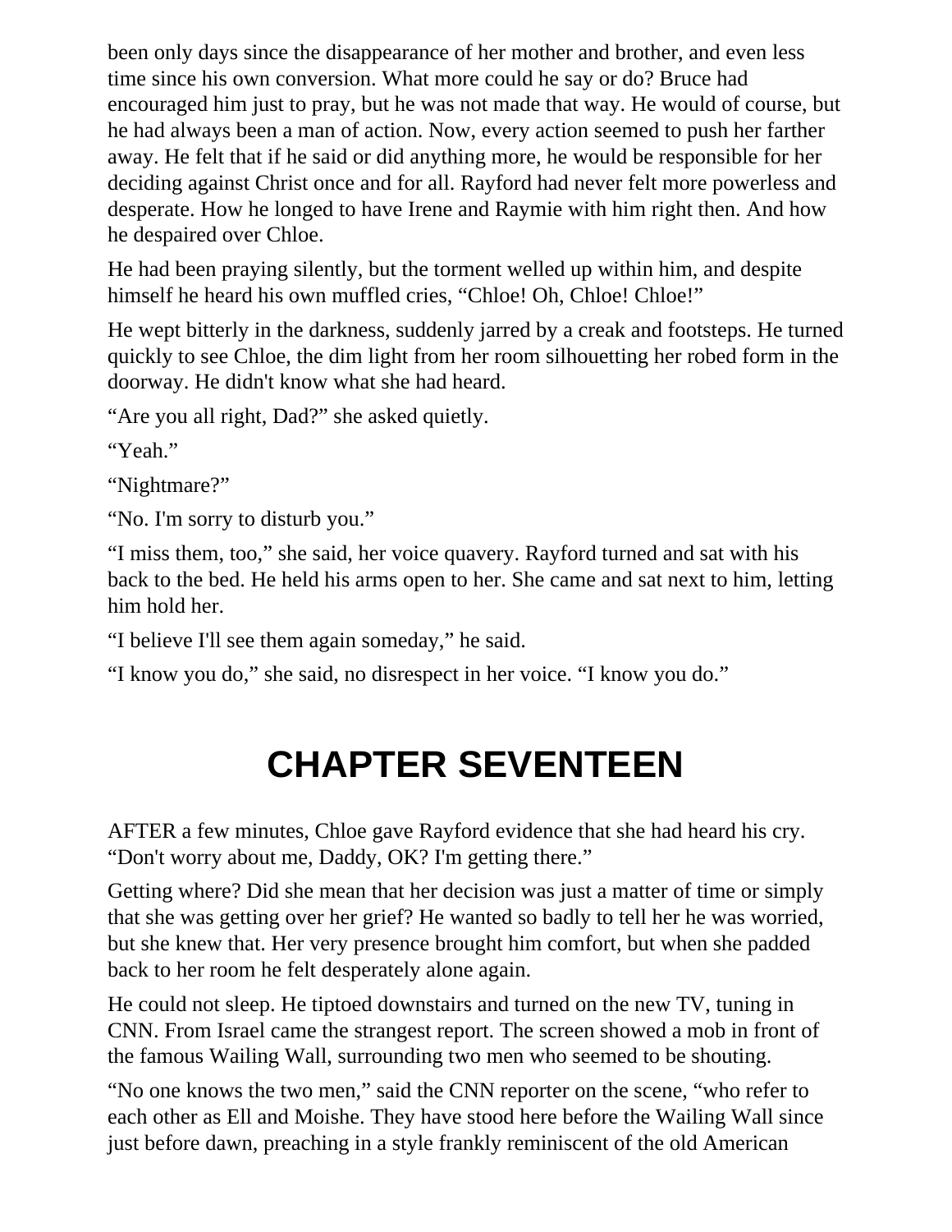been only days since the disappearance of her mother and brother, and even less time since his own conversion. What more could he say or do? Bruce had encouraged him just to pray, but he was not made that way. He would of course, but he had always been a man of action. Now, every action seemed to push her farther away. He felt that if he said or did anything more, he would be responsible for her deciding against Christ once and for all. Rayford had never felt more powerless and desperate. How he longed to have Irene and Raymie with him right then. And how he despaired over Chloe.

He had been praying silently, but the torment welled up within him, and despite himself he heard his own muffled cries, "Chloe! Oh, Chloe! Chloe!"

He wept bitterly in the darkness, suddenly jarred by a creak and footsteps. He turned quickly to see Chloe, the dim light from her room silhouetting her robed form in the doorway. He didn't know what she had heard.

"Are you all right, Dad?" she asked quietly.

"Yeah."

"Nightmare?"

"No. I'm sorry to disturb you."

"I miss them, too," she said, her voice quavery. Rayford turned and sat with his back to the bed. He held his arms open to her. She came and sat next to him, letting him hold her.

"I believe I'll see them again someday," he said.

"I know you do," she said, no disrespect in her voice. "I know you do."

# CHAPTER SEVENTEEN

AFTER a few minutes, Chloe gave Rayford evidence that she had heard his cry. "Don't worry about me, Daddy, OK? I'm getting there."

Getting where? Did she mean that her decision was just a matter of time or simply that she was getting over her grief? He wanted so badly to tell her he was worried, but she knew that. Her very presence brought him comfort, but when she padded back to her room he felt desperately alone again.

He could not sleep. He tiptoed downstairs and turned on the new TV, tuning in CNN. From Israel came the strangest report. The screen showed a mob in front of the famous Wailing Wall, surrounding two men who seemed to be shouting.

"No one knows the two men," said the CNN reporter on the scene, "who refer to each other as Ell and Moishe. They have stood here before the Wailing Wall since just before dawn, preaching in a style frankly reminiscent of the old American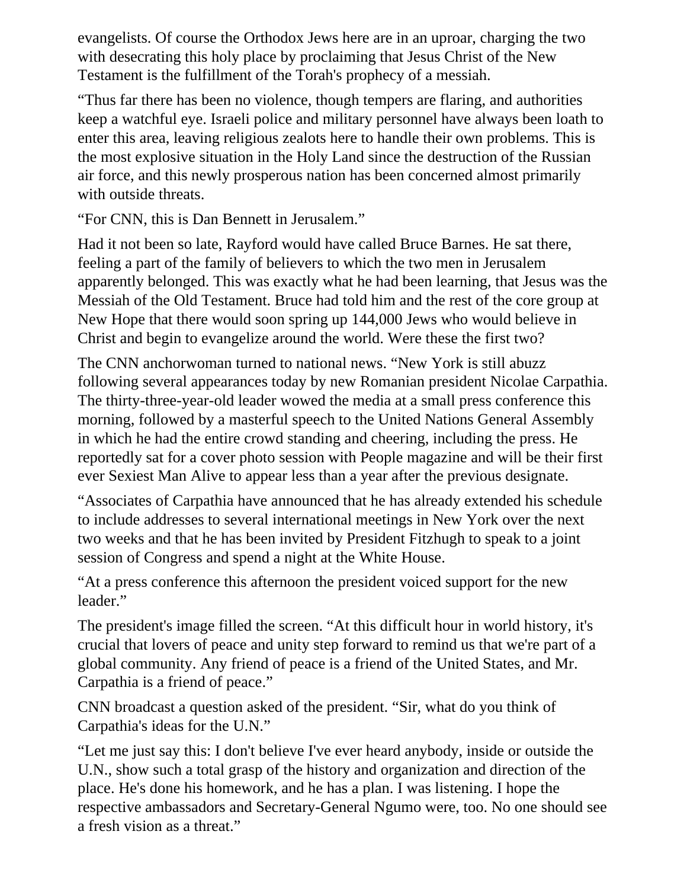evangelists. Of course the Orthodox Jews here are in an uproar, charging the two with desecrating this holy place by proclaiming that Jesus Christ of the New Testament is the fulfillment of the Torah's prophecy of a messiah.

“Thus far there has been no violence, though tempers are flaring, and authorities keep a watchful eye. Israeli police and military personnel have always been loath to enter this area, leaving religious zealots here to handle their own problems. This is the most explosive situation in the Holy Land since the destruction of the Russian air force, and this newly prosperous nation has been concerned almost primarily with outside threats.

“For CNN, this is Dan Bennett in Jerusalem.”

Had it not been so late, Rayford would have called Bruce Barnes. He sat there, feeling a part of the family of believers to which the two men in Jerusalem apparently belonged. This was exactly what he had been learning, that Jesus was the Messiah of the Old Testament. Bruce had told him and the rest of the core group at New Hope that there would soon spring up 144,000 Jews who would believe in Christ and begin to evangelize around the world. Were these the first two?

The CNN anchorwoman turned to national news. “New York is still abuzz following several appearances today by new Romanian president Nicolae Carpathia. The thirty-three-year-old leader wowed the media at a small press conference this morning, followed by a masterful speech to the United Nations General Assembly in which he had the entire crowd standing and cheering, including the press. He reportedly sat for a cover photo session with People magazine and will be their first ever Sexiest Man Alive to appear less than a year after the previous designate.

“Associates of Carpathia have announced that he has already extended his schedule to include addresses to several international meetings in New York over the next two weeks and that he has been invited by President Fitzhugh to speak to a joint session of Congress and spend a night at the White House.

“At a press conference this afternoon the president voiced support for the new leader.”

The president's image filled the screen. “At this difficult hour in world history, it's crucial that lovers of peace and unity step forward to remind us that we're part of a global community. Any friend of peace is a friend of the United States, and Mr. Carpathia is a friend of peace.”

CNN broadcast a question asked of the president. “Sir, what do you think of Carpathia's ideas for the U.N.”

“Let me just say this: I don't believe I've ever heard anybody, inside or outside the U.N., show such a total grasp of the history and organization and direction of the place. He's done his homework, and he has a plan. I was listening. I hope the respective ambassadors and Secretary-General Ngumo were, too. No one should see a fresh vision as a threat.”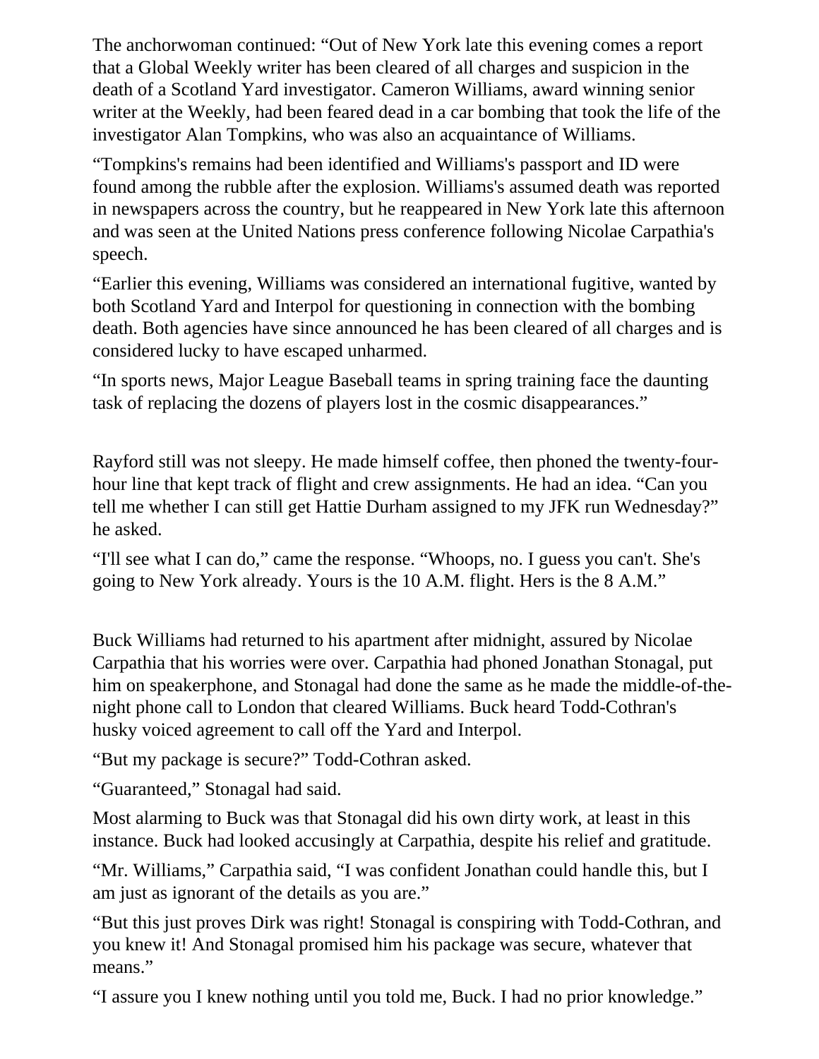The anchorwoman continued: "Out of New York late this evening comes a report that a Global Weekly writer has been cleared of all charges and suspicion in the death of a Scotland Yard investigator. Cameron Williams, award winning senior writer at the Weekly, had been feared dead in a car bombing that took the life of the investigator Alan Tompkins, who was also an acquaintance of Williams.

"Tompkins's remains had been identified and Williams's passport and ID were found among the rubble after the explosion. Williams's assumed death was reported in newspapers across the country, but he reappeared in New York late this afternoon and was seen at the United Nations press conference following Nicolae Carpathia's speech.

"Earlier this evening, Williams was considered an international fugitive, wanted by both Scotland Yard and Interpol for questioning in connection with the bombing death. Both agencies have since announced he has been cleared of all charges and is considered lucky to have escaped unharmed.

"In sports news, Major League Baseball teams in spring training face the daunting task of replacing the dozens of players lost in the cosmic disappearances."

Rayford still was not sleepy. He made himself coffee, then phoned the twenty-four-hour line that kept track of flight and crew assignments. He had an idea. "Can you tell me whether I can still get Hattie Durham assigned to my JFK run Wednesday?" he asked.

"I'll see what I can do," came the response. "Whoops, no. I guess you can't. She's going to New York already. Yours is the 10 A.M. flight. Hers is the 8 A.M."

Buck Williams had returned to his apartment after midnight, assured by Nicolae Carpathia that his worries were over. Carpathia had phoned Jonathan Stonagal, put him on speakerphone, and Stonagal had done the same as he made the middle-of-the-night phone call to London that cleared Williams. Buck heard Todd-Cothran's husky voiced agreement to call off the Yard and Interpol.

"But my package is secure?" Todd-Cothran asked.

"Guaranteed," Stonagal had said.

Most alarming to Buck was that Stonagal did his own dirty work, at least in this instance. Buck had looked accusingly at Carpathia, despite his relief and gratitude.

"Mr. Williams," Carpathia said, "I was confident Jonathan could handle this, but I am just as ignorant of the details as you are."

"But this just proves Dirk was right! Stonagal is conspiring with Todd-Cothran, and you knew it! And Stonagal promised him his package was secure, whatever that means."

"I assure you I knew nothing until you told me, Buck. I had no prior knowledge."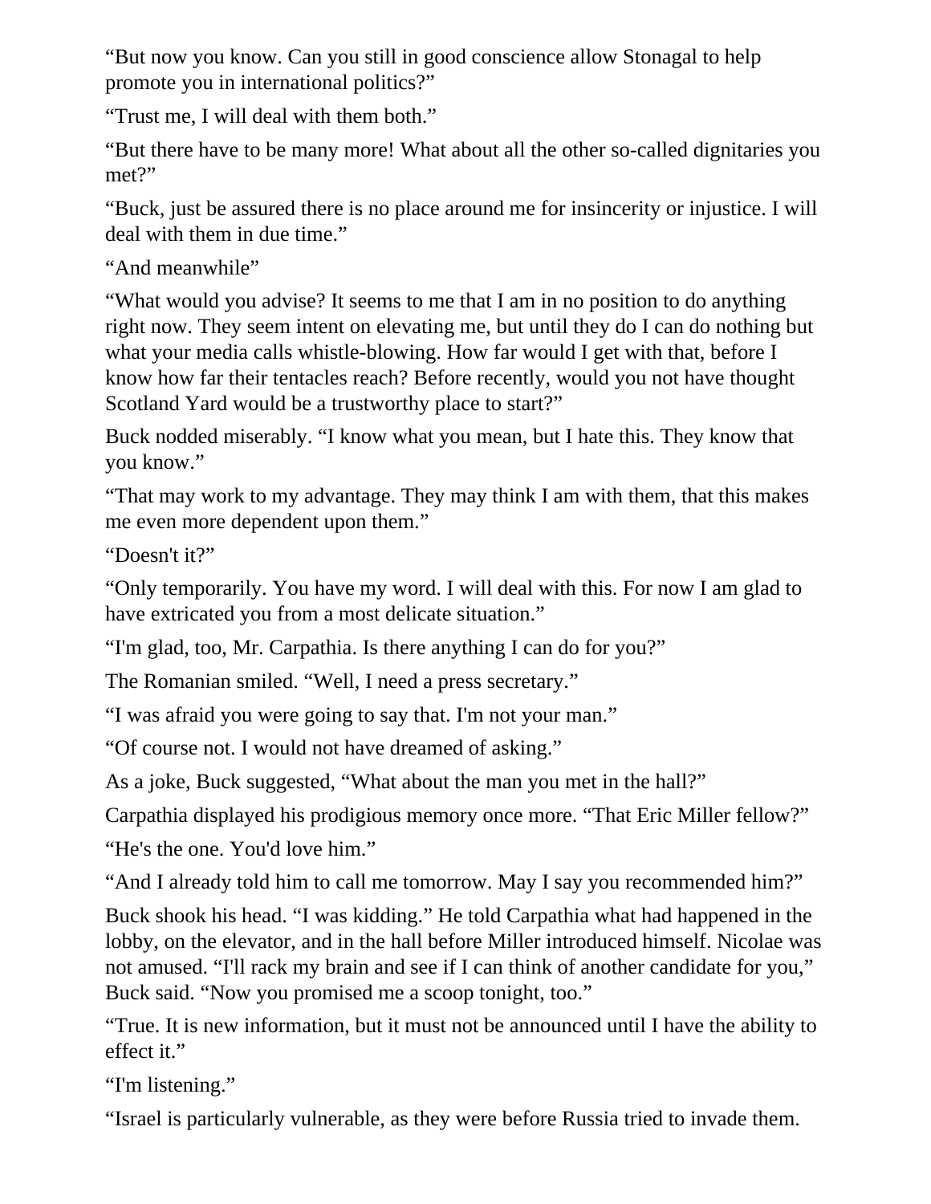"But now you know. Can you still in good conscience allow Stonagal to help promote you in international politics?"

"Trust me, I will deal with them both."

"But there have to be many more! What about all the other so-called dignitaries you met?"

"Buck, just be assured there is no place around me for insincerity or injustice. I will deal with them in due time."

"And meanwhile"

"What would you advise? It seems to me that I am in no position to do anything right now. They seem intent on elevating me, but until they do I can do nothing but what your media calls whistle-blowing. How far would I get with that, before I know how far their tentacles reach? Before recently, would you not have thought Scotland Yard would be a trustworthy place to start?"

Buck nodded miserably. "I know what you mean, but I hate this. They know that you know."

"That may work to my advantage. They may think I am with them, that this makes me even more dependent upon them."

"Doesn't it?"

"Only temporarily. You have my word. I will deal with this. For now I am glad to have extricated you from a most delicate situation."

"I'm glad, too, Mr. Carpathia. Is there anything I can do for you?"

The Romanian smiled. "Well, I need a press secretary."

"I was afraid you were going to say that. I'm not your man."

"Of course not. I would not have dreamed of asking."

As a joke, Buck suggested, "What about the man you met in the hall?"

Carpathia displayed his prodigious memory once more. "That Eric Miller fellow?"

"He's the one. You'd love him."

"And I already told him to call me tomorrow. May I say you recommended him?"

Buck shook his head. "I was kidding." He told Carpathia what had happened in the lobby, on the elevator, and in the hall before Miller introduced himself. Nicolae was not amused. "I'll rack my brain and see if I can think of another candidate for you," Buck said. "Now you promised me a scoop tonight, too."

"True. It is new information, but it must not be announced until I have the ability to effect it."

"I'm listening."

"Israel is particularly vulnerable, as they were before Russia tried to invade them.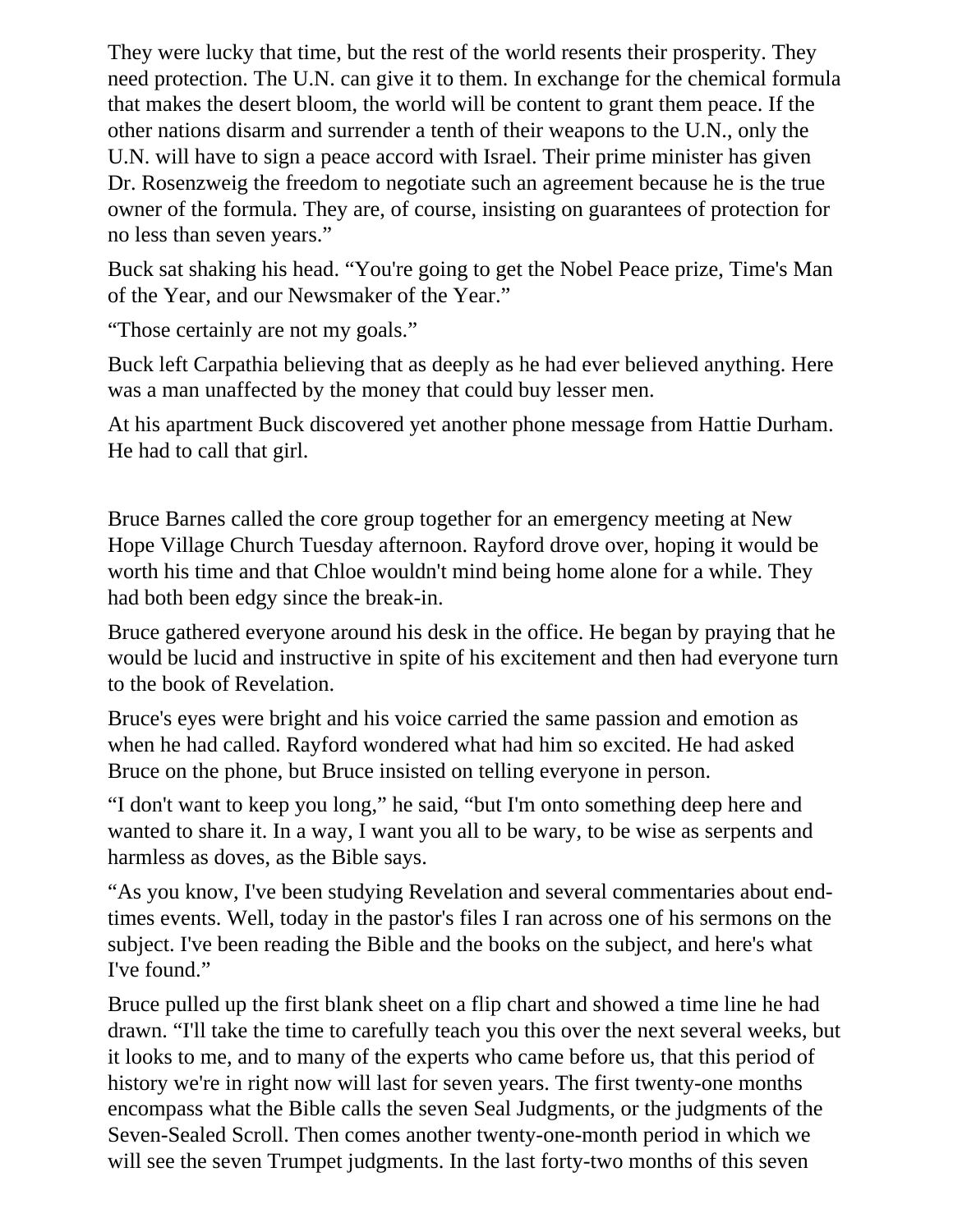They were lucky that time, but the rest of the world resents their prosperity. They need protection. The U.N. can give it to them. In exchange for the chemical formula that makes the desert bloom, the world will be content to grant them peace. If the other nations disarm and surrender a tenth of their weapons to the U.N., only the U.N. will have to sign a peace accord with Israel. Their prime minister has given Dr. Rosenzweig the freedom to negotiate such an agreement because he is the true owner of the formula. They are, of course, insisting on guarantees of protection for no less than seven years."

Buck sat shaking his head. "You're going to get the Nobel Peace prize, Time's Man of the Year, and our Newsmaker of the Year."

"Those certainly are not my goals."

Buck left Carpathia believing that as deeply as he had ever believed anything. Here was a man unaffected by the money that could buy lesser men.

At his apartment Buck discovered yet another phone message from Hattie Durham. He had to call that girl.

Bruce Barnes called the core group together for an emergency meeting at New Hope Village Church Tuesday afternoon. Rayford drove over, hoping it would be worth his time and that Chloe wouldn't mind being home alone for a while. They had both been edgy since the break-in.

Bruce gathered everyone around his desk in the office. He began by praying that he would be lucid and instructive in spite of his excitement and then had everyone turn to the book of Revelation.

Bruce's eyes were bright and his voice carried the same passion and emotion as when he had called. Rayford wondered what had him so excited. He had asked Bruce on the phone, but Bruce insisted on telling everyone in person.

"I don't want to keep you long," he said, "but I'm onto something deep here and wanted to share it. In a way, I want you all to be wary, to be wise as serpents and harmless as doves, as the Bible says.

"As you know, I've been studying Revelation and several commentaries about end-times events. Well, today in the pastor's files I ran across one of his sermons on the subject. I've been reading the Bible and the books on the subject, and here's what I've found."

Bruce pulled up the first blank sheet on a flip chart and showed a time line he had drawn. "I'll take the time to carefully teach you this over the next several weeks, but it looks to me, and to many of the experts who came before us, that this period of history we're in right now will last for seven years. The first twenty-one months encompass what the Bible calls the seven Seal Judgments, or the judgments of the Seven-Sealed Scroll. Then comes another twenty-one-month period in which we will see the seven Trumpet judgments. In the last forty-two months of this seven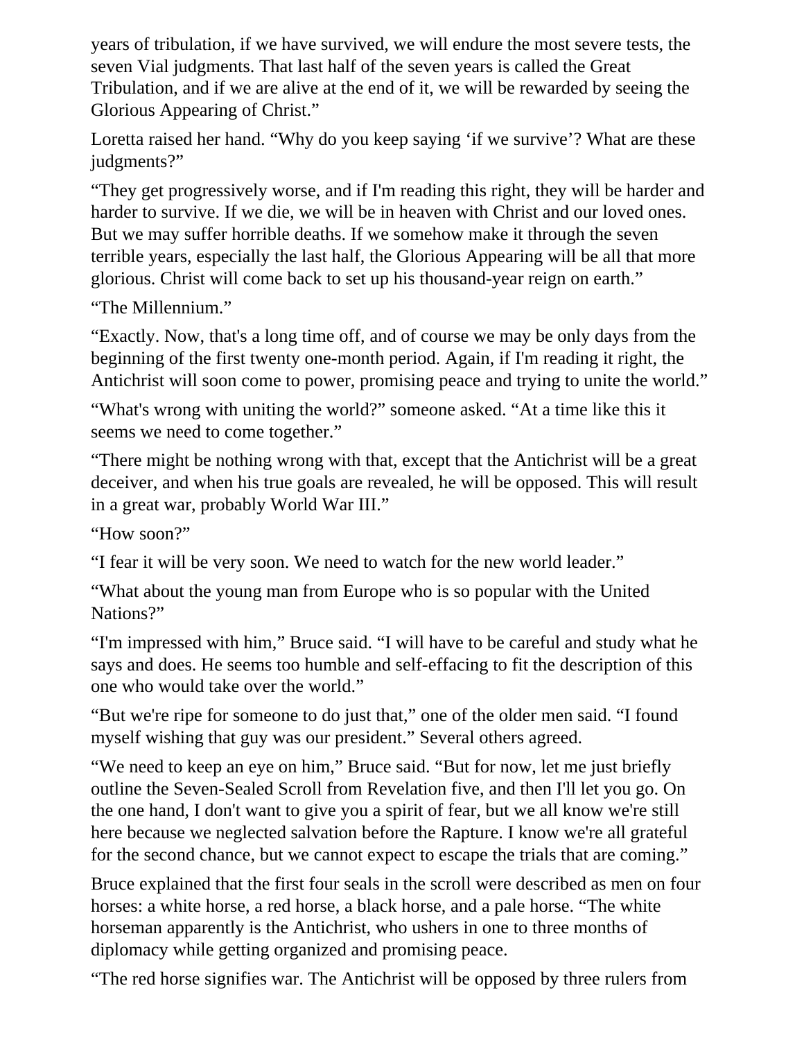years of tribulation, if we have survived, we will endure the most severe tests, the seven Vial judgments. That last half of the seven years is called the Great Tribulation, and if we are alive at the end of it, we will be rewarded by seeing the Glorious Appearing of Christ."

Loretta raised her hand. "Why do you keep saying 'if we survive'? What are these judgments?"

"They get progressively worse, and if I'm reading this right, they will be harder and harder to survive. If we die, we will be in heaven with Christ and our loved ones. But we may suffer horrible deaths. If we somehow make it through the seven terrible years, especially the last half, the Glorious Appearing will be all that more glorious. Christ will come back to set up his thousand-year reign on earth."

"The Millennium."

"Exactly. Now, that's a long time off, and of course we may be only days from the beginning of the first twenty one-month period. Again, if I'm reading it right, the Antichrist will soon come to power, promising peace and trying to unite the world."

"What's wrong with uniting the world?" someone asked. "At a time like this it seems we need to come together."

"There might be nothing wrong with that, except that the Antichrist will be a great deceiver, and when his true goals are revealed, he will be opposed. This will result in a great war, probably World War III."

"How soon?"

"I fear it will be very soon. We need to watch for the new world leader."

"What about the young man from Europe who is so popular with the United Nations?"

"I'm impressed with him," Bruce said. "I will have to be careful and study what he says and does. He seems too humble and self-effacing to fit the description of this one who would take over the world."

"But we're ripe for someone to do just that," one of the older men said. "I found myself wishing that guy was our president." Several others agreed.

"We need to keep an eye on him," Bruce said. "But for now, let me just briefly outline the Seven-Sealed Scroll from Revelation five, and then I'll let you go. On the one hand, I don't want to give you a spirit of fear, but we all know we're still here because we neglected salvation before the Rapture. I know we're all grateful for the second chance, but we cannot expect to escape the trials that are coming."

Bruce explained that the first four seals in the scroll were described as men on four horses: a white horse, a red horse, a black horse, and a pale horse. "The white horseman apparently is the Antichrist, who ushers in one to three months of diplomacy while getting organized and promising peace.

"The red horse signifies war. The Antichrist will be opposed by three rulers from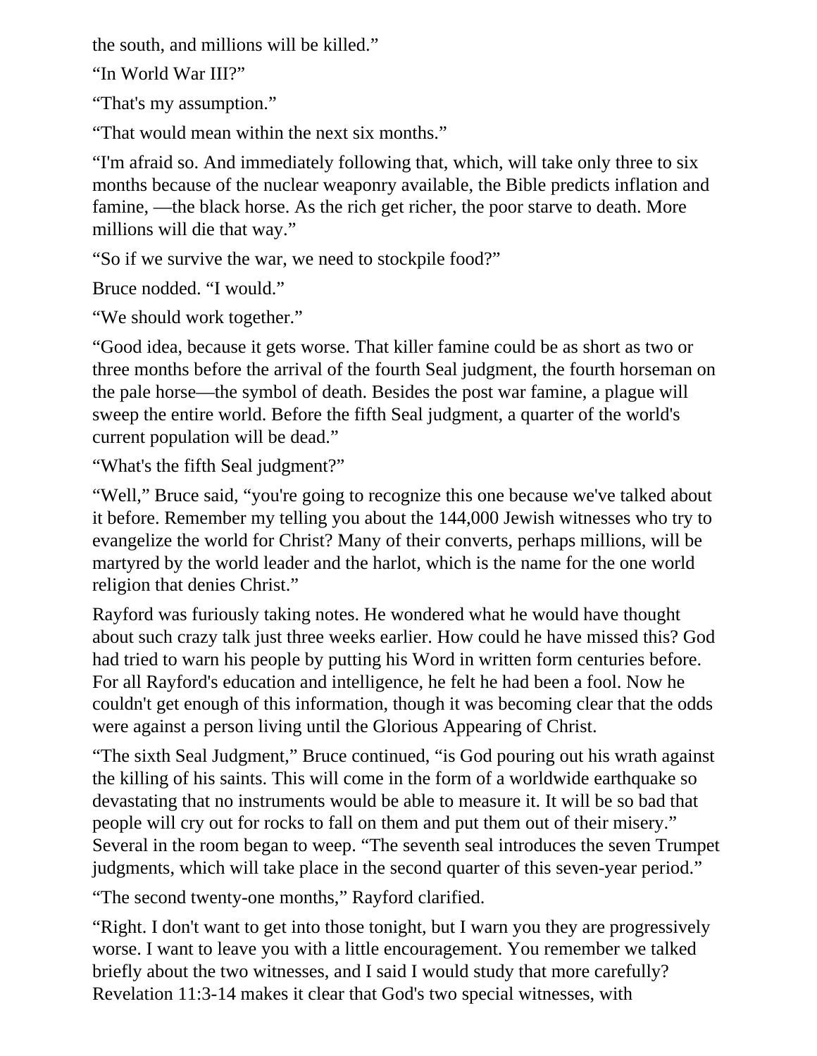the south, and millions will be killed."

"In World War III?"

"That's my assumption."

"That would mean within the next six months."

"I'm afraid so. And immediately following that, which, will take only three to six months because of the nuclear weaponry available, the Bible predicts inflation and famine, —the black horse. As the rich get richer, the poor starve to death. More millions will die that way."

"So if we survive the war, we need to stockpile food?"

Bruce nodded. "I would."

"We should work together."

"Good idea, because it gets worse. That killer famine could be as short as two or three months before the arrival of the fourth Seal judgment, the fourth horseman on the pale horse—the symbol of death. Besides the post war famine, a plague will sweep the entire world. Before the fifth Seal judgment, a quarter of the world's current population will be dead."

"What's the fifth Seal judgment?"

"Well," Bruce said, "you're going to recognize this one because we've talked about it before. Remember my telling you about the 144,000 Jewish witnesses who try to evangelize the world for Christ? Many of their converts, perhaps millions, will be martyred by the world leader and the harlot, which is the name for the one world religion that denies Christ."

Rayford was furiously taking notes. He wondered what he would have thought about such crazy talk just three weeks earlier. How could he have missed this? God had tried to warn his people by putting his Word in written form centuries before. For all Rayford's education and intelligence, he felt he had been a fool. Now he couldn't get enough of this information, though it was becoming clear that the odds were against a person living until the Glorious Appearing of Christ.

"The sixth Seal Judgment," Bruce continued, "is God pouring out his wrath against the killing of his saints. This will come in the form of a worldwide earthquake so devastating that no instruments would be able to measure it. It will be so bad that people will cry out for rocks to fall on them and put them out of their misery." Several in the room began to weep. "The seventh seal introduces the seven Trumpet judgments, which will take place in the second quarter of this seven-year period."

"The second twenty-one months," Rayford clarified.

"Right. I don't want to get into those tonight, but I warn you they are progressively worse. I want to leave you with a little encouragement. You remember we talked briefly about the two witnesses, and I said I would study that more carefully? Revelation 11:3-14 makes it clear that God's two special witnesses, with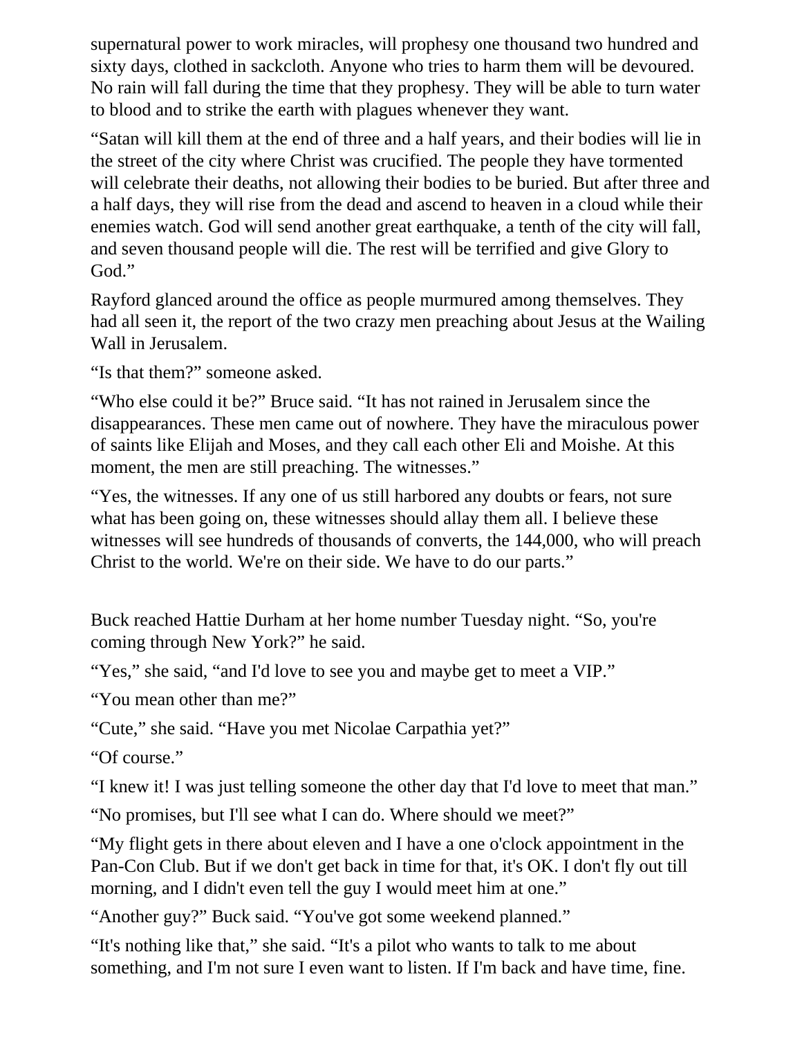supernatural power to work miracles, will prophesy one thousand two hundred and sixty days, clothed in sackcloth. Anyone who tries to harm them will be devoured. No rain will fall during the time that they prophesy. They will be able to turn water to blood and to strike the earth with plagues whenever they want.

"Satan will kill them at the end of three and a half years, and their bodies will lie in the street of the city where Christ was crucified. The people they have tormented will celebrate their deaths, not allowing their bodies to be buried. But after three and a half days, they will rise from the dead and ascend to heaven in a cloud while their enemies watch. God will send another great earthquake, a tenth of the city will fall, and seven thousand people will die. The rest will be terrified and give Glory to God."

Rayford glanced around the office as people murmured among themselves. They had all seen it, the report of the two crazy men preaching about Jesus at the Wailing Wall in Jerusalem.

"Is that them?" someone asked.

"Who else could it be?" Bruce said. "It has not rained in Jerusalem since the disappearances. These men came out of nowhere. They have the miraculous power of saints like Elijah and Moses, and they call each other Eli and Moishe. At this moment, the men are still preaching. The witnesses."

"Yes, the witnesses. If any one of us still harbored any doubts or fears, not sure what has been going on, these witnesses should allay them all. I believe these witnesses will see hundreds of thousands of converts, the 144,000, who will preach Christ to the world. We're on their side. We have to do our parts."

Buck reached Hattie Durham at her home number Tuesday night. "So, you're coming through New York?" he said.

"Yes," she said, "and I'd love to see you and maybe get to meet a VIP."

"You mean other than me?"

"Cute," she said. "Have you met Nicolae Carpathia yet?"

"Of course."

"I knew it! I was just telling someone the other day that I'd love to meet that man."

"No promises, but I'll see what I can do. Where should we meet?"

"My flight gets in there about eleven and I have a one o'clock appointment in the Pan-Con Club. But if we don't get back in time for that, it's OK. I don't fly out till morning, and I didn't even tell the guy I would meet him at one."

"Another guy?" Buck said. "You've got some weekend planned."

"It's nothing like that," she said. "It's a pilot who wants to talk to me about something, and I'm not sure I even want to listen. If I'm back and have time, fine.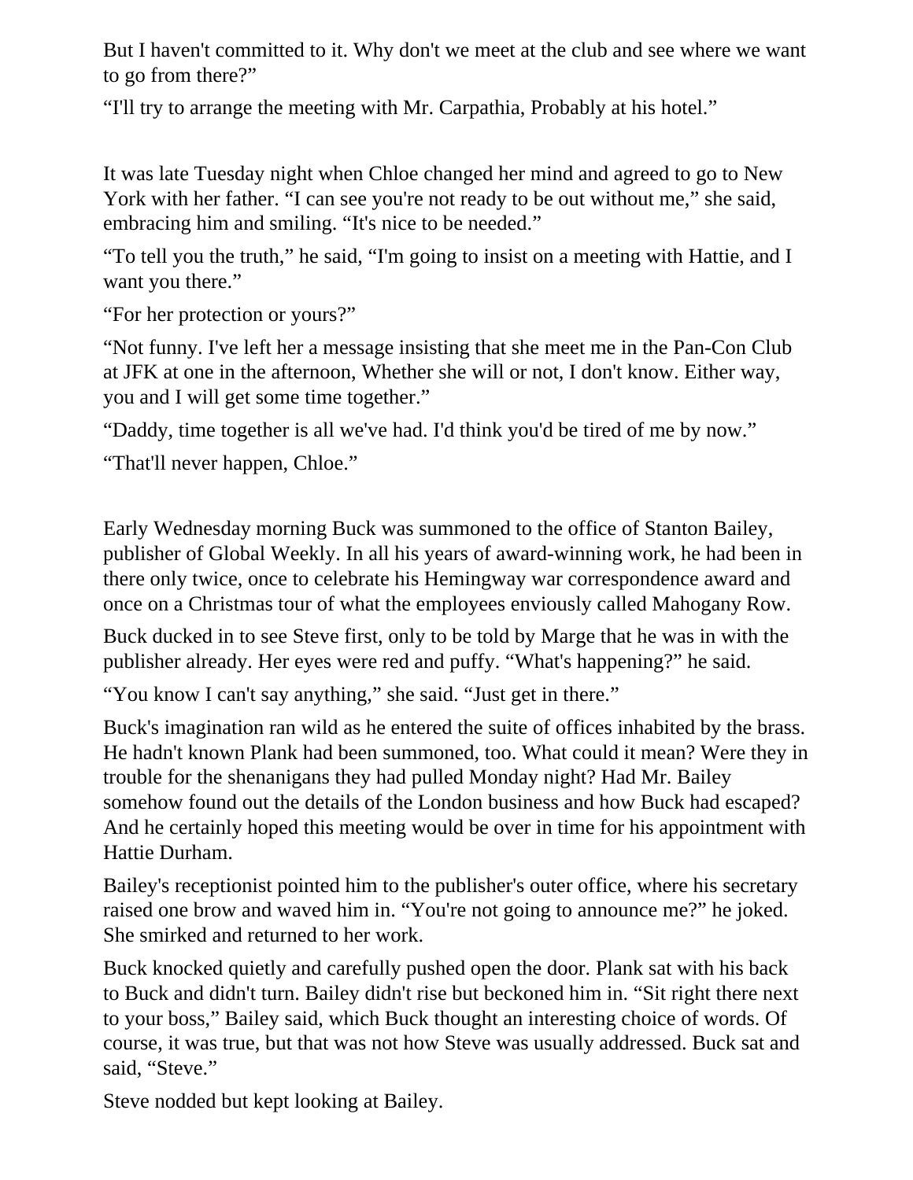But I haven't committed to it. Why don't we meet at the club and see where we want to go from there?"

"I'll try to arrange the meeting with Mr. Carpathia, Probably at his hotel."

It was late Tuesday night when Chloe changed her mind and agreed to go to New York with her father. "I can see you're not ready to be out without me," she said, embracing him and smiling. "It's nice to be needed."

"To tell you the truth," he said, "I'm going to insist on a meeting with Hattie, and I want you there."

"For her protection or yours?"

"Not funny. I've left her a message insisting that she meet me in the Pan-Con Club at JFK at one in the afternoon, Whether she will or not, I don't know. Either way, you and I will get some time together."

"Daddy, time together is all we've had. I'd think you'd be tired of me by now."

"That'll never happen, Chloe."

Early Wednesday morning Buck was summoned to the office of Stanton Bailey, publisher of Global Weekly. In all his years of award-winning work, he had been in there only twice, once to celebrate his Hemingway war correspondence award and once on a Christmas tour of what the employees enviously called Mahogany Row.

Buck ducked in to see Steve first, only to be told by Marge that he was in with the publisher already. Her eyes were red and puffy. "What's happening?" he said.

"You know I can't say anything," she said. "Just get in there."

Buck's imagination ran wild as he entered the suite of offices inhabited by the brass. He hadn't known Plank had been summoned, too. What could it mean? Were they in trouble for the shenanigans they had pulled Monday night? Had Mr. Bailey somehow found out the details of the London business and how Buck had escaped? And he certainly hoped this meeting would be over in time for his appointment with Hattie Durham.

Bailey's receptionist pointed him to the publisher's outer office, where his secretary raised one brow and waved him in. "You're not going to announce me?" he joked. She smirked and returned to her work.

Buck knocked quietly and carefully pushed open the door. Plank sat with his back to Buck and didn't turn. Bailey didn't rise but beckoned him in. "Sit right there next to your boss," Bailey said, which Buck thought an interesting choice of words. Of course, it was true, but that was not how Steve was usually addressed. Buck sat and said, "Steve."

Steve nodded but kept looking at Bailey.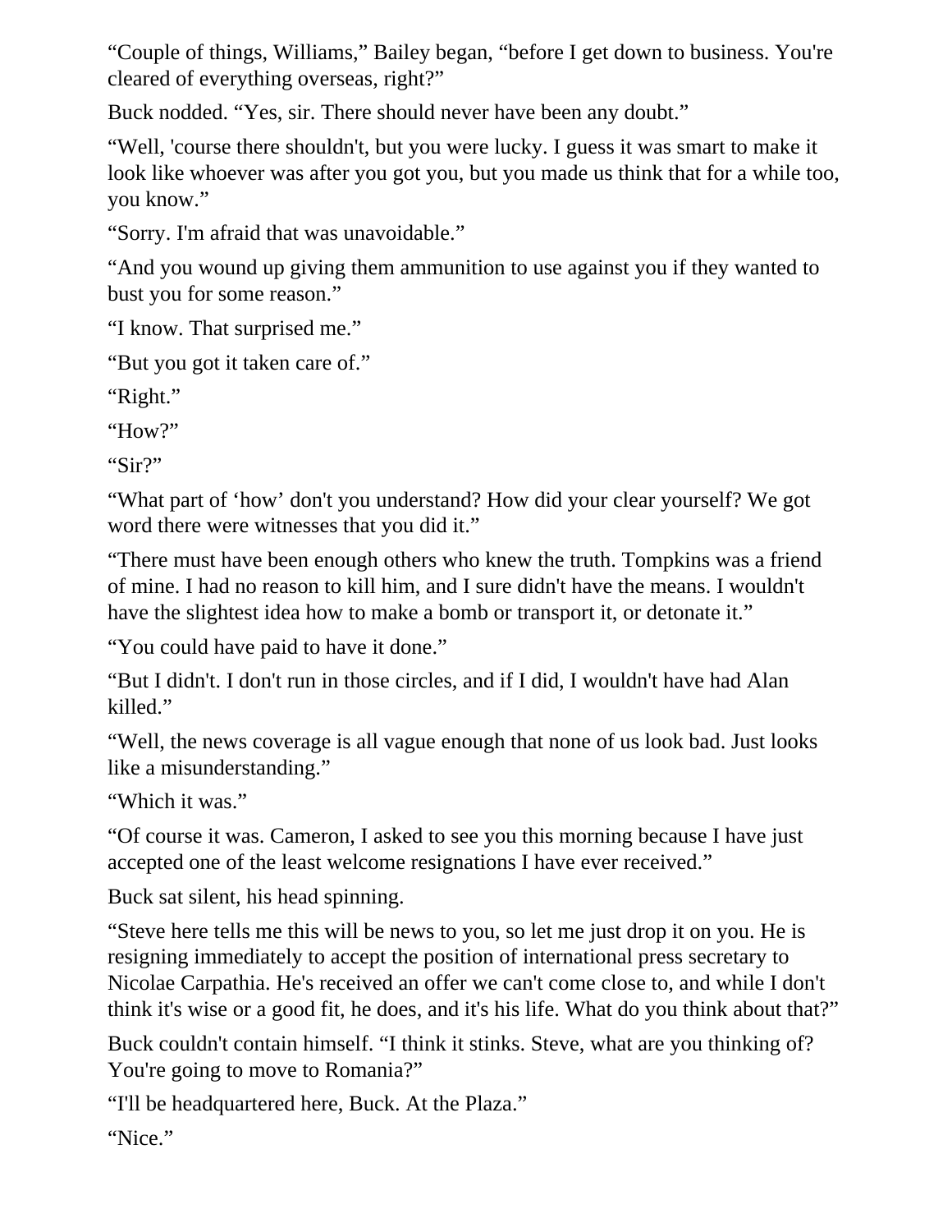"Couple of things, Williams," Bailey began, "before I get down to business. You're cleared of everything overseas, right?"

Buck nodded. "Yes, sir. There should never have been any doubt."

"Well, 'course there shouldn't, but you were lucky. I guess it was smart to make it look like whoever was after you got you, but you made us think that for a while too, you know."

"Sorry. I'm afraid that was unavoidable."

"And you wound up giving them ammunition to use against you if they wanted to bust you for some reason."

"I know. That surprised me."

"But you got it taken care of."

"Right."

"How?"

"Sir?"

"What part of 'how' don't you understand? How did your clear yourself? We got word there were witnesses that you did it."

"There must have been enough others who knew the truth. Tompkins was a friend of mine. I had no reason to kill him, and I sure didn't have the means. I wouldn't have the slightest idea how to make a bomb or transport it, or detonate it."

"You could have paid to have it done."

"But I didn't. I don't run in those circles, and if I did, I wouldn't have had Alan killed."

"Well, the news coverage is all vague enough that none of us look bad. Just looks like a misunderstanding."

"Which it was."

"Of course it was. Cameron, I asked to see you this morning because I have just accepted one of the least welcome resignations I have ever received."

Buck sat silent, his head spinning.

"Steve here tells me this will be news to you, so let me just drop it on you. He is resigning immediately to accept the position of international press secretary to Nicolae Carpathia. He's received an offer we can't come close to, and while I don't think it's wise or a good fit, he does, and it's his life. What do you think about that?"

Buck couldn't contain himself. "I think it stinks. Steve, what are you thinking of? You're going to move to Romania?"

"I'll be headquartered here, Buck. At the Plaza."

"Nice."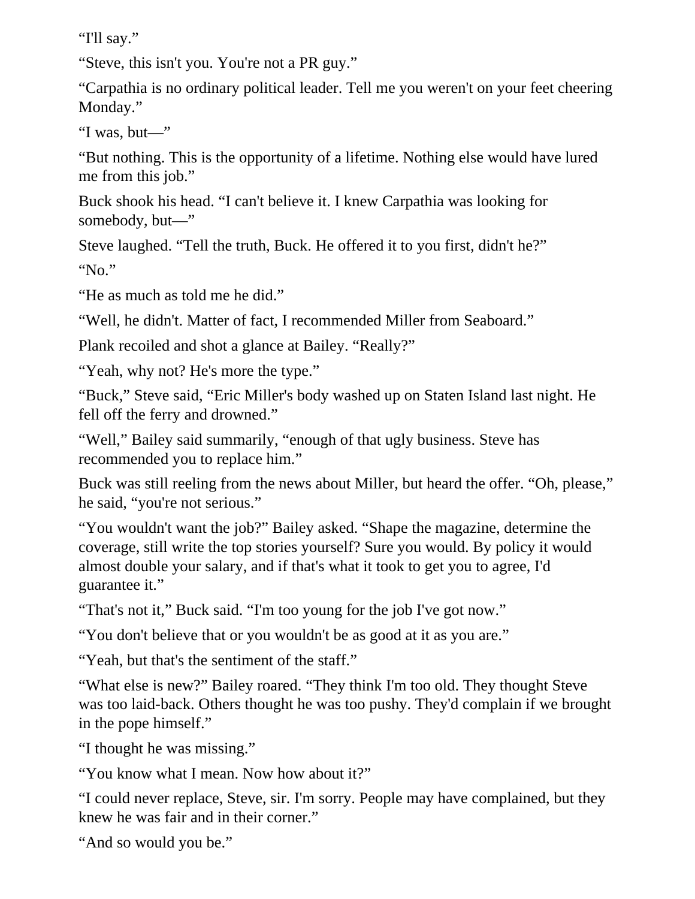“I'll say.”

“Steve, this isn't you. You're not a PR guy.”

“Carpathia is no ordinary political leader. Tell me you weren't on your feet cheering Monday.”

“I was, but—”

“But nothing. This is the opportunity of a lifetime. Nothing else would have lured me from this job.”

Buck shook his head. “I can't believe it. I knew Carpathia was looking for somebody, but—”

Steve laughed. “Tell the truth, Buck. He offered it to you first, didn't he?”

“No.”

“He as much as told me he did.”

“Well, he didn't. Matter of fact, I recommended Miller from Seaboard.”

Plank recoiled and shot a glance at Bailey. “Really?”

“Yeah, why not? He's more the type.”

“Buck,” Steve said, “Eric Miller's body washed up on Staten Island last night. He fell off the ferry and drowned.”

“Well,” Bailey said summarily, “enough of that ugly business. Steve has recommended you to replace him.”

Buck was still reeling from the news about Miller, but heard the offer. “Oh, please,” he said, “you're not serious.”

“You wouldn't want the job?” Bailey asked. “Shape the magazine, determine the coverage, still write the top stories yourself? Sure you would. By policy it would almost double your salary, and if that's what it took to get you to agree, I'd guarantee it.”

“That's not it,” Buck said. “I'm too young for the job I've got now.”

“You don't believe that or you wouldn't be as good at it as you are.”

“Yeah, but that's the sentiment of the staff.”

“What else is new?” Bailey roared. “They think I'm too old. They thought Steve was too laid-back. Others thought he was too pushy. They'd complain if we brought in the pope himself.”

“I thought he was missing.”

“You know what I mean. Now how about it?”

“I could never replace, Steve, sir. I'm sorry. People may have complained, but they knew he was fair and in their corner.”

“And so would you be.”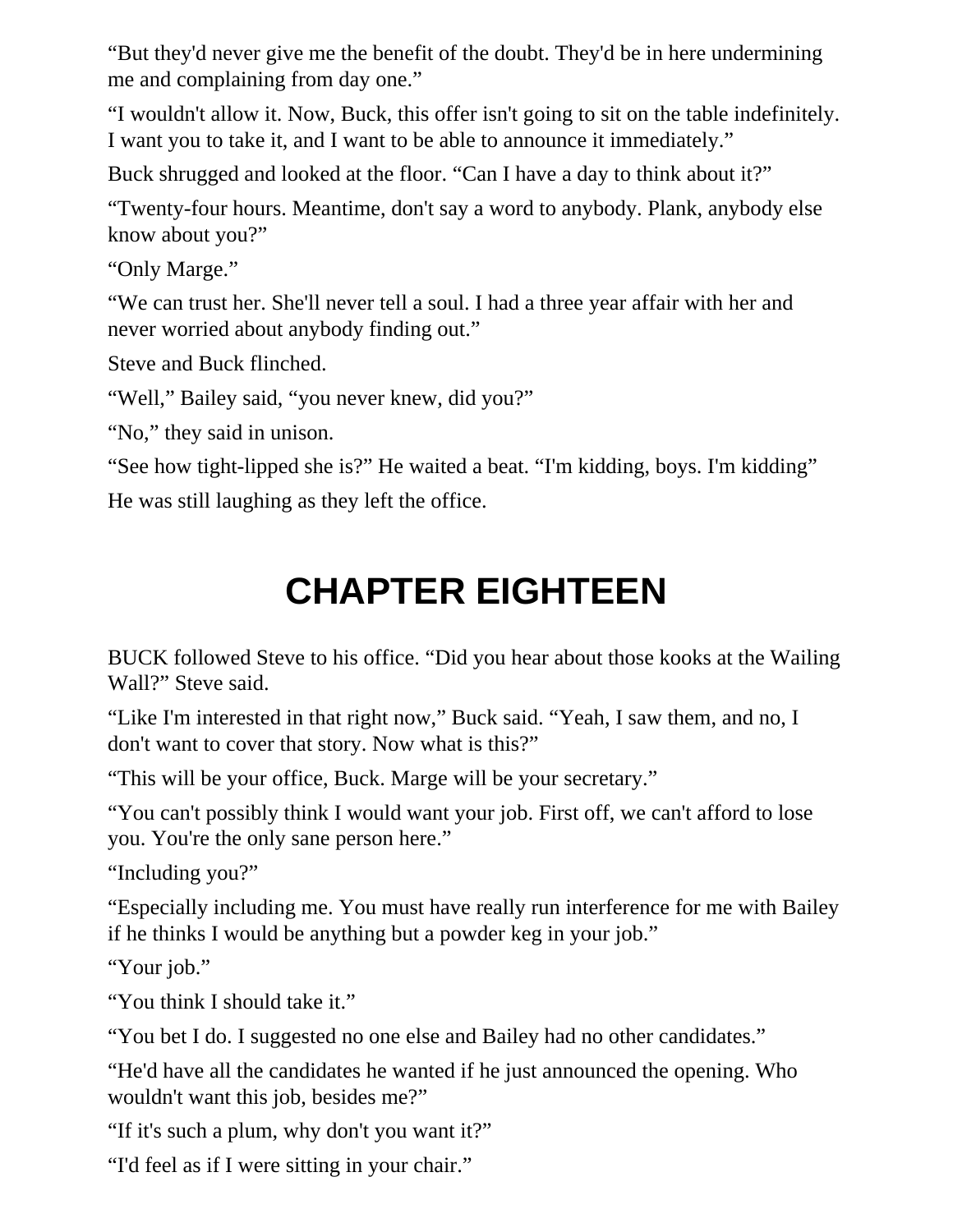“But they'd never give me the benefit of the doubt. They'd be in here undermining me and complaining from day one.”

“I wouldn't allow it. Now, Buck, this offer isn't going to sit on the table indefinitely. I want you to take it, and I want to be able to announce it immediately.”

Buck shrugged and looked at the floor. “Can I have a day to think about it?”

“Twenty-four hours. Meantime, don't say a word to anybody. Plank, anybody else know about you?”

“Only Marge.”

“We can trust her. She'll never tell a soul. I had a three year affair with her and never worried about anybody finding out.”

Steve and Buck flinched.

“Well,” Bailey said, “you never knew, did you?”

“No,” they said in unison.

“See how tight-lipped she is?” He waited a beat. “I'm kidding, boys. I'm kidding”

He was still laughing as they left the office.

# CHAPTER EIGHTEEN

BUCK followed Steve to his office. “Did you hear about those kooks at the Wailing Wall?” Steve said.

“Like I'm interested in that right now,” Buck said. “Yeah, I saw them, and no, I don't want to cover that story. Now what is this?”

“This will be your office, Buck. Marge will be your secretary.”

“You can't possibly think I would want your job. First off, we can't afford to lose you. You're the only sane person here.”

“Including you?”

“Especially including me. You must have really run interference for me with Bailey if he thinks I would be anything but a powder keg in your job.”

“Your job.”

“You think I should take it.”

“You bet I do. I suggested no one else and Bailey had no other candidates.”

“He'd have all the candidates he wanted if he just announced the opening. Who wouldn't want this job, besides me?”

“If it's such a plum, why don't you want it?”

“I'd feel as if I were sitting in your chair.”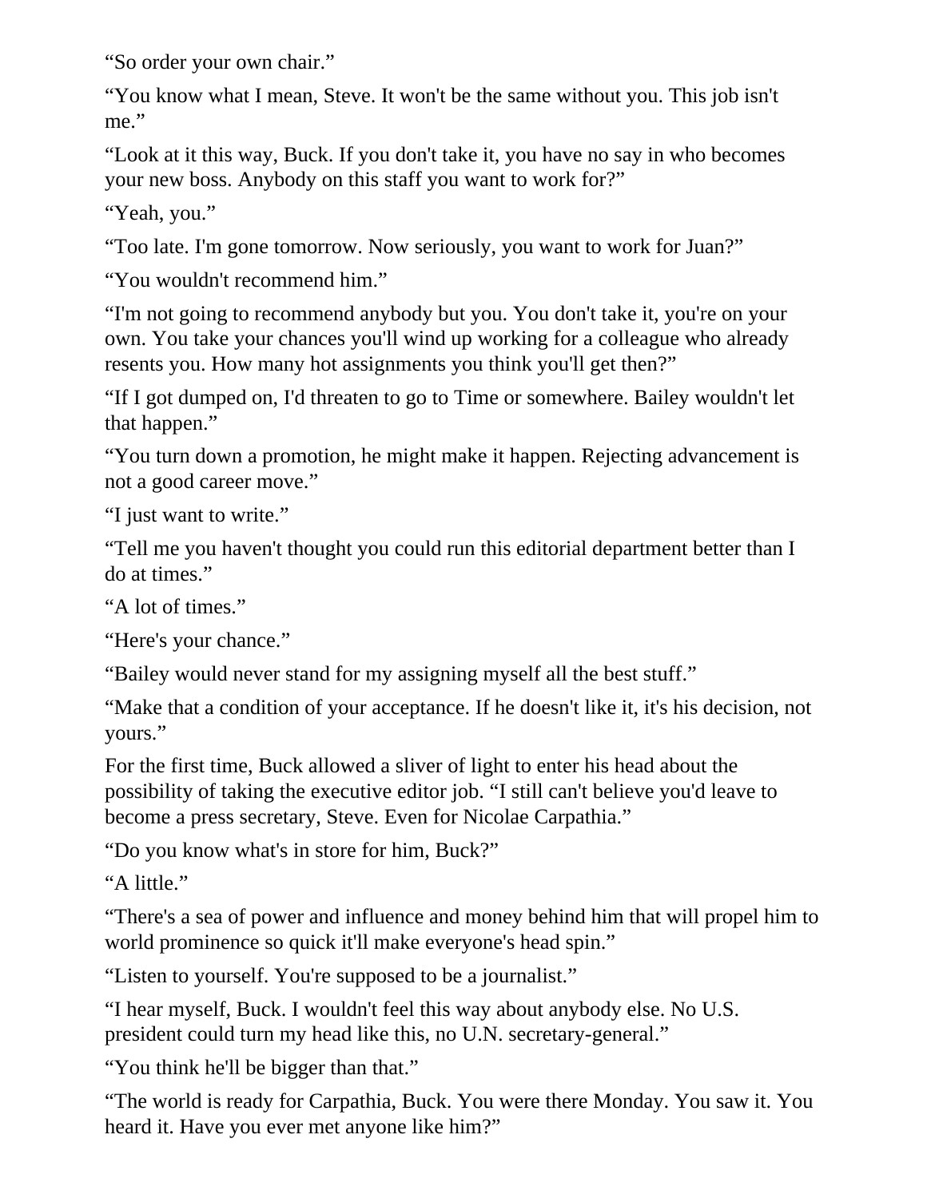“So order your own chair.”

“You know what I mean, Steve. It won't be the same without you. This job isn't me.”

“Look at it this way, Buck. If you don't take it, you have no say in who becomes your new boss. Anybody on this staff you want to work for?”

“Yeah, you.”

“Too late. I'm gone tomorrow. Now seriously, you want to work for Juan?”

“You wouldn't recommend him.”

“I'm not going to recommend anybody but you. You don't take it, you're on your own. You take your chances you'll wind up working for a colleague who already resents you. How many hot assignments you think you'll get then?”

“If I got dumped on, I'd threaten to go to Time or somewhere. Bailey wouldn't let that happen.”

“You turn down a promotion, he might make it happen. Rejecting advancement is not a good career move.”

“I just want to write.”

“Tell me you haven't thought you could run this editorial department better than I do at times.”

“A lot of times.”

“Here's your chance.”

“Bailey would never stand for my assigning myself all the best stuff.”

“Make that a condition of your acceptance. If he doesn't like it, it's his decision, not yours.”

For the first time, Buck allowed a sliver of light to enter his head about the possibility of taking the executive editor job. “I still can't believe you'd leave to become a press secretary, Steve. Even for Nicolae Carpathia.”

“Do you know what's in store for him, Buck?”

“A little.”

“There's a sea of power and influence and money behind him that will propel him to world prominence so quick it'll make everyone's head spin.”

“Listen to yourself. You're supposed to be a journalist.”

“I hear myself, Buck. I wouldn't feel this way about anybody else. No U.S. president could turn my head like this, no U.N. secretary-general.”

“You think he'll be bigger than that.”

“The world is ready for Carpathia, Buck. You were there Monday. You saw it. You heard it. Have you ever met anyone like him?”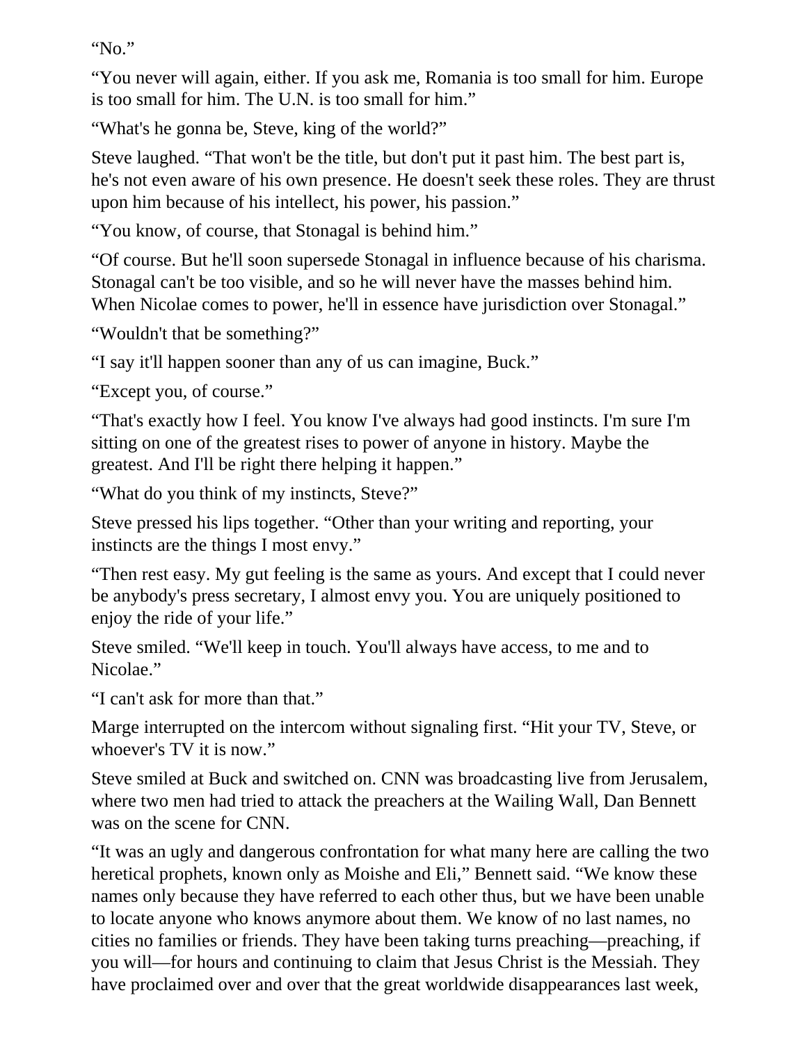“No.”

“You never will again, either. If you ask me, Romania is too small for him. Europe is too small for him. The U.N. is too small for him.”

“What's he gonna be, Steve, king of the world?”

Steve laughed. “That won't be the title, but don't put it past him. The best part is, he's not even aware of his own presence. He doesn't seek these roles. They are thrust upon him because of his intellect, his power, his passion.”

“You know, of course, that Stonagal is behind him.”

“Of course. But he'll soon supersede Stonagal in influence because of his charisma. Stonagal can't be too visible, and so he will never have the masses behind him. When Nicolae comes to power, he'll in essence have jurisdiction over Stonagal.”

“Wouldn't that be something?”

“I say it'll happen sooner than any of us can imagine, Buck.”

“Except you, of course.”

“That's exactly how I feel. You know I've always had good instincts. I'm sure I'm sitting on one of the greatest rises to power of anyone in history. Maybe the greatest. And I'll be right there helping it happen.”

“What do you think of my instincts, Steve?”

Steve pressed his lips together. “Other than your writing and reporting, your instincts are the things I most envy.”

“Then rest easy. My gut feeling is the same as yours. And except that I could never be anybody's press secretary, I almost envy you. You are uniquely positioned to enjoy the ride of your life.”

Steve smiled. “We'll keep in touch. You'll always have access, to me and to Nicolae.”

“I can't ask for more than that.”

Marge interrupted on the intercom without signaling first. “Hit your TV, Steve, or whoever's TV it is now.”

Steve smiled at Buck and switched on. CNN was broadcasting live from Jerusalem, where two men had tried to attack the preachers at the Wailing Wall, Dan Bennett was on the scene for CNN.

“It was an ugly and dangerous confrontation for what many here are calling the two heretical prophets, known only as Moishe and Eli,” Bennett said. “We know these names only because they have referred to each other thus, but we have been unable to locate anyone who knows anymore about them. We know of no last names, no cities no families or friends. They have been taking turns preaching—preaching, if you will—for hours and continuing to claim that Jesus Christ is the Messiah. They have proclaimed over and over that the great worldwide disappearances last week,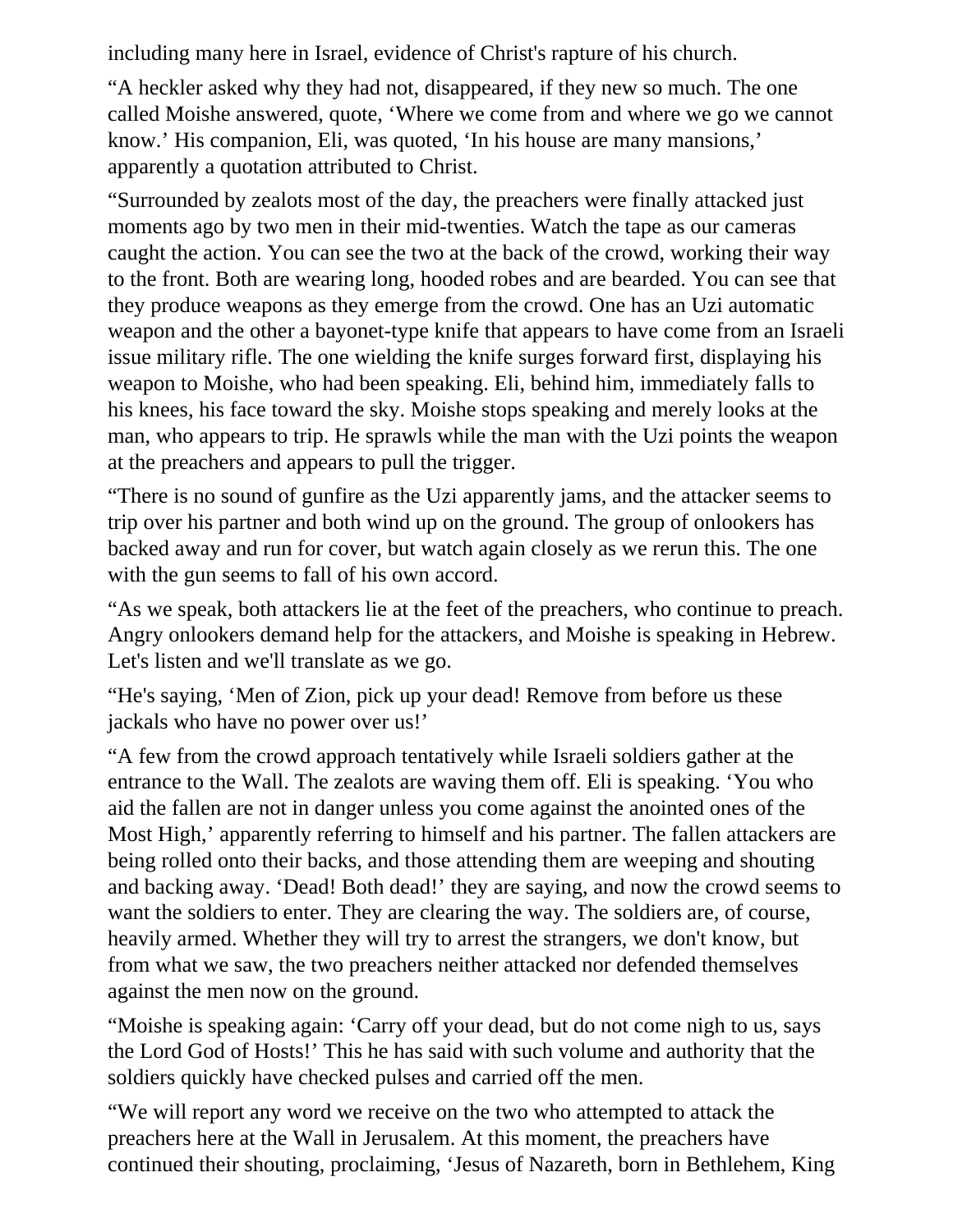including many here in Israel, evidence of Christ's rapture of his church.

“A heckler asked why they had not, disappeared, if they new so much. The one called Moishe answered, quote, ‘Where we come from and where we go we cannot know.’ His companion, Eli, was quoted, ‘In his house are many mansions,’ apparently a quotation attributed to Christ.

“Surrounded by zealots most of the day, the preachers were finally attacked just moments ago by two men in their mid-twenties. Watch the tape as our cameras caught the action. You can see the two at the back of the crowd, working their way to the front. Both are wearing long, hooded robes and are bearded. You can see that they produce weapons as they emerge from the crowd. One has an Uzi automatic weapon and the other a bayonet-type knife that appears to have come from an Israeli issue military rifle. The one wielding the knife surges forward first, displaying his weapon to Moishe, who had been speaking. Eli, behind him, immediately falls to his knees, his face toward the sky. Moishe stops speaking and merely looks at the man, who appears to trip. He sprawls while the man with the Uzi points the weapon at the preachers and appears to pull the trigger.

“There is no sound of gunfire as the Uzi apparently jams, and the attacker seems to trip over his partner and both wind up on the ground. The group of onlookers has backed away and run for cover, but watch again closely as we rerun this. The one with the gun seems to fall of his own accord.

“As we speak, both attackers lie at the feet of the preachers, who continue to preach. Angry onlookers demand help for the attackers, and Moishe is speaking in Hebrew. Let's listen and we'll translate as we go.

“He's saying, ‘Men of Zion, pick up your dead! Remove from before us these jackals who have no power over us!’

“A few from the crowd approach tentatively while Israeli soldiers gather at the entrance to the Wall. The zealots are waving them off. Eli is speaking. ‘You who aid the fallen are not in danger unless you come against the anointed ones of the Most High,’ apparently referring to himself and his partner. The fallen attackers are being rolled onto their backs, and those attending them are weeping and shouting and backing away. ‘Dead! Both dead!’ they are saying, and now the crowd seems to want the soldiers to enter. They are clearing the way. The soldiers are, of course, heavily armed. Whether they will try to arrest the strangers, we don't know, but from what we saw, the two preachers neither attacked nor defended themselves against the men now on the ground.

“Moishe is speaking again: ‘Carry off your dead, but do not come nigh to us, says the Lord God of Hosts!’ This he has said with such volume and authority that the soldiers quickly have checked pulses and carried off the men.

“We will report any word we receive on the two who attempted to attack the preachers here at the Wall in Jerusalem. At this moment, the preachers have continued their shouting, proclaiming, ‘Jesus of Nazareth, born in Bethlehem, King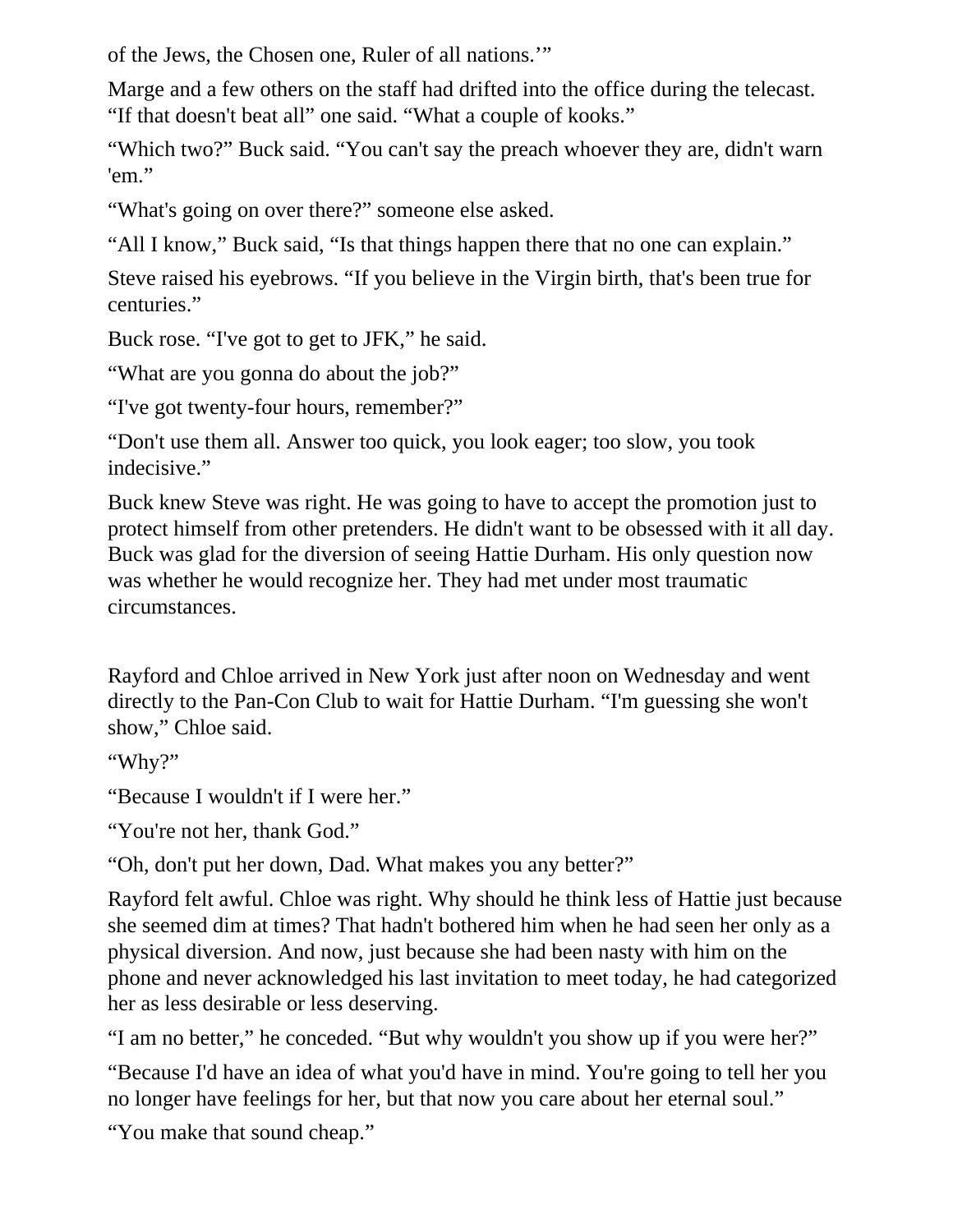of the Jews, the Chosen one, Ruler of all nations.'"

Marge and a few others on the staff had drifted into the office during the telecast. "If that doesn't beat all" one said. "What a couple of kooks."

"Which two?" Buck said. "You can't say the preach whoever they are, didn't warn 'em."

"What's going on over there?" someone else asked.

"All I know," Buck said, "Is that things happen there that no one can explain."

Steve raised his eyebrows. "If you believe in the Virgin birth, that's been true for centuries."

Buck rose. "I've got to get to JFK," he said.

"What are you gonna do about the job?"

"I've got twenty-four hours, remember?"

"Don't use them all. Answer too quick, you look eager; too slow, you took indecisive."

Buck knew Steve was right. He was going to have to accept the promotion just to protect himself from other pretenders. He didn't want to be obsessed with it all day. Buck was glad for the diversion of seeing Hattie Durham. His only question now was whether he would recognize her. They had met under most traumatic circumstances.

Rayford and Chloe arrived in New York just after noon on Wednesday and went directly to the Pan-Con Club to wait for Hattie Durham. "I'm guessing she won't show," Chloe said.

"Why?"

"Because I wouldn't if I were her."

"You're not her, thank God."

"Oh, don't put her down, Dad. What makes you any better?"

Rayford felt awful. Chloe was right. Why should he think less of Hattie just because she seemed dim at times? That hadn't bothered him when he had seen her only as a physical diversion. And now, just because she had been nasty with him on the phone and never acknowledged his last invitation to meet today, he had categorized her as less desirable or less deserving.

"I am no better," he conceded. "But why wouldn't you show up if you were her?"

"Because I'd have an idea of what you'd have in mind. You're going to tell her you no longer have feelings for her, but that now you care about her eternal soul."

"You make that sound cheap."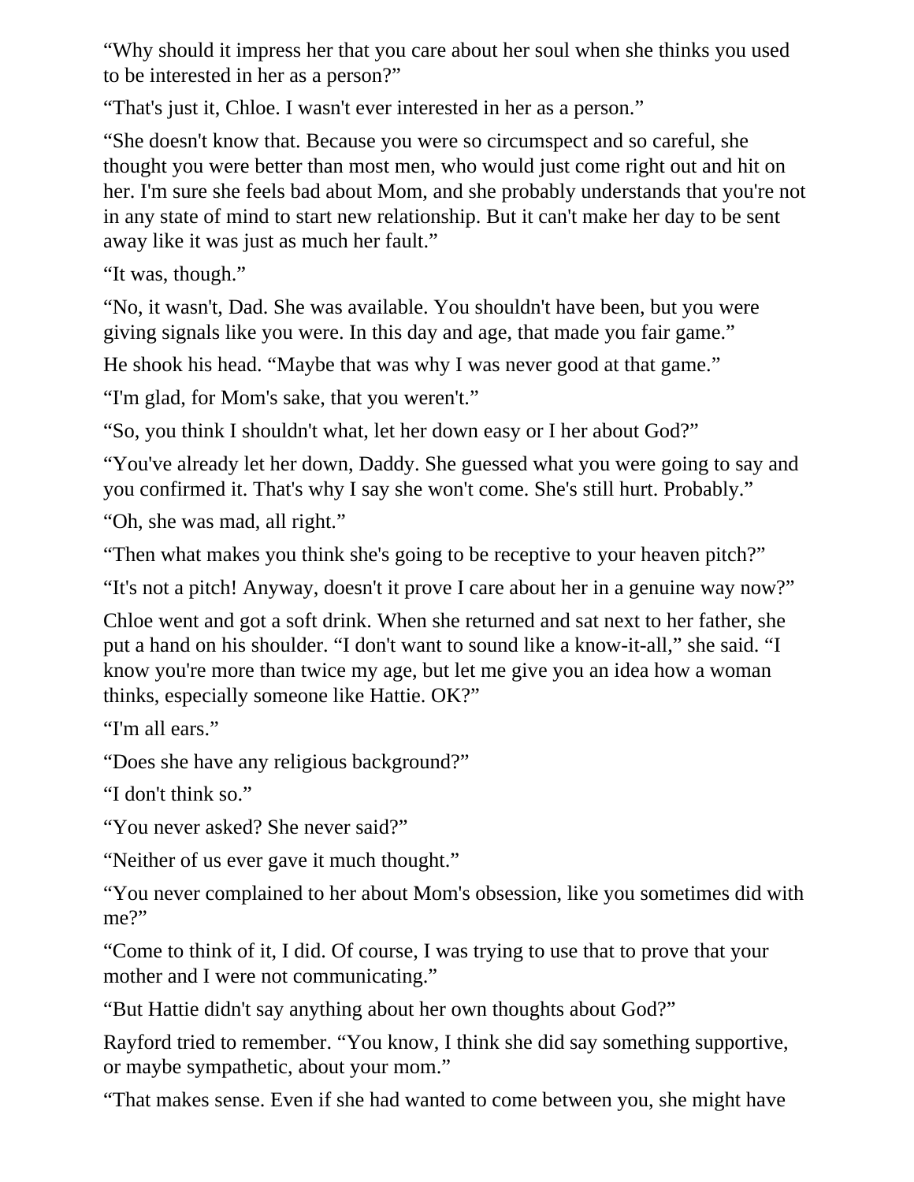“Why should it impress her that you care about her soul when she thinks you used to be interested in her as a person?”

“That's just it, Chloe. I wasn't ever interested in her as a person.”

“She doesn't know that. Because you were so circumspect and so careful, she thought you were better than most men, who would just come right out and hit on her. I'm sure she feels bad about Mom, and she probably understands that you're not in any state of mind to start new relationship. But it can't make her day to be sent away like it was just as much her fault.”

“It was, though.”

“No, it wasn't, Dad. She was available. You shouldn't have been, but you were giving signals like you were. In this day and age, that made you fair game.”

He shook his head. “Maybe that was why I was never good at that game.”

“I'm glad, for Mom's sake, that you weren't.”

“So, you think I shouldn't what, let her down easy or I her about God?”

“You've already let her down, Daddy. She guessed what you were going to say and you confirmed it. That's why I say she won't come. She's still hurt. Probably.”

“Oh, she was mad, all right.”

“Then what makes you think she's going to be receptive to your heaven pitch?”

“It's not a pitch! Anyway, doesn't it prove I care about her in a genuine way now?”

Chloe went and got a soft drink. When she returned and sat next to her father, she put a hand on his shoulder. “I don't want to sound like a know-it-all,” she said. “I know you're more than twice my age, but let me give you an idea how a woman thinks, especially someone like Hattie. OK?”

“I'm all ears.”

“Does she have any religious background?”

“I don't think so.”

“You never asked? She never said?”

“Neither of us ever gave it much thought.”

“You never complained to her about Mom's obsession, like you sometimes did with me?”

“Come to think of it, I did. Of course, I was trying to use that to prove that your mother and I were not communicating.”

“But Hattie didn't say anything about her own thoughts about God?”

Rayford tried to remember. “You know, I think she did say something supportive, or maybe sympathetic, about your mom.”

“That makes sense. Even if she had wanted to come between you, she might have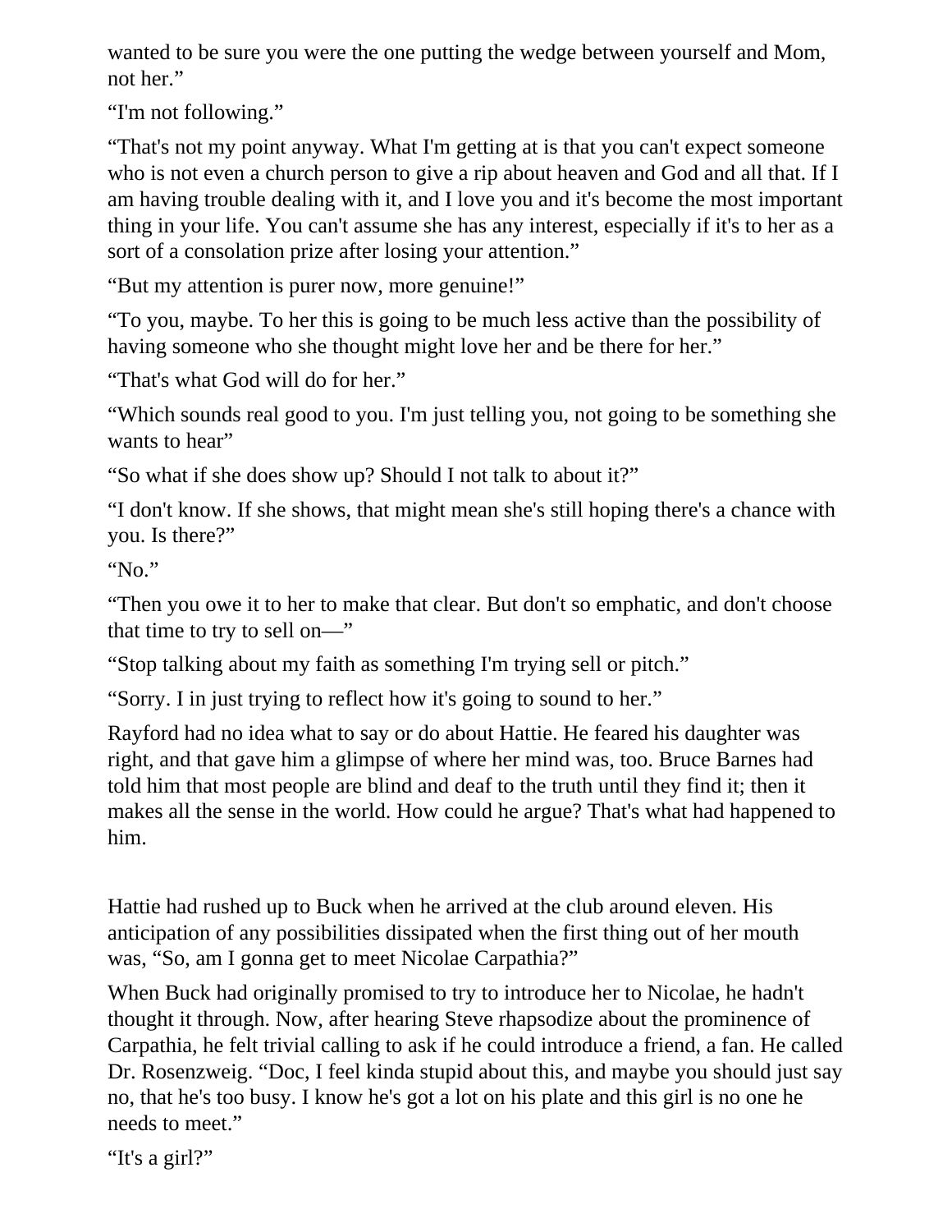wanted to be sure you were the one putting the wedge between yourself and Mom, not her."

"I'm not following."

"That's not my point anyway. What I'm getting at is that you can't expect someone who is not even a church person to give a rip about heaven and God and all that. If I am having trouble dealing with it, and I love you and it's become the most important thing in your life. You can't assume she has any interest, especially if it's to her as a sort of a consolation prize after losing your attention."

"But my attention is purer now, more genuine!"

"To you, maybe. To her this is going to be much less active than the possibility of having someone who she thought might love her and be there for her."

"That's what God will do for her."

"Which sounds real good to you. I'm just telling you, not going to be something she wants to hear"

"So what if she does show up? Should I not talk to about it?"

"I don't know. If she shows, that might mean she's still hoping there's a chance with you. Is there?"

"No."

"Then you owe it to her to make that clear. But don't so emphatic, and don't choose that time to try to sell on—"

"Stop talking about my faith as something I'm trying sell or pitch."

"Sorry. I in just trying to reflect how it's going to sound to her."

Rayford had no idea what to say or do about Hattie. He feared his daughter was right, and that gave him a glimpse of where her mind was, too. Bruce Barnes had told him that most people are blind and deaf to the truth until they find it; then it makes all the sense in the world. How could he argue? That's what had happened to him.

Hattie had rushed up to Buck when he arrived at the club around eleven. His anticipation of any possibilities dissipated when the first thing out of her mouth was, "So, am I gonna get to meet Nicolae Carpathia?"

When Buck had originally promised to try to introduce her to Nicolae, he hadn't thought it through. Now, after hearing Steve rhapsodize about the prominence of Carpathia, he felt trivial calling to ask if he could introduce a friend, a fan. He called Dr. Rosenzweig. "Doc, I feel kinda stupid about this, and maybe you should just say no, that he's too busy. I know he's got a lot on his plate and this girl is no one he needs to meet."

"It's a girl?"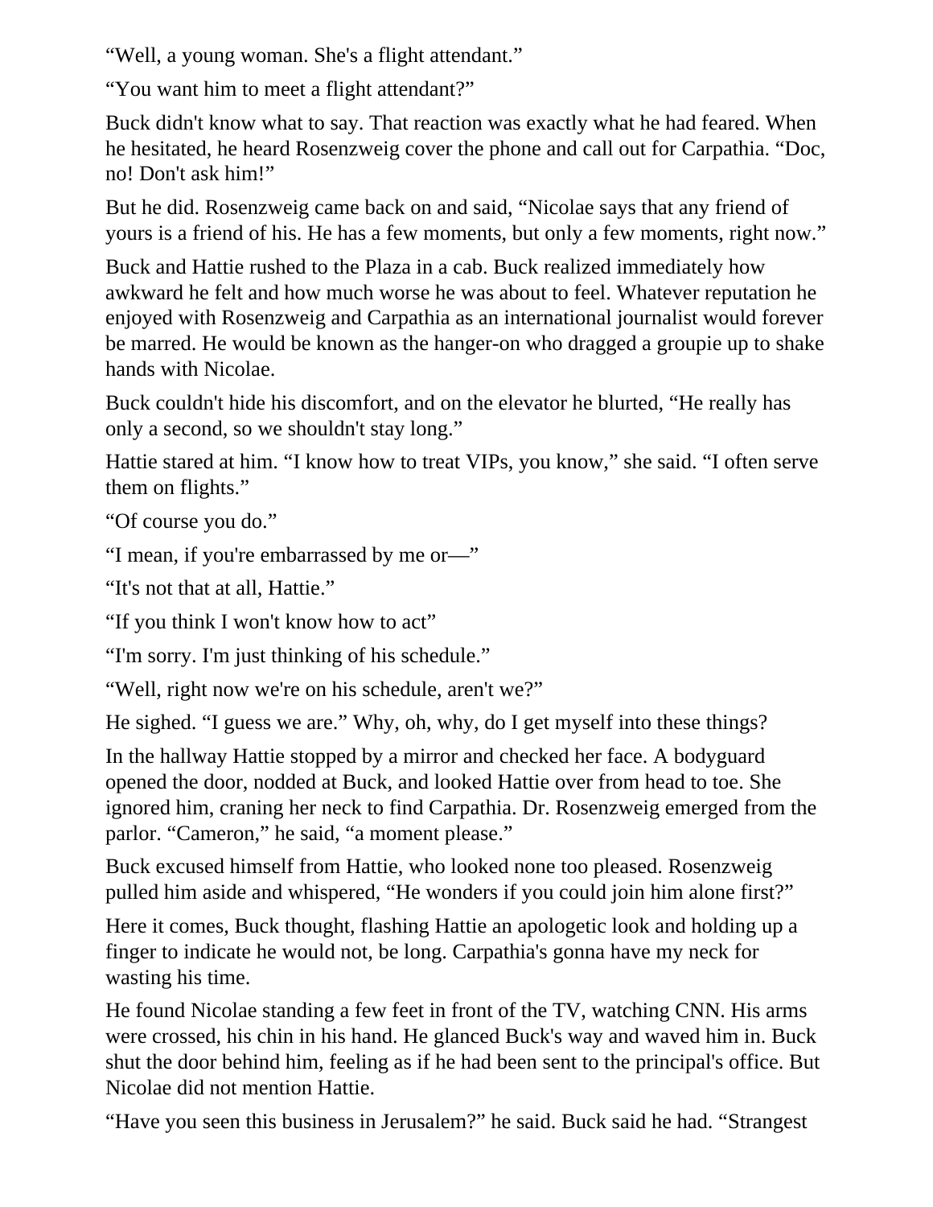“Well, a young woman. She's a flight attendant.”

“You want him to meet a flight attendant?”

Buck didn't know what to say. That reaction was exactly what he had feared. When he hesitated, he heard Rosenzweig cover the phone and call out for Carpathia. “Doc, no! Don't ask him!”

But he did. Rosenzweig came back on and said, “Nicolae says that any friend of yours is a friend of his. He has a few moments, but only a few moments, right now.”

Buck and Hattie rushed to the Plaza in a cab. Buck realized immediately how awkward he felt and how much worse he was about to feel. Whatever reputation he enjoyed with Rosenzweig and Carpathia as an international journalist would forever be marred. He would be known as the hanger-on who dragged a groupie up to shake hands with Nicolae.

Buck couldn't hide his discomfort, and on the elevator he blurted, “He really has only a second, so we shouldn't stay long.”

Hattie stared at him. “I know how to treat VIPs, you know,” she said. “I often serve them on flights.”

“Of course you do.”

“I mean, if you're embarrassed by me or—”

“It's not that at all, Hattie.”

“If you think I won't know how to act”

“I'm sorry. I'm just thinking of his schedule.”

“Well, right now we're on his schedule, aren't we?”

He sighed. “I guess we are.” Why, oh, why, do I get myself into these things?

In the hallway Hattie stopped by a mirror and checked her face. A bodyguard opened the door, nodded at Buck, and looked Hattie over from head to toe. She ignored him, craning her neck to find Carpathia. Dr. Rosenzweig emerged from the parlor. “Cameron,” he said, “a moment please.”

Buck excused himself from Hattie, who looked none too pleased. Rosenzweig pulled him aside and whispered, “He wonders if you could join him alone first?”

Here it comes, Buck thought, flashing Hattie an apologetic look and holding up a finger to indicate he would not, be long. Carpathia's gonna have my neck for wasting his time.

He found Nicolae standing a few feet in front of the TV, watching CNN. His arms were crossed, his chin in his hand. He glanced Buck's way and waved him in. Buck shut the door behind him, feeling as if he had been sent to the principal's office. But Nicolae did not mention Hattie.

“Have you seen this business in Jerusalem?” he said. Buck said he had. “Strangest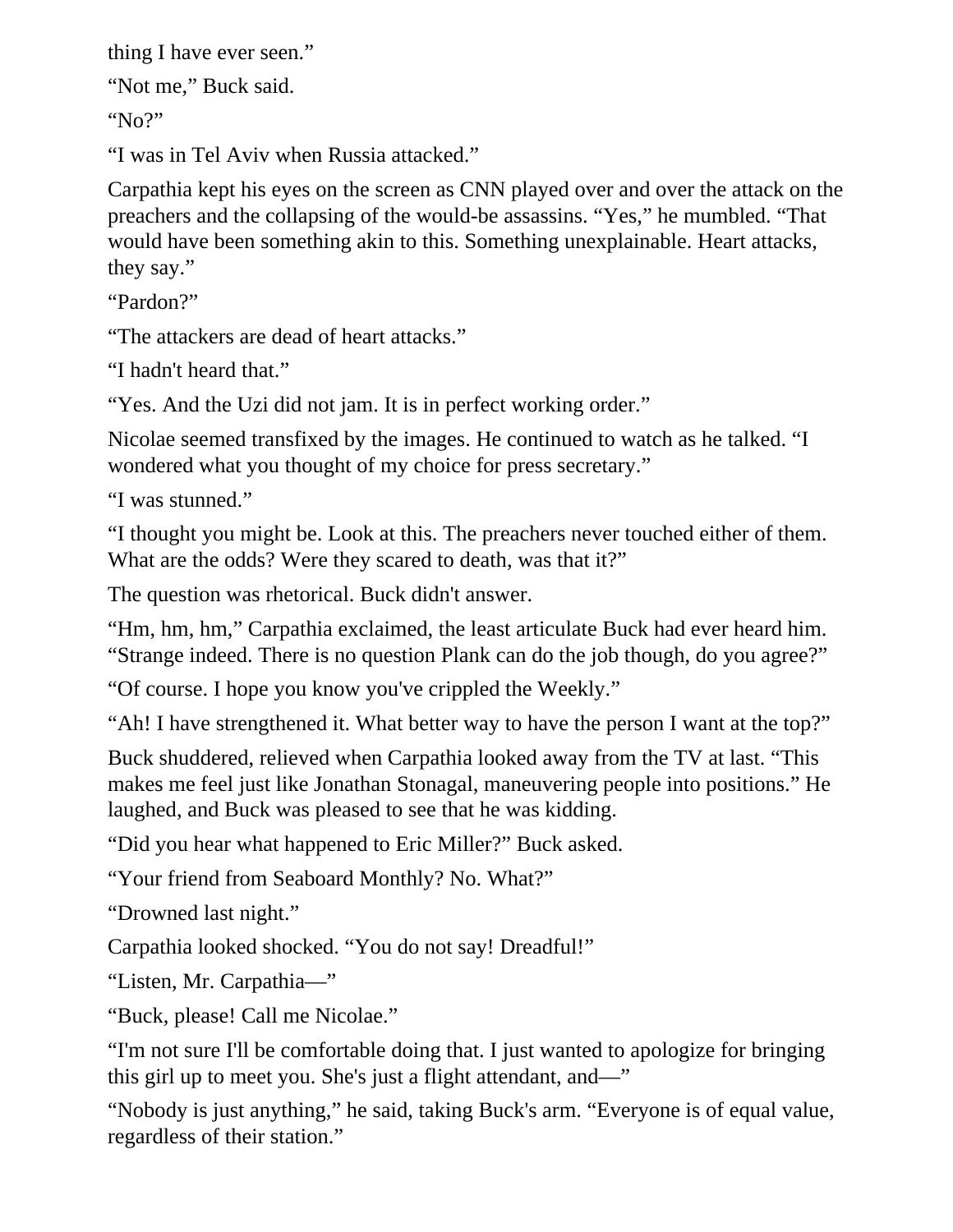thing I have ever seen."

"Not me," Buck said.

"No?"

"I was in Tel Aviv when Russia attacked."

Carpathia kept his eyes on the screen as CNN played over and over the attack on the preachers and the collapsing of the would-be assassins. "Yes," he mumbled. "That would have been something akin to this. Something unexplainable. Heart attacks, they say."

"Pardon?"

"The attackers are dead of heart attacks."

"I hadn't heard that."

"Yes. And the Uzi did not jam. It is in perfect working order."

Nicolae seemed transfixed by the images. He continued to watch as he talked. "I wondered what you thought of my choice for press secretary."

"I was stunned."

"I thought you might be. Look at this. The preachers never touched either of them. What are the odds? Were they scared to death, was that it?"

The question was rhetorical. Buck didn't answer.

"Hm, hm, hm," Carpathia exclaimed, the least articulate Buck had ever heard him. "Strange indeed. There is no question Plank can do the job though, do you agree?"

"Of course. I hope you know you've crippled the Weekly."

"Ah! I have strengthened it. What better way to have the person I want at the top?"

Buck shuddered, relieved when Carpathia looked away from the TV at last. "This makes me feel just like Jonathan Stonagal, maneuvering people into positions." He laughed, and Buck was pleased to see that he was kidding.

"Did you hear what happened to Eric Miller?" Buck asked.

"Your friend from Seaboard Monthly? No. What?"

"Drowned last night."

Carpathia looked shocked. "You do not say! Dreadful!"

"Listen, Mr. Carpathia—"

"Buck, please! Call me Nicolae."

"I'm not sure I'll be comfortable doing that. I just wanted to apologize for bringing this girl up to meet you. She's just a flight attendant, and—"

"Nobody is just anything," he said, taking Buck's arm. "Everyone is of equal value, regardless of their station."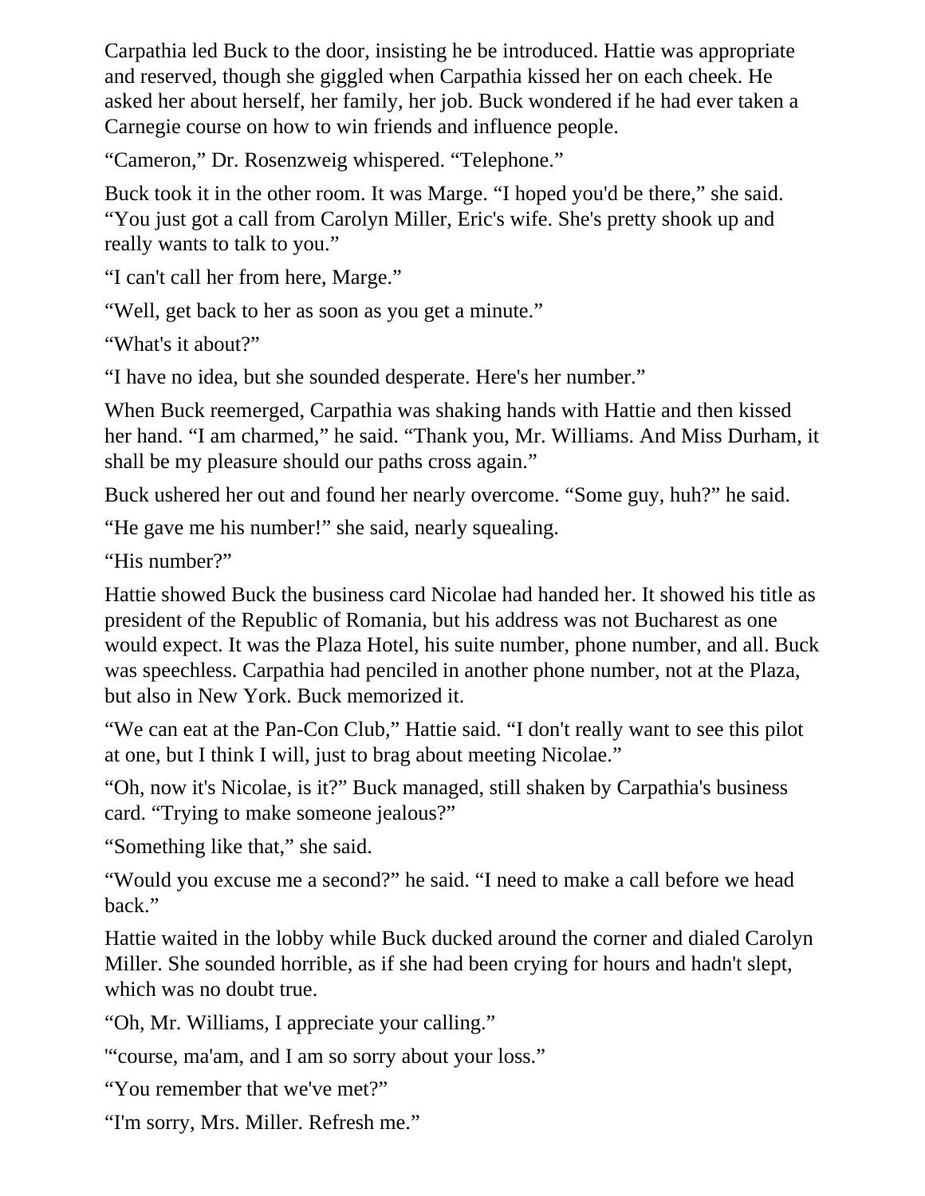Carpathia led Buck to the door, insisting he be introduced. Hattie was appropriate and reserved, though she giggled when Carpathia kissed her on each cheek. He asked her about herself, her family, her job. Buck wondered if he had ever taken a Carnegie course on how to win friends and influence people.

“Cameron,” Dr. Rosenzweig whispered. “Telephone.”

Buck took it in the other room. It was Marge. “I hoped you'd be there,” she said. “You just got a call from Carolyn Miller, Eric's wife. She's pretty shook up and really wants to talk to you.”

“I can't call her from here, Marge.”

“Well, get back to her as soon as you get a minute.”

“What's it about?”

“I have no idea, but she sounded desperate. Here's her number.”

When Buck reemerged, Carpathia was shaking hands with Hattie and then kissed her hand. “I am charmed,” he said. “Thank you, Mr. Williams. And Miss Durham, it shall be my pleasure should our paths cross again.”

Buck ushered her out and found her nearly overcome. “Some guy, huh?” he said.

“He gave me his number!” she said, nearly squealing.

“His number?”

Hattie showed Buck the business card Nicolae had handed her. It showed his title as president of the Republic of Romania, but his address was not Bucharest as one would expect. It was the Plaza Hotel, his suite number, phone number, and all. Buck was speechless. Carpathia had penciled in another phone number, not at the Plaza, but also in New York. Buck memorized it.

“We can eat at the Pan-Con Club,” Hattie said. “I don't really want to see this pilot at one, but I think I will, just to brag about meeting Nicolae.”

“Oh, now it's Nicolae, is it?” Buck managed, still shaken by Carpathia's business card. “Trying to make someone jealous?”

“Something like that,” she said.

“Would you excuse me a second?” he said. “I need to make a call before we head back.”

Hattie waited in the lobby while Buck ducked around the corner and dialed Carolyn Miller. She sounded horrible, as if she had been crying for hours and hadn't slept, which was no doubt true.

“Oh, Mr. Williams, I appreciate your calling.”

'“course, ma'am, and I am so sorry about your loss.”

“You remember that we've met?”

“I'm sorry, Mrs. Miller. Refresh me.”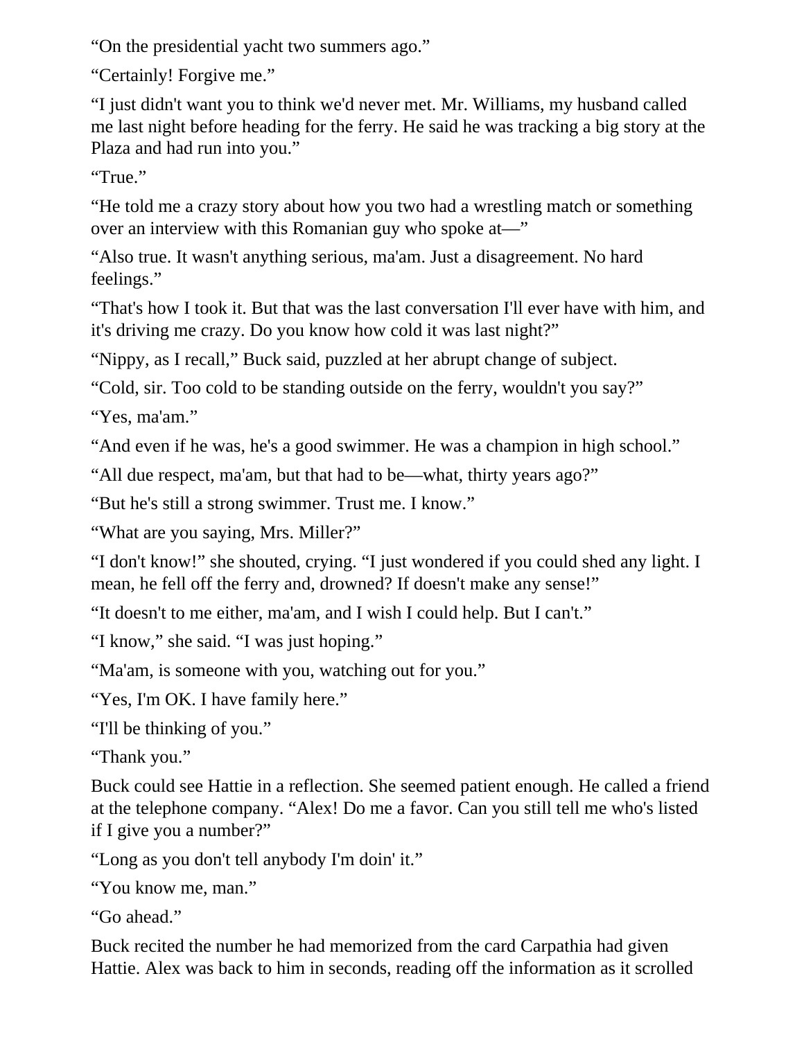“On the presidential yacht two summers ago.”

“Certainly! Forgive me.”

“I just didn't want you to think we'd never met. Mr. Williams, my husband called me last night before heading for the ferry. He said he was tracking a big story at the Plaza and had run into you.”

“True.”

“He told me a crazy story about how you two had a wrestling match or something over an interview with this Romanian guy who spoke at—”

“Also true. It wasn't anything serious, ma'am. Just a disagreement. No hard feelings.”

“That's how I took it. But that was the last conversation I'll ever have with him, and it's driving me crazy. Do you know how cold it was last night?”

“Nippy, as I recall,” Buck said, puzzled at her abrupt change of subject.

“Cold, sir. Too cold to be standing outside on the ferry, wouldn't you say?”

“Yes, ma'am.”

“And even if he was, he's a good swimmer. He was a champion in high school.”

“All due respect, ma'am, but that had to be—what, thirty years ago?”

“But he's still a strong swimmer. Trust me. I know.”

“What are you saying, Mrs. Miller?”

“I don't know!” she shouted, crying. “I just wondered if you could shed any light. I mean, he fell off the ferry and, drowned? If doesn't make any sense!”

“It doesn't to me either, ma'am, and I wish I could help. But I can't.”

“I know,” she said. “I was just hoping.”

“Ma'am, is someone with you, watching out for you.”

“Yes, I'm OK. I have family here.”

“I'll be thinking of you.”

“Thank you.”

Buck could see Hattie in a reflection. She seemed patient enough. He called a friend at the telephone company. “Alex! Do me a favor. Can you still tell me who's listed if I give you a number?”

“Long as you don't tell anybody I'm doin' it.”

“You know me, man.”

“Go ahead.”

Buck recited the number he had memorized from the card Carpathia had given Hattie. Alex was back to him in seconds, reading off the information as it scrolled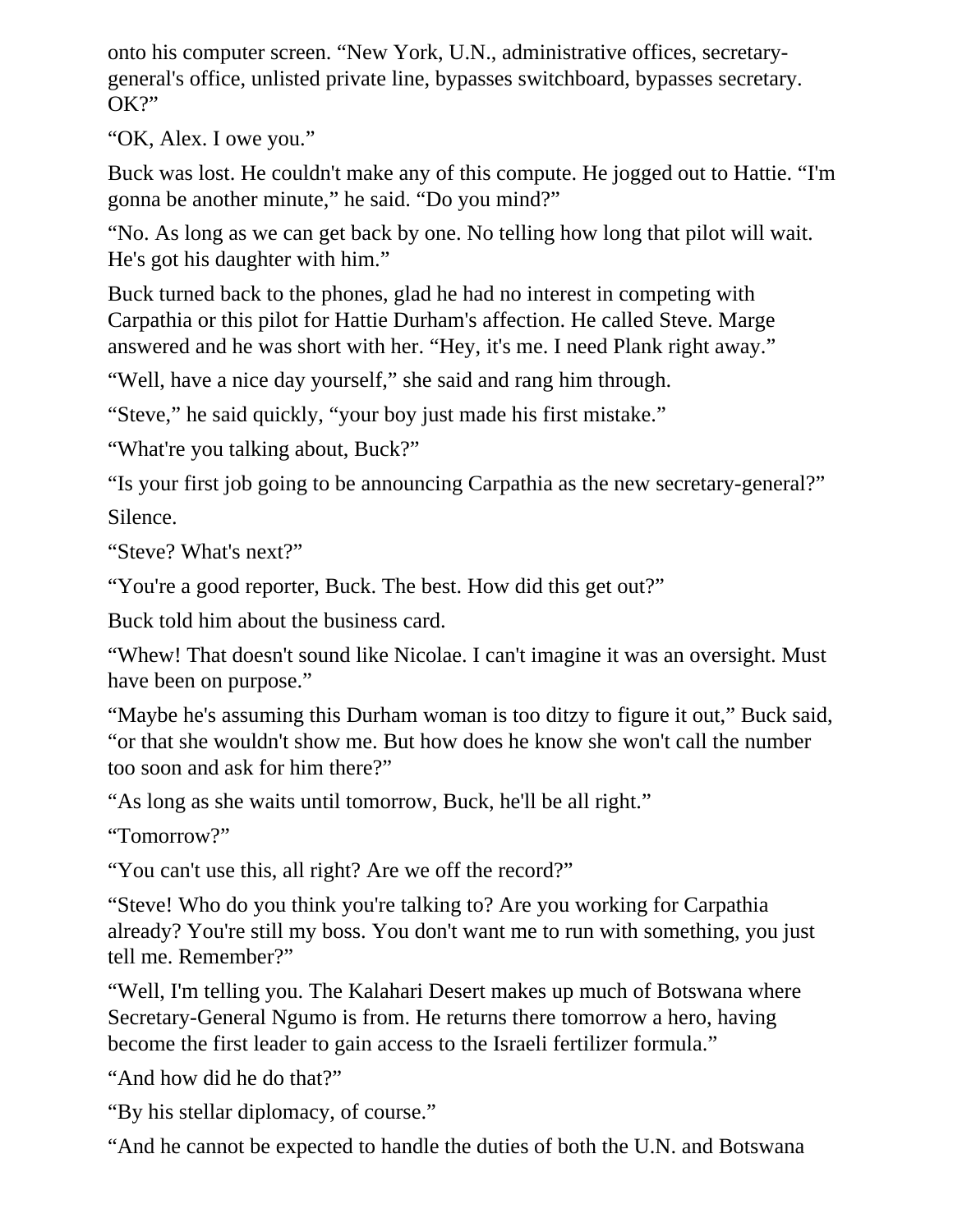onto his computer screen. “New York, U.N., administrative offices, secretary-general's office, unlisted private line, bypasses switchboard, bypasses secretary. OK?”

“OK, Alex. I owe you.”

Buck was lost. He couldn't make any of this compute. He jogged out to Hattie. “I'm gonna be another minute,” he said. “Do you mind?”

“No. As long as we can get back by one. No telling how long that pilot will wait. He's got his daughter with him.”

Buck turned back to the phones, glad he had no interest in competing with Carpathia or this pilot for Hattie Durham's affection. He called Steve. Marge answered and he was short with her. “Hey, it's me. I need Plank right away.”

“Well, have a nice day yourself,” she said and rang him through.

“Steve,” he said quickly, “your boy just made his first mistake.”

“What're you talking about, Buck?”

“Is your first job going to be announcing Carpathia as the new secretary-general?”

Silence.

“Steve? What's next?”

“You're a good reporter, Buck. The best. How did this get out?”

Buck told him about the business card.

“Whew! That doesn't sound like Nicolae. I can't imagine it was an oversight. Must have been on purpose.”

“Maybe he's assuming this Durham woman is too ditzy to figure it out,” Buck said, “or that she wouldn't show me. But how does he know she won't call the number too soon and ask for him there?”

“As long as she waits until tomorrow, Buck, he'll be all right.”

“Tomorrow?”

“You can't use this, all right? Are we off the record?”

“Steve! Who do you think you're talking to? Are you working for Carpathia already? You're still my boss. You don't want me to run with something, you just tell me. Remember?”

“Well, I'm telling you. The Kalahari Desert makes up much of Botswana where Secretary-General Ngumo is from. He returns there tomorrow a hero, having become the first leader to gain access to the Israeli fertilizer formula.”

“And how did he do that?”

“By his stellar diplomacy, of course.”

“And he cannot be expected to handle the duties of both the U.N. and Botswana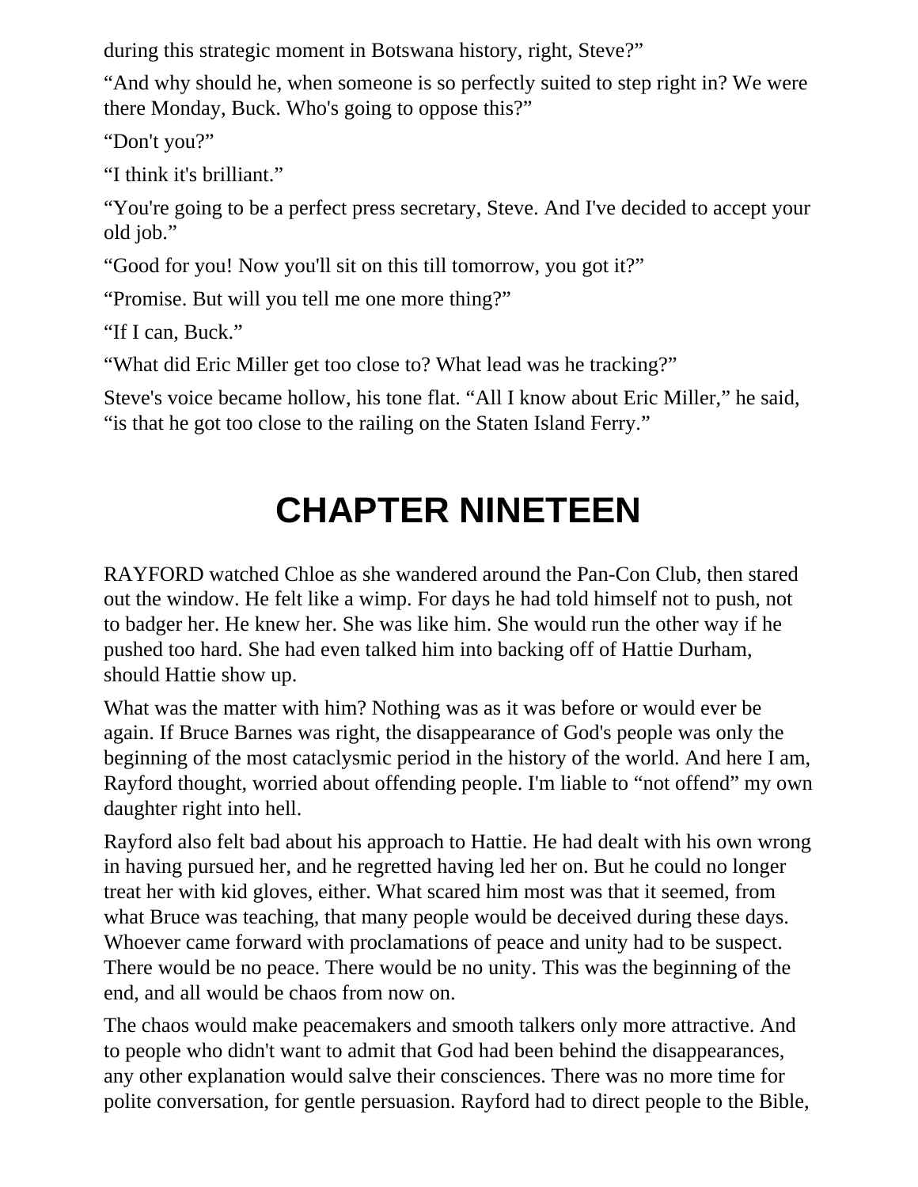during this strategic moment in Botswana history, right, Steve?"

"And why should he, when someone is so perfectly suited to step right in? We were there Monday, Buck. Who's going to oppose this?"

"Don't you?"

"I think it's brilliant."

"You're going to be a perfect press secretary, Steve. And I've decided to accept your old job."

"Good for you! Now you'll sit on this till tomorrow, you got it?"

"Promise. But will you tell me one more thing?"

"If I can, Buck."

"What did Eric Miller get too close to? What lead was he tracking?"

Steve's voice became hollow, his tone flat. "All I know about Eric Miller," he said, "is that he got too close to the railing on the Staten Island Ferry."

# CHAPTER NINETEEN

RAYFORD watched Chloe as she wandered around the Pan-Con Club, then stared out the window. He felt like a wimp. For days he had told himself not to push, not to badger her. He knew her. She was like him. She would run the other way if he pushed too hard. She had even talked him into backing off of Hattie Durham, should Hattie show up.

What was the matter with him? Nothing was as it was before or would ever be again. If Bruce Barnes was right, the disappearance of God's people was only the beginning of the most cataclysmic period in the history of the world. And here I am, Rayford thought, worried about offending people. I'm liable to "not offend" my own daughter right into hell.

Rayford also felt bad about his approach to Hattie. He had dealt with his own wrong in having pursued her, and he regretted having led her on. But he could no longer treat her with kid gloves, either. What scared him most was that it seemed, from what Bruce was teaching, that many people would be deceived during these days. Whoever came forward with proclamations of peace and unity had to be suspect. There would be no peace. There would be no unity. This was the beginning of the end, and all would be chaos from now on.

The chaos would make peacemakers and smooth talkers only more attractive. And to people who didn't want to admit that God had been behind the disappearances, any other explanation would salve their consciences. There was no more time for polite conversation, for gentle persuasion. Rayford had to direct people to the Bible,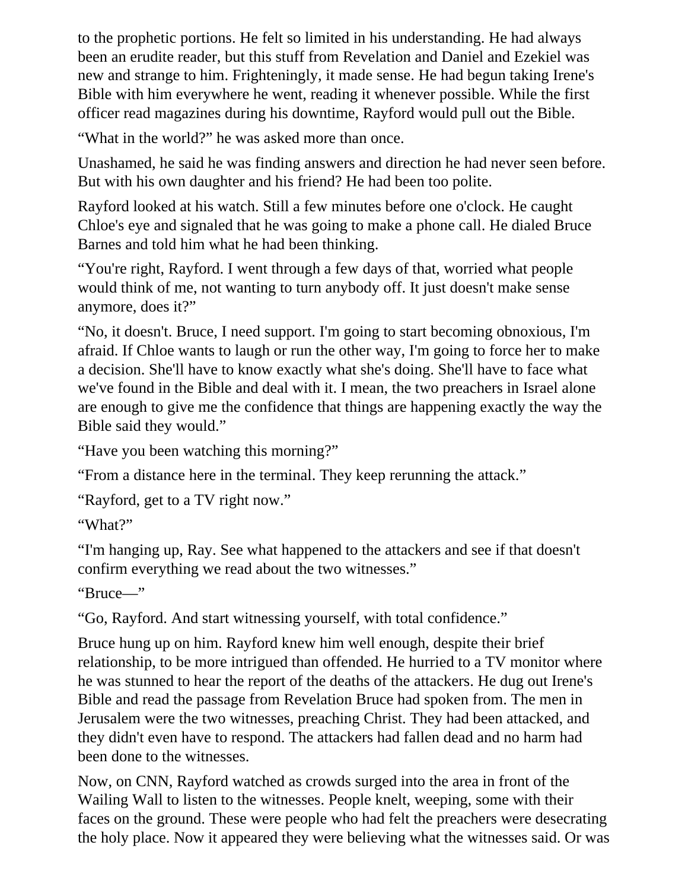to the prophetic portions. He felt so limited in his understanding. He had always been an erudite reader, but this stuff from Revelation and Daniel and Ezekiel was new and strange to him. Frighteningly, it made sense. He had begun taking Irene's Bible with him everywhere he went, reading it whenever possible. While the first officer read magazines during his downtime, Rayford would pull out the Bible.

“What in the world?” he was asked more than once.

Unashamed, he said he was finding answers and direction he had never seen before. But with his own daughter and his friend? He had been too polite.

Rayford looked at his watch. Still a few minutes before one o'clock. He caught Chloe's eye and signaled that he was going to make a phone call. He dialed Bruce Barnes and told him what he had been thinking.

“You're right, Rayford. I went through a few days of that, worried what people would think of me, not wanting to turn anybody off. It just doesn't make sense anymore, does it?”

“No, it doesn't. Bruce, I need support. I'm going to start becoming obnoxious, I'm afraid. If Chloe wants to laugh or run the other way, I'm going to force her to make a decision. She'll have to know exactly what she's doing. She'll have to face what we've found in the Bible and deal with it. I mean, the two preachers in Israel alone are enough to give me the confidence that things are happening exactly the way the Bible said they would.”

“Have you been watching this morning?”

“From a distance here in the terminal. They keep rerunning the attack.”

“Rayford, get to a TV right now.”

“What?”

“I'm hanging up, Ray. See what happened to the attackers and see if that doesn't confirm everything we read about the two witnesses.”

“Bruce—”

“Go, Rayford. And start witnessing yourself, with total confidence.”

Bruce hung up on him. Rayford knew him well enough, despite their brief relationship, to be more intrigued than offended. He hurried to a TV monitor where he was stunned to hear the report of the deaths of the attackers. He dug out Irene's Bible and read the passage from Revelation Bruce had spoken from. The men in Jerusalem were the two witnesses, preaching Christ. They had been attacked, and they didn't even have to respond. The attackers had fallen dead and no harm had been done to the witnesses.

Now, on CNN, Rayford watched as crowds surged into the area in front of the Wailing Wall to listen to the witnesses. People knelt, weeping, some with their faces on the ground. These were people who had felt the preachers were desecrating the holy place. Now it appeared they were believing what the witnesses said. Or was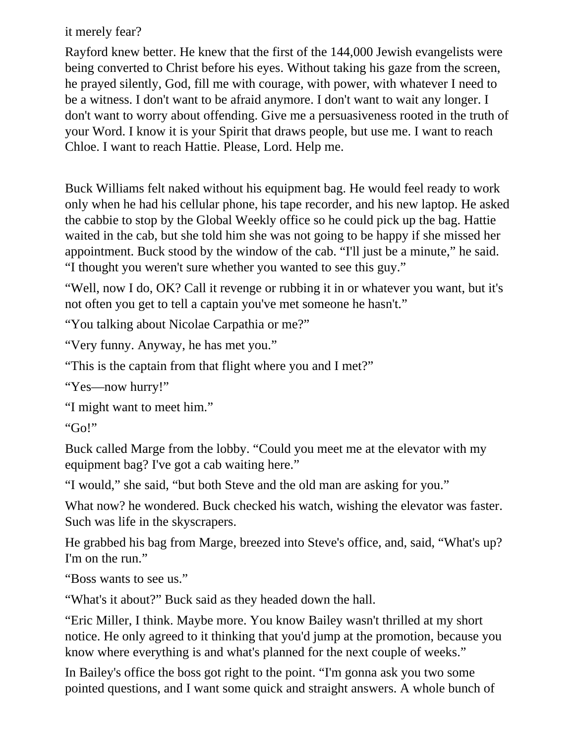it merely fear?

Rayford knew better. He knew that the first of the 144,000 Jewish evangelists were being converted to Christ before his eyes. Without taking his gaze from the screen, he prayed silently, God, fill me with courage, with power, with whatever I need to be a witness. I don't want to be afraid anymore. I don't want to wait any longer. I don't want to worry about offending. Give me a persuasiveness rooted in the truth of your Word. I know it is your Spirit that draws people, but use me. I want to reach Chloe. I want to reach Hattie. Please, Lord. Help me.

Buck Williams felt naked without his equipment bag. He would feel ready to work only when he had his cellular phone, his tape recorder, and his new laptop. He asked the cabbie to stop by the Global Weekly office so he could pick up the bag. Hattie waited in the cab, but she told him she was not going to be happy if she missed her appointment. Buck stood by the window of the cab. “I'll just be a minute,” he said. “I thought you weren't sure whether you wanted to see this guy.”

“Well, now I do, OK? Call it revenge or rubbing it in or whatever you want, but it's not often you get to tell a captain you've met someone he hasn't.”

“You talking about Nicolae Carpathia or me?”

“Very funny. Anyway, he has met you.”

“This is the captain from that flight where you and I met?”

“Yes—now hurry!”

“I might want to meet him.”

“Go!”

Buck called Marge from the lobby. “Could you meet me at the elevator with my equipment bag? I've got a cab waiting here.”

“I would,” she said, “but both Steve and the old man are asking for you.”

What now? he wondered. Buck checked his watch, wishing the elevator was faster. Such was life in the skyscrapers.

He grabbed his bag from Marge, breezed into Steve's office, and, said, “What's up? I'm on the run.”

“Boss wants to see us.”

“What's it about?” Buck said as they headed down the hall.

“Eric Miller, I think. Maybe more. You know Bailey wasn't thrilled at my short notice. He only agreed to it thinking that you'd jump at the promotion, because you know where everything is and what's planned for the next couple of weeks.”

In Bailey's office the boss got right to the point. “I'm gonna ask you two some pointed questions, and I want some quick and straight answers. A whole bunch of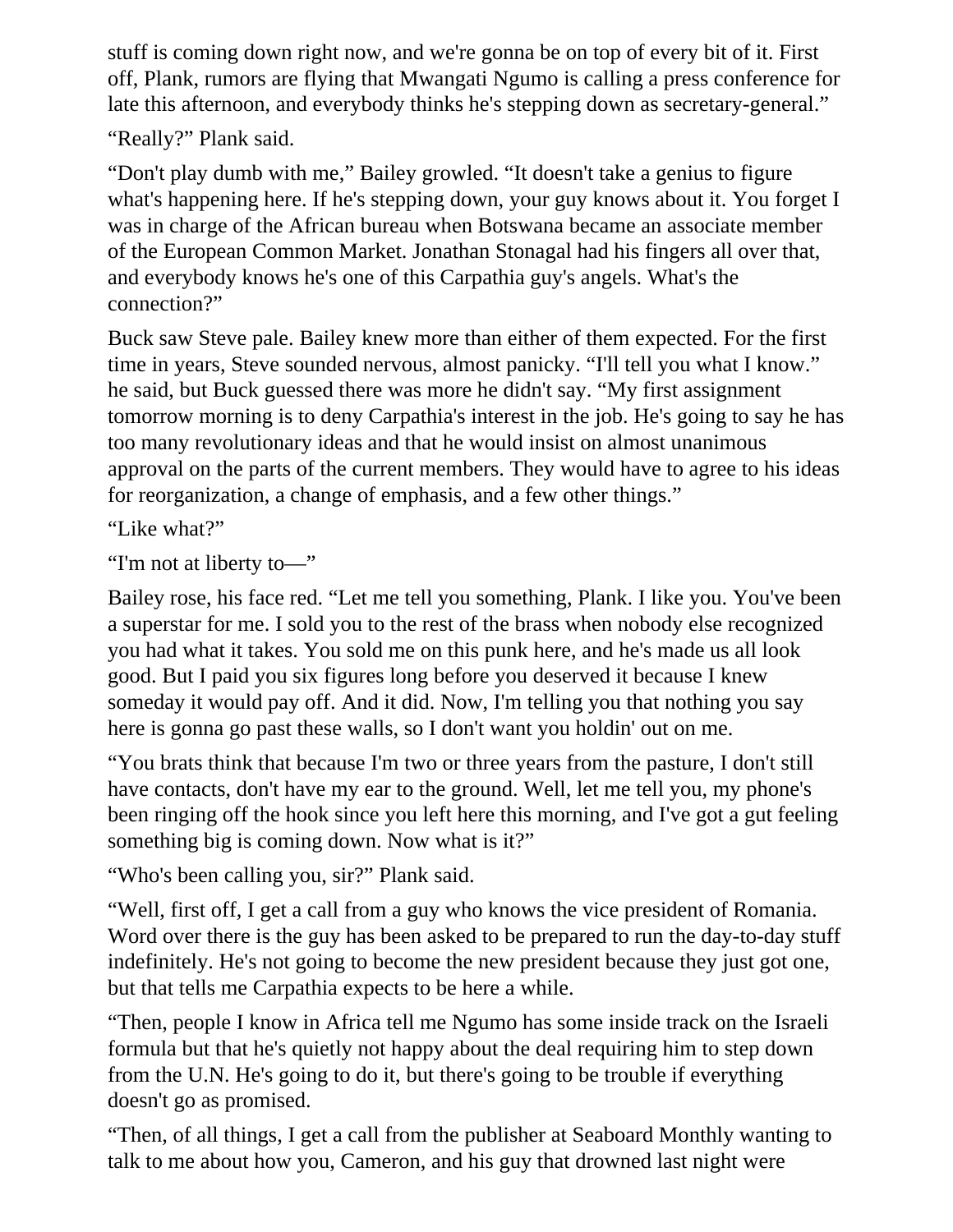stuff is coming down right now, and we're gonna be on top of every bit of it. First off, Plank, rumors are flying that Mwangati Ngumo is calling a press conference for late this afternoon, and everybody thinks he's stepping down as secretary-general."

"Really?" Plank said.

"Don't play dumb with me," Bailey growled. "It doesn't take a genius to figure what's happening here. If he's stepping down, your guy knows about it. You forget I was in charge of the African bureau when Botswana became an associate member of the European Common Market. Jonathan Stonagal had his fingers all over that, and everybody knows he's one of this Carpathia guy's angels. What's the connection?"

Buck saw Steve pale. Bailey knew more than either of them expected. For the first time in years, Steve sounded nervous, almost panicky. "I'll tell you what I know." he said, but Buck guessed there was more he didn't say. "My first assignment tomorrow morning is to deny Carpathia's interest in the job. He's going to say he has too many revolutionary ideas and that he would insist on almost unanimous approval on the parts of the current members. They would have to agree to his ideas for reorganization, a change of emphasis, and a few other things."

"Like what?"

"I'm not at liberty to—"

Bailey rose, his face red. "Let me tell you something, Plank. I like you. You've been a superstar for me. I sold you to the rest of the brass when nobody else recognized you had what it takes. You sold me on this punk here, and he's made us all look good. But I paid you six figures long before you deserved it because I knew someday it would pay off. And it did. Now, I'm telling you that nothing you say here is gonna go past these walls, so I don't want you holdin' out on me.

"You brats think that because I'm two or three years from the pasture, I don't still have contacts, don't have my ear to the ground. Well, let me tell you, my phone's been ringing off the hook since you left here this morning, and I've got a gut feeling something big is coming down. Now what is it?"

"Who's been calling you, sir?" Plank said.

"Well, first off, I get a call from a guy who knows the vice president of Romania. Word over there is the guy has been asked to be prepared to run the day-to-day stuff indefinitely. He's not going to become the new president because they just got one, but that tells me Carpathia expects to be here a while.

"Then, people I know in Africa tell me Ngumo has some inside track on the Israeli formula but that he's quietly not happy about the deal requiring him to step down from the U.N. He's going to do it, but there's going to be trouble if everything doesn't go as promised.

"Then, of all things, I get a call from the publisher at Seaboard Monthly wanting to talk to me about how you, Cameron, and his guy that drowned last night were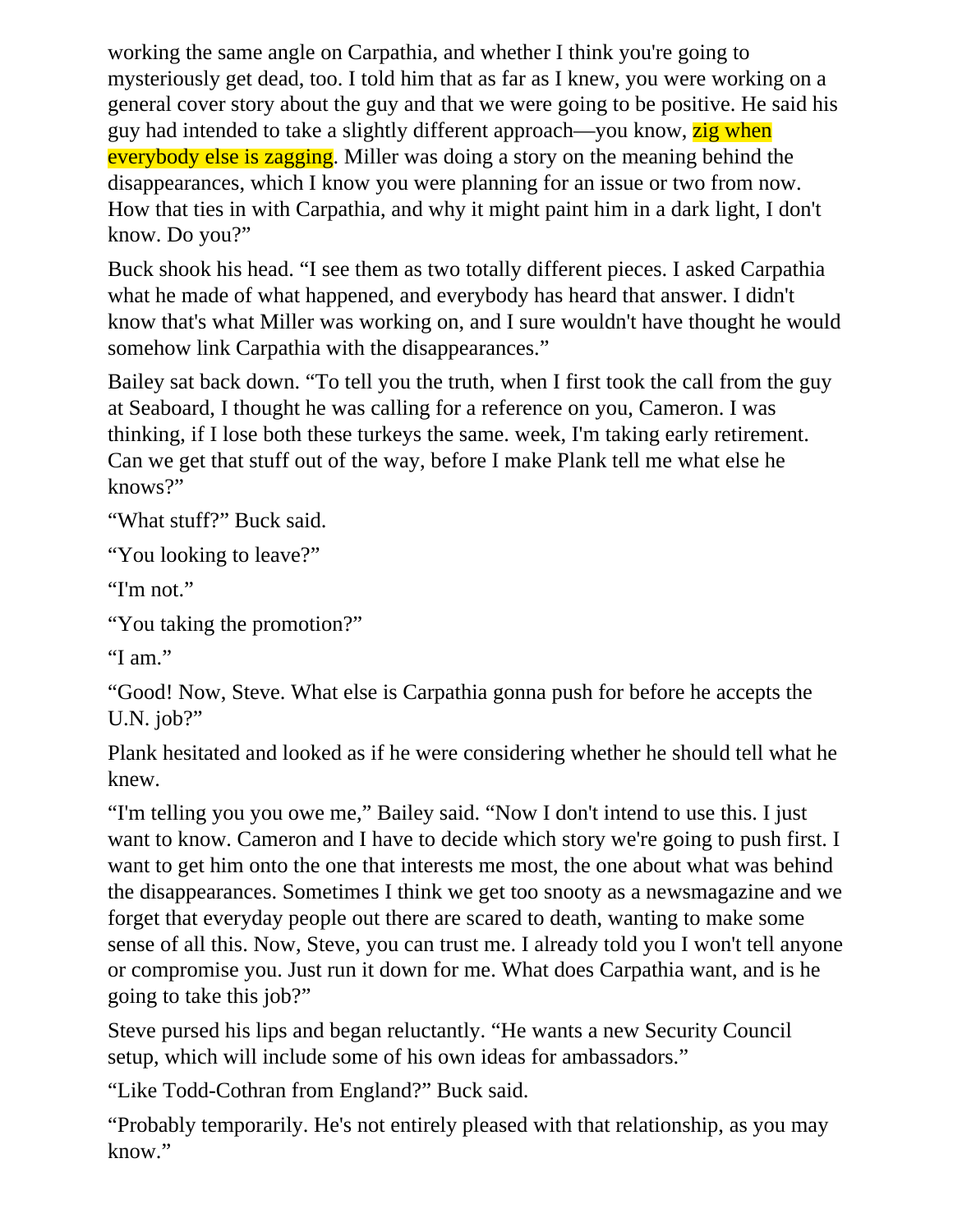working the same angle on Carpathia, and whether I think you're going to mysteriously get dead, too. I told him that as far as I knew, you were working on a general cover story about the guy and that we were going to be positive. He said his guy had intended to take a slightly different approach—you know, zig when everybody else is zagging. Miller was doing a story on the meaning behind the disappearances, which I know you were planning for an issue or two from now. How that ties in with Carpathia, and why it might paint him in a dark light, I don't know. Do you?"

Buck shook his head. "I see them as two totally different pieces. I asked Carpathia what he made of what happened, and everybody has heard that answer. I didn't know that's what Miller was working on, and I sure wouldn't have thought he would somehow link Carpathia with the disappearances."

Bailey sat back down. "To tell you the truth, when I first took the call from the guy at Seaboard, I thought he was calling for a reference on you, Cameron. I was thinking, if I lose both these turkeys the same. week, I'm taking early retirement. Can we get that stuff out of the way, before I make Plank tell me what else he knows?"

"What stuff?" Buck said.

"You looking to leave?"

"I'm not."

"You taking the promotion?"

"I am."

"Good! Now, Steve. What else is Carpathia gonna push for before he accepts the U.N. job?"

Plank hesitated and looked as if he were considering whether he should tell what he knew.

"I'm telling you you owe me," Bailey said. "Now I don't intend to use this. I just want to know. Cameron and I have to decide which story we're going to push first. I want to get him onto the one that interests me most, the one about what was behind the disappearances. Sometimes I think we get too snooty as a newsmagazine and we forget that everyday people out there are scared to death, wanting to make some sense of all this. Now, Steve, you can trust me. I already told you I won't tell anyone or compromise you. Just run it down for me. What does Carpathia want, and is he going to take this job?"

Steve pursed his lips and began reluctantly. "He wants a new Security Council setup, which will include some of his own ideas for ambassadors."

"Like Todd-Cothran from England?" Buck said.

"Probably temporarily. He's not entirely pleased with that relationship, as you may know."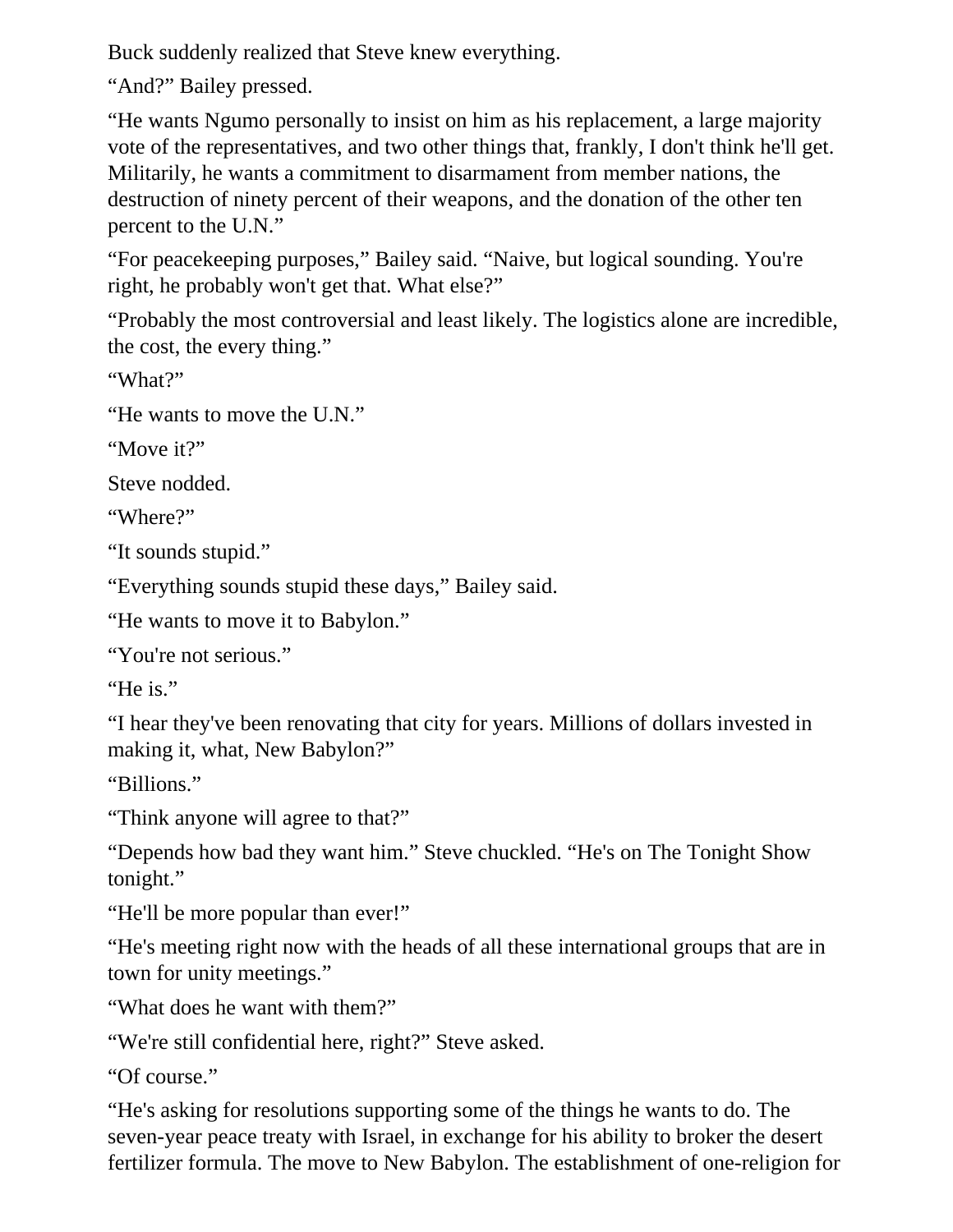Buck suddenly realized that Steve knew everything.

“And?” Bailey pressed.

“He wants Ngumo personally to insist on him as his replacement, a large majority vote of the representatives, and two other things that, frankly, I don't think he'll get. Militarily, he wants a commitment to disarmament from member nations, the destruction of ninety percent of their weapons, and the donation of the other ten percent to the U.N.”

“For peacekeeping purposes,” Bailey said. “Naive, but logical sounding. You're right, he probably won't get that. What else?”

“Probably the most controversial and least likely. The logistics alone are incredible, the cost, the every thing.”

“What?”

“He wants to move the U.N.”

“Move it?”

Steve nodded.

“Where?”

“It sounds stupid.”

“Everything sounds stupid these days,” Bailey said.

“He wants to move it to Babylon.”

“You're not serious.”

“He is.”

“I hear they've been renovating that city for years. Millions of dollars invested in making it, what, New Babylon?”

“Billions.”

“Think anyone will agree to that?”

“Depends how bad they want him.” Steve chuckled. “He's on The Tonight Show tonight.”

“He'll be more popular than ever!”

“He's meeting right now with the heads of all these international groups that are in town for unity meetings.”

“What does he want with them?”

“We're still confidential here, right?” Steve asked.

“Of course.”

“He's asking for resolutions supporting some of the things he wants to do. The seven-year peace treaty with Israel, in exchange for his ability to broker the desert fertilizer formula. The move to New Babylon. The establishment of one-religion for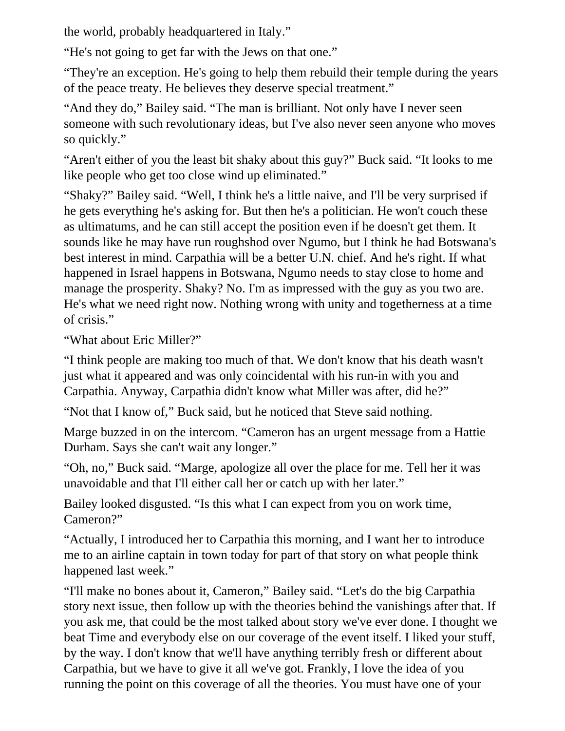the world, probably headquartered in Italy."

"He's not going to get far with the Jews on that one."

"They're an exception. He's going to help them rebuild their temple during the years of the peace treaty. He believes they deserve special treatment."

"And they do," Bailey said. "The man is brilliant. Not only have I never seen someone with such revolutionary ideas, but I've also never seen anyone who moves so quickly."

"Aren't either of you the least bit shaky about this guy?" Buck said. "It looks to me like people who get too close wind up eliminated."

"Shaky?" Bailey said. "Well, I think he's a little naive, and I'll be very surprised if he gets everything he's asking for. But then he's a politician. He won't couch these as ultimatums, and he can still accept the position even if he doesn't get them. It sounds like he may have run roughshod over Ngumo, but I think he had Botswana's best interest in mind. Carpathia will be a better U.N. chief. And he's right. If what happened in Israel happens in Botswana, Ngumo needs to stay close to home and manage the prosperity. Shaky? No. I'm as impressed with the guy as you two are. He's what we need right now. Nothing wrong with unity and togetherness at a time of crisis."

"What about Eric Miller?"

"I think people are making too much of that. We don't know that his death wasn't just what it appeared and was only coincidental with his run-in with you and Carpathia. Anyway, Carpathia didn't know what Miller was after, did he?"

"Not that I know of," Buck said, but he noticed that Steve said nothing.

Marge buzzed in on the intercom. "Cameron has an urgent message from a Hattie Durham. Says she can't wait any longer."

"Oh, no," Buck said. "Marge, apologize all over the place for me. Tell her it was unavoidable and that I'll either call her or catch up with her later."

Bailey looked disgusted. "Is this what I can expect from you on work time, Cameron?"

"Actually, I introduced her to Carpathia this morning, and I want her to introduce me to an airline captain in town today for part of that story on what people think happened last week."

"I'll make no bones about it, Cameron," Bailey said. "Let's do the big Carpathia story next issue, then follow up with the theories behind the vanishings after that. If you ask me, that could be the most talked about story we've ever done. I thought we beat Time and everybody else on our coverage of the event itself. I liked your stuff, by the way. I don't know that we'll have anything terribly fresh or different about Carpathia, but we have to give it all we've got. Frankly, I love the idea of you running the point on this coverage of all the theories. You must have one of your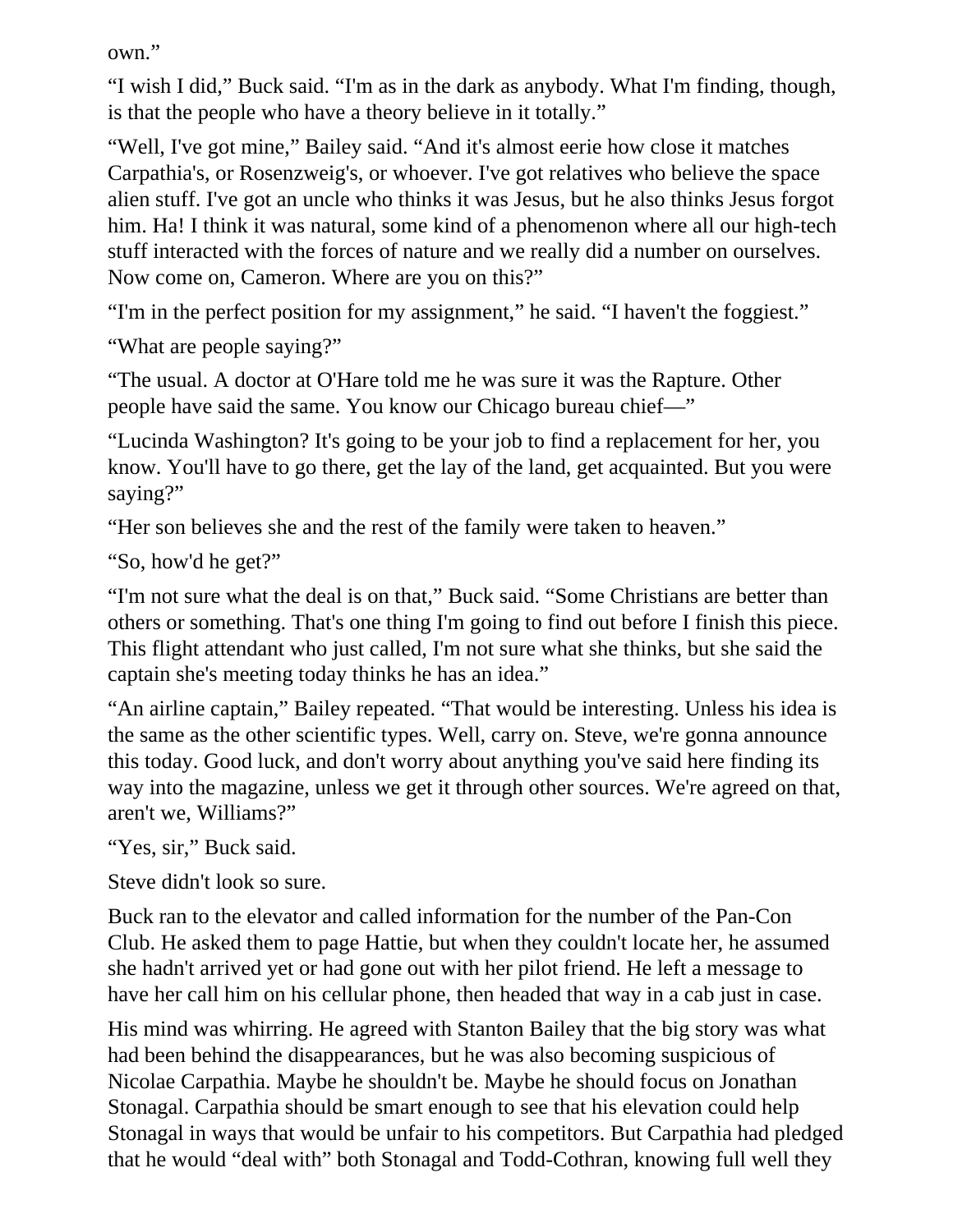own."

"I wish I did," Buck said. "I'm as in the dark as anybody. What I'm finding, though, is that the people who have a theory believe in it totally."

"Well, I've got mine," Bailey said. "And it's almost eerie how close it matches Carpathia's, or Rosenzweig's, or whoever. I've got relatives who believe the space alien stuff. I've got an uncle who thinks it was Jesus, but he also thinks Jesus forgot him. Ha! I think it was natural, some kind of a phenomenon where all our high-tech stuff interacted with the forces of nature and we really did a number on ourselves. Now come on, Cameron. Where are you on this?"

"I'm in the perfect position for my assignment," he said. "I haven't the foggiest."

"What are people saying?"

"The usual. A doctor at O'Hare told me he was sure it was the Rapture. Other people have said the same. You know our Chicago bureau chief—"

"Lucinda Washington? It's going to be your job to find a replacement for her, you know. You'll have to go there, get the lay of the land, get acquainted. But you were saying?"

"Her son believes she and the rest of the family were taken to heaven."

"So, how'd he get?"

"I'm not sure what the deal is on that," Buck said. "Some Christians are better than others or something. That's one thing I'm going to find out before I finish this piece. This flight attendant who just called, I'm not sure what she thinks, but she said the captain she's meeting today thinks he has an idea."

"An airline captain," Bailey repeated. "That would be interesting. Unless his idea is the same as the other scientific types. Well, carry on. Steve, we're gonna announce this today. Good luck, and don't worry about anything you've said here finding its way into the magazine, unless we get it through other sources. We're agreed on that, aren't we, Williams?"

"Yes, sir," Buck said.

Steve didn't look so sure.

Buck ran to the elevator and called information for the number of the Pan-Con Club. He asked them to page Hattie, but when they couldn't locate her, he assumed she hadn't arrived yet or had gone out with her pilot friend. He left a message to have her call him on his cellular phone, then headed that way in a cab just in case.

His mind was whirring. He agreed with Stanton Bailey that the big story was what had been behind the disappearances, but he was also becoming suspicious of Nicolae Carpathia. Maybe he shouldn't be. Maybe he should focus on Jonathan Stonagal. Carpathia should be smart enough to see that his elevation could help Stonagal in ways that would be unfair to his competitors. But Carpathia had pledged that he would "deal with" both Stonagal and Todd-Cothran, knowing full well they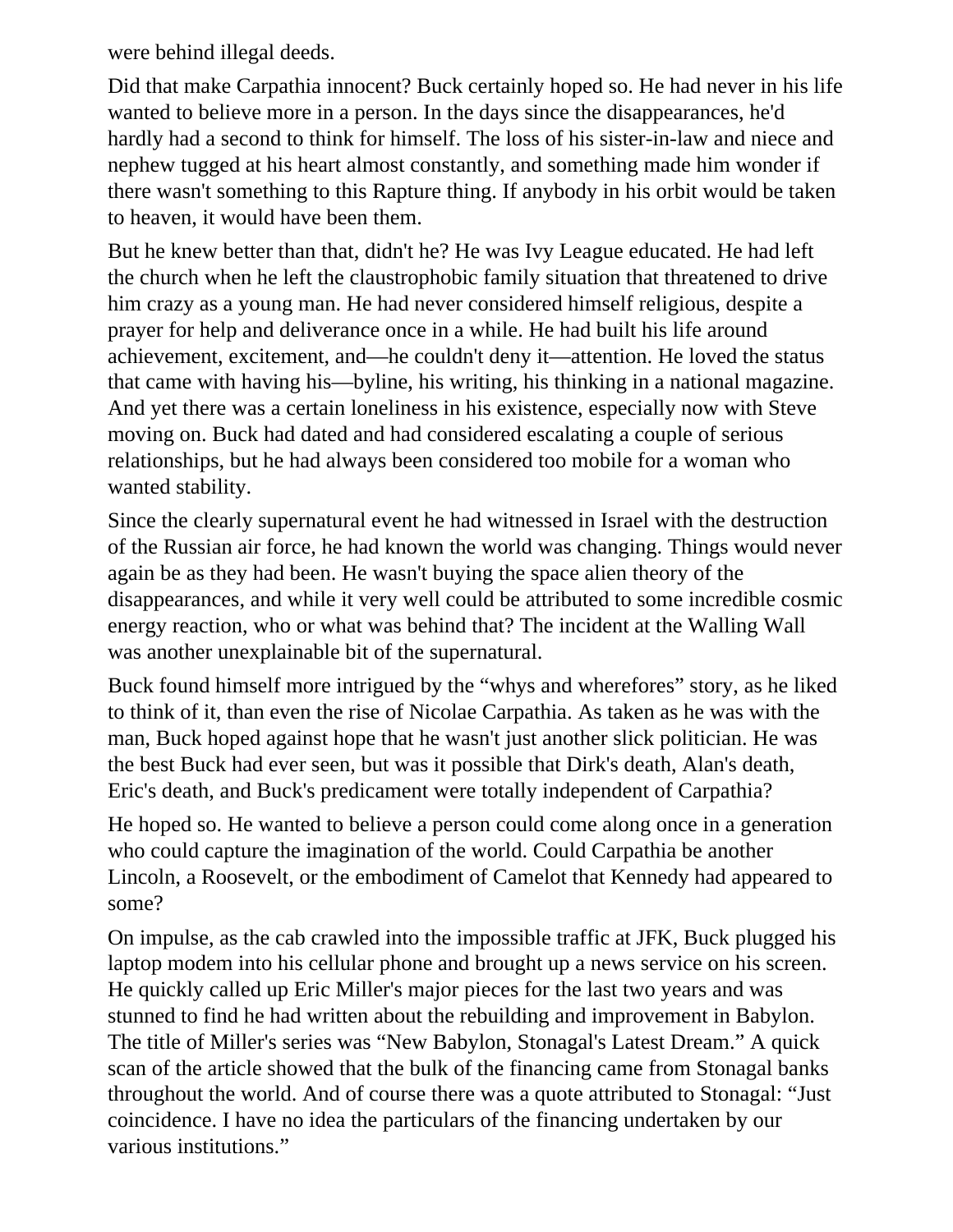were behind illegal deeds.

Did that make Carpathia innocent? Buck certainly hoped so. He had never in his life wanted to believe more in a person. In the days since the disappearances, he'd hardly had a second to think for himself. The loss of his sister-in-law and niece and nephew tugged at his heart almost constantly, and something made him wonder if there wasn't something to this Rapture thing. If anybody in his orbit would be taken to heaven, it would have been them.

But he knew better than that, didn't he? He was Ivy League educated. He had left the church when he left the claustrophobic family situation that threatened to drive him crazy as a young man. He had never considered himself religious, despite a prayer for help and deliverance once in a while. He had built his life around achievement, excitement, and—he couldn't deny it—attention. He loved the status that came with having his—byline, his writing, his thinking in a national magazine. And yet there was a certain loneliness in his existence, especially now with Steve moving on. Buck had dated and had considered escalating a couple of serious relationships, but he had always been considered too mobile for a woman who wanted stability.

Since the clearly supernatural event he had witnessed in Israel with the destruction of the Russian air force, he had known the world was changing. Things would never again be as they had been. He wasn't buying the space alien theory of the disappearances, and while it very well could be attributed to some incredible cosmic energy reaction, who or what was behind that? The incident at the Walling Wall was another unexplainable bit of the supernatural.

Buck found himself more intrigued by the "whys and wherefores" story, as he liked to think of it, than even the rise of Nicolae Carpathia. As taken as he was with the man, Buck hoped against hope that he wasn't just another slick politician. He was the best Buck had ever seen, but was it possible that Dirk's death, Alan's death, Eric's death, and Buck's predicament were totally independent of Carpathia?

He hoped so. He wanted to believe a person could come along once in a generation who could capture the imagination of the world. Could Carpathia be another Lincoln, a Roosevelt, or the embodiment of Camelot that Kennedy had appeared to some?

On impulse, as the cab crawled into the impossible traffic at JFK, Buck plugged his laptop modem into his cellular phone and brought up a news service on his screen. He quickly called up Eric Miller's major pieces for the last two years and was stunned to find he had written about the rebuilding and improvement in Babylon. The title of Miller's series was "New Babylon, Stonagal's Latest Dream." A quick scan of the article showed that the bulk of the financing came from Stonagal banks throughout the world. And of course there was a quote attributed to Stonagal: "Just coincidence. I have no idea the particulars of the financing undertaken by our various institutions."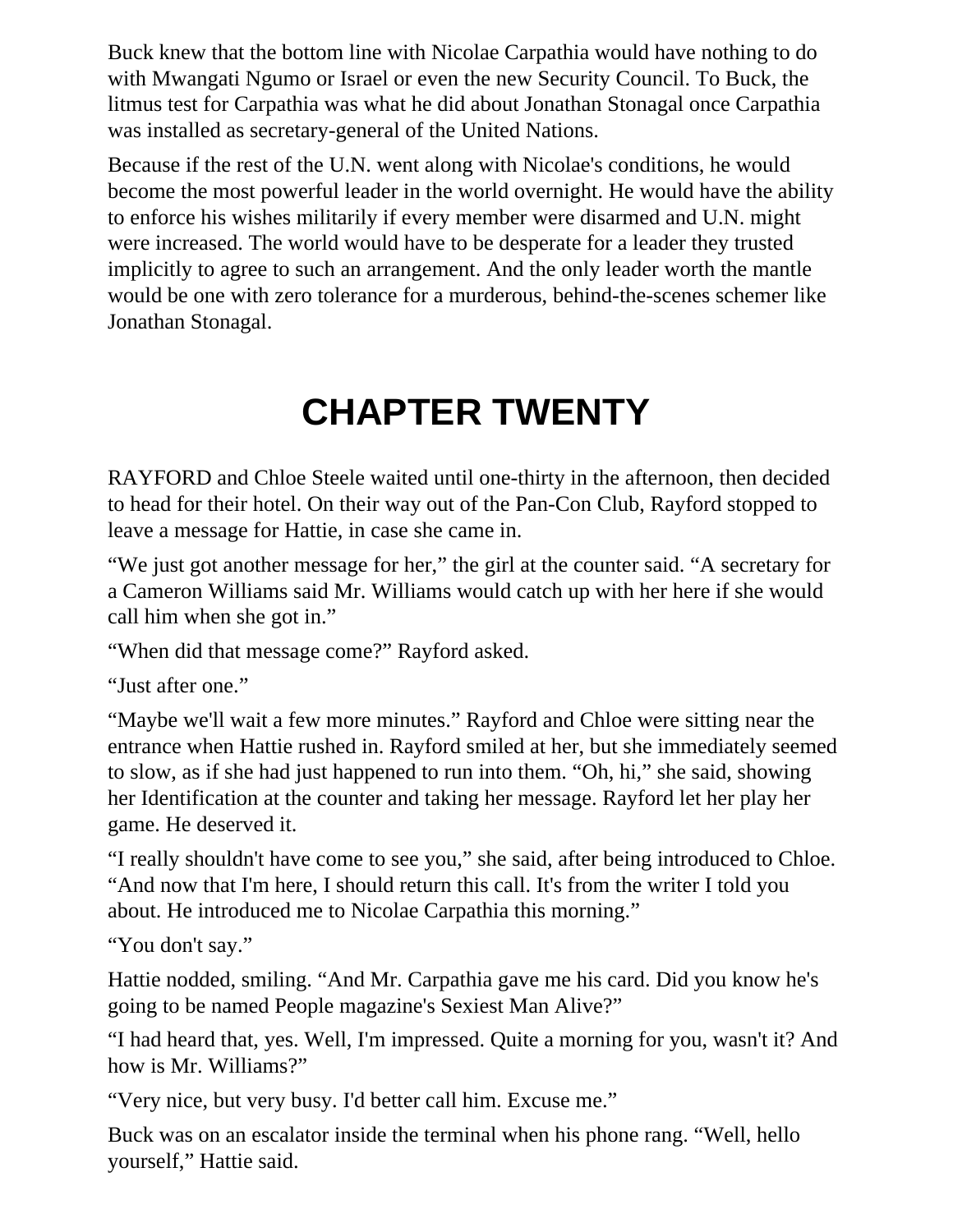Buck knew that the bottom line with Nicolae Carpathia would have nothing to do with Mwangati Ngumo or Israel or even the new Security Council. To Buck, the litmus test for Carpathia was what he did about Jonathan Stonagal once Carpathia was installed as secretary-general of the United Nations.

Because if the rest of the U.N. went along with Nicolae's conditions, he would become the most powerful leader in the world overnight. He would have the ability to enforce his wishes militarily if every member were disarmed and U.N. might were increased. The world would have to be desperate for a leader they trusted implicitly to agree to such an arrangement. And the only leader worth the mantle would be one with zero tolerance for a murderous, behind-the-scenes schemer like Jonathan Stonagal.

# CHAPTER TWENTY

RAYFORD and Chloe Steele waited until one-thirty in the afternoon, then decided to head for their hotel. On their way out of the Pan-Con Club, Rayford stopped to leave a message for Hattie, in case she came in.

"We just got another message for her," the girl at the counter said. "A secretary for a Cameron Williams said Mr. Williams would catch up with her here if she would call him when she got in."

"When did that message come?" Rayford asked.

"Just after one."

"Maybe we'll wait a few more minutes." Rayford and Chloe were sitting near the entrance when Hattie rushed in. Rayford smiled at her, but she immediately seemed to slow, as if she had just happened to run into them. "Oh, hi," she said, showing her Identification at the counter and taking her message. Rayford let her play her game. He deserved it.

"I really shouldn't have come to see you," she said, after being introduced to Chloe. "And now that I'm here, I should return this call. It's from the writer I told you about. He introduced me to Nicolae Carpathia this morning."

"You don't say."

Hattie nodded, smiling. "And Mr. Carpathia gave me his card. Did you know he's going to be named People magazine's Sexiest Man Alive?"

"I had heard that, yes. Well, I'm impressed. Quite a morning for you, wasn't it? And how is Mr. Williams?"

"Very nice, but very busy. I'd better call him. Excuse me."

Buck was on an escalator inside the terminal when his phone rang. "Well, hello yourself," Hattie said.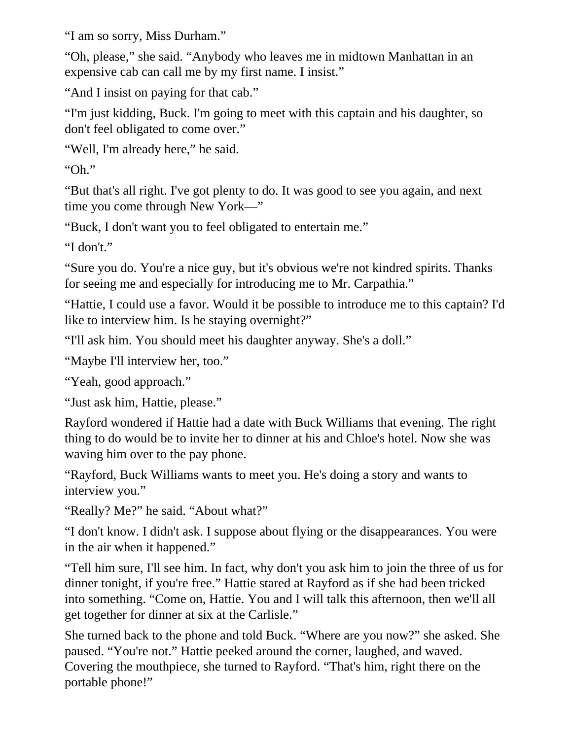“I am so sorry, Miss Durham.”

“Oh, please,” she said. “Anybody who leaves me in midtown Manhattan in an expensive cab can call me by my first name. I insist.”

“And I insist on paying for that cab.”

“I'm just kidding, Buck. I'm going to meet with this captain and his daughter, so don't feel obligated to come over.”

“Well, I'm already here,” he said.

“Oh.”

“But that's all right. I've got plenty to do. It was good to see you again, and next time you come through New York—”

“Buck, I don't want you to feel obligated to entertain me.”

“I don't.”

“Sure you do. You're a nice guy, but it's obvious we're not kindred spirits. Thanks for seeing me and especially for introducing me to Mr. Carpathia.”

“Hattie, I could use a favor. Would it be possible to introduce me to this captain? I'd like to interview him. Is he staying overnight?”

“I'll ask him. You should meet his daughter anyway. She's a doll.”

“Maybe I'll interview her, too.”

“Yeah, good approach.”

“Just ask him, Hattie, please.”

Rayford wondered if Hattie had a date with Buck Williams that evening. The right thing to do would be to invite her to dinner at his and Chloe's hotel. Now she was waving him over to the pay phone.

“Rayford, Buck Williams wants to meet you. He's doing a story and wants to interview you.”

“Really? Me?” he said. “About what?”

“I don't know. I didn't ask. I suppose about flying or the disappearances. You were in the air when it happened.”

“Tell him sure, I'll see him. In fact, why don't you ask him to join the three of us for dinner tonight, if you're free.” Hattie stared at Rayford as if she had been tricked into something. “Come on, Hattie. You and I will talk this afternoon, then we'll all get together for dinner at six at the Carlisle.”

She turned back to the phone and told Buck. “Where are you now?” she asked. She paused. “You're not.” Hattie peeked around the corner, laughed, and waved. Covering the mouthpiece, she turned to Rayford. “That's him, right there on the portable phone!”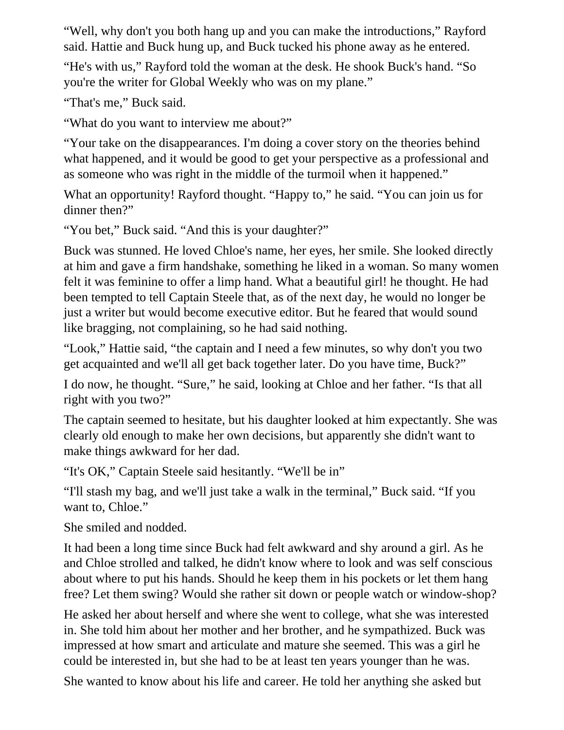"Well, why don't you both hang up and you can make the introductions," Rayford said. Hattie and Buck hung up, and Buck tucked his phone away as he entered.

"He's with us," Rayford told the woman at the desk. He shook Buck's hand. "So you're the writer for Global Weekly who was on my plane."

"That's me," Buck said.

"What do you want to interview me about?"

"Your take on the disappearances. I'm doing a cover story on the theories behind what happened, and it would be good to get your perspective as a professional and as someone who was right in the middle of the turmoil when it happened."

What an opportunity! Rayford thought. "Happy to," he said. "You can join us for dinner then?"

"You bet," Buck said. "And this is your daughter?"

Buck was stunned. He loved Chloe's name, her eyes, her smile. She looked directly at him and gave a firm handshake, something he liked in a woman. So many women felt it was feminine to offer a limp hand. What a beautiful girl! he thought. He had been tempted to tell Captain Steele that, as of the next day, he would no longer be just a writer but would become executive editor. But he feared that would sound like bragging, not complaining, so he had said nothing.

"Look," Hattie said, "the captain and I need a few minutes, so why don't you two get acquainted and we'll all get back together later. Do you have time, Buck?"

I do now, he thought. "Sure," he said, looking at Chloe and her father. "Is that all right with you two?"

The captain seemed to hesitate, but his daughter looked at him expectantly. She was clearly old enough to make her own decisions, but apparently she didn't want to make things awkward for her dad.

"It's OK," Captain Steele said hesitantly. "We'll be in"

"I'll stash my bag, and we'll just take a walk in the terminal," Buck said. "If you want to, Chloe."

She smiled and nodded.

It had been a long time since Buck had felt awkward and shy around a girl. As he and Chloe strolled and talked, he didn't know where to look and was self conscious about where to put his hands. Should he keep them in his pockets or let them hang free? Let them swing? Would she rather sit down or people watch or window-shop?

He asked her about herself and where she went to college, what she was interested in. She told him about her mother and her brother, and he sympathized. Buck was impressed at how smart and articulate and mature she seemed. This was a girl he could be interested in, but she had to be at least ten years younger than he was.

She wanted to know about his life and career. He told her anything she asked but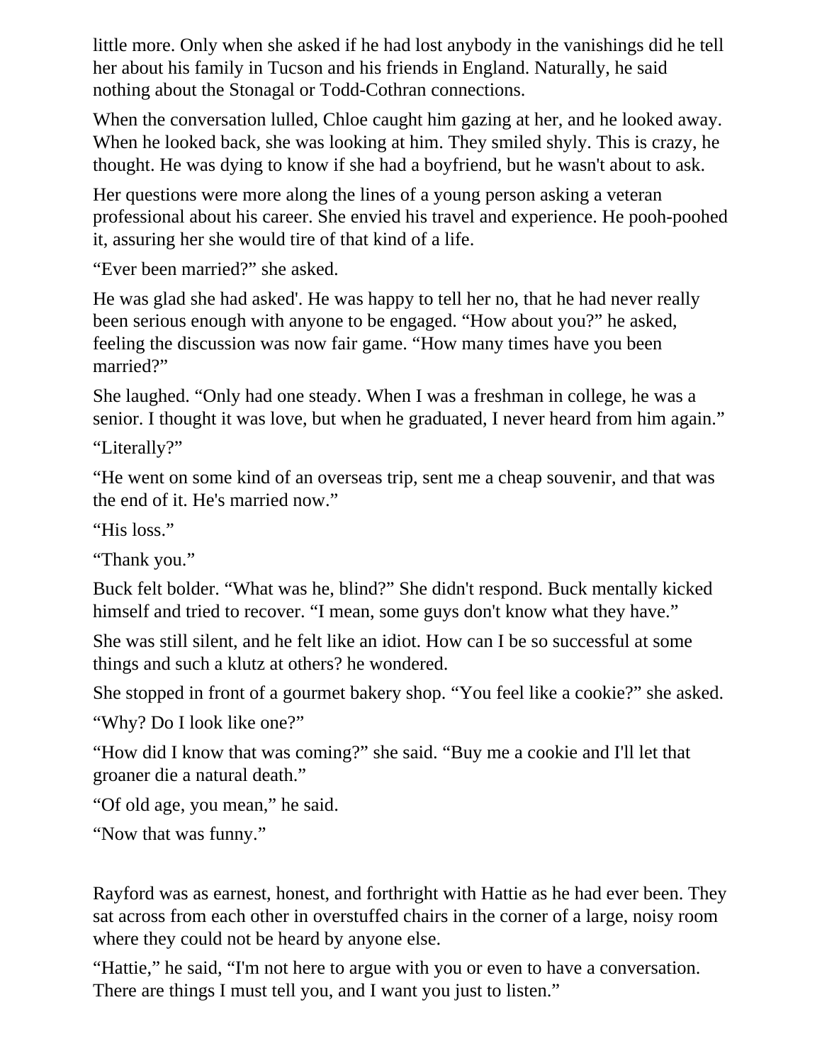little more. Only when she asked if he had lost anybody in the vanishings did he tell her about his family in Tucson and his friends in England. Naturally, he said nothing about the Stonagal or Todd-Cothran connections.

When the conversation lulled, Chloe caught him gazing at her, and he looked away. When he looked back, she was looking at him. They smiled shyly. This is crazy, he thought. He was dying to know if she had a boyfriend, but he wasn't about to ask.

Her questions were more along the lines of a young person asking a veteran professional about his career. She envied his travel and experience. He pooh-poohed it, assuring her she would tire of that kind of a life.

“Ever been married?” she asked.

He was glad she had asked'. He was happy to tell her no, that he had never really been serious enough with anyone to be engaged. “How about you?” he asked, feeling the discussion was now fair game. “How many times have you been married?”

She laughed. “Only had one steady. When I was a freshman in college, he was a senior. I thought it was love, but when he graduated, I never heard from him again.”

“Literally?”

“He went on some kind of an overseas trip, sent me a cheap souvenir, and that was the end of it. He's married now.”

“His loss.”

“Thank you.”

Buck felt bolder. “What was he, blind?” She didn't respond. Buck mentally kicked himself and tried to recover. “I mean, some guys don't know what they have.”

She was still silent, and he felt like an idiot. How can I be so successful at some things and such a klutz at others? he wondered.

She stopped in front of a gourmet bakery shop. “You feel like a cookie?” she asked.

“Why? Do I look like one?”

“How did I know that was coming?” she said. “Buy me a cookie and I'll let that groaner die a natural death.”

“Of old age, you mean,” he said.

“Now that was funny.”

Rayford was as earnest, honest, and forthright with Hattie as he had ever been. They sat across from each other in overstuffed chairs in the corner of a large, noisy room where they could not be heard by anyone else.

“Hattie,” he said, “I'm not here to argue with you or even to have a conversation. There are things I must tell you, and I want you just to listen.”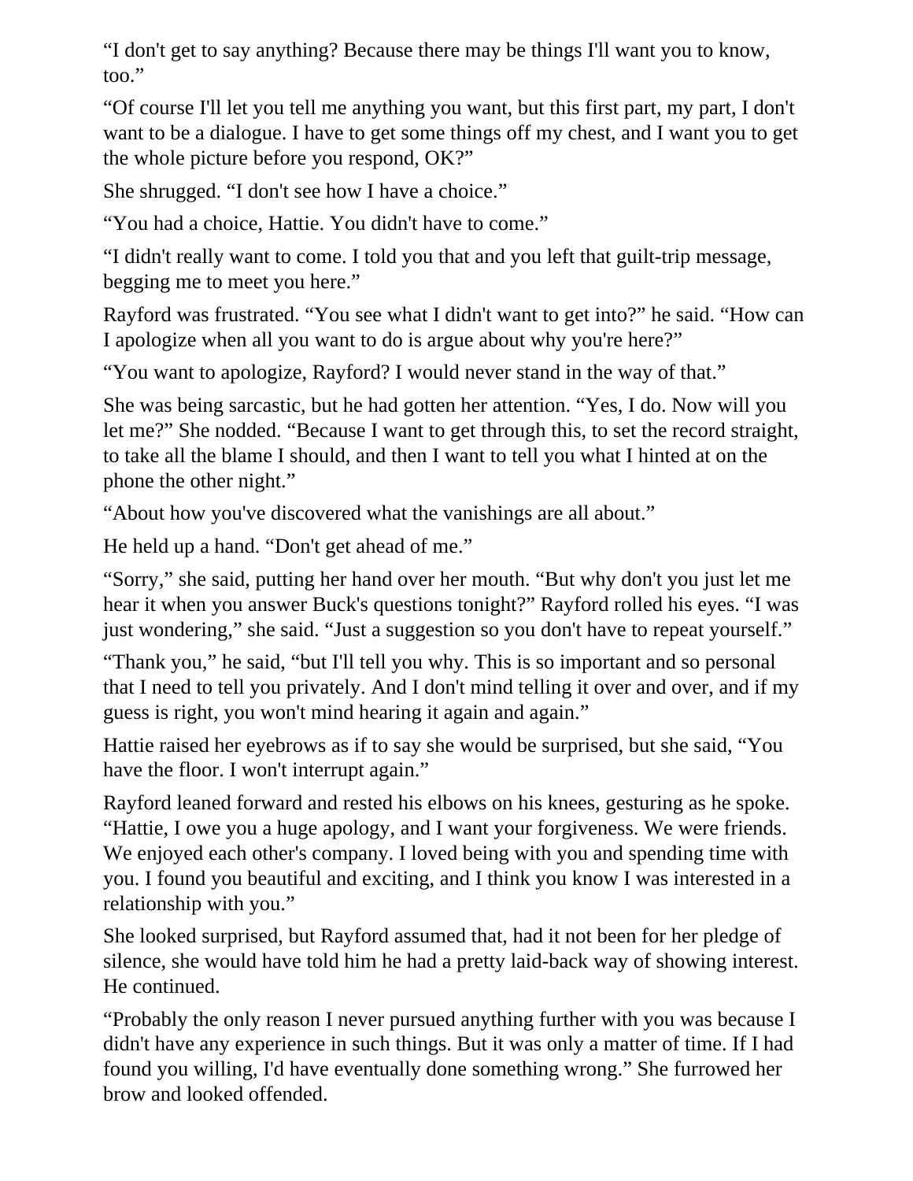“I don't get to say anything? Because there may be things I'll want you to know, too.”

“Of course I'll let you tell me anything you want, but this first part, my part, I don't want to be a dialogue. I have to get some things off my chest, and I want you to get the whole picture before you respond, OK?”

She shrugged. “I don't see how I have a choice.”

“You had a choice, Hattie. You didn't have to come.”

“I didn't really want to come. I told you that and you left that guilt-trip message, begging me to meet you here.”

Rayford was frustrated. “You see what I didn't want to get into?” he said. “How can I apologize when all you want to do is argue about why you're here?”

“You want to apologize, Rayford? I would never stand in the way of that.”

She was being sarcastic, but he had gotten her attention. “Yes, I do. Now will you let me?” She nodded. “Because I want to get through this, to set the record straight, to take all the blame I should, and then I want to tell you what I hinted at on the phone the other night.”

“About how you've discovered what the vanishings are all about.”

He held up a hand. “Don't get ahead of me.”

“Sorry,” she said, putting her hand over her mouth. “But why don't you just let me hear it when you answer Buck's questions tonight?” Rayford rolled his eyes. “I was just wondering,” she said. “Just a suggestion so you don't have to repeat yourself.”

“Thank you,” he said, “but I'll tell you why. This is so important and so personal that I need to tell you privately. And I don't mind telling it over and over, and if my guess is right, you won't mind hearing it again and again.”

Hattie raised her eyebrows as if to say she would be surprised, but she said, “You have the floor. I won't interrupt again.”

Rayford leaned forward and rested his elbows on his knees, gesturing as he spoke. “Hattie, I owe you a huge apology, and I want your forgiveness. We were friends. We enjoyed each other's company. I loved being with you and spending time with you. I found you beautiful and exciting, and I think you know I was interested in a relationship with you.”

She looked surprised, but Rayford assumed that, had it not been for her pledge of silence, she would have told him he had a pretty laid-back way of showing interest. He continued.

“Probably the only reason I never pursued anything further with you was because I didn't have any experience in such things. But it was only a matter of time. If I had found you willing, I'd have eventually done something wrong.” She furrowed her brow and looked offended.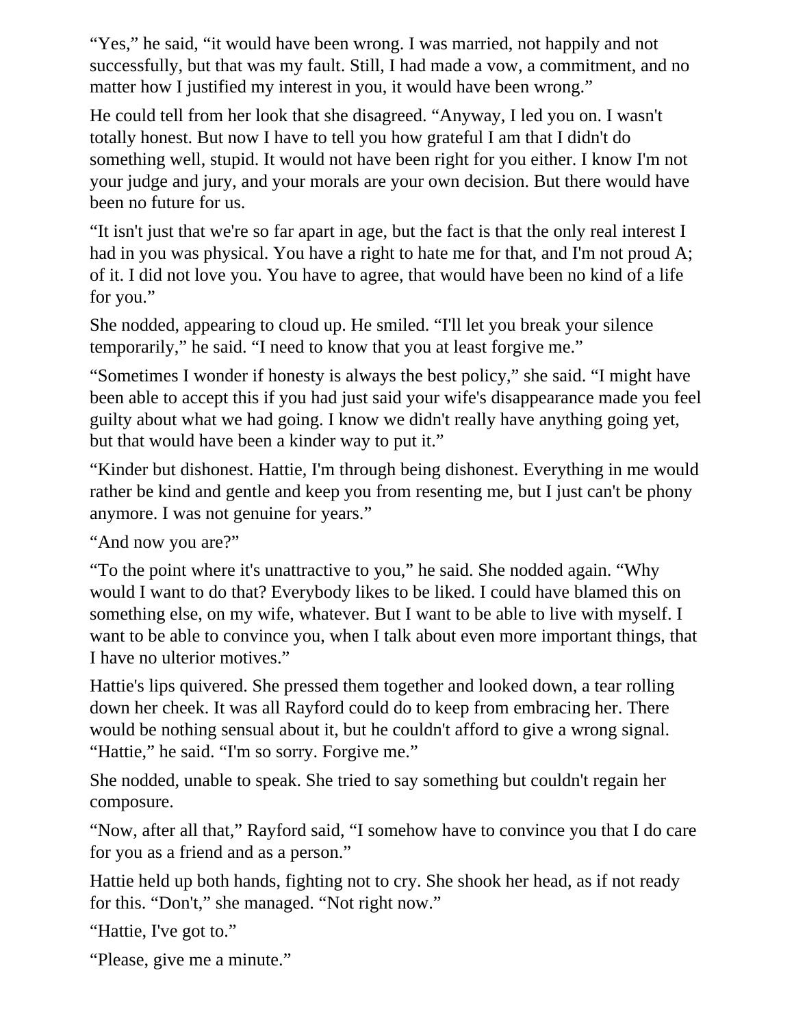"Yes," he said, "it would have been wrong. I was married, not happily and not successfully, but that was my fault. Still, I had made a vow, a commitment, and no matter how I justified my interest in you, it would have been wrong."

He could tell from her look that she disagreed. "Anyway, I led you on. I wasn't totally honest. But now I have to tell you how grateful I am that I didn't do something well, stupid. It would not have been right for you either. I know I'm not your judge and jury, and your morals are your own decision. But there would have been no future for us.

"It isn't just that we're so far apart in age, but the fact is that the only real interest I had in you was physical. You have a right to hate me for that, and I'm not proud A; of it. I did not love you. You have to agree, that would have been no kind of a life for you."

She nodded, appearing to cloud up. He smiled. "I'll let you break your silence temporarily," he said. "I need to know that you at least forgive me."

"Sometimes I wonder if honesty is always the best policy," she said. "I might have been able to accept this if you had just said your wife's disappearance made you feel guilty about what we had going. I know we didn't really have anything going yet, but that would have been a kinder way to put it."

"Kinder but dishonest. Hattie, I'm through being dishonest. Everything in me would rather be kind and gentle and keep you from resenting me, but I just can't be phony anymore. I was not genuine for years."

"And now you are?"

"To the point where it's unattractive to you," he said. She nodded again. "Why would I want to do that? Everybody likes to be liked. I could have blamed this on something else, on my wife, whatever. But I want to be able to live with myself. I want to be able to convince you, when I talk about even more important things, that I have no ulterior motives."

Hattie's lips quivered. She pressed them together and looked down, a tear rolling down her cheek. It was all Rayford could do to keep from embracing her. There would be nothing sensual about it, but he couldn't afford to give a wrong signal. "Hattie," he said. "I'm so sorry. Forgive me."

She nodded, unable to speak. She tried to say something but couldn't regain her composure.

"Now, after all that," Rayford said, "I somehow have to convince you that I do care for you as a friend and as a person."

Hattie held up both hands, fighting not to cry. She shook her head, as if not ready for this. "Don't," she managed. "Not right now."

"Hattie, I've got to."

"Please, give me a minute."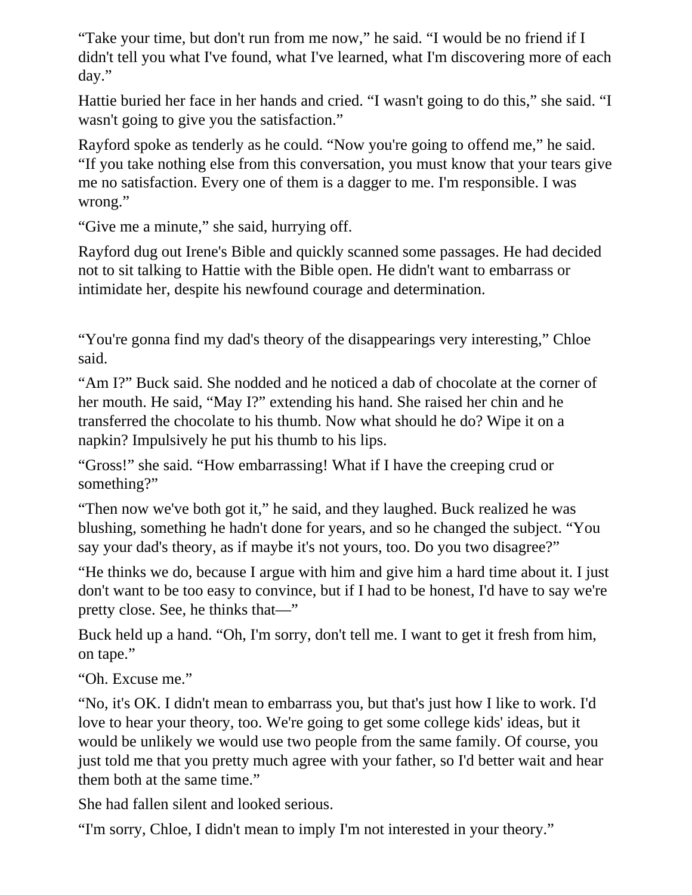"Take your time, but don't run from me now," he said. "I would be no friend if I didn't tell you what I've found, what I've learned, what I'm discovering more of each day."

Hattie buried her face in her hands and cried. "I wasn't going to do this," she said. "I wasn't going to give you the satisfaction."

Rayford spoke as tenderly as he could. "Now you're going to offend me," he said. "If you take nothing else from this conversation, you must know that your tears give me no satisfaction. Every one of them is a dagger to me. I'm responsible. I was wrong."

"Give me a minute," she said, hurrying off.

Rayford dug out Irene's Bible and quickly scanned some passages. He had decided not to sit talking to Hattie with the Bible open. He didn't want to embarrass or intimidate her, despite his newfound courage and determination.

"You're gonna find my dad's theory of the disappearings very interesting," Chloe said.

"Am I?" Buck said. She nodded and he noticed a dab of chocolate at the corner of her mouth. He said, "May I?" extending his hand. She raised her chin and he transferred the chocolate to his thumb. Now what should he do? Wipe it on a napkin? Impulsively he put his thumb to his lips.

"Gross!" she said. "How embarrassing! What if I have the creeping crud or something?"

"Then now we've both got it," he said, and they laughed. Buck realized he was blushing, something he hadn't done for years, and so he changed the subject. "You say your dad's theory, as if maybe it's not yours, too. Do you two disagree?"

"He thinks we do, because I argue with him and give him a hard time about it. I just don't want to be too easy to convince, but if I had to be honest, I'd have to say we're pretty close. See, he thinks that—"

Buck held up a hand. "Oh, I'm sorry, don't tell me. I want to get it fresh from him, on tape."

"Oh. Excuse me."

"No, it's OK. I didn't mean to embarrass you, but that's just how I like to work. I'd love to hear your theory, too. We're going to get some college kids' ideas, but it would be unlikely we would use two people from the same family. Of course, you just told me that you pretty much agree with your father, so I'd better wait and hear them both at the same time."

She had fallen silent and looked serious.

"I'm sorry, Chloe, I didn't mean to imply I'm not interested in your theory."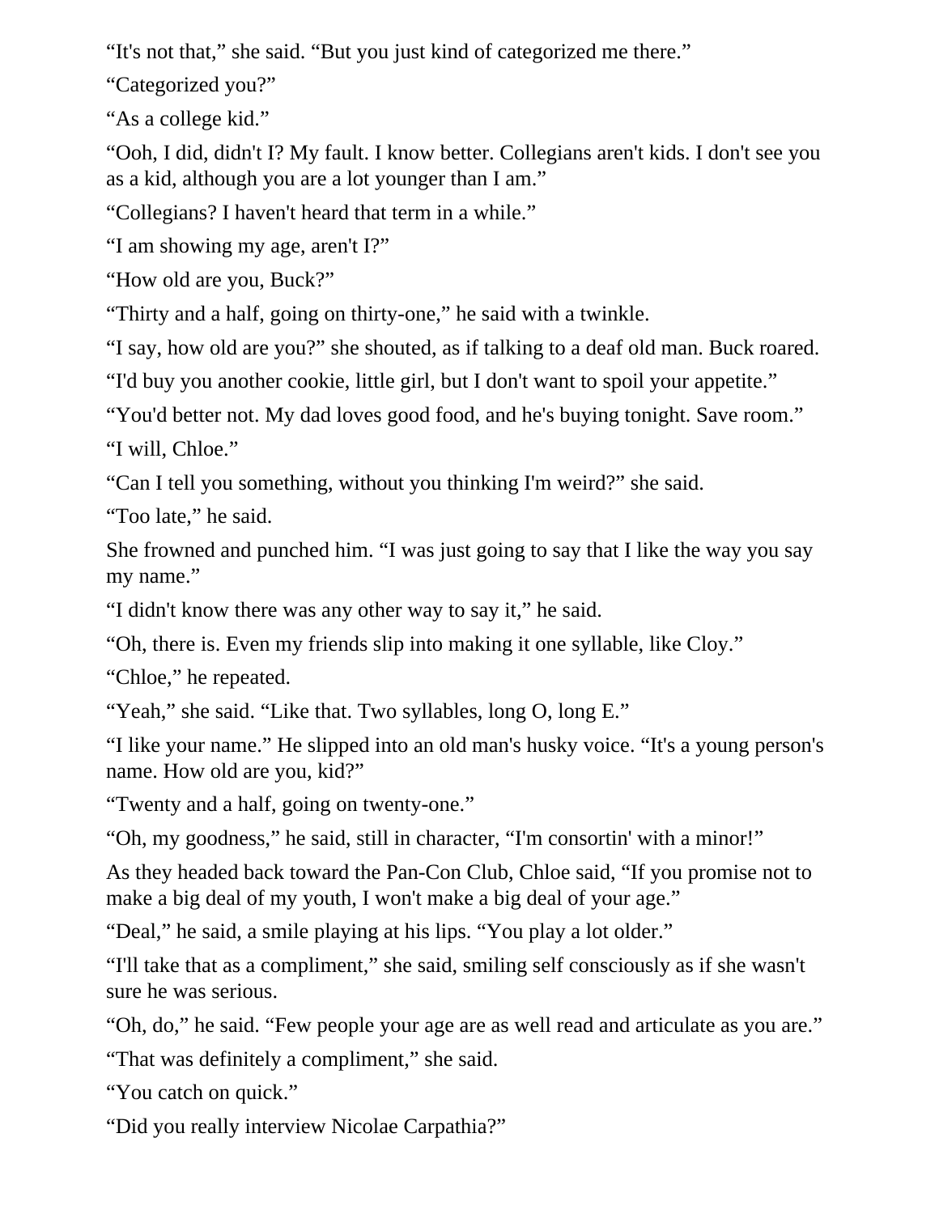“It's not that,” she said. “But you just kind of categorized me there.”

“Categorized you?”

“As a college kid.”

“Ooh, I did, didn't I? My fault. I know better. Collegians aren't kids. I don't see you as a kid, although you are a lot younger than I am.”

“Collegians? I haven't heard that term in a while.”

“I am showing my age, aren't I?”

“How old are you, Buck?”

“Thirty and a half, going on thirty-one,” he said with a twinkle.

“I say, how old are you?” she shouted, as if talking to a deaf old man. Buck roared.

“I'd buy you another cookie, little girl, but I don't want to spoil your appetite.”

“You'd better not. My dad loves good food, and he's buying tonight. Save room.”

“I will, Chloe.”

“Can I tell you something, without you thinking I'm weird?” she said.

“Too late,” he said.

She frowned and punched him. “I was just going to say that I like the way you say my name.”

“I didn't know there was any other way to say it,” he said.

“Oh, there is. Even my friends slip into making it one syllable, like Cloy.”

“Chloe,” he repeated.

“Yeah,” she said. “Like that. Two syllables, long O, long E.”

“I like your name.” He slipped into an old man's husky voice. “It's a young person's name. How old are you, kid?”

“Twenty and a half, going on twenty-one.”

“Oh, my goodness,” he said, still in character, “I'm consortin' with a minor!”

As they headed back toward the Pan-Con Club, Chloe said, “If you promise not to make a big deal of my youth, I won't make a big deal of your age.”

“Deal,” he said, a smile playing at his lips. “You play a lot older.”

“I'll take that as a compliment,” she said, smiling self consciously as if she wasn't sure he was serious.

“Oh, do,” he said. “Few people your age are as well read and articulate as you are.”

“That was definitely a compliment,” she said.

“You catch on quick.”

“Did you really interview Nicolae Carpathia?”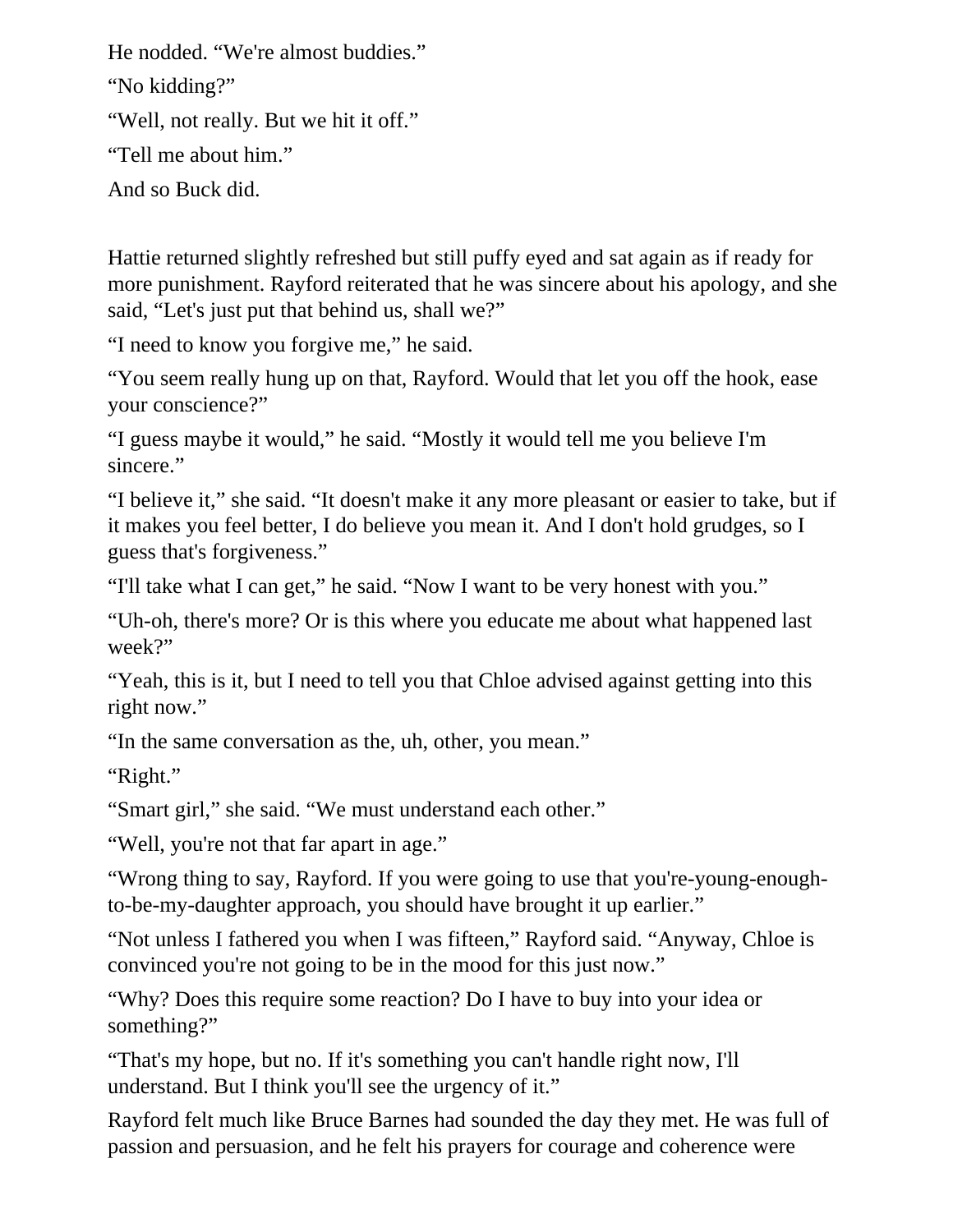He nodded. “We're almost buddies.”

“No kidding?”

“Well, not really. But we hit it off.”

“Tell me about him.”

And so Buck did.

Hattie returned slightly refreshed but still puffy eyed and sat again as if ready for more punishment. Rayford reiterated that he was sincere about his apology, and she said, “Let's just put that behind us, shall we?”

“I need to know you forgive me,” he said.

“You seem really hung up on that, Rayford. Would that let you off the hook, ease your conscience?”

“I guess maybe it would,” he said. “Mostly it would tell me you believe I'm sincere.”

“I believe it,” she said. “It doesn't make it any more pleasant or easier to take, but if it makes you feel better, I do believe you mean it. And I don't hold grudges, so I guess that's forgiveness.”

“I'll take what I can get,” he said. “Now I want to be very honest with you.”

“Uh-oh, there's more? Or is this where you educate me about what happened last week?”

“Yeah, this is it, but I need to tell you that Chloe advised against getting into this right now.”

“In the same conversation as the, uh, other, you mean.”

“Right.”

“Smart girl,” she said. “We must understand each other.”

“Well, you're not that far apart in age.”

“Wrong thing to say, Rayford. If you were going to use that you're-young-enough-to-be-my-daughter approach, you should have brought it up earlier.”

“Not unless I fathered you when I was fifteen,” Rayford said. “Anyway, Chloe is convinced you're not going to be in the mood for this just now.”

“Why? Does this require some reaction? Do I have to buy into your idea or something?”

“That's my hope, but no. If it's something you can't handle right now, I'll understand. But I think you'll see the urgency of it.”

Rayford felt much like Bruce Barnes had sounded the day they met. He was full of passion and persuasion, and he felt his prayers for courage and coherence were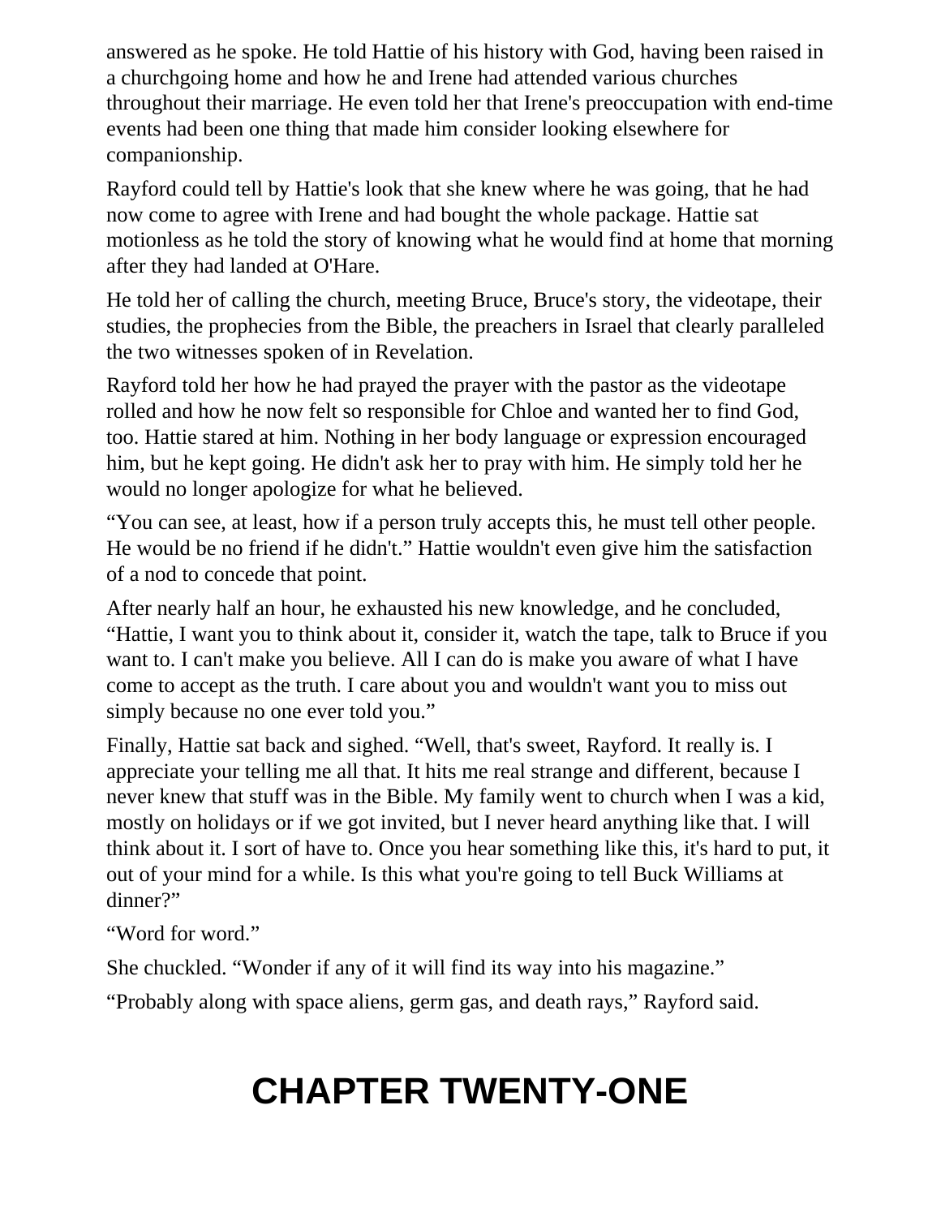answered as he spoke. He told Hattie of his history with God, having been raised in a churchgoing home and how he and Irene had attended various churches throughout their marriage. He even told her that Irene's preoccupation with end-time events had been one thing that made him consider looking elsewhere for companionship.

Rayford could tell by Hattie's look that she knew where he was going, that he had now come to agree with Irene and had bought the whole package. Hattie sat motionless as he told the story of knowing what he would find at home that morning after they had landed at O'Hare.

He told her of calling the church, meeting Bruce, Bruce's story, the videotape, their studies, the prophecies from the Bible, the preachers in Israel that clearly paralleled the two witnesses spoken of in Revelation.

Rayford told her how he had prayed the prayer with the pastor as the videotape rolled and how he now felt so responsible for Chloe and wanted her to find God, too. Hattie stared at him. Nothing in her body language or expression encouraged him, but he kept going. He didn't ask her to pray with him. He simply told her he would no longer apologize for what he believed.

“You can see, at least, how if a person truly accepts this, he must tell other people. He would be no friend if he didn't.” Hattie wouldn't even give him the satisfaction of a nod to concede that point.

After nearly half an hour, he exhausted his new knowledge, and he concluded, “Hattie, I want you to think about it, consider it, watch the tape, talk to Bruce if you want to. I can't make you believe. All I can do is make you aware of what I have come to accept as the truth. I care about you and wouldn't want you to miss out simply because no one ever told you.”

Finally, Hattie sat back and sighed. “Well, that's sweet, Rayford. It really is. I appreciate your telling me all that. It hits me real strange and different, because I never knew that stuff was in the Bible. My family went to church when I was a kid, mostly on holidays or if we got invited, but I never heard anything like that. I will think about it. I sort of have to. Once you hear something like this, it's hard to put, it out of your mind for a while. Is this what you're going to tell Buck Williams at dinner?”

“Word for word.”

She chuckled. “Wonder if any of it will find its way into his magazine.”

“Probably along with space aliens, germ gas, and death rays,” Rayford said.

# CHAPTER TWENTY-ONE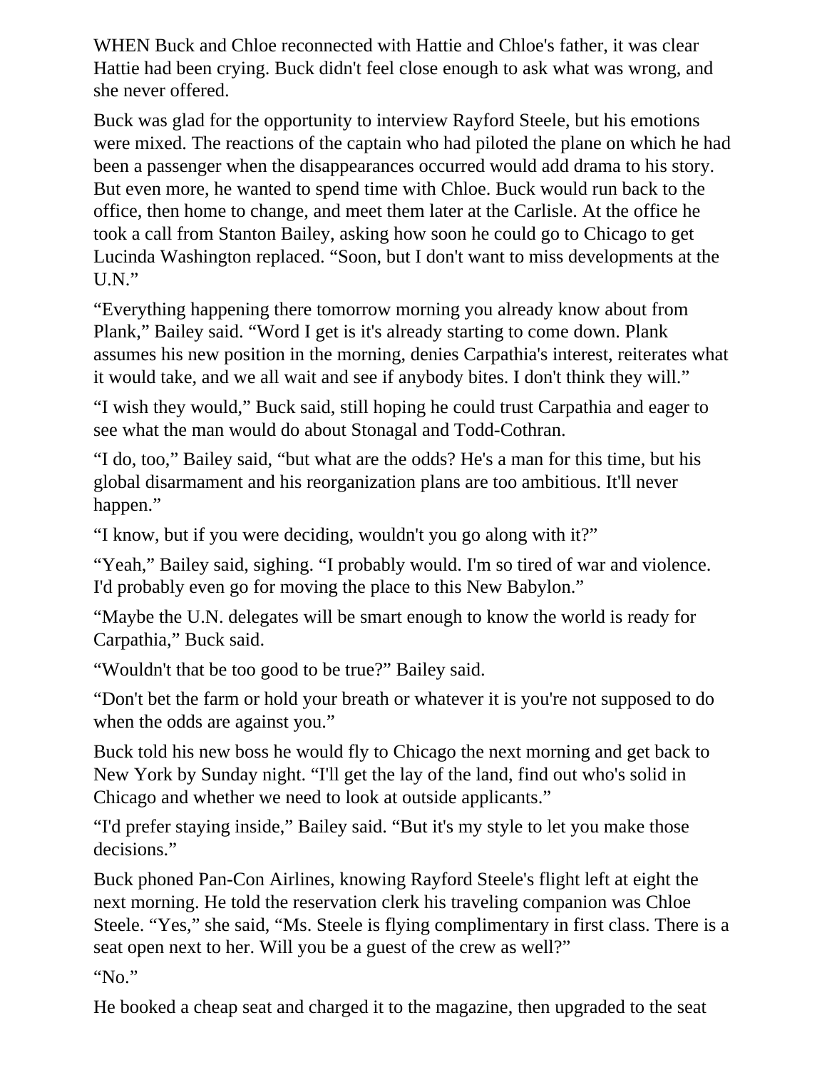WHEN Buck and Chloe reconnected with Hattie and Chloe's father, it was clear Hattie had been crying. Buck didn't feel close enough to ask what was wrong, and she never offered.

Buck was glad for the opportunity to interview Rayford Steele, but his emotions were mixed. The reactions of the captain who had piloted the plane on which he had been a passenger when the disappearances occurred would add drama to his story. But even more, he wanted to spend time with Chloe. Buck would run back to the office, then home to change, and meet them later at the Carlisle. At the office he took a call from Stanton Bailey, asking how soon he could go to Chicago to get Lucinda Washington replaced. “Soon, but I don't want to miss developments at the U.N.”

“Everything happening there tomorrow morning you already know about from Plank,” Bailey said. “Word I get is it's already starting to come down. Plank assumes his new position in the morning, denies Carpathia's interest, reiterates what it would take, and we all wait and see if anybody bites. I don't think they will.”

“I wish they would,” Buck said, still hoping he could trust Carpathia and eager to see what the man would do about Stonagal and Todd-Cothran.

“I do, too,” Bailey said, “but what are the odds? He's a man for this time, but his global disarmament and his reorganization plans are too ambitious. It'll never happen.”

“I know, but if you were deciding, wouldn't you go along with it?”

“Yeah,” Bailey said, sighing. “I probably would. I'm so tired of war and violence. I'd probably even go for moving the place to this New Babylon.”

“Maybe the U.N. delegates will be smart enough to know the world is ready for Carpathia,” Buck said.

“Wouldn't that be too good to be true?” Bailey said.

“Don't bet the farm or hold your breath or whatever it is you're not supposed to do when the odds are against you.”

Buck told his new boss he would fly to Chicago the next morning and get back to New York by Sunday night. “I'll get the lay of the land, find out who's solid in Chicago and whether we need to look at outside applicants.”

“I'd prefer staying inside,” Bailey said. “But it's my style to let you make those decisions.”

Buck phoned Pan-Con Airlines, knowing Rayford Steele's flight left at eight the next morning. He told the reservation clerk his traveling companion was Chloe Steele. “Yes,” she said, “Ms. Steele is flying complimentary in first class. There is a seat open next to her. Will you be a guest of the crew as well?”

“No.”

He booked a cheap seat and charged it to the magazine, then upgraded to the seat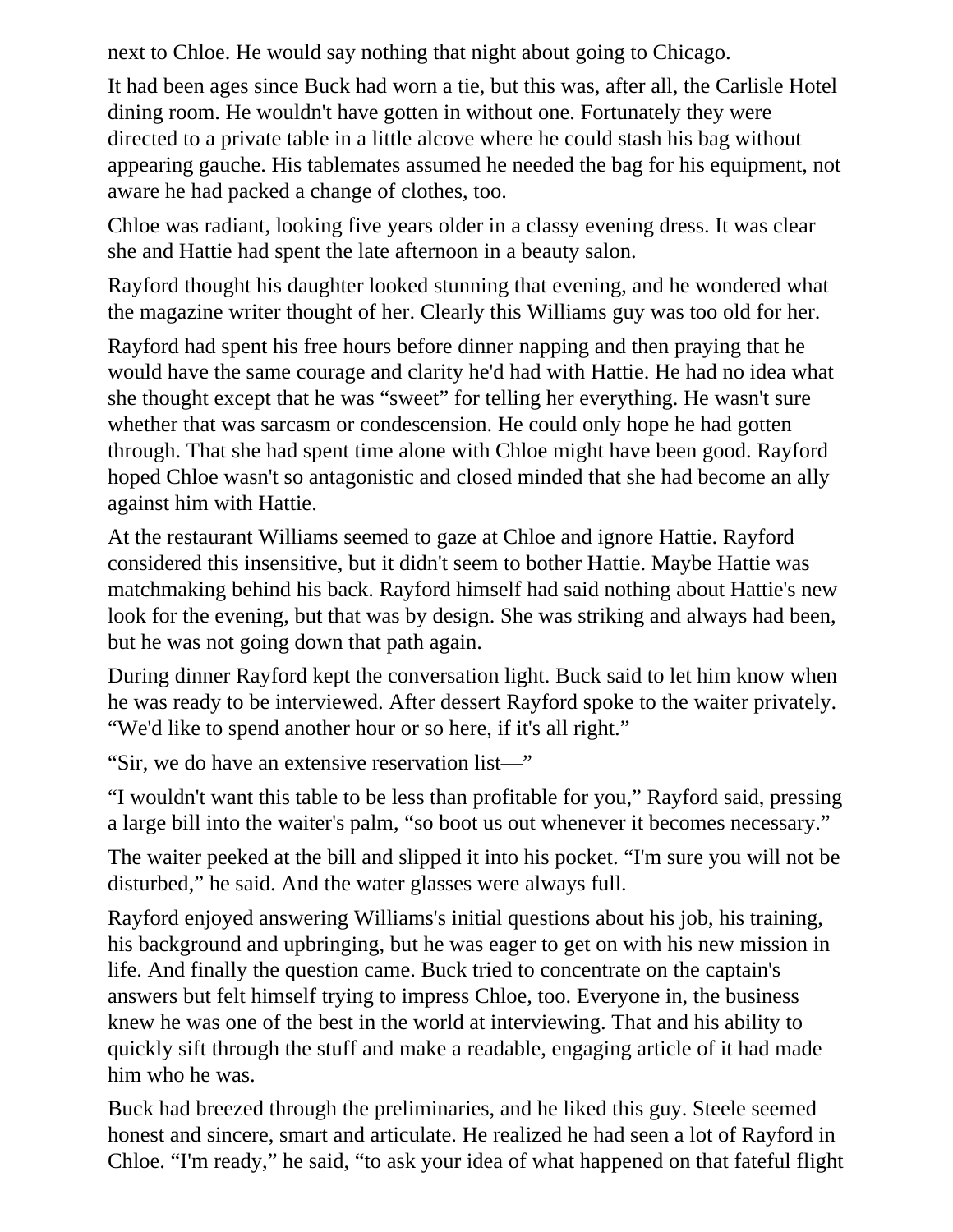next to Chloe. He would say nothing that night about going to Chicago.

It had been ages since Buck had worn a tie, but this was, after all, the Carlisle Hotel dining room. He wouldn't have gotten in without one. Fortunately they were directed to a private table in a little alcove where he could stash his bag without appearing gauche. His tablemates assumed he needed the bag for his equipment, not aware he had packed a change of clothes, too.

Chloe was radiant, looking five years older in a classy evening dress. It was clear she and Hattie had spent the late afternoon in a beauty salon.

Rayford thought his daughter looked stunning that evening, and he wondered what the magazine writer thought of her. Clearly this Williams guy was too old for her.

Rayford had spent his free hours before dinner napping and then praying that he would have the same courage and clarity he'd had with Hattie. He had no idea what she thought except that he was "sweet" for telling her everything. He wasn't sure whether that was sarcasm or condescension. He could only hope he had gotten through. That she had spent time alone with Chloe might have been good. Rayford hoped Chloe wasn't so antagonistic and closed minded that she had become an ally against him with Hattie.

At the restaurant Williams seemed to gaze at Chloe and ignore Hattie. Rayford considered this insensitive, but it didn't seem to bother Hattie. Maybe Hattie was matchmaking behind his back. Rayford himself had said nothing about Hattie's new look for the evening, but that was by design. She was striking and always had been, but he was not going down that path again.

During dinner Rayford kept the conversation light. Buck said to let him know when he was ready to be interviewed. After dessert Rayford spoke to the waiter privately. "We'd like to spend another hour or so here, if it's all right."

"Sir, we do have an extensive reservation list—"

"I wouldn't want this table to be less than profitable for you," Rayford said, pressing a large bill into the waiter's palm, "so boot us out whenever it becomes necessary."

The waiter peeked at the bill and slipped it into his pocket. "I'm sure you will not be disturbed," he said. And the water glasses were always full.

Rayford enjoyed answering Williams's initial questions about his job, his training, his background and upbringing, but he was eager to get on with his new mission in life. And finally the question came. Buck tried to concentrate on the captain's answers but felt himself trying to impress Chloe, too. Everyone in, the business knew he was one of the best in the world at interviewing. That and his ability to quickly sift through the stuff and make a readable, engaging article of it had made him who he was.

Buck had breezed through the preliminaries, and he liked this guy. Steele seemed honest and sincere, smart and articulate. He realized he had seen a lot of Rayford in Chloe. "I'm ready," he said, "to ask your idea of what happened on that fateful flight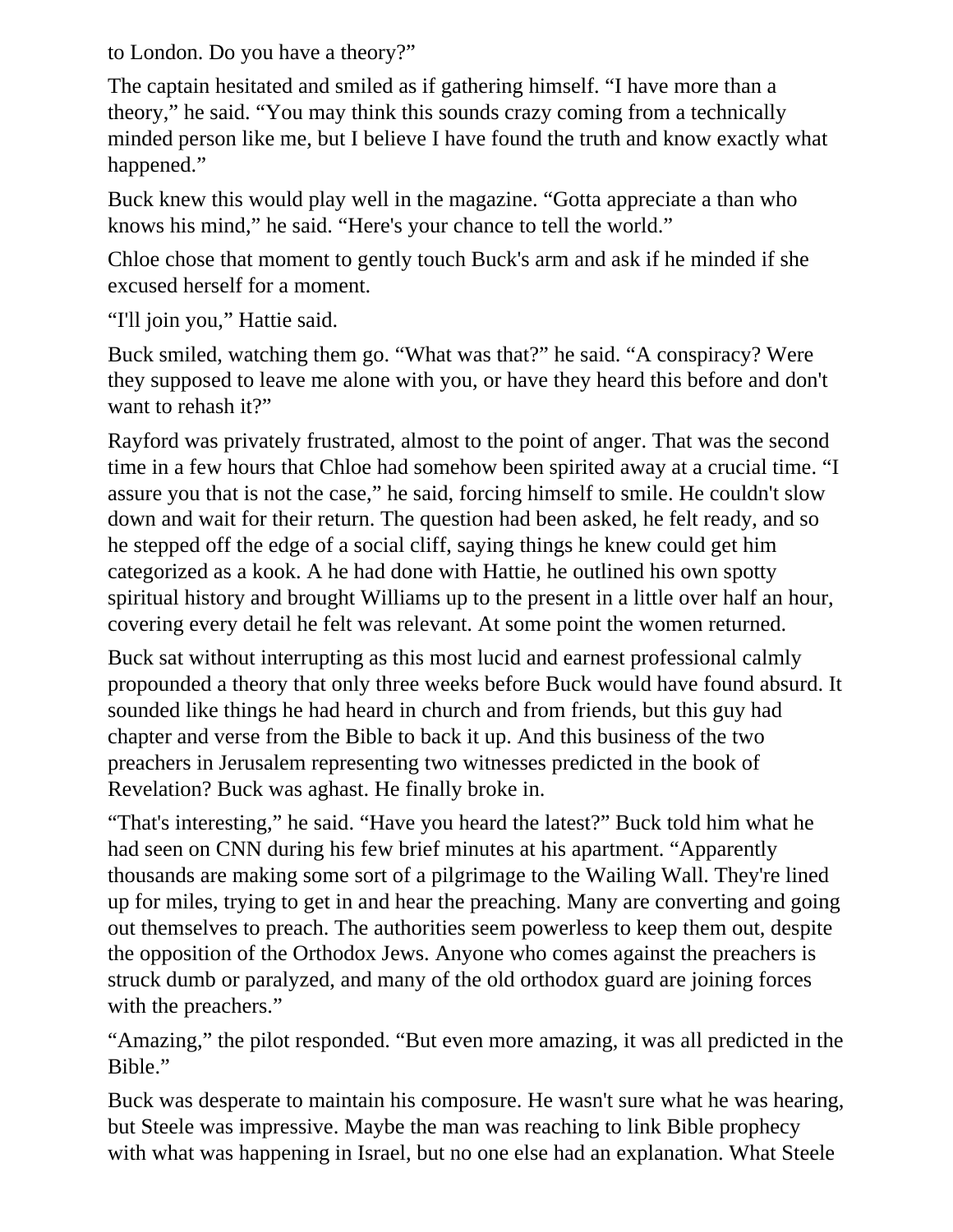to London. Do you have a theory?"

The captain hesitated and smiled as if gathering himself. "I have more than a theory," he said. "You may think this sounds crazy coming from a technically minded person like me, but I believe I have found the truth and know exactly what happened."

Buck knew this would play well in the magazine. "Gotta appreciate a than who knows his mind," he said. "Here's your chance to tell the world."

Chloe chose that moment to gently touch Buck's arm and ask if he minded if she excused herself for a moment.

"I'll join you," Hattie said.

Buck smiled, watching them go. "What was that?" he said. "A conspiracy? Were they supposed to leave me alone with you, or have they heard this before and don't want to rehash it?"

Rayford was privately frustrated, almost to the point of anger. That was the second time in a few hours that Chloe had somehow been spirited away at a crucial time. "I assure you that is not the case," he said, forcing himself to smile. He couldn't slow down and wait for their return. The question had been asked, he felt ready, and so he stepped off the edge of a social cliff, saying things he knew could get him categorized as a kook. A he had done with Hattie, he outlined his own spotty spiritual history and brought Williams up to the present in a little over half an hour, covering every detail he felt was relevant. At some point the women returned.

Buck sat without interrupting as this most lucid and earnest professional calmly propounded a theory that only three weeks before Buck would have found absurd. It sounded like things he had heard in church and from friends, but this guy had chapter and verse from the Bible to back it up. And this business of the two preachers in Jerusalem representing two witnesses predicted in the book of Revelation? Buck was aghast. He finally broke in.

"That's interesting," he said. "Have you heard the latest?" Buck told him what he had seen on CNN during his few brief minutes at his apartment. "Apparently thousands are making some sort of a pilgrimage to the Wailing Wall. They're lined up for miles, trying to get in and hear the preaching. Many are converting and going out themselves to preach. The authorities seem powerless to keep them out, despite the opposition of the Orthodox Jews. Anyone who comes against the preachers is struck dumb or paralyzed, and many of the old orthodox guard are joining forces with the preachers."

"Amazing," the pilot responded. "But even more amazing, it was all predicted in the Bible."

Buck was desperate to maintain his composure. He wasn't sure what he was hearing, but Steele was impressive. Maybe the man was reaching to link Bible prophecy with what was happening in Israel, but no one else had an explanation. What Steele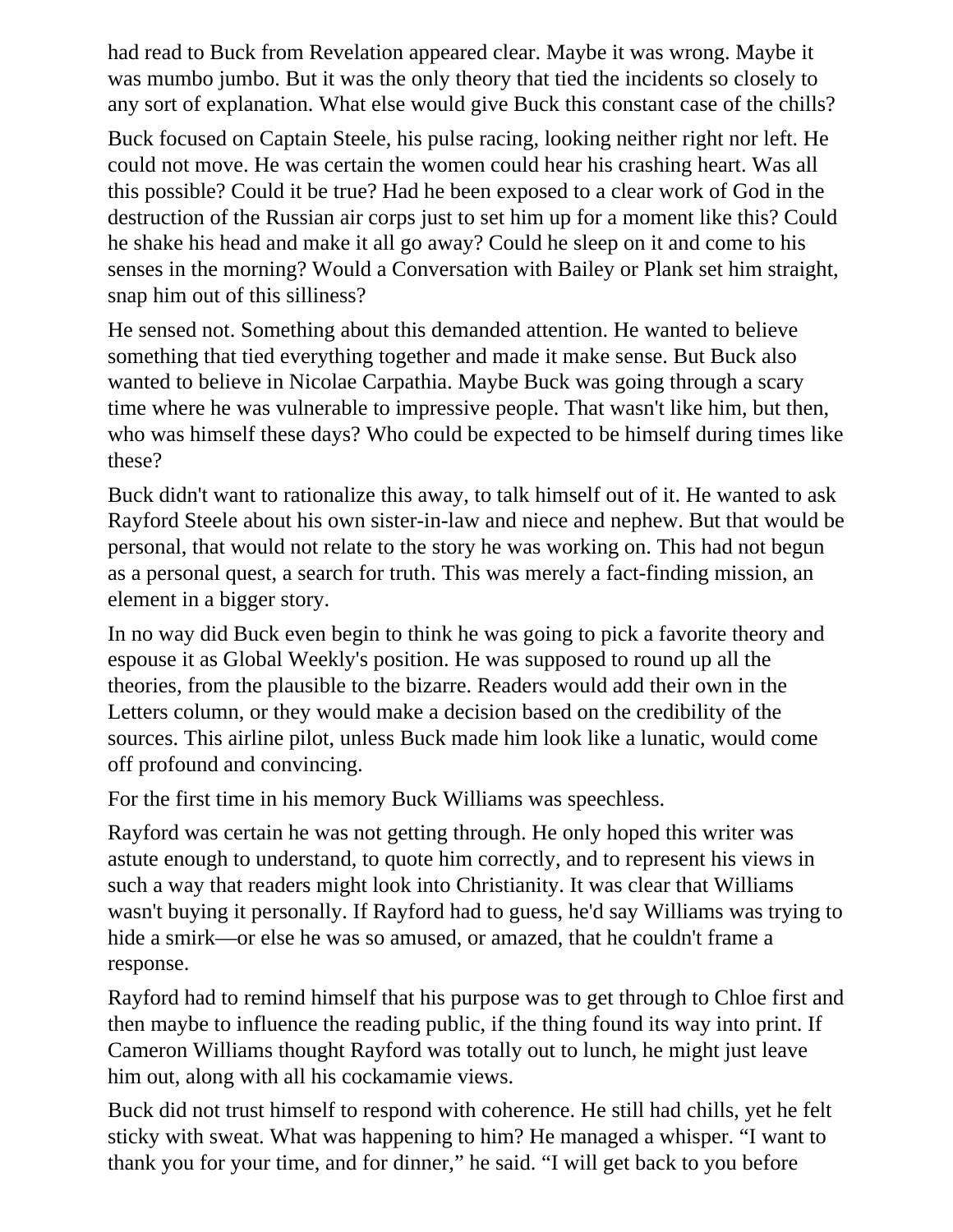had read to Buck from Revelation appeared clear. Maybe it was wrong. Maybe it was mumbo jumbo. But it was the only theory that tied the incidents so closely to any sort of explanation. What else would give Buck this constant case of the chills?

Buck focused on Captain Steele, his pulse racing, looking neither right nor left. He could not move. He was certain the women could hear his crashing heart. Was all this possible? Could it be true? Had he been exposed to a clear work of God in the destruction of the Russian air corps just to set him up for a moment like this? Could he shake his head and make it all go away? Could he sleep on it and come to his senses in the morning? Would a Conversation with Bailey or Plank set him straight, snap him out of this silliness?

He sensed not. Something about this demanded attention. He wanted to believe something that tied everything together and made it make sense. But Buck also wanted to believe in Nicolae Carpathia. Maybe Buck was going through a scary time where he was vulnerable to impressive people. That wasn't like him, but then, who was himself these days? Who could be expected to be himself during times like these?

Buck didn't want to rationalize this away, to talk himself out of it. He wanted to ask Rayford Steele about his own sister-in-law and niece and nephew. But that would be personal, that would not relate to the story he was working on. This had not begun as a personal quest, a search for truth. This was merely a fact-finding mission, an element in a bigger story.

In no way did Buck even begin to think he was going to pick a favorite theory and espouse it as Global Weekly's position. He was supposed to round up all the theories, from the plausible to the bizarre. Readers would add their own in the Letters column, or they would make a decision based on the credibility of the sources. This airline pilot, unless Buck made him look like a lunatic, would come off profound and convincing.

For the first time in his memory Buck Williams was speechless.

Rayford was certain he was not getting through. He only hoped this writer was astute enough to understand, to quote him correctly, and to represent his views in such a way that readers might look into Christianity. It was clear that Williams wasn't buying it personally. If Rayford had to guess, he'd say Williams was trying to hide a smirk—or else he was so amused, or amazed, that he couldn't frame a response.

Rayford had to remind himself that his purpose was to get through to Chloe first and then maybe to influence the reading public, if the thing found its way into print. If Cameron Williams thought Rayford was totally out to lunch, he might just leave him out, along with all his cockamamie views.

Buck did not trust himself to respond with coherence. He still had chills, yet he felt sticky with sweat. What was happening to him? He managed a whisper. "I want to thank you for your time, and for dinner," he said. "I will get back to you before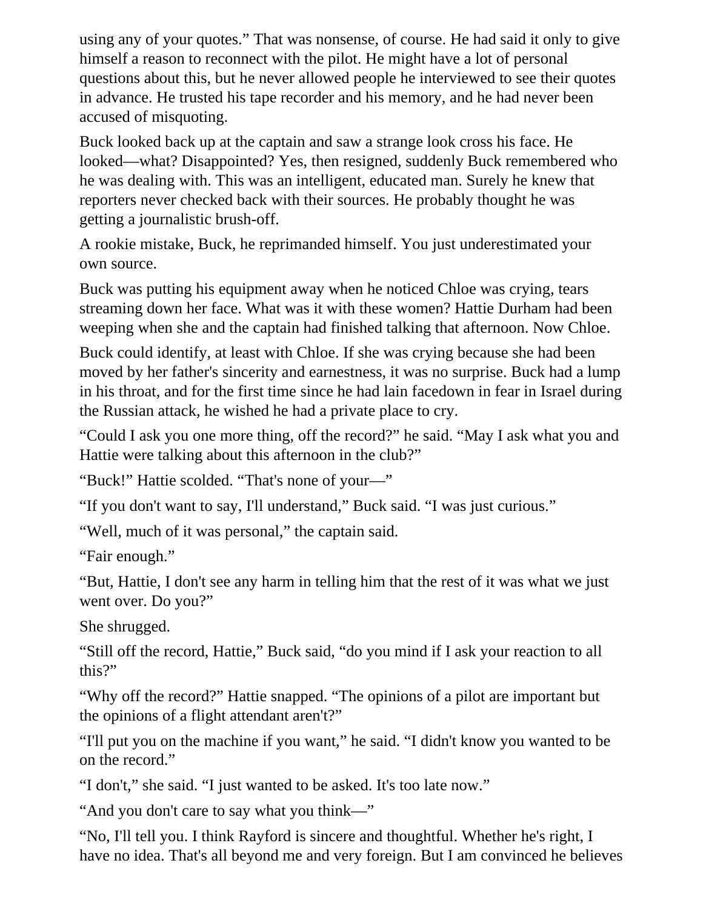using any of your quotes." That was nonsense, of course. He had said it only to give himself a reason to reconnect with the pilot. He might have a lot of personal questions about this, but he never allowed people he interviewed to see their quotes in advance. He trusted his tape recorder and his memory, and he had never been accused of misquoting.

Buck looked back up at the captain and saw a strange look cross his face. He looked—what? Disappointed? Yes, then resigned, suddenly Buck remembered who he was dealing with. This was an intelligent, educated man. Surely he knew that reporters never checked back with their sources. He probably thought he was getting a journalistic brush-off.

A rookie mistake, Buck, he reprimanded himself. You just underestimated your own source.

Buck was putting his equipment away when he noticed Chloe was crying, tears streaming down her face. What was it with these women? Hattie Durham had been weeping when she and the captain had finished talking that afternoon. Now Chloe.

Buck could identify, at least with Chloe. If she was crying because she had been moved by her father's sincerity and earnestness, it was no surprise. Buck had a lump in his throat, and for the first time since he had lain facedown in fear in Israel during the Russian attack, he wished he had a private place to cry.

"Could I ask you one more thing, off the record?" he said. "May I ask what you and Hattie were talking about this afternoon in the club?"

"Buck!" Hattie scolded. "That's none of your—"

"If you don't want to say, I'll understand," Buck said. "I was just curious."

"Well, much of it was personal," the captain said.

"Fair enough."

"But, Hattie, I don't see any harm in telling him that the rest of it was what we just went over. Do you?"

She shrugged.

"Still off the record, Hattie," Buck said, "do you mind if I ask your reaction to all this?"

"Why off the record?" Hattie snapped. "The opinions of a pilot are important but the opinions of a flight attendant aren't?"

"I'll put you on the machine if you want," he said. "I didn't know you wanted to be on the record."

"I don't," she said. "I just wanted to be asked. It's too late now."

"And you don't care to say what you think—"

"No, I'll tell you. I think Rayford is sincere and thoughtful. Whether he's right, I have no idea. That's all beyond me and very foreign. But I am convinced he believes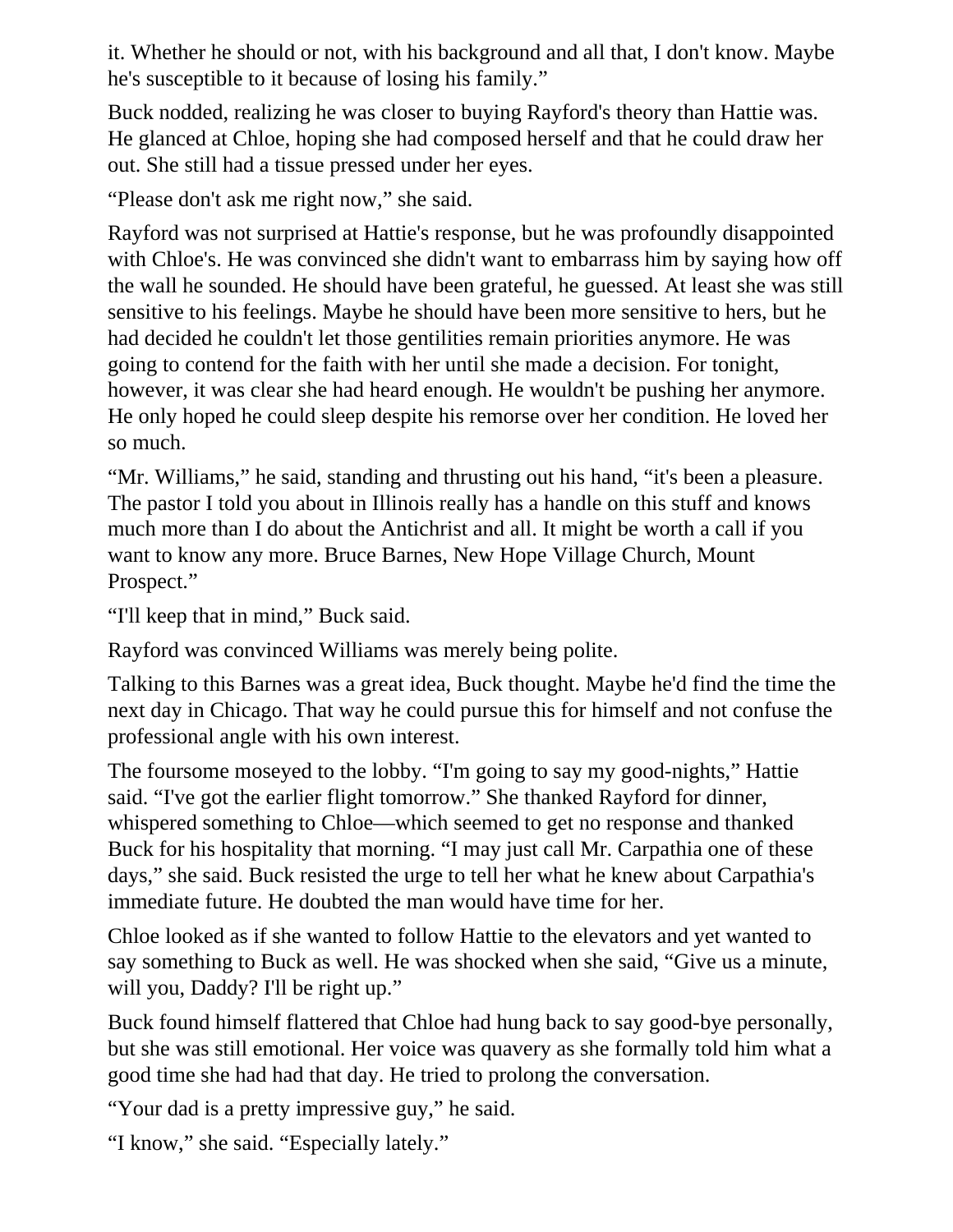it. Whether he should or not, with his background and all that, I don't know. Maybe he's susceptible to it because of losing his family."

Buck nodded, realizing he was closer to buying Rayford's theory than Hattie was. He glanced at Chloe, hoping she had composed herself and that he could draw her out. She still had a tissue pressed under her eyes.

"Please don't ask me right now," she said.

Rayford was not surprised at Hattie's response, but he was profoundly disappointed with Chloe's. He was convinced she didn't want to embarrass him by saying how off the wall he sounded. He should have been grateful, he guessed. At least she was still sensitive to his feelings. Maybe he should have been more sensitive to hers, but he had decided he couldn't let those gentilities remain priorities anymore. He was going to contend for the faith with her until she made a decision. For tonight, however, it was clear she had heard enough. He wouldn't be pushing her anymore. He only hoped he could sleep despite his remorse over her condition. He loved her so much.

"Mr. Williams," he said, standing and thrusting out his hand, "it's been a pleasure. The pastor I told you about in Illinois really has a handle on this stuff and knows much more than I do about the Antichrist and all. It might be worth a call if you want to know any more. Bruce Barnes, New Hope Village Church, Mount Prospect."

"I'll keep that in mind," Buck said.

Rayford was convinced Williams was merely being polite.

Talking to this Barnes was a great idea, Buck thought. Maybe he'd find the time the next day in Chicago. That way he could pursue this for himself and not confuse the professional angle with his own interest.

The foursome moseyed to the lobby. "I'm going to say my good-nights," Hattie said. "I've got the earlier flight tomorrow." She thanked Rayford for dinner, whispered something to Chloe—which seemed to get no response and thanked Buck for his hospitality that morning. "I may just call Mr. Carpathia one of these days," she said. Buck resisted the urge to tell her what he knew about Carpathia's immediate future. He doubted the man would have time for her.

Chloe looked as if she wanted to follow Hattie to the elevators and yet wanted to say something to Buck as well. He was shocked when she said, "Give us a minute, will you, Daddy? I'll be right up."

Buck found himself flattered that Chloe had hung back to say good-bye personally, but she was still emotional. Her voice was quavery as she formally told him what a good time she had had that day. He tried to prolong the conversation.

"Your dad is a pretty impressive guy," he said.

"I know," she said. "Especially lately."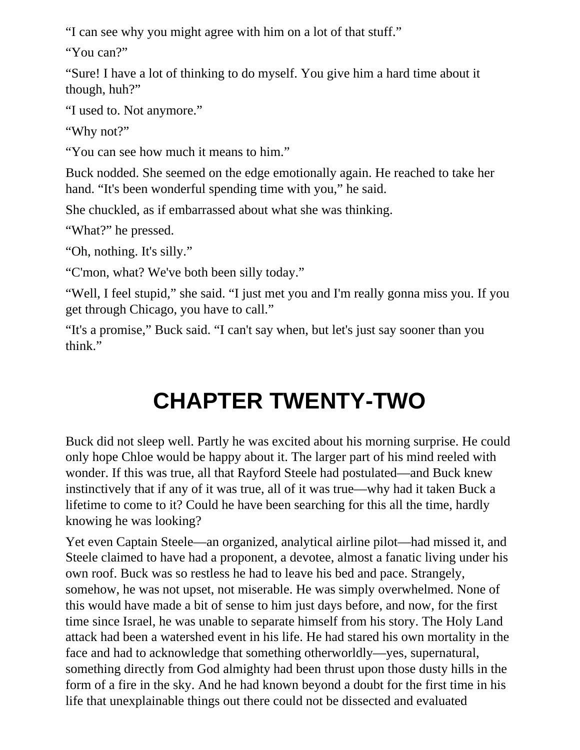"I can see why you might agree with him on a lot of that stuff."

"You can?"

"Sure! I have a lot of thinking to do myself. You give him a hard time about it though, huh?"

"I used to. Not anymore."

"Why not?"

"You can see how much it means to him."

Buck nodded. She seemed on the edge emotionally again. He reached to take her hand. "It's been wonderful spending time with you," he said.

She chuckled, as if embarrassed about what she was thinking.

"What?" he pressed.

"Oh, nothing. It's silly."

"C'mon, what? We've both been silly today."

"Well, I feel stupid," she said. "I just met you and I'm really gonna miss you. If you get through Chicago, you have to call."

"It's a promise," Buck said. "I can't say when, but let's just say sooner than you think."

# CHAPTER TWENTY-TWO

Buck did not sleep well. Partly he was excited about his morning surprise. He could only hope Chloe would be happy about it. The larger part of his mind reeled with wonder. If this was true, all that Rayford Steele had postulated—and Buck knew instinctively that if any of it was true, all of it was true—why had it taken Buck a lifetime to come to it? Could he have been searching for this all the time, hardly knowing he was looking?

Yet even Captain Steele—an organized, analytical airline pilot—had missed it, and Steele claimed to have had a proponent, a devotee, almost a fanatic living under his own roof. Buck was so restless he had to leave his bed and pace. Strangely, somehow, he was not upset, not miserable. He was simply overwhelmed. None of this would have made a bit of sense to him just days before, and now, for the first time since Israel, he was unable to separate himself from his story. The Holy Land attack had been a watershed event in his life. He had stared his own mortality in the face and had to acknowledge that something otherworldly—yes, supernatural, something directly from God almighty had been thrust upon those dusty hills in the form of a fire in the sky. And he had known beyond a doubt for the first time in his life that unexplainable things out there could not be dissected and evaluated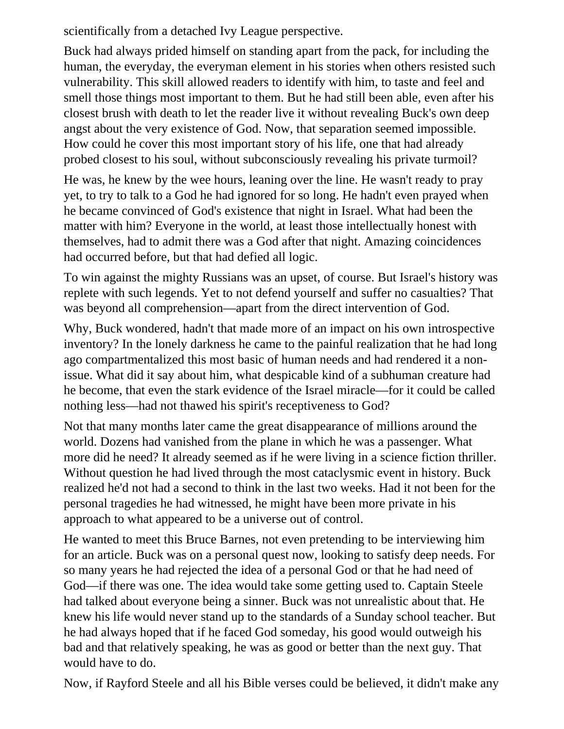scientifically from a detached Ivy League perspective.

Buck had always prided himself on standing apart from the pack, for including the human, the everyday, the everyman element in his stories when others resisted such vulnerability. This skill allowed readers to identify with him, to taste and feel and smell those things most important to them. But he had still been able, even after his closest brush with death to let the reader live it without revealing Buck's own deep angst about the very existence of God. Now, that separation seemed impossible. How could he cover this most important story of his life, one that had already probed closest to his soul, without subconsciously revealing his private turmoil?

He was, he knew by the wee hours, leaning over the line. He wasn't ready to pray yet, to try to talk to a God he had ignored for so long. He hadn't even prayed when he became convinced of God's existence that night in Israel. What had been the matter with him? Everyone in the world, at least those intellectually honest with themselves, had to admit there was a God after that night. Amazing coincidences had occurred before, but that had defied all logic.

To win against the mighty Russians was an upset, of course. But Israel's history was replete with such legends. Yet to not defend yourself and suffer no casualties? That was beyond all comprehension—apart from the direct intervention of God.

Why, Buck wondered, hadn't that made more of an impact on his own introspective inventory? In the lonely darkness he came to the painful realization that he had long ago compartmentalized this most basic of human needs and had rendered it a non-issue. What did it say about him, what despicable kind of a subhuman creature had he become, that even the stark evidence of the Israel miracle—for it could be called nothing less—had not thawed his spirit's receptiveness to God?

Not that many months later came the great disappearance of millions around the world. Dozens had vanished from the plane in which he was a passenger. What more did he need? It already seemed as if he were living in a science fiction thriller. Without question he had lived through the most cataclysmic event in history. Buck realized he'd not had a second to think in the last two weeks. Had it not been for the personal tragedies he had witnessed, he might have been more private in his approach to what appeared to be a universe out of control.

He wanted to meet this Bruce Barnes, not even pretending to be interviewing him for an article. Buck was on a personal quest now, looking to satisfy deep needs. For so many years he had rejected the idea of a personal God or that he had need of God—if there was one. The idea would take some getting used to. Captain Steele had talked about everyone being a sinner. Buck was not unrealistic about that. He knew his life would never stand up to the standards of a Sunday school teacher. But he had always hoped that if he faced God someday, his good would outweigh his bad and that relatively speaking, he was as good or better than the next guy. That would have to do.

Now, if Rayford Steele and all his Bible verses could be believed, it didn't make any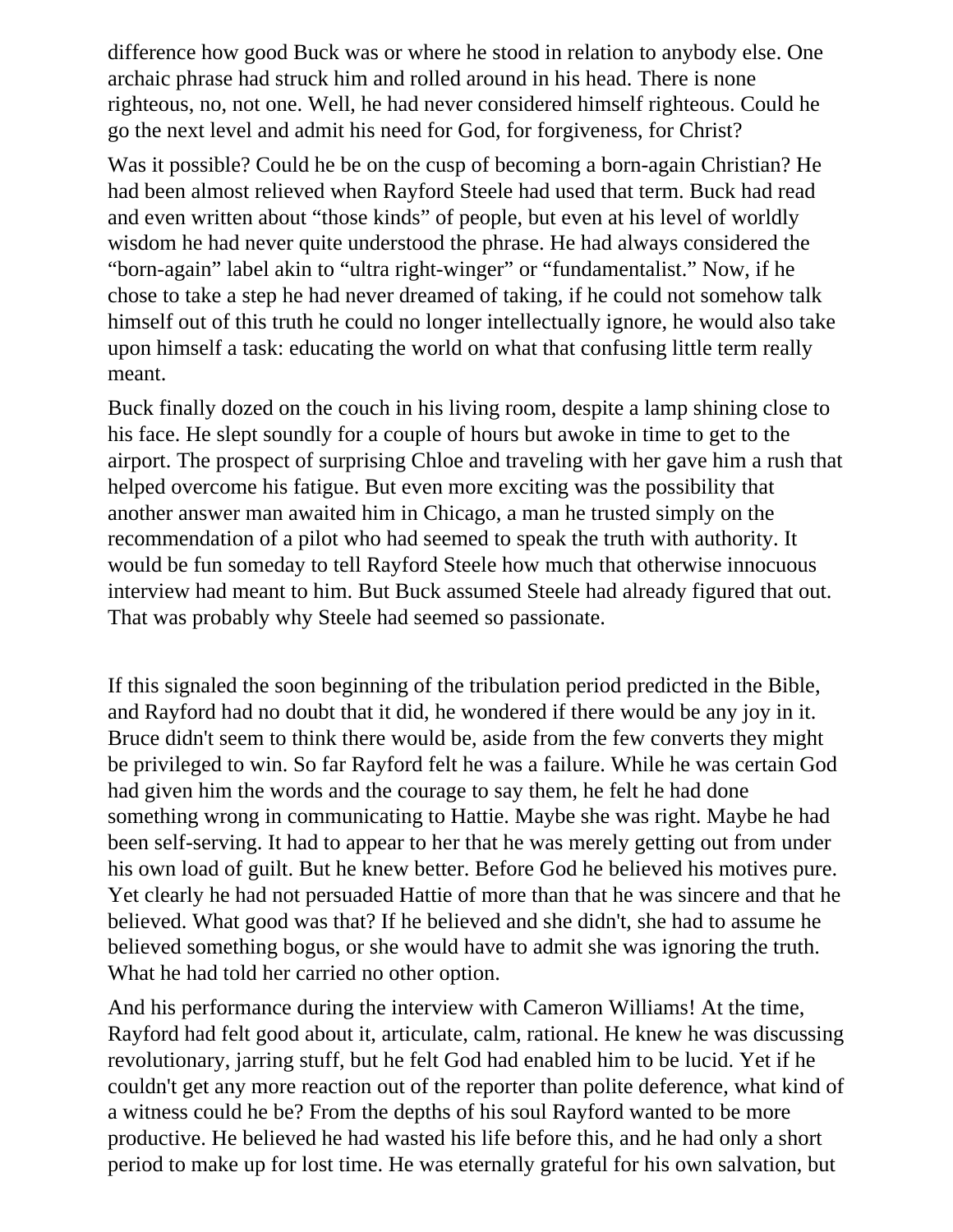difference how good Buck was or where he stood in relation to anybody else. One archaic phrase had struck him and rolled around in his head. There is none righteous, no, not one. Well, he had never considered himself righteous. Could he go the next level and admit his need for God, for forgiveness, for Christ?

Was it possible? Could he be on the cusp of becoming a born-again Christian? He had been almost relieved when Rayford Steele had used that term. Buck had read and even written about “those kinds” of people, but even at his level of worldly wisdom he had never quite understood the phrase. He had always considered the “born-again” label akin to “ultra right-winger” or “fundamentalist.” Now, if he chose to take a step he had never dreamed of taking, if he could not somehow talk himself out of this truth he could no longer intellectually ignore, he would also take upon himself a task: educating the world on what that confusing little term really meant.

Buck finally dozed on the couch in his living room, despite a lamp shining close to his face. He slept soundly for a couple of hours but awoke in time to get to the airport. The prospect of surprising Chloe and traveling with her gave him a rush that helped overcome his fatigue. But even more exciting was the possibility that another answer man awaited him in Chicago, a man he trusted simply on the recommendation of a pilot who had seemed to speak the truth with authority. It would be fun someday to tell Rayford Steele how much that otherwise innocuous interview had meant to him. But Buck assumed Steele had already figured that out. That was probably why Steele had seemed so passionate.

If this signaled the soon beginning of the tribulation period predicted in the Bible, and Rayford had no doubt that it did, he wondered if there would be any joy in it. Bruce didn't seem to think there would be, aside from the few converts they might be privileged to win. So far Rayford felt he was a failure. While he was certain God had given him the words and the courage to say them, he felt he had done something wrong in communicating to Hattie. Maybe she was right. Maybe he had been self-serving. It had to appear to her that he was merely getting out from under his own load of guilt. But he knew better. Before God he believed his motives pure. Yet clearly he had not persuaded Hattie of more than that he was sincere and that he believed. What good was that? If he believed and she didn't, she had to assume he believed something bogus, or she would have to admit she was ignoring the truth. What he had told her carried no other option.

And his performance during the interview with Cameron Williams! At the time, Rayford had felt good about it, articulate, calm, rational. He knew he was discussing revolutionary, jarring stuff, but he felt God had enabled him to be lucid. Yet if he couldn't get any more reaction out of the reporter than polite deference, what kind of a witness could he be? From the depths of his soul Rayford wanted to be more productive. He believed he had wasted his life before this, and he had only a short period to make up for lost time. He was eternally grateful for his own salvation, but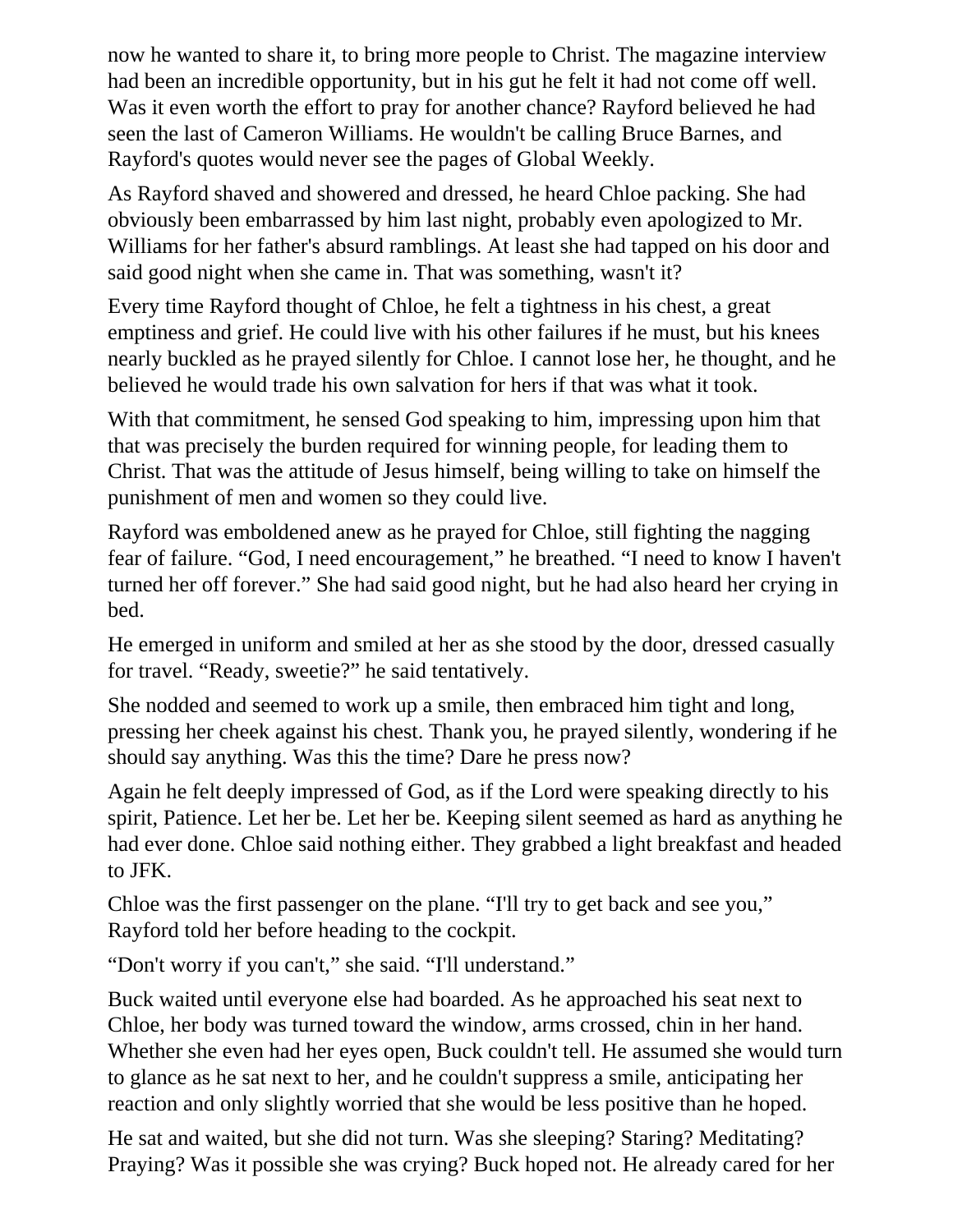now he wanted to share it, to bring more people to Christ. The magazine interview had been an incredible opportunity, but in his gut he felt it had not come off well. Was it even worth the effort to pray for another chance? Rayford believed he had seen the last of Cameron Williams. He wouldn't be calling Bruce Barnes, and Rayford's quotes would never see the pages of Global Weekly.

As Rayford shaved and showered and dressed, he heard Chloe packing. She had obviously been embarrassed by him last night, probably even apologized to Mr. Williams for her father's absurd ramblings. At least she had tapped on his door and said good night when she came in. That was something, wasn't it?

Every time Rayford thought of Chloe, he felt a tightness in his chest, a great emptiness and grief. He could live with his other failures if he must, but his knees nearly buckled as he prayed silently for Chloe. I cannot lose her, he thought, and he believed he would trade his own salvation for hers if that was what it took.

With that commitment, he sensed God speaking to him, impressing upon him that that was precisely the burden required for winning people, for leading them to Christ. That was the attitude of Jesus himself, being willing to take on himself the punishment of men and women so they could live.

Rayford was emboldened anew as he prayed for Chloe, still fighting the nagging fear of failure. “God, I need encouragement,” he breathed. “I need to know I haven't turned her off forever.” She had said good night, but he had also heard her crying in bed.

He emerged in uniform and smiled at her as she stood by the door, dressed casually for travel. “Ready, sweetie?” he said tentatively.

She nodded and seemed to work up a smile, then embraced him tight and long, pressing her cheek against his chest. Thank you, he prayed silently, wondering if he should say anything. Was this the time? Dare he press now?

Again he felt deeply impressed of God, as if the Lord were speaking directly to his spirit, Patience. Let her be. Let her be. Keeping silent seemed as hard as anything he had ever done. Chloe said nothing either. They grabbed a light breakfast and headed to JFK.

Chloe was the first passenger on the plane. “I'll try to get back and see you,” Rayford told her before heading to the cockpit.

“Don't worry if you can't,” she said. “I'll understand.”

Buck waited until everyone else had boarded. As he approached his seat next to Chloe, her body was turned toward the window, arms crossed, chin in her hand. Whether she even had her eyes open, Buck couldn't tell. He assumed she would turn to glance as he sat next to her, and he couldn't suppress a smile, anticipating her reaction and only slightly worried that she would be less positive than he hoped.

He sat and waited, but she did not turn. Was she sleeping? Staring? Meditating? Praying? Was it possible she was crying? Buck hoped not. He already cared for her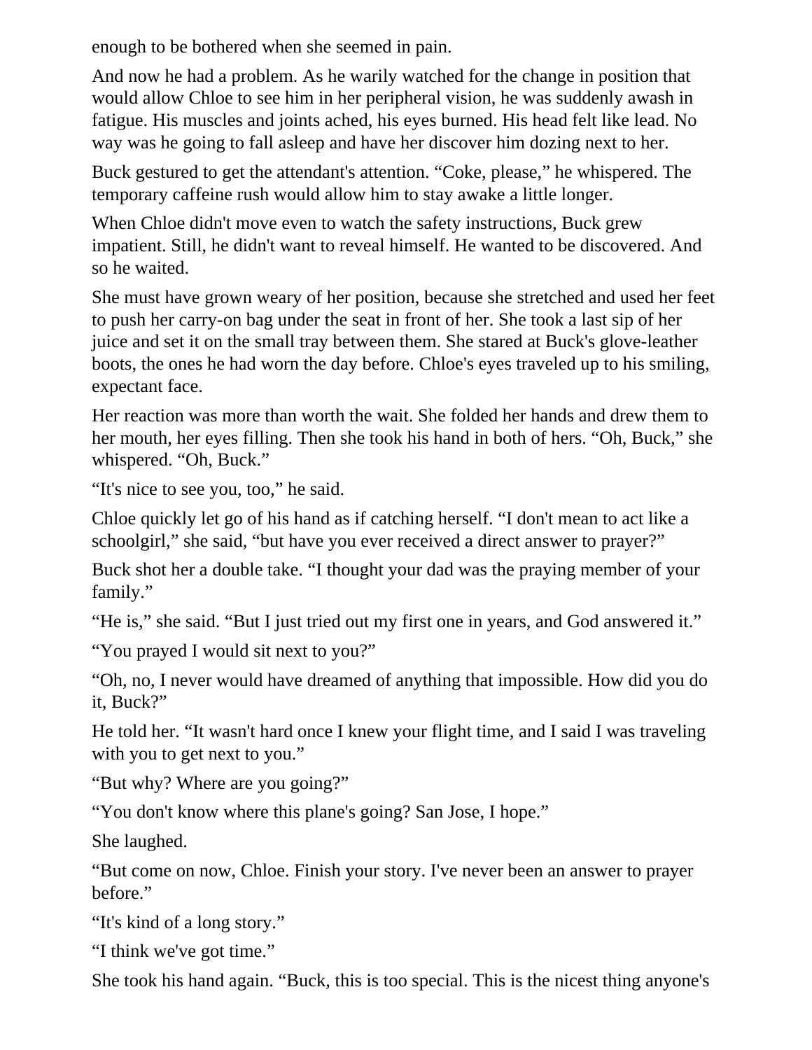enough to be bothered when she seemed in pain.

And now he had a problem. As he warily watched for the change in position that would allow Chloe to see him in her peripheral vision, he was suddenly awash in fatigue. His muscles and joints ached, his eyes burned. His head felt like lead. No way was he going to fall asleep and have her discover him dozing next to her.

Buck gestured to get the attendant's attention. “Coke, please,” he whispered. The temporary caffeine rush would allow him to stay awake a little longer.

When Chloe didn't move even to watch the safety instructions, Buck grew impatient. Still, he didn't want to reveal himself. He wanted to be discovered. And so he waited.

She must have grown weary of her position, because she stretched and used her feet to push her carry-on bag under the seat in front of her. She took a last sip of her juice and set it on the small tray between them. She stared at Buck's glove-leather boots, the ones he had worn the day before. Chloe's eyes traveled up to his smiling, expectant face.

Her reaction was more than worth the wait. She folded her hands and drew them to her mouth, her eyes filling. Then she took his hand in both of hers. “Oh, Buck,” she whispered. “Oh, Buck.”

“It's nice to see you, too,” he said.

Chloe quickly let go of his hand as if catching herself. “I don't mean to act like a schoolgirl,” she said, “but have you ever received a direct answer to prayer?”

Buck shot her a double take. “I thought your dad was the praying member of your family.”

“He is,” she said. “But I just tried out my first one in years, and God answered it.”

“You prayed I would sit next to you?”

“Oh, no, I never would have dreamed of anything that impossible. How did you do it, Buck?”

He told her. “It wasn't hard once I knew your flight time, and I said I was traveling with you to get next to you.”

“But why? Where are you going?”

“You don't know where this plane's going? San Jose, I hope.”

She laughed.

“But come on now, Chloe. Finish your story. I've never been an answer to prayer before.”

“It's kind of a long story.”

“I think we've got time.”

She took his hand again. “Buck, this is too special. This is the nicest thing anyone's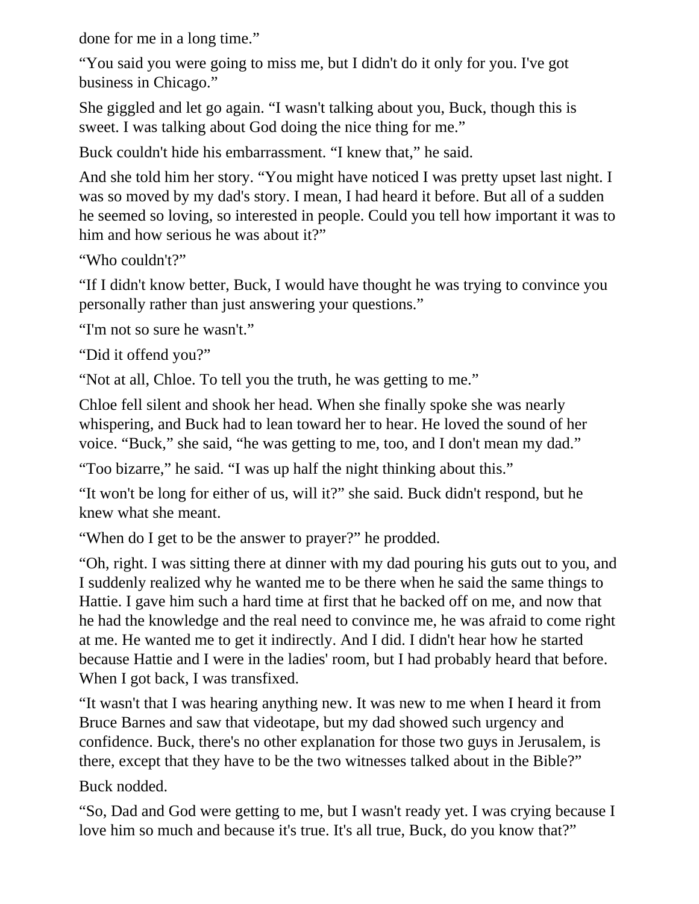done for me in a long time."

"You said you were going to miss me, but I didn't do it only for you. I've got business in Chicago."

She giggled and let go again. "I wasn't talking about you, Buck, though this is sweet. I was talking about God doing the nice thing for me."

Buck couldn't hide his embarrassment. "I knew that," he said.

And she told him her story. "You might have noticed I was pretty upset last night. I was so moved by my dad's story. I mean, I had heard it before. But all of a sudden he seemed so loving, so interested in people. Could you tell how important it was to him and how serious he was about it?"

"Who couldn't?"

"If I didn't know better, Buck, I would have thought he was trying to convince you personally rather than just answering your questions."

"I'm not so sure he wasn't."

"Did it offend you?"

"Not at all, Chloe. To tell you the truth, he was getting to me."

Chloe fell silent and shook her head. When she finally spoke she was nearly whispering, and Buck had to lean toward her to hear. He loved the sound of her voice. "Buck," she said, "he was getting to me, too, and I don't mean my dad."

"Too bizarre," he said. "I was up half the night thinking about this."

"It won't be long for either of us, will it?" she said. Buck didn't respond, but he knew what she meant.

"When do I get to be the answer to prayer?" he prodded.

"Oh, right. I was sitting there at dinner with my dad pouring his guts out to you, and I suddenly realized why he wanted me to be there when he said the same things to Hattie. I gave him such a hard time at first that he backed off on me, and now that he had the knowledge and the real need to convince me, he was afraid to come right at me. He wanted me to get it indirectly. And I did. I didn't hear how he started because Hattie and I were in the ladies' room, but I had probably heard that before. When I got back, I was transfixed.

"It wasn't that I was hearing anything new. It was new to me when I heard it from Bruce Barnes and saw that videotape, but my dad showed such urgency and confidence. Buck, there's no other explanation for those two guys in Jerusalem, is there, except that they have to be the two witnesses talked about in the Bible?"

Buck nodded.

"So, Dad and God were getting to me, but I wasn't ready yet. I was crying because I love him so much and because it's true. It's all true, Buck, do you know that?"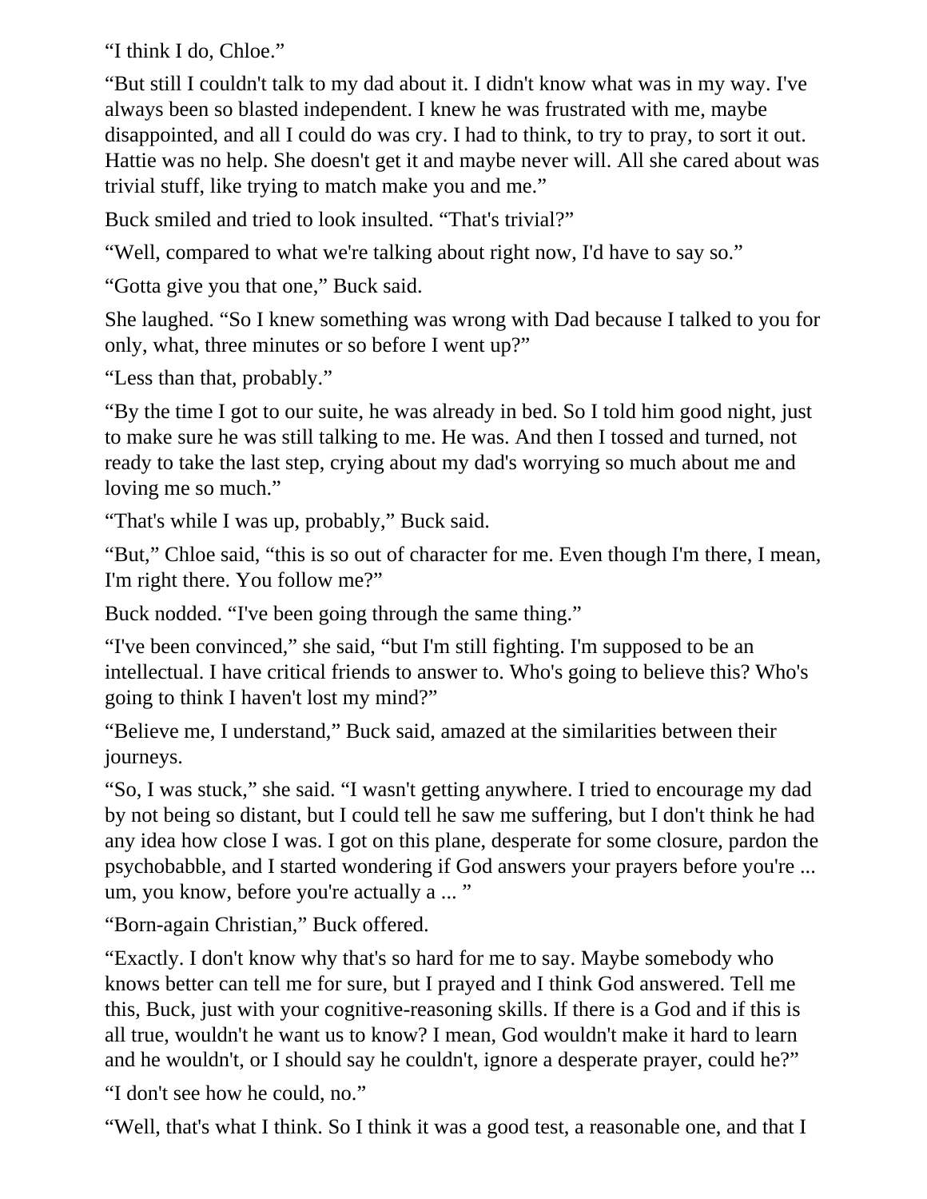"I think I do, Chloe."

"But still I couldn't talk to my dad about it. I didn't know what was in my way. I've always been so blasted independent. I knew he was frustrated with me, maybe disappointed, and all I could do was cry. I had to think, to try to pray, to sort it out. Hattie was no help. She doesn't get it and maybe never will. All she cared about was trivial stuff, like trying to match make you and me."

Buck smiled and tried to look insulted. "That's trivial?"

"Well, compared to what we're talking about right now, I'd have to say so."

"Gotta give you that one," Buck said.

She laughed. "So I knew something was wrong with Dad because I talked to you for only, what, three minutes or so before I went up?"

"Less than that, probably."

"By the time I got to our suite, he was already in bed. So I told him good night, just to make sure he was still talking to me. He was. And then I tossed and turned, not ready to take the last step, crying about my dad's worrying so much about me and loving me so much."

"That's while I was up, probably," Buck said.

"But," Chloe said, "this is so out of character for me. Even though I'm there, I mean, I'm right there. You follow me?"

Buck nodded. "I've been going through the same thing."

"I've been convinced," she said, "but I'm still fighting. I'm supposed to be an intellectual. I have critical friends to answer to. Who's going to believe this? Who's going to think I haven't lost my mind?"

"Believe me, I understand," Buck said, amazed at the similarities between their journeys.

"So, I was stuck," she said. "I wasn't getting anywhere. I tried to encourage my dad by not being so distant, but I could tell he saw me suffering, but I don't think he had any idea how close I was. I got on this plane, desperate for some closure, pardon the psychobabble, and I started wondering if God answers your prayers before you're ... um, you know, before you're actually a ... "

"Born-again Christian," Buck offered.

"Exactly. I don't know why that's so hard for me to say. Maybe somebody who knows better can tell me for sure, but I prayed and I think God answered. Tell me this, Buck, just with your cognitive-reasoning skills. If there is a God and if this is all true, wouldn't he want us to know? I mean, God wouldn't make it hard to learn and he wouldn't, or I should say he couldn't, ignore a desperate prayer, could he?"

"I don't see how he could, no."

"Well, that's what I think. So I think it was a good test, a reasonable one, and that I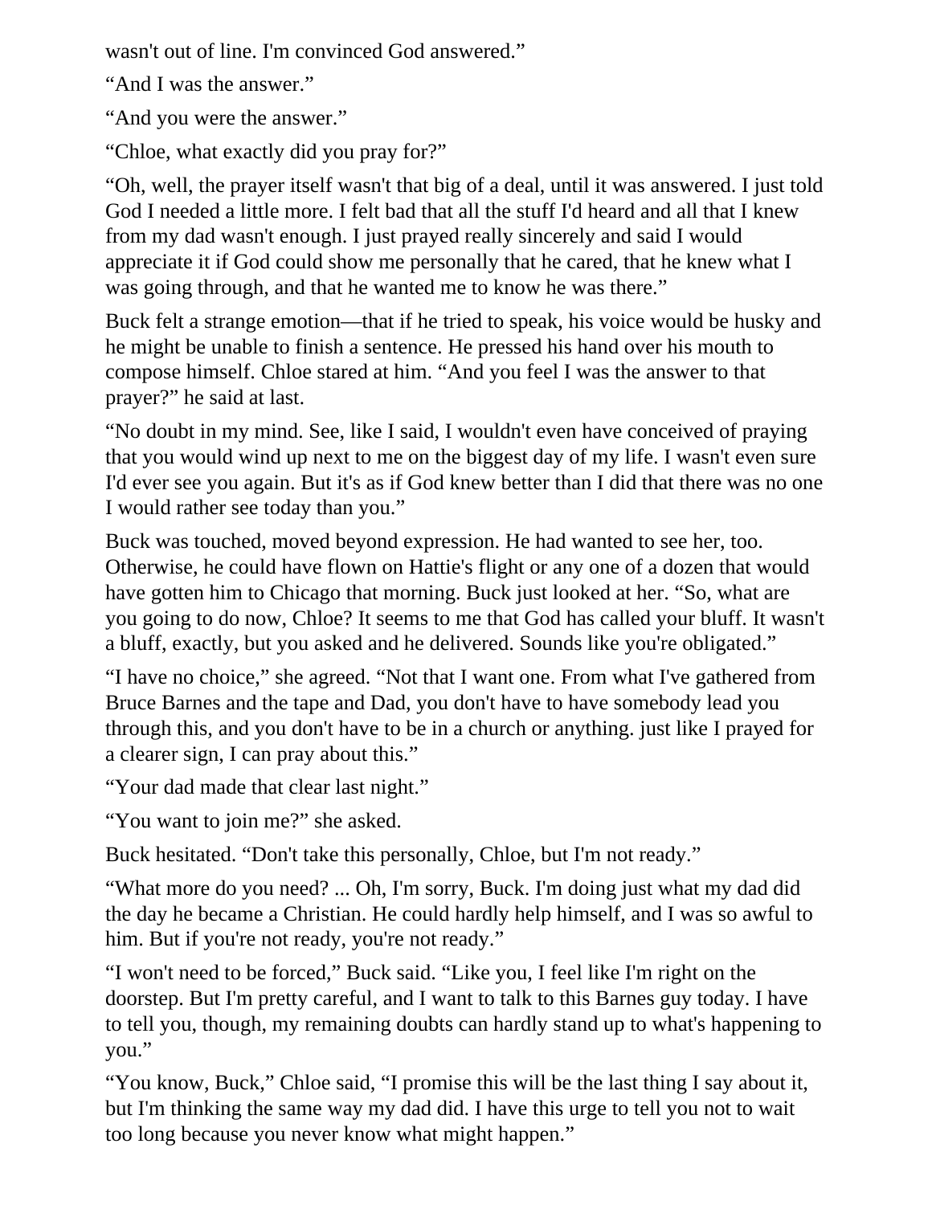wasn't out of line. I'm convinced God answered."

"And I was the answer."

"And you were the answer."

"Chloe, what exactly did you pray for?"

"Oh, well, the prayer itself wasn't that big of a deal, until it was answered. I just told God I needed a little more. I felt bad that all the stuff I'd heard and all that I knew from my dad wasn't enough. I just prayed really sincerely and said I would appreciate it if God could show me personally that he cared, that he knew what I was going through, and that he wanted me to know he was there."

Buck felt a strange emotion—that if he tried to speak, his voice would be husky and he might be unable to finish a sentence. He pressed his hand over his mouth to compose himself. Chloe stared at him. "And you feel I was the answer to that prayer?" he said at last.

"No doubt in my mind. See, like I said, I wouldn't even have conceived of praying that you would wind up next to me on the biggest day of my life. I wasn't even sure I'd ever see you again. But it's as if God knew better than I did that there was no one I would rather see today than you."

Buck was touched, moved beyond expression. He had wanted to see her, too. Otherwise, he could have flown on Hattie's flight or any one of a dozen that would have gotten him to Chicago that morning. Buck just looked at her. "So, what are you going to do now, Chloe? It seems to me that God has called your bluff. It wasn't a bluff, exactly, but you asked and he delivered. Sounds like you're obligated."

"I have no choice," she agreed. "Not that I want one. From what I've gathered from Bruce Barnes and the tape and Dad, you don't have to have somebody lead you through this, and you don't have to be in a church or anything. just like I prayed for a clearer sign, I can pray about this."

"Your dad made that clear last night."

"You want to join me?" she asked.

Buck hesitated. "Don't take this personally, Chloe, but I'm not ready."

"What more do you need? ... Oh, I'm sorry, Buck. I'm doing just what my dad did the day he became a Christian. He could hardly help himself, and I was so awful to him. But if you're not ready, you're not ready."

"I won't need to be forced," Buck said. "Like you, I feel like I'm right on the doorstep. But I'm pretty careful, and I want to talk to this Barnes guy today. I have to tell you, though, my remaining doubts can hardly stand up to what's happening to you."

"You know, Buck," Chloe said, "I promise this will be the last thing I say about it, but I'm thinking the same way my dad did. I have this urge to tell you not to wait too long because you never know what might happen."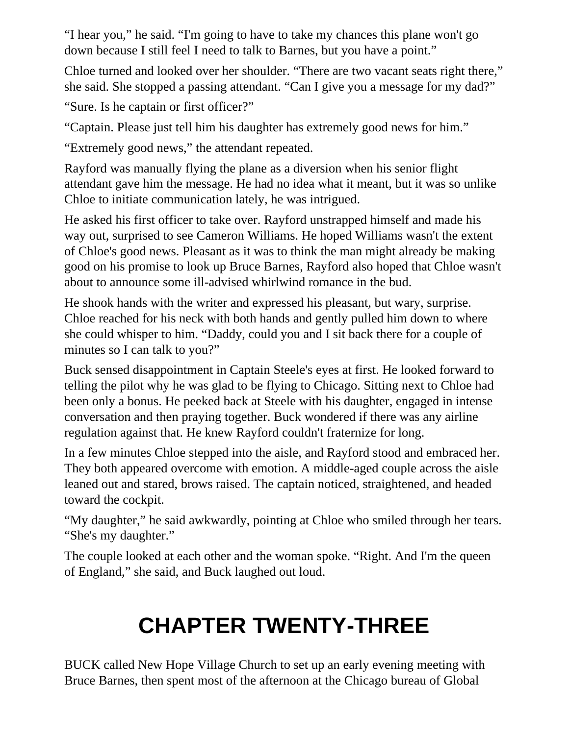"I hear you," he said. "I'm going to have to take my chances this plane won't go down because I still feel I need to talk to Barnes, but you have a point."

Chloe turned and looked over her shoulder. "There are two vacant seats right there," she said. She stopped a passing attendant. "Can I give you a message for my dad?"

"Sure. Is he captain or first officer?"

"Captain. Please just tell him his daughter has extremely good news for him."

"Extremely good news," the attendant repeated.

Rayford was manually flying the plane as a diversion when his senior flight attendant gave him the message. He had no idea what it meant, but it was so unlike Chloe to initiate communication lately, he was intrigued.

He asked his first officer to take over. Rayford unstrapped himself and made his way out, surprised to see Cameron Williams. He hoped Williams wasn't the extent of Chloe's good news. Pleasant as it was to think the man might already be making good on his promise to look up Bruce Barnes, Rayford also hoped that Chloe wasn't about to announce some ill-advised whirlwind romance in the bud.

He shook hands with the writer and expressed his pleasant, but wary, surprise. Chloe reached for his neck with both hands and gently pulled him down to where she could whisper to him. "Daddy, could you and I sit back there for a couple of minutes so I can talk to you?"

Buck sensed disappointment in Captain Steele's eyes at first. He looked forward to telling the pilot why he was glad to be flying to Chicago. Sitting next to Chloe had been only a bonus. He peeked back at Steele with his daughter, engaged in intense conversation and then praying together. Buck wondered if there was any airline regulation against that. He knew Rayford couldn't fraternize for long.

In a few minutes Chloe stepped into the aisle, and Rayford stood and embraced her. They both appeared overcome with emotion. A middle-aged couple across the aisle leaned out and stared, brows raised. The captain noticed, straightened, and headed toward the cockpit.

"My daughter," he said awkwardly, pointing at Chloe who smiled through her tears. "She's my daughter."

The couple looked at each other and the woman spoke. "Right. And I'm the queen of England," she said, and Buck laughed out loud.

# CHAPTER TWENTY-THREE

BUCK called New Hope Village Church to set up an early evening meeting with Bruce Barnes, then spent most of the afternoon at the Chicago bureau of Global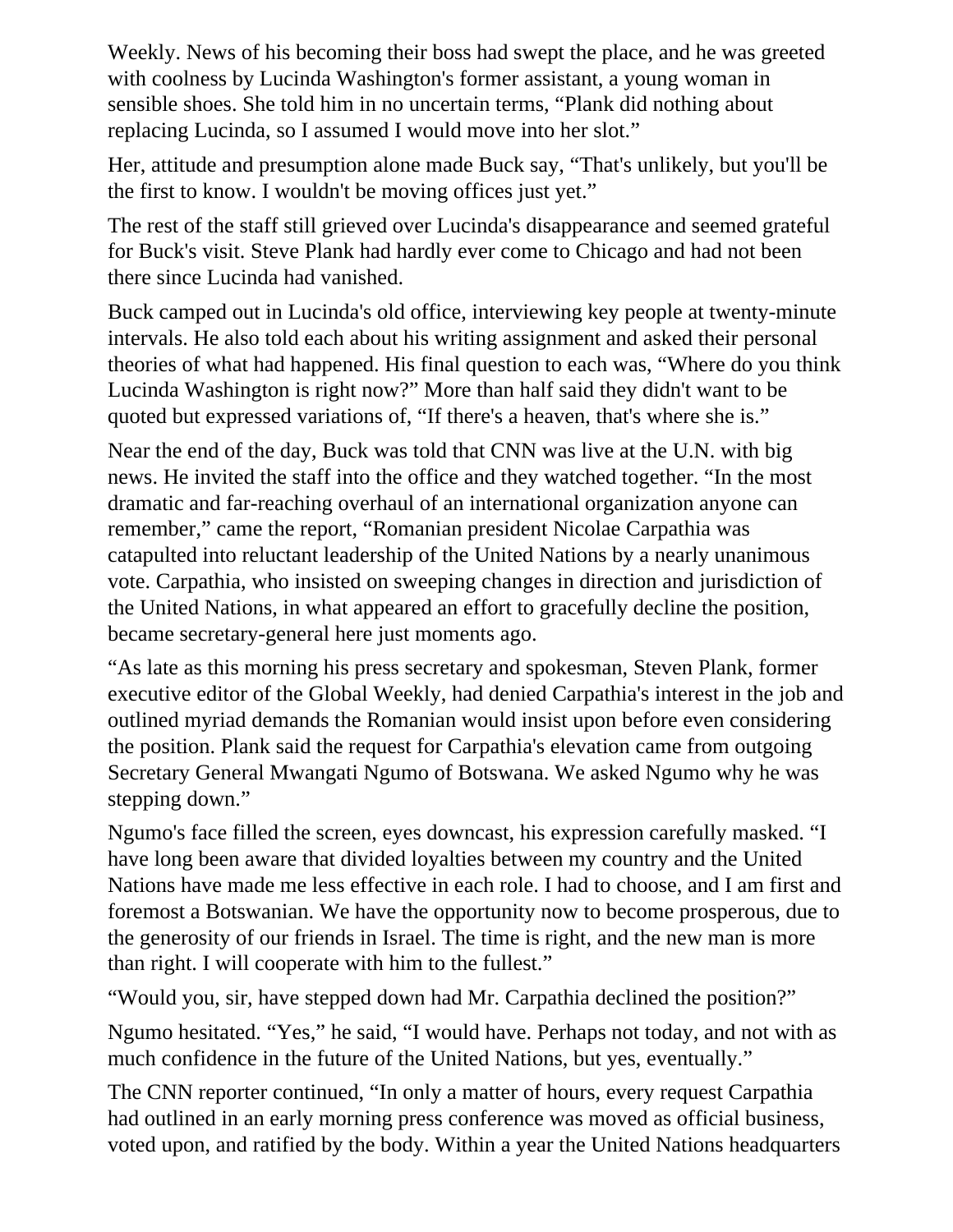Weekly. News of his becoming their boss had swept the place, and he was greeted with coolness by Lucinda Washington's former assistant, a young woman in sensible shoes. She told him in no uncertain terms, “Plank did nothing about replacing Lucinda, so I assumed I would move into her slot.”

Her, attitude and presumption alone made Buck say, “That's unlikely, but you'll be the first to know. I wouldn't be moving offices just yet.”

The rest of the staff still grieved over Lucinda's disappearance and seemed grateful for Buck's visit. Steve Plank had hardly ever come to Chicago and had not been there since Lucinda had vanished.

Buck camped out in Lucinda's old office, interviewing key people at twenty-minute intervals. He also told each about his writing assignment and asked their personal theories of what had happened. His final question to each was, “Where do you think Lucinda Washington is right now?” More than half said they didn't want to be quoted but expressed variations of, “If there's a heaven, that's where she is.”

Near the end of the day, Buck was told that CNN was live at the U.N. with big news. He invited the staff into the office and they watched together. “In the most dramatic and far-reaching overhaul of an international organization anyone can remember,” came the report, “Romanian president Nicolae Carpathia was catapulted into reluctant leadership of the United Nations by a nearly unanimous vote. Carpathia, who insisted on sweeping changes in direction and jurisdiction of the United Nations, in what appeared an effort to gracefully decline the position, became secretary-general here just moments ago.

“As late as this morning his press secretary and spokesman, Steven Plank, former executive editor of the Global Weekly, had denied Carpathia's interest in the job and outlined myriad demands the Romanian would insist upon before even considering the position. Plank said the request for Carpathia's elevation came from outgoing Secretary General Mwangati Ngumo of Botswana. We asked Ngumo why he was stepping down.”

Ngumo's face filled the screen, eyes downcast, his expression carefully masked. “I have long been aware that divided loyalties between my country and the United Nations have made me less effective in each role. I had to choose, and I am first and foremost a Botswanian. We have the opportunity now to become prosperous, due to the generosity of our friends in Israel. The time is right, and the new man is more than right. I will cooperate with him to the fullest.”

“Would you, sir, have stepped down had Mr. Carpathia declined the position?”

Ngumo hesitated. “Yes,” he said, “I would have. Perhaps not today, and not with as much confidence in the future of the United Nations, but yes, eventually.”

The CNN reporter continued, “In only a matter of hours, every request Carpathia had outlined in an early morning press conference was moved as official business, voted upon, and ratified by the body. Within a year the United Nations headquarters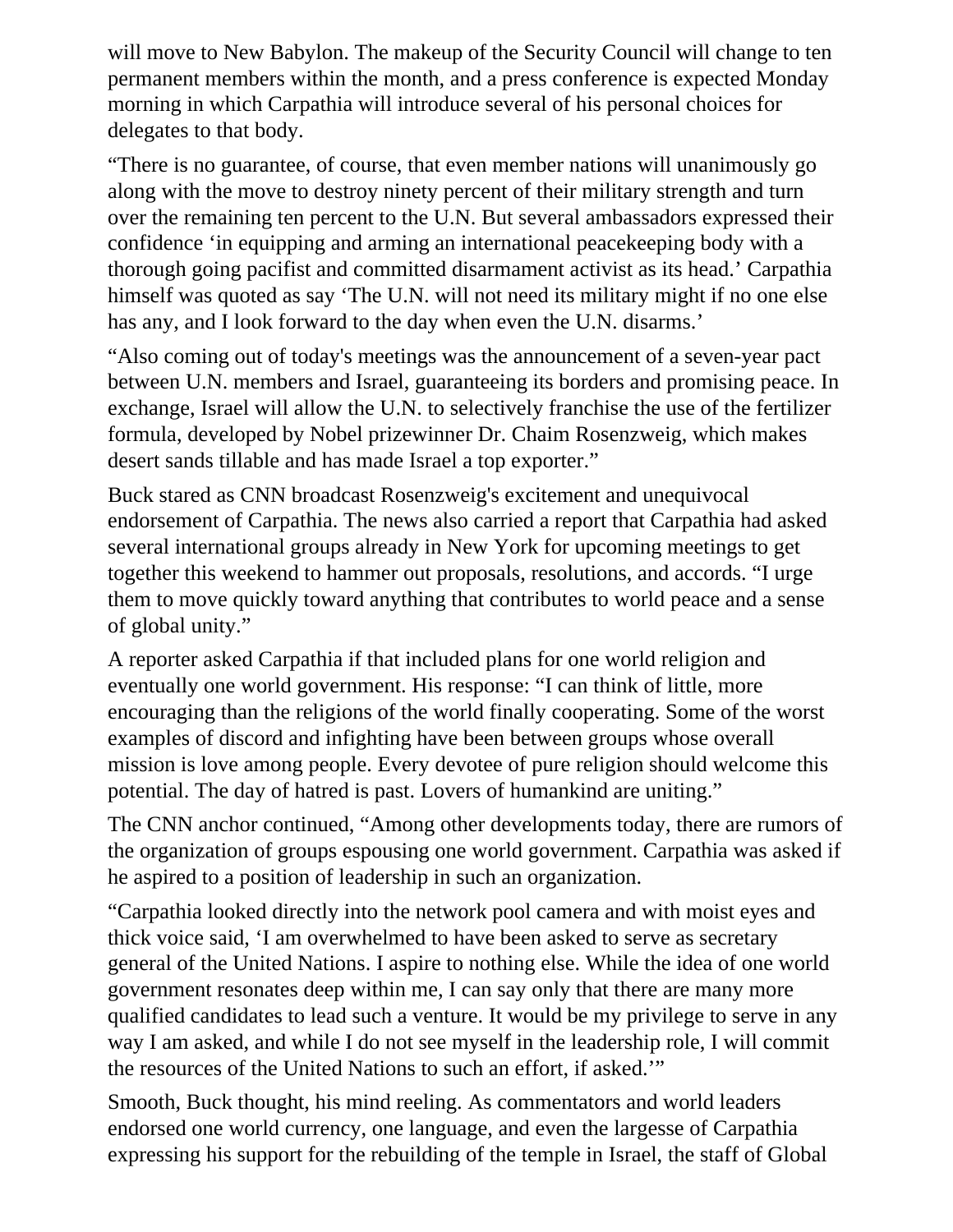will move to New Babylon. The makeup of the Security Council will change to ten permanent members within the month, and a press conference is expected Monday morning in which Carpathia will introduce several of his personal choices for delegates to that body.

“There is no guarantee, of course, that even member nations will unanimously go along with the move to destroy ninety percent of their military strength and turn over the remaining ten percent to the U.N. But several ambassadors expressed their confidence ‘in equipping and arming an international peacekeeping body with a thorough going pacifist and committed disarmament activist as its head.’ Carpathia himself was quoted as say ‘The U.N. will not need its military might if no one else has any, and I look forward to the day when even the U.N. disarms.’

“Also coming out of today's meetings was the announcement of a seven-year pact between U.N. members and Israel, guaranteeing its borders and promising peace. In exchange, Israel will allow the U.N. to selectively franchise the use of the fertilizer formula, developed by Nobel prizewinner Dr. Chaim Rosenzweig, which makes desert sands tillable and has made Israel a top exporter.”

Buck stared as CNN broadcast Rosenzweig's excitement and unequivocal endorsement of Carpathia. The news also carried a report that Carpathia had asked several international groups already in New York for upcoming meetings to get together this weekend to hammer out proposals, resolutions, and accords. “I urge them to move quickly toward anything that contributes to world peace and a sense of global unity.”

A reporter asked Carpathia if that included plans for one world religion and eventually one world government. His response: “I can think of little, more encouraging than the religions of the world finally cooperating. Some of the worst examples of discord and infighting have been between groups whose overall mission is love among people. Every devotee of pure religion should welcome this potential. The day of hatred is past. Lovers of humankind are uniting.”

The CNN anchor continued, “Among other developments today, there are rumors of the organization of groups espousing one world government. Carpathia was asked if he aspired to a position of leadership in such an organization.

“Carpathia looked directly into the network pool camera and with moist eyes and thick voice said, ‘I am overwhelmed to have been asked to serve as secretary general of the United Nations. I aspire to nothing else. While the idea of one world government resonates deep within me, I can say only that there are many more qualified candidates to lead such a venture. It would be my privilege to serve in any way I am asked, and while I do not see myself in the leadership role, I will commit the resources of the United Nations to such an effort, if asked.’”

Smooth, Buck thought, his mind reeling. As commentators and world leaders endorsed one world currency, one language, and even the largesse of Carpathia expressing his support for the rebuilding of the temple in Israel, the staff of Global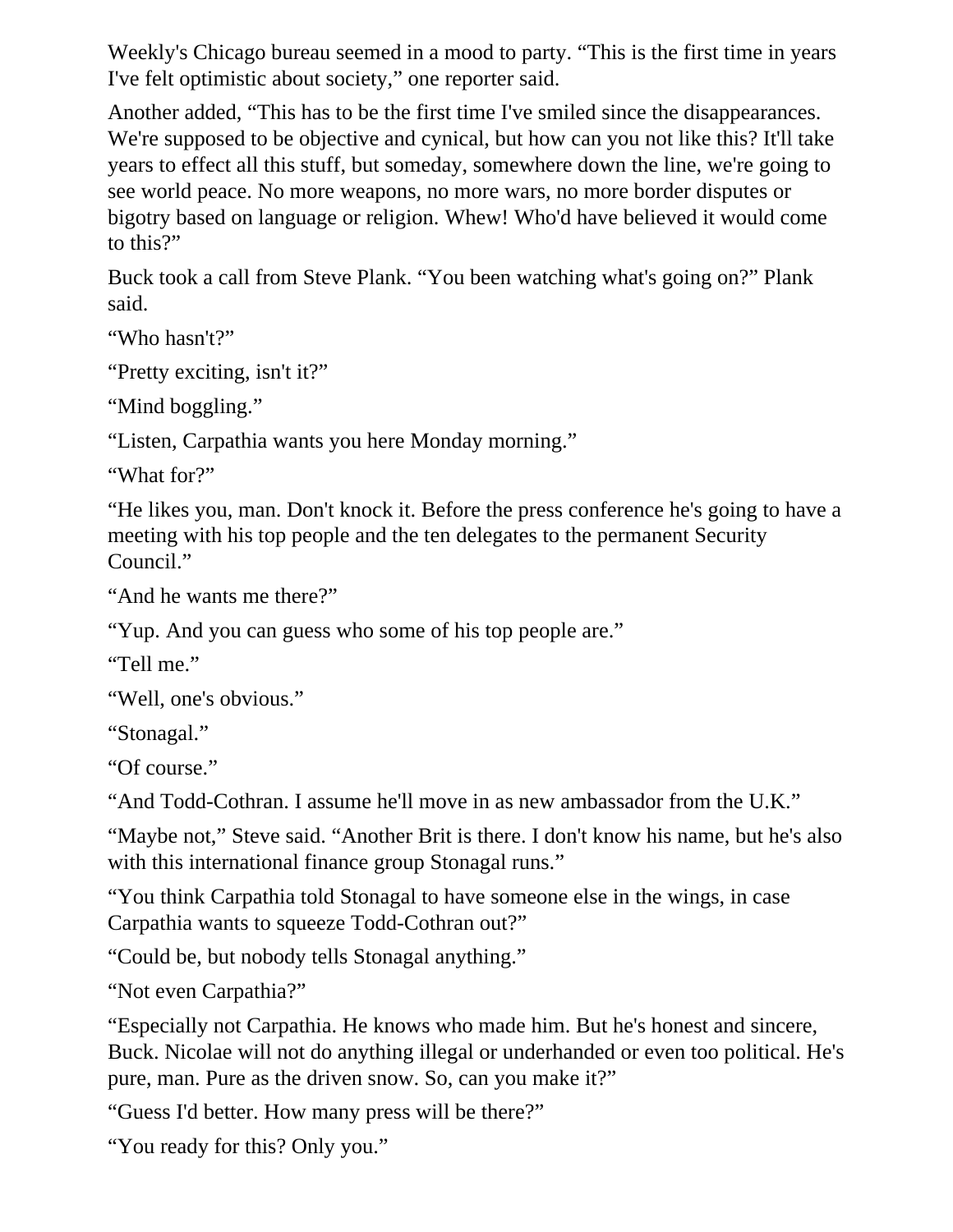Weekly's Chicago bureau seemed in a mood to party. “This is the first time in years I've felt optimistic about society,” one reporter said.

Another added, “This has to be the first time I've smiled since the disappearances. We're supposed to be objective and cynical, but how can you not like this? It'll take years to effect all this stuff, but someday, somewhere down the line, we're going to see world peace. No more weapons, no more wars, no more border disputes or bigotry based on language or religion. Whew! Who'd have believed it would come to this?”

Buck took a call from Steve Plank. “You been watching what's going on?” Plank said.

“Who hasn't?”

“Pretty exciting, isn't it?”

“Mind boggling.”

“Listen, Carpathia wants you here Monday morning.”

“What for?”

“He likes you, man. Don't knock it. Before the press conference he's going to have a meeting with his top people and the ten delegates to the permanent Security Council.”

“And he wants me there?”

“Yup. And you can guess who some of his top people are.”

“Tell me.”

“Well, one's obvious.”

“Stonagal.”

“Of course.”

“And Todd-Cothran. I assume he'll move in as new ambassador from the U.K.”

“Maybe not,” Steve said. “Another Brit is there. I don't know his name, but he's also with this international finance group Stonagal runs.”

“You think Carpathia told Stonagal to have someone else in the wings, in case Carpathia wants to squeeze Todd-Cothran out?”

“Could be, but nobody tells Stonagal anything.”

“Not even Carpathia?”

“Especially not Carpathia. He knows who made him. But he's honest and sincere, Buck. Nicolae will not do anything illegal or underhanded or even too political. He's pure, man. Pure as the driven snow. So, can you make it?”

“Guess I'd better. How many press will be there?”

“You ready for this? Only you.”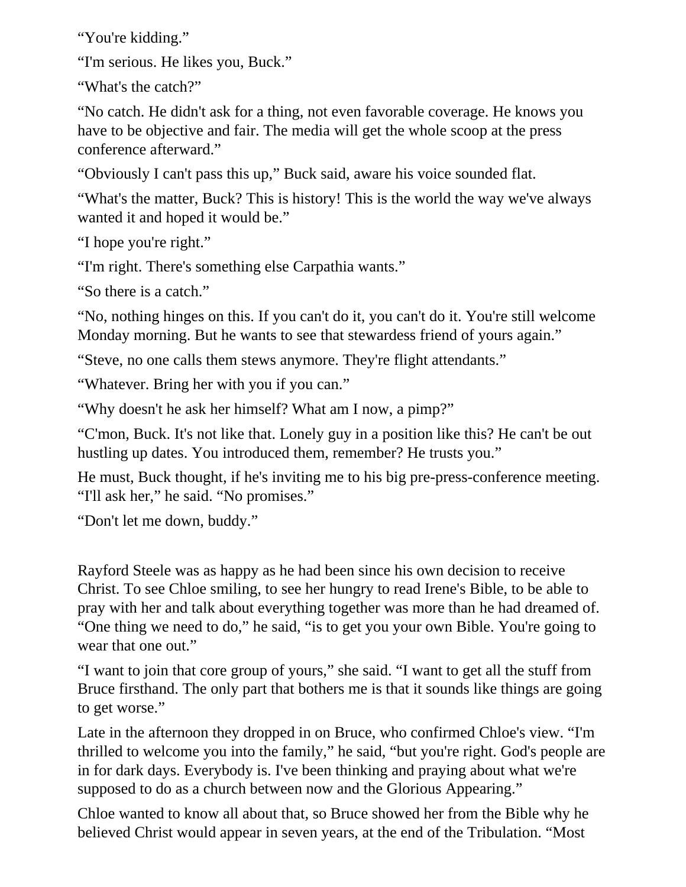“You're kidding.”

“I'm serious. He likes you, Buck.”

“What's the catch?”

“No catch. He didn't ask for a thing, not even favorable coverage. He knows you have to be objective and fair. The media will get the whole scoop at the press conference afterward.”

“Obviously I can't pass this up,” Buck said, aware his voice sounded flat.

“What's the matter, Buck? This is history! This is the world the way we've always wanted it and hoped it would be.”

“I hope you're right.”

“I'm right. There's something else Carpathia wants.”

“So there is a catch.”

“No, nothing hinges on this. If you can't do it, you can't do it. You're still welcome Monday morning. But he wants to see that stewardess friend of yours again.”

“Steve, no one calls them stews anymore. They're flight attendants.”

“Whatever. Bring her with you if you can.”

“Why doesn't he ask her himself? What am I now, a pimp?”

“C'mon, Buck. It's not like that. Lonely guy in a position like this? He can't be out hustling up dates. You introduced them, remember? He trusts you.”

He must, Buck thought, if he's inviting me to his big pre-press-conference meeting. “I'll ask her,” he said. “No promises.”

“Don't let me down, buddy.”

Rayford Steele was as happy as he had been since his own decision to receive Christ. To see Chloe smiling, to see her hungry to read Irene's Bible, to be able to pray with her and talk about everything together was more than he had dreamed of. “One thing we need to do,” he said, “is to get you your own Bible. You're going to wear that one out.”

“I want to join that core group of yours,” she said. “I want to get all the stuff from Bruce firsthand. The only part that bothers me is that it sounds like things are going to get worse.”

Late in the afternoon they dropped in on Bruce, who confirmed Chloe's view. “I'm thrilled to welcome you into the family,” he said, “but you're right. God's people are in for dark days. Everybody is. I've been thinking and praying about what we're supposed to do as a church between now and the Glorious Appearing.”

Chloe wanted to know all about that, so Bruce showed her from the Bible why he believed Christ would appear in seven years, at the end of the Tribulation. “Most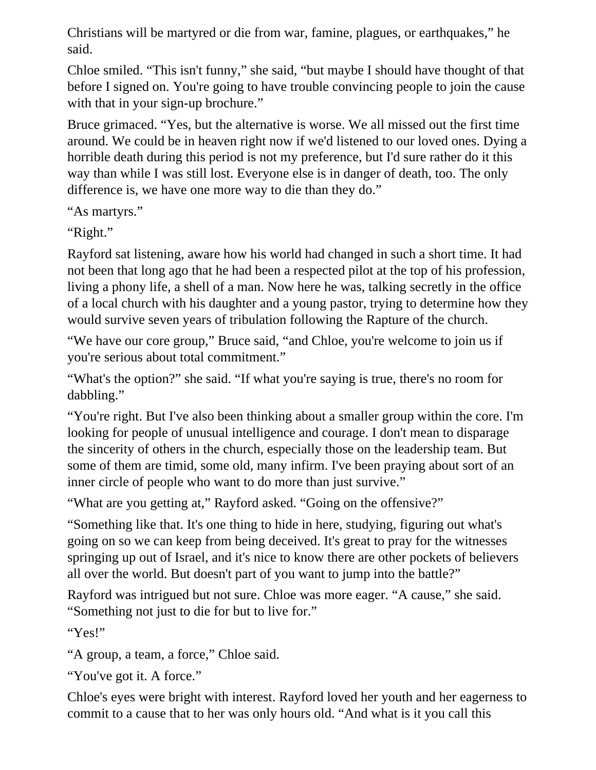Christians will be martyred or die from war, famine, plagues, or earthquakes," he said.

Chloe smiled. "This isn't funny," she said, "but maybe I should have thought of that before I signed on. You're going to have trouble convincing people to join the cause with that in your sign-up brochure."

Bruce grimaced. "Yes, but the alternative is worse. We all missed out the first time around. We could be in heaven right now if we'd listened to our loved ones. Dying a horrible death during this period is not my preference, but I'd sure rather do it this way than while I was still lost. Everyone else is in danger of death, too. The only difference is, we have one more way to die than they do."

"As martyrs."

"Right."

Rayford sat listening, aware how his world had changed in such a short time. It had not been that long ago that he had been a respected pilot at the top of his profession, living a phony life, a shell of a man. Now here he was, talking secretly in the office of a local church with his daughter and a young pastor, trying to determine how they would survive seven years of tribulation following the Rapture of the church.

"We have our core group," Bruce said, "and Chloe, you're welcome to join us if you're serious about total commitment."

"What's the option?" she said. "If what you're saying is true, there's no room for dabbling."

"You're right. But I've also been thinking about a smaller group within the core. I'm looking for people of unusual intelligence and courage. I don't mean to disparage the sincerity of others in the church, especially those on the leadership team. But some of them are timid, some old, many infirm. I've been praying about sort of an inner circle of people who want to do more than just survive."

"What are you getting at," Rayford asked. "Going on the offensive?"

"Something like that. It's one thing to hide in here, studying, figuring out what's going on so we can keep from being deceived. It's great to pray for the witnesses springing up out of Israel, and it's nice to know there are other pockets of believers all over the world. But doesn't part of you want to jump into the battle?"

Rayford was intrigued but not sure. Chloe was more eager. "A cause," she said. "Something not just to die for but to live for."

"Yes!"

"A group, a team, a force," Chloe said.

"You've got it. A force."

Chloe's eyes were bright with interest. Rayford loved her youth and her eagerness to commit to a cause that to her was only hours old. "And what is it you call this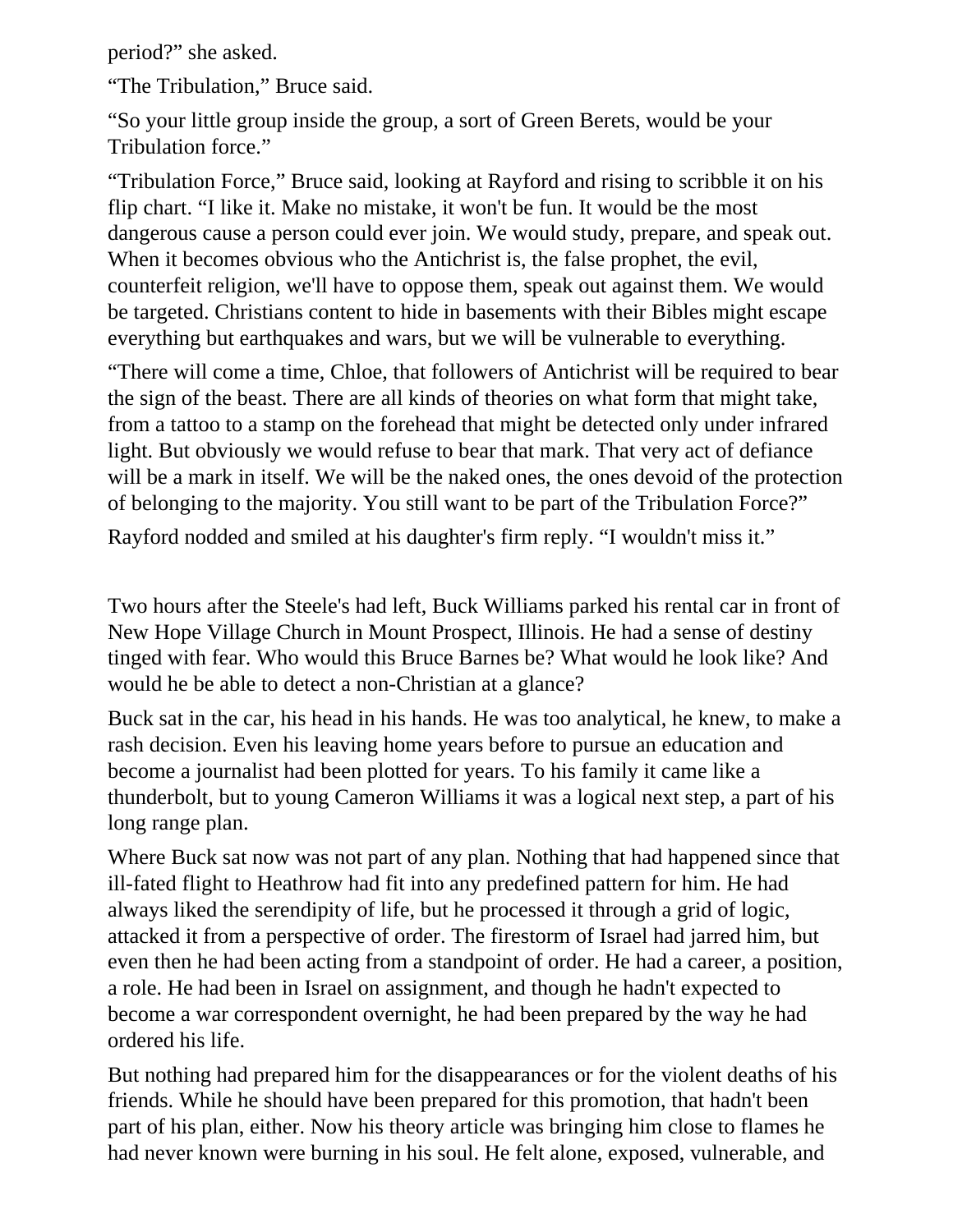period?" she asked.

"The Tribulation," Bruce said.

"So your little group inside the group, a sort of Green Berets, would be your Tribulation force."

"Tribulation Force," Bruce said, looking at Rayford and rising to scribble it on his flip chart. "I like it. Make no mistake, it won't be fun. It would be the most dangerous cause a person could ever join. We would study, prepare, and speak out. When it becomes obvious who the Antichrist is, the false prophet, the evil, counterfeit religion, we'll have to oppose them, speak out against them. We would be targeted. Christians content to hide in basements with their Bibles might escape everything but earthquakes and wars, but we will be vulnerable to everything.

"There will come a time, Chloe, that followers of Antichrist will be required to bear the sign of the beast. There are all kinds of theories on what form that might take, from a tattoo to a stamp on the forehead that might be detected only under infrared light. But obviously we would refuse to bear that mark. That very act of defiance will be a mark in itself. We will be the naked ones, the ones devoid of the protection of belonging to the majority. You still want to be part of the Tribulation Force?"

Rayford nodded and smiled at his daughter's firm reply. "I wouldn't miss it."

Two hours after the Steele's had left, Buck Williams parked his rental car in front of New Hope Village Church in Mount Prospect, Illinois. He had a sense of destiny tinged with fear. Who would this Bruce Barnes be? What would he look like? And would he be able to detect a non-Christian at a glance?

Buck sat in the car, his head in his hands. He was too analytical, he knew, to make a rash decision. Even his leaving home years before to pursue an education and become a journalist had been plotted for years. To his family it came like a thunderbolt, but to young Cameron Williams it was a logical next step, a part of his long range plan.

Where Buck sat now was not part of any plan. Nothing that had happened since that ill-fated flight to Heathrow had fit into any predefined pattern for him. He had always liked the serendipity of life, but he processed it through a grid of logic, attacked it from a perspective of order. The firestorm of Israel had jarred him, but even then he had been acting from a standpoint of order. He had a career, a position, a role. He had been in Israel on assignment, and though he hadn't expected to become a war correspondent overnight, he had been prepared by the way he had ordered his life.

But nothing had prepared him for the disappearances or for the violent deaths of his friends. While he should have been prepared for this promotion, that hadn't been part of his plan, either. Now his theory article was bringing him close to flames he had never known were burning in his soul. He felt alone, exposed, vulnerable, and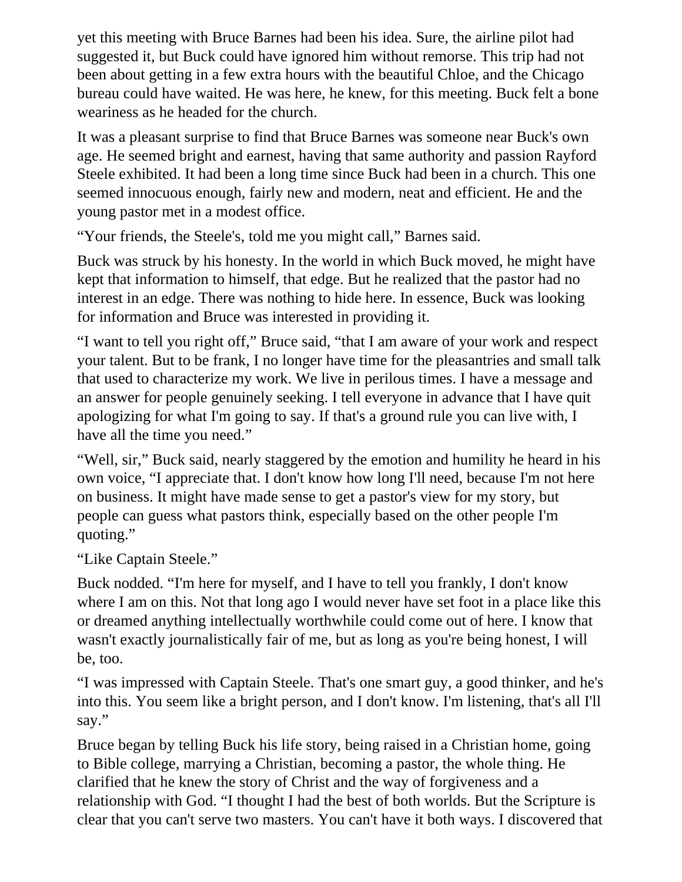yet this meeting with Bruce Barnes had been his idea. Sure, the airline pilot had suggested it, but Buck could have ignored him without remorse. This trip had not been about getting in a few extra hours with the beautiful Chloe, and the Chicago bureau could have waited. He was here, he knew, for this meeting. Buck felt a bone weariness as he headed for the church.

It was a pleasant surprise to find that Bruce Barnes was someone near Buck's own age. He seemed bright and earnest, having that same authority and passion Rayford Steele exhibited. It had been a long time since Buck had been in a church. This one seemed innocuous enough, fairly new and modern, neat and efficient. He and the young pastor met in a modest office.

“Your friends, the Steele's, told me you might call,” Barnes said.

Buck was struck by his honesty. In the world in which Buck moved, he might have kept that information to himself, that edge. But he realized that the pastor had no interest in an edge. There was nothing to hide here. In essence, Buck was looking for information and Bruce was interested in providing it.

“I want to tell you right off,” Bruce said, “that I am aware of your work and respect your talent. But to be frank, I no longer have time for the pleasantries and small talk that used to characterize my work. We live in perilous times. I have a message and an answer for people genuinely seeking. I tell everyone in advance that I have quit apologizing for what I'm going to say. If that's a ground rule you can live with, I have all the time you need.”

“Well, sir,” Buck said, nearly staggered by the emotion and humility he heard in his own voice, “I appreciate that. I don't know how long I'll need, because I'm not here on business. It might have made sense to get a pastor's view for my story, but people can guess what pastors think, especially based on the other people I'm quoting.”

“Like Captain Steele.”

Buck nodded. “I'm here for myself, and I have to tell you frankly, I don't know where I am on this. Not that long ago I would never have set foot in a place like this or dreamed anything intellectually worthwhile could come out of here. I know that wasn't exactly journalistically fair of me, but as long as you're being honest, I will be, too.

“I was impressed with Captain Steele. That's one smart guy, a good thinker, and he's into this. You seem like a bright person, and I don't know. I'm listening, that's all I'll say.”

Bruce began by telling Buck his life story, being raised in a Christian home, going to Bible college, marrying a Christian, becoming a pastor, the whole thing. He clarified that he knew the story of Christ and the way of forgiveness and a relationship with God. “I thought I had the best of both worlds. But the Scripture is clear that you can't serve two masters. You can't have it both ways. I discovered that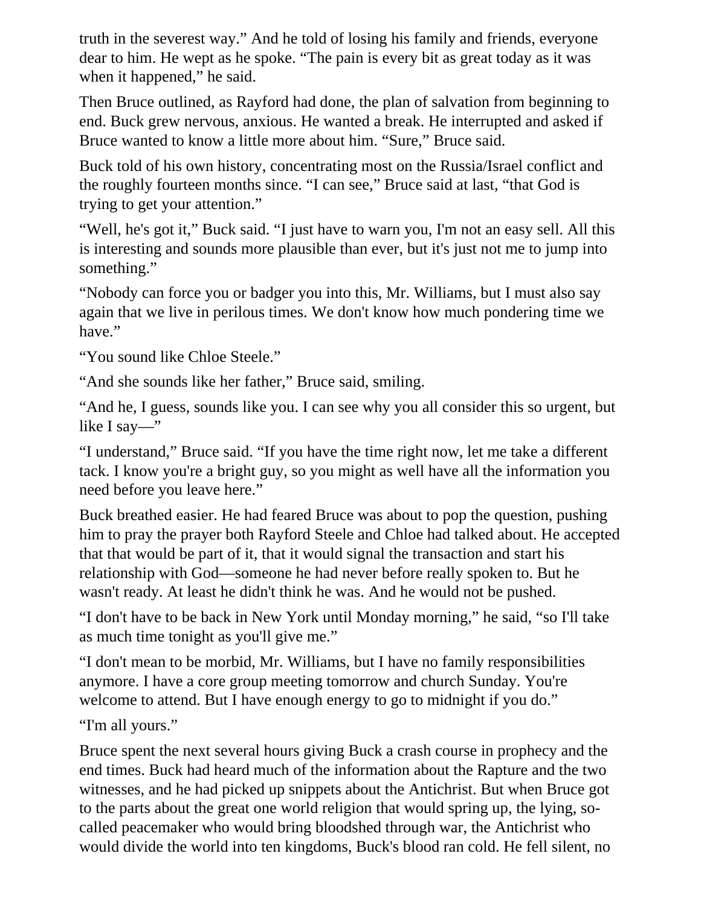truth in the severest way." And he told of losing his family and friends, everyone dear to him. He wept as he spoke. "The pain is every bit as great today as it was when it happened," he said.

Then Bruce outlined, as Rayford had done, the plan of salvation from beginning to end. Buck grew nervous, anxious. He wanted a break. He interrupted and asked if Bruce wanted to know a little more about him. "Sure," Bruce said.

Buck told of his own history, concentrating most on the Russia/Israel conflict and the roughly fourteen months since. "I can see," Bruce said at last, "that God is trying to get your attention."

"Well, he's got it," Buck said. "I just have to warn you, I'm not an easy sell. All this is interesting and sounds more plausible than ever, but it's just not me to jump into something."

"Nobody can force you or badger you into this, Mr. Williams, but I must also say again that we live in perilous times. We don't know how much pondering time we have."

"You sound like Chloe Steele."

"And she sounds like her father," Bruce said, smiling.

"And he, I guess, sounds like you. I can see why you all consider this so urgent, but like I say—"

"I understand," Bruce said. "If you have the time right now, let me take a different tack. I know you're a bright guy, so you might as well have all the information you need before you leave here."

Buck breathed easier. He had feared Bruce was about to pop the question, pushing him to pray the prayer both Rayford Steele and Chloe had talked about. He accepted that that would be part of it, that it would signal the transaction and start his relationship with God—someone he had never before really spoken to. But he wasn't ready. At least he didn't think he was. And he would not be pushed.

"I don't have to be back in New York until Monday morning," he said, "so I'll take as much time tonight as you'll give me."

"I don't mean to be morbid, Mr. Williams, but I have no family responsibilities anymore. I have a core group meeting tomorrow and church Sunday. You're welcome to attend. But I have enough energy to go to midnight if you do."

"I'm all yours."

Bruce spent the next several hours giving Buck a crash course in prophecy and the end times. Buck had heard much of the information about the Rapture and the two witnesses, and he had picked up snippets about the Antichrist. But when Bruce got to the parts about the great one world religion that would spring up, the lying, so-called peacemaker who would bring bloodshed through war, the Antichrist who would divide the world into ten kingdoms, Buck's blood ran cold. He fell silent, no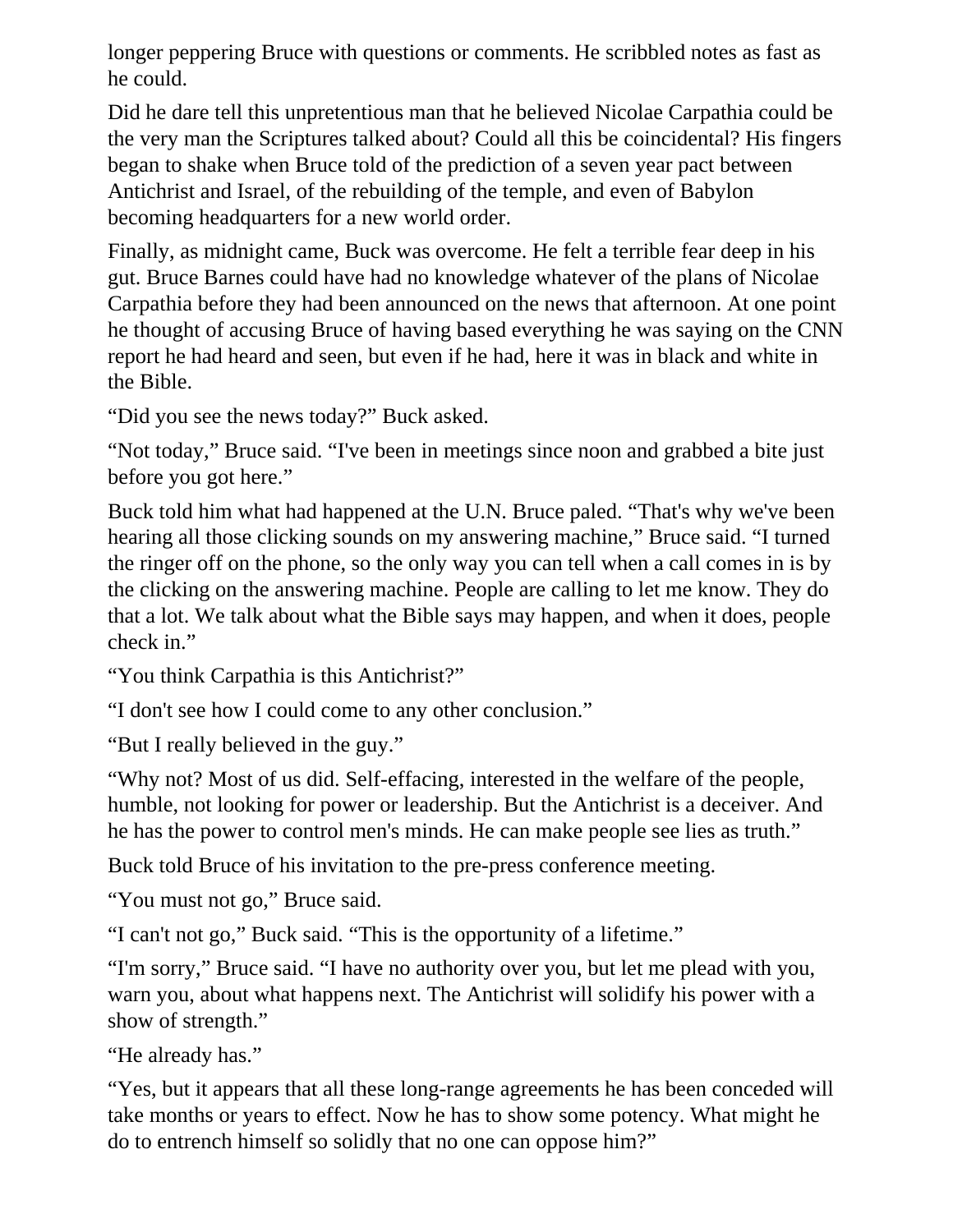longer peppering Bruce with questions or comments. He scribbled notes as fast as he could.

Did he dare tell this unpretentious man that he believed Nicolae Carpathia could be the very man the Scriptures talked about? Could all this be coincidental? His fingers began to shake when Bruce told of the prediction of a seven year pact between Antichrist and Israel, of the rebuilding of the temple, and even of Babylon becoming headquarters for a new world order.

Finally, as midnight came, Buck was overcome. He felt a terrible fear deep in his gut. Bruce Barnes could have had no knowledge whatever of the plans of Nicolae Carpathia before they had been announced on the news that afternoon. At one point he thought of accusing Bruce of having based everything he was saying on the CNN report he had heard and seen, but even if he had, here it was in black and white in the Bible.

"Did you see the news today?" Buck asked.

"Not today," Bruce said. "I've been in meetings since noon and grabbed a bite just before you got here."

Buck told him what had happened at the U.N. Bruce paled. "That's why we've been hearing all those clicking sounds on my answering machine," Bruce said. "I turned the ringer off on the phone, so the only way you can tell when a call comes in is by the clicking on the answering machine. People are calling to let me know. They do that a lot. We talk about what the Bible says may happen, and when it does, people check in."

"You think Carpathia is this Antichrist?"

"I don't see how I could come to any other conclusion."

"But I really believed in the guy."

"Why not? Most of us did. Self-effacing, interested in the welfare of the people, humble, not looking for power or leadership. But the Antichrist is a deceiver. And he has the power to control men's minds. He can make people see lies as truth."

Buck told Bruce of his invitation to the pre-press conference meeting.

"You must not go," Bruce said.

"I can't not go," Buck said. "This is the opportunity of a lifetime."

"I'm sorry," Bruce said. "I have no authority over you, but let me plead with you, warn you, about what happens next. The Antichrist will solidify his power with a show of strength."

"He already has."

"Yes, but it appears that all these long-range agreements he has been conceded will take months or years to effect. Now he has to show some potency. What might he do to entrench himself so solidly that no one can oppose him?"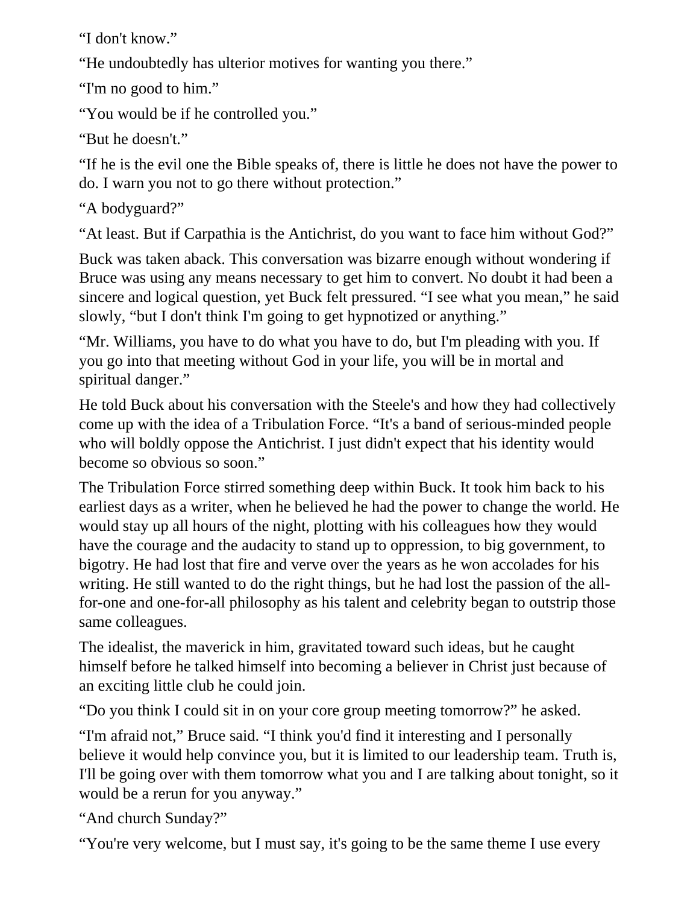“I don't know.”

“He undoubtedly has ulterior motives for wanting you there.”

“I'm no good to him.”

“You would be if he controlled you.”

“But he doesn't.”

“If he is the evil one the Bible speaks of, there is little he does not have the power to do. I warn you not to go there without protection.”

“A bodyguard?”

“At least. But if Carpathia is the Antichrist, do you want to face him without God?”

Buck was taken aback. This conversation was bizarre enough without wondering if Bruce was using any means necessary to get him to convert. No doubt it had been a sincere and logical question, yet Buck felt pressured. “I see what you mean,” he said slowly, “but I don't think I'm going to get hypnotized or anything.”

“Mr. Williams, you have to do what you have to do, but I'm pleading with you. If you go into that meeting without God in your life, you will be in mortal and spiritual danger.”

He told Buck about his conversation with the Steele's and how they had collectively come up with the idea of a Tribulation Force. “It's a band of serious-minded people who will boldly oppose the Antichrist. I just didn't expect that his identity would become so obvious so soon.”

The Tribulation Force stirred something deep within Buck. It took him back to his earliest days as a writer, when he believed he had the power to change the world. He would stay up all hours of the night, plotting with his colleagues how they would have the courage and the audacity to stand up to oppression, to big government, to bigotry. He had lost that fire and verve over the years as he won accolades for his writing. He still wanted to do the right things, but he had lost the passion of the all-for-one and one-for-all philosophy as his talent and celebrity began to outstrip those same colleagues.

The idealist, the maverick in him, gravitated toward such ideas, but he caught himself before he talked himself into becoming a believer in Christ just because of an exciting little club he could join.

“Do you think I could sit in on your core group meeting tomorrow?” he asked.

“I'm afraid not,” Bruce said. “I think you'd find it interesting and I personally believe it would help convince you, but it is limited to our leadership team. Truth is, I'll be going over with them tomorrow what you and I are talking about tonight, so it would be a rerun for you anyway.”

“And church Sunday?”

“You're very welcome, but I must say, it's going to be the same theme I use every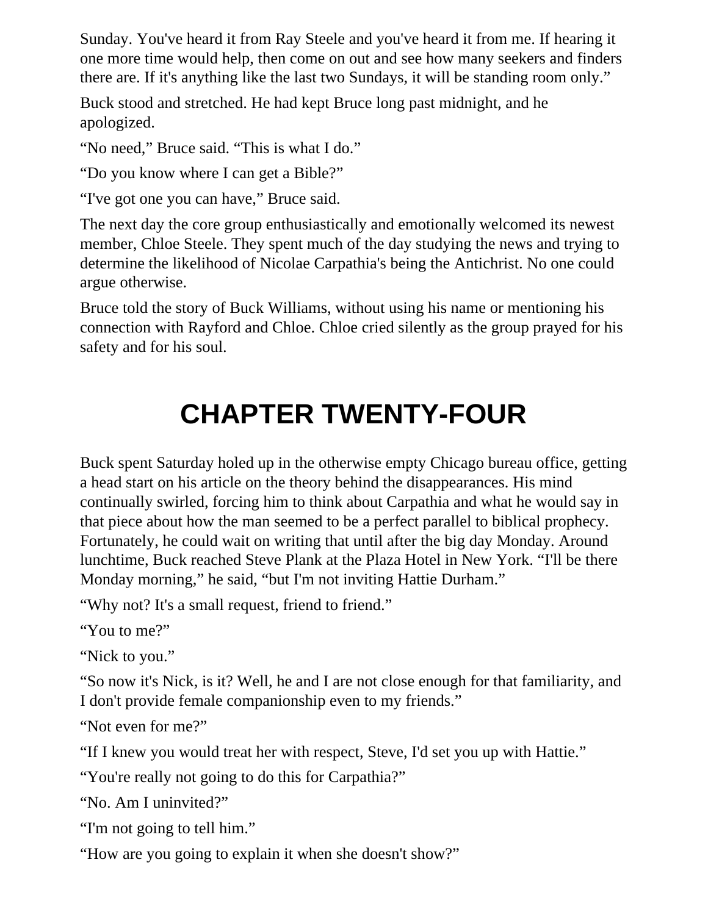Sunday. You've heard it from Ray Steele and you've heard it from me. If hearing it one more time would help, then come on out and see how many seekers and finders there are. If it's anything like the last two Sundays, it will be standing room only."

Buck stood and stretched. He had kept Bruce long past midnight, and he apologized.

"No need," Bruce said. "This is what I do."

"Do you know where I can get a Bible?"

"I've got one you can have," Bruce said.

The next day the core group enthusiastically and emotionally welcomed its newest member, Chloe Steele. They spent much of the day studying the news and trying to determine the likelihood of Nicolae Carpathia's being the Antichrist. No one could argue otherwise.

Bruce told the story of Buck Williams, without using his name or mentioning his connection with Rayford and Chloe. Chloe cried silently as the group prayed for his safety and for his soul.

# CHAPTER TWENTY-FOUR

Buck spent Saturday holed up in the otherwise empty Chicago bureau office, getting a head start on his article on the theory behind the disappearances. His mind continually swirled, forcing him to think about Carpathia and what he would say in that piece about how the man seemed to be a perfect parallel to biblical prophecy. Fortunately, he could wait on writing that until after the big day Monday. Around lunchtime, Buck reached Steve Plank at the Plaza Hotel in New York. "I'll be there Monday morning," he said, "but I'm not inviting Hattie Durham."

"Why not? It's a small request, friend to friend."

"You to me?"

"Nick to you."

"So now it's Nick, is it? Well, he and I are not close enough for that familiarity, and I don't provide female companionship even to my friends."

"Not even for me?"

"If I knew you would treat her with respect, Steve, I'd set you up with Hattie."

"You're really not going to do this for Carpathia?"

"No. Am I uninvited?"

"I'm not going to tell him."

"How are you going to explain it when she doesn't show?"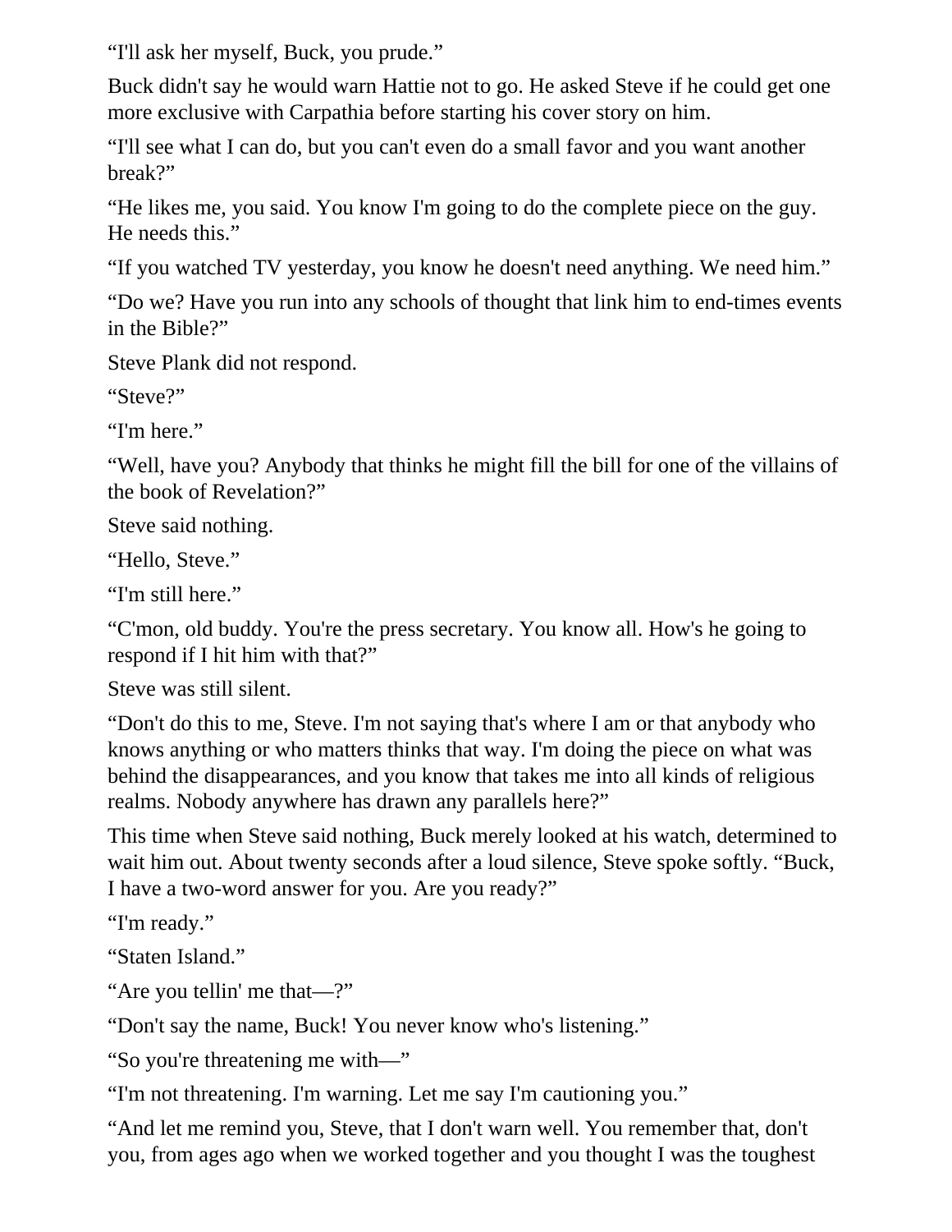“I'll ask her myself, Buck, you prude.”

Buck didn't say he would warn Hattie not to go. He asked Steve if he could get one more exclusive with Carpathia before starting his cover story on him.

“I'll see what I can do, but you can't even do a small favor and you want another break?”

“He likes me, you said. You know I'm going to do the complete piece on the guy. He needs this.”

“If you watched TV yesterday, you know he doesn't need anything. We need him.”

“Do we? Have you run into any schools of thought that link him to end-times events in the Bible?”

Steve Plank did not respond.

“Steve?”

“I'm here.”

“Well, have you? Anybody that thinks he might fill the bill for one of the villains of the book of Revelation?”

Steve said nothing.

“Hello, Steve.”

“I'm still here.”

“C'mon, old buddy. You're the press secretary. You know all. How's he going to respond if I hit him with that?”

Steve was still silent.

“Don't do this to me, Steve. I'm not saying that's where I am or that anybody who knows anything or who matters thinks that way. I'm doing the piece on what was behind the disappearances, and you know that takes me into all kinds of religious realms. Nobody anywhere has drawn any parallels here?”

This time when Steve said nothing, Buck merely looked at his watch, determined to wait him out. About twenty seconds after a loud silence, Steve spoke softly. “Buck, I have a two-word answer for you. Are you ready?”

“I'm ready.”

“Staten Island.”

“Are you tellin' me that—?”

“Don't say the name, Buck! You never know who's listening.”

“So you're threatening me with—”

“I'm not threatening. I'm warning. Let me say I'm cautioning you.”

“And let me remind you, Steve, that I don't warn well. You remember that, don't you, from ages ago when we worked together and you thought I was the toughest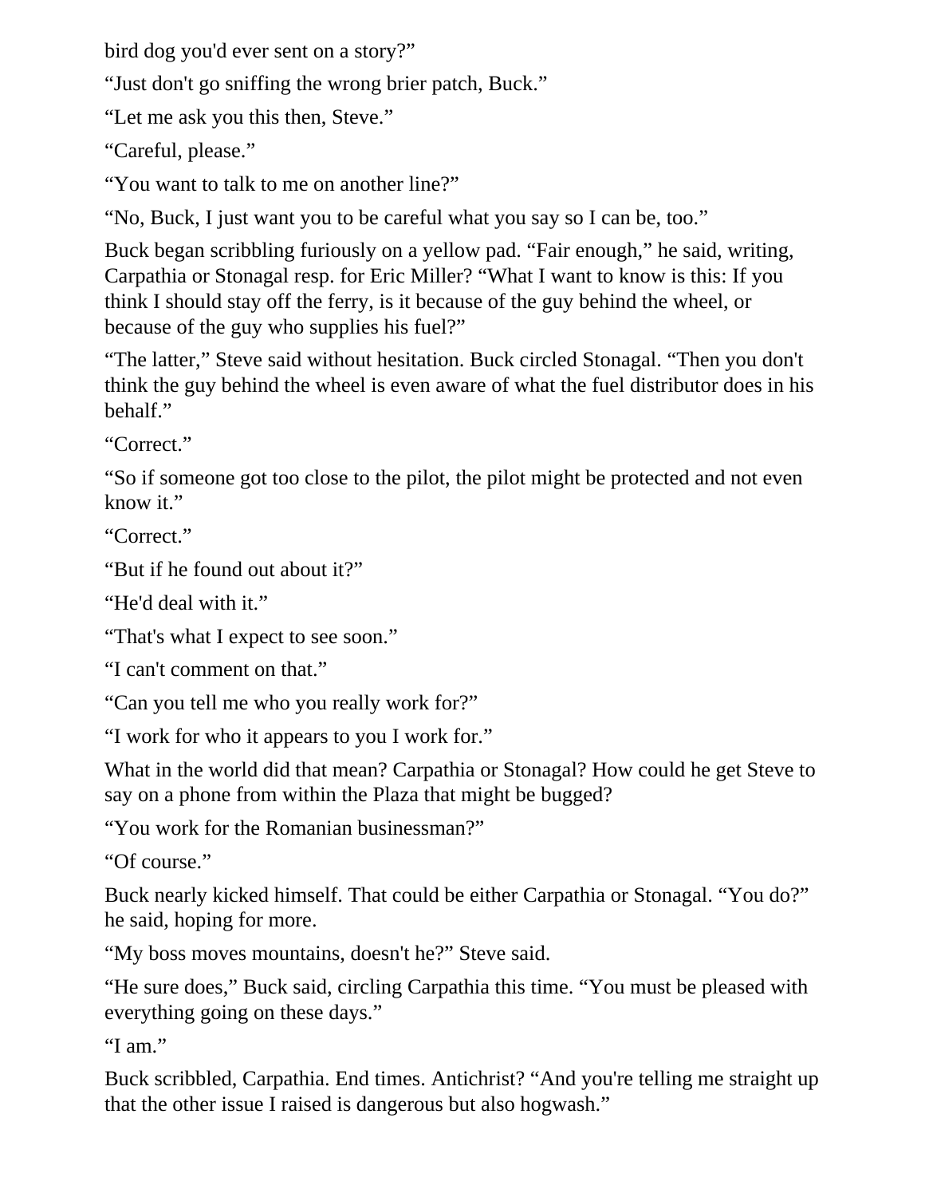bird dog you'd ever sent on a story?"

"Just don't go sniffing the wrong brier patch, Buck."

"Let me ask you this then, Steve."

"Careful, please."

"You want to talk to me on another line?"

"No, Buck, I just want you to be careful what you say so I can be, too."

Buck began scribbling furiously on a yellow pad. "Fair enough," he said, writing, Carpathia or Stonagal resp. for Eric Miller? "What I want to know is this: If you think I should stay off the ferry, is it because of the guy behind the wheel, or because of the guy who supplies his fuel?"

"The latter," Steve said without hesitation. Buck circled Stonagal. "Then you don't think the guy behind the wheel is even aware of what the fuel distributor does in his behalf."

"Correct."

"So if someone got too close to the pilot, the pilot might be protected and not even know it."

"Correct."

"But if he found out about it?"

"He'd deal with it."

"That's what I expect to see soon."

"I can't comment on that."

"Can you tell me who you really work for?"

"I work for who it appears to you I work for."

What in the world did that mean? Carpathia or Stonagal? How could he get Steve to say on a phone from within the Plaza that might be bugged?

"You work for the Romanian businessman?"

"Of course."

Buck nearly kicked himself. That could be either Carpathia or Stonagal. "You do?" he said, hoping for more.

"My boss moves mountains, doesn't he?" Steve said.

"He sure does," Buck said, circling Carpathia this time. "You must be pleased with everything going on these days."

"I am."

Buck scribbled, Carpathia. End times. Antichrist? "And you're telling me straight up that the other issue I raised is dangerous but also hogwash."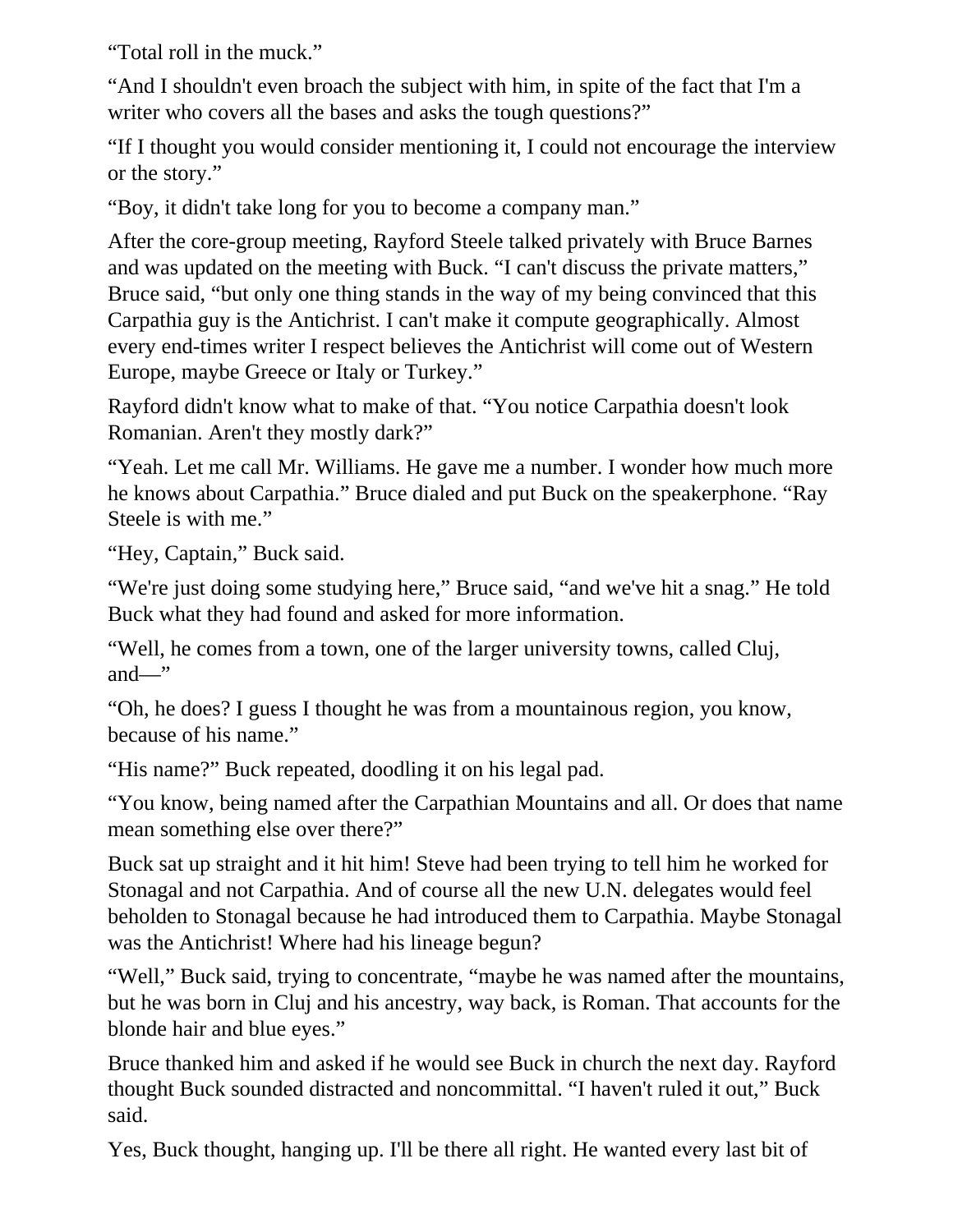“Total roll in the muck.”

“And I shouldn't even broach the subject with him, in spite of the fact that I'm a writer who covers all the bases and asks the tough questions?”

“If I thought you would consider mentioning it, I could not encourage the interview or the story.”

“Boy, it didn't take long for you to become a company man.”

After the core-group meeting, Rayford Steele talked privately with Bruce Barnes and was updated on the meeting with Buck. “I can't discuss the private matters,” Bruce said, “but only one thing stands in the way of my being convinced that this Carpathia guy is the Antichrist. I can't make it compute geographically. Almost every end-times writer I respect believes the Antichrist will come out of Western Europe, maybe Greece or Italy or Turkey.”

Rayford didn't know what to make of that. “You notice Carpathia doesn't look Romanian. Aren't they mostly dark?”

“Yeah. Let me call Mr. Williams. He gave me a number. I wonder how much more he knows about Carpathia.” Bruce dialed and put Buck on the speakerphone. “Ray Steele is with me.”

“Hey, Captain,” Buck said.

“We're just doing some studying here,” Bruce said, “and we've hit a snag.” He told Buck what they had found and asked for more information.

“Well, he comes from a town, one of the larger university towns, called Cluj, and—”

“Oh, he does? I guess I thought he was from a mountainous region, you know, because of his name.”

“His name?” Buck repeated, doodling it on his legal pad.

“You know, being named after the Carpathian Mountains and all. Or does that name mean something else over there?”

Buck sat up straight and it hit him! Steve had been trying to tell him he worked for Stonagal and not Carpathia. And of course all the new U.N. delegates would feel beholden to Stonagal because he had introduced them to Carpathia. Maybe Stonagal was the Antichrist! Where had his lineage begun?

“Well,” Buck said, trying to concentrate, “maybe he was named after the mountains, but he was born in Cluj and his ancestry, way back, is Roman. That accounts for the blonde hair and blue eyes.”

Bruce thanked him and asked if he would see Buck in church the next day. Rayford thought Buck sounded distracted and noncommittal. “I haven't ruled it out,” Buck said.

Yes, Buck thought, hanging up. I'll be there all right. He wanted every last bit of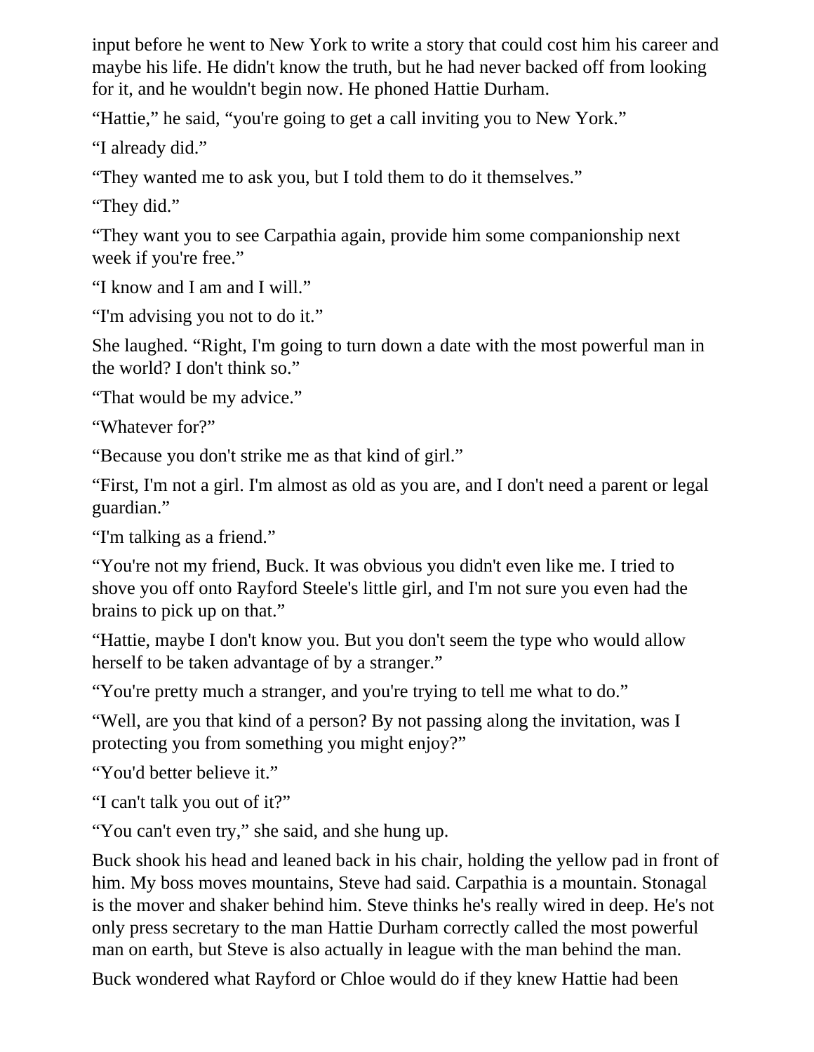input before he went to New York to write a story that could cost him his career and maybe his life. He didn't know the truth, but he had never backed off from looking for it, and he wouldn't begin now. He phoned Hattie Durham.

"Hattie," he said, "you're going to get a call inviting you to New York."

"I already did."

"They wanted me to ask you, but I told them to do it themselves."

"They did."

"They want you to see Carpathia again, provide him some companionship next week if you're free."

"I know and I am and I will."

"I'm advising you not to do it."

She laughed. "Right, I'm going to turn down a date with the most powerful man in the world? I don't think so."

"That would be my advice."

"Whatever for?"

"Because you don't strike me as that kind of girl."

"First, I'm not a girl. I'm almost as old as you are, and I don't need a parent or legal guardian."

"I'm talking as a friend."

"You're not my friend, Buck. It was obvious you didn't even like me. I tried to shove you off onto Rayford Steele's little girl, and I'm not sure you even had the brains to pick up on that."

"Hattie, maybe I don't know you. But you don't seem the type who would allow herself to be taken advantage of by a stranger."

"You're pretty much a stranger, and you're trying to tell me what to do."

"Well, are you that kind of a person? By not passing along the invitation, was I protecting you from something you might enjoy?"

"You'd better believe it."

"I can't talk you out of it?"

"You can't even try," she said, and she hung up.

Buck shook his head and leaned back in his chair, holding the yellow pad in front of him. My boss moves mountains, Steve had said. Carpathia is a mountain. Stonagal is the mover and shaker behind him. Steve thinks he's really wired in deep. He's not only press secretary to the man Hattie Durham correctly called the most powerful man on earth, but Steve is also actually in league with the man behind the man.

Buck wondered what Rayford or Chloe would do if they knew Hattie had been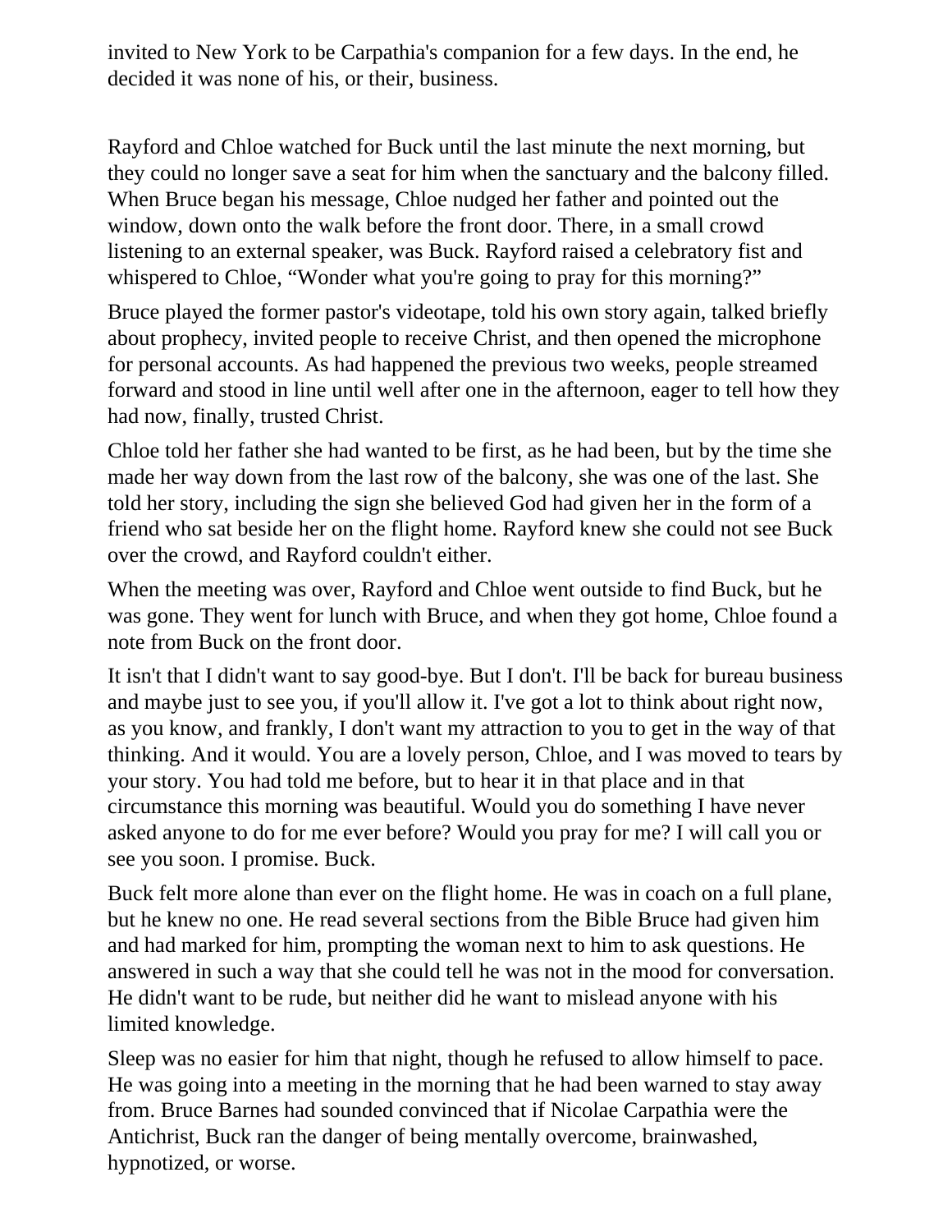invited to New York to be Carpathia's companion for a few days. In the end, he decided it was none of his, or their, business.

Rayford and Chloe watched for Buck until the last minute the next morning, but they could no longer save a seat for him when the sanctuary and the balcony filled. When Bruce began his message, Chloe nudged her father and pointed out the window, down onto the walk before the front door. There, in a small crowd listening to an external speaker, was Buck. Rayford raised a celebratory fist and whispered to Chloe, “Wonder what you're going to pray for this morning?”

Bruce played the former pastor's videotape, told his own story again, talked briefly about prophecy, invited people to receive Christ, and then opened the microphone for personal accounts. As had happened the previous two weeks, people streamed forward and stood in line until well after one in the afternoon, eager to tell how they had now, finally, trusted Christ.

Chloe told her father she had wanted to be first, as he had been, but by the time she made her way down from the last row of the balcony, she was one of the last. She told her story, including the sign she believed God had given her in the form of a friend who sat beside her on the flight home. Rayford knew she could not see Buck over the crowd, and Rayford couldn't either.

When the meeting was over, Rayford and Chloe went outside to find Buck, but he was gone. They went for lunch with Bruce, and when they got home, Chloe found a note from Buck on the front door.

It isn't that I didn't want to say good-bye. But I don't. I'll be back for bureau business and maybe just to see you, if you'll allow it. I've got a lot to think about right now, as you know, and frankly, I don't want my attraction to you to get in the way of that thinking. And it would. You are a lovely person, Chloe, and I was moved to tears by your story. You had told me before, but to hear it in that place and in that circumstance this morning was beautiful. Would you do something I have never asked anyone to do for me ever before? Would you pray for me? I will call you or see you soon. I promise. Buck.

Buck felt more alone than ever on the flight home. He was in coach on a full plane, but he knew no one. He read several sections from the Bible Bruce had given him and had marked for him, prompting the woman next to him to ask questions. He answered in such a way that she could tell he was not in the mood for conversation. He didn't want to be rude, but neither did he want to mislead anyone with his limited knowledge.

Sleep was no easier for him that night, though he refused to allow himself to pace. He was going into a meeting in the morning that he had been warned to stay away from. Bruce Barnes had sounded convinced that if Nicolae Carpathia were the Antichrist, Buck ran the danger of being mentally overcome, brainwashed, hypnotized, or worse.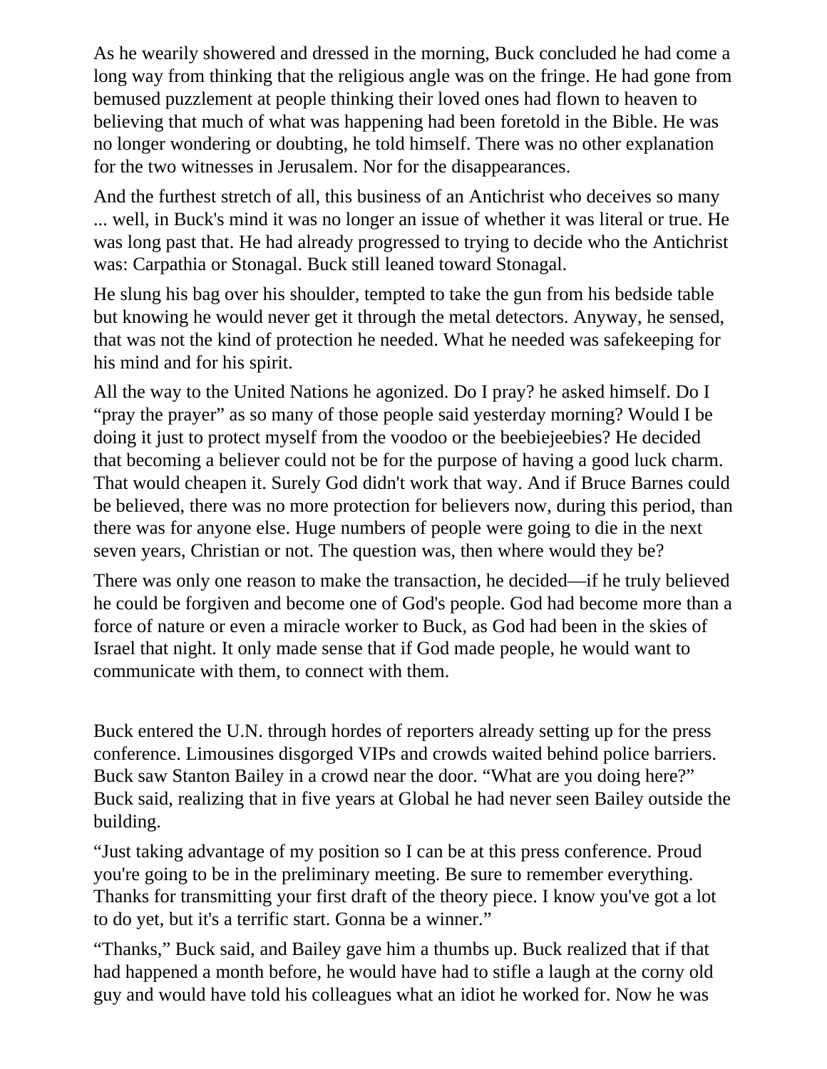As he wearily showered and dressed in the morning, Buck concluded he had come a long way from thinking that the religious angle was on the fringe. He had gone from bemused puzzlement at people thinking their loved ones had flown to heaven to believing that much of what was happening had been foretold in the Bible. He was no longer wondering or doubting, he told himself. There was no other explanation for the two witnesses in Jerusalem. Nor for the disappearances.

And the furthest stretch of all, this business of an Antichrist who deceives so many ... well, in Buck's mind it was no longer an issue of whether it was literal or true. He was long past that. He had already progressed to trying to decide who the Antichrist was: Carpathia or Stonagal. Buck still leaned toward Stonagal.

He slung his bag over his shoulder, tempted to take the gun from his bedside table but knowing he would never get it through the metal detectors. Anyway, he sensed, that was not the kind of protection he needed. What he needed was safekeeping for his mind and for his spirit.

All the way to the United Nations he agonized. Do I pray? he asked himself. Do I "pray the prayer" as so many of those people said yesterday morning? Would I be doing it just to protect myself from the voodoo or the beebiejeebies? He decided that becoming a believer could not be for the purpose of having a good luck charm. That would cheapen it. Surely God didn't work that way. And if Bruce Barnes could be believed, there was no more protection for believers now, during this period, than there was for anyone else. Huge numbers of people were going to die in the next seven years, Christian or not. The question was, then where would they be?

There was only one reason to make the transaction, he decided—if he truly believed he could be forgiven and become one of God's people. God had become more than a force of nature or even a miracle worker to Buck, as God had been in the skies of Israel that night. It only made sense that if God made people, he would want to communicate with them, to connect with them.

Buck entered the U.N. through hordes of reporters already setting up for the press conference. Limousines disgorged VIPs and crowds waited behind police barriers. Buck saw Stanton Bailey in a crowd near the door. "What are you doing here?" Buck said, realizing that in five years at Global he had never seen Bailey outside the building.

"Just taking advantage of my position so I can be at this press conference. Proud you're going to be in the preliminary meeting. Be sure to remember everything. Thanks for transmitting your first draft of the theory piece. I know you've got a lot to do yet, but it's a terrific start. Gonna be a winner."

"Thanks," Buck said, and Bailey gave him a thumbs up. Buck realized that if that had happened a month before, he would have had to stifle a laugh at the corny old guy and would have told his colleagues what an idiot he worked for. Now he was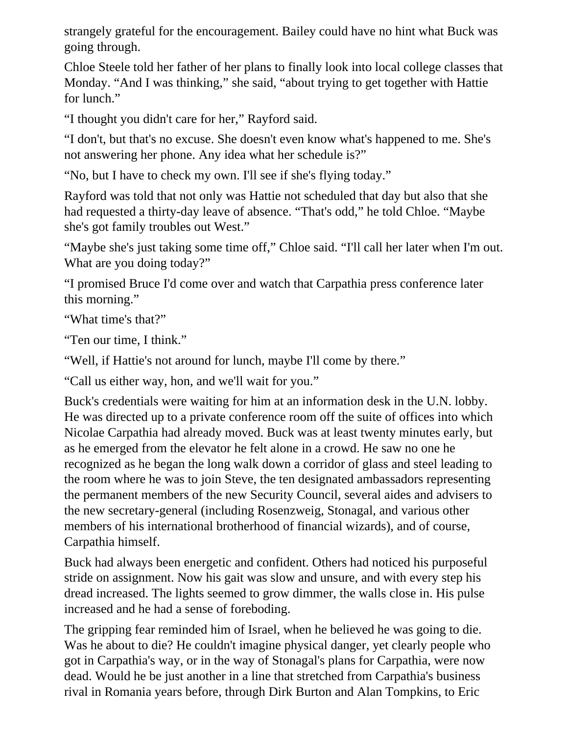strangely grateful for the encouragement. Bailey could have no hint what Buck was going through.

Chloe Steele told her father of her plans to finally look into local college classes that Monday. “And I was thinking,” she said, “about trying to get together with Hattie for lunch.”

“I thought you didn't care for her,” Rayford said.

“I don't, but that's no excuse. She doesn't even know what's happened to me. She's not answering her phone. Any idea what her schedule is?”

“No, but I have to check my own. I'll see if she's flying today.”

Rayford was told that not only was Hattie not scheduled that day but also that she had requested a thirty-day leave of absence. “That's odd,” he told Chloe. “Maybe she's got family troubles out West.”

“Maybe she's just taking some time off,” Chloe said. “I'll call her later when I'm out. What are you doing today?”

“I promised Bruce I'd come over and watch that Carpathia press conference later this morning.”

“What time's that?”

“Ten our time, I think.”

“Well, if Hattie's not around for lunch, maybe I'll come by there.”

“Call us either way, hon, and we'll wait for you.”

Buck's credentials were waiting for him at an information desk in the U.N. lobby. He was directed up to a private conference room off the suite of offices into which Nicolae Carpathia had already moved. Buck was at least twenty minutes early, but as he emerged from the elevator he felt alone in a crowd. He saw no one he recognized as he began the long walk down a corridor of glass and steel leading to the room where he was to join Steve, the ten designated ambassadors representing the permanent members of the new Security Council, several aides and advisers to the new secretary-general (including Rosenzweig, Stonagal, and various other members of his international brotherhood of financial wizards), and of course, Carpathia himself.

Buck had always been energetic and confident. Others had noticed his purposeful stride on assignment. Now his gait was slow and unsure, and with every step his dread increased. The lights seemed to grow dimmer, the walls close in. His pulse increased and he had a sense of foreboding.

The gripping fear reminded him of Israel, when he believed he was going to die. Was he about to die? He couldn't imagine physical danger, yet clearly people who got in Carpathia's way, or in the way of Stonagal's plans for Carpathia, were now dead. Would he be just another in a line that stretched from Carpathia's business rival in Romania years before, through Dirk Burton and Alan Tompkins, to Eric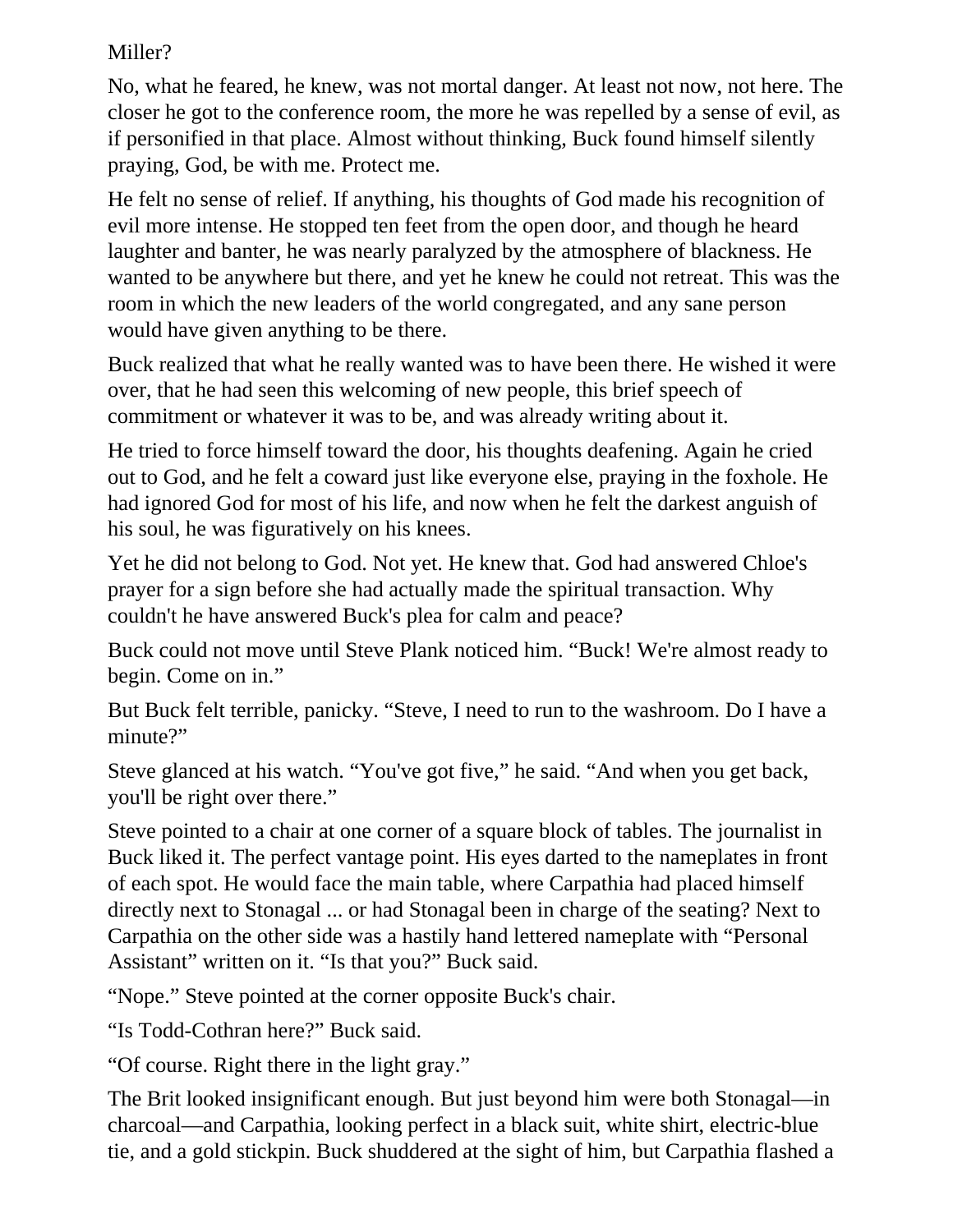Miller?

No, what he feared, he knew, was not mortal danger. At least not now, not here. The closer he got to the conference room, the more he was repelled by a sense of evil, as if personified in that place. Almost without thinking, Buck found himself silently praying, God, be with me. Protect me.

He felt no sense of relief. If anything, his thoughts of God made his recognition of evil more intense. He stopped ten feet from the open door, and though he heard laughter and banter, he was nearly paralyzed by the atmosphere of blackness. He wanted to be anywhere but there, and yet he knew he could not retreat. This was the room in which the new leaders of the world congregated, and any sane person would have given anything to be there.

Buck realized that what he really wanted was to have been there. He wished it were over, that he had seen this welcoming of new people, this brief speech of commitment or whatever it was to be, and was already writing about it.

He tried to force himself toward the door, his thoughts deafening. Again he cried out to God, and he felt a coward just like everyone else, praying in the foxhole. He had ignored God for most of his life, and now when he felt the darkest anguish of his soul, he was figuratively on his knees.

Yet he did not belong to God. Not yet. He knew that. God had answered Chloe's prayer for a sign before she had actually made the spiritual transaction. Why couldn't he have answered Buck's plea for calm and peace?

Buck could not move until Steve Plank noticed him. "Buck! We're almost ready to begin. Come on in."

But Buck felt terrible, panicky. "Steve, I need to run to the washroom. Do I have a minute?"

Steve glanced at his watch. "You've got five," he said. "And when you get back, you'll be right over there."

Steve pointed to a chair at one corner of a square block of tables. The journalist in Buck liked it. The perfect vantage point. His eyes darted to the nameplates in front of each spot. He would face the main table, where Carpathia had placed himself directly next to Stonagal ... or had Stonagal been in charge of the seating? Next to Carpathia on the other side was a hastily hand lettered nameplate with "Personal Assistant" written on it. "Is that you?" Buck said.

"Nope." Steve pointed at the corner opposite Buck's chair.

"Is Todd-Cothran here?" Buck said.

"Of course. Right there in the light gray."

The Brit looked insignificant enough. But just beyond him were both Stonagal—in charcoal—and Carpathia, looking perfect in a black suit, white shirt, electric-blue tie, and a gold stickpin. Buck shuddered at the sight of him, but Carpathia flashed a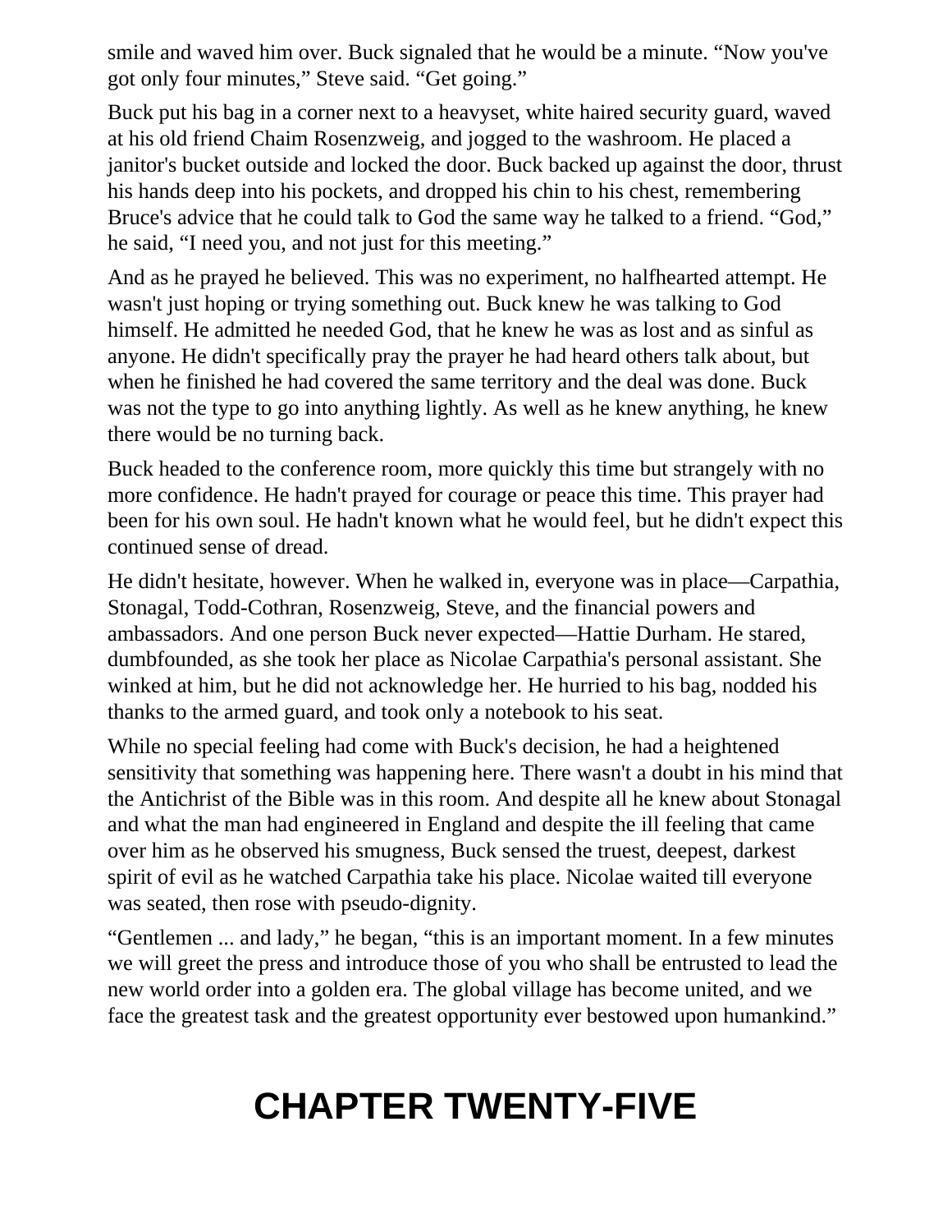smile and waved him over. Buck signaled that he would be a minute. “Now you've got only four minutes,” Steve said. “Get going.”

Buck put his bag in a corner next to a heavyset, white haired security guard, waved at his old friend Chaim Rosenzweig, and jogged to the washroom. He placed a janitor's bucket outside and locked the door. Buck backed up against the door, thrust his hands deep into his pockets, and dropped his chin to his chest, remembering Bruce's advice that he could talk to God the same way he talked to a friend. “God,” he said, “I need you, and not just for this meeting.”

And as he prayed he believed. This was no experiment, no halfhearted attempt. He wasn't just hoping or trying something out. Buck knew he was talking to God himself. He admitted he needed God, that he knew he was as lost and as sinful as anyone. He didn't specifically pray the prayer he had heard others talk about, but when he finished he had covered the same territory and the deal was done. Buck was not the type to go into anything lightly. As well as he knew anything, he knew there would be no turning back.

Buck headed to the conference room, more quickly this time but strangely with no more confidence. He hadn't prayed for courage or peace this time. This prayer had been for his own soul. He hadn't known what he would feel, but he didn't expect this continued sense of dread.

He didn't hesitate, however. When he walked in, everyone was in place—Carpathia, Stonagal, Todd-Cothran, Rosenzweig, Steve, and the financial powers and ambassadors. And one person Buck never expected—Hattie Durham. He stared, dumbfounded, as she took her place as Nicolae Carpathia's personal assistant. She winked at him, but he did not acknowledge her. He hurried to his bag, nodded his thanks to the armed guard, and took only a notebook to his seat.

While no special feeling had come with Buck's decision, he had a heightened sensitivity that something was happening here. There wasn't a doubt in his mind that the Antichrist of the Bible was in this room. And despite all he knew about Stonagal and what the man had engineered in England and despite the ill feeling that came over him as he observed his smugness, Buck sensed the truest, deepest, darkest spirit of evil as he watched Carpathia take his place. Nicolae waited till everyone was seated, then rose with pseudo-dignity.

“Gentlemen ... and lady,” he began, “this is an important moment. In a few minutes we will greet the press and introduce those of you who shall be entrusted to lead the new world order into a golden era. The global village has become united, and we face the greatest task and the greatest opportunity ever bestowed upon humankind.”

# CHAPTER TWENTY-FIVE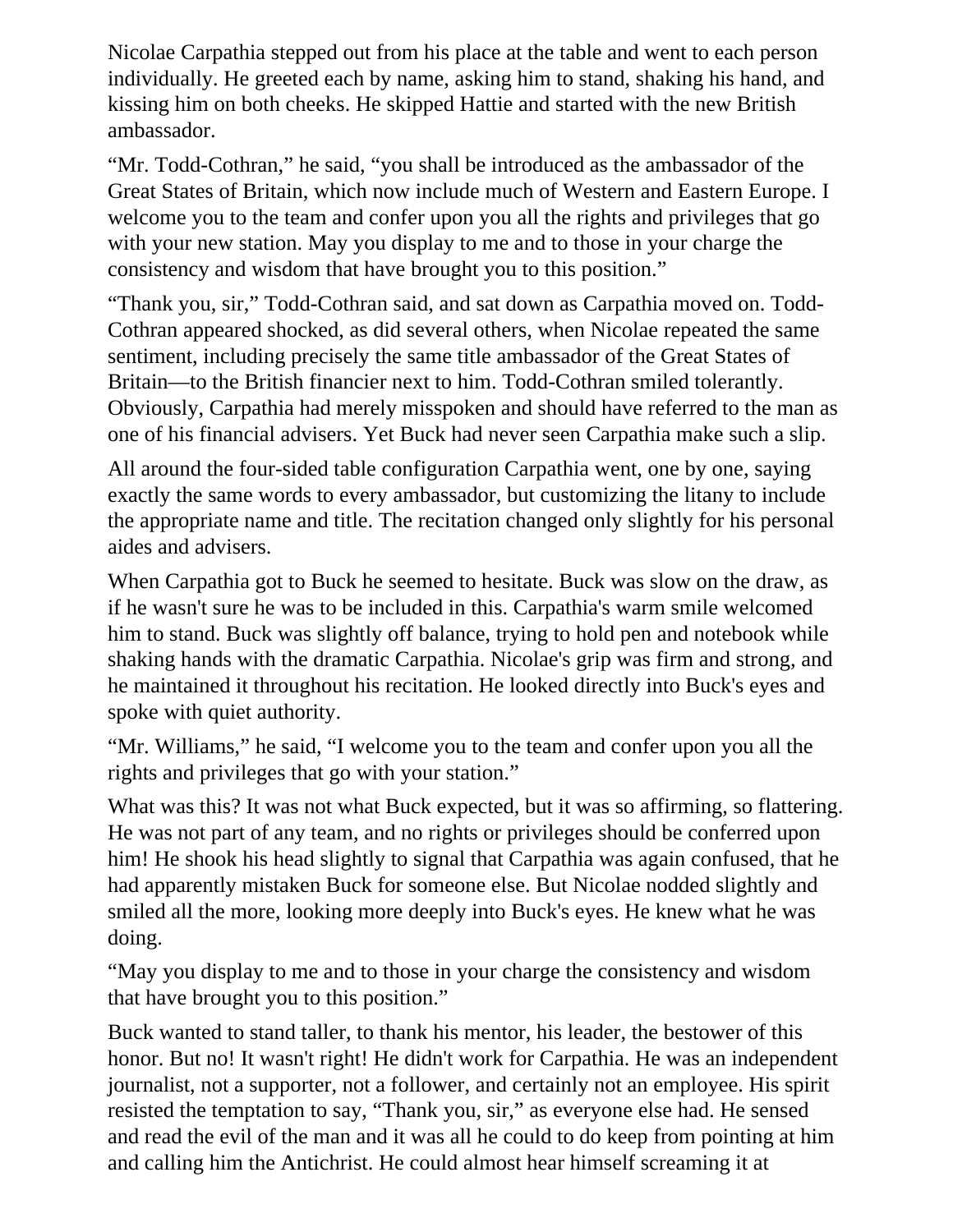Nicolae Carpathia stepped out from his place at the table and went to each person individually. He greeted each by name, asking him to stand, shaking his hand, and kissing him on both cheeks. He skipped Hattie and started with the new British ambassador.

“Mr. Todd-Cothran,” he said, “you shall be introduced as the ambassador of the Great States of Britain, which now include much of Western and Eastern Europe. I welcome you to the team and confer upon you all the rights and privileges that go with your new station. May you display to me and to those in your charge the consistency and wisdom that have brought you to this position.”

“Thank you, sir,” Todd-Cothran said, and sat down as Carpathia moved on. Todd-Cothran appeared shocked, as did several others, when Nicolae repeated the same sentiment, including precisely the same title ambassador of the Great States of Britain—to the British financier next to him. Todd-Cothran smiled tolerantly. Obviously, Carpathia had merely misspoken and should have referred to the man as one of his financial advisers. Yet Buck had never seen Carpathia make such a slip.

All around the four-sided table configuration Carpathia went, one by one, saying exactly the same words to every ambassador, but customizing the litany to include the appropriate name and title. The recitation changed only slightly for his personal aides and advisers.

When Carpathia got to Buck he seemed to hesitate. Buck was slow on the draw, as if he wasn't sure he was to be included in this. Carpathia's warm smile welcomed him to stand. Buck was slightly off balance, trying to hold pen and notebook while shaking hands with the dramatic Carpathia. Nicolae's grip was firm and strong, and he maintained it throughout his recitation. He looked directly into Buck's eyes and spoke with quiet authority.

“Mr. Williams,” he said, “I welcome you to the team and confer upon you all the rights and privileges that go with your station.”

What was this? It was not what Buck expected, but it was so affirming, so flattering. He was not part of any team, and no rights or privileges should be conferred upon him! He shook his head slightly to signal that Carpathia was again confused, that he had apparently mistaken Buck for someone else. But Nicolae nodded slightly and smiled all the more, looking more deeply into Buck's eyes. He knew what he was doing.

“May you display to me and to those in your charge the consistency and wisdom that have brought you to this position.”

Buck wanted to stand taller, to thank his mentor, his leader, the bestower of this honor. But no! It wasn't right! He didn't work for Carpathia. He was an independent journalist, not a supporter, not a follower, and certainly not an employee. His spirit resisted the temptation to say, “Thank you, sir,” as everyone else had. He sensed and read the evil of the man and it was all he could to do keep from pointing at him and calling him the Antichrist. He could almost hear himself screaming it at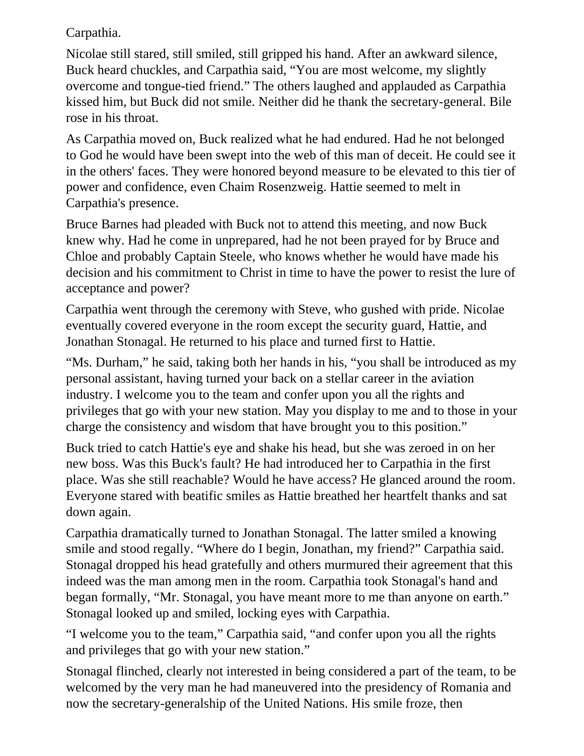Carpathia.

Nicolae still stared, still smiled, still gripped his hand. After an awkward silence, Buck heard chuckles, and Carpathia said, “You are most welcome, my slightly overcome and tongue-tied friend.” The others laughed and applauded as Carpathia kissed him, but Buck did not smile. Neither did he thank the secretary-general. Bile rose in his throat.

As Carpathia moved on, Buck realized what he had endured. Had he not belonged to God he would have been swept into the web of this man of deceit. He could see it in the others' faces. They were honored beyond measure to be elevated to this tier of power and confidence, even Chaim Rosenzweig. Hattie seemed to melt in Carpathia's presence.

Bruce Barnes had pleaded with Buck not to attend this meeting, and now Buck knew why. Had he come in unprepared, had he not been prayed for by Bruce and Chloe and probably Captain Steele, who knows whether he would have made his decision and his commitment to Christ in time to have the power to resist the lure of acceptance and power?

Carpathia went through the ceremony with Steve, who gushed with pride. Nicolae eventually covered everyone in the room except the security guard, Hattie, and Jonathan Stonagal. He returned to his place and turned first to Hattie.

“Ms. Durham,” he said, taking both her hands in his, “you shall be introduced as my personal assistant, having turned your back on a stellar career in the aviation industry. I welcome you to the team and confer upon you all the rights and privileges that go with your new station. May you display to me and to those in your charge the consistency and wisdom that have brought you to this position.”

Buck tried to catch Hattie's eye and shake his head, but she was zeroed in on her new boss. Was this Buck's fault? He had introduced her to Carpathia in the first place. Was she still reachable? Would he have access? He glanced around the room. Everyone stared with beatific smiles as Hattie breathed her heartfelt thanks and sat down again.

Carpathia dramatically turned to Jonathan Stonagal. The latter smiled a knowing smile and stood regally. “Where do I begin, Jonathan, my friend?” Carpathia said. Stonagal dropped his head gratefully and others murmured their agreement that this indeed was the man among men in the room. Carpathia took Stonagal's hand and began formally, “Mr. Stonagal, you have meant more to me than anyone on earth.” Stonagal looked up and smiled, locking eyes with Carpathia.

“I welcome you to the team,” Carpathia said, “and confer upon you all the rights and privileges that go with your new station.”

Stonagal flinched, clearly not interested in being considered a part of the team, to be welcomed by the very man he had maneuvered into the presidency of Romania and now the secretary-generalship of the United Nations. His smile froze, then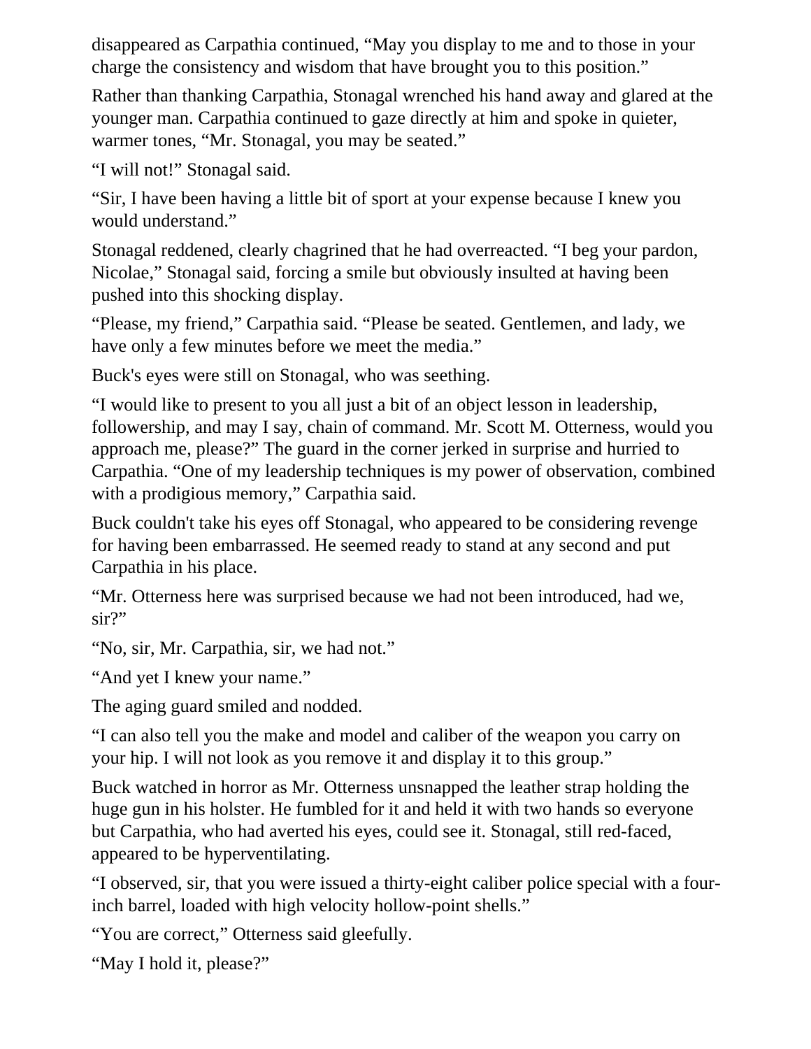disappeared as Carpathia continued, “May you display to me and to those in your charge the consistency and wisdom that have brought you to this position.”

Rather than thanking Carpathia, Stonagal wrenched his hand away and glared at the younger man. Carpathia continued to gaze directly at him and spoke in quieter, warmer tones, “Mr. Stonagal, you may be seated.”

“I will not!” Stonagal said.

“Sir, I have been having a little bit of sport at your expense because I knew you would understand.”

Stonagal reddened, clearly chagrined that he had overreacted. “I beg your pardon, Nicolae,” Stonagal said, forcing a smile but obviously insulted at having been pushed into this shocking display.

“Please, my friend,” Carpathia said. “Please be seated. Gentlemen, and lady, we have only a few minutes before we meet the media.”

Buck's eyes were still on Stonagal, who was seething.

“I would like to present to you all just a bit of an object lesson in leadership, followership, and may I say, chain of command. Mr. Scott M. Otterness, would you approach me, please?” The guard in the corner jerked in surprise and hurried to Carpathia. “One of my leadership techniques is my power of observation, combined with a prodigious memory,” Carpathia said.

Buck couldn't take his eyes off Stonagal, who appeared to be considering revenge for having been embarrassed. He seemed ready to stand at any second and put Carpathia in his place.

“Mr. Otterness here was surprised because we had not been introduced, had we, sir?”

“No, sir, Mr. Carpathia, sir, we had not.”

“And yet I knew your name.”

The aging guard smiled and nodded.

“I can also tell you the make and model and caliber of the weapon you carry on your hip. I will not look as you remove it and display it to this group.”

Buck watched in horror as Mr. Otterness unsnapped the leather strap holding the huge gun in his holster. He fumbled for it and held it with two hands so everyone but Carpathia, who had averted his eyes, could see it. Stonagal, still red-faced, appeared to be hyperventilating.

“I observed, sir, that you were issued a thirty-eight caliber police special with a four-inch barrel, loaded with high velocity hollow-point shells.”

“You are correct,” Otterness said gleefully.

“May I hold it, please?”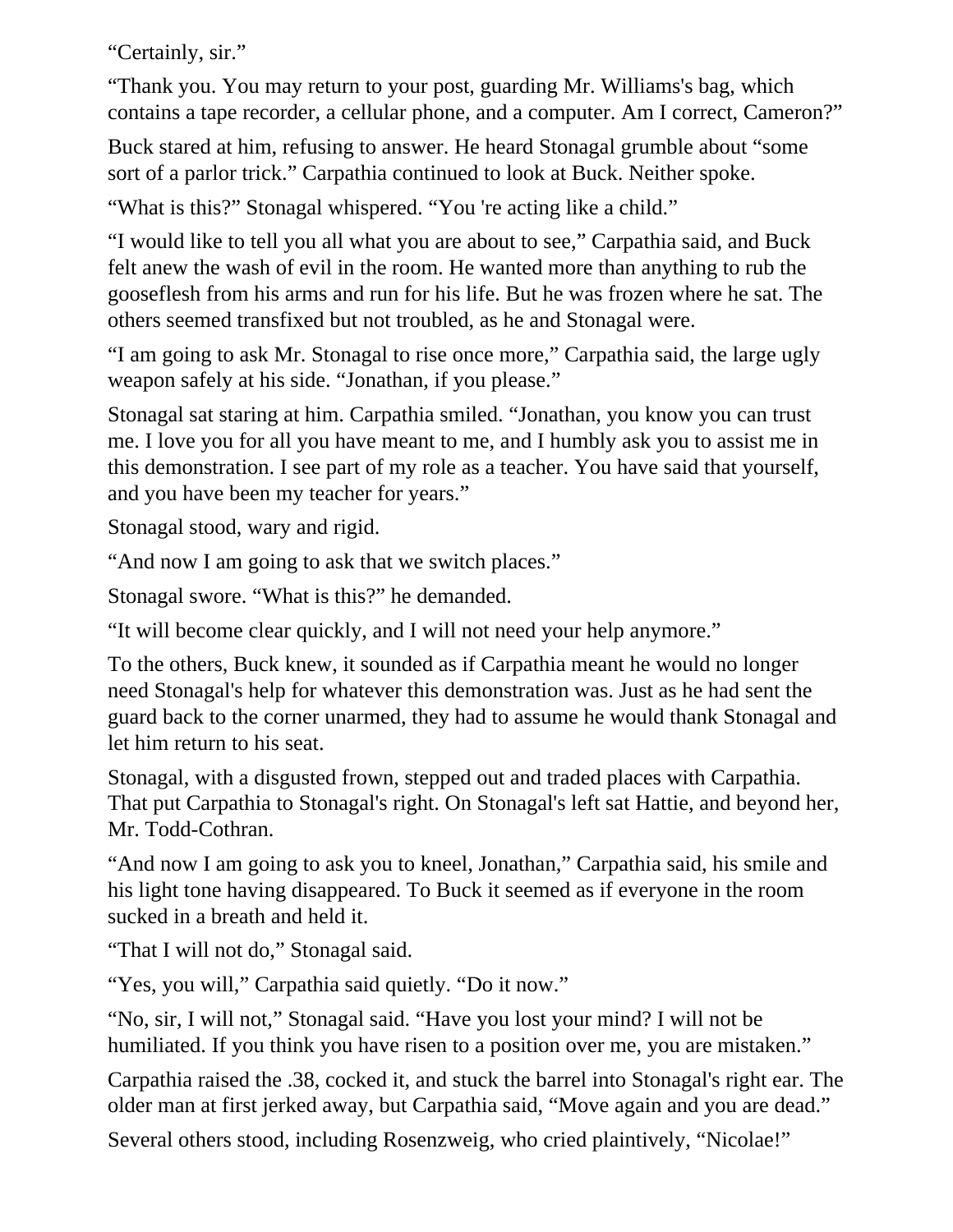“Certainly, sir.”

“Thank you. You may return to your post, guarding Mr. Williams's bag, which contains a tape recorder, a cellular phone, and a computer. Am I correct, Cameron?”

Buck stared at him, refusing to answer. He heard Stonagal grumble about “some sort of a parlor trick.” Carpathia continued to look at Buck. Neither spoke.

“What is this?” Stonagal whispered. “You 're acting like a child.”

“I would like to tell you all what you are about to see,” Carpathia said, and Buck felt anew the wash of evil in the room. He wanted more than anything to rub the gooseflesh from his arms and run for his life. But he was frozen where he sat. The others seemed transfixed but not troubled, as he and Stonagal were.

“I am going to ask Mr. Stonagal to rise once more,” Carpathia said, the large ugly weapon safely at his side. “Jonathan, if you please.”

Stonagal sat staring at him. Carpathia smiled. “Jonathan, you know you can trust me. I love you for all you have meant to me, and I humbly ask you to assist me in this demonstration. I see part of my role as a teacher. You have said that yourself, and you have been my teacher for years.”

Stonagal stood, wary and rigid.

“And now I am going to ask that we switch places.”

Stonagal swore. “What is this?” he demanded.

“It will become clear quickly, and I will not need your help anymore.”

To the others, Buck knew, it sounded as if Carpathia meant he would no longer need Stonagal's help for whatever this demonstration was. Just as he had sent the guard back to the corner unarmed, they had to assume he would thank Stonagal and let him return to his seat.

Stonagal, with a disgusted frown, stepped out and traded places with Carpathia. That put Carpathia to Stonagal's right. On Stonagal's left sat Hattie, and beyond her, Mr. Todd-Cothran.

“And now I am going to ask you to kneel, Jonathan,” Carpathia said, his smile and his light tone having disappeared. To Buck it seemed as if everyone in the room sucked in a breath and held it.

“That I will not do,” Stonagal said.

“Yes, you will,” Carpathia said quietly. “Do it now.”

“No, sir, I will not,” Stonagal said. “Have you lost your mind? I will not be humiliated. If you think you have risen to a position over me, you are mistaken.”

Carpathia raised the .38, cocked it, and stuck the barrel into Stonagal's right ear. The older man at first jerked away, but Carpathia said, “Move again and you are dead.”

Several others stood, including Rosenzweig, who cried plaintively, “Nicolae!”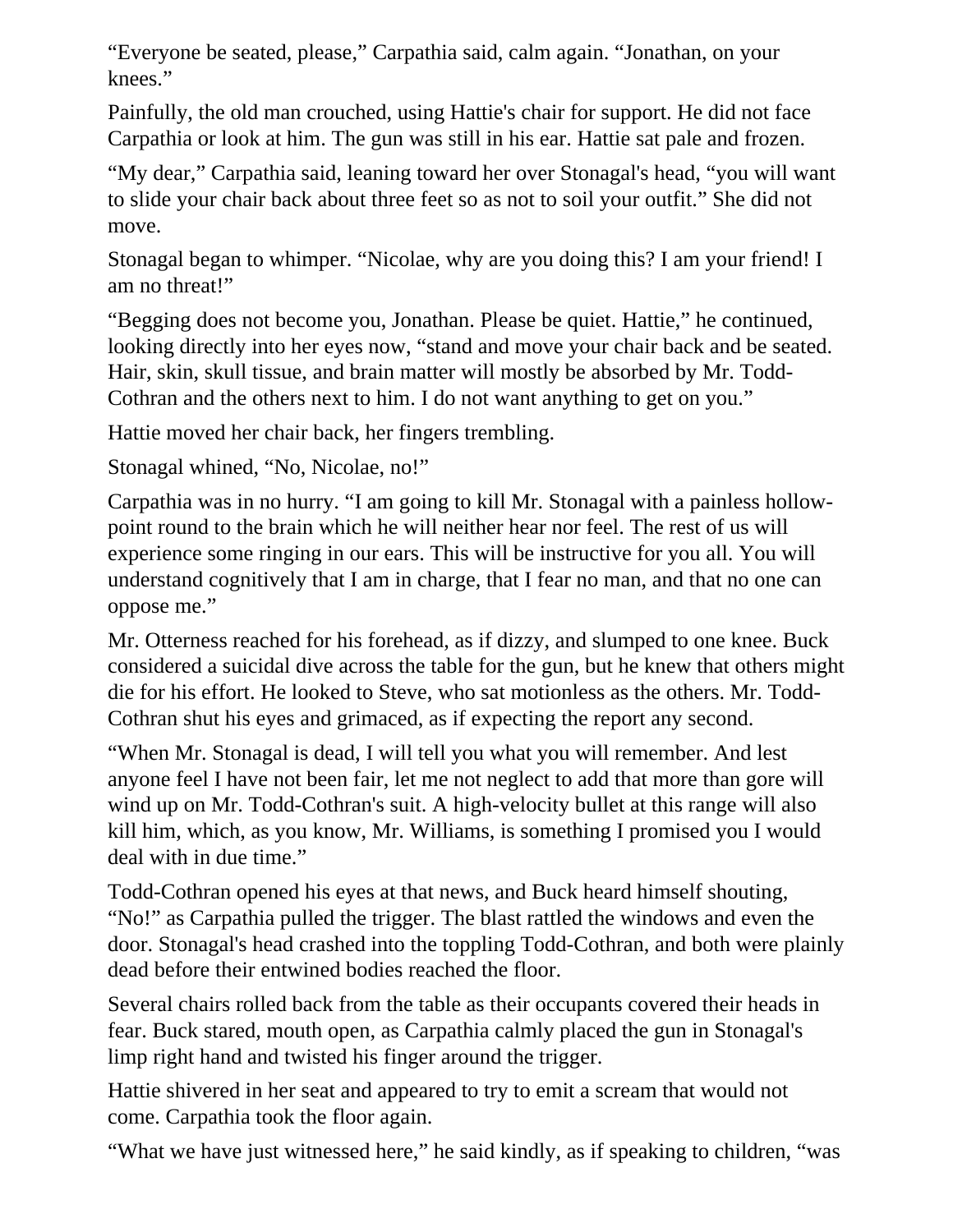“Everyone be seated, please,” Carpathia said, calm again. “Jonathan, on your knees.”

Painfully, the old man crouched, using Hattie's chair for support. He did not face Carpathia or look at him. The gun was still in his ear. Hattie sat pale and frozen.

“My dear,” Carpathia said, leaning toward her over Stonagal's head, “you will want to slide your chair back about three feet so as not to soil your outfit.” She did not move.

Stonagal began to whimper. “Nicolae, why are you doing this? I am your friend! I am no threat!”

“Begging does not become you, Jonathan. Please be quiet. Hattie,” he continued, looking directly into her eyes now, “stand and move your chair back and be seated. Hair, skin, skull tissue, and brain matter will mostly be absorbed by Mr. Todd-Cothran and the others next to him. I do not want anything to get on you.”

Hattie moved her chair back, her fingers trembling.

Stonagal whined, “No, Nicolae, no!”

Carpathia was in no hurry. “I am going to kill Mr. Stonagal with a painless hollow-point round to the brain which he will neither hear nor feel. The rest of us will experience some ringing in our ears. This will be instructive for you all. You will understand cognitively that I am in charge, that I fear no man, and that no one can oppose me.”

Mr. Otterness reached for his forehead, as if dizzy, and slumped to one knee. Buck considered a suicidal dive across the table for the gun, but he knew that others might die for his effort. He looked to Steve, who sat motionless as the others. Mr. Todd-Cothran shut his eyes and grimaced, as if expecting the report any second.

“When Mr. Stonagal is dead, I will tell you what you will remember. And lest anyone feel I have not been fair, let me not neglect to add that more than gore will wind up on Mr. Todd-Cothran's suit. A high-velocity bullet at this range will also kill him, which, as you know, Mr. Williams, is something I promised you I would deal with in due time.”

Todd-Cothran opened his eyes at that news, and Buck heard himself shouting, “No!” as Carpathia pulled the trigger. The blast rattled the windows and even the door. Stonagal's head crashed into the toppling Todd-Cothran, and both were plainly dead before their entwined bodies reached the floor.

Several chairs rolled back from the table as their occupants covered their heads in fear. Buck stared, mouth open, as Carpathia calmly placed the gun in Stonagal's limp right hand and twisted his finger around the trigger.

Hattie shivered in her seat and appeared to try to emit a scream that would not come. Carpathia took the floor again.

“What we have just witnessed here,” he said kindly, as if speaking to children, “was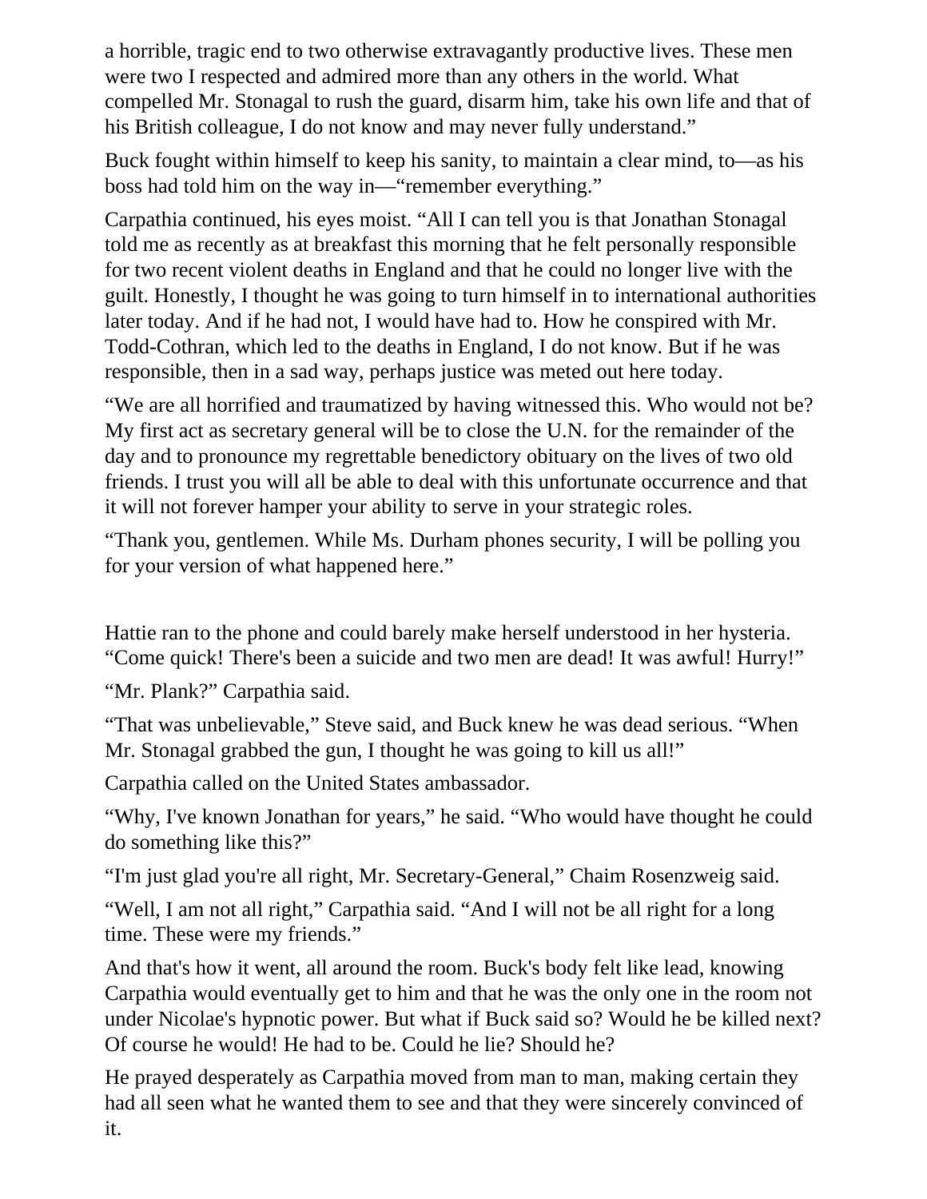a horrible, tragic end to two otherwise extravagantly productive lives. These men were two I respected and admired more than any others in the world. What compelled Mr. Stonagal to rush the guard, disarm him, take his own life and that of his British colleague, I do not know and may never fully understand."

Buck fought within himself to keep his sanity, to maintain a clear mind, to—as his boss had told him on the way in—"remember everything."

Carpathia continued, his eyes moist. "All I can tell you is that Jonathan Stonagal told me as recently as at breakfast this morning that he felt personally responsible for two recent violent deaths in England and that he could no longer live with the guilt. Honestly, I thought he was going to turn himself in to international authorities later today. And if he had not, I would have had to. How he conspired with Mr. Todd-Cothran, which led to the deaths in England, I do not know. But if he was responsible, then in a sad way, perhaps justice was meted out here today.

"We are all horrified and traumatized by having witnessed this. Who would not be? My first act as secretary general will be to close the U.N. for the remainder of the day and to pronounce my regrettable benedictory obituary on the lives of two old friends. I trust you will all be able to deal with this unfortunate occurrence and that it will not forever hamper your ability to serve in your strategic roles.

"Thank you, gentlemen. While Ms. Durham phones security, I will be polling you for your version of what happened here."

Hattie ran to the phone and could barely make herself understood in her hysteria. "Come quick! There's been a suicide and two men are dead! It was awful! Hurry!"

"Mr. Plank?" Carpathia said.

"That was unbelievable," Steve said, and Buck knew he was dead serious. "When Mr. Stonagal grabbed the gun, I thought he was going to kill us all!"

Carpathia called on the United States ambassador.

"Why, I've known Jonathan for years," he said. "Who would have thought he could do something like this?"

"I'm just glad you're all right, Mr. Secretary-General," Chaim Rosenzweig said.

"Well, I am not all right," Carpathia said. "And I will not be all right for a long time. These were my friends."

And that's how it went, all around the room. Buck's body felt like lead, knowing Carpathia would eventually get to him and that he was the only one in the room not under Nicolae's hypnotic power. But what if Buck said so? Would he be killed next? Of course he would! He had to be. Could he lie? Should he?

He prayed desperately as Carpathia moved from man to man, making certain they had all seen what he wanted them to see and that they were sincerely convinced of it.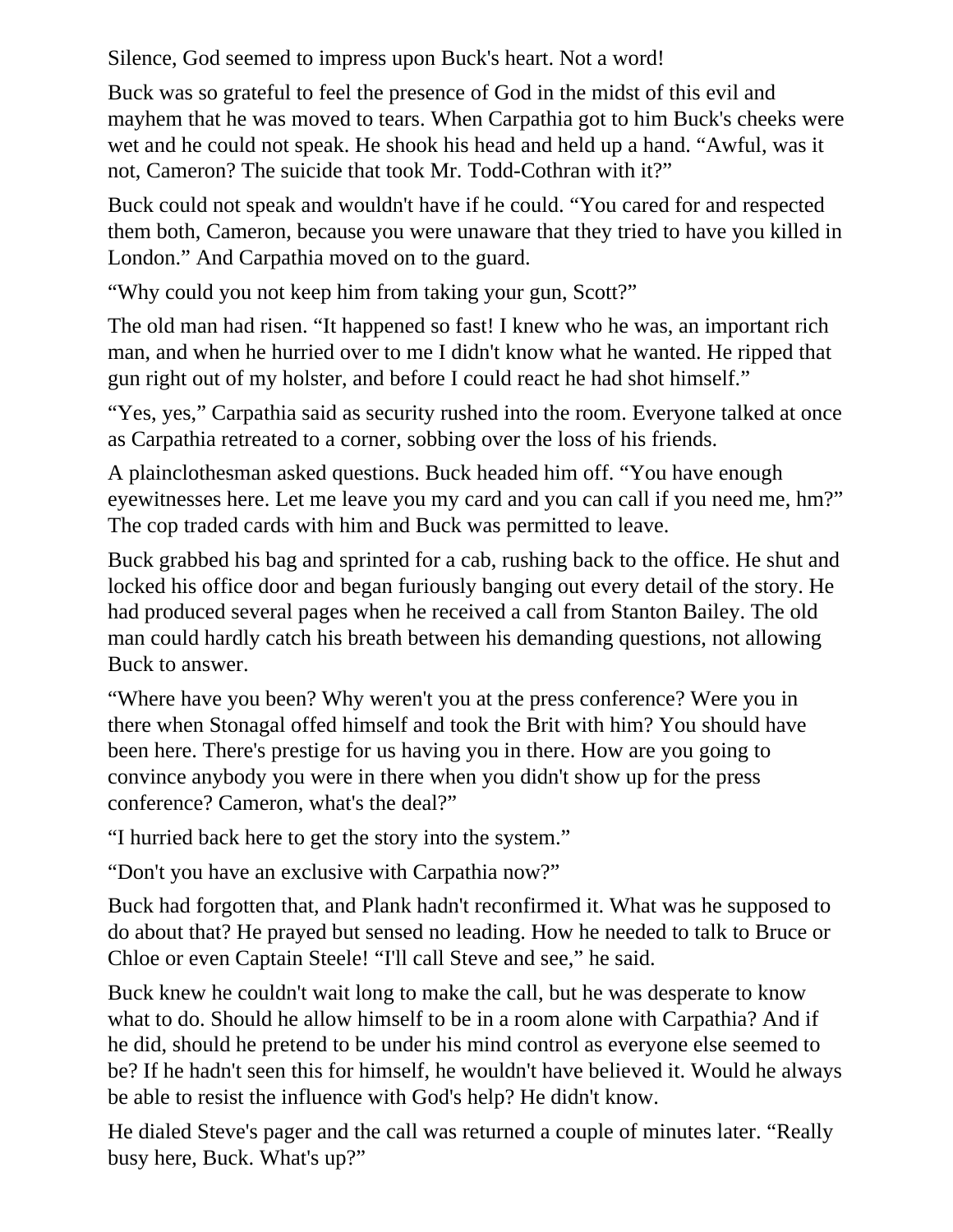Silence, God seemed to impress upon Buck's heart. Not a word!

Buck was so grateful to feel the presence of God in the midst of this evil and mayhem that he was moved to tears. When Carpathia got to him Buck's cheeks were wet and he could not speak. He shook his head and held up a hand. "Awful, was it not, Cameron? The suicide that took Mr. Todd-Cothran with it?"

Buck could not speak and wouldn't have if he could. "You cared for and respected them both, Cameron, because you were unaware that they tried to have you killed in London." And Carpathia moved on to the guard.

"Why could you not keep him from taking your gun, Scott?"

The old man had risen. "It happened so fast! I knew who he was, an important rich man, and when he hurried over to me I didn't know what he wanted. He ripped that gun right out of my holster, and before I could react he had shot himself."

"Yes, yes," Carpathia said as security rushed into the room. Everyone talked at once as Carpathia retreated to a corner, sobbing over the loss of his friends.

A plainclothesman asked questions. Buck headed him off. "You have enough eyewitnesses here. Let me leave you my card and you can call if you need me, hm?" The cop traded cards with him and Buck was permitted to leave.

Buck grabbed his bag and sprinted for a cab, rushing back to the office. He shut and locked his office door and began furiously banging out every detail of the story. He had produced several pages when he received a call from Stanton Bailey. The old man could hardly catch his breath between his demanding questions, not allowing Buck to answer.

"Where have you been? Why weren't you at the press conference? Were you in there when Stonagal offed himself and took the Brit with him? You should have been here. There's prestige for us having you in there. How are you going to convince anybody you were in there when you didn't show up for the press conference? Cameron, what's the deal?"

"I hurried back here to get the story into the system."

"Don't you have an exclusive with Carpathia now?"

Buck had forgotten that, and Plank hadn't reconfirmed it. What was he supposed to do about that? He prayed but sensed no leading. How he needed to talk to Bruce or Chloe or even Captain Steele! "I'll call Steve and see," he said.

Buck knew he couldn't wait long to make the call, but he was desperate to know what to do. Should he allow himself to be in a room alone with Carpathia? And if he did, should he pretend to be under his mind control as everyone else seemed to be? If he hadn't seen this for himself, he wouldn't have believed it. Would he always be able to resist the influence with God's help? He didn't know.

He dialed Steve's pager and the call was returned a couple of minutes later. "Really busy here, Buck. What's up?"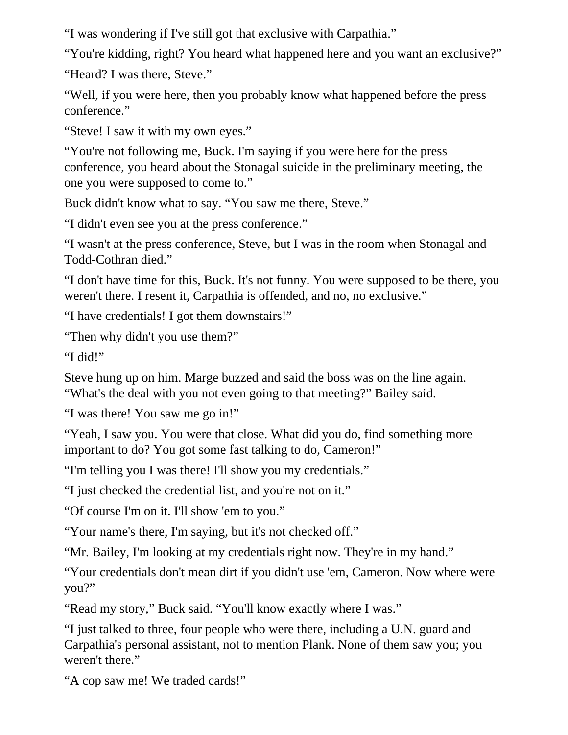“I was wondering if I've still got that exclusive with Carpathia.”

“You're kidding, right? You heard what happened here and you want an exclusive?”

“Heard? I was there, Steve.”

“Well, if you were here, then you probably know what happened before the press conference.”

“Steve! I saw it with my own eyes.”

“You're not following me, Buck. I'm saying if you were here for the press conference, you heard about the Stonagal suicide in the preliminary meeting, the one you were supposed to come to.”

Buck didn't know what to say. “You saw me there, Steve.”

“I didn't even see you at the press conference.”

“I wasn't at the press conference, Steve, but I was in the room when Stonagal and Todd-Cothran died.”

“I don't have time for this, Buck. It's not funny. You were supposed to be there, you weren't there. I resent it, Carpathia is offended, and no, no exclusive.”

“I have credentials! I got them downstairs!”

“Then why didn't you use them?”

“I did!”

Steve hung up on him. Marge buzzed and said the boss was on the line again. “What's the deal with you not even going to that meeting?” Bailey said.

“I was there! You saw me go in!”

“Yeah, I saw you. You were that close. What did you do, find something more important to do? You got some fast talking to do, Cameron!”

“I'm telling you I was there! I'll show you my credentials.”

“I just checked the credential list, and you're not on it.”

“Of course I'm on it. I'll show 'em to you.”

“Your name's there, I'm saying, but it's not checked off.”

“Mr. Bailey, I'm looking at my credentials right now. They're in my hand.”

“Your credentials don't mean dirt if you didn't use 'em, Cameron. Now where were you?”

“Read my story,” Buck said. “You'll know exactly where I was.”

“I just talked to three, four people who were there, including a U.N. guard and Carpathia's personal assistant, not to mention Plank. None of them saw you; you weren't there.”

“A cop saw me! We traded cards!”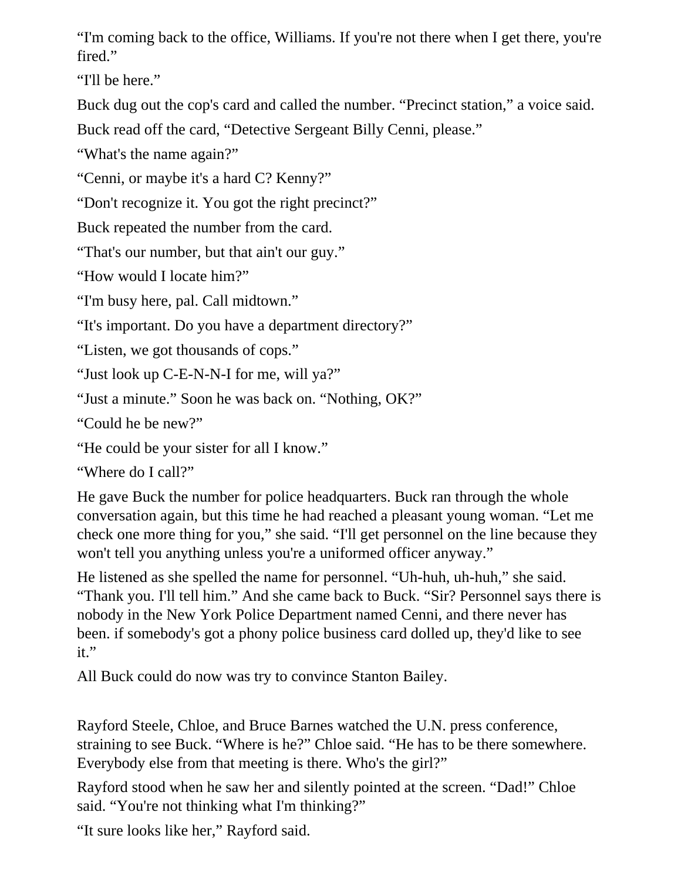“I'm coming back to the office, Williams. If you're not there when I get there, you're fired.”

“I'll be here.”

Buck dug out the cop's card and called the number. “Precinct station,” a voice said.

Buck read off the card, “Detective Sergeant Billy Cenni, please.”

“What's the name again?”

“Cenni, or maybe it's a hard C? Kenny?”

“Don't recognize it. You got the right precinct?”

Buck repeated the number from the card.

“That's our number, but that ain't our guy.”

“How would I locate him?”

“I'm busy here, pal. Call midtown.”

“It's important. Do you have a department directory?”

“Listen, we got thousands of cops.”

“Just look up C-E-N-N-I for me, will ya?”

“Just a minute.” Soon he was back on. “Nothing, OK?”

“Could he be new?”

“He could be your sister for all I know.”

“Where do I call?”

He gave Buck the number for police headquarters. Buck ran through the whole conversation again, but this time he had reached a pleasant young woman. “Let me check one more thing for you,” she said. “I'll get personnel on the line because they won't tell you anything unless you're a uniformed officer anyway.”

He listened as she spelled the name for personnel. “Uh-huh, uh-huh,” she said. “Thank you. I'll tell him.” And she came back to Buck. “Sir? Personnel says there is nobody in the New York Police Department named Cenni, and there never has been. if somebody's got a phony police business card dolled up, they'd like to see it.”

All Buck could do now was try to convince Stanton Bailey.

Rayford Steele, Chloe, and Bruce Barnes watched the U.N. press conference, straining to see Buck. “Where is he?” Chloe said. “He has to be there somewhere. Everybody else from that meeting is there. Who's the girl?”

Rayford stood when he saw her and silently pointed at the screen. “Dad!” Chloe said. “You're not thinking what I'm thinking?”

“It sure looks like her,” Rayford said.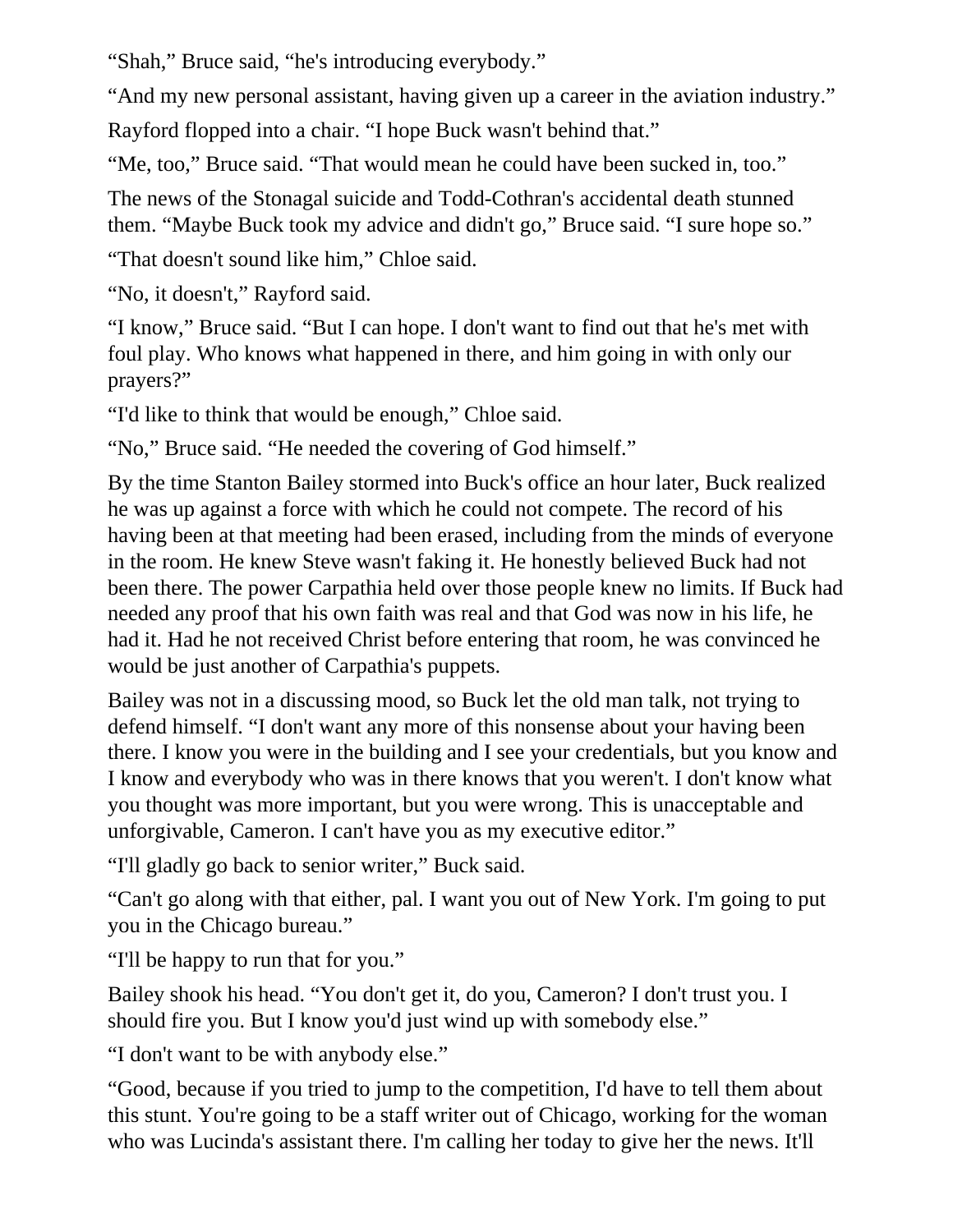“Shah,” Bruce said, “he's introducing everybody.”

“And my new personal assistant, having given up a career in the aviation industry.”

Rayford flopped into a chair. “I hope Buck wasn't behind that.”

“Me, too,” Bruce said. “That would mean he could have been sucked in, too.”

The news of the Stonagal suicide and Todd-Cothran's accidental death stunned them. “Maybe Buck took my advice and didn't go,” Bruce said. “I sure hope so.”

“That doesn't sound like him,” Chloe said.

“No, it doesn't,” Rayford said.

“I know,” Bruce said. “But I can hope. I don't want to find out that he's met with foul play. Who knows what happened in there, and him going in with only our prayers?”

“I'd like to think that would be enough,” Chloe said.

“No,” Bruce said. “He needed the covering of God himself.”

By the time Stanton Bailey stormed into Buck's office an hour later, Buck realized he was up against a force with which he could not compete. The record of his having been at that meeting had been erased, including from the minds of everyone in the room. He knew Steve wasn't faking it. He honestly believed Buck had not been there. The power Carpathia held over those people knew no limits. If Buck had needed any proof that his own faith was real and that God was now in his life, he had it. Had he not received Christ before entering that room, he was convinced he would be just another of Carpathia's puppets.

Bailey was not in a discussing mood, so Buck let the old man talk, not trying to defend himself. “I don't want any more of this nonsense about your having been there. I know you were in the building and I see your credentials, but you know and I know and everybody who was in there knows that you weren't. I don't know what you thought was more important, but you were wrong. This is unacceptable and unforgivable, Cameron. I can't have you as my executive editor.”

“I'll gladly go back to senior writer,” Buck said.

“Can't go along with that either, pal. I want you out of New York. I'm going to put you in the Chicago bureau.”

“I'll be happy to run that for you.”

Bailey shook his head. “You don't get it, do you, Cameron? I don't trust you. I should fire you. But I know you'd just wind up with somebody else.”

“I don't want to be with anybody else.”

“Good, because if you tried to jump to the competition, I'd have to tell them about this stunt. You're going to be a staff writer out of Chicago, working for the woman who was Lucinda's assistant there. I'm calling her today to give her the news. It'll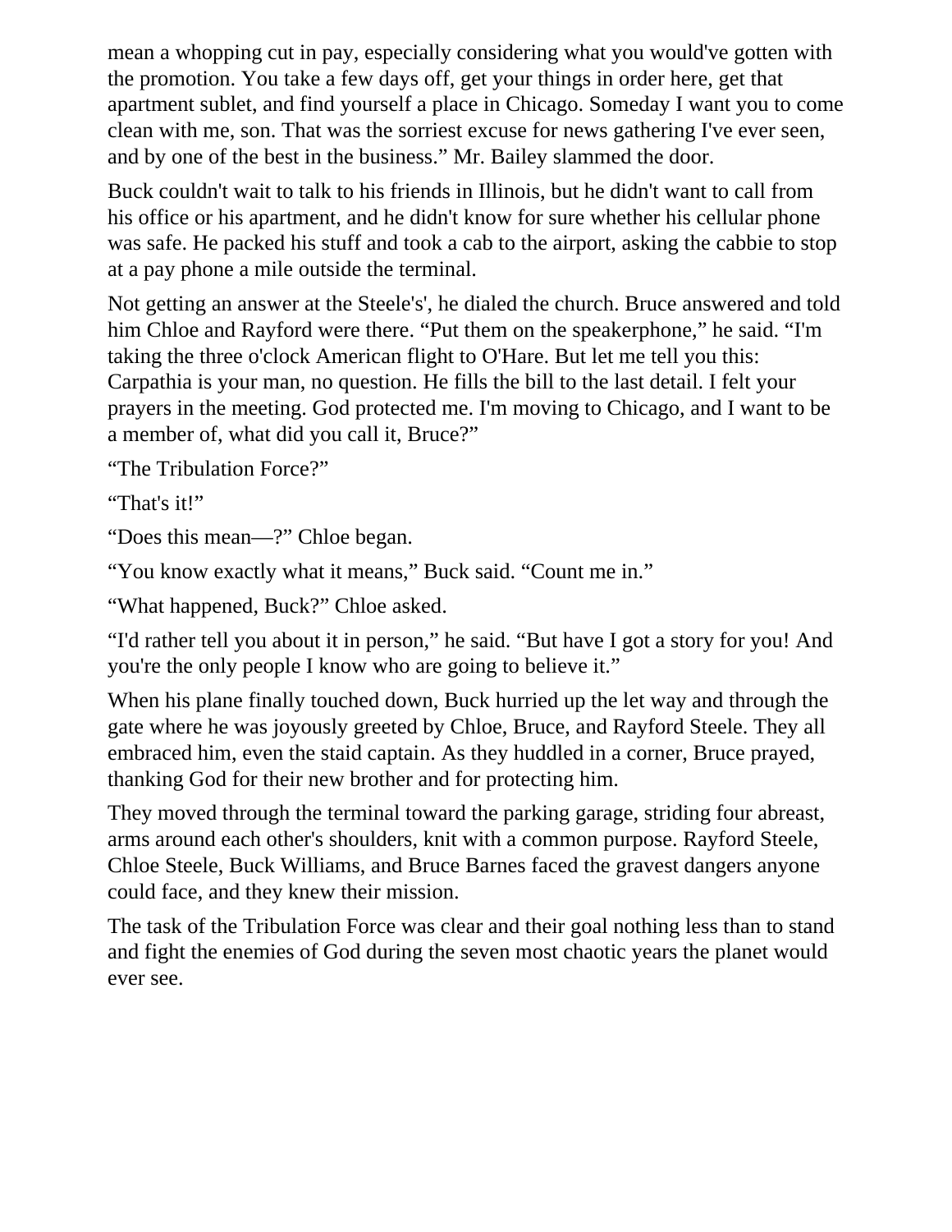mean a whopping cut in pay, especially considering what you would've gotten with the promotion. You take a few days off, get your things in order here, get that apartment sublet, and find yourself a place in Chicago. Someday I want you to come clean with me, son. That was the sorriest excuse for news gathering I've ever seen, and by one of the best in the business." Mr. Bailey slammed the door.

Buck couldn't wait to talk to his friends in Illinois, but he didn't want to call from his office or his apartment, and he didn't know for sure whether his cellular phone was safe. He packed his stuff and took a cab to the airport, asking the cabbie to stop at a pay phone a mile outside the terminal.

Not getting an answer at the Steele's', he dialed the church. Bruce answered and told him Chloe and Rayford were there. "Put them on the speakerphone," he said. "I'm taking the three o'clock American flight to O'Hare. But let me tell you this: Carpathia is your man, no question. He fills the bill to the last detail. I felt your prayers in the meeting. God protected me. I'm moving to Chicago, and I want to be a member of, what did you call it, Bruce?"

"The Tribulation Force?"

"That's it!"

"Does this mean—?" Chloe began.

"You know exactly what it means," Buck said. "Count me in."

"What happened, Buck?" Chloe asked.

"I'd rather tell you about it in person," he said. "But have I got a story for you! And you're the only people I know who are going to believe it."

When his plane finally touched down, Buck hurried up the let way and through the gate where he was joyously greeted by Chloe, Bruce, and Rayford Steele. They all embraced him, even the staid captain. As they huddled in a corner, Bruce prayed, thanking God for their new brother and for protecting him.

They moved through the terminal toward the parking garage, striding four abreast, arms around each other's shoulders, knit with a common purpose. Rayford Steele, Chloe Steele, Buck Williams, and Bruce Barnes faced the gravest dangers anyone could face, and they knew their mission.

The task of the Tribulation Force was clear and their goal nothing less than to stand and fight the enemies of God during the seven most chaotic years the planet would ever see.